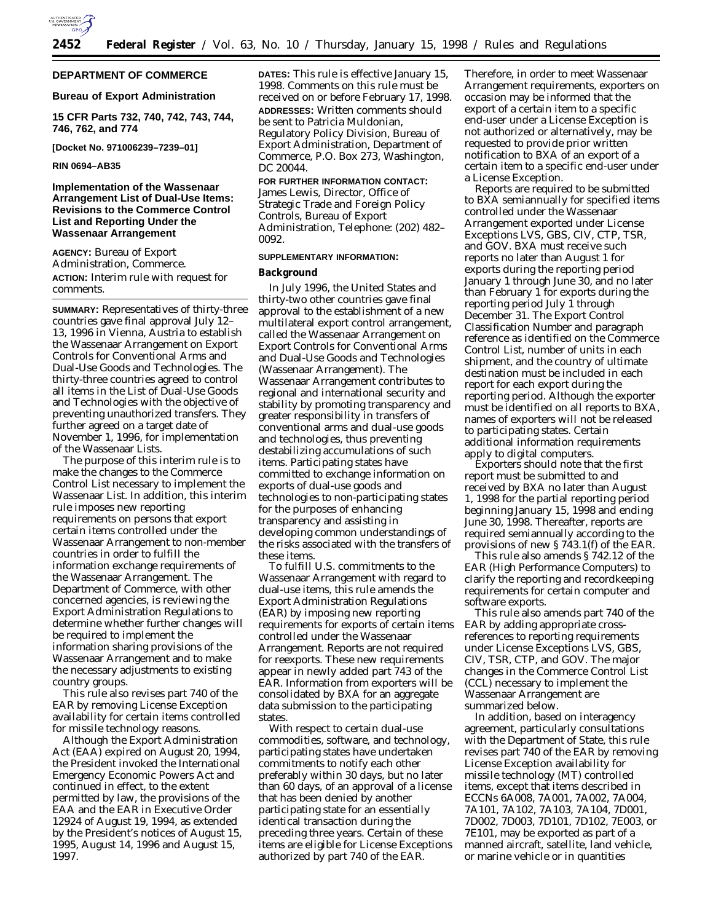**DEPARTMENT OF COMMERCE**

**Bureau of Export Administration**

**15 CFR Parts 732, 740, 742, 743, 744, 746, 762, and 774**

**[Docket No. 971006239–7239–01]**

**RIN 0694–AB35**

# Implementation of the Wassenaar Arrangement List of Dual-Use Items: Revisions to the Commerce Control List and Reporting Under the Wassenaar Arrangement

**AGENCY:** Bureau of Export Administration, Commerce.

**ACTION:** Interim rule with request for comments.

**SUMMARY:** Representatives of thirty-three countries gave final approval July 12–13, 1996 in Vienna, Austria to establish the Wassenaar Arrangement on Export Controls for Conventional Arms and Dual-Use Goods and Technologies. The thirty-three countries agreed to control all items in the List of Dual-Use Goods and Technologies with the objective of preventing unauthorized transfers. They further agreed on a target date of November 1, 1996, for implementation of the Wassenaar Lists.

The purpose of this interim rule is to make the changes to the Commerce Control List necessary to implement the Wassenaar List. In addition, this interim rule imposes new reporting requirements on persons that export certain items controlled under the Wassenaar Arrangement to non-member countries in order to fulfill the information exchange requirements of the Wassenaar Arrangement. The Department of Commerce, with other concerned agencies, is reviewing the Export Administration Regulations to determine whether further changes will be required to implement the information sharing provisions of the Wassenaar Arrangement and to make the necessary adjustments to existing country groups.

This rule also revises part 740 of the EAR by removing License Exception availability for certain items controlled for missile technology reasons.

Although the Export Administration Act (EAA) expired on August 20, 1994, the President invoked the International Emergency Economic Powers Act and continued in effect, to the extent permitted by law, the provisions of the EAA and the EAR in Executive Order 12924 of August 19, 1994, as extended by the President's notices of August 15, 1995, August 14, 1996 and August 15, 1997.

**DATES:** This rule is effective January 15, 1998. Comments on this rule must be received on or before February 17, 1998.

**ADDRESSES:** Written comments should be sent to Patricia Muldonian, Regulatory Policy Division, Bureau of Export Administration, Department of Commerce, P.O. Box 273, Washington, DC 20044.

**FOR FURTHER INFORMATION CONTACT:** James Lewis, Director, Office of Strategic Trade and Foreign Policy Controls, Bureau of Export Administration, Telephone: (202) 482–0092.

**SUPPLEMENTARY INFORMATION:**

**Background**

In July 1996, the United States and thirty-two other countries gave final approval to the establishment of a new multilateral export control arrangement, called the Wassenaar Arrangement on Export Controls for Conventional Arms and Dual-Use Goods and Technologies (Wassenaar Arrangement). The Wassenaar Arrangement contributes to regional and international security and stability by promoting transparency and greater responsibility in transfers of conventional arms and dual-use goods and technologies, thus preventing destabilizing accumulations of such items. Participating states have committed to exchange information on exports of dual-use goods and technologies to non-participating states for the purposes of enhancing transparency and assisting in developing common understandings of the risks associated with the transfers of these items.

To fulfill U.S. commitments to the Wassenaar Arrangement with regard to dual-use items, this rule amends the Export Administration Regulations (EAR) by imposing new reporting requirements for exports of certain items controlled under the Wassenaar Arrangement. Reports are not required for reexports. These new requirements appear in newly added part 743 of the EAR. Information from exporters will be consolidated by BXA for an aggregate data submission to the participating states.

With respect to certain dual-use commodities, software, and technology, participating states have undertaken commitments to notify each other preferably within 30 days, but no later than 60 days, of an approval of a license that has been denied by another participating state for an essentially identical transaction during the preceding three years. Certain of these items are eligible for License Exceptions authorized by part 740 of the EAR. Therefore, in order to meet Wassenaar Arrangement requirements, exporters on occasion may be informed that the export of a certain item to a specific end-user under a License Exception is not authorized or alternatively, may be requested to provide prior written notification to BXA of an export of a certain item to a specific end-user under a License Exception.

Reports are required to be submitted to BXA semiannually for specified items controlled under the Wassenaar Arrangement exported under License Exceptions LVS, GBS, CIV, CTP, TSR, and GOV. BXA must receive such reports no later than August 1 for exports during the reporting period January 1 through June 30, and no later than February 1 for exports during the reporting period July 1 through December 31. The Export Control Classification Number and paragraph reference as identified on the Commerce Control List, number of units in each shipment, and the country of ultimate destination must be included in each report for each export during the reporting period. Although the exporter must be identified on all reports to BXA, names of exporters will not be released to participating states. Certain additional information requirements apply to digital computers.

Exporters should note that the first report must be submitted to and received by BXA no later than August 1, 1998 for the partial reporting period beginning January 15, 1998 and ending June 30, 1998. Thereafter, reports are required semiannually according to the provisions of new § 743.1(f) of the EAR.

This rule also amends § 742.12 of the EAR (High Performance Computers) to clarify the reporting and recordkeeping requirements for certain computer and software exports.

This rule also amends part 740 of the EAR by adding appropriate cross-references to reporting requirements under License Exceptions LVS, GBS, CIV, TSR, CTP, and GOV. The major changes in the Commerce Control List (CCL) necessary to implement the Wassenaar Arrangement are summarized below.

In addition, based on interagency agreement, particularly consultations with the Department of State, this rule revises part 740 of the EAR by removing License Exception availability for missile technology (MT) controlled items, except that items described in ECCNs 6A008, 7A001, 7A002, 7A004, 7A101, 7A102, 7A103, 7A104, 7D001, 7D002, 7D003, 7D101, 7D102, 7E003, or 7E101, may be exported as part of a manned aircraft, satellite, land vehicle, or marine vehicle or in quantities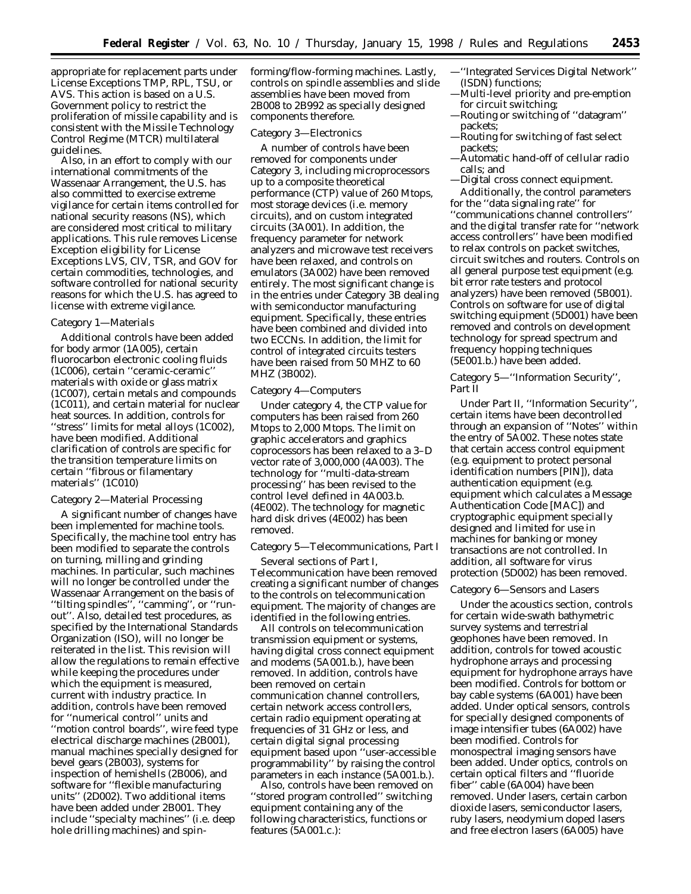appropriate for replacement parts under License Exceptions TMP, RPL, TSU, or AVS. This action is based on a U.S. Government policy to restrict the proliferation of missile capability and is consistent with the Missile Technology Control Regime (MTCR) multilateral guidelines.

Also, in an effort to comply with our international commitments of the Wassenaar Arrangement, the U.S. has also committed to exercise extreme vigilance for certain items controlled for national security reasons (NS), which are considered most critical to military applications. This rule removes License Exception eligibility for License Exceptions LVS, CIV, TSR, and GOV for certain commodities, technologies, and software controlled for national security reasons for which the U.S. has agreed to license with extreme vigilance.

*Category 1—Materials*

Additional controls have been added for body armor (1A005), certain fluorocarbon electronic cooling fluids (1C006), certain ''ceramic-ceramic'' materials with oxide or glass matrix (1C007), certain metals and compounds (1C011), and certain material for nuclear heat sources. In addition, controls for ''stress'' limits for metal alloys (1C002), have been modified. Additional clarification of controls are specific for the transition temperature limits on certain ''fibrous or filamentary materials'' (1C010)

*Category 2—Material Processing*

A significant number of changes have been implemented for machine tools. Specifically, the machine tool entry has been modified to separate the controls on turning, milling and grinding machines. In particular, such machines will no longer be controlled under the Wassenaar Arrangement on the basis of ''tilting spindles'', ''camming'', or ''run-out''. Also, detailed test procedures, as specified by the International Standards Organization (ISO), will no longer be reiterated in the list. This revision will allow the regulations to remain effective while keeping the procedures under which the equipment is measured, current with industry practice. In addition, controls have been removed for ''numerical control'' units and ''motion control boards'', wire feed type electrical discharge machines (2B001), manual machines specially designed for bevel gears (2B003), systems for inspection of hemishells (2B006), and software for ''flexible manufacturing units'' (2D002). Two additional items have been added under 2B001. They include ''specialty machines'' (i.e. deep hole drilling machines) and spin-forming/flow-forming machines. Lastly, controls on spindle assemblies and slide assemblies have been moved from 2B008 to 2B992 as specially designed components therefore.

*Category 3—Electronics*

A number of controls have been removed for components under Category 3, including microprocessors up to a composite theoretical performance (CTP) value of 260 Mtops, most storage devices (i.e. memory circuits), and on custom integrated circuits (3A001). In addition, the frequency parameter for network analyzers and microwave test receivers have been relaxed, and controls on emulators (3A002) have been removed entirely. The most significant change is in the entries under Category 3B dealing with semiconductor manufacturing equipment. Specifically, these entries have been combined and divided into two ECCNs. In addition, the limit for control of integrated circuits testers have been raised from 50 MHZ to 60 MHZ (3B002).

*Category 4—Computers*

Under category 4, the CTP value for computers has been raised from 260 Mtops to 2,000 Mtops. The limit on graphic accelerators and graphics coprocessors has been relaxed to a 3–D vector rate of 3,000,000 (4A003). The technology for ''multi-data-stream processing'' has been revised to the control level defined in 4A003.b. (4E002). The technology for magnetic hard disk drives (4E002) has been removed.

*Category 5—Telecommunications, Part I*

Several sections of Part I, Telecommunication have been removed creating a significant number of changes to the controls on telecommunication equipment. The majority of changes are identified in the following entries.

All controls on telecommunication transmission equipment or systems, having digital cross connect equipment and modems (5A001.b.), have been removed. In addition, controls have been removed on certain communication channel controllers, certain network access controllers, certain radio equipment operating at frequencies of 31 GHz or less, and certain digital signal processing equipment based upon ''user-accessible programmability'' by raising the control parameters in each instance (5A001.b.).

Also, controls have been removed on ''stored program controlled'' switching equipment containing any of the following characteristics, functions or features (5A001.c.):

—''Integrated Services Digital Network'' (ISDN) functions;
—Multi-level priority and pre-emption for circuit switching;
—Routing or switching of ''datagram'' packets;
—Routing for switching of fast select packets;
—Automatic hand-off of cellular radio calls; and
—Digital cross connect equipment.

Additionally, the control parameters for the ''data signaling rate'' for ''communications channel controllers'' and the digital transfer rate for ''network access controllers'' have been modified to relax controls on packet switches, circuit switches and routers. Controls on all general purpose test equipment (e.g. bit error rate testers and protocol analyzers) have been removed (5B001). Controls on software for use of digital switching equipment (5D001) have been removed and controls on development technology for spread spectrum and frequency hopping techniques (5E001.b.) have been added.

*Category 5—''Information Security'', Part II*

Under Part II, ''Information Security'', certain items have been decontrolled through an expansion of ''Notes'' within the entry of 5A002. These notes state that certain access control equipment (e.g. equipment to protect personal identification numbers [PIN]), data authentication equipment (e.g. equipment which calculates a Message Authentication Code [MAC]) and cryptographic equipment specially designed and limited for use in machines for banking or money transactions are not controlled. In addition, all software for virus protection (5D002) has been removed.

*Category 6—Sensors and Lasers*

Under the acoustics section, controls for certain wide-swath bathymetric survey systems and terrestrial geophones have been removed. In addition, controls for towed acoustic hydrophone arrays and processing equipment for hydrophone arrays have been modified. Controls for bottom or bay cable systems (6A001) have been added. Under optical sensors, controls for specially designed components of image intensifier tubes (6A002) have been modified. Controls for monospectral imaging sensors have been added. Under optics, controls on certain optical filters and ''fluoride fiber'' cable (6A004) have been removed. Under lasers, certain carbon dioxide lasers, semiconductor lasers, ruby lasers, neodymium doped lasers and free electron lasers (6A005) have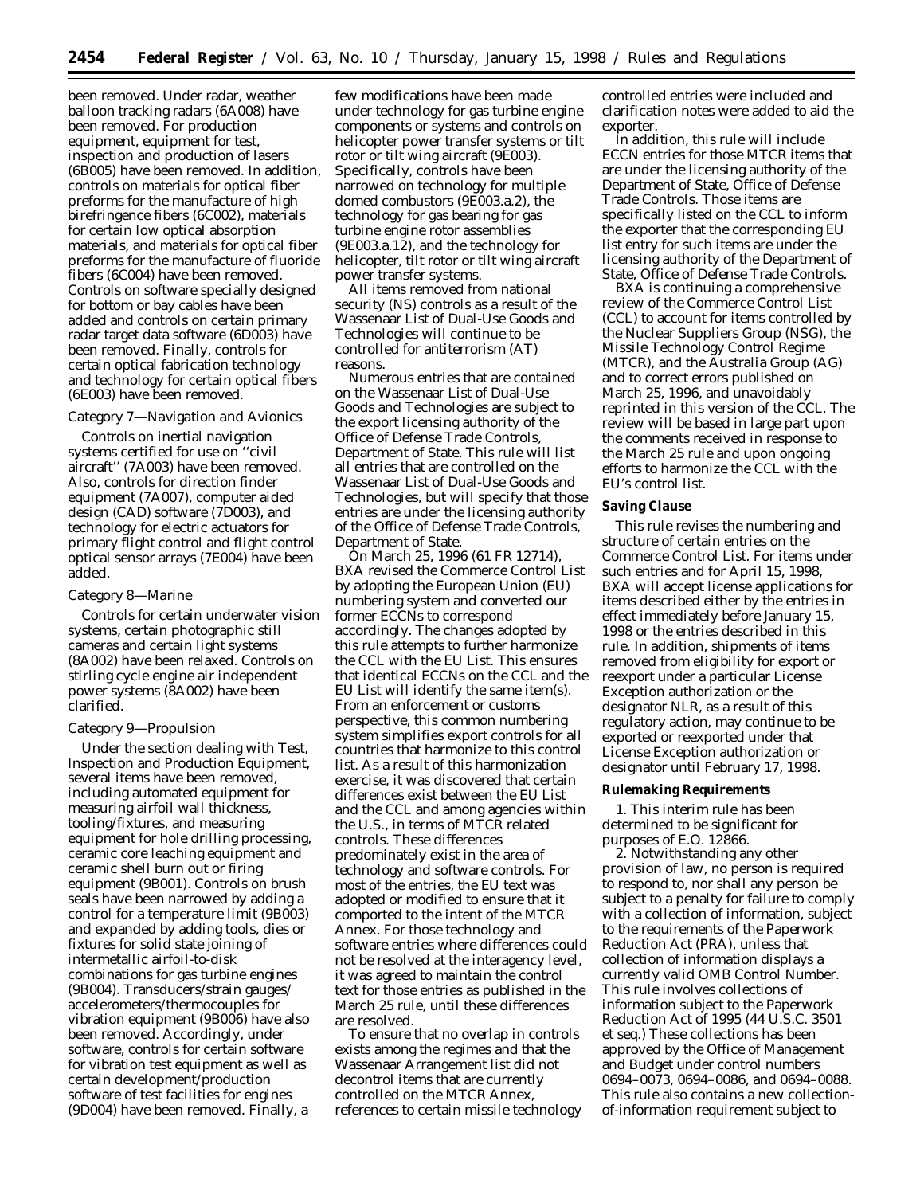been removed. Under radar, weather balloon tracking radars (6A008) have been removed. For production equipment, equipment for test, inspection and production of lasers (6B005) have been removed. In addition, controls on materials for optical fiber preforms for the manufacture of high birefringence fibers (6C002), materials for certain low optical absorption materials, and materials for optical fiber preforms for the manufacture of fluoride fibers (6C004) have been removed. Controls on software specially designed for bottom or bay cables have been added and controls on certain primary radar target data software (6D003) have been removed. Finally, controls for certain optical fabrication technology and technology for certain optical fibers (6E003) have been removed.

## Category 7—Navigation and Avionics

Controls on inertial navigation systems certified for use on ''civil aircraft'' (7A003) have been removed. Also, controls for direction finder equipment (7A007), computer aided design (CAD) software (7D003), and technology for electric actuators for primary flight control and flight control optical sensor arrays (7E004) have been added.

## Category 8—Marine

Controls for certain underwater vision systems, certain photographic still cameras and certain light systems (8A002) have been relaxed. Controls on stirling cycle engine air independent power systems (8A002) have been clarified.

## Category 9—Propulsion

Under the section dealing with Test, Inspection and Production Equipment, several items have been removed, including automated equipment for measuring airfoil wall thickness, tooling/fixtures, and measuring equipment for hole drilling processing, ceramic core leaching equipment and ceramic shell burn out or firing equipment (9B001). Controls on brush seals have been narrowed by adding a control for a temperature limit (9B003) and expanded by adding tools, dies or fixtures for solid state joining of intermetallic airfoil-to-disk combinations for gas turbine engines (9B004). Transducers/strain gauges/accelerometers/thermocouples for vibration equipment (9B006) have also been removed. Accordingly, under software, controls for certain software for vibration test equipment as well as certain development/production software of test facilities for engines (9D004) have been removed. Finally, a few modifications have been made under technology for gas turbine engine components or systems and controls on helicopter power transfer systems or tilt rotor or tilt wing aircraft (9E003). Specifically, controls have been narrowed on technology for multiple domed combustors (9E003.a.2), the technology for gas bearing for gas turbine engine rotor assemblies (9E003.a.12), and the technology for helicopter, tilt rotor or tilt wing aircraft power transfer systems.

All items removed from national security (NS) controls as a result of the Wassenaar List of Dual-Use Goods and Technologies will continue to be controlled for antiterrorism (AT) reasons.

Numerous entries that are contained on the Wassenaar List of Dual-Use Goods and Technologies are subject to the export licensing authority of the Office of Defense Trade Controls, Department of State. This rule will list all entries that are controlled on the Wassenaar List of Dual-Use Goods and Technologies, but will specify that those entries are under the licensing authority of the Office of Defense Trade Controls, Department of State.

On March 25, 1996 (61 FR 12714), BXA revised the Commerce Control List by adopting the European Union (EU) numbering system and converted our former ECCNs to correspond accordingly. The changes adopted by this rule attempts to further harmonize the CCL with the EU List. This ensures that identical ECCNs on the CCL and the EU List will identify the same item(s). From an enforcement or customs perspective, this common numbering system simplifies export controls for all countries that harmonize to this control list. As a result of this harmonization exercise, it was discovered that certain differences exist between the EU List and the CCL and among agencies within the U.S., in terms of MTCR related controls. These differences predominately exist in the area of technology and software controls. For most of the entries, the EU text was adopted or modified to ensure that it comported to the intent of the MTCR Annex. For those technology and software entries where differences could not be resolved at the interagency level, it was agreed to maintain the control text for those entries as published in the March 25 rule, until these differences are resolved.

To ensure that no overlap in controls exists among the regimes and that the Wassenaar Arrangement list did not decontrol items that are currently controlled on the MTCR Annex, references to certain missile technology controlled entries were included and clarification notes were added to aid the exporter.

In addition, this rule will include ECCN entries for those MTCR items that are under the licensing authority of the Department of State, Office of Defense Trade Controls. Those items are specifically listed on the CCL to inform the exporter that the corresponding EU list entry for such items are under the licensing authority of the Department of State, Office of Defense Trade Controls.

BXA is continuing a comprehensive review of the Commerce Control List (CCL) to account for items controlled by the Nuclear Suppliers Group (NSG), the Missile Technology Control Regime (MTCR), and the Australia Group (AG) and to correct errors published on March 25, 1996, and unavoidably reprinted in this version of the CCL. The review will be based in large part upon the comments received in response to the March 25 rule and upon ongoing efforts to harmonize the CCL with the EU's control list.

**Saving Clause**

This rule revises the numbering and structure of certain entries on the Commerce Control List. For items under such entries and for April 15, 1998, BXA will accept license applications for items described either by the entries in effect immediately before January 15, 1998 or the entries described in this rule. In addition, shipments of items removed from eligibility for export or reexport under a particular License Exception authorization or the designator NLR, as a result of this regulatory action, may continue to be exported or reexported under that License Exception authorization or designator until February 17, 1998.

**Rulemaking Requirements**

1. This interim rule has been determined to be significant for purposes of E.O. 12866.

2. Notwithstanding any other provision of law, no person is required to respond to, nor shall any person be subject to a penalty for failure to comply with a collection of information, subject to the requirements of the Paperwork Reduction Act (PRA), unless that collection of information displays a currently valid OMB Control Number. This rule involves collections of information subject to the Paperwork Reduction Act of 1995 (44 U.S.C. 3501 et seq.) These collections has been approved by the Office of Management and Budget under control numbers 0694–0073, 0694–0086, and 0694–0088. This rule also contains a new collection-of-information requirement subject to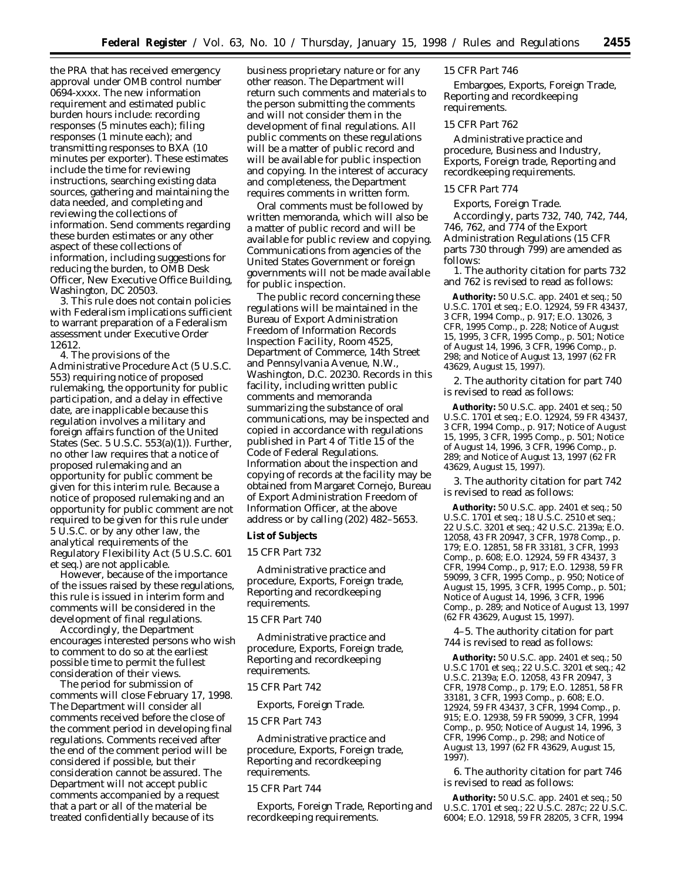the PRA that has received emergency approval under OMB control number 0694-xxxx. The new information requirement and estimated public burden hours include: recording responses (5 minutes each); filing responses (1 minute each); and transmitting responses to BXA (10 minutes per exporter). These estimates include the time for reviewing instructions, searching existing data sources, gathering and maintaining the data needed, and completing and reviewing the collections of information. Send comments regarding these burden estimates or any other aspect of these collections of information, including suggestions for reducing the burden, to OMB Desk Officer, New Executive Office Building, Washington, DC 20503.

3. This rule does not contain policies with Federalism implications sufficient to warrant preparation of a Federalism assessment under Executive Order 12612.

4. The provisions of the Administrative Procedure Act (5 U.S.C. 553) requiring notice of proposed rulemaking, the opportunity for public participation, and a delay in effective date, are inapplicable because this regulation involves a military and foreign affairs function of the United States (Sec. 5 U.S.C. 553(a)(1)). Further, no other law requires that a notice of proposed rulemaking and an opportunity for public comment be given for this interim rule. Because a notice of proposed rulemaking and an opportunity for public comment are not required to be given for this rule under 5 U.S.C. or by any other law, the analytical requirements of the Regulatory Flexibility Act (5 U.S.C. 601 et seq.) are not applicable.

However, because of the importance of the issues raised by these regulations, this rule is issued in interim form and comments will be considered in the development of final regulations.

Accordingly, the Department encourages interested persons who wish to comment to do so at the earliest possible time to permit the fullest consideration of their views.

The period for submission of comments will close February 17, 1998. The Department will consider all comments received before the close of the comment period in developing final regulations. Comments received after the end of the comment period will be considered if possible, but their consideration cannot be assured. The Department will not accept public comments accompanied by a request that a part or all of the material be treated confidentially because of its business proprietary nature or for any other reason. The Department will return such comments and materials to the person submitting the comments and will not consider them in the development of final regulations. All public comments on these regulations will be a matter of public record and will be available for public inspection and copying. In the interest of accuracy and completeness, the Department requires comments in written form.

Oral comments must be followed by written memoranda, which will also be a matter of public record and will be available for public review and copying. Communications from agencies of the United States Government or foreign governments will not be made available for public inspection.

The public record concerning these regulations will be maintained in the Bureau of Export Administration Freedom of Information Records Inspection Facility, Room 4525, Department of Commerce, 14th Street and Pennsylvania Avenue, N.W., Washington, D.C. 20230. Records in this facility, including written public comments and memoranda summarizing the substance of oral communications, may be inspected and copied in accordance with regulations published in Part 4 of Title 15 of the Code of Federal Regulations. Information about the inspection and copying of records at the facility may be obtained from Margaret Cornejo, Bureau of Export Administration Freedom of Information Officer, at the above address or by calling (202) 482–5653.

**List of Subjects**

*15 CFR Part 732*

Administrative practice and procedure, Exports, Foreign trade, Reporting and recordkeeping requirements.

*15 CFR Part 740*

Administrative practice and procedure, Exports, Foreign trade, Reporting and recordkeeping requirements.

*15 CFR Part 742*

Exports, Foreign Trade.

*15 CFR Part 743*

Administrative practice and procedure, Exports, Foreign trade, Reporting and recordkeeping requirements.

*15 CFR Part 744*

Exports, Foreign Trade, Reporting and recordkeeping requirements.

*15 CFR Part 746*

Embargoes, Exports, Foreign Trade, Reporting and recordkeeping requirements.

*15 CFR Part 762*

Administrative practice and procedure, Business and Industry, Exports, Foreign trade, Reporting and recordkeeping requirements.

*15 CFR Part 774*

Exports, Foreign Trade.

Accordingly, parts 732, 740, 742, 744, 746, 762, and 774 of the Export Administration Regulations (15 CFR parts 730 through 799) are amended as follows:

1. The authority citation for parts 732 and 762 is revised to read as follows:

**Authority:** 50 U.S.C. app. 2401 et seq.; 50 U.S.C. 1701 et seq.; E.O. 12924, 59 FR 43437, 3 CFR, 1994 Comp., p. 917; E.O. 13026, 3 CFR, 1995 Comp., p. 228; Notice of August 15, 1995, 3 CFR, 1995 Comp., p. 501; Notice of August 14, 1996, 3 CFR, 1996 Comp., p. 298; and Notice of August 13, 1997 (62 FR 43629, August 15, 1997).

2. The authority citation for part 740 is revised to read as follows:

**Authority:** 50 U.S.C. app. 2401 et seq.; 50 U.S.C. 1701 et seq.; E.O. 12924, 59 FR 43437, 3 CFR, 1994 Comp., p. 917; Notice of August 15, 1995, 3 CFR, 1995 Comp., p. 501; Notice of August 14, 1996, 3 CFR, 1996 Comp., p. 289; and Notice of August 13, 1997 (62 FR 43629, August 15, 1997).

3. The authority citation for part 742 is revised to read as follows:

**Authority:** 50 U.S.C. app. 2401 et seq.; 50 U.S.C. 1701 et seq.; 18 U.S.C. 2510 et seq.; 22 U.S.C. 3201 et seq.; 42 U.S.C. 2139a; E.O. 12058, 43 FR 20947, 3 CFR, 1978 Comp., p. 179; E.O. 12851, 58 FR 33181, 3 CFR, 1993 Comp., p. 608; E.O. 12924, 59 FR 43437, 3 CFR, 1994 Comp., p, 917; E.O. 12938, 59 FR 59099, 3 CFR, 1995 Comp., p. 950; Notice of August 15, 1995, 3 CFR, 1995 Comp., p. 501; Notice of August 14, 1996, 3 CFR, 1996 Comp., p. 289; and Notice of August 13, 1997 (62 FR 43629, August 15, 1997).

4–5. The authority citation for part 744 is revised to read as follows:

**Authority:** 50 U.S.C. app. 2401 et seq.; 50 U.S.C 1701 et seq.; 22 U.S.C. 3201 et seq.; 42 U.S.C. 2139a; E.O. 12058, 43 FR 20947, 3 CFR, 1978 Comp., p. 179; E.O. 12851, 58 FR 33181, 3 CFR, 1993 Comp., p. 608; E.O. 12924, 59 FR 43437, 3 CFR, 1994 Comp., p. 915; E.O. 12938, 59 FR 59099, 3 CFR, 1994 Comp., p. 950; Notice of August 14, 1996, 3 CFR, 1996 Comp., p. 298; and Notice of August 13, 1997 (62 FR 43629, August 15, 1997).

6. The authority citation for part 746 is revised to read as follows:

**Authority:** 50 U.S.C. app. 2401 et seq.; 50 U.S.C. 1701 et seq.; 22 U.S.C. 287c; 22 U.S.C. 6004; E.O. 12918, 59 FR 28205, 3 CFR, 1994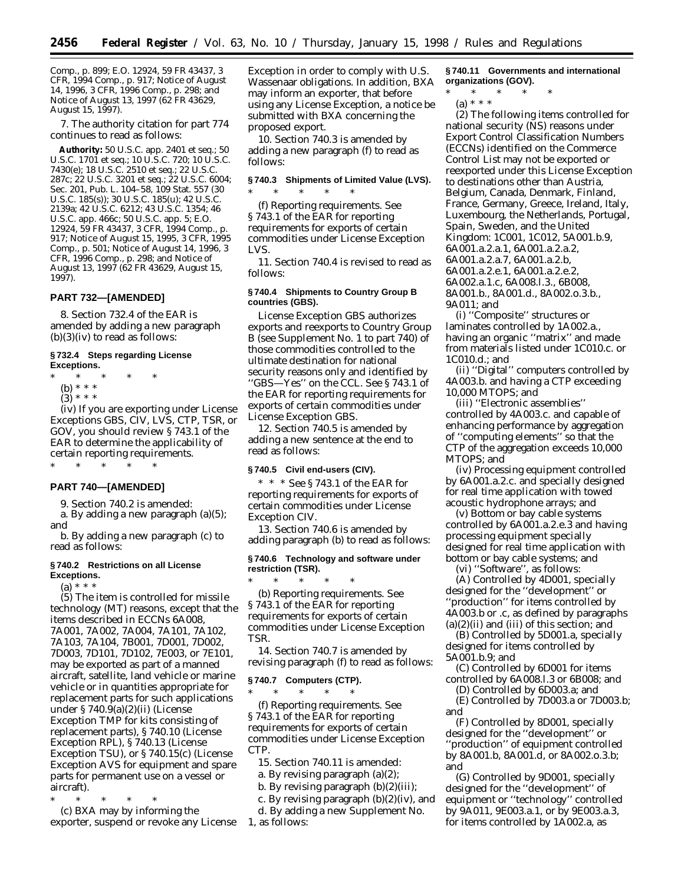Comp., p. 899; E.O. 12924, 59 FR 43437, 3 CFR, 1994 Comp., p. 917; Notice of August 14, 1996, 3 CFR, 1996 Comp., p. 298; and Notice of August 13, 1997 (62 FR 43629, August 15, 1997).

7. The authority citation for part 774 continues to read as follows:

**Authority:** 50 U.S.C. app. 2401 et seq.; 50 U.S.C. 1701 et seq.; 10 U.S.C. 720; 10 U.S.C. 7430(e); 18 U.S.C. 2510 et seq.; 22 U.S.C. 287c; 22 U.S.C. 3201 et seq.; 22 U.S.C. 6004; Sec. 201, Pub. L. 104–58, 109 Stat. 557 (30 U.S.C. 185(s)); 30 U.S.C. 185(u); 42 U.S.C. 2139a; 42 U.S.C. 6212; 43 U.S.C. 1354; 46 U.S.C. app. 466c; 50 U.S.C. app. 5; E.O. 12924, 59 FR 43437, 3 CFR, 1994 Comp., p. 917; Notice of August 15, 1995, 3 CFR, 1995 Comp., p. 501; Notice of August 14, 1996, 3 CFR, 1996 Comp., p. 298; and Notice of August 13, 1997 (62 FR 43629, August 15, 1997).

## PART 732—[AMENDED]

8. Section 732.4 of the EAR is amended by adding a new paragraph (b)(3)(iv) to read as follows:

### § 732.4 Steps regarding License Exceptions.

\* \* \* \* \*

(b) \* \* \*

(3) \* \* \*

(iv) If you are exporting under License Exceptions GBS, CIV, LVS, CTP, TSR, or GOV, you should review § 743.1 of the EAR to determine the applicability of certain reporting requirements.

\* \* \* \* \*

## PART 740—[AMENDED]

9. Section 740.2 is amended:

a. By adding a new paragraph (a)(5); and

b. By adding a new paragraph (c) to read as follows:

### § 740.2 Restrictions on all License Exceptions.

(a) \* \* \*

(5) The item is controlled for missile technology (MT) reasons, except that the items described in ECCNs 6A008, 7A001, 7A002, 7A004, 7A101, 7A102, 7A103, 7A104, 7B001, 7D001, 7D002, 7D003, 7D101, 7D102, 7E003, or 7E101, may be exported as part of a manned aircraft, satellite, land vehicle or marine vehicle or in quantities appropriate for replacement parts for such applications under § 740.9(a)(2)(ii) (License Exception TMP for kits consisting of replacement parts), § 740.10 (License Exception RPL), § 740.13 (License Exception TSU), or § 740.15(c) (License Exception AVS for equipment and spare parts for permanent use on a vessel or aircraft).

\* \* \* \* \*

(c) BXA may by informing the exporter, suspend or revoke any License Exception in order to comply with U.S. Wassenaar obligations. In addition, BXA may inform an exporter, that before using any License Exception, a notice be submitted with BXA concerning the proposed export.

10. Section 740.3 is amended by adding a new paragraph (f) to read as follows:

### § 740.3 Shipments of Limited Value (LVS).

\* \* \* \* \*

(f) *Reporting requirements.* See § 743.1 of the EAR for reporting requirements for exports of certain commodities under License Exception LVS.

11. Section 740.4 is revised to read as follows:

### § 740.4 Shipments to Country Group B countries (GBS).

License Exception GBS authorizes exports and reexports to Country Group B (see Supplement No. 1 to part 740) of those commodities controlled to the ultimate destination for national security reasons only and identified by ''GBS—Yes'' on the CCL. See § 743.1 of the EAR for reporting requirements for exports of certain commodities under License Exception GBS.

12. Section 740.5 is amended by adding a new sentence at the end to read as follows:

### § 740.5 Civil end-users (CIV).

\* \* \* See § 743.1 of the EAR for reporting requirements for exports of certain commodities under License Exception CIV.

13. Section 740.6 is amended by adding paragraph (b) to read as follows:

### § 740.6 Technology and software under restriction (TSR).

\* \* \* \* \*

(b) *Reporting requirements.* See § 743.1 of the EAR for reporting requirements for exports of certain commodities under License Exception TSR.

14. Section 740.7 is amended by revising paragraph (f) to read as follows:

### § 740.7 Computers (CTP).

\* \* \* \* \*

(f) *Reporting requirements.* See § 743.1 of the EAR for reporting requirements for exports of certain commodities under License Exception CTP.

15. Section 740.11 is amended:

a. By revising paragraph (a)(2);

b. By revising paragraph (b)(2)(iii);

c. By revising paragraph (b)(2)(iv), and

d. By adding a new Supplement No. 1, as follows:

### § 740.11 Governments and international organizations (GOV).

\* \* \* \* \*

(a) \* \* \*

(2) The following items controlled for national security (NS) reasons under Export Control Classification Numbers (ECCNs) identified on the Commerce Control List may not be exported or reexported under this License Exception to destinations other than Austria, Belgium, Canada, Denmark, Finland, France, Germany, Greece, Ireland, Italy, Luxembourg, the Netherlands, Portugal, Spain, Sweden, and the United Kingdom: 1C001, 1C012, 5A001.b.9, 6A001.a.2.a.1, 6A001.a.2.a.2, 6A001.a.2.a.7, 6A001.a.2.b, 6A001.a.2.e.1, 6A001.a.2.e.2, 6A002.a.1.c, 6A008.l.3., 6B008, 8A001.b., 8A001.d., 8A002.o.3.b., 9A011; and

(i) ''Composite'' structures or laminates controlled by 1A002.a., having an organic ''matrix'' and made from materials listed under 1C010.c. or 1C010.d.; and

(ii) ''Digital'' computers controlled by 4A003.b. and having a CTP exceeding 10,000 MTOPS; and

(iii) ''Electronic assemblies'' controlled by 4A003.c. and capable of enhancing performance by aggregation of ''computing elements'' so that the CTP of the aggregation exceeds 10,000 MTOPS; and

(iv) Processing equipment controlled by 6A001.a.2.c. and specially designed for real time application with towed acoustic hydrophone arrays; and

(v) Bottom or bay cable systems controlled by 6A001.a.2.e.3 and having processing equipment specially designed for real time application with bottom or bay cable systems; and

(vi) ''Software'', as follows:

(A) Controlled by 4D001, specially designed for the ''development'' or ''production'' for items controlled by 4A003.b or .c, as defined by paragraphs (a)(2)(ii) and (iii) of this section; and

(B) Controlled by 5D001.a, specially designed for items controlled by 5A001.b.9; and

(C) Controlled by 6D001 for items controlled by 6A008.l.3 or 6B008; and

(D) Controlled by 6D003.a; and

(E) Controlled by 7D003.a or 7D003.b; and

(F) Controlled by 8D001, specially designed for the ''development'' or ''production'' of equipment controlled by 8A001.b, 8A001.d, or 8A002.o.3.b; and

(G) Controlled by 9D001, specially designed for the ''development'' of equipment or ''technology'' controlled by 9A011, 9E003.a.1, or by 9E003.a.3, for items controlled by 1A002.a, as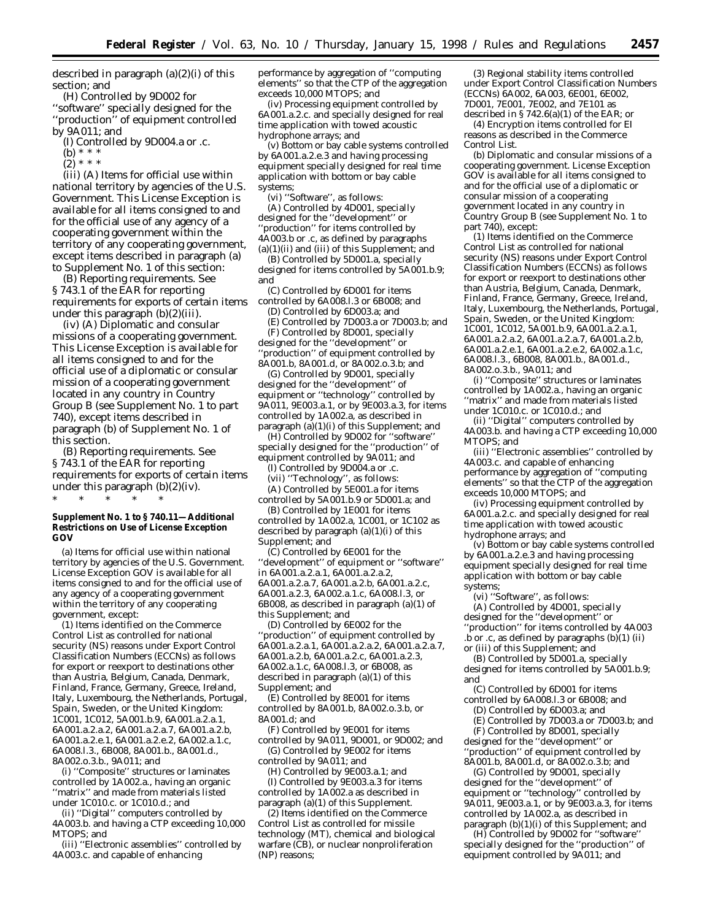described in paragraph (a)(2)(i) of this section; and

(H) Controlled by 9D002 for ''software'' specially designed for the ''production'' of equipment controlled by 9A011; and

(I) Controlled by 9D004.a or .c.

(b) * * *

(2) * * *

(iii) (A) Items for official use within national territory by agencies of the U.S. Government. This License Exception is available for all items consigned to and for the official use of any agency of a cooperating government within the territory of any cooperating government, except items described in paragraph (a) to Supplement No. 1 of this section:

(B) Reporting requirements. See § 743.1 of the EAR for reporting requirements for exports of certain items under this paragraph (b)(2)(iii).

(iv) (A) Diplomatic and consular missions of a cooperating government. This License Exception is available for all items consigned to and for the official use of a diplomatic or consular mission of a cooperating government located in any country in Country Group B (see Supplement No. 1 to part 740), except items described in paragraph (b) of Supplement No. 1 of this section.

(B) Reporting requirements. See § 743.1 of the EAR for reporting requirements for exports of certain items under this paragraph (b)(2)(iv).

\* \* \* \* \*

**Supplement No. 1 to § 740.11—Additional Restrictions on Use of License Exception GOV**

(a) Items for official use within national territory by agencies of the U.S. Government. License Exception GOV is available for all items consigned to and for the official use of any agency of a cooperating government within the territory of any cooperating government, except:

(1) Items identified on the Commerce Control List as controlled for national security (NS) reasons under Export Control Classification Numbers (ECCNs) as follows for export or reexport to destinations other than Austria, Belgium, Canada, Denmark, Finland, France, Germany, Greece, Ireland, Italy, Luxembourg, the Netherlands, Portugal, Spain, Sweden, or the United Kingdom: 1C001, 1C012, 5A001.b.9, 6A001.a.2.a.1, 6A001.a.2.a.2, 6A001.a.2.a.7, 6A001.a.2.b, 6A001.a.2.e.1, 6A001.a.2.e.2, 6A002.a.1.c, 6A008.l.3., 6B008, 8A001.b., 8A001.d., 8A002.o.3.b., 9A011; and

(i) ''Composite'' structures or laminates controlled by 1A002.a., having an organic ''matrix'' and made from materials listed under 1C010.c. or 1C010.d.; and

(ii) ''Digital'' computers controlled by 4A003.b. and having a CTP exceeding 10,000 MTOPS; and

(iii) ''Electronic assemblies'' controlled by 4A003.c. and capable of enhancing performance by aggregation of ''computing elements'' so that the CTP of the aggregation exceeds 10,000 MTOPS; and

(iv) Processing equipment controlled by 6A001.a.2.c. and specially designed for real time application with towed acoustic hydrophone arrays; and

(v) Bottom or bay cable systems controlled by 6A001.a.2.e.3 and having processing equipment specially designed for real time application with bottom or bay cable systems;

(vi) ''Software'', as follows:

(A) Controlled by 4D001, specially designed for the ''development'' or ''production'' for items controlled by 4A003.b or .c, as defined by paragraphs (a)(1)(ii) and (iii) of this Supplement; and

(B) Controlled by 5D001.a, specially designed for items controlled by 5A001.b.9; and

(C) Controlled by 6D001 for items controlled by 6A008.l.3 or 6B008; and

(D) Controlled by 6D003.a; and

(E) Controlled by 7D003.a or 7D003.b; and

(F) Controlled by 8D001, specially designed for the ''development'' or ''production'' of equipment controlled by 8A001.b, 8A001.d, or 8A002.o.3.b; and

(G) Controlled by 9D001, specially designed for the ''development'' of equipment or ''technology'' controlled by 9A011, 9E003.a.1, or by 9E003.a.3, for items controlled by 1A002.a, as described in paragraph (a)(1)(i) of this Supplement; and

(H) Controlled by 9D002 for ''software'' specially designed for the ''production'' of equipment controlled by 9A011; and

(I) Controlled by 9D004.a or .c.

(vii) ''Technology'', as follows:

(A) Controlled by 5E001.a for items controlled by 5A001.b.9 or 5D001.a; and

(B) Controlled by 1E001 for items controlled by 1A002.a, 1C001, or 1C102 as described by paragraph (a)(1)(i) of this Supplement; and

(C) Controlled by 6E001 for the ''development'' of equipment or ''software'' in 6A001.a.2.a.1, 6A001.a.2.a.2, 6A001.a.2.a.7, 6A001.a.2.b, 6A001.a.2.c, 6A001.a.2.3, 6A002.a.1.c, 6A008.l.3, or 6B008, as described in paragraph (a)(1) of this Supplement; and

(D) Controlled by 6E002 for the ''production'' of equipment controlled by 6A001.a.2.a.1, 6A001.a.2.a.2, 6A001.a.2.a.7, 6A001.a.2.b, 6A001.a.2.c, 6A001.a.2.3, 6A002.a.1.c, 6A008.l.3, or 6B008, as described in paragraph (a)(1) of this Supplement; and

(E) Controlled by 8E001 for items controlled by 8A001.b, 8A002.o.3.b, or 8A001.d; and

(F) Controlled by 9E001 for items controlled by 9A011, 9D001, or 9D002; and

(G) Controlled by 9E002 for items controlled by 9A011; and

(H) Controlled by 9E003.a.1; and

(I) Controlled by 9E003.a.3 for items controlled by 1A002.a as described in paragraph (a)(1) of this Supplement.

(2) Items identified on the Commerce Control List as controlled for missile technology (MT), chemical and biological warfare (CB), or nuclear nonproliferation (NP) reasons;

(3) Regional stability items controlled under Export Control Classification Numbers (ECCNs) 6A002, 6A003, 6E001, 6E002, 7D001, 7E001, 7E002, and 7E101 as described in § 742.6(a)(1) of the EAR; or

(4) Encryption items controlled for EI reasons as described in the Commerce Control List.

(b) Diplomatic and consular missions of a cooperating government. License Exception GOV is available for all items consigned to and for the official use of a diplomatic or consular mission of a cooperating government located in any country in Country Group B (see Supplement No. 1 to part 740), except:

(1) Items identified on the Commerce Control List as controlled for national security (NS) reasons under Export Control Classification Numbers (ECCNs) as follows for export or reexport to destinations other than Austria, Belgium, Canada, Denmark, Finland, France, Germany, Greece, Ireland, Italy, Luxembourg, the Netherlands, Portugal, Spain, Sweden, or the United Kingdom: 1C001, 1C012, 5A001.b.9, 6A001.a.2.a.1, 6A001.a.2.a.2, 6A001.a.2.a.7, 6A001.a.2.b, 6A001.a.2.e.1, 6A001.a.2.e.2, 6A002.a.1.c, 6A008.l.3., 6B008, 8A001.b., 8A001.d., 8A002.o.3.b., 9A011; and

(i) ''Composite'' structures or laminates controlled by 1A002.a., having an organic ''matrix'' and made from materials listed under 1C010.c. or 1C010.d.; and

(ii) ''Digital'' computers controlled by 4A003.b. and having a CTP exceeding 10,000 MTOPS; and

(iii) ''Electronic assemblies'' controlled by 4A003.c. and capable of enhancing performance by aggregation of ''computing elements'' so that the CTP of the aggregation exceeds 10,000 MTOPS; and

(iv) Processing equipment controlled by 6A001.a.2.c. and specially designed for real time application with towed acoustic hydrophone arrays; and

(v) Bottom or bay cable systems controlled by 6A001.a.2.e.3 and having processing equipment specially designed for real time application with bottom or bay cable systems;

(vi) ''Software'', as follows:

(A) Controlled by 4D001, specially designed for the ''development'' or ''production'' for items controlled by 4A003 .b or .c, as defined by paragraphs (b)(1) (ii) or (iii) of this Supplement; and

(B) Controlled by 5D001.a, specially designed for items controlled by 5A001.b.9; and

(C) Controlled by 6D001 for items controlled by 6A008.l.3 or 6B008; and

(D) Controlled by 6D003.a; and

(E) Controlled by 7D003.a or 7D003.b; and

(F) Controlled by 8D001, specially designed for the ''development'' or ''production'' of equipment controlled by 8A001.b, 8A001.d, or 8A002.o.3.b; and

(G) Controlled by 9D001, specially designed for the ''development'' of equipment or ''technology'' controlled by 9A011, 9E003.a.1, or by 9E003.a.3, for items controlled by 1A002.a, as described in paragraph (b)(1)(i) of this Supplement; and

(H) Controlled by 9D002 for ''software'' specially designed for the ''production'' of equipment controlled by 9A011; and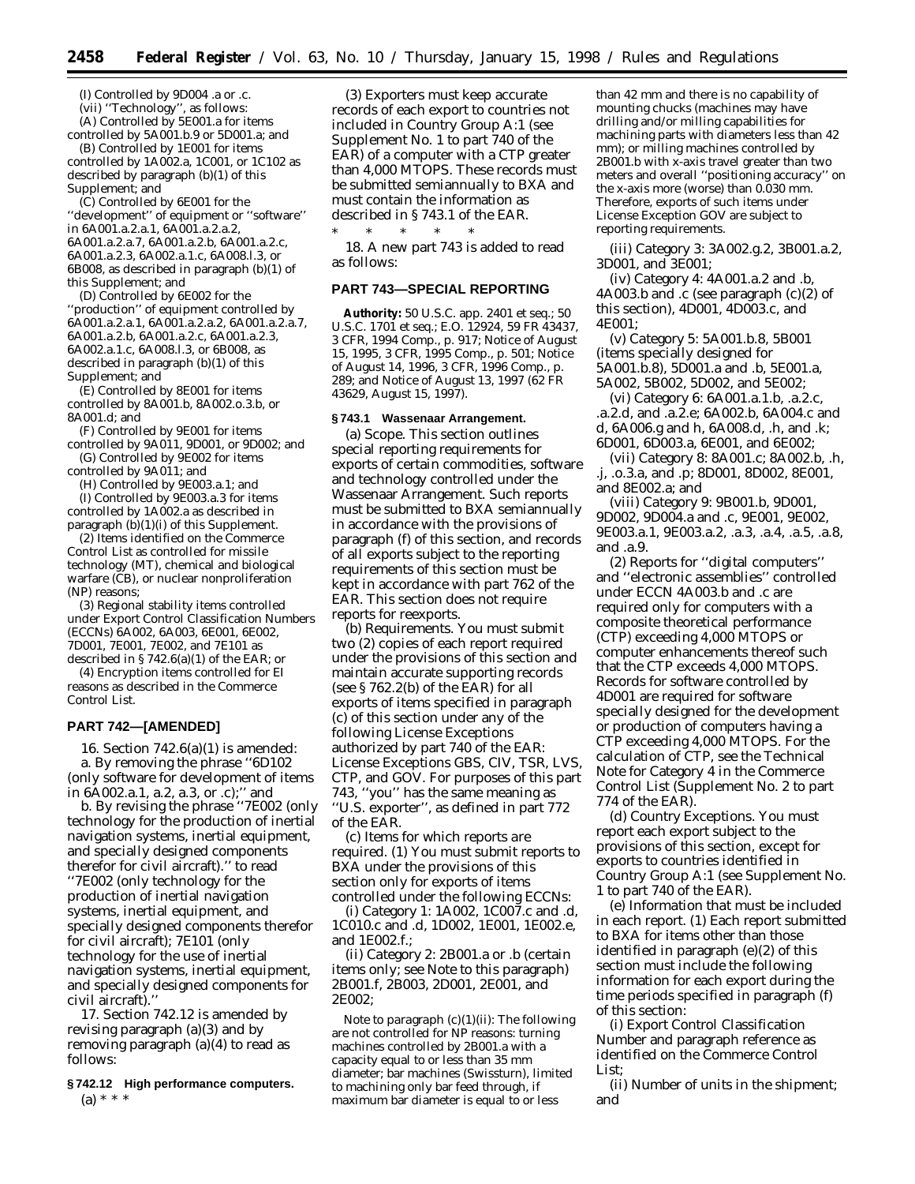(I) Controlled by 9D004 .a or .c.

(vii) ''Technology'', as follows:

(A) Controlled by 5E001.a for items controlled by 5A001.b.9 or 5D001.a; and

(B) Controlled by 1E001 for items controlled by 1A002.a, 1C001, or 1C102 as described by paragraph (b)(1) of this Supplement; and

(C) Controlled by 6E001 for the ''development'' of equipment or ''software'' in 6A001.a.2.a.1, 6A001.a.2.a.2, 6A001.a.2.a.7, 6A001.a.2.b, 6A001.a.2.c, 6A001.a.2.3, 6A002.a.1.c, 6A008.l.3, or 6B008, as described in paragraph (b)(1) of this Supplement; and

(D) Controlled by 6E002 for the ''production'' of equipment controlled by 6A001.a.2.a.1, 6A001.a.2.a.2, 6A001.a.2.a.7, 6A001.a.2.b, 6A001.a.2.c, 6A001.a.2.3, 6A002.a.1.c, 6A008.l.3, or 6B008, as described in paragraph (b)(1) of this Supplement; and

(E) Controlled by 8E001 for items controlled by 8A001.b, 8A002.o.3.b, or 8A001.d; and

(F) Controlled by 9E001 for items controlled by 9A011, 9D001, or 9D002; and

(G) Controlled by 9E002 for items controlled by 9A011; and

(H) Controlled by 9E003.a.1; and

(I) Controlled by 9E003.a.3 for items controlled by 1A002.a as described in paragraph (b)(1)(i) of this Supplement.

(2) Items identified on the Commerce Control List as controlled for missile technology (MT), chemical and biological warfare (CB), or nuclear nonproliferation (NP) reasons;

(3) Regional stability items controlled under Export Control Classification Numbers (ECCNs) 6A002, 6A003, 6E001, 6E002, 7D001, 7E001, 7E002, and 7E101 as described in § 742.6(a)(1) of the EAR; or

(4) Encryption items controlled for EI reasons as described in the Commerce Control List.

## PART 742—[AMENDED]

16. Section 742.6(a)(1) is amended:

a. By removing the phrase ''6D102 (only software for development of items in 6A002.a.1, a.2, a.3, or .c);'' and

b. By revising the phrase ''7E002 (only technology for the production of inertial navigation systems, inertial equipment, and specially designed components therefor for civil aircraft).'' to read ''7E002 (only technology for the production of inertial navigation systems, inertial equipment, and specially designed components therefor for civil aircraft); 7E101 (only technology for the use of inertial navigation systems, inertial equipment, and specially designed components for civil aircraft).''

17. Section 742.12 is amended by revising paragraph (a)(3) and by removing paragraph (a)(4) to read as follows:

### § 742.12 High performance computers.

(a) * * *

(3) Exporters must keep accurate records of each export to countries not included in Country Group A:1 (see Supplement No. 1 to part 740 of the EAR) of a computer with a CTP greater than 4,000 MTOPS. These records must be submitted semiannually to BXA and must contain the information as described in § 743.1 of the EAR.

* * * * *

18. A new part 743 is added to read as follows:

## PART 743—SPECIAL REPORTING

**Authority:** 50 U.S.C. app. 2401 *et seq.*; 50 U.S.C. 1701 *et seq.*; E.O. 12924, 59 FR 43437, 3 CFR, 1994 Comp., p. 917; Notice of August 15, 1995, 3 CFR, 1995 Comp., p. 501; Notice of August 14, 1996, 3 CFR, 1996 Comp., p. 289; and Notice of August 13, 1997 (62 FR 43629, August 15, 1997).

### § 743.1 Wassenaar Arrangement.

(a) *Scope.* This section outlines special reporting requirements for exports of certain commodities, software and technology controlled under the Wassenaar Arrangement. Such reports must be submitted to BXA semiannually in accordance with the provisions of paragraph (f) of this section, and records of all exports subject to the reporting requirements of this section must be kept in accordance with part 762 of the EAR. This section does not require reports for reexports.

(b) *Requirements.* You must submit two (2) copies of each report required under the provisions of this section and maintain accurate supporting records (see § 762.2(b) of the EAR) for all exports of items specified in paragraph (c) of this section under any of the following License Exceptions authorized by part 740 of the EAR: License Exceptions GBS, CIV, TSR, LVS, CTP, and GOV. For purposes of this part 743, ''you'' has the same meaning as ''U.S. exporter'', as defined in part 772 of the EAR.

(c) *Items for which reports are required.* (1) You must submit reports to BXA under the provisions of this section only for exports of items controlled under the following ECCNs:

(i) Category 1: 1A002, 1C007.c and .d, 1C010.c and .d, 1D002, 1E001, 1E002.e, and 1E002.f.;

(ii) Category 2: 2B001.a or .b (certain items only; see Note to this paragraph) 2B001.f, 2B003, 2D001, 2E001, and 2E002;

*Note to paragraph (c)(1)(ii):* The following are not controlled for NP reasons: turning machines controlled by 2B001.a with a capacity equal to or less than 35 mm diameter; bar machines (Swissturn), limited to machining only bar feed through, if maximum bar diameter is equal to or less than 42 mm and there is no capability of mounting chucks (machines may have drilling and/or milling capabilities for machining parts with diameters less than 42 mm); or milling machines controlled by 2B001.b with x-axis travel greater than two meters and overall ''positioning accuracy'' on the x-axis more (worse) than 0.030 mm. Therefore, exports of such items under License Exception GOV are subject to reporting requirements.

(iii) Category 3: 3A002.g.2, 3B001.a.2, 3D001, and 3E001;

(iv) Category 4: 4A001.a.2 and .b, 4A003.b and .c (see paragraph (c)(2) of this section), 4D001, 4D003.c, and 4E001;

(v) Category 5: 5A001.b.8, 5B001 (items specially designed for 5A001.b.8), 5D001.a and .b, 5E001.a, 5A002, 5B002, 5D002, and 5E002;

(vi) Category 6: 6A001.a.1.b, .a.2.c, .a.2.d, and .a.2.e; 6A002.b, 6A004.c and d, 6A006.g and h, 6A008.d, .h, and .k; 6D001, 6D003.a, 6E001, and 6E002;

(vii) Category 8: 8A001.c; 8A002.b, .h, .j, .o.3.a, and .p; 8D001, 8D002, 8E001, and 8E002.a; and

(viii) Category 9: 9B001.b, 9D001, 9D002, 9D004.a and .c, 9E001, 9E002, 9E003.a.1, 9E003.a.2, .a.3, .a.4, .a.5, .a.8, and .a.9.

(2) Reports for ''digital computers'' and ''electronic assemblies'' controlled under ECCN 4A003.b and .c are required only for computers with a composite theoretical performance (CTP) exceeding 4,000 MTOPS or computer enhancements thereof such that the CTP exceeds 4,000 MTOPS. Records for software controlled by 4D001 are required for software specially designed for the development or production of computers having a CTP exceeding 4,000 MTOPS. For the calculation of CTP, see the Technical Note for Category 4 in the Commerce Control List (Supplement No. 2 to part 774 of the EAR).

(d) *Country Exceptions.* You must report each export subject to the provisions of this section, except for exports to countries identified in Country Group A:1 (see Supplement No. 1 to part 740 of the EAR).

(e) *Information that must be included in each report.* (1) Each report submitted to BXA for items other than those identified in paragraph (e)(2) of this section must include the following information for each export during the time periods specified in paragraph (f) of this section:

(i) Export Control Classification Number and paragraph reference as identified on the Commerce Control List;

(ii) Number of units in the shipment; and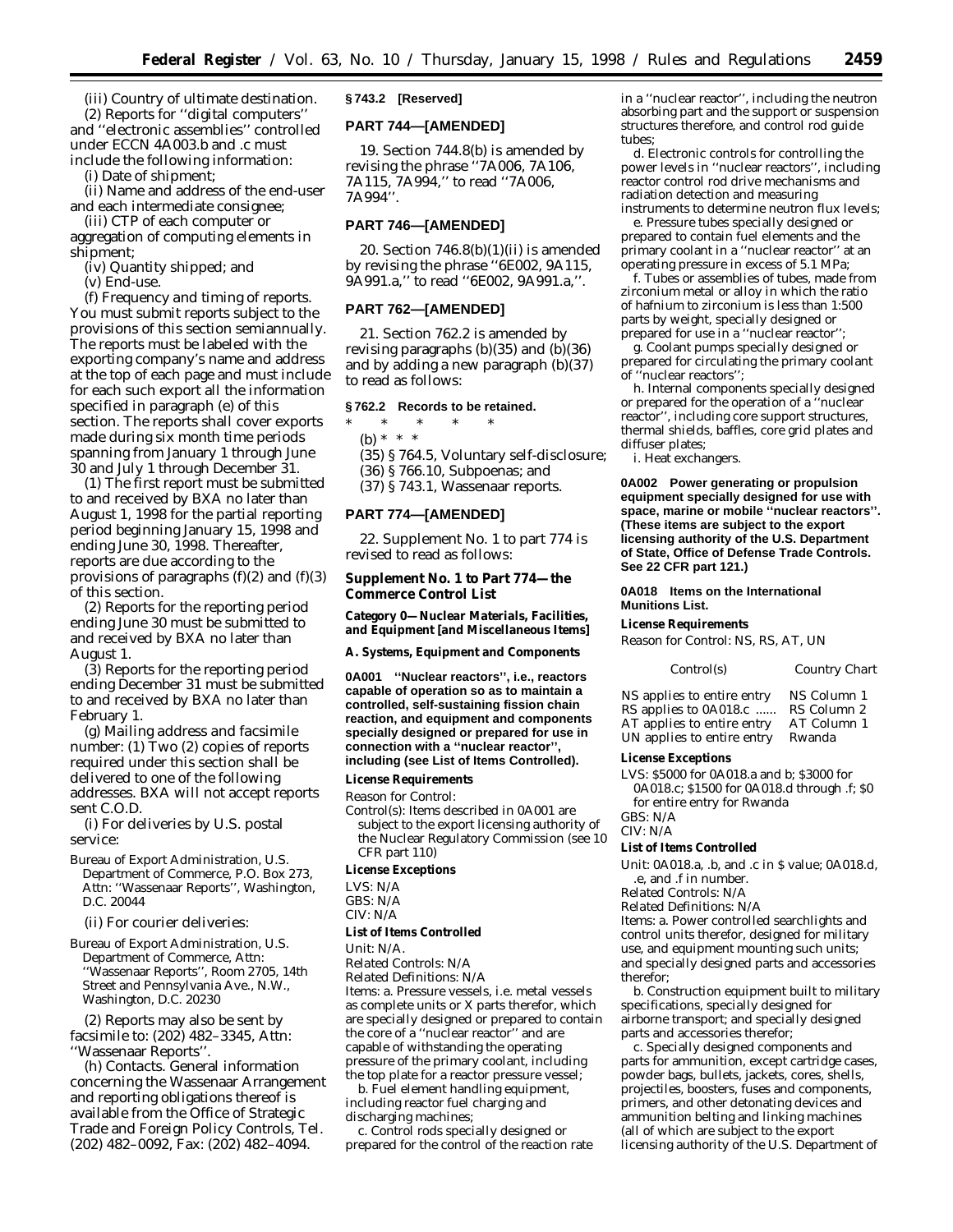(iii) Country of ultimate destination.

(2) Reports for ''digital computers'' and ''electronic assemblies'' controlled under ECCN 4A003.b and .c must include the following information:

(i) Date of shipment;

(ii) Name and address of the end-user and each intermediate consignee;

(iii) CTP of each computer or aggregation of computing elements in shipment;

(iv) Quantity shipped; and

(v) End-use.

(f) *Frequency and timing of reports.* You must submit reports subject to the provisions of this section semiannually. The reports must be labeled with the exporting company's name and address at the top of each page and must include for each such export all the information specified in paragraph (e) of this section. The reports shall cover exports made during six month time periods spanning from January 1 through June 30 and July 1 through December 31.

(1) The first report must be submitted to and received by BXA no later than August 1, 1998 for the partial reporting period beginning January 15, 1998 and ending June 30, 1998. Thereafter, reports are due according to the provisions of paragraphs (f)(2) and (f)(3) of this section.

(2) Reports for the reporting period ending June 30 must be submitted to and received by BXA no later than August 1.

(3) Reports for the reporting period ending December 31 must be submitted to and received by BXA no later than February 1.

(g) *Mailing address and facsimile number:* (1) Two (2) copies of reports required under this section shall be delivered to one of the following addresses. BXA will not accept reports sent C.O.D.

(i) For deliveries by U.S. postal service:

Bureau of Export Administration, U.S. Department of Commerce, P.O. Box 273, Attn: ''Wassenaar Reports'', Washington, D.C. 20044

(ii) For courier deliveries:

Bureau of Export Administration, U.S. Department of Commerce, Attn: ''Wassenaar Reports'', Room 2705, 14th Street and Pennsylvania Ave., N.W., Washington, D.C. 20230

(2) Reports may also be sent by facsimile to: (202) 482–3345, Attn: ''Wassenaar Reports''.

(h) *Contacts.* General information concerning the Wassenaar Arrangement and reporting obligations thereof is available from the Office of Strategic Trade and Foreign Policy Controls, Tel. (202) 482–0092, Fax: (202) 482–4094.

**§ 743.2 [Reserved]**

**PART 744—[AMENDED]**

19. Section 744.8(b) is amended by revising the phrase ''7A006, 7A106, 7A115, 7A994,'' to read ''7A006, 7A994''.

**PART 746—[AMENDED]**

20. Section 746.8(b)(1)(ii) is amended by revising the phrase ''6E002, 9A115, 9A991.a,'' to read ''6E002, 9A991.a,''.

**PART 762—[AMENDED]**

21. Section 762.2 is amended by revising paragraphs (b)(35) and (b)(36) and by adding a new paragraph (b)(37) to read as follows:

**§ 762.2 Records to be retained.**

\* \* \* \* \*

(b) \* \* \*

(35) § 764.5, Voluntary self-disclosure;

(36) § 766.10, Subpoenas; and

(37) § 743.1, Wassenaar reports.

**PART 774—[AMENDED]**

22. Supplement No. 1 to part 774 is revised to read as follows:

**Supplement No. 1 to Part 774—the Commerce Control List**

**Category 0—Nuclear Materials, Facilities, and Equipment [and Miscellaneous Items]**

**A. Systems, Equipment and Components**

**0A001 ''Nuclear reactors'', i.e., reactors capable of operation so as to maintain a controlled, self-sustaining fission chain reaction, and equipment and components specially designed or prepared for use in connection with a ''nuclear reactor'', including (see List of Items Controlled).**

**License Requirements**

Reason for Control:

Control(s): Items described in 0A001 are subject to the export licensing authority of the Nuclear Regulatory Commission (see 10 CFR part 110)

**License Exceptions**

LVS: N/A
GBS: N/A
CIV: N/A

**List of Items Controlled**

Unit: N/A.
Related Controls: N/A
Related Definitions: N/A
Items: a. Pressure vessels, i.e. metal vessels as complete units or X parts therefor, which are specially designed or prepared to contain the core of a ''nuclear reactor'' and are capable of withstanding the operating pressure of the primary coolant, including the top plate for a reactor pressure vessel;

b. Fuel element handling equipment, including reactor fuel charging and discharging machines;

c. Control rods specially designed or prepared for the control of the reaction rate in a ''nuclear reactor'', including the neutron absorbing part and the support or suspension structures therefore, and control rod guide tubes;

d. Electronic controls for controlling the power levels in ''nuclear reactors'', including reactor control rod drive mechanisms and radiation detection and measuring instruments to determine neutron flux levels;

e. Pressure tubes specially designed or prepared to contain fuel elements and the primary coolant in a ''nuclear reactor'' at an operating pressure in excess of 5.1 MPa;

f. Tubes or assemblies of tubes, made from zirconium metal or alloy in which the ratio of hafnium to zirconium is less than 1:500 parts by weight, specially designed or prepared for use in a ''nuclear reactor'';

g. Coolant pumps specially designed or prepared for circulating the primary coolant of ''nuclear reactors'';

h. Internal components specially designed or prepared for the operation of a ''nuclear reactor'', including core support structures, thermal shields, baffles, core grid plates and diffuser plates;

i. Heat exchangers.

**0A002 Power generating or propulsion equipment specially designed for use with space, marine or mobile ''nuclear reactors''. (These items are subject to the export licensing authority of the U.S. Department of State, Office of Defense Trade Controls. See 22 CFR part 121.)**

**0A018 Items on the International Munitions List.**

**License Requirements**

Reason for Control: NS, RS, AT, UN

| Control(s) | Country Chart |
|---|---|
| NS applies to entire entry | NS Column 1 |
| RS applies to 0A018.c ...... | RS Column 2 |
| AT applies to entire entry | AT Column 1 |
| UN applies to entire entry | Rwanda |

**License Exceptions**

LVS: $5000 for 0A018.a and b; $3000 for 0A018.c; $1500 for 0A018.d through .f; $0 for entire entry for Rwanda
GBS: N/A
CIV: N/A

**List of Items Controlled**

Unit: 0A018.a, .b, and .c in $ value; 0A018.d, .e, and .f in number.
Related Controls: N/A
Related Definitions: N/A
Items: a. Power controlled searchlights and control units therefor, designed for military use, and equipment mounting such units; and specially designed parts and accessories therefor;

b. Construction equipment built to military specifications, specially designed for airborne transport; and specially designed parts and accessories therefor;

c. Specially designed components and parts for ammunition, except cartridge cases, powder bags, bullets, jackets, cores, shells, projectiles, boosters, fuses and components, primers, and other detonating devices and ammunition belting and linking machines (all of which are subject to the export licensing authority of the U.S. Department of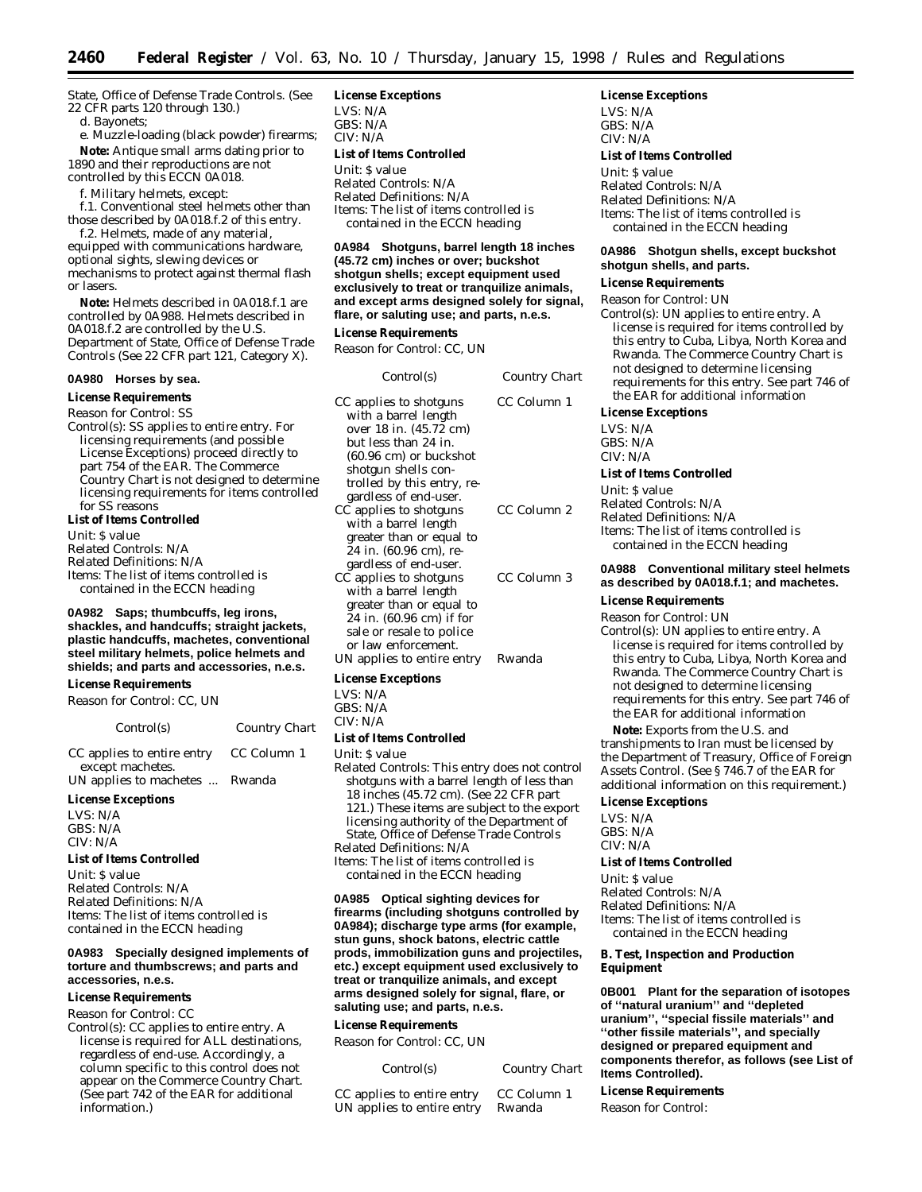State, Office of Defense Trade Controls. (See 22 CFR parts 120 through 130.)

d. Bayonets;

e. Muzzle-loading (black powder) firearms;

**Note:** Antique small arms dating prior to 1890 and their reproductions are not controlled by this ECCN 0A018.

f. Military helmets, except:

f.1. Conventional steel helmets other than those described by 0A018.f.2 of this entry.

f.2. Helmets, made of any material, equipped with communications hardware, optional sights, slewing devices or mechanisms to protect against thermal flash or lasers.

**Note:** Helmets described in 0A018.f.1 are controlled by 0A988. Helmets described in 0A018.f.2 are controlled by the U.S. Department of State, Office of Defense Trade Controls (See 22 CFR part 121, Category X).

**0A980 Horses by sea.**

*License Requirements*

Reason for Control: SS

Control(s): SS applies to entire entry. For licensing requirements (and possible License Exceptions) proceed directly to part 754 of the EAR. The Commerce Country Chart is not designed to determine licensing requirements for items controlled for SS reasons

*List of Items Controlled*

Unit: $ value
Related Controls: N/A
Related Definitions: N/A
Items: The list of items controlled is contained in the ECCN heading

**0A982 Saps; thumbcuffs, leg irons, shackles, and handcuffs; straight jackets, plastic handcuffs, machetes, conventional steel military helmets, police helmets and shields; and parts and accessories, n.e.s.**

*License Requirements*

Reason for Control: CC, UN

| Control(s) | Country Chart |
|---|---|
| CC applies to entire entry except machetes. | CC Column 1 |
| UN applies to machetes ... | Rwanda |

*License Exceptions*

LVS: N/A
GBS: N/A
CIV: N/A

*List of Items Controlled*

Unit: $ value
Related Controls: N/A
Related Definitions: N/A
Items: The list of items controlled is contained in the ECCN heading

**0A983 Specially designed implements of torture and thumbscrews; and parts and accessories, n.e.s.**

*License Requirements*

Reason for Control: CC

Control(s): CC applies to entire entry. A license is required for ALL destinations, regardless of end-use. Accordingly, a column specific to this control does not appear on the Commerce Country Chart. (See part 742 of the EAR for additional information.)

*License Exceptions*

LVS: N/A
GBS: N/A
CIV: N/A

*List of Items Controlled*

Unit: $ value
Related Controls: N/A
Related Definitions: N/A
Items: The list of items controlled is contained in the ECCN heading

**0A984 Shotguns, barrel length 18 inches (45.72 cm) inches or over; buckshot shotgun shells; except equipment used exclusively to treat or tranquilize animals, and except arms designed solely for signal, flare, or saluting use; and parts, n.e.s.**

*License Requirements*

Reason for Control: CC, UN

| Control(s) | Country Chart |
|---|---|
| CC applies to shotguns with a barrel length over 18 in. (45.72 cm) but less than 24 in. (60.96 cm) or buckshot shotgun shells controlled by this entry, regardless of end-user. | CC Column 1 |
| CC applies to shotguns with a barrel length greater than or equal to 24 in. (60.96 cm), regardless of end-user. | CC Column 2 |
| CC applies to shotguns with a barrel length greater than or equal to 24 in. (60.96 cm) if for sale or resale to police or law enforcement. | CC Column 3 |
| UN applies to entire entry | Rwanda |

*License Exceptions*

LVS: N/A
GBS: N/A
CIV: N/A

*List of Items Controlled*

Unit: $ value
Related Controls: This entry does not control shotguns with a barrel length of less than 18 inches (45.72 cm). (See 22 CFR part 121.) These items are subject to the export licensing authority of the Department of State, Office of Defense Trade Controls
Related Definitions: N/A
Items: The list of items controlled is contained in the ECCN heading

**0A985 Optical sighting devices for firearms (including shotguns controlled by 0A984); discharge type arms (for example, stun guns, shock batons, electric cattle prods, immobilization guns and projectiles, etc.) except equipment used exclusively to treat or tranquilize animals, and except arms designed solely for signal, flare, or saluting use; and parts, n.e.s.**

*License Requirements*

Reason for Control: CC, UN

| Control(s) | Country Chart |
|---|---|
| CC applies to entire entry | CC Column 1 |
| UN applies to entire entry | Rwanda |

*License Exceptions*

LVS: N/A
GBS: N/A
CIV: N/A

*List of Items Controlled*

Unit: $ value
Related Controls: N/A
Related Definitions: N/A
Items: The list of items controlled is contained in the ECCN heading

**0A986 Shotgun shells, except buckshot shotgun shells, and parts.**

*License Requirements*

Reason for Control: UN

Control(s): UN applies to entire entry. A license is required for items controlled by this entry to Cuba, Libya, North Korea and Rwanda. The Commerce Country Chart is not designed to determine licensing requirements for this entry. See part 746 of the EAR for additional information

*License Exceptions*

LVS: N/A
GBS: N/A
CIV: N/A

*List of Items Controlled*

Unit: $ value
Related Controls: N/A
Related Definitions: N/A
Items: The list of items controlled is contained in the ECCN heading

**0A988 Conventional military steel helmets as described by 0A018.f.1; and machetes.**

*License Requirements*

Reason for Control: UN

Control(s): UN applies to entire entry. A license is required for items controlled by this entry to Cuba, Libya, North Korea and Rwanda. The Commerce Country Chart is not designed to determine licensing requirements for this entry. See part 746 of the EAR for additional information

**Note:** Exports from the U.S. and transhipments to Iran must be licensed by the Department of Treasury, Office of Foreign Assets Control. (See § 746.7 of the EAR for additional information on this requirement.)

*License Exceptions*

LVS: N/A
GBS: N/A
CIV: N/A

*List of Items Controlled*

Unit: $ value
Related Controls: N/A
Related Definitions: N/A
Items: The list of items controlled is contained in the ECCN heading

**B. Test, Inspection and Production Equipment**

**0B001 Plant for the separation of isotopes of "natural uranium" and "depleted uranium", "special fissile materials" and "other fissile materials", and specially designed or prepared equipment and components therefor, as follows (see List of Items Controlled).**

*License Requirements*

Reason for Control: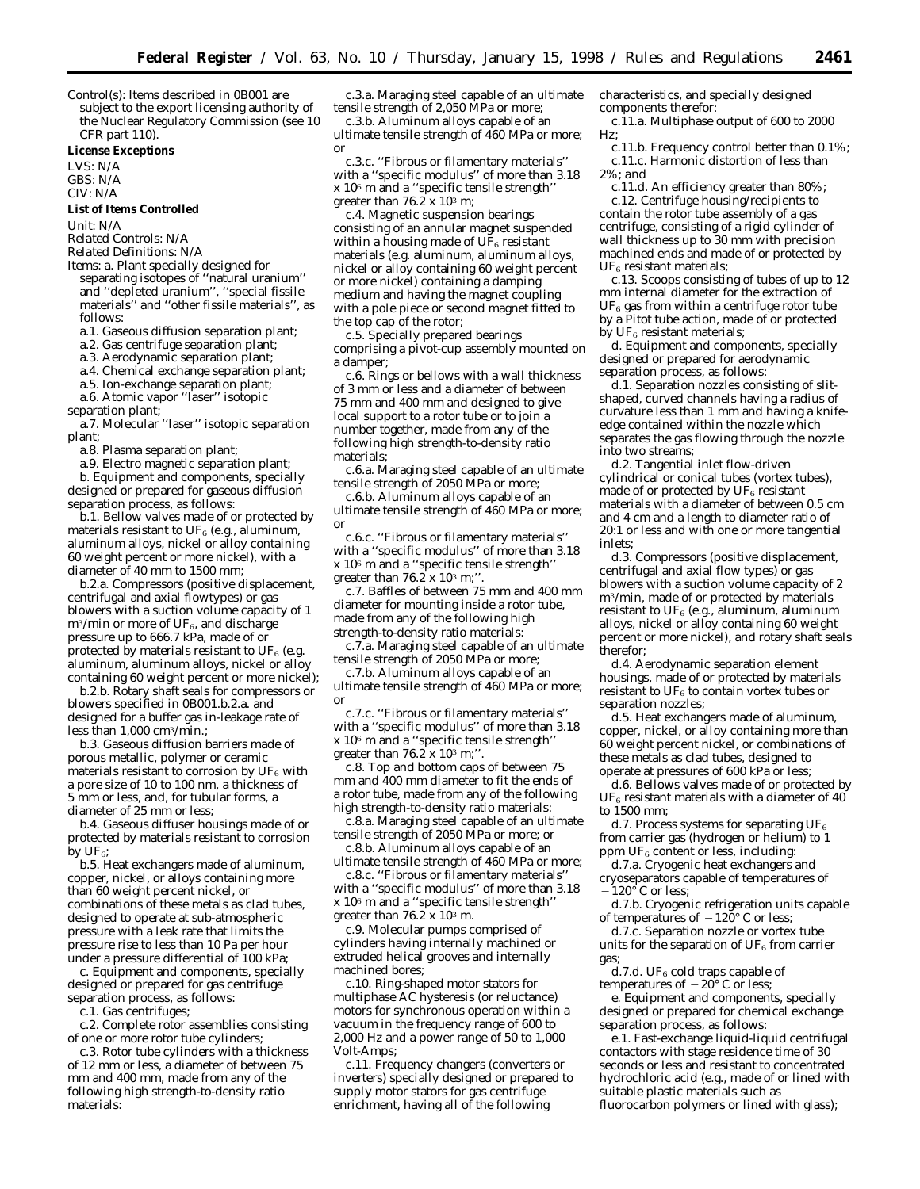Control(s): Items described in 0B001 are subject to the export licensing authority of the Nuclear Regulatory Commission (see 10 CFR part 110).

**License Exceptions**

LVS: N/A
GBS: N/A
CIV: N/A

**List of Items Controlled**

Unit: N/A
Related Controls: N/A
Related Definitions: N/A
Items: a. Plant specially designed for separating isotopes of ''natural uranium'' and ''depleted uranium'', ''special fissile materials'' and ''other fissile materials'', as follows:

a.1. Gaseous diffusion separation plant;

a.2. Gas centrifuge separation plant;

a.3. Aerodynamic separation plant;

a.4. Chemical exchange separation plant;

a.5. Ion-exchange separation plant;

a.6. Atomic vapor ''laser'' isotopic separation plant;

a.7. Molecular ''laser'' isotopic separation plant;

a.8. Plasma separation plant;

a.9. Electro magnetic separation plant;

b. Equipment and components, specially designed or prepared for gaseous diffusion separation process, as follows:

b.1. Bellow valves made of or protected by materials resistant to $UF_6$ (e.g., aluminum, aluminum alloys, nickel or alloy containing 60 weight percent or more nickel), with a diameter of 40 mm to 1500 mm;

b.2.a. Compressors (positive displacement, centrifugal and axial flowtypes) or gas blowers with a suction volume capacity of 1 $m^3$/min or more of $UF_6$, and discharge pressure up to 666.7 kPa, made of or protected by materials resistant to $UF_6$ (e.g. aluminum, aluminum alloys, nickel or alloy containing 60 weight percent or more nickel);

b.2.b. Rotary shaft seals for compressors or blowers specified in 0B001.b.2.a. and designed for a buffer gas in-leakage rate of less than 1,000 $cm^3$/min.;

b.3. Gaseous diffusion barriers made of porous metallic, polymer or ceramic materials resistant to corrosion by $UF_6$ with a pore size of 10 to 100 nm, a thickness of 5 mm or less, and, for tubular forms, a diameter of 25 mm or less;

b.4. Gaseous diffuser housings made of or protected by materials resistant to corrosion by $UF_6$;

b.5. Heat exchangers made of aluminum, copper, nickel, or alloys containing more than 60 weight percent nickel, or combinations of these metals as clad tubes, designed to operate at sub-atmospheric pressure with a leak rate that limits the pressure rise to less than 10 Pa per hour under a pressure differential of 100 kPa;

c. Equipment and components, specially designed or prepared for gas centrifuge separation process, as follows:

c.1. Gas centrifuges;

c.2. Complete rotor assemblies consisting of one or more rotor tube cylinders;

c.3. Rotor tube cylinders with a thickness of 12 mm or less, a diameter of between 75 mm and 400 mm, made from any of the following high strength-to-density ratio materials:

c.3.a. Maraging steel capable of an ultimate tensile strength of 2,050 MPa or more;

c.3.b. Aluminum alloys capable of an ultimate tensile strength of 460 MPa or more; or

c.3.c. ''Fibrous or filamentary materials'' with a ''specific modulus'' of more than 3.18 x $10^6$ m and a ''specific tensile strength'' greater than 76.2 x $10^3$ m;

c.4. Magnetic suspension bearings consisting of an annular magnet suspended within a housing made of $UF_6$ resistant materials (e.g. aluminum, aluminum alloys, nickel or alloy containing 60 weight percent or more nickel) containing a damping medium and having the magnet coupling with a pole piece or second magnet fitted to the top cap of the rotor;

c.5. Specially prepared bearings comprising a pivot-cup assembly mounted on a damper;

c.6. Rings or bellows with a wall thickness of 3 mm or less and a diameter of between 75 mm and 400 mm and designed to give local support to a rotor tube or to join a number together, made from any of the following high strength-to-density ratio materials;

c.6.a. Maraging steel capable of an ultimate tensile strength of 2050 MPa or more;

c.6.b. Aluminum alloys capable of an ultimate tensile strength of 460 MPa or more; or

c.6.c. ''Fibrous or filamentary materials'' with a ''specific modulus'' of more than 3.18 x $10^6$ m and a ''specific tensile strength'' greater than 76.2 x $10^3$ m;''.

c.7. Baffles of between 75 mm and 400 mm diameter for mounting inside a rotor tube, made from any of the following high strength-to-density ratio materials:

c.7.a. Maraging steel capable of an ultimate tensile strength of 2050 MPa or more;

c.7.b. Aluminum alloys capable of an ultimate tensile strength of 460 MPa or more; or

c.7.c. ''Fibrous or filamentary materials'' with a ''specific modulus'' of more than 3.18 x $10^6$ m and a ''specific tensile strength'' greater than 76.2 x $10^3$ m;''.

c.8. Top and bottom caps of between 75 mm and 400 mm diameter to fit the ends of a rotor tube, made from any of the following high strength-to-density ratio materials:

c.8.a. Maraging steel capable of an ultimate tensile strength of 2050 MPa or more; or

c.8.b. Aluminum alloys capable of an ultimate tensile strength of 460 MPa or more;

c.8.c. ''Fibrous or filamentary materials'' with a ''specific modulus'' of more than 3.18 x $10^6$ m and a ''specific tensile strength'' greater than 76.2 x $10^3$ m.

c.9. Molecular pumps comprised of cylinders having internally machined or extruded helical grooves and internally machined bores;

c.10. Ring-shaped motor stators for multiphase AC hysteresis (or reluctance) motors for synchronous operation within a vacuum in the frequency range of 600 to 2,000 Hz and a power range of 50 to 1,000 Volt-Amps;

c.11. Frequency changers (converters or inverters) specially designed or prepared to supply motor stators for gas centrifuge enrichment, having all of the following characteristics, and specially designed components therefor:

c.11.a. Multiphase output of 600 to 2000 Hz;

c.11.b. Frequency control better than 0.1%;

c.11.c. Harmonic distortion of less than 2%; and

c.11.d. An efficiency greater than 80%;

c.12. Centrifuge housing/recipients to contain the rotor tube assembly of a gas centrifuge, consisting of a rigid cylinder of wall thickness up to 30 mm with precision machined ends and made of or protected by $UF_6$ resistant materials;

c.13. Scoops consisting of tubes of up to 12 mm internal diameter for the extraction of $UF_6$ gas from within a centrifuge rotor tube by a Pitot tube action, made of or protected by $UF_6$ resistant materials;

d. Equipment and components, specially designed or prepared for aerodynamic separation process, as follows:

d.1. Separation nozzles consisting of slit-shaped, curved channels having a radius of curvature less than 1 mm and having a knife-edge contained within the nozzle which separates the gas flowing through the nozzle into two streams;

d.2. Tangential inlet flow-driven cylindrical or conical tubes (vortex tubes), made of or protected by $UF_6$ resistant materials with a diameter of between 0.5 cm and 4 cm and a length to diameter ratio of 20:1 or less and with one or more tangential inlets;

d.3. Compressors (positive displacement, centrifugal and axial flow types) or gas blowers with a suction volume capacity of 2 $m^3$/min, made of or protected by materials resistant to $UF_6$ (e.g., aluminum, aluminum alloys, nickel or alloy containing 60 weight percent or more nickel), and rotary shaft seals therefor;

d.4. Aerodynamic separation element housings, made of or protected by materials resistant to $UF_6$ to contain vortex tubes or separation nozzles;

d.5. Heat exchangers made of aluminum, copper, nickel, or alloy containing more than 60 weight percent nickel, or combinations of these metals as clad tubes, designed to operate at pressures of 600 kPa or less;

d.6. Bellows valves made of or protected by $UF_6$ resistant materials with a diameter of 40 to 1500 mm;

d.7. Process systems for separating $UF_6$ from carrier gas (hydrogen or helium) to 1 ppm $UF_6$ content or less, including:

d.7.a. Cryogenic heat exchangers and cryoseparators capable of temperatures of $-120°$ C or less;

d.7.b. Cryogenic refrigeration units capable of temperatures of $-120°$ C or less;

d.7.c. Separation nozzle or vortex tube units for the separation of $UF_6$ from carrier gas;

d.7.d. $UF_6$ cold traps capable of temperatures of $-20°$ C or less;

e. Equipment and components, specially designed or prepared for chemical exchange separation process, as follows:

e.1. Fast-exchange liquid-liquid centrifugal contactors with stage residence time of 30 seconds or less and resistant to concentrated hydrochloric acid (e.g., made of or lined with suitable plastic materials such as fluorocarbon polymers or lined with glass);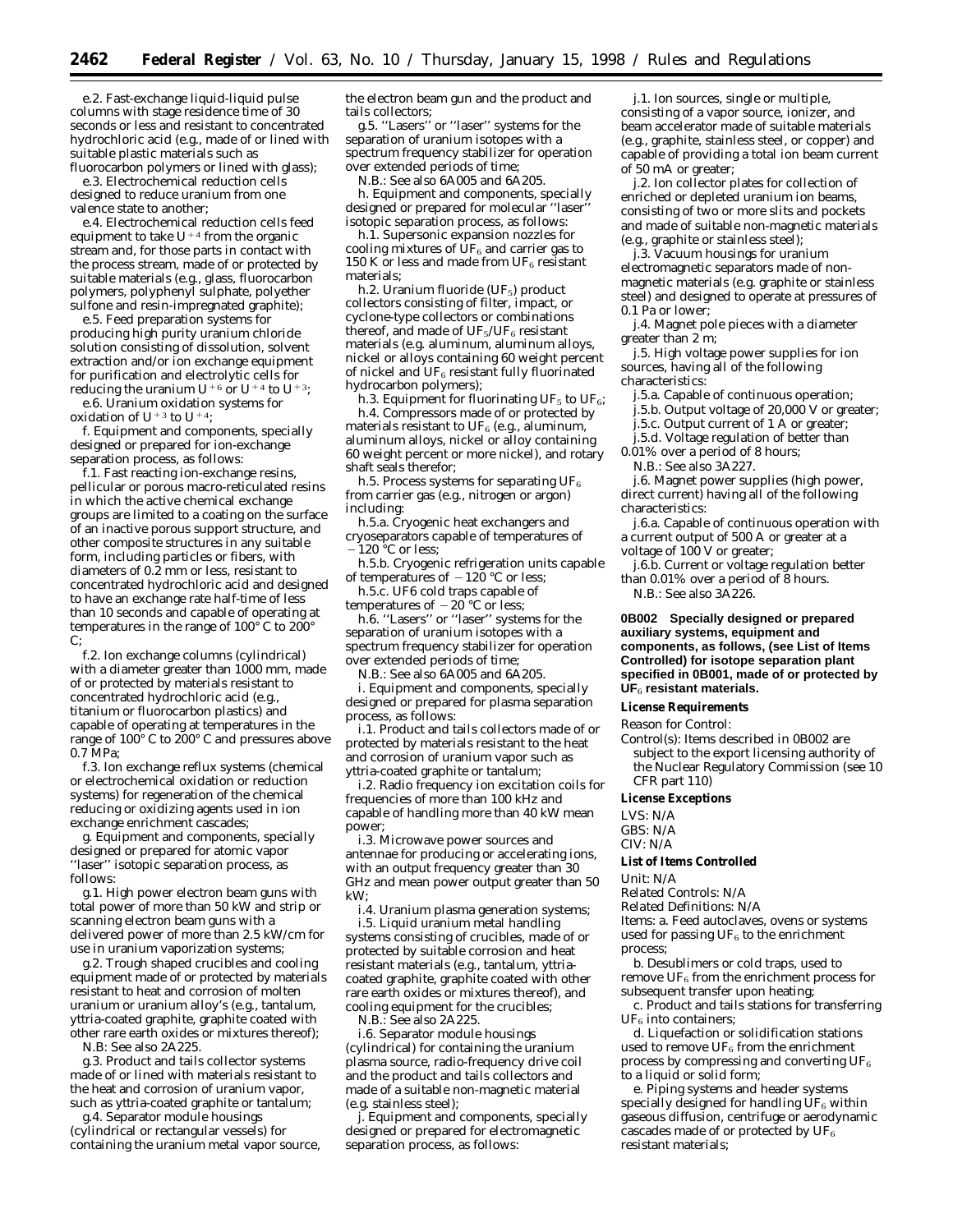e.2. Fast-exchange liquid-liquid pulse columns with stage residence time of 30 seconds or less and resistant to concentrated hydrochloric acid (e.g., made of or lined with suitable plastic materials such as fluorocarbon polymers or lined with glass);

e.3. Electrochemical reduction cells designed to reduce uranium from one valence state to another;

e.4. Electrochemical reduction cells feed equipment to take $U^{+4}$ from the organic stream and, for those parts in contact with the process stream, made of or protected by suitable materials (e.g., glass, fluorocarbon polymers, polyphenyl sulphate, polyether sulfone and resin-impregnated graphite);

e.5. Feed preparation systems for producing high purity uranium chloride solution consisting of dissolution, solvent extraction and/or ion exchange equipment for purification and electrolytic cells for reducing the uranium $U^{+6}$ or $U^{+4}$ to $U^{+3}$;

e.6. Uranium oxidation systems for oxidation of $U^{+3}$ to $U^{+4}$;

f. Equipment and components, specially designed or prepared for ion-exchange separation process, as follows:

f.1. Fast reacting ion-exchange resins, pellicular or porous macro-reticulated resins in which the active chemical exchange groups are limited to a coating on the surface of an inactive porous support structure, and other composite structures in any suitable form, including particles or fibers, with diameters of 0.2 mm or less, resistant to concentrated hydrochloric acid and designed to have an exchange rate half-time of less than 10 seconds and capable of operating at temperatures in the range of 100° C to 200° C;

f.2. Ion exchange columns (cylindrical) with a diameter greater than 1000 mm, made of or protected by materials resistant to concentrated hydrochloric acid (e.g., titanium or fluorocarbon plastics) and capable of operating at temperatures in the range of 100° C to 200° C and pressures above 0.7 MPa;

f.3. Ion exchange reflux systems (chemical or electrochemical oxidation or reduction systems) for regeneration of the chemical reducing or oxidizing agents used in ion exchange enrichment cascades;

g. Equipment and components, specially designed or prepared for atomic vapor ''laser'' isotopic separation process, as follows:

g.1. High power electron beam guns with total power of more than 50 kW and strip or scanning electron beam guns with a delivered power of more than 2.5 kW/cm for use in uranium vaporization systems;

g.2. Trough shaped crucibles and cooling equipment made of or protected by materials resistant to heat and corrosion of molten uranium or uranium alloy's (e.g., tantalum, yttria-coated graphite, graphite coated with other rare earth oxides or mixtures thereof);

N.B: See also 2A225.

g.3. Product and tails collector systems made of or lined with materials resistant to the heat and corrosion of uranium vapor, such as yttria-coated graphite or tantalum;

g.4. Separator module housings (cylindrical or rectangular vessels) for containing the uranium metal vapor source, the electron beam gun and the product and tails collectors;

g.5. ''Lasers'' or ''laser'' systems for the separation of uranium isotopes with a spectrum frequency stabilizer for operation over extended periods of time;

N.B.: See also 6A005 and 6A205.

h. Equipment and components, specially designed or prepared for molecular ''laser'' isotopic separation process, as follows:

h.1. Supersonic expansion nozzles for cooling mixtures of $UF_6$ and carrier gas to 150 K or less and made from $UF_6$ resistant materials;

h.2. Uranium fluoride ($UF_5$) product collectors consisting of filter, impact, or cyclone-type collectors or combinations thereof, and made of $UF_5/UF_6$ resistant materials (e.g. aluminum, aluminum alloys, nickel or alloys containing 60 weight percent of nickel and $UF_6$ resistant fully fluorinated hydrocarbon polymers);

h.3. Equipment for fluorinating $UF_5$ to $UF_6$;

h.4. Compressors made of or protected by materials resistant to $UF_6$ (e.g., aluminum, aluminum alloys, nickel or alloy containing 60 weight percent or more nickel), and rotary shaft seals therefor;

h.5. Process systems for separating $UF_6$ from carrier gas (e.g., nitrogen or argon) including:

h.5.a. Cryogenic heat exchangers and cryoseparators capable of temperatures of −120 °C or less;

h.5.b. Cryogenic refrigeration units capable of temperatures of −120 °C or less;

h.5.c. UF6 cold traps capable of temperatures of −20 °C or less;

h.6. ''Lasers'' or ''laser'' systems for the separation of uranium isotopes with a spectrum frequency stabilizer for operation over extended periods of time;

N.B.: See also 6A005 and 6A205.

i. Equipment and components, specially designed or prepared for plasma separation process, as follows:

i.1. Product and tails collectors made of or protected by materials resistant to the heat and corrosion of uranium vapor such as yttria-coated graphite or tantalum;

i.2. Radio frequency ion excitation coils for frequencies of more than 100 kHz and capable of handling more than 40 kW mean power;

i.3. Microwave power sources and antennae for producing or accelerating ions, with an output frequency greater than 30 GHz and mean power output greater than 50 kW;

i.4. Uranium plasma generation systems;

i.5. Liquid uranium metal handling systems consisting of crucibles, made of or protected by suitable corrosion and heat resistant materials (e.g., tantalum, yttria-coated graphite, graphite coated with other rare earth oxides or mixtures thereof), and cooling equipment for the crucibles;

N.B.: See also 2A225.

i.6. Separator module housings (cylindrical) for containing the uranium plasma source, radio-frequency drive coil and the product and tails collectors and made of a suitable non-magnetic material (e.g. stainless steel);

j. Equipment and components, specially designed or prepared for electromagnetic separation process, as follows:

j.1. Ion sources, single or multiple, consisting of a vapor source, ionizer, and beam accelerator made of suitable materials (e.g., graphite, stainless steel, or copper) and capable of providing a total ion beam current of 50 mA or greater;

j.2. Ion collector plates for collection of enriched or depleted uranium ion beams, consisting of two or more slits and pockets and made of suitable non-magnetic materials (e.g., graphite or stainless steel);

j.3. Vacuum housings for uranium electromagnetic separators made of non-magnetic materials (e.g. graphite or stainless steel) and designed to operate at pressures of 0.1 Pa or lower;

j.4. Magnet pole pieces with a diameter greater than 2 m;

j.5. High voltage power supplies for ion sources, having all of the following characteristics:

j.5.a. Capable of continuous operation;

j.5.b. Output voltage of 20,000 V or greater;

j.5.c. Output current of 1 A or greater;

j.5.d. Voltage regulation of better than 0.01% over a period of 8 hours;

N.B.: See also 3A227.

j.6. Magnet power supplies (high power, direct current) having all of the following characteristics:

j.6.a. Capable of continuous operation with a current output of 500 A or greater at a voltage of 100 V or greater;

j.6.b. Current or voltage regulation better than 0.01% over a period of 8 hours.

N.B.: See also 3A226.

**0B002 Specially designed or prepared auxiliary systems, equipment and components, as follows, (see List of Items Controlled) for isotope separation plant specified in 0B001, made of or protected by $UF_6$ resistant materials.**

*License Requirements*

*Reason for Control:*

*Control(s):* Items described in 0B002 are subject to the export licensing authority of the Nuclear Regulatory Commission (see 10 CFR part 110)

*License Exceptions*

LVS: N/A

GBS: N/A

CIV: N/A

*List of Items Controlled*

*Unit:* N/A

*Related Controls:* N/A

*Related Definitions:* N/A

*Items:* a. Feed autoclaves, ovens or systems used for passing $UF_6$ to the enrichment process;

b. Desublimers or cold traps, used to remove $UF_6$ from the enrichment process for subsequent transfer upon heating;

c. Product and tails stations for transferring $UF_6$ into containers;

d. Liquefaction or solidification stations used to remove $UF_6$ from the enrichment process by compressing and converting $UF_6$ to a liquid or solid form;

e. Piping systems and header systems specially designed for handling $UF_6$ within gaseous diffusion, centrifuge or aerodynamic cascades made of or protected by $UF_6$ resistant materials;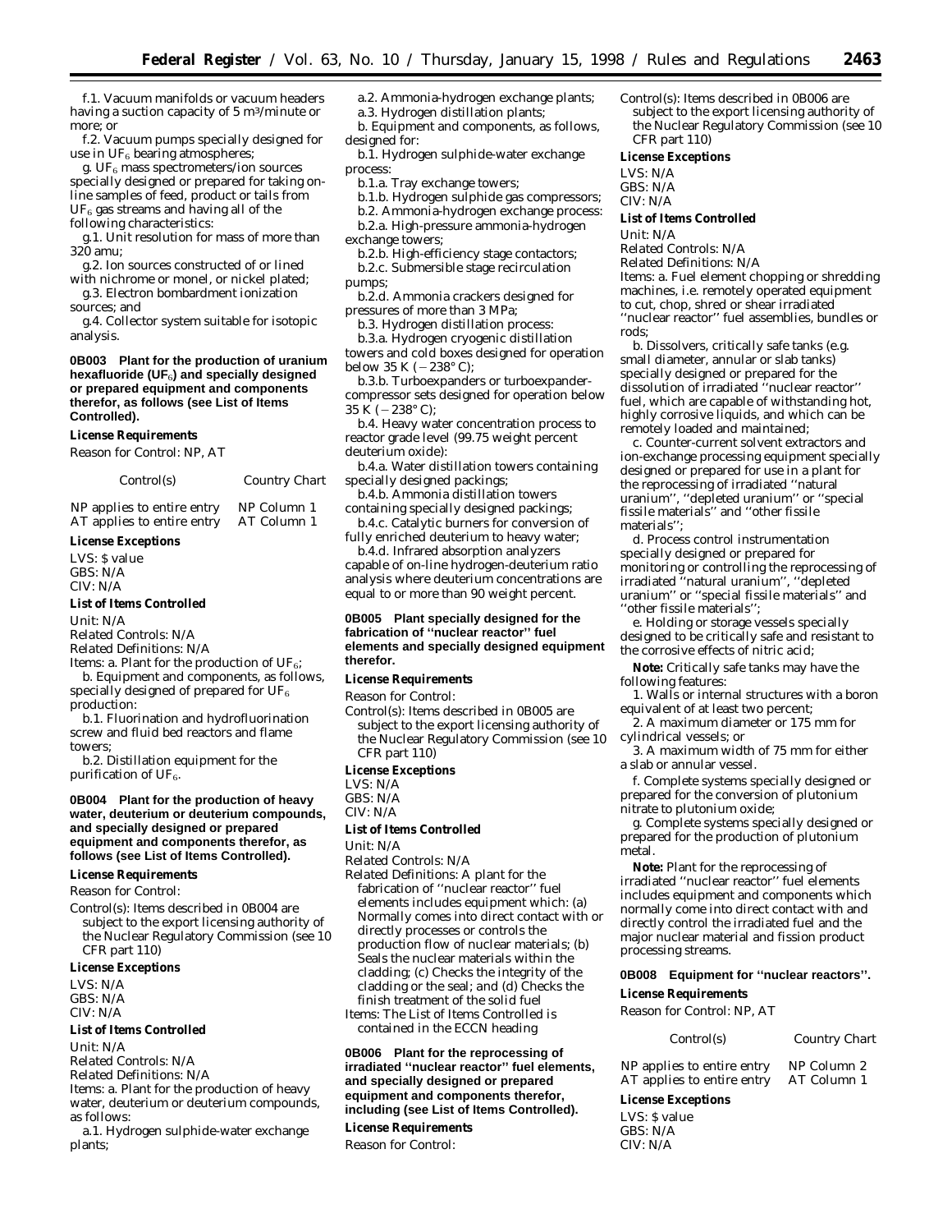f.1. Vacuum manifolds or vacuum headers having a suction capacity of 5 m³/minute or more; or

f.2. Vacuum pumps specially designed for use in $UF_6$ bearing atmospheres;

g. $UF_6$ mass spectrometers/ion sources specially designed or prepared for taking on-line samples of feed, product or tails from $UF_6$ gas streams and having all of the following characteristics:

g.1. Unit resolution for mass of more than 320 amu;

g.2. Ion sources constructed of or lined with nichrome or monel, or nickel plated;

g.3. Electron bombardment ionization sources; and

g.4. Collector system suitable for isotopic analysis.

**0B003 Plant for the production of uranium hexafluoride ($UF_6$) and specially designed or prepared equipment and components therefor, as follows (see List of Items Controlled).**

***License Requirements***

Reason for Control: NP, AT

| Control(s) | Country Chart |
|---|---|
| NP applies to entire entry | NP Column 1 |
| AT applies to entire entry | AT Column 1 |

***License Exceptions***

LVS: $ value
GBS: N/A
CIV: N/A

***List of Items Controlled***

Unit: N/A
Related Controls: N/A
Related Definitions: N/A
Items: a. Plant for the production of $UF_6$;

b. Equipment and components, as follows, specially designed of prepared for $UF_6$ production:

b.1. Fluorination and hydrofluorination screw and fluid bed reactors and flame towers;

b.2. Distillation equipment for the purification of $UF_6$.

**0B004 Plant for the production of heavy water, deuterium or deuterium compounds, and specially designed or prepared equipment and components therefor, as follows (see List of Items Controlled).**

***License Requirements***

Reason for Control:

Control(s): Items described in 0B004 are subject to the export licensing authority of the Nuclear Regulatory Commission (see 10 CFR part 110)

***License Exceptions***

LVS: N/A
GBS: N/A
CIV: N/A

***List of Items Controlled***

Unit: N/A
Related Controls: N/A
Related Definitions: N/A
Items: a. Plant for the production of heavy water, deuterium or deuterium compounds, as follows:

a.1. Hydrogen sulphide-water exchange plants;

a.2. Ammonia-hydrogen exchange plants;

a.3. Hydrogen distillation plants;

b. Equipment and components, as follows, designed for:

b.1. Hydrogen sulphide-water exchange process:

b.1.a. Tray exchange towers;

b.1.b. Hydrogen sulphide gas compressors;

b.2. Ammonia-hydrogen exchange process:

b.2.a. High-pressure ammonia-hydrogen exchange towers;

b.2.b. High-efficiency stage contactors;

b.2.c. Submersible stage recirculation pumps;

b.2.d. Ammonia crackers designed for pressures of more than 3 MPa;

b.3. Hydrogen distillation process:

b.3.a. Hydrogen cryogenic distillation towers and cold boxes designed for operation below 35 K (−238° C);

b.3.b. Turboexpanders or turboexpander-compressor sets designed for operation below 35 K (−238° C);

b.4. Heavy water concentration process to reactor grade level (99.75 weight percent deuterium oxide):

b.4.a. Water distillation towers containing specially designed packings;

b.4.b. Ammonia distillation towers containing specially designed packings;

b.4.c. Catalytic burners for conversion of fully enriched deuterium to heavy water;

b.4.d. Infrared absorption analyzers capable of on-line hydrogen-deuterium ratio analysis where deuterium concentrations are equal to or more than 90 weight percent.

**0B005 Plant specially designed for the fabrication of "nuclear reactor" fuel elements and specially designed equipment therefor.**

***License Requirements***

Reason for Control:

Control(s): Items described in 0B005 are subject to the export licensing authority of the Nuclear Regulatory Commission (see 10 CFR part 110)

***License Exceptions***

LVS: N/A
GBS: N/A
CIV: N/A

***List of Items Controlled***

Unit: N/A
Related Controls: N/A
Related Definitions: A plant for the fabrication of "nuclear reactor" fuel elements includes equipment which: (a) Normally comes into direct contact with or directly processes or controls the production flow of nuclear materials; (b) Seals the nuclear materials within the cladding; (c) Checks the integrity of the cladding or the seal; and (d) Checks the finish treatment of the solid fuel
Items: The List of Items Controlled is contained in the ECCN heading

**0B006 Plant for the reprocessing of irradiated "nuclear reactor" fuel elements, and specially designed or prepared equipment and components therefor, including (see List of Items Controlled).**

***License Requirements***

Reason for Control:

Control(s): Items described in 0B006 are subject to the export licensing authority of the Nuclear Regulatory Commission (see 10 CFR part 110)

***License Exceptions***

LVS: N/A
GBS: N/A
CIV: N/A

***List of Items Controlled***

Unit: N/A
Related Controls: N/A
Related Definitions: N/A
Items: a. Fuel element chopping or shredding machines, i.e. remotely operated equipment to cut, chop, shred or shear irradiated "nuclear reactor" fuel assemblies, bundles or rods;

b. Dissolvers, critically safe tanks (e.g. small diameter, annular or slab tanks) specially designed or prepared for the dissolution of irradiated "nuclear reactor" fuel, which are capable of withstanding hot, highly corrosive liquids, and which can be remotely loaded and maintained;

c. Counter-current solvent extractors and ion-exchange processing equipment specially designed or prepared for use in a plant for the reprocessing of irradiated "natural uranium", "depleted uranium" or "special fissile materials" and "other fissile materials";

d. Process control instrumentation specially designed or prepared for monitoring or controlling the reprocessing of irradiated "natural uranium", "depleted uranium" or "special fissile materials" and "other fissile materials";

e. Holding or storage vessels specially designed to be critically safe and resistant to the corrosive effects of nitric acid;

*Note:* Critically safe tanks may have the following features:

1. Walls or internal structures with a boron equivalent of at least two percent;

2. A maximum diameter or 175 mm for cylindrical vessels; or

3. A maximum width of 75 mm for either a slab or annular vessel.

f. Complete systems specially designed or prepared for the conversion of plutonium nitrate to plutonium oxide;

g. Complete systems specially designed or prepared for the production of plutonium metal.

*Note:* Plant for the reprocessing of irradiated "nuclear reactor" fuel elements includes equipment and components which normally come into direct contact with and directly control the irradiated fuel and the major nuclear material and fission product processing streams.

**0B008 Equipment for "nuclear reactors".**

***License Requirements***

Reason for Control: NP, AT

| Control(s) | Country Chart |
|---|---|
| NP applies to entire entry | NP Column 2 |
| AT applies to entire entry | AT Column 1 |

***License Exceptions***

LVS: $ value
GBS: N/A
CIV: N/A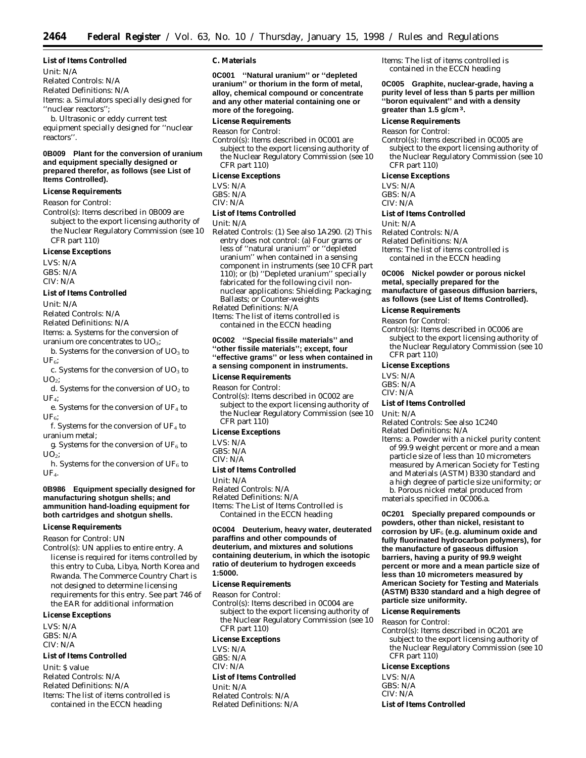**List of Items Controlled**

Unit: N/A

Related Controls: N/A

Related Definitions: N/A

Items: a. Simulators specially designed for ''nuclear reactors'';

b. Ultrasonic or eddy current test equipment specially designed for ''nuclear reactors''.

**0B009 Plant for the conversion of uranium and equipment specially designed or prepared therefor, as follows (see List of Items Controlled).**

**License Requirements**

Reason for Control:

Control(s): Items described in 0B009 are subject to the export licensing authority of the Nuclear Regulatory Commission (see 10 CFR part 110)

**License Exceptions**

LVS: N/A
GBS: N/A
CIV: N/A

**List of Items Controlled**

Unit: N/A

Related Controls: N/A

Related Definitions: N/A

Items: a. Systems for the conversion of uranium ore concentrates to $UO_3$;

b. Systems for the conversion of $UO_3$ to $UF_6$;

c. Systems for the conversion of $UO_3$ to $UO_2$;

d. Systems for the conversion of $UO_2$ to $UF_4$;

e. Systems for the conversion of $UF_4$ to $UF_6$;

f. Systems for the conversion of $UF_4$ to uranium metal;

g. Systems for the conversion of $UF_6$ to $UO_2$;

h. Systems for the conversion of $UF_6$ to $UF_4$.

**0B986 Equipment specially designed for manufacturing shotgun shells; and ammunition hand-loading equipment for both cartridges and shotgun shells.**

**License Requirements**

Reason for Control: UN

Control(s): UN applies to entire entry. A license is required for items controlled by this entry to Cuba, Libya, North Korea and Rwanda. The Commerce Country Chart is not designed to determine licensing requirements for this entry. See part 746 of the EAR for additional information

**License Exceptions**

LVS: N/A
GBS: N/A
CIV: N/A

**List of Items Controlled**

Unit: $ value

Related Controls: N/A

Related Definitions: N/A

Items: The list of items controlled is contained in the ECCN heading

**C. Materials**

**0C001 ''Natural uranium'' or ''depleted uranium'' or thorium in the form of metal, alloy, chemical compound or concentrate and any other material containing one or more of the foregoing.**

**License Requirements**

Reason for Control:

Control(s): Items described in 0C001 are subject to the export licensing authority of the Nuclear Regulatory Commission (see 10 CFR part 110)

**License Exceptions**

LVS: N/A
GBS: N/A
CIV: N/A

**List of Items Controlled**

Unit: N/A

Related Controls: (1) See also 1A290. (2) This entry does not control: (a) Four grams or less of ''natural uranium'' or ''depleted uranium'' when contained in a sensing component in instruments (see 10 CFR part 110); or (b) ''Depleted uranium'' specially fabricated for the following civil non-nuclear applications: Shielding; Packaging; Ballasts; or Counter-weights

Related Definitions: N/A

Items: The list of items controlled is contained in the ECCN heading

**0C002 ''Special fissile materials'' and ''other fissile materials''; except, four ''effective grams'' or less when contained in a sensing component in instruments.**

**License Requirements**

Reason for Control:

Control(s): Items described in 0C002 are subject to the export licensing authority of the Nuclear Regulatory Commission (see 10 CFR part 110)

**License Exceptions**

LVS: N/A
GBS: N/A
CIV: N/A

**List of Items Controlled**

Unit: N/A

Related Controls: N/A

Related Definitions: N/A

Items: The List of Items Controlled is Contained in the ECCN heading

**0C004 Deuterium, heavy water, deuterated paraffins and other compounds of deuterium, and mixtures and solutions containing deuterium, in which the isotopic ratio of deuterium to hydrogen exceeds 1:5000.**

**License Requirements**

Reason for Control:

Control(s): Items described in 0C004 are subject to the export licensing authority of the Nuclear Regulatory Commission (see 10 CFR part 110)

**License Exceptions**

LVS: N/A
GBS: N/A
CIV: N/A

**List of Items Controlled**

Unit: N/A

Related Controls: N/A

Related Definitions: N/A

Items: The list of items controlled is contained in the ECCN heading

**0C005 Graphite, nuclear-grade, having a purity level of less than 5 parts per million ''boron equivalent'' and with a density greater than 1.5 g/cm$^3$.**

**License Requirements**

Reason for Control:

Control(s): Items described in 0C005 are subject to the export licensing authority of the Nuclear Regulatory Commission (see 10 CFR part 110)

**License Exceptions**

LVS: N/A
GBS: N/A
CIV: N/A

**List of Items Controlled**

Unit: N/A

Related Controls: N/A

Related Definitions: N/A

Items: The list of items controlled is contained in the ECCN heading

**0C006 Nickel powder or porous nickel metal, specially prepared for the manufacture of gaseous diffusion barriers, as follows (see List of Items Controlled).**

**License Requirements**

Reason for Control:

Control(s): Items described in 0C006 are subject to the export licensing authority of the Nuclear Regulatory Commission (see 10 CFR part 110)

**License Exceptions**

LVS: N/A
GBS: N/A
CIV: N/A

**List of Items Controlled**

Unit: N/A

Related Controls: See also 1C240

Related Definitions: N/A

Items: a. Powder with a nickel purity content of 99.9 weight percent or more and a mean particle size of less than 10 micrometers measured by American Society for Testing and Materials (ASTM) B330 standard and a high degree of particle size uniformity; or

b. Porous nickel metal produced from materials specified in 0C006.a.

**0C201 Specially prepared compounds or powders, other than nickel, resistant to corrosion by $UF_6$ (e.g. aluminum oxide and fully fluorinated hydrocarbon polymers), for the manufacture of gaseous diffusion barriers, having a purity of 99.9 weight percent or more and a mean particle size of less than 10 micrometers measured by American Society for Testing and Materials (ASTM) B330 standard and a high degree of particle size uniformity.**

**License Requirements**

Reason for Control:

Control(s): Items described in 0C201 are subject to the export licensing authority of the Nuclear Regulatory Commission (see 10 CFR part 110)

**License Exceptions**

LVS: N/A
GBS: N/A
CIV: N/A

**List of Items Controlled**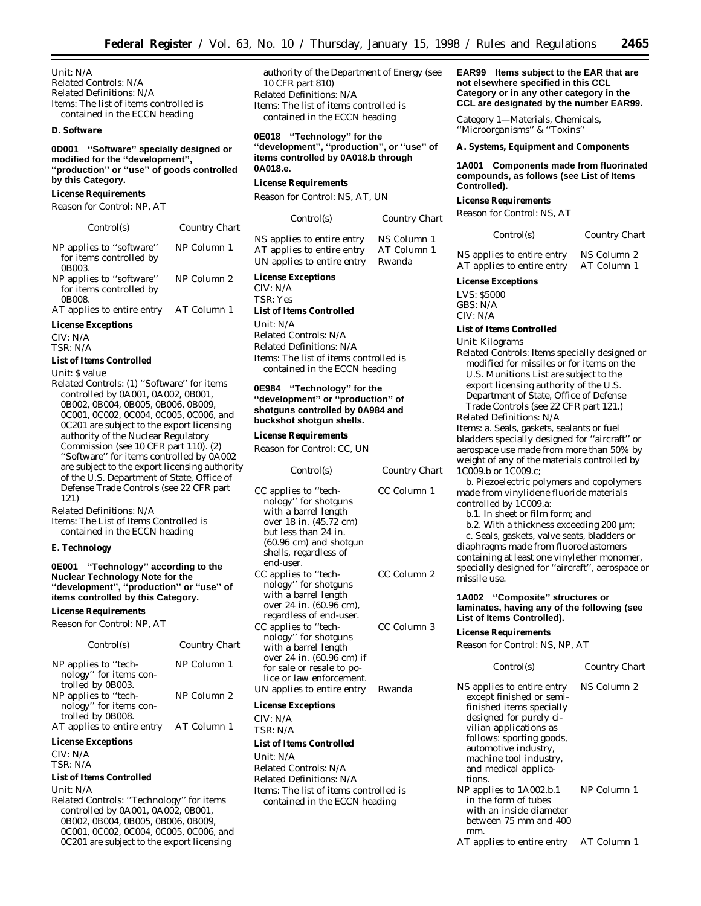Unit: N/A
Related Controls: N/A
Related Definitions: N/A
Items: The list of items controlled is contained in the ECCN heading

**D. Software**

**0D001 "Software" specially designed or modified for the "development", "production" or "use" of goods controlled by this Category.**

**License Requirements**

Reason for Control: NP, AT

| Control(s) | Country Chart |
|---|---|
| NP applies to "software" for items controlled by 0B003. | NP Column 1 |
| NP applies to "software" for items controlled by 0B008. | NP Column 2 |
| AT applies to entire entry | AT Column 1 |

**License Exceptions**

CIV: N/A
TSR: N/A

**List of Items Controlled**

Unit: $ value
Related Controls: (1) "Software" for items controlled by 0A001, 0A002, 0B001, 0B002, 0B004, 0B005, 0B006, 0B009, 0C001, 0C002, 0C004, 0C005, 0C006, and 0C201 are subject to the export licensing authority of the Nuclear Regulatory Commission (see 10 CFR part 110). (2) "Software" for items controlled by 0A002 are subject to the export licensing authority of the U.S. Department of State, Office of Defense Trade Controls (see 22 CFR part 121)
Related Definitions: N/A
Items: The List of Items Controlled is contained in the ECCN heading

**E. Technology**

**0E001 "Technology" according to the Nuclear Technology Note for the "development", "production" or "use" of items controlled by this Category.**

**License Requirements**

Reason for Control: NP, AT

| Control(s) | Country Chart |
|---|---|
| NP applies to "technology" for items controlled by 0B003. | NP Column 1 |
| NP applies to "technology" for items controlled by 0B008. | NP Column 2 |
| AT applies to entire entry | AT Column 1 |

**License Exceptions**

CIV: N/A
TSR: N/A

**List of Items Controlled**

Unit: N/A
Related Controls: "Technology" for items controlled by 0A001, 0A002, 0B001, 0B002, 0B004, 0B005, 0B006, 0B009, 0C001, 0C002, 0C004, 0C005, 0C006, and 0C201 are subject to the export licensing authority of the Department of Energy (see 10 CFR part 810)
Related Definitions: N/A
Items: The list of items controlled is contained in the ECCN heading

**0E018 "Technology" for the "development", "production", or "use" of items controlled by 0A018.b through 0A018.e.**

**License Requirements**

Reason for Control: NS, AT, UN

| Control(s) | Country Chart |
|---|---|
| NS applies to entire entry | NS Column 1 |
| AT applies to entire entry | AT Column 1 |
| UN applies to entire entry | Rwanda |

**License Exceptions**

CIV: N/A
TSR: Yes

**List of Items Controlled**

Unit: N/A
Related Controls: N/A
Related Definitions: N/A
Items: The list of items controlled is contained in the ECCN heading

**0E984 "Technology" for the "development" or "production" of shotguns controlled by 0A984 and buckshot shotgun shells.**

**License Requirements**

Reason for Control: CC, UN

| Control(s) | Country Chart |
|---|---|
| CC applies to "technology" for shotguns with a barrel length over 18 in. (45.72 cm) but less than 24 in. (60.96 cm) and shotgun shells, regardless of end-user. | CC Column 1 |
| CC applies to "technology" for shotguns with a barrel length over 24 in. (60.96 cm), regardless of end-user. | CC Column 2 |
| CC applies to "technology" for shotguns with a barrel length over 24 in. (60.96 cm) if for sale or resale to police or law enforcement. | CC Column 3 |
| UN applies to entire entry | Rwanda |

**License Exceptions**

CIV: N/A
TSR: N/A

**List of Items Controlled**

Unit: N/A
Related Controls: N/A
Related Definitions: N/A
Items: The list of items controlled is contained in the ECCN heading

**EAR99 Items subject to the EAR that are not elsewhere specified in this CCL Category or in any other category in the CCL are designated by the number EAR99.**

Category 1—Materials, Chemicals, "Microorganisms" & "Toxins"

**A. Systems, Equipment and Components**

**1A001 Components made from fluorinated compounds, as follows (see List of Items Controlled).**

**License Requirements**

Reason for Control: NS, AT

| Control(s) | Country Chart |
|---|---|
| NS applies to entire entry | NS Column 2 |
| AT applies to entire entry | AT Column 1 |

**License Exceptions**

LVS: $5000
GBS: N/A
CIV: N/A

**List of Items Controlled**

Unit: Kilograms
Related Controls: Items specially designed or modified for missiles or for items on the U.S. Munitions List are subject to the export licensing authority of the U.S. Department of State, Office of Defense Trade Controls (see 22 CFR part 121.)
Related Definitions: N/A
Items: a. Seals, gaskets, sealants or fuel bladders specially designed for "aircraft" or aerospace use made from more than 50% by weight of any of the materials controlled by 1C009.b or 1C009.c;

b. Piezoelectric polymers and copolymers made from vinylidene fluoride materials controlled by 1C009.a:

b.1. In sheet or film form; and

b.2. With a thickness exceeding 200 μm;

c. Seals, gaskets, valve seats, bladders or diaphragms made from fluoroelastomers containing at least one vinylether monomer, specially designed for "aircraft", aerospace or missile use.

**1A002 "Composite" structures or laminates, having any of the following (see List of Items Controlled).**

**License Requirements**

Reason for Control: NS, NP, AT

| Control(s) | Country Chart |
|---|---|
| NS applies to entire entry except finished or semi-finished items specially designed for purely civilian applications as follows: sporting goods, automotive industry, machine tool industry, and medical applications. | NS Column 2 |
| NP applies to 1A002.b.1 in the form of tubes with an inside diameter between 75 mm and 400 mm. | NP Column 1 |
| AT applies to entire entry | AT Column 1 |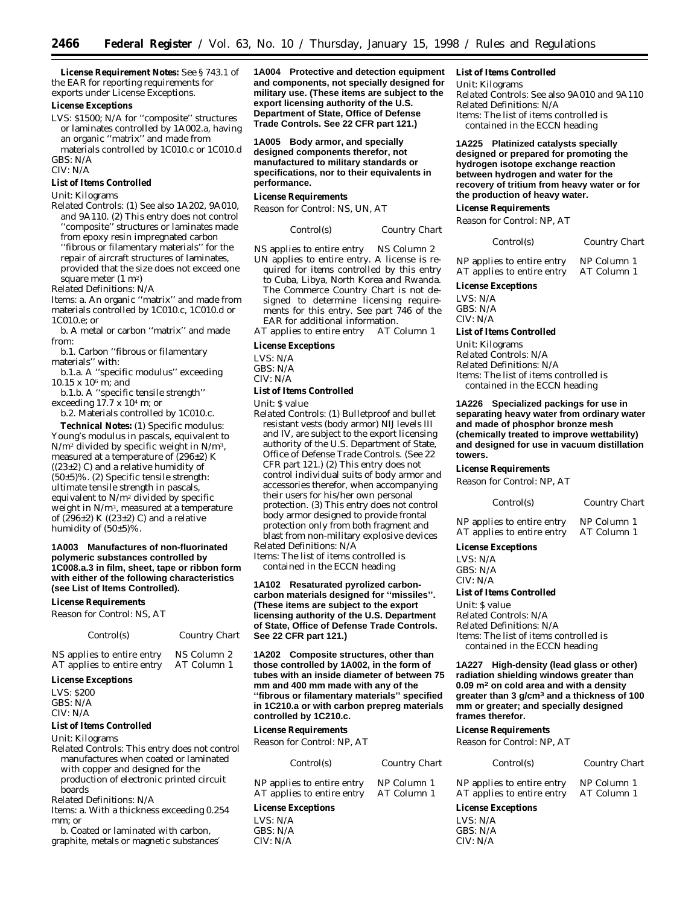**License Requirement Notes:** See § 743.1 of the EAR for reporting requirements for exports under License Exceptions.

**License Exceptions**

LVS: $1500; N/A for ''composite'' structures or laminates controlled by 1A002.a, having an organic ''matrix'' and made from materials controlled by 1C010.c or 1C010.d
GBS: N/A
CIV: N/A

**List of Items Controlled**

Unit: Kilograms
Related Controls: (1) See also 1A202, 9A010, and 9A110. (2) This entry does not control ''composite'' structures or laminates made from epoxy resin impregnated carbon ''fibrous or filamentary materials'' for the repair of aircraft structures of laminates, provided that the size does not exceed one square meter (1 $m^2$)
Related Definitions: N/A
Items: a. An organic ''matrix'' and made from materials controlled by 1C010.c, 1C010.d or 1C010.e; or

b. A metal or carbon ''matrix'' and made from:

b.1. Carbon ''fibrous or filamentary materials'' with:

b.1.a. A ''specific modulus'' exceeding $10.15 \times 10^6$ m; and

b.1.b. A ''specific tensile strength'' exceeding $17.7 \times 10^4$ m; or

b.2. Materials controlled by 1C010.c.

**Technical Notes:** (1) Specific modulus: Young's modulus in pascals, equivalent to $N/m^2$ divided by specific weight in $N/m^3$, measured at a temperature of (296±2) K ((23±2) C) and a relative humidity of (50±5)%. (2) Specific tensile strength: ultimate tensile strength in pascals, equivalent to $N/m^2$ divided by specific weight in $N/m^3$, measured at a temperature of (296±2) K ((23±2) C) and a relative humidity of (50±5)%.

**1A003 Manufactures of non-fluorinated polymeric substances controlled by 1C008.a.3 in film, sheet, tape or ribbon form with either of the following characteristics (see List of Items Controlled).**

**License Requirements**

Reason for Control: NS, AT

| Control(s) | Country Chart |
|---|---|
| NS applies to entire entry | NS Column 2 |
| AT applies to entire entry | AT Column 1 |

**License Exceptions**

LVS: $200
GBS: N/A
CIV: N/A

**List of Items Controlled**

Unit: Kilograms
Related Controls: This entry does not control manufactures when coated or laminated with copper and designed for the production of electronic printed circuit boards
Related Definitions: N/A
Items: a. With a thickness exceeding 0.254 mm; or

b. Coated or laminated with carbon, graphite, metals or magnetic substances

**1A004 Protective and detection equipment and components, not specially designed for military use. (These items are subject to the export licensing authority of the U.S. Department of State, Office of Defense Trade Controls. See 22 CFR part 121.)**

**1A005 Body armor, and specially designed components therefor, not manufactured to military standards or specifications, nor to their equivalents in performance.**

**License Requirements**

Reason for Control: NS, UN, AT

| Control(s) | Country Chart |
|---|---|
| NS applies to entire entry | NS Column 2 |
| UN applies to entire entry. A license is required for items controlled by this entry to Cuba, Libya, North Korea and Rwanda. The Commerce Country Chart is not designed to determine licensing requirements for this entry. See part 746 of the EAR for additional information. | |
| AT applies to entire entry | AT Column 1 |

**License Exceptions**

LVS: N/A
GBS: N/A
CIV: N/A

**List of Items Controlled**

Unit: $ value
Related Controls: (1) Bulletproof and bullet resistant vests (body armor) NIJ levels III and IV, are subject to the export licensing authority of the U.S. Department of State, Office of Defense Trade Controls. (See 22 CFR part 121.) (2) This entry does not control individual suits of body armor and accessories therefor, when accompanying their users for his/her own personal protection. (3) This entry does not control body armor designed to provide frontal protection only from both fragment and blast from non-military explosive devices
Related Definitions: N/A
Items: The list of items controlled is contained in the ECCN heading

**1A102 Resaturated pyrolized carbon-carbon materials designed for ''missiles''. (These items are subject to the export licensing authority of the U.S. Department of State, Office of Defense Trade Controls. See 22 CFR part 121.)**

**1A202 Composite structures, other than those controlled by 1A002, in the form of tubes with an inside diameter of between 75 mm and 400 mm made with any of the ''fibrous or filamentary materials'' specified in 1C210.a or with carbon prepreg materials controlled by 1C210.c.**

**License Requirements**

Reason for Control: NP, AT

| Control(s) | Country Chart |
|---|---|
| NP applies to entire entry | NP Column 1 |
| AT applies to entire entry | AT Column 1 |

**License Exceptions**

LVS: N/A
GBS: N/A
CIV: N/A

**List of Items Controlled**

Unit: Kilograms
Related Controls: See also 9A010 and 9A110
Related Definitions: N/A
Items: The list of items controlled is contained in the ECCN heading

**1A225 Platinized catalysts specially designed or prepared for promoting the hydrogen isotope exchange reaction between hydrogen and water for the recovery of tritium from heavy water or for the production of heavy water.**

**License Requirements**

Reason for Control: NP, AT

| Control(s) | Country Chart |
|---|---|
| NP applies to entire entry | NP Column 1 |
| AT applies to entire entry | AT Column 1 |

**License Exceptions**

LVS: N/A
GBS: N/A
CIV: N/A

**List of Items Controlled**

Unit: Kilograms
Related Controls: N/A
Related Definitions: N/A
Items: The list of items controlled is contained in the ECCN heading

**1A226 Specialized packings for use in separating heavy water from ordinary water and made of phosphor bronze mesh (chemically treated to improve wettability) and designed for use in vacuum distillation towers.**

**License Requirements**

Reason for Control: NP, AT

| Control(s) | Country Chart |
|---|---|
| NP applies to entire entry | NP Column 1 |
| AT applies to entire entry | AT Column 1 |

**License Exceptions**

LVS: N/A
GBS: N/A
CIV: N/A

**List of Items Controlled**

Unit: $ value
Related Controls: N/A
Related Definitions: N/A
Items: The list of items controlled is contained in the ECCN heading

**1A227 High-density (lead glass or other) radiation shielding windows greater than 0.09 $m^2$ on cold area and with a density greater than 3 $g/cm^3$ and a thickness of 100 mm or greater; and specially designed frames therefor.**

**License Requirements**

Reason for Control: NP, AT

| Control(s) | Country Chart |
|---|---|
| NP applies to entire entry | NP Column 1 |
| AT applies to entire entry | AT Column 1 |

**License Exceptions**

LVS: N/A
GBS: N/A
CIV: N/A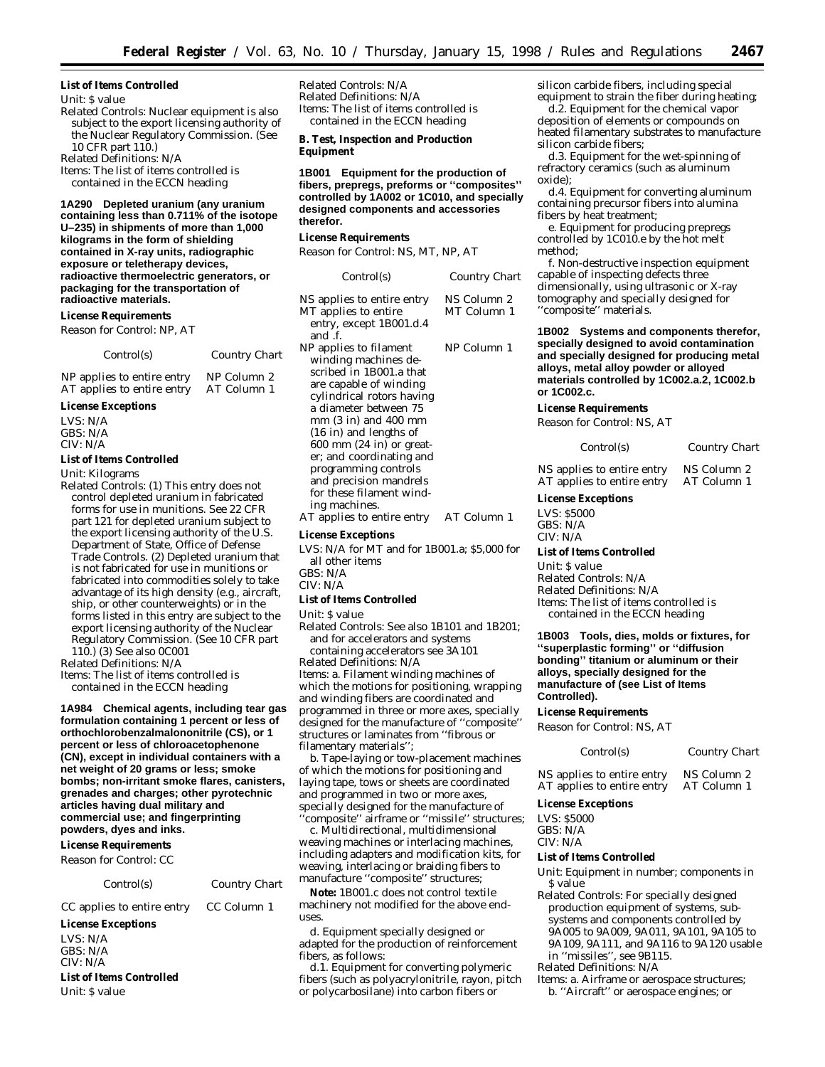**List of Items Controlled**

Unit: $ value

Related Controls: Nuclear equipment is also subject to the export licensing authority of the Nuclear Regulatory Commission. (See 10 CFR part 110.)

Related Definitions: N/A

Items: The list of items controlled is contained in the ECCN heading

**1A290 Depleted uranium (any uranium containing less than 0.711% of the isotope U–235) in shipments of more than 1,000 kilograms in the form of shielding contained in X-ray units, radiographic exposure or teletherapy devices, radioactive thermoelectric generators, or packaging for the transportation of radioactive materials.**

**License Requirements**

Reason for Control: NP, AT

| Control(s) | Country Chart |
|---|---|
| NP applies to entire entry | NP Column 2 |
| AT applies to entire entry | AT Column 1 |

**License Exceptions**

LVS: N/A
GBS: N/A
CIV: N/A

**List of Items Controlled**

Unit: Kilograms

Related Controls: (1) This entry does not control depleted uranium in fabricated forms for use in munitions. See 22 CFR part 121 for depleted uranium subject to the export licensing authority of the U.S. Department of State, Office of Defense Trade Controls. (2) Depleted uranium that is not fabricated for use in munitions or fabricated into commodities solely to take advantage of its high density (e.g., aircraft, ship, or other counterweights) or in the forms listed in this entry are subject to the export licensing authority of the Nuclear Regulatory Commission. (See 10 CFR part 110.) (3) See also 0C001

Related Definitions: N/A

Items: The list of items controlled is contained in the ECCN heading

**1A984 Chemical agents, including tear gas formulation containing 1 percent or less of orthochlorobenzalmalononitrile (CS), or 1 percent or less of chloroacetophenone (CN), except in individual containers with a net weight of 20 grams or less; smoke bombs; non-irritant smoke flares, canisters, grenades and charges; other pyrotechnic articles having dual military and commercial use; and fingerprinting powders, dyes and inks.**

**License Requirements**

Reason for Control: CC

| Control(s) | Country Chart |
|---|---|
| CC applies to entire entry | CC Column 1 |

**License Exceptions**

LVS: N/A
GBS: N/A
CIV: N/A

**List of Items Controlled**

Unit: $ value

Related Controls: N/A

Related Definitions: N/A

Items: The list of items controlled is contained in the ECCN heading

**B. Test, Inspection and Production Equipment**

**1B001 Equipment for the production of fibers, prepregs, preforms or "composites" controlled by 1A002 or 1C010, and specially designed components and accessories therefor.**

**License Requirements**

Reason for Control: NS, MT, NP, AT

| Control(s) | Country Chart |
|---|---|
| NS applies to entire entry | NS Column 2 |
| MT applies to entire entry, except 1B001.d.4 and .f. | MT Column 1 |
| NP applies to filament winding machines described in 1B001.a that are capable of winding cylindrical rotors having a diameter between 75 mm (3 in) and 400 mm (16 in) and lengths of 600 mm (24 in) or greater; and coordinating and programming controls and precision mandrels for these filament winding machines. | NP Column 1 |
| AT applies to entire entry | AT Column 1 |

**License Exceptions**

LVS: N/A for MT and for 1B001.a; $5,000 for all other items
GBS: N/A
CIV: N/A

**List of Items Controlled**

Unit: $ value

Related Controls: See also 1B101 and 1B201; and for accelerators and systems containing accelerators see 3A101

Related Definitions: N/A

Items: a. Filament winding machines of which the motions for positioning, wrapping and winding fibers are coordinated and programmed in three or more axes, specially designed for the manufacture of "composite" structures or laminates from "fibrous or filamentary materials";

b. Tape-laying or tow-placement machines of which the motions for positioning and laying tape, tows or sheets are coordinated and programmed in two or more axes, specially designed for the manufacture of "composite" airframe or "missile" structures;

c. Multidirectional, multidimensional weaving machines or interlacing machines, including adapters and modification kits, for weaving, interlacing or braiding fibers to manufacture "composite" structures;

**Note:** 1B001.c does not control textile machinery not modified for the above end-uses.

d. Equipment specially designed or adapted for the production of reinforcement fibers, as follows:

d.1. Equipment for converting polymeric fibers (such as polyacrylonitrile, rayon, pitch or polycarbosilane) into carbon fibers or silicon carbide fibers, including special equipment to strain the fiber during heating;

d.2. Equipment for the chemical vapor deposition of elements or compounds on heated filamentary substrates to manufacture silicon carbide fibers;

d.3. Equipment for the wet-spinning of refractory ceramics (such as aluminum oxide);

d.4. Equipment for converting aluminum containing precursor fibers into alumina fibers by heat treatment;

e. Equipment for producing prepregs controlled by 1C010.e by the hot melt method;

f. Non-destructive inspection equipment capable of inspecting defects three dimensionally, using ultrasonic or X-ray tomography and specially designed for "composite" materials.

**1B002 Systems and components therefor, specially designed to avoid contamination and specially designed for producing metal alloys, metal alloy powder or alloyed materials controlled by 1C002.a.2, 1C002.b or 1C002.c.**

**License Requirements**

Reason for Control: NS, AT

| Control(s) | Country Chart |
|---|---|
| NS applies to entire entry | NS Column 2 |
| AT applies to entire entry | AT Column 1 |

**License Exceptions**

LVS: $5000
GBS: N/A
CIV: N/A

**List of Items Controlled**

Unit: $ value

Related Controls: N/A

Related Definitions: N/A

Items: The list of items controlled is contained in the ECCN heading

**1B003 Tools, dies, molds or fixtures, for "superplastic forming" or "diffusion bonding" titanium or aluminum or their alloys, specially designed for the manufacture of (see List of Items Controlled).**

**License Requirements**

Reason for Control: NS, AT

| Control(s) | Country Chart |
|---|---|
| NS applies to entire entry | NS Column 2 |
| AT applies to entire entry | AT Column 1 |

**License Exceptions**

LVS: $5000
GBS: N/A
CIV: N/A

**List of Items Controlled**

Unit: Equipment in number; components in $ value

Related Controls: For specially designed production equipment of systems, subsystems and components controlled by 9A005 to 9A009, 9A011, 9A101, 9A105 to 9A109, 9A111, and 9A116 to 9A120 usable in "missiles", see 9B115.

Related Definitions: N/A

Items: a. Airframe or aerospace structures;

b. "Aircraft" or aerospace engines; or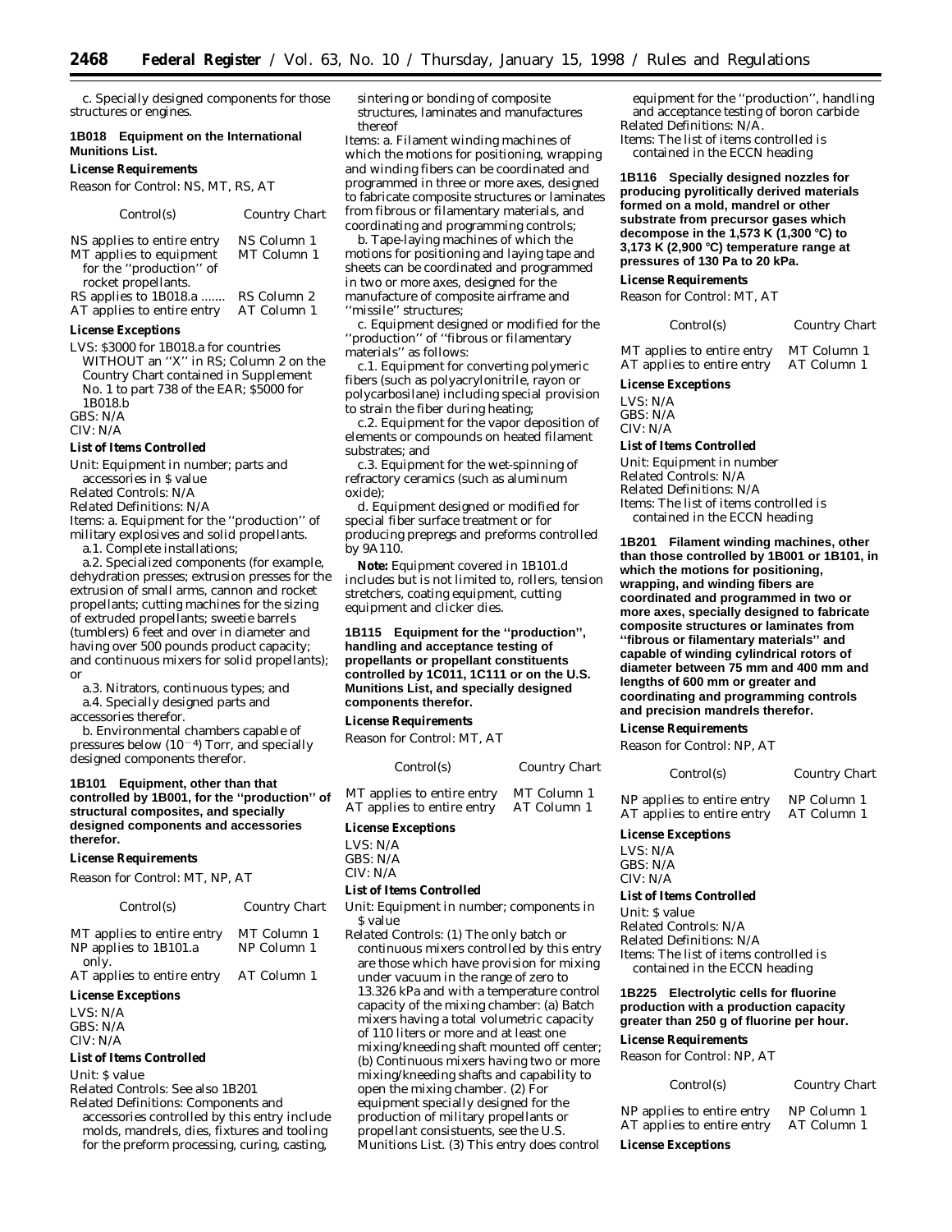c. Specially designed components for those structures or engines.

**1B018 Equipment on the International Munitions List.**

*License Requirements*

Reason for Control: NS, MT, RS, AT

| Control(s) | Country Chart |
| --- | --- |
| NS applies to entire entry | NS Column 1 |
| MT applies to equipment for the ''production'' of rocket propellants. | MT Column 1 |
| RS applies to 1B018.a ....... | RS Column 2 |
| AT applies to entire entry | AT Column 1 |

*License Exceptions*

LVS: $3000 for 1B018.a for countries WITHOUT an ''X'' in RS; Column 2 on the Country Chart contained in Supplement No. 1 to part 738 of the EAR; $5000 for 1B018.b
GBS: N/A
CIV: N/A

*List of Items Controlled*

Unit: Equipment in number; parts and accessories in $ value
Related Controls: N/A
Related Definitions: N/A
Items: a. Equipment for the ''production'' of military explosives and solid propellants.

a.1. Complete installations;

a.2. Specialized components (for example, dehydration presses; extrusion presses for the extrusion of small arms, cannon and rocket propellants; cutting machines for the sizing of extruded propellants; sweetie barrels (tumblers) 6 feet and over in diameter and having over 500 pounds product capacity; and continuous mixers for solid propellants); or

a.3. Nitrators, continuous types; and

a.4. Specially designed parts and accessories therefor.

b. Environmental chambers capable of pressures below ($10^{-4}$) Torr, and specially designed components therefor.

**1B101 Equipment, other than that controlled by 1B001, for the ''production'' of structural composites, and specially designed components and accessories therefor.**

*License Requirements*

Reason for Control: MT, NP, AT

| Control(s) | Country Chart |
| --- | --- |
| MT applies to entire entry | MT Column 1 |
| NP applies to 1B101.a only. | NP Column 1 |
| AT applies to entire entry | AT Column 1 |

*License Exceptions*

LVS: N/A
GBS: N/A
CIV: N/A

*List of Items Controlled*

Unit: $ value
Related Controls: See also 1B201
Related Definitions: Components and accessories controlled by this entry include molds, mandrels, dies, fixtures and tooling for the preform processing, curing, casting, sintering or bonding of composite structures, laminates and manufactures thereof
Items: a. Filament winding machines of which the motions for positioning, wrapping and winding fibers can be coordinated and programmed in three or more axes, designed to fabricate composite structures or laminates from fibrous or filamentary materials, and coordinating and programming controls;

b. Tape-laying machines of which the motions for positioning and laying tape and sheets can be coordinated and programmed in two or more axes, designed for the manufacture of composite airframe and ''missile'' structures;

c. Equipment designed or modified for the ''production'' of ''fibrous or filamentary materials'' as follows:

c.1. Equipment for converting polymeric fibers (such as polyacrylonitrile, rayon or polycarbosilane) including special provision to strain the fiber during heating;

c.2. Equipment for the vapor deposition of elements or compounds on heated filament substrates; and

c.3. Equipment for the wet-spinning of refractory ceramics (such as aluminum oxide);

d. Equipment designed or modified for special fiber surface treatment or for producing prepregs and preforms controlled by 9A110.

*Note:* Equipment covered in 1B101.d includes but is not limited to, rollers, tension stretchers, coating equipment, cutting equipment and clicker dies.

**1B115 Equipment for the ''production'', handling and acceptance testing of propellants or propellant constituents controlled by 1C011, 1C111 or on the U.S. Munitions List, and specially designed components therefor.**

*License Requirements*

Reason for Control: MT, AT

| Control(s) | Country Chart |
| --- | --- |
| MT applies to entire entry | MT Column 1 |
| AT applies to entire entry | AT Column 1 |

*License Exceptions*

LVS: N/A
GBS: N/A
CIV: N/A

*List of Items Controlled*

Unit: Equipment in number; components in $ value
Related Controls: (1) The only batch or continuous mixers controlled by this entry are those which have provision for mixing under vacuum in the range of zero to 13.326 kPa and with a temperature control capacity of the mixing chamber: (a) Batch mixers having a total volumetric capacity of 110 liters or more and at least one mixing/kneeding shaft mounted off center; (b) Continuous mixers having two or more mixing/kneeding shafts and capability to open the mixing chamber. (2) For equipment specially designed for the production of military propellants or propellant consistuents, see the U.S. Munitions List. (3) This entry does control equipment for the ''production'', handling and acceptance testing of boron carbide
Related Definitions: N/A.
Items: The list of items controlled is contained in the ECCN heading

**1B116 Specially designed nozzles for producing pyrolitically derived materials formed on a mold, mandrel or other substrate from precursor gases which decompose in the 1,573 K (1,300 °C) to 3,173 K (2,900 °C) temperature range at pressures of 130 Pa to 20 kPa.**

*License Requirements*

Reason for Control: MT, AT

| Control(s) | Country Chart |
| --- | --- |
| MT applies to entire entry | MT Column 1 |
| AT applies to entire entry | AT Column 1 |

*License Exceptions*

LVS: N/A
GBS: N/A
CIV: N/A

*List of Items Controlled*

Unit: Equipment in number
Related Controls: N/A
Related Definitions: N/A
Items: The list of items controlled is contained in the ECCN heading

**1B201 Filament winding machines, other than those controlled by 1B001 or 1B101, in which the motions for positioning, wrapping, and winding fibers are coordinated and programmed in two or more axes, specially designed to fabricate composite structures or laminates from ''fibrous or filamentary materials'' and capable of winding cylindrical rotors of diameter between 75 mm and 400 mm and lengths of 600 mm or greater and coordinating and programming controls and precision mandrels therefor.**

*License Requirements*

Reason for Control: NP, AT

| Control(s) | Country Chart |
| --- | --- |
| NP applies to entire entry | NP Column 1 |
| AT applies to entire entry | AT Column 1 |

*License Exceptions*

LVS: N/A
GBS: N/A
CIV: N/A

*List of Items Controlled*

Unit: $ value
Related Controls: N/A
Related Definitions: N/A
Items: The list of items controlled is contained in the ECCN heading

**1B225 Electrolytic cells for fluorine production with a production capacity greater than 250 g of fluorine per hour.**

*License Requirements*

Reason for Control: NP, AT

| Control(s) | Country Chart |
| --- | --- |
| NP applies to entire entry | NP Column 1 |
| AT applies to entire entry | AT Column 1 |

*License Exceptions*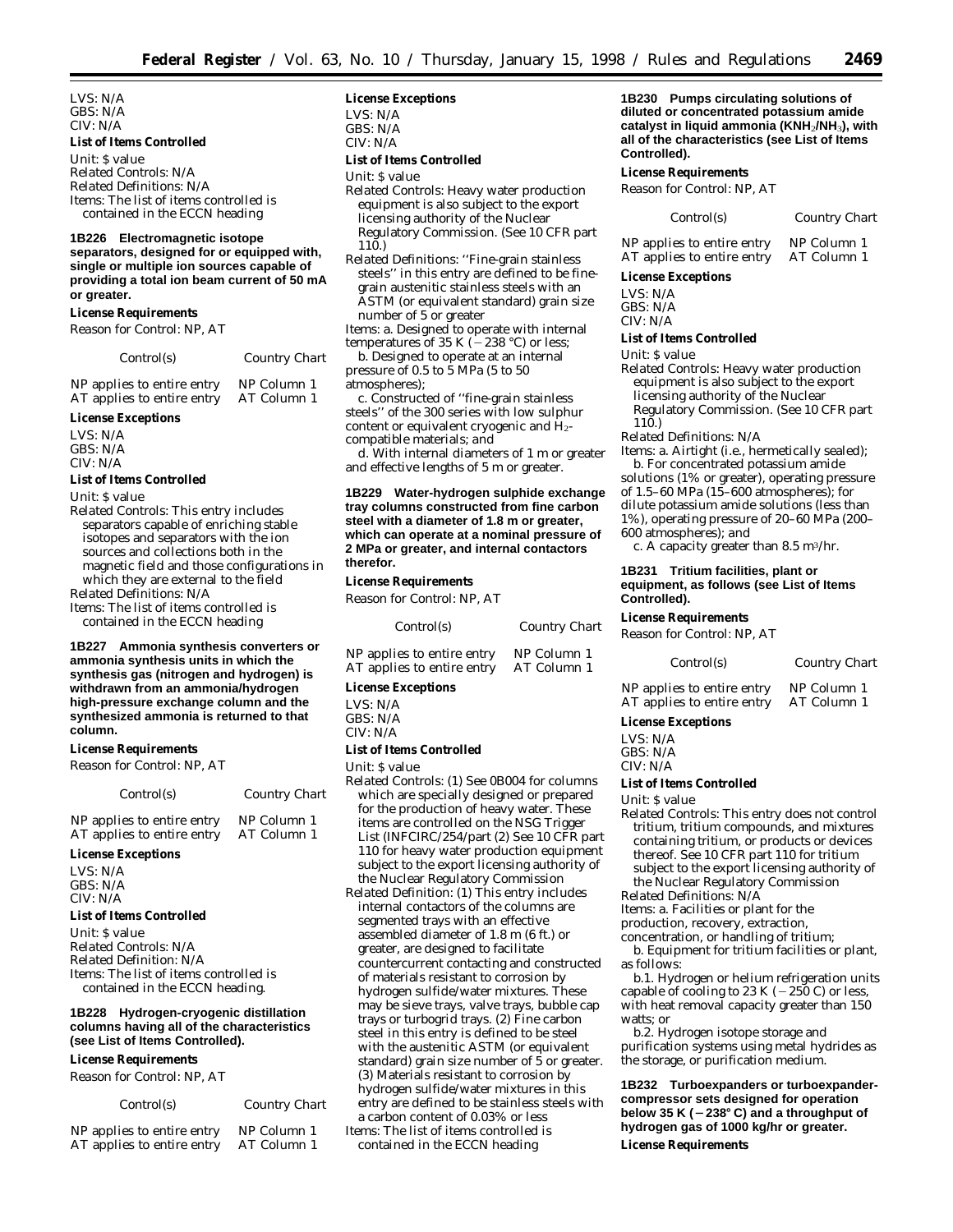LVS: N/A
GBS: N/A
CIV: N/A

**List of Items Controlled**

Unit: $ value
Related Controls: N/A
Related Definitions: N/A
Items: The list of items controlled is contained in the ECCN heading

**1B226 Electromagnetic isotope separators, designed for or equipped with, single or multiple ion sources capable of providing a total ion beam current of 50 mA or greater.**

**License Requirements**

Reason for Control: NP, AT

| Control(s) | Country Chart |
|---|---|
| NP applies to entire entry | NP Column 1 |
| AT applies to entire entry | AT Column 1 |

**License Exceptions**

LVS: N/A
GBS: N/A
CIV: N/A

**List of Items Controlled**

Unit: $ value
Related Controls: This entry includes separators capable of enriching stable isotopes and separators with the ion sources and collections both in the magnetic field and those configurations in which they are external to the field
Related Definitions: N/A
Items: The list of items controlled is contained in the ECCN heading

**1B227 Ammonia synthesis converters or ammonia synthesis units in which the synthesis gas (nitrogen and hydrogen) is withdrawn from an ammonia/hydrogen high-pressure exchange column and the synthesized ammonia is returned to that column.**

**License Requirements**

Reason for Control: NP, AT

| Control(s) | Country Chart |
|---|---|
| NP applies to entire entry | NP Column 1 |
| AT applies to entire entry | AT Column 1 |

**License Exceptions**

LVS: N/A
GBS: N/A
CIV: N/A

**List of Items Controlled**

Unit: $ value
Related Controls: N/A
Related Definition: N/A
Items: The list of items controlled is contained in the ECCN heading.

**1B228 Hydrogen-cryogenic distillation columns having all of the characteristics (see List of Items Controlled).**

**License Requirements**

Reason for Control: NP, AT

| Control(s) | Country Chart |
|---|---|
| NP applies to entire entry | NP Column 1 |
| AT applies to entire entry | AT Column 1 |

**License Exceptions**

LVS: N/A
GBS: N/A
CIV: N/A

**List of Items Controlled**

Unit: $ value
Related Controls: Heavy water production equipment is also subject to the export licensing authority of the Nuclear Regulatory Commission. (See 10 CFR part 110.)
Related Definitions: ''Fine-grain stainless steels'' in this entry are defined to be fine-grain austenitic stainless steels with an ASTM (or equivalent standard) grain size number of 5 or greater
Items: a. Designed to operate with internal temperatures of 35 K (−238 °C) or less;

b. Designed to operate at an internal pressure of 0.5 to 5 MPa (5 to 50 atmospheres);

c. Constructed of ''fine-grain stainless steels'' of the 300 series with low sulphur content or equivalent cryogenic and $H_2$-compatible materials; and

d. With internal diameters of 1 m or greater and effective lengths of 5 m or greater.

**1B229 Water-hydrogen sulphide exchange tray columns constructed from fine carbon steel with a diameter of 1.8 m or greater, which can operate at a nominal pressure of 2 MPa or greater, and internal contactors therefor.**

**License Requirements**

Reason for Control: NP, AT

| Control(s) | Country Chart |
|---|---|
| NP applies to entire entry | NP Column 1 |
| AT applies to entire entry | AT Column 1 |

**License Exceptions**

LVS: N/A
GBS: N/A
CIV: N/A

**List of Items Controlled**

Unit: $ value
Related Controls: (1) See 0B004 for columns which are specially designed or prepared for the production of heavy water. These items are controlled on the NSG Trigger List (INFCIRC/254/part (2) See 10 CFR part 110 for heavy water production equipment subject to the export licensing authority of the Nuclear Regulatory Commission
Related Definition: (1) This entry includes internal contactors of the columns are segmented trays with an effective assembled diameter of 1.8 m (6 ft.) or greater, are designed to facilitate countercurrent contacting and constructed of materials resistant to corrosion by hydrogen sulfide/water mixtures. These may be sieve trays, valve trays, bubble cap trays or turbogrid trays. (2) Fine carbon steel in this entry is defined to be steel with the austenitic ASTM (or equivalent standard) grain size number of 5 or greater. (3) Materials resistant to corrosion by hydrogen sulfide/water mixtures in this entry are defined to be stainless steels with a carbon content of 0.03% or less
Items: The list of items controlled is contained in the ECCN heading

**1B230 Pumps circulating solutions of diluted or concentrated potassium amide catalyst in liquid ammonia ($KNH_2/NH_3$), with all of the characteristics (see List of Items Controlled).**

**License Requirements**

Reason for Control: NP, AT

| Control(s) | Country Chart |
|---|---|
| NP applies to entire entry | NP Column 1 |
| AT applies to entire entry | AT Column 1 |

**License Exceptions**

LVS: N/A
GBS: N/A
CIV: N/A

**List of Items Controlled**

Unit: $ value
Related Controls: Heavy water production equipment is also subject to the export licensing authority of the Nuclear Regulatory Commission. (See 10 CFR part 110.)
Related Definitions: N/A
Items: a. Airtight (i.e., hermetically sealed);

b. For concentrated potassium amide solutions (1% or greater), operating pressure of 1.5–60 MPa (15–600 atmospheres); for dilute potassium amide solutions (less than 1%), operating pressure of 20–60 MPa (200–600 atmospheres); and

c. A capacity greater than 8.5 $m^3$/hr.

**1B231 Tritium facilities, plant or equipment, as follows (see List of Items Controlled).**

**License Requirements**

Reason for Control: NP, AT

| Control(s) | Country Chart |
|---|---|
| NP applies to entire entry | NP Column 1 |
| AT applies to entire entry | AT Column 1 |

**License Exceptions**

LVS: N/A
GBS: N/A
CIV: N/A

**List of Items Controlled**

Unit: $ value
Related Controls: This entry does not control tritium, tritium compounds, and mixtures containing tritium, or products or devices thereof. See 10 CFR part 110 for tritium subject to the export licensing authority of the Nuclear Regulatory Commission
Related Definitions: N/A
Items: a. Facilities or plant for the production, recovery, extraction, concentration, or handling of tritium;

b. Equipment for tritium facilities or plant, as follows:

b.1. Hydrogen or helium refrigeration units capable of cooling to 23 K (−250 C) or less, with heat removal capacity greater than 150 watts; or

b.2. Hydrogen isotope storage and purification systems using metal hydrides as the storage, or purification medium.

**1B232 Turboexpanders or turboexpander-compressor sets designed for operation below 35 K (−238° C) and a throughput of hydrogen gas of 1000 kg/hr or greater.**

**License Requirements**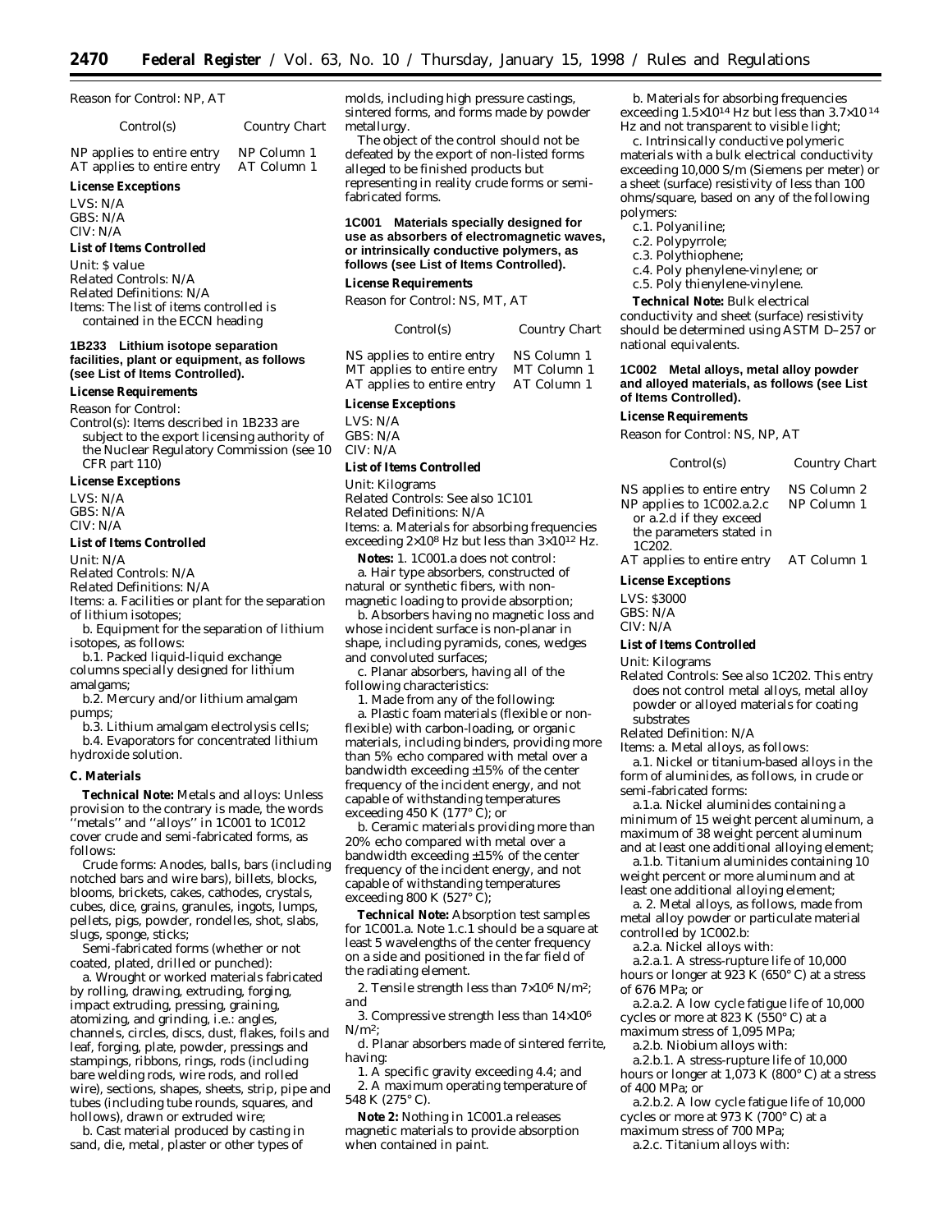Reason for Control: NP, AT

| Control(s) | Country Chart |
|---|---|
| NP applies to entire entry | NP Column 1 |
| AT applies to entire entry | AT Column 1 |

**License Exceptions**

LVS: N/A
GBS: N/A
CIV: N/A

**List of Items Controlled**

Unit: $ value
Related Controls: N/A
Related Definitions: N/A
Items: The list of items controlled is contained in the ECCN heading

### 1B233 Lithium isotope separation facilities, plant or equipment, as follows (see List of Items Controlled).

**License Requirements**

Reason for Control:

Control(s): Items described in 1B233 are subject to the export licensing authority of the Nuclear Regulatory Commission (see 10 CFR part 110)

**License Exceptions**

LVS: N/A
GBS: N/A
CIV: N/A

**List of Items Controlled**

Unit: N/A
Related Controls: N/A
Related Definitions: N/A
Items: a. Facilities or plant for the separation of lithium isotopes;

b. Equipment for the separation of lithium isotopes, as follows:

b.1. Packed liquid-liquid exchange columns specially designed for lithium amalgams;

b.2. Mercury and/or lithium amalgam pumps;

b.3. Lithium amalgam electrolysis cells;

b.4. Evaporators for concentrated lithium hydroxide solution.

## C. Materials

**Technical Note:** Metals and alloys: Unless provision to the contrary is made, the words ''metals'' and ''alloys'' in 1C001 to 1C012 cover crude and semi-fabricated forms, as follows:

Crude forms: Anodes, balls, bars (including notched bars and wire bars), billets, blocks, blooms, brickets, cakes, cathodes, crystals, cubes, dice, grains, granules, ingots, lumps, pellets, pigs, powder, rondelles, shot, slabs, slugs, sponge, sticks;

Semi-fabricated forms (whether or not coated, plated, drilled or punched):

a. Wrought or worked materials fabricated by rolling, drawing, extruding, forging, impact extruding, pressing, graining, atomizing, and grinding, i.e.: angles, channels, circles, discs, dust, flakes, foils and leaf, forging, plate, powder, pressings and stampings, ribbons, rings, rods (including bare welding rods, wire rods, and rolled wire), sections, shapes, sheets, strip, pipe and tubes (including tube rounds, squares, and hollows), drawn or extruded wire;

b. Cast material produced by casting in sand, die, metal, plaster or other types of molds, including high pressure castings, sintered forms, and forms made by powder metallurgy.

The object of the control should not be defeated by the export of non-listed forms alleged to be finished products but representing in reality crude forms or semi-fabricated forms.

### 1C001 Materials specially designed for use as absorbers of electromagnetic waves, or intrinsically conductive polymers, as follows (see List of Items Controlled).

**License Requirements**

Reason for Control: NS, MT, AT

| Control(s) | Country Chart |
|---|---|
| NS applies to entire entry | NS Column 1 |
| MT applies to entire entry | MT Column 1 |
| AT applies to entire entry | AT Column 1 |

**License Exceptions**

LVS: N/A
GBS: N/A
CIV: N/A

**List of Items Controlled**

Unit: Kilograms
Related Controls: See also 1C101
Related Definitions: N/A
Items: a. Materials for absorbing frequencies exceeding $2 \times 10^8$ Hz but less than $3 \times 10^{12}$ Hz.

**Notes:** 1. 1C001.a does not control:

a. Hair type absorbers, constructed of natural or synthetic fibers, with non-magnetic loading to provide absorption;

b. Absorbers having no magnetic loss and whose incident surface is non-planar in shape, including pyramids, cones, wedges and convoluted surfaces;

c. Planar absorbers, having all of the following characteristics:

1. Made from any of the following:

a. Plastic foam materials (flexible or non-flexible) with carbon-loading, or organic materials, including binders, providing more than 5% echo compared with metal over a bandwidth exceeding ±15% of the center frequency of the incident energy, and not capable of withstanding temperatures exceeding 450 K (177° C); or

b. Ceramic materials providing more than 20% echo compared with metal over a bandwidth exceeding ±15% of the center frequency of the incident energy, and not capable of withstanding temperatures exceeding 800 K (527° C);

**Technical Note:** Absorption test samples for 1C001.a. Note 1.c.1 should be a square at least 5 wavelengths of the center frequency on a side and positioned in the far field of the radiating element.

2. Tensile strength less than $7 \times 10^6$ N/m$^2$; and

3. Compressive strength less than $14 \times 10^6$ N/m$^2$;

d. Planar absorbers made of sintered ferrite, having:

1. A specific gravity exceeding 4.4; and

2. A maximum operating temperature of 548 K (275° C).

**Note 2:** Nothing in 1C001.a releases magnetic materials to provide absorption when contained in paint.

b. Materials for absorbing frequencies exceeding $1.5 \times 10^{14}$ Hz but less than $3.7 \times 10^{14}$ Hz and not transparent to visible light;

c. Intrinsically conductive polymeric materials with a bulk electrical conductivity exceeding 10,000 S/m (Siemens per meter) or a sheet (surface) resistivity of less than 100 ohms/square, based on any of the following polymers:

c.1. Polyaniline;

c.2. Polypyrrole;

c.3. Polythiophene;

c.4. Poly phenylene-vinylene; or

c.5. Poly thienylene-vinylene.

**Technical Note:** Bulk electrical conductivity and sheet (surface) resistivity should be determined using ASTM D–257 or national equivalents.

### 1C002 Metal alloys, metal alloy powder and alloyed materials, as follows (see List of Items Controlled).

**License Requirements**

Reason for Control: NS, NP, AT

| Control(s) | Country Chart |
|---|---|
| NS applies to entire entry | NS Column 2 |
| NP applies to 1C002.a.2.c or a.2.d if they exceed the parameters stated in 1C202. | NP Column 1 |
| AT applies to entire entry | AT Column 1 |

**License Exceptions**

LVS: $3000
GBS: N/A
CIV: N/A

**List of Items Controlled**

Unit: Kilograms
Related Controls: See also 1C202. This entry does not control metal alloys, metal alloy powder or alloyed materials for coating substrates
Related Definition: N/A
Items: a. Metal alloys, as follows:

a.1. Nickel or titanium-based alloys in the form of aluminides, as follows, in crude or semi-fabricated forms:

a.1.a. Nickel aluminides containing a minimum of 15 weight percent aluminum, a maximum of 38 weight percent aluminum and at least one additional alloying element;

a.1.b. Titanium aluminides containing 10 weight percent or more aluminum and at least one additional alloying element;

a. 2. Metal alloys, as follows, made from metal alloy powder or particulate material controlled by 1C002.b:

a.2.a. Nickel alloys with:

a.2.a.1. A stress-rupture life of 10,000 hours or longer at 923 K (650° C) at a stress of 676 MPa; or

a.2.a.2. A low cycle fatigue life of 10,000 cycles or more at 823 K (550° C) at a maximum stress of 1,095 MPa;

a.2.b. Niobium alloys with:

a.2.b.1. A stress-rupture life of 10,000 hours or longer at 1,073 K (800° C) at a stress of 400 MPa; or

a.2.b.2. A low cycle fatigue life of 10,000 cycles or more at 973 K (700° C) at a maximum stress of 700 MPa;

a.2.c. Titanium alloys with: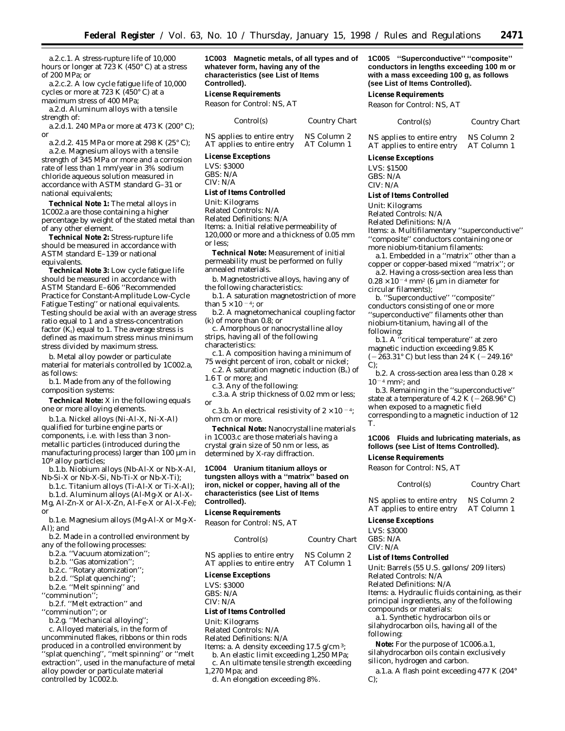a.2.c.1. A stress-rupture life of 10,000 hours or longer at 723 K (450° C) at a stress of 200 MPa; or

a.2.c.2. A low cycle fatigue life of 10,000 cycles or more at 723 K (450° C) at a maximum stress of 400 MPa;

a.2.d. Aluminum alloys with a tensile strength of:

a.2.d.1. 240 MPa or more at 473 K (200° C); or

a.2.d.2. 415 MPa or more at 298 K (25° C);

a.2.e. Magnesium alloys with a tensile strength of 345 MPa or more and a corrosion rate of less than 1 mm/year in 3% sodium chloride aqueous solution measured in accordance with ASTM standard G–31 or national equivalents;

***Technical Note 1:*** The metal alloys in 1C002.a are those containing a higher percentage by weight of the stated metal than of any other element.

***Technical Note 2:*** Stress-rupture life should be measured in accordance with ASTM standard E–139 or national equivalents.

***Technical Note 3:*** Low cycle fatigue life should be measured in accordance with ASTM Standard E–606 ''Recommended Practice for Constant-Amplitude Low-Cycle Fatigue Testing'' or national equivalents. Testing should be axial with an average stress ratio equal to 1 and a stress-concentration factor ($K_t$) equal to 1. The average stress is defined as maximum stress minus minimum stress divided by maximum stress.

b. Metal alloy powder or particulate material for materials controlled by 1C002.a, as follows:

b.1. Made from any of the following composition systems:

***Technical Note:*** X in the following equals one or more alloying elements.

b.1.a. Nickel alloys (Ni-Al-X, Ni-X-Al) qualified for turbine engine parts or components, i.e. with less than 3 non-metallic particles (introduced during the manufacturing process) larger than 100 μm in $10^9$ alloy particles;

b.1.b. Niobium alloys (Nb-Al-X or Nb-X-Al, Nb-Si-X or Nb-X-Si, Nb-Ti-X or Nb-X-Ti);

b.1.c. Titanium alloys (Ti-Al-X or Ti-X-Al);

b.1.d. Aluminum alloys (Al-Mg-X or Al-X-Mg, Al-Zn-X or Al-X-Zn, Al-Fe-X or Al-X-Fe); or

b.1.e. Magnesium alloys (Mg-Al-X or Mg-X-Al); and

b.2. Made in a controlled environment by any of the following processes:

b.2.a. ''Vacuum atomization'';

b.2.b. ''Gas atomization'';

b.2.c. ''Rotary atomization'';

b.2.d. ''Splat quenching'';

b.2.e. ''Melt spinning'' and ''comminution'';

b.2.f. ''Melt extraction'' and ''comminution''; or

b.2.g. ''Mechanical alloying'';

c. Alloyed materials, in the form of uncomminuted flakes, ribbons or thin rods produced in a controlled environment by ''splat quenching'', ''melt spinning'' or ''melt extraction'', used in the manufacture of metal alloy powder or particulate material controlled by 1C002.b.

**1C003 Magnetic metals, of all types and of whatever form, having any of the characteristics (see List of Items Controlled).**

***License Requirements***

Reason for Control: NS, AT

| Control(s) | Country Chart |
|---|---|
| NS applies to entire entry | NS Column 2 |
| AT applies to entire entry | AT Column 1 |

***License Exceptions***

LVS: $3000
GBS: N/A
CIV: N/A

***List of Items Controlled***

Unit: Kilograms
Related Controls: N/A
Related Definitions: N/A
Items: a. Initial relative permeability of 120,000 or more and a thickness of 0.05 mm or less;

***Technical Note:*** Measurement of initial permeability must be performed on fully annealed materials.

b. Magnetostrictive alloys, having any of the following characteristics:

b.1. A saturation magnetostriction of more than $5 \times 10^{-4}$; or

b.2. A magnetomechanical coupling factor (k) of more than 0.8; or

c. Amorphous or nanocrystalline alloy strips, having all of the following characteristics:

c.1. A composition having a minimum of 75 weight percent of iron, cobalt or nickel;

c.2. A saturation magnetic induction ($B_s$) of 1.6 T or more; and

c.3. Any of the following:

c.3.a. A strip thickness of 0.02 mm or less; or

c.3.b. An electrical resistivity of $2 \times 10^{-4}$; ohm cm or more.

***Technical Note:*** Nanocrystalline materials in 1C003.c are those materials having a crystal grain size of 50 nm or less, as determined by X-ray diffraction.

**1C004 Uranium titanium alloys or tungsten alloys with a ''matrix'' based on iron, nickel or copper, having all of the characteristics (see List of Items Controlled).**

***License Requirements***

Reason for Control: NS, AT

| Control(s) | Country Chart |
|---|---|
| NS applies to entire entry | NS Column 2 |
| AT applies to entire entry | AT Column 1 |

***License Exceptions***

LVS: $3000
GBS: N/A
CIV: N/A

***List of Items Controlled***

Unit: Kilograms
Related Controls: N/A
Related Definitions: N/A
Items: a. A density exceeding 17.5 g/cm$^3$;

b. An elastic limit exceeding 1,250 MPa;

c. An ultimate tensile strength exceeding 1,270 Mpa; and

d. An elongation exceeding 8%.

**1C005 ''Superconductive'' ''composite'' conductors in lengths exceeding 100 m or with a mass exceeding 100 g, as follows (see List of Items Controlled).**

***License Requirements***

Reason for Control: NS, AT

| Control(s) | Country Chart |
|---|---|
| NS applies to entire entry | NS Column 2 |
| AT applies to entire entry | AT Column 1 |

***License Exceptions***

LVS: $1500
GBS: N/A
CIV: N/A

***List of Items Controlled***

Unit: Kilograms
Related Controls: N/A
Related Definitions: N/A
Items: a. Multifilamentary ''superconductive'' ''composite'' conductors containing one or more niobium-titanium filaments:

a.1. Embedded in a ''matrix'' other than a copper or copper-based mixed ''matrix''; or

a.2. Having a cross-section area less than $0.28 \times 10^{-4}$ mm$^2$ (6 μm in diameter for circular filaments);

b. ''Superconductive'' ''composite'' conductors consisting of one or more ''superconductive'' filaments other than niobium-titanium, having all of the following:

b.1. A ''critical temperature'' at zero magnetic induction exceeding 9.85 K (−263.31° C) but less than 24 K (−249.16° C);

b.2. A cross-section area less than $0.28 \times 10^{-4}$ mm$^2$; and

b.3. Remaining in the ''superconductive'' state at a temperature of 4.2 K (−268.96° C) when exposed to a magnetic field corresponding to a magnetic induction of 12 T.

**1C006 Fluids and lubricating materials, as follows (see List of Items Controlled).**

***License Requirements***

Reason for Control: NS, AT

| Control(s) | Country Chart |
|---|---|
| NS applies to entire entry | NS Column 2 |
| AT applies to entire entry | AT Column 1 |

***License Exceptions***

LVS: $3000
GBS: N/A
CIV: N/A

***List of Items Controlled***

Unit: Barrels (55 U.S. gallons/209 liters)
Related Controls: N/A
Related Definitions: N/A
Items: a. Hydraulic fluids containing, as their principal ingredients, any of the following compounds or materials:

a.1. Synthetic hydrocarbon oils or silahydrocarbon oils, having all of the following:

***Note:*** For the purpose of 1C006.a.1, silahydrocarbon oils contain exclusively silicon, hydrogen and carbon.

a.1.a. A flash point exceeding 477 K (204° C);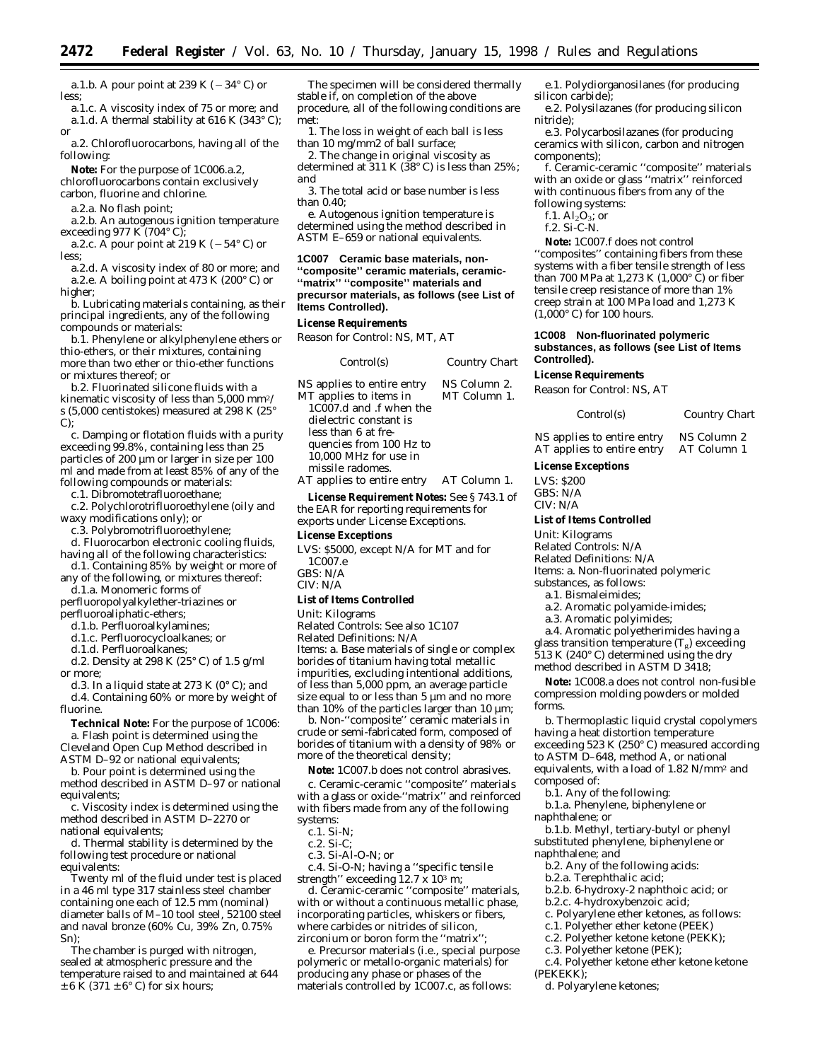a.1.b. A pour point at 239 K (−34° C) or less;

a.1.c. A viscosity index of 75 or more; and

a.1.d. A thermal stability at 616 K (343° C); or

a.2. Chlorofluorocarbons, having all of the following:

**Note:** For the purpose of 1C006.a.2, chlorofluorocarbons contain exclusively carbon, fluorine and chlorine.

a.2.a. No flash point;

a.2.b. An autogenous ignition temperature exceeding 977 K (704° C);

a.2.c. A pour point at 219 K (−54° C) or less;

a.2.d. A viscosity index of 80 or more; and

a.2.e. A boiling point at 473 K (200° C) or higher;

b. Lubricating materials containing, as their principal ingredients, any of the following compounds or materials:

b.1. Phenylene or alkylphenylene ethers or thio-ethers, or their mixtures, containing more than two ether or thio-ether functions or mixtures thereof; or

b.2. Fluorinated silicone fluids with a kinematic viscosity of less than 5,000 $mm^2$/s (5,000 centistokes) measured at 298 K (25° C);

c. Damping or flotation fluids with a purity exceeding 99.8%, containing less than 25 particles of 200 µm or larger in size per 100 ml and made from at least 85% of any of the following compounds or materials:

c.1. Dibromotetrafluoroethane;

c.2. Polychlorotrifluoroethylene (oily and waxy modifications only); or

c.3. Polybromotrifluoroethylene;

d. Fluorocarbon electronic cooling fluids, having all of the following characteristics:

d.1. Containing 85% by weight or more of any of the following, or mixtures thereof:

d.1.a. Monomeric forms of perfluoropolyalkylether-triazines or perfluoroaliphatic-ethers;

d.1.b. Perfluoroalkylamines;

d.1.c. Perfluorocycloalkanes; or

d.1.d. Perfluoroalkanes;

d.2. Density at 298 K (25° C) of 1.5 g/ml or more;

d.3. In a liquid state at 273 K (0° C); and

d.4. Containing 60% or more by weight of fluorine.

**Technical Note:** For the purpose of 1C006:

a. Flash point is determined using the Cleveland Open Cup Method described in ASTM D–92 or national equivalents;

b. Pour point is determined using the method described in ASTM D–97 or national equivalents;

c. Viscosity index is determined using the method described in ASTM D–2270 or national equivalents;

d. Thermal stability is determined by the following test procedure or national equivalents:

Twenty ml of the fluid under test is placed in a 46 ml type 317 stainless steel chamber containing one each of 12.5 mm (nominal) diameter balls of M–10 tool steel, 52100 steel and naval bronze (60% Cu, 39% Zn, 0.75% Sn);

The chamber is purged with nitrogen, sealed at atmospheric pressure and the temperature raised to and maintained at 644 ± 6 K (371 ± 6° C) for six hours;

The specimen will be considered thermally stable if, on completion of the above procedure, all of the following conditions are met:

1. The loss in weight of each ball is less than 10 mg/mm2 of ball surface;

2. The change in original viscosity as determined at 311 K (38° C) is less than 25%; and

3. The total acid or base number is less than 0.40;

e. Autogenous ignition temperature is determined using the method described in ASTM E–659 or national equivalents.

### 1C007 Ceramic base materials, non-"composite" ceramic materials, ceramic-"matrix" "composite" materials and precursor materials, as follows (see List of Items Controlled).

**License Requirements**

Reason for Control: NS, MT, AT

| Control(s) | Country Chart |
|---|---|
| NS applies to entire entry | NS Column 2. |
| MT applies to items in 1C007.d and .f when the dielectric constant is less than 6 at frequencies from 100 Hz to 10,000 MHz for use in missile radomes. | MT Column 1. |
| AT applies to entire entry | AT Column 1. |

**License Requirement Notes:** See § 743.1 of the EAR for reporting requirements for exports under License Exceptions.

**License Exceptions**

LVS: $5000, except N/A for MT and for 1C007.e
GBS: N/A
CIV: N/A

**List of Items Controlled**

Unit: Kilograms
Related Controls: See also 1C107
Related Definitions: N/A
Items: a. Base materials of single or complex borides of titanium having total metallic impurities, excluding intentional additions, of less than 5,000 ppm, an average particle size equal to or less than 5 µm and no more than 10% of the particles larger than 10 µm;

b. Non-"composite" ceramic materials in crude or semi-fabricated form, composed of borides of titanium with a density of 98% or more of the theoretical density;

**Note:** 1C007.b does not control abrasives.

c. Ceramic-ceramic "composite" materials with a glass or oxide-"matrix" and reinforced with fibers made from any of the following systems:

c.1. Si-N;

c.2. Si-C;

c.3. Si-Al-O-N; or

c.4. Si-O-N; having a "specific tensile strength" exceeding 12.7 x $10^3$ m;

d. Ceramic-ceramic "composite" materials, with or without a continuous metallic phase, incorporating particles, whiskers or fibers, where carbides or nitrides of silicon, zirconium or boron form the "matrix";

e. Precursor materials (i.e., special purpose polymeric or metallo-organic materials) for producing any phase or phases of the materials controlled by 1C007.c, as follows:

e.1. Polydiorganosilanes (for producing silicon carbide);

e.2. Polysilazanes (for producing silicon nitride);

e.3. Polycarbosilazanes (for producing ceramics with silicon, carbon and nitrogen components);

f. Ceramic-ceramic "composite" materials with an oxide or glass "matrix" reinforced with continuous fibers from any of the following systems:

f.1. $Al_2O_3$; or

f.2. Si-C-N.

**Note:** 1C007.f does not control "composites" containing fibers from these systems with a fiber tensile strength of less than 700 MPa at 1,273 K (1,000° C) or fiber tensile creep resistance of more than 1% creep strain at 100 MPa load and 1,273 K (1,000° C) for 100 hours.

### 1C008 Non-fluorinated polymeric substances, as follows (see List of Items Controlled).

**License Requirements**

Reason for Control: NS, AT

| Control(s) | Country Chart |
|---|---|
| NS applies to entire entry | NS Column 2 |
| AT applies to entire entry | AT Column 1 |

**License Exceptions**

LVS: $200
GBS: N/A
CIV: N/A

**List of Items Controlled**

Unit: Kilograms
Related Controls: N/A
Related Definitions: N/A
Items: a. Non-fluorinated polymeric substances, as follows:

a.1. Bismaleimides;

a.2. Aromatic polyamide-imides;

a.3. Aromatic polyimides;

a.4. Aromatic polyetherimides having a glass transition temperature ($T_g$) exceeding 513 K (240° C) determined using the dry method described in ASTM D 3418;

**Note:** 1C008.a does not control non-fusible compression molding powders or molded forms.

b. Thermoplastic liquid crystal copolymers having a heat distortion temperature exceeding 523 K (250° C) measured according to ASTM D–648, method A, or national equivalents, with a load of 1.82 N/$mm^2$ and composed of:

b.1. Any of the following:

b.1.a. Phenylene, biphenylene or naphthalene; or

b.1.b. Methyl, tertiary-butyl or phenyl substituted phenylene, biphenylene or naphthalene; and

b.2. Any of the following acids:

b.2.a. Terephthalic acid;

b.2.b. 6-hydroxy-2 naphthoic acid; or

b.2.c. 4-hydroxybenzoic acid;

c. Polyarylene ether ketones, as follows:

c.1. Polyether ether ketone (PEEK)

c.2. Polyether ketone ketone (PEKK);

c.3. Polyether ketone (PEK);

c.4. Polyether ketone ether ketone ketone (PEKEKK);

d. Polyarylene ketones;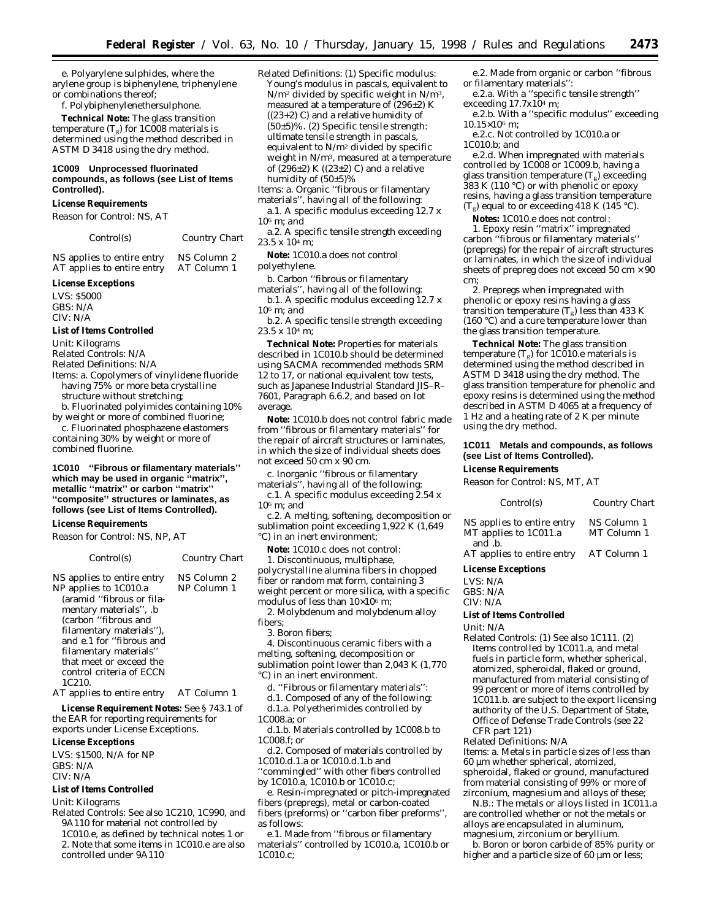e. Polyarylene sulphides, where the arylene group is biphenylene, triphenylene or combinations thereof;

f. Polybiphenylenethersulphone.

**Technical Note:** The glass transition temperature ($T_g$) for 1C008 materials is determined using the method described in ASTM D 3418 using the dry method.

**1C009 Unprocessed fluorinated compounds, as follows (see List of Items Controlled).**

**License Requirements**

Reason for Control: NS, AT

| Control(s) | Country Chart |
|---|---|
| NS applies to entire entry | NS Column 2 |
| AT applies to entire entry | AT Column 1 |

**License Exceptions**

LVS: $5000
GBS: N/A
CIV: N/A

**List of Items Controlled**

Unit: Kilograms
Related Controls: N/A
Related Definitions: N/A
Items: a. Copolymers of vinylidene fluoride having 75% or more beta crystalline structure without stretching;

b. Fluorinated polyimides containing 10% by weight or more of combined fluorine;

c. Fluorinated phosphazene elastomers containing 30% by weight or more of combined fluorine.

**1C010 ''Fibrous or filamentary materials'' which may be used in organic ''matrix'', metallic ''matrix'' or carbon ''matrix'' ''composite'' structures or laminates, as follows (see List of Items Controlled).**

**License Requirements**

Reason for Control: NS, NP, AT

| Control(s) | Country Chart |
|---|---|
| NS applies to entire entry | NS Column 2 |
| NP applies to 1C010.a (aramid ''fibrous or filamentary materials'', .b (carbon ''fibrous and filamentary materials''), and e.1 for ''fibrous and filamentary materials'' that meet or exceed the control criteria of ECCN 1C210. | NP Column 1 |
| AT applies to entire entry | AT Column 1 |

**License Requirement Notes:** See § 743.1 of the EAR for reporting requirements for exports under License Exceptions.

**License Exceptions**

LVS: $1500, N/A for NP
GBS: N/A
CIV: N/A

**List of Items Controlled**

Unit: Kilograms
Related Controls: See also 1C210, 1C990, and 9A110 for material not controlled by 1C010.e, as defined by technical notes 1 or 2. Note that some items in 1C010.e are also controlled under 9A110
Related Definitions: (1) Specific modulus: Young's modulus in pascals, equivalent to $N/m^2$ divided by specific weight in $N/m^3$, measured at a temperature of (296±2) K ((23+2) C) and a relative humidity of (50±5)%. (2) Specific tensile strength: ultimate tensile strength in pascals, equivalent to $N/m^2$ divided by specific weight in $N/m^3$, measured at a temperature of (296±2) K ((23±2) C) and a relative humidity of (50±5)%
Items: a. Organic ''fibrous or filamentary materials'', having all of the following:

a.1. A specific modulus exceeding $12.7 \times 10^6$ m; and

a.2. A specific tensile strength exceeding $23.5 \times 10^4$ m;

**Note:** 1C010.a does not control polyethylene.

b. Carbon ''fibrous or filamentary materials'', having all of the following:

b.1. A specific modulus exceeding $12.7 \times 10^6$ m; and

b.2. A specific tensile strength exceeding $23.5 \times 10^4$ m;

**Technical Note:** Properties for materials described in 1C010.b should be determined using SACMA recommended methods SRM 12 to 17, or national equivalent tow tests, such as Japanese Industrial Standard JIS–R–7601, Paragraph 6.6.2, and based on lot average.

**Note:** 1C010.b does not control fabric made from ''fibrous or filamentary materials'' for the repair of aircraft structures or laminates, in which the size of individual sheets does not exceed 50 cm x 90 cm.

c. Inorganic ''fibrous or filamentary materials'', having all of the following:

c.1. A specific modulus exceeding $2.54 \times 10^6$ m; and

c.2. A melting, softening, decomposition or sublimation point exceeding 1,922 K (1,649 °C) in an inert environment;

**Note:** 1C010.c does not control:

1. Discontinuous, multiphase, polycrystalline alumina fibers in chopped fiber or random mat form, containing 3 weight percent or more silica, with a specific modulus of less than $10 \times 10^6$ m;

2. Molybdenum and molybdenum alloy fibers;

3. Boron fibers;

4. Discontinuous ceramic fibers with a melting, softening, decomposition or sublimation point lower than 2,043 K (1,770 °C) in an inert environment.

d. ''Fibrous or filamentary materials'':

d.1. Composed of any of the following:

d.1.a. Polyetherimides controlled by 1C008.a; or

d.1.b. Materials controlled by 1C008.b to 1C008.f; or

d.2. Composed of materials controlled by 1C010.d.1.a or 1C010.d.1.b and ''commingled'' with other fibers controlled by 1C010.a, 1C010.b or 1C010.c;

e. Resin-impregnated or pitch-impregnated fibers (prepregs), metal or carbon-coated fibers (preforms) or ''carbon fiber preforms'', as follows:

e.1. Made from ''fibrous or filamentary materials'' controlled by 1C010.a, 1C010.b or 1C010.c;

e.2. Made from organic or carbon ''fibrous or filamentary materials'':

e.2.a. With a ''specific tensile strength'' exceeding $17.7 \times 10^4$ m;

e.2.b. With a ''specific modulus'' exceeding $10.15 \times 10^6$ m;

e.2.c. Not controlled by 1C010.a or 1C010.b; and

e.2.d. When impregnated with materials controlled by 1C008 or 1C009.b, having a glass transition temperature ($T_g$) exceeding 383 K (110 °C) or with phenolic or epoxy resins, having a glass transition temperature ($T_g$) equal to or exceeding 418 K (145 °C).

**Notes:** 1C010.e does not control:

1. Epoxy resin ''matrix'' impregnated carbon ''fibrous or filamentary materials'' (prepregs) for the repair of aircraft structures or laminates, in which the size of individual sheets of prepreg does not exceed 50 cm × 90 cm;

2. Prepregs when impregnated with phenolic or epoxy resins having a glass transition temperature ($T_g$) less than 433 K (160 °C) and a cure temperature lower than the glass transition temperature.

**Technical Note:** The glass transition temperature ($T_g$) for 1C010.e materials is determined using the method described in ASTM D 3418 using the dry method. The glass transition temperature for phenolic and epoxy resins is determined using the method described in ASTM D 4065 at a frequency of 1 Hz and a heating rate of 2 K per minute using the dry method.

**1C011 Metals and compounds, as follows (see List of Items Controlled).**

**License Requirements**

Reason for Control: NS, MT, AT

| Control(s) | Country Chart |
|---|---|
| NS applies to entire entry | NS Column 1 |
| MT applies to 1C011.a and .b. | MT Column 1 |
| AT applies to entire entry | AT Column 1 |

**License Exceptions**

LVS: N/A
GBS: N/A
CIV: N/A

**List of Items Controlled**

Unit: N/A
Related Controls: (1) See also 1C111. (2) Items controlled by 1C011.a, and metal fuels in particle form, whether spherical, atomized, spheroidal, flaked or ground, manufactured from material consisting of 99 percent or more of items controlled by 1C011.b. are subject to the export licensing authority of the U.S. Department of State, Office of Defense Trade Controls (see 22 CFR part 121)
Related Definitions: N/A
Items: a. Metals in particle sizes of less than 60 µm whether spherical, atomized, spheroidal, flaked or ground, manufactured from material consisting of 99% or more of zirconium, magnesium and alloys of these;

N.B.: The metals or alloys listed in 1C011.a are controlled whether or not the metals or alloys are encapsulated in aluminum, magnesium, zirconium or beryllium.

b. Boron or boron carbide of 85% purity or higher and a particle size of 60 µm or less;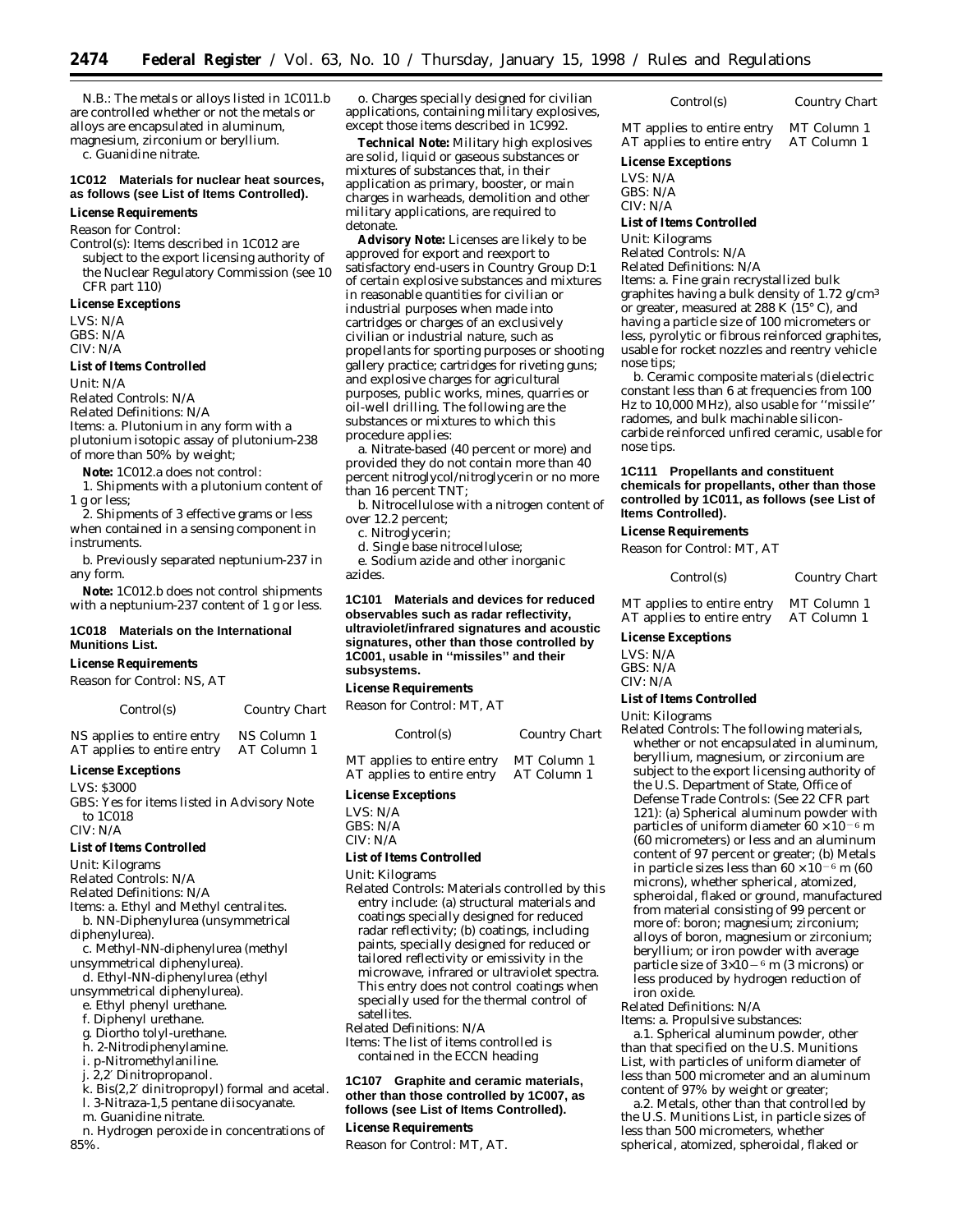N.B.: The metals or alloys listed in 1C011.b are controlled whether or not the metals or alloys are encapsulated in aluminum, magnesium, zirconium or beryllium.

c. Guanidine nitrate.

**1C012 Materials for nuclear heat sources, as follows (see List of Items Controlled).**

*License Requirements*

Reason for Control:

Control(s): Items described in 1C012 are subject to the export licensing authority of the Nuclear Regulatory Commission (see 10 CFR part 110)

*License Exceptions*

LVS: N/A
GBS: N/A
CIV: N/A

*List of Items Controlled*

Unit: N/A
Related Controls: N/A
Related Definitions: N/A
Items: a. Plutonium in any form with a plutonium isotopic assay of plutonium-238 of more than 50% by weight;

**Note:** 1C012.a does not control:

1. Shipments with a plutonium content of 1 g or less;
2. Shipments of 3 effective grams or less when contained in a sensing component in instruments.

b. Previously separated neptunium-237 in any form.

**Note:** 1C012.b does not control shipments with a neptunium-237 content of 1 g or less.

**1C018 Materials on the International Munitions List.**

*License Requirements*

Reason for Control: NS, AT

| Control(s) | Country Chart |
|---|---|
| NS applies to entire entry | NS Column 1 |
| AT applies to entire entry | AT Column 1 |

*License Exceptions*

LVS: $3000
GBS: Yes for items listed in Advisory Note to 1C018
CIV: N/A

*List of Items Controlled*

Unit: Kilograms
Related Controls: N/A
Related Definitions: N/A
Items: a. Ethyl and Methyl centralites.

b. NN-Diphenylurea (unsymmetrical diphenylurea).
c. Methyl-NN-diphenylurea (methyl unsymmetrical diphenylurea).
d. Ethyl-NN-diphenylurea (ethyl unsymmetrical diphenylurea).
e. Ethyl phenyl urethane.
f. Diphenyl urethane.
g. Diortho tolyl-urethane.
h. 2-Nitrodiphenylamine.
i. p-Nitromethylaniline.
j. 2,2′ Dinitropropanol.
k. Bis(2,2′ dinitropropyl) formal and acetal.
l. 3-Nitraza-1,5 pentane diisocyanate.
m. Guanidine nitrate.
n. Hydrogen peroxide in concentrations of 85%.
o. Charges specially designed for civilian applications, containing military explosives, except those items described in 1C992.

**Technical Note:** Military high explosives are solid, liquid or gaseous substances or mixtures of substances that, in their application as primary, booster, or main charges in warheads, demolition and other military applications, are required to detonate.

**Advisory Note:** Licenses are likely to be approved for export and reexport to satisfactory end-users in Country Group D:1 of certain explosive substances and mixtures in reasonable quantities for civilian or industrial purposes when made into cartridges or charges of an exclusively civilian or industrial nature, such as propellants for sporting purposes or shooting gallery practice; cartridges for riveting guns; and explosive charges for agricultural purposes, public works, mines, quarries or oil-well drilling. The following are the substances or mixtures to which this procedure applies:

a. Nitrate-based (40 percent or more) and provided they do not contain more than 40 percent nitroglycol/nitroglycerin or no more than 16 percent TNT;
b. Nitrocellulose with a nitrogen content of over 12.2 percent;
c. Nitroglycerin;
d. Single base nitrocellulose;
e. Sodium azide and other inorganic azides.

**1C101 Materials and devices for reduced observables such as radar reflectivity, ultraviolet/infrared signatures and acoustic signatures, other than those controlled by 1C001, usable in ''missiles'' and their subsystems.**

*License Requirements*

Reason for Control: MT, AT

| Control(s) | Country Chart |
|---|---|
| MT applies to entire entry | MT Column 1 |
| AT applies to entire entry | AT Column 1 |

*License Exceptions*

LVS: N/A
GBS: N/A
CIV: N/A

*List of Items Controlled*

Unit: Kilograms
Related Controls: Materials controlled by this entry include: (a) structural materials and coatings specially designed for reduced radar reflectivity; (b) coatings, including paints, specially designed for reduced or tailored reflectivity or emissivity in the microwave, infrared or ultraviolet spectra. This entry does not control coatings when specially used for the thermal control of satellites.
Related Definitions: N/A
Items: The list of items controlled is contained in the ECCN heading

**1C107 Graphite and ceramic materials, other than those controlled by 1C007, as follows (see List of Items Controlled).**

*License Requirements*

Reason for Control: MT, AT.

| Control(s) | Country Chart |
|---|---|
| MT applies to entire entry | MT Column 1 |
| AT applies to entire entry | AT Column 1 |

*License Exceptions*

LVS: N/A
GBS: N/A
CIV: N/A

*List of Items Controlled*

Unit: Kilograms
Related Controls: N/A
Related Definitions: N/A
Items: a. Fine grain recrystallized bulk graphites having a bulk density of 1.72 g/cm$^3$ or greater, measured at 288 K (15° C), and having a particle size of 100 micrometers or less, pyrolytic or fibrous reinforced graphites, usable for rocket nozzles and reentry vehicle nose tips;

b. Ceramic composite materials (dielectric constant less than 6 at frequencies from 100 Hz to 10,000 MHz), also usable for ''missile'' radomes, and bulk machinable silicon-carbide reinforced unfired ceramic, usable for nose tips.

**1C111 Propellants and constituent chemicals for propellants, other than those controlled by 1C011, as follows (see List of Items Controlled).**

*License Requirements*

Reason for Control: MT, AT

| Control(s) | Country Chart |
|---|---|
| MT applies to entire entry | MT Column 1 |
| AT applies to entire entry | AT Column 1 |

*License Exceptions*

LVS: N/A
GBS: N/A
CIV: N/A

*List of Items Controlled*

Unit: Kilograms
Related Controls: The following materials, whether or not encapsulated in aluminum, beryllium, magnesium, or zirconium are subject to the export licensing authority of the U.S. Department of State, Office of Defense Trade Controls: (See 22 CFR part 121): (a) Spherical aluminum powder with particles of uniform diameter $60 \times 10^{-6}$ m (60 micrometers) or less and an aluminum content of 97 percent or greater; (b) Metals in particle sizes less than $60 \times 10^{-6}$ m (60 microns), whether spherical, atomized, spheroidal, flaked or ground, manufactured from material consisting of 99 percent or more of: boron; magnesium; zirconium; alloys of boron, magnesium or zirconium; beryllium; or iron powder with average particle size of $3 \times 10^{-6}$ m (3 microns) or less produced by hydrogen reduction of iron oxide.
Related Definitions: N/A
Items: a. Propulsive substances:

a.1. Spherical aluminum powder, other than that specified on the U.S. Munitions List, with particles of uniform diameter of less than 500 micrometer and an aluminum content of 97% by weight or greater;

a.2. Metals, other than that controlled by the U.S. Munitions List, in particle sizes of less than 500 micrometers, whether spherical, atomized, spheroidal, flaked or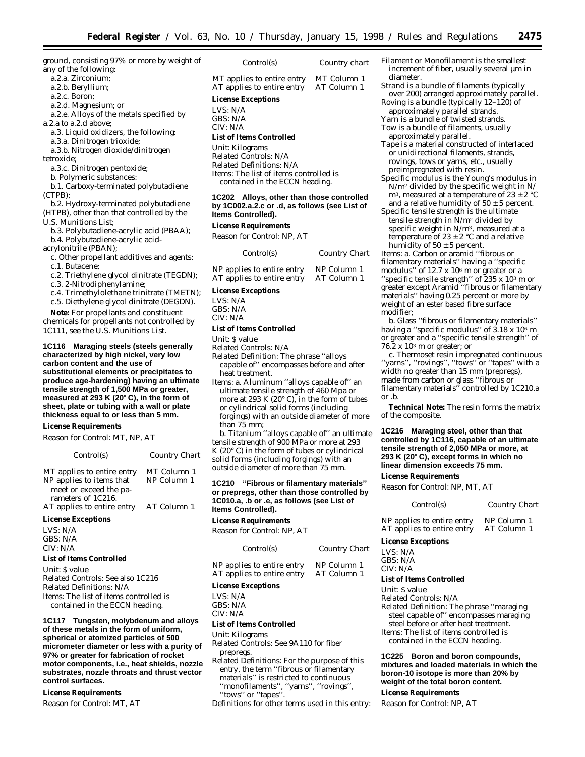ground, consisting 97% or more by weight of any of the following:

a.2.a. Zirconium;

a.2.b. Beryllium;

a.2.c. Boron;

a.2.d. Magnesium; or

a.2.e. Alloys of the metals specified by a.2.a to a.2.d above;

a.3. Liquid oxidizers, the following:

a.3.a. Dinitrogen trioxide;

a.3.b. Nitrogen dioxide/dinitrogen tetroxide;

a.3.c. Dinitrogen pentoxide;

b. Polymeric substances:

b.1. Carboxy-terminated polybutadiene (CTPB);

b.2. Hydroxy-terminated polybutadiene (HTPB), other than that controlled by the U.S. Munitions List;

b.3. Polybutadiene-acrylic acid (PBAA);

b.4. Polybutadiene-acrylic acid-acrylonitrile (PBAN);

c. Other propellant additives and agents:

c.1. Butacene;

c.2. Triethylene glycol dinitrate (TEGDN);

c.3. 2-Nitrodiphenylamine;

c.4. Trimethylolethane trinitrate (TMETN);

c.5. Diethylene glycol dinitrate (DEGDN).

**Note:** For propellants and constituent chemicals for propellants not controlled by 1C111, see the U.S. Munitions List.

**1C116 Maraging steels (steels generally characterized by high nickel, very low carbon content and the use of substitutional elements or precipitates to produce age-hardening) having an ultimate tensile strength of 1,500 MPa or greater, measured at 293 K (20° C), in the form of sheet, plate or tubing with a wall or plate thickness equal to or less than 5 mm.**

***License Requirements***

Reason for Control: MT, NP, AT

| Control(s) | Country Chart |
|---|---|
| MT applies to entire entry | MT Column 1 |
| NP applies to items that meet or exceed the parameters of 1C216. | NP Column 1 |
| AT applies to entire entry | AT Column 1 |

***License Exceptions***

LVS: N/A
GBS: N/A
CIV: N/A

***List of Items Controlled***

Unit: $ value
Related Controls: See also 1C216
Related Definitions: N/A
Items: The list of items controlled is contained in the ECCN heading.

**1C117 Tungsten, molybdenum and alloys of these metals in the form of uniform, spherical or atomized particles of 500 micrometer diameter or less with a purity of 97% or greater for fabrication of rocket motor components, i.e., heat shields, nozzle substrates, nozzle throats and thrust vector control surfaces.**

***License Requirements***

Reason for Control: MT, AT

| Control(s) | Country chart |
|---|---|
| MT applies to entire entry | MT Column 1 |
| AT applies to entire entry | AT Column 1 |

***License Exceptions***

LVS: N/A
GBS: N/A
CIV: N/A

***List of Items Controlled***

Unit: Kilograms
Related Controls: N/A
Related Definitions: N/A
Items: The list of items controlled is contained in the ECCN heading.

**1C202 Alloys, other than those controlled by 1C002.a.2.c or .d, as follows (see List of Items Controlled).**

***License Requirements***

Reason for Control: NP, AT

| Control(s) | Country Chart |
|---|---|
| NP applies to entire entry | NP Column 1 |
| AT applies to entire entry | AT Column 1 |

***License Exceptions***

LVS: N/A
GBS: N/A
CIV: N/A

***List of Items Controlled***

Unit: $ value
Related Controls: N/A
Related Definition: The phrase ''alloys capable of'' encompasses before and after heat treatment.
Items: a. Aluminum ''alloys capable of'' an ultimate tensile strength of 460 Mpa or more at 293 K (20° C), in the form of tubes or cylindrical solid forms (including forgings) with an outside diameter of more than 75 mm;

b. Titanium ''alloys capable of'' an ultimate tensile strength of 900 MPa or more at 293 K (20° C) in the form of tubes or cylindrical solid forms (including forgings) with an outside diameter of more than 75 mm.

**1C210 ''Fibrous or filamentary materials'' or prepregs, other than those controlled by 1C010.a, .b or .e, as follows (see List of Items Controlled).**

***License Requirements***

Reason for Control: NP, AT

| Control(s) | Country Chart |
|---|---|
| NP applies to entire entry | NP Column 1 |
| AT applies to entire entry | AT Column 1 |

***License Exceptions***

LVS: N/A
GBS: N/A
CIV: N/A

***List of Items Controlled***

Unit: Kilograms
Related Controls: See 9A110 for fiber prepregs.
Related Definitions: For the purpose of this entry, the term ''fibrous or filamentary materials'' is restricted to continuous ''monofilaments'', ''yarns'', ''rovings'', ''tows'' or ''tapes''.
Definitions for other terms used in this entry:
Filament or Monofilament is the smallest increment of fiber, usually several µm in diameter.
Strand is a bundle of filaments (typically over 200) arranged approximately parallel.
Roving is a bundle (typically 12–120) of approximately parallel strands.
Yarn is a bundle of twisted strands.
Tow is a bundle of filaments, usually approximately parallel.
Tape is a material constructed of interlaced or unidirectional filaments, strands, rovings, tows or yarns, etc., usually preimpregnated with resin.
Specific modulus is the Young's modulus in $N/m^2$ divided by the specific weight in $N/m^3$, measured at a temperature of 23 ± 2 °C and a relative humidity of 50 ± 5 percent.
Specific tensile strength is the ultimate tensile strength in $N/m^2$ divided by specific weight in $N/m^3$, measured at a temperature of 23 ± 2 °C and a relative humidity of 50 ± 5 percent.
Items: a. Carbon or aramid ''fibrous or filamentary materials'' having a ''specific modulus'' of $12.7 \times 10^6$ m or greater or a ''specific tensile strength'' of $235 \times 10^3$ m or greater except Aramid ''fibrous or filamentary materials'' having 0.25 percent or more by weight of an ester based fibre surface modifier;

b. Glass ''fibrous or filamentary materials'' having a ''specific modulus'' of $3.18 \times 10^6$ m or greater and a ''specific tensile strength'' of $76.2 \times 10^3$ m or greater; or

c. Thermoset resin impregnated continuous ''yarns'', ''rovings'', ''tows'' or ''tapes'' with a width no greater than 15 mm (prepregs), made from carbon or glass ''fibrous or filamentary materials'' controlled by 1C210.a or .b.

**Technical Note:** The resin forms the matrix of the composite.

**1C216 Maraging steel, other than that controlled by 1C116, capable of an ultimate tensile strength of 2,050 MPa or more, at 293 K (20° C), except forms in which no linear dimension exceeds 75 mm.**

***License Requirements***

Reason for Control: NP, MT, AT

| Control(s) | Country Chart |
|---|---|
| NP applies to entire entry | NP Column 1 |
| AT applies to entire entry | AT Column 1 |

***License Exceptions***

LVS: N/A
GBS: N/A
CIV: N/A

***List of Items Controlled***

Unit: $ value
Related Controls: N/A
Related Definition: The phrase ''maraging steel capable of'' encompasses maraging steel before or after heat treatment.
Items: The list of items controlled is contained in the ECCN heading.

**1C225 Boron and boron compounds, mixtures and loaded materials in which the boron-10 isotope is more than 20% by weight of the total boron content.**

***License Requirements***

Reason for Control: NP, AT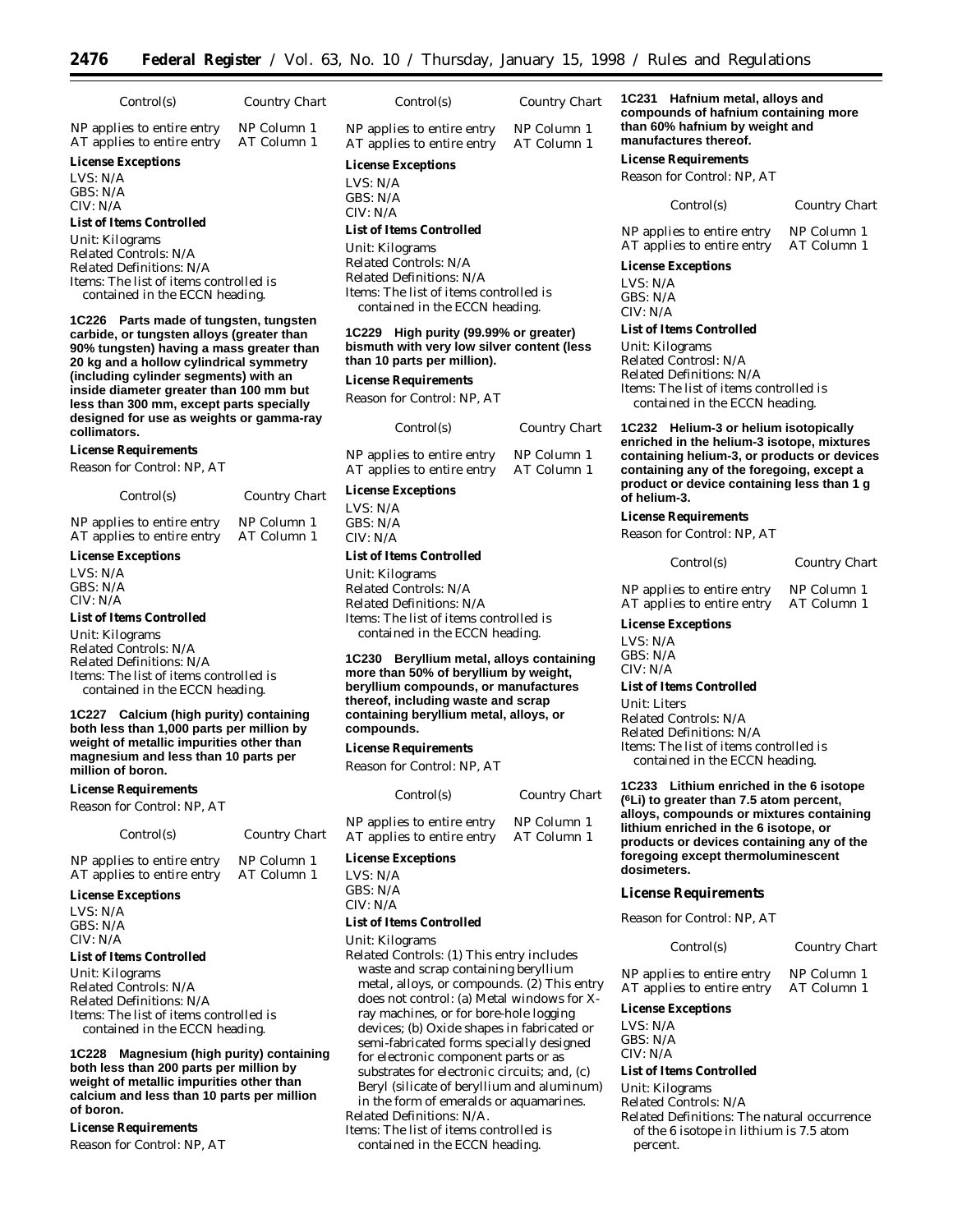| Control(s) | Country Chart |
| --- | --- |
| NP applies to entire entry | NP Column 1 |
| AT applies to entire entry | AT Column 1 |

***License Exceptions***

LVS: N/A
GBS: N/A
CIV: N/A

***List of Items Controlled***

Unit: Kilograms
Related Controls: N/A
Related Definitions: N/A
Items: The list of items controlled is contained in the ECCN heading.

**1C226 Parts made of tungsten, tungsten carbide, or tungsten alloys (greater than 90% tungsten) having a mass greater than 20 kg and a hollow cylindrical symmetry (including cylinder segments) with an inside diameter greater than 100 mm but less than 300 mm, except parts specially designed for use as weights or gamma-ray collimators.**

***License Requirements***

Reason for Control: NP, AT

| Control(s) | Country Chart |
| --- | --- |
| NP applies to entire entry | NP Column 1 |
| AT applies to entire entry | AT Column 1 |

***License Exceptions***

LVS: N/A
GBS: N/A
CIV: N/A

***List of Items Controlled***

Unit: Kilograms
Related Controls: N/A
Related Definitions: N/A
Items: The list of items controlled is contained in the ECCN heading.

**1C227 Calcium (high purity) containing both less than 1,000 parts per million by weight of metallic impurities other than magnesium and less than 10 parts per million of boron.**

***License Requirements***

Reason for Control: NP, AT

| Control(s) | Country Chart |
| --- | --- |
| NP applies to entire entry | NP Column 1 |
| AT applies to entire entry | AT Column 1 |

***License Exceptions***

LVS: N/A
GBS: N/A
CIV: N/A

***List of Items Controlled***

Unit: Kilograms
Related Controls: N/A
Related Definitions: N/A
Items: The list of items controlled is contained in the ECCN heading.

**1C228 Magnesium (high purity) containing both less than 200 parts per million by weight of metallic impurities other than calcium and less than 10 parts per million of boron.**

***License Requirements***

Reason for Control: NP, AT

| Control(s) | Country Chart |
| --- | --- |
| NP applies to entire entry | NP Column 1 |
| AT applies to entire entry | AT Column 1 |

***License Exceptions***

LVS: N/A
GBS: N/A
CIV: N/A

***List of Items Controlled***

Unit: Kilograms
Related Controls: N/A
Related Definitions: N/A
Items: The list of items controlled is contained in the ECCN heading.

**1C229 High purity (99.99% or greater) bismuth with very low silver content (less than 10 parts per million).**

***License Requirements***

Reason for Control: NP, AT

| Control(s) | Country Chart |
| --- | --- |
| NP applies to entire entry | NP Column 1 |
| AT applies to entire entry | AT Column 1 |

***License Exceptions***

LVS: N/A
GBS: N/A
CIV: N/A

***List of Items Controlled***

Unit: Kilograms
Related Controls: N/A
Related Definitions: N/A
Items: The list of items controlled is contained in the ECCN heading.

**1C230 Beryllium metal, alloys containing more than 50% of beryllium by weight, beryllium compounds, or manufactures thereof, including waste and scrap containing beryllium metal, alloys, or compounds.**

***License Requirements***

Reason for Control: NP, AT

| Control(s) | Country Chart |
| --- | --- |
| NP applies to entire entry | NP Column 1 |
| AT applies to entire entry | AT Column 1 |

***License Exceptions***

LVS: N/A
GBS: N/A
CIV: N/A

***List of Items Controlled***

Unit: Kilograms
Related Controls: (1) This entry includes waste and scrap containing beryllium metal, alloys, or compounds. (2) This entry does not control: (a) Metal windows for X-ray machines, or for bore-hole logging devices; (b) Oxide shapes in fabricated or semi-fabricated forms specially designed for electronic component parts or as substrates for electronic circuits; and, (c) Beryl (silicate of beryllium and aluminum) in the form of emeralds or aquamarines.
Related Definitions: N/A.
Items: The list of items controlled is contained in the ECCN heading.

**1C231 Hafnium metal, alloys and compounds of hafnium containing more than 60% hafnium by weight and manufactures thereof.**

***License Requirements***

Reason for Control: NP, AT

| Control(s) | Country Chart |
| --- | --- |
| NP applies to entire entry | NP Column 1 |
| AT applies to entire entry | AT Column 1 |

***License Exceptions***

LVS: N/A
GBS: N/A
CIV: N/A

***List of Items Controlled***

Unit: Kilograms
Related Controsl: N/A
Related Definitions: N/A
Items: The list of items controlled is contained in the ECCN heading.

**1C232 Helium-3 or helium isotopically enriched in the helium-3 isotope, mixtures containing helium-3, or products or devices containing any of the foregoing, except a product or device containing less than 1 g of helium-3.**

***License Requirements***

Reason for Control: NP, AT

| Control(s) | Country Chart |
| --- | --- |
| NP applies to entire entry | NP Column 1 |
| AT applies to entire entry | AT Column 1 |

***License Exceptions***

LVS: N/A
GBS: N/A
CIV: N/A

***List of Items Controlled***

Unit: Liters
Related Controls: N/A
Related Definitions: N/A
Items: The list of items controlled is contained in the ECCN heading.

**1C233 Lithium enriched in the 6 isotope ($^{6}Li$) to greater than 7.5 atom percent, alloys, compounds or mixtures containing lithium enriched in the 6 isotope, or products or devices containing any of the foregoing except thermoluminescent dosimeters.**

***License Requirements***

Reason for Control: NP, AT

| Control(s) | Country Chart |
| --- | --- |
| NP applies to entire entry | NP Column 1 |
| AT applies to entire entry | AT Column 1 |

***License Exceptions***

LVS: N/A
GBS: N/A
CIV: N/A

***List of Items Controlled***

Unit: Kilograms
Related Controls: N/A
Related Definitions: The natural occurrence of the 6 isotope in lithium is 7.5 atom percent.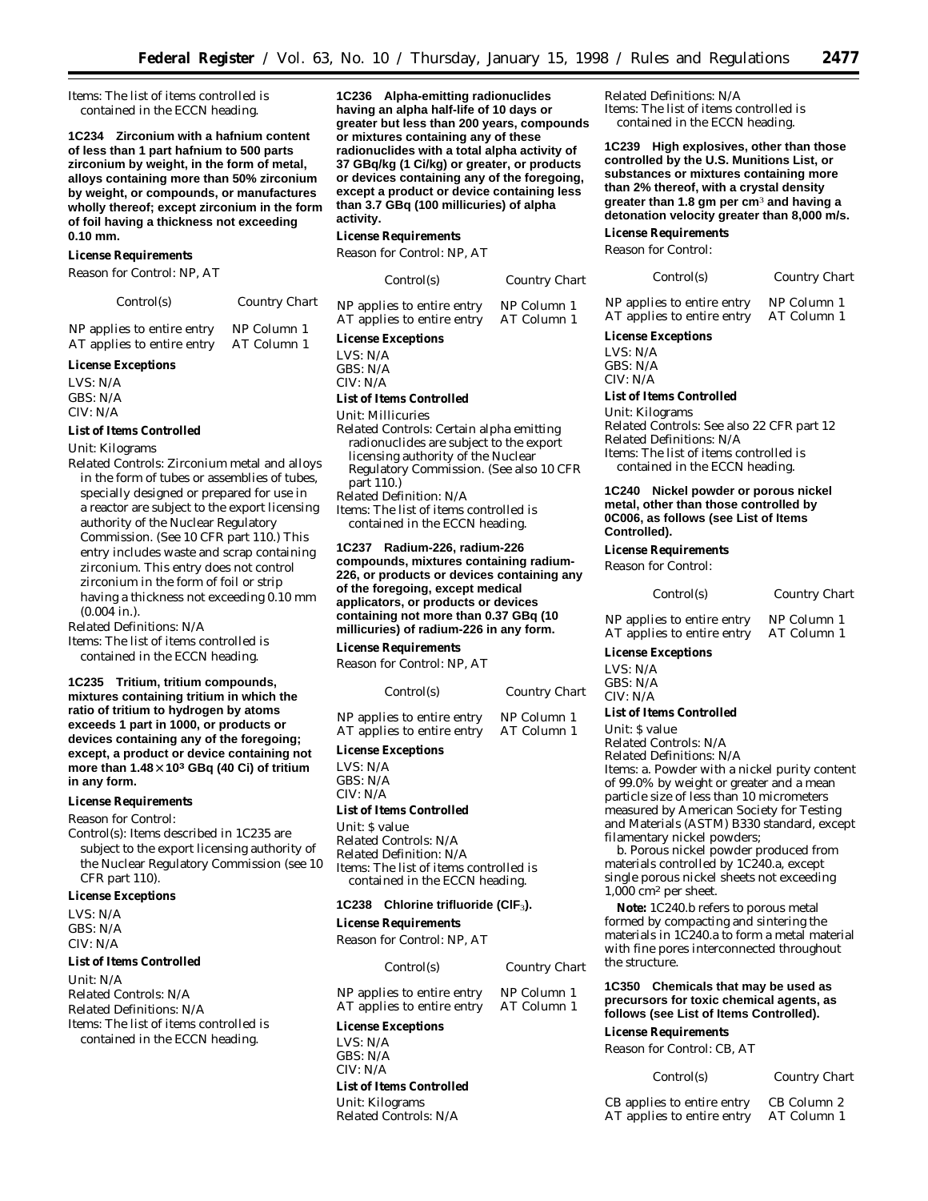Items: The list of items controlled is contained in the ECCN heading.

**1C234 Zirconium with a hafnium content of less than 1 part hafnium to 500 parts zirconium by weight, in the form of metal, alloys containing more than 50% zirconium by weight, or compounds, or manufactures wholly thereof; except zirconium in the form of foil having a thickness not exceeding 0.10 mm.**

***License Requirements***

Reason for Control: NP, AT

| Control(s) | Country Chart |
| --- | --- |
| NP applies to entire entry | NP Column 1 |
| AT applies to entire entry | AT Column 1 |

***License Exceptions***

LVS: N/A
GBS: N/A
CIV: N/A

***List of Items Controlled***

Unit: Kilograms

Related Controls: Zirconium metal and alloys in the form of tubes or assemblies of tubes, specially designed or prepared for use in a reactor are subject to the export licensing authority of the Nuclear Regulatory Commission. (See 10 CFR part 110.) This entry includes waste and scrap containing zirconium. This entry does not control zirconium in the form of foil or strip having a thickness not exceeding 0.10 mm (0.004 in.).

Related Definitions: N/A

Items: The list of items controlled is contained in the ECCN heading.

**1C235 Tritium, tritium compounds, mixtures containing tritium in which the ratio of tritium to hydrogen by atoms exceeds 1 part in 1000, or products or devices containing any of the foregoing; except, a product or device containing not more than $1.48 \times 10^3$ GBq (40 Ci) of tritium in any form.**

***License Requirements***

Reason for Control:

Control(s): Items described in 1C235 are subject to the export licensing authority of the Nuclear Regulatory Commission (see 10 CFR part 110).

***License Exceptions***

LVS: N/A
GBS: N/A
CIV: N/A

***List of Items Controlled***

Unit: N/A
Related Controls: N/A
Related Definitions: N/A
Items: The list of items controlled is contained in the ECCN heading.

**1C236 Alpha-emitting radionuclides having an alpha half-life of 10 days or greater but less than 200 years, compounds or mixtures containing any of these radionuclides with a total alpha activity of 37 GBq/kg (1 Ci/kg) or greater, or products or devices containing any of the foregoing, except a product or device containing less than 3.7 GBq (100 millicuries) of alpha activity.**

***License Requirements***

Reason for Control: NP, AT

| Control(s) | Country Chart |
| --- | --- |
| NP applies to entire entry | NP Column 1 |
| AT applies to entire entry | AT Column 1 |

***License Exceptions***

LVS: N/A
GBS: N/A
CIV: N/A

***List of Items Controlled***

Unit: Millicuries

Related Controls: Certain alpha emitting radionuclides are subject to the export licensing authority of the Nuclear Regulatory Commission. (See also 10 CFR part 110.)

Related Definition: N/A

Items: The list of items controlled is contained in the ECCN heading.

**1C237 Radium-226, radium-226 compounds, mixtures containing radium-226, or products or devices containing any of the foregoing, except medical applicators, or products or devices containing not more than 0.37 GBq (10 millicuries) of radium-226 in any form.**

***License Requirements***

Reason for Control: NP, AT

| Control(s) | Country Chart |
| --- | --- |
| NP applies to entire entry | NP Column 1 |
| AT applies to entire entry | AT Column 1 |

***License Exceptions***

LVS: N/A
GBS: N/A
CIV: N/A

***List of Items Controlled***

Unit: $ value
Related Controls: N/A
Related Definition: N/A
Items: The list of items controlled is contained in the ECCN heading.

**1C238 Chlorine trifluoride ($ClF_3$).**

***License Requirements***

Reason for Control: NP, AT

| Control(s) | Country Chart |
| --- | --- |
| NP applies to entire entry | NP Column 1 |
| AT applies to entire entry | AT Column 1 |

***License Exceptions***

LVS: N/A
GBS: N/A
CIV: N/A

***List of Items Controlled***

Unit: Kilograms
Related Controls: N/A
Related Definitions: N/A
Items: The list of items controlled is contained in the ECCN heading.

**1C239 High explosives, other than those controlled by the U.S. Munitions List, or substances or mixtures containing more than 2% thereof, with a crystal density greater than 1.8 gm per $cm^3$ and having a detonation velocity greater than 8,000 m/s.**

***License Requirements***

Reason for Control:

| Control(s) | Country Chart |
| --- | --- |
| NP applies to entire entry | NP Column 1 |
| AT applies to entire entry | AT Column 1 |

***License Exceptions***

LVS: N/A
GBS: N/A
CIV: N/A

***List of Items Controlled***

Unit: Kilograms
Related Controls: See also 22 CFR part 12
Related Definitions: N/A
Items: The list of items controlled is contained in the ECCN heading.

**1C240 Nickel powder or porous nickel metal, other than those controlled by 0C006, as follows (see List of Items Controlled).**

***License Requirements***

Reason for Control:

| Control(s) | Country Chart |
| --- | --- |
| NP applies to entire entry | NP Column 1 |
| AT applies to entire entry | AT Column 1 |

***License Exceptions***

LVS: N/A
GBS: N/A
CIV: N/A

***List of Items Controlled***

Unit: $ value
Related Controls: N/A
Related Definitions: N/A

Items: a. Powder with a nickel purity content of 99.0% by weight or greater and a mean particle size of less than 10 micrometers measured by American Society for Testing and Materials (ASTM) B330 standard, except filamentary nickel powders;

b. Porous nickel powder produced from materials controlled by 1C240.a, except single porous nickel sheets not exceeding 1,000 $cm^2$ per sheet.

**Note:** 1C240.b refers to porous metal formed by compacting and sintering the materials in 1C240.a to form a metal material with fine pores interconnected throughout the structure.

**1C350 Chemicals that may be used as precursors for toxic chemical agents, as follows (see List of Items Controlled).**

***License Requirements***

Reason for Control: CB, AT

| Control(s) | Country Chart |
| --- | --- |
| CB applies to entire entry | CB Column 2 |
| AT applies to entire entry | AT Column 1 |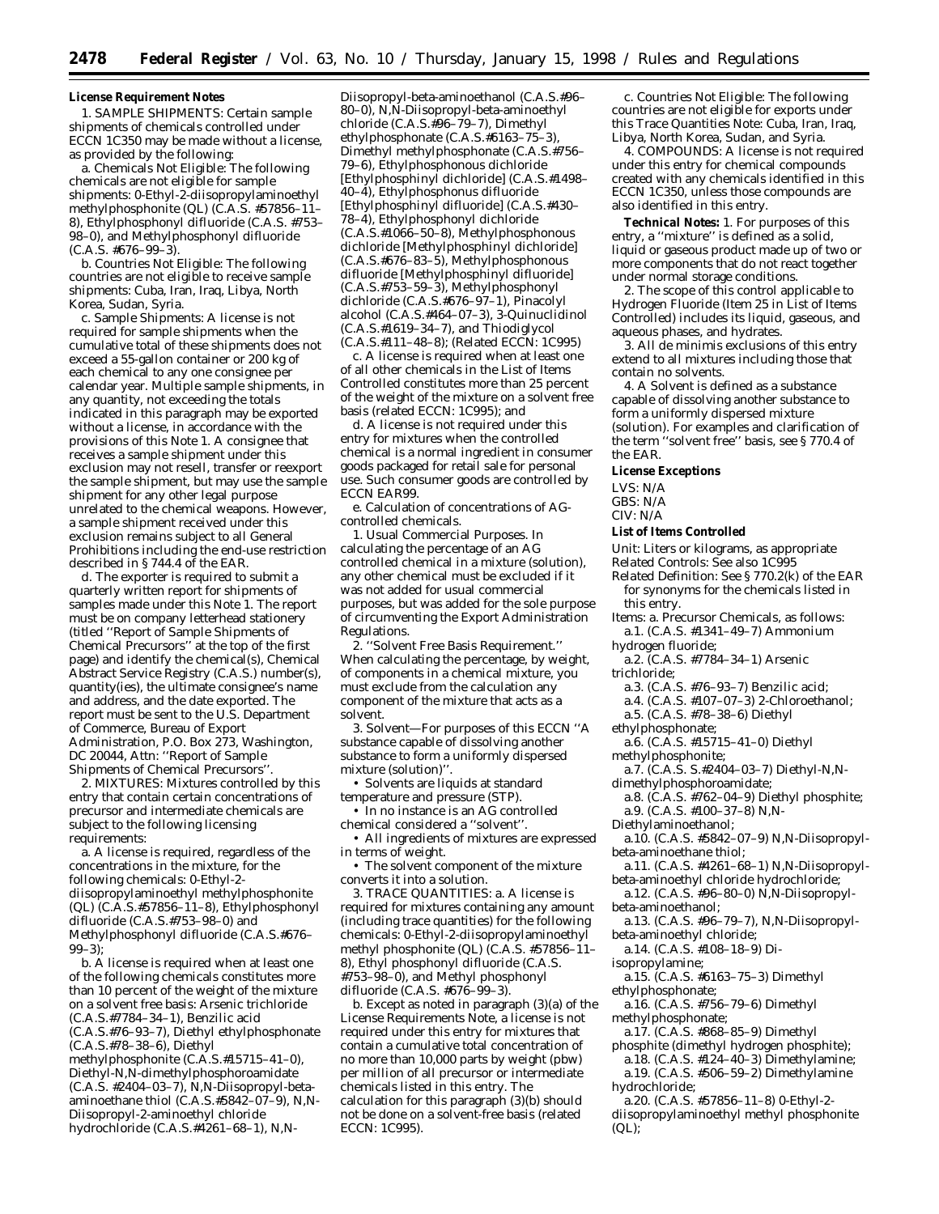**License Requirement Notes**

1. SAMPLE SHIPMENTS: Certain sample shipments of chemicals controlled under ECCN 1C350 may be made without a license, as provided by the following:

a. Chemicals Not Eligible: The following chemicals are not eligible for sample shipments: 0-Ethyl-2-diisopropylaminoethyl methylphosphonite (QL) (C.A.S. #57856–11–8), Ethylphosphonyl difluoride (C.A.S. #753–98–0), and Methylphosphonyl difluoride (C.A.S. #676–99–3).

b. Countries Not Eligible: The following countries are not eligible to receive sample shipments: Cuba, Iran, Iraq, Libya, North Korea, Sudan, Syria.

c. Sample Shipments: A license is not required for sample shipments when the cumulative total of these shipments does not exceed a 55-gallon container or 200 kg of each chemical to any one consignee per calendar year. Multiple sample shipments, in any quantity, not exceeding the totals indicated in this paragraph may be exported without a license, in accordance with the provisions of this Note 1. A consignee that receives a sample shipment under this exclusion may not resell, transfer or reexport the sample shipment, but may use the sample shipment for any other legal purpose unrelated to the chemical weapons. However, a sample shipment received under this exclusion remains subject to all General Prohibitions including the end-use restriction described in § 744.4 of the EAR.

d. The exporter is required to submit a quarterly written report for shipments of samples made under this Note 1. The report must be on company letterhead stationery (titled ''Report of Sample Shipments of Chemical Precursors'' at the top of the first page) and identify the chemical(s), Chemical Abstract Service Registry (C.A.S.) number(s), quantity(ies), the ultimate consignee's name and address, and the date exported. The report must be sent to the U.S. Department of Commerce, Bureau of Export Administration, P.O. Box 273, Washington, DC 20044, Attn: ''Report of Sample Shipments of Chemical Precursors''.

2. MIXTURES: Mixtures controlled by this entry that contain certain concentrations of precursor and intermediate chemicals are subject to the following licensing requirements:

a. A license is required, regardless of the concentrations in the mixture, for the following chemicals: 0-Ethyl-2-diisopropylaminoethyl methylphosphonite (QL) (C.A.S.#57856–11–8), Ethylphosphonyl difluoride (C.A.S.#753–98–0) and Methylphosphonyl difluoride (C.A.S.#676–99–3);

b. A license is required when at least one of the following chemicals constitutes more than 10 percent of the weight of the mixture on a solvent free basis: Arsenic trichloride (C.A.S.#7784–34–1), Benzilic acid (C.A.S.#76–93–7), Diethyl ethylphosphonate (C.A.S.#78–38–6), Diethyl methylphosphonite (C.A.S.#15715–41–0), Diethyl-N,N-dimethylphosphoroamidate (C.A.S. #2404–03–7), N,N-Diisopropyl-beta-aminoethane thiol (C.A.S.#5842–07–9), N,N-Diisopropyl-2-aminoethyl chloride hydrochloride (C.A.S.#4261–68–1), N,N-Diisopropyl-beta-aminoethanol (C.A.S.#96–80–0), N,N-Diisopropyl-beta-aminoethyl chloride (C.A.S.#96–79–7), Dimethyl ethylphosphonate (C.A.S.#6163–75–3), Dimethyl methylphosphonate (C.A.S.#756–79–6), Ethylphosphonous dichloride [Ethylphosphinyl dichloride] (C.A.S.#1498–40–4), Ethylphosphonus difluoride [Ethylphosphinyl difluoride] (C.A.S.#430–78–4), Ethylphosphonyl dichloride (C.A.S.#1066–50–8), Methylphosphonous dichloride [Methylphosphinyl dichloride] (C.A.S.#676–83–5), Methylphosphonous difluoride [Methylphosphinyl difluoride] (C.A.S.#753–59–3), Methylphosphonyl dichloride (C.A.S.#676–97–1), Pinacolyl alcohol (C.A.S.#464–07–3), 3-Quinuclidinol (C.A.S.#1619–34–7), and Thiodiglycol (C.A.S.#111–48–8); (Related ECCN: 1C995)

c. A license is required when at least one of all other chemicals in the List of Items Controlled constitutes more than 25 percent of the weight of the mixture on a solvent free basis (related ECCN: 1C995); and

d. A license is not required under this entry for mixtures when the controlled chemical is a normal ingredient in consumer goods packaged for retail sale for personal use. Such consumer goods are controlled by ECCN EAR99.

e. Calculation of concentrations of AG-controlled chemicals.

1. Usual Commercial Purposes. In calculating the percentage of an AG controlled chemical in a mixture (solution), any other chemical must be excluded if it was not added for usual commercial purposes, but was added for the sole purpose of circumventing the Export Administration Regulations.

2. ''Solvent Free Basis Requirement.'' When calculating the percentage, by weight, of components in a chemical mixture, you must exclude from the calculation any component of the mixture that acts as a solvent.

3. Solvent—For purposes of this ECCN ''A substance capable of dissolving another substance to form a uniformly dispersed mixture (solution)''.

- Solvents are liquids at standard temperature and pressure (STP).
- In no instance is an AG controlled chemical considered a ''solvent''.
- All ingredients of mixtures are expressed in terms of weight.
- The solvent component of the mixture converts it into a solution.

3. TRACE QUANTITIES: a. A license is required for mixtures containing any amount (including trace quantities) for the following chemicals: 0-Ethyl-2-diisopropylaminoethyl methyl phosphonite (QL) (C.A.S. #57856–11–8), Ethyl phosphonyl difluoride (C.A.S. #753–98–0), and Methyl phosphonyl difluoride (C.A.S. #676–99–3).

b. Except as noted in paragraph (3)(a) of the License Requirements Note, a license is not required under this entry for mixtures that contain a cumulative total concentration of no more than 10,000 parts by weight (pbw) per million of all precursor or intermediate chemicals listed in this entry. The calculation for this paragraph (3)(b) should not be done on a solvent-free basis (related ECCN: 1C995).

c. Countries Not Eligible: The following countries are not eligible for exports under this Trace Quantities Note: Cuba, Iran, Iraq, Libya, North Korea, Sudan, and Syria.

4. COMPOUNDS: A license is not required under this entry for chemical compounds created with any chemicals identified in this ECCN 1C350, unless those compounds are also identified in this entry.

**Technical Notes:** 1. For purposes of this entry, a ''mixture'' is defined as a solid, liquid or gaseous product made up of two or more components that do not react together under normal storage conditions.

2. The scope of this control applicable to Hydrogen Fluoride (Item 25 in List of Items Controlled) includes its liquid, gaseous, and aqueous phases, and hydrates.

3. All de minimis exclusions of this entry extend to all mixtures including those that contain no solvents.

4. A Solvent is defined as a substance capable of dissolving another substance to form a uniformly dispersed mixture (solution). For examples and clarification of the term ''solvent free'' basis, see § 770.4 of the EAR.

**License Exceptions**

LVS: N/A
GBS: N/A
CIV: N/A

**List of Items Controlled**

Unit: Liters or kilograms, as appropriate
Related Controls: See also 1C995
Related Definition: See § 770.2(k) of the EAR for synonyms for the chemicals listed in this entry.
Items: a. Precursor Chemicals, as follows:

a.1. (C.A.S. #1341–49–7) Ammonium hydrogen fluoride;
a.2. (C.A.S. #7784–34–1) Arsenic trichloride;
a.3. (C.A.S. #76–93–7) Benzilic acid;
a.4. (C.A.S. #107–07–3) 2-Chloroethanol;
a.5. (C.A.S. #78–38–6) Diethyl ethylphosphonate;
a.6. (C.A.S. #15715–41–0) Diethyl methylphosphonite;
a.7. (C.A.S. S.#2404–03–7) Diethyl-N,N-dimethylphosphoroamidate;
a.8. (C.A.S. #762–04–9) Diethyl phosphite;
a.9. (C.A.S. #100–37–8) N,N-Diethylaminoethanol;
a.10. (C.A.S. #5842–07–9) N,N-Diisopropyl-beta-aminoethane thiol;
a.11. (C.A.S. #4261–68–1) N,N-Diisopropyl-beta-aminoethyl chloride hydrochloride;
a.12. (C.A.S. #96–80–0) N,N-Diisopropyl-beta-aminoethanol;
a.13. (C.A.S. #96–79–7), N,N-Diisopropyl-beta-aminoethyl chloride;
a.14. (C.A.S. #108–18–9) Di-isopropylamine;
a.15. (C.A.S. #6163–75–3) Dimethyl ethylphosphonate;
a.16. (C.A.S. #756–79–6) Dimethyl methylphosphonate;
a.17. (C.A.S. #868–85–9) Dimethyl phosphite (dimethyl hydrogen phosphite);
a.18. (C.A.S. #124–40–3) Dimethylamine;
a.19. (C.A.S. #506–59–2) Dimethylamine hydrochloride;
a.20. (C.A.S. #57856–11–8) 0-Ethyl-2-diisopropylaminoethyl methyl phosphonite (QL);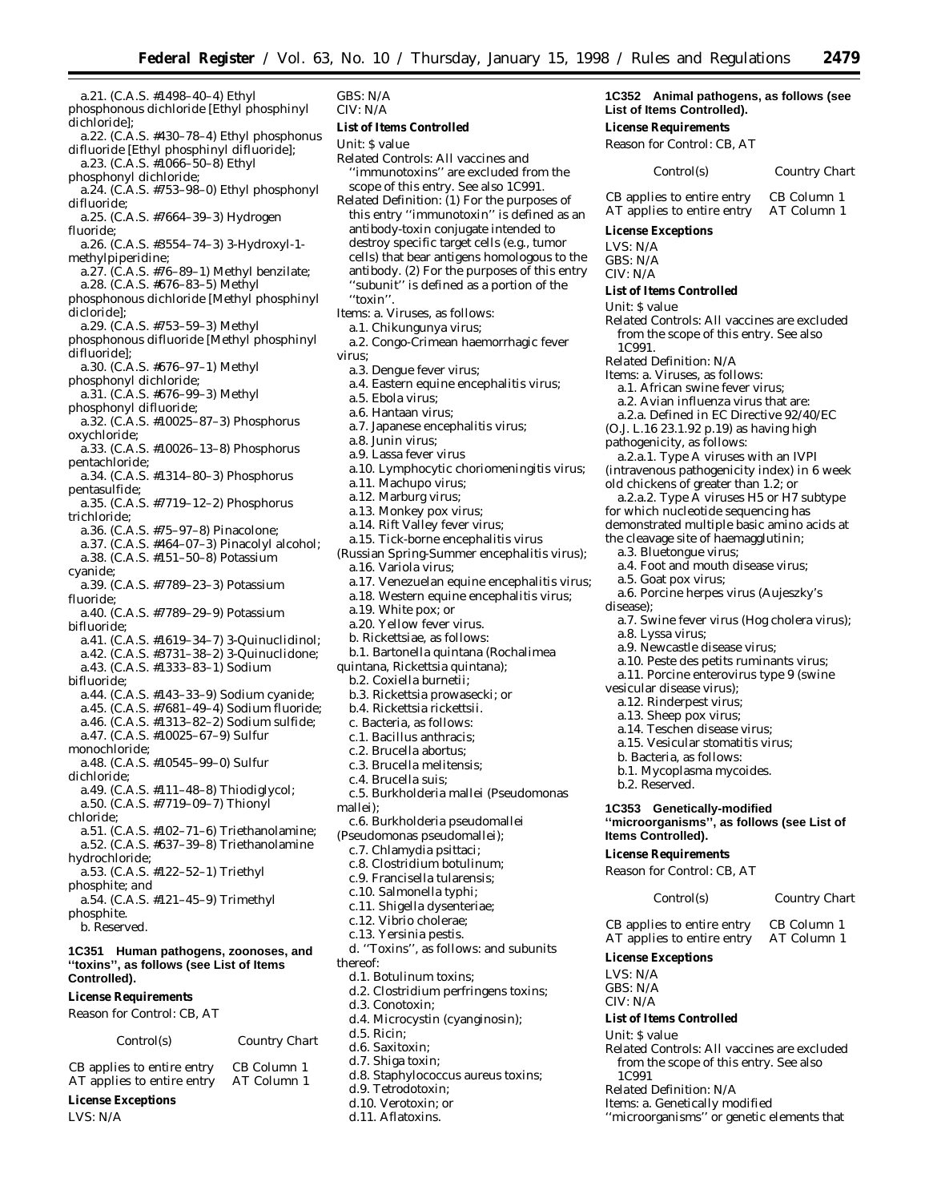a.21. (C.A.S. #1498–40–4) Ethyl phosphonous dichloride [Ethyl phosphinyl dichloride];

a.22. (C.A.S. #430–78–4) Ethyl phosphonus difluoride [Ethyl phosphinyl difluoride];

a.23. (C.A.S. #1066–50–8) Ethyl phosphonyl dichloride;

a.24. (C.A.S. #753–98–0) Ethyl phosphonyl difluoride;

a.25. (C.A.S. #7664–39–3) Hydrogen fluoride;

a.26. (C.A.S. #3554–74–3) 3-Hydroxyl-1-methylpiperidine;

a.27. (C.A.S. #76–89–1) Methyl benzilate;

a.28. (C.A.S. #676–83–5) Methyl phosphonous dichloride [Methyl phosphinyl dicloride];

a.29. (C.A.S. #753–59–3) Methyl phosphonous difluoride [Methyl phosphinyl difluoride];

a.30. (C.A.S. #676–97–1) Methyl phosphonyl dichloride;

a.31. (C.A.S. #676–99–3) Methyl phosphonyl difluoride;

a.32. (C.A.S. #10025–87–3) Phosphorus oxychloride;

a.33. (C.A.S. #10026–13–8) Phosphorus pentachloride;

a.34. (C.A.S. #1314–80–3) Phosphorus pentasulfide;

a.35. (C.A.S. #7719–12–2) Phosphorus trichloride;

a.36. (C.A.S. #75–97–8) Pinacolone;

a.37. (C.A.S. #464–07–3) Pinacolyl alcohol;

a.38. (C.A.S. #151–50–8) Potassium cyanide;

a.39. (C.A.S. #7789–23–3) Potassium fluoride;

a.40. (C.A.S. #7789–29–9) Potassium bifluoride;

a.41. (C.A.S. #1619–34–7) 3-Quinuclidinol;

a.42. (C.A.S. #3731–38–2) 3-Quinuclidone;

a.43. (C.A.S. #1333–83–1) Sodium bifluoride;

a.44. (C.A.S. #143–33–9) Sodium cyanide;

a.45. (C.A.S. #7681–49–4) Sodium fluoride;

a.46. (C.A.S. #1313–82–2) Sodium sulfide;

a.47. (C.A.S. #10025–67–9) Sulfur monochloride;

a.48. (C.A.S. #10545–99–0) Sulfur dichloride;

a.49. (C.A.S. #111–48–8) Thiodiglycol;

a.50. (C.A.S. #7719–09–7) Thionyl chloride;

a.51. (C.A.S. #102–71–6) Triethanolamine;

a.52. (C.A.S. #637–39–8) Triethanolamine hydrochloride;

a.53. (C.A.S. #122–52–1) Triethyl phosphite; and

a.54. (C.A.S. #121–45–9) Trimethyl phosphite.

b. Reserved.

**1C351 Human pathogens, zoonoses, and ''toxins'', as follows (see List of Items Controlled).**

*License Requirements*

Reason for Control: CB, AT

| Control(s) | Country Chart |
|---|---|
| CB applies to entire entry | CB Column 1 |
| AT applies to entire entry | AT Column 1 |

*License Exceptions*

LVS: N/A
GBS: N/A
CIV: N/A

*List of Items Controlled*

Unit: $ value

Related Controls: All vaccines and ''immunotoxins'' are excluded from the scope of this entry. See also 1C991.

Related Definition: (1) For the purposes of this entry ''immunotoxin'' is defined as an antibody-toxin conjugate intended to destroy specific target cells (e.g., tumor cells) that bear antigens homologous to the antibody. (2) For the purposes of this entry ''subunit'' is defined as a portion of the ''toxin''.

Items: a. Viruses, as follows:

a.1. Chikungunya virus;

a.2. Congo-Crimean haemorrhagic fever virus;

a.3. Dengue fever virus;

a.4. Eastern equine encephalitis virus;

a.5. Ebola virus;

a.6. Hantaan virus;

a.7. Japanese encephalitis virus;

a.8. Junin virus;

a.9. Lassa fever virus

a.10. Lymphocytic choriomeningitis virus;

a.11. Machupo virus;

a.12. Marburg virus;

a.13. Monkey pox virus;

a.14. Rift Valley fever virus;

a.15. Tick-borne encephalitis virus (Russian Spring-Summer encephalitis virus);

a.16. Variola virus;

a.17. Venezuelan equine encephalitis virus;

a.18. Western equine encephalitis virus;

a.19. White pox; or

a.20. Yellow fever virus.

b. Rickettsiae, as follows:

b.1. Bartonella quintana (Rochalimea quintana, Rickettsia quintana);

b.2. Coxiella burnetii;

b.3. Rickettsia prowasecki; or

b.4. Rickettsia rickettsii.

c. Bacteria, as follows:

c.1. Bacillus anthracis;

c.2. Brucella abortus;

c.3. Brucella melitensis;

c.4. Brucella suis;

c.5. Burkholderia mallei (Pseudomonas mallei);

c.6. Burkholderia pseudomallei (Pseudomonas pseudomallei);

c.7. Chlamydia psittaci;

c.8. Clostridium botulinum;

c.9. Francisella tularensis;

c.10. Salmonella typhi;

c.11. Shigella dysenteriae;

c.12. Vibrio cholerae;

c.13. Yersinia pestis.

d. ''Toxins'', as follows: and subunits thereof:

d.1. Botulinum toxins;

d.2. Clostridium perfringens toxins;

d.3. Conotoxin;

d.4. Microcystin (cyanginosin);

d.5. Ricin;

d.6. Saxitoxin;

d.7. Shiga toxin;

d.8. Staphylococcus aureus toxins;

d.9. Tetrodotoxin;

d.10. Verotoxin; or

d.11. Aflatoxins.

**1C352 Animal pathogens, as follows (see List of Items Controlled).**

*License Requirements*

Reason for Control: CB, AT

| Control(s) | Country Chart |
|---|---|
| CB applies to entire entry | CB Column 1 |
| AT applies to entire entry | AT Column 1 |

*License Exceptions*

LVS: N/A
GBS: N/A
CIV: N/A

*List of Items Controlled*

Unit: $ value

Related Controls: All vaccines are excluded from the scope of this entry. See also 1C991.

Related Definition: N/A

Items: a. Viruses, as follows:

a.1. African swine fever virus;

a.2. Avian influenza virus that are:

a.2.a. Defined in EC Directive 92/40/EC (O.J. L.16 23.1.92 p.19) as having high pathogenicity, as follows:

a.2.a.1. Type A viruses with an IVPI (intravenous pathogenicity index) in 6 week old chickens of greater than 1.2; or

a.2.a.2. Type A viruses H5 or H7 subtype for which nucleotide sequencing has demonstrated multiple basic amino acids at the cleavage site of haemagglutinin;

a.3. Bluetongue virus;

a.4. Foot and mouth disease virus;

a.5. Goat pox virus;

a.6. Porcine herpes virus (Aujeszky's disease);

a.7. Swine fever virus (Hog cholera virus);

a.8. Lyssa virus;

a.9. Newcastle disease virus;

a.10. Peste des petits ruminants virus;

a.11. Porcine enterovirus type 9 (swine vesicular disease virus);

a.12. Rinderpest virus;

a.13. Sheep pox virus;

a.14. Teschen disease virus;

a.15. Vesicular stomatitis virus;

b. Bacteria, as follows:

b.1. Mycoplasma mycoides.

b.2. Reserved.

**1C353 Genetically-modified ''microorganisms'', as follows (see List of Items Controlled).**

*License Requirements*

Reason for Control: CB, AT

| Control(s) | Country Chart |
|---|---|
| CB applies to entire entry | CB Column 1 |
| AT applies to entire entry | AT Column 1 |

*License Exceptions*

LVS: N/A
GBS: N/A
CIV: N/A

*List of Items Controlled*

Unit: $ value

Related Controls: All vaccines are excluded from the scope of this entry. See also 1C991

Related Definition: N/A

Items: a. Genetically modified ''microorganisms'' or genetic elements that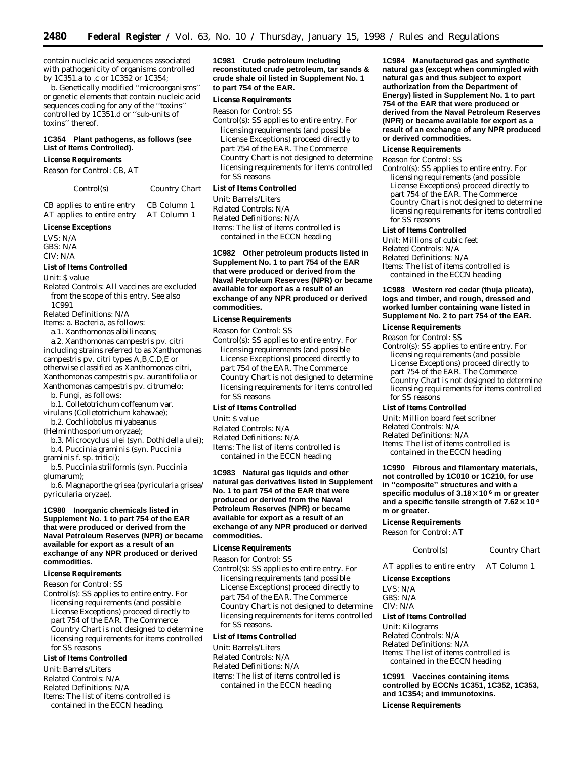contain nucleic acid sequences associated with pathogenicity of organisms controlled by 1C351.a to .c or 1C352 or 1C354;

b. Genetically modified ''microorganisms'' or genetic elements that contain nucleic acid sequences coding for any of the ''toxins'' controlled by 1C351.d or ''sub-units of toxins'' thereof.

**1C354 Plant pathogens, as follows (see List of Items Controlled).**

*License Requirements*

Reason for Control: CB, AT

| Control(s) | Country Chart |
|---|---|
| CB applies to entire entry | CB Column 1 |
| AT applies to entire entry | AT Column 1 |

*License Exceptions*

LVS: N/A
GBS: N/A
CIV: N/A

*List of Items Controlled*

Unit: $ value
Related Controls: All vaccines are excluded from the scope of this entry. See also 1C991
Related Definitions: N/A
Items: a. Bacteria, as follows:

a.1. Xanthomonas albilineans;

a.2. Xanthomonas campestris pv. citri including strains referred to as Xanthomonas campestris pv. citri types A,B,C,D,E or otherwise classified as Xanthomonas citri, Xanthomonas campestris pv. aurantifolia or Xanthomonas campestris pv. citrumelo;

b. Fungi, as follows:

b.1. Colletotrichum coffeanum var. virulans (Colletotrichum kahawae);

b.2. Cochliobolus miyabeanus (Helminthosporium oryzae);

b.3. Microcyclus ulei (syn. Dothidella ulei);

b.4. Puccinia graminis (syn. Puccinia graminis f. sp. tritici);

b.5. Puccinia striiformis (syn. Puccinia glumarum);

b.6. Magnaporthe grisea (pyricularia grisea/pyricularia oryzae).

**1C980 Inorganic chemicals listed in Supplement No. 1 to part 754 of the EAR that were produced or derived from the Naval Petroleum Reserves (NPR) or became available for export as a result of an exchange of any NPR produced or derived commodities.**

*License Requirements*

Reason for Control: SS
Control(s): SS applies to entire entry. For licensing requirements (and possible License Exceptions) proceed directly to part 754 of the EAR. The Commerce Country Chart is not designed to determine licensing requirements for items controlled for SS reasons

*List of Items Controlled*

Unit: Barrels/Liters
Related Controls: N/A
Related Definitions: N/A
Items: The list of items controlled is contained in the ECCN heading.

**1C981 Crude petroleum including reconstituted crude petroleum, tar sands & crude shale oil listed in Supplement No. 1 to part 754 of the EAR.**

*License Requirements*

Reason for Control: SS
Control(s): SS applies to entire entry. For licensing requirements (and possible License Exceptions) proceed directly to part 754 of the EAR. The Commerce Country Chart is not designed to determine licensing requirements for items controlled for SS reasons

*List of Items Controlled*

Unit: Barrels/Liters
Related Controls: N/A
Related Definitions: N/A
Items: The list of items controlled is contained in the ECCN heading

**1C982 Other petroleum products listed in Supplement No. 1 to part 754 of the EAR that were produced or derived from the Naval Petroleum Reserves (NPR) or became available for export as a result of an exchange of any NPR produced or derived commodities.**

*License Requirements*

Reason for Control: SS
Control(s): SS applies to entire entry. For licensing requirements (and possible License Exceptions) proceed directly to part 754 of the EAR. The Commerce Country Chart is not designed to determine licensing requirements for items controlled for SS reasons

*List of Items Controlled*

Unit: $ value
Related Controls: N/A
Related Definitions: N/A
Items: The list of items controlled is contained in the ECCN heading

**1C983 Natural gas liquids and other natural gas derivatives listed in Supplement No. 1 to part 754 of the EAR that were produced or derived from the Naval Petroleum Reserves (NPR) or became available for export as a result of an exchange of any NPR produced or derived commodities.**

*License Requirements*

Reason for Control: SS
Control(s): SS applies to entire entry. For licensing requirements (and possible License Exceptions) proceed directly to part 754 of the EAR. The Commerce Country Chart is not designed to determine licensing requirements for items controlled for SS reasons.

*List of Items Controlled*

Unit: Barrels/Liters
Related Controls: N/A
Related Definitions: N/A
Items: The list of items controlled is contained in the ECCN heading

**1C984 Manufactured gas and synthetic natural gas (except when commingled with natural gas and thus subject to export authorization from the Department of Energy) listed in Supplement No. 1 to part 754 of the EAR that were produced or derived from the Naval Petroleum Reserves (NPR) or became available for export as a result of an exchange of any NPR produced or derived commodities.**

*License Requirements*

Reason for Control: SS
Control(s): SS applies to entire entry. For licensing requirements (and possible License Exceptions) proceed directly to part 754 of the EAR. The Commerce Country Chart is not designed to determine licensing requirements for items controlled for SS reasons

*List of Items Controlled*

Unit: Millions of cubic feet
Related Controls: N/A
Related Definitions: N/A
Items: The list of items controlled is contained in the ECCN heading

**1C988 Western red cedar (thuja plicata), logs and timber, and rough, dressed and worked lumber containing wane listed in Supplement No. 2 to part 754 of the EAR.**

*License Requirements*

Reason for Control: SS
Control(s): SS applies to entire entry. For licensing requirements (and possible License Exceptions) proceed directly to part 754 of the EAR. The Commerce Country Chart is not designed to determine licensing requirements for items controlled for SS reasons

*List of Items Controlled*

Unit: Million board feet scribner
Related Controls: N/A
Related Definitions: N/A
Items: The list of items controlled is contained in the ECCN heading

**1C990 Fibrous and filamentary materials, not controlled by 1C010 or 1C210, for use in ''composite'' structures and with a specific modulus of $3.18 \times 10^6$ m or greater and a specific tensile strength of $7.62 \times 10^4$ m or greater.**

*License Requirements*

Reason for Control: AT

| Control(s) | Country Chart |
|---|---|
| AT applies to entire entry | AT Column 1 |

*License Exceptions*

LVS: N/A
GBS: N/A
CIV: N/A

*List of Items Controlled*

Unit: Kilograms
Related Controls: N/A
Related Definitions: N/A
Items: The list of items controlled is contained in the ECCN heading

**1C991 Vaccines containing items controlled by ECCNs 1C351, 1C352, 1C353, and 1C354; and immunotoxins.**

*License Requirements*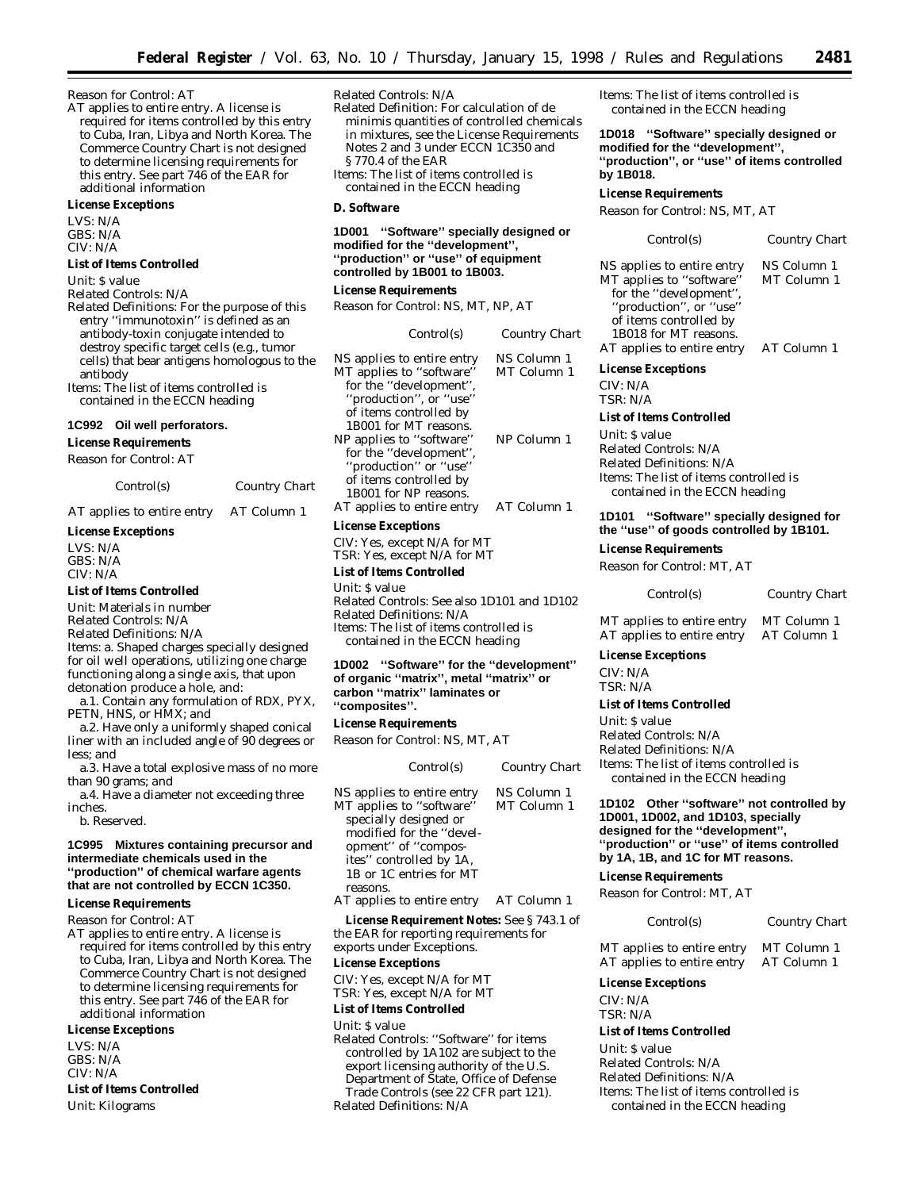Reason for Control: AT

AT applies to entire entry. A license is required for items controlled by this entry to Cuba, Iran, Libya and North Korea. The Commerce Country Chart is not designed to determine licensing requirements for this entry. See part 746 of the EAR for additional information

***License Exceptions***

LVS: N/A
GBS: N/A
CIV: N/A

***List of Items Controlled***

Unit: $ value
Related Controls: N/A
Related Definitions: For the purpose of this entry ''immunotoxin'' is defined as an antibody-toxin conjugate intended to destroy specific target cells (e.g., tumor cells) that bear antigens homologous to the antibody
Items: The list of items controlled is contained in the ECCN heading

**1C992 Oil well perforators.**

***License Requirements***

Reason for Control: AT

| Control(s) | Country Chart |
|---|---|
| AT applies to entire entry | AT Column 1 |

***License Exceptions***

LVS: N/A
GBS: N/A
CIV: N/A

***List of Items Controlled***

Unit: Materials in number
Related Controls: N/A
Related Definitions: N/A
Items: a. Shaped charges specially designed for oil well operations, utilizing one charge functioning along a single axis, that upon detonation produce a hole, and:

a.1. Contain any formulation of RDX, PYX, PETN, HNS, or HMX; and

a.2. Have only a uniformly shaped conical liner with an included angle of 90 degrees or less; and

a.3. Have a total explosive mass of no more than 90 grams; and

a.4. Have a diameter not exceeding three inches.

b. Reserved.

**1C995 Mixtures containing precursor and intermediate chemicals used in the ''production'' of chemical warfare agents that are not controlled by ECCN 1C350.**

***License Requirements***

Reason for Control: AT

AT applies to entire entry. A license is required for items controlled by this entry to Cuba, Iran, Libya and North Korea. The Commerce Country Chart is not designed to determine licensing requirements for this entry. See part 746 of the EAR for additional information

***License Exceptions***

LVS: N/A
GBS: N/A
CIV: N/A

***List of Items Controlled***

Unit: Kilograms
Related Controls: N/A
Related Definition: For calculation of de minimis quantities of controlled chemicals in mixtures, see the License Requirements Notes 2 and 3 under ECCN 1C350 and § 770.4 of the EAR
Items: The list of items controlled is contained in the ECCN heading

***D. Software***

**1D001 ''Software'' specially designed or modified for the ''development'', ''production'' or ''use'' of equipment controlled by 1B001 to 1B003.**

***License Requirements***

Reason for Control: NS, MT, NP, AT

| Control(s) | Country Chart |
|---|---|
| NS applies to entire entry | NS Column 1 |
| MT applies to ''software'' for the ''development'', ''production'', or ''use'' of items controlled by 1B001 for MT reasons. | MT Column 1 |
| NP applies to ''software'' for the ''development'', ''production'' or ''use'' of items controlled by 1B001 for NP reasons. | NP Column 1 |
| AT applies to entire entry | AT Column 1 |

***License Exceptions***

CIV: Yes, except N/A for MT
TSR: Yes, except N/A for MT

***List of Items Controlled***

Unit: $ value
Related Controls: See also 1D101 and 1D102
Related Definitions: N/A
Items: The list of items controlled is contained in the ECCN heading

**1D002 ''Software'' for the ''development'' of organic ''matrix'', metal ''matrix'' or carbon ''matrix'' laminates or ''composites''.**

***License Requirements***

Reason for Control: NS, MT, AT

| Control(s) | Country Chart |
|---|---|
| NS applies to entire entry | NS Column 1 |
| MT applies to ''software'' specially designed or modified for the ''development'' of ''composites'' controlled by 1A, 1B or 1C entries for MT reasons. | MT Column 1 |
| AT applies to entire entry | AT Column 1 |

**License Requirement Notes:** See § 743.1 of the EAR for reporting requirements for exports under Exceptions.

***License Exceptions***

CIV: Yes, except N/A for MT
TSR: Yes, except N/A for MT

***List of Items Controlled***

Unit: $ value
Related Controls: ''Software'' for items controlled by 1A102 are subject to the export licensing authority of the U.S. Department of State, Office of Defense Trade Controls (see 22 CFR part 121).
Related Definitions: N/A
Items: The list of items controlled is contained in the ECCN heading

**1D018 ''Software'' specially designed or modified for the ''development'', ''production'', or ''use'' of items controlled by 1B018.**

***License Requirements***

Reason for Control: NS, MT, AT

| Control(s) | Country Chart |
|---|---|
| NS applies to entire entry | NS Column 1 |
| MT applies to ''software'' for the ''development'', ''production'', or ''use'' of items controlled by 1B018 for MT reasons. | MT Column 1 |
| AT applies to entire entry | AT Column 1 |

***License Exceptions***

CIV: N/A
TSR: N/A

***List of Items Controlled***

Unit: $ value
Related Controls: N/A
Related Definitions: N/A
Items: The list of items controlled is contained in the ECCN heading

**1D101 ''Software'' specially designed for the ''use'' of goods controlled by 1B101.**

***License Requirements***

Reason for Control: MT, AT

| Control(s) | Country Chart |
|---|---|
| MT applies to entire entry | MT Column 1 |
| AT applies to entire entry | AT Column 1 |

***License Exceptions***

CIV: N/A
TSR: N/A

***List of Items Controlled***

Unit: $ value
Related Controls: N/A
Related Definitions: N/A
Items: The list of items controlled is contained in the ECCN heading

**1D102 Other ''software'' not controlled by 1D001, 1D002, and 1D103, specially designed for the ''development'', ''production'' or ''use'' of items controlled by 1A, 1B, and 1C for MT reasons.**

***License Requirements***

Reason for Control: MT, AT

| Control(s) | Country Chart |
|---|---|
| MT applies to entire entry | MT Column 1 |
| AT applies to entire entry | AT Column 1 |

***License Exceptions***

CIV: N/A
TSR: N/A

***List of Items Controlled***

Unit: $ value
Related Controls: N/A
Related Definitions: N/A
Items: The list of items controlled is contained in the ECCN heading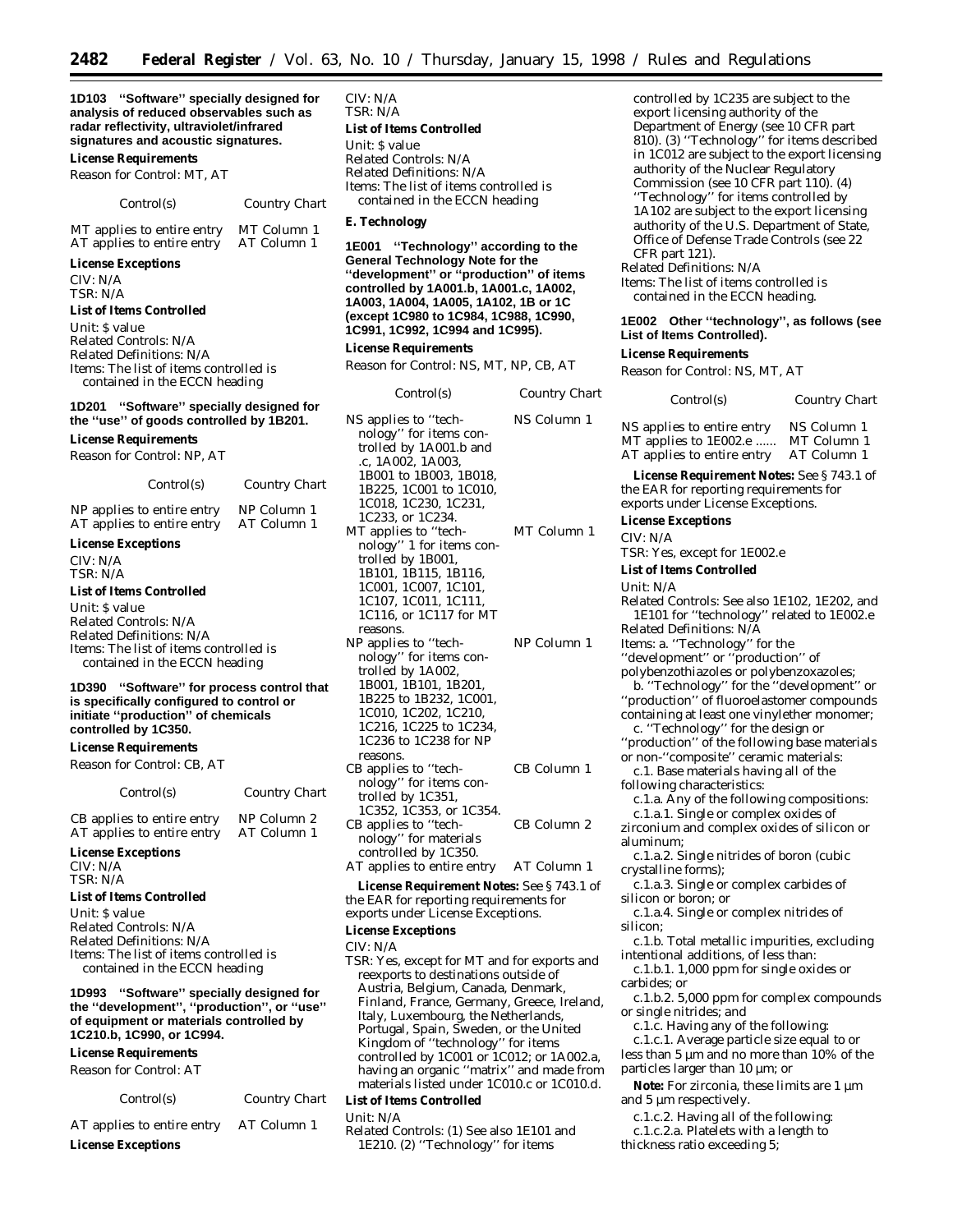**1D103 "Software" specially designed for analysis of reduced observables such as radar reflectivity, ultraviolet/infrared signatures and acoustic signatures.**

***License Requirements***

Reason for Control: MT, AT

| Control(s) | Country Chart |
|---|---|
| MT applies to entire entry | MT Column 1 |
| AT applies to entire entry | AT Column 1 |

***License Exceptions***

CIV: N/A

TSR: N/A

***List of Items Controlled***

Unit: $ value

Related Controls: N/A

Related Definitions: N/A

Items: The list of items controlled is contained in the ECCN heading

**1D201 "Software" specially designed for the "use" of goods controlled by 1B201.**

***License Requirements***

Reason for Control: NP, AT

| Control(s) | Country Chart |
|---|---|
| NP applies to entire entry | NP Column 1 |
| AT applies to entire entry | AT Column 1 |

***License Exceptions***

CIV: N/A

TSR: N/A

***List of Items Controlled***

Unit: $ value

Related Controls: N/A

Related Definitions: N/A

Items: The list of items controlled is contained in the ECCN heading

**1D390 "Software" for process control that is specifically configured to control or initiate "production" of chemicals controlled by 1C350.**

***License Requirements***

Reason for Control: CB, AT

| Control(s) | Country Chart |
|---|---|
| CB applies to entire entry | NP Column 2 |
| AT applies to entire entry | AT Column 1 |

***License Exceptions***

CIV: N/A

TSR: N/A

***List of Items Controlled***

Unit: $ value

Related Controls: N/A

Related Definitions: N/A

Items: The list of items controlled is contained in the ECCN heading

**1D993 "Software" specially designed for the "development", "production", or "use" of equipment or materials controlled by 1C210.b, 1C990, or 1C994.**

***License Requirements***

Reason for Control: AT

| Control(s) | Country Chart |
|---|---|
| AT applies to entire entry | AT Column 1 |

***License Exceptions***

CIV: N/A

TSR: N/A

***List of Items Controlled***

Unit: $ value

Related Controls: N/A

Related Definitions: N/A

Items: The list of items controlled is contained in the ECCN heading

***E. Technology***

**1E001 "Technology" according to the General Technology Note for the "development" or "production" of items controlled by 1A001.b, 1A001.c, 1A002, 1A003, 1A004, 1A005, 1A102, 1B or 1C (except 1C980 to 1C984, 1C988, 1C990, 1C991, 1C992, 1C994 and 1C995).**

***License Requirements***

Reason for Control: NS, MT, NP, CB, AT

| Control(s) | Country Chart |
|---|---|
| NS applies to "technology" for items controlled by 1A001.b and .c, 1A002, 1A003, 1B001 to 1B003, 1B018, 1B225, 1C001 to 1C010, 1C018, 1C230, 1C231, 1C233, or 1C234. | NS Column 1 |
| MT applies to "technology" 1 for items controlled by 1B001, 1B101, 1B115, 1B116, 1C001, 1C007, 1C101, 1C107, 1C011, 1C111, 1C116, or 1C117 for MT reasons. | MT Column 1 |
| NP applies to "technology" for items controlled by 1A002, 1B001, 1B101, 1B201, 1B225 to 1B232, 1C001, 1C010, 1C202, 1C210, 1C216, 1C225 to 1C234, 1C236 to 1C238 for NP reasons. | NP Column 1 |
| CB applies to "technology" for items controlled by 1C351, 1C352, 1C353, or 1C354. | CB Column 1 |
| CB applies to "technology" for materials controlled by 1C350. | CB Column 2 |
| AT applies to entire entry | AT Column 1 |

***License Requirement Notes:*** See § 743.1 of the EAR for reporting requirements for exports under License Exceptions.

***License Exceptions***

CIV: N/A

TSR: Yes, except for MT and for exports and reexports to destinations outside of Austria, Belgium, Canada, Denmark, Finland, France, Germany, Greece, Ireland, Italy, Luxembourg, the Netherlands, Portugal, Spain, Sweden, or the United Kingdom of "technology" for items controlled by 1C001 or 1C012; or 1A002.a, having an organic "matrix" and made from materials listed under 1C010.c or 1C010.d.

***List of Items Controlled***

Unit: N/A

Related Controls: (1) See also 1E101 and 1E210. (2) "Technology" for items controlled by 1C235 are subject to the export licensing authority of the Department of Energy (see 10 CFR part 810). (3) "Technology" for items described in 1C012 are subject to the export licensing authority of the Nuclear Regulatory Commission (see 10 CFR part 110). (4) "Technology" for items controlled by 1A102 are subject to the export licensing authority of the U.S. Department of State, Office of Defense Trade Controls (see 22 CFR part 121).

Related Definitions: N/A

Items: The list of items controlled is contained in the ECCN heading.

**1E002 Other "technology", as follows (see List of Items Controlled).**

***License Requirements***

Reason for Control: NS, MT, AT

| Control(s) | Country Chart |
|---|---|
| NS applies to entire entry | NS Column 1 |
| MT applies to 1E002.e ...... | MT Column 1 |
| AT applies to entire entry | AT Column 1 |

***License Requirement Notes:*** See § 743.1 of the EAR for reporting requirements for exports under License Exceptions.

***License Exceptions***

CIV: N/A

TSR: Yes, except for 1E002.e

***List of Items Controlled***

Unit: N/A

Related Controls: See also 1E102, 1E202, and 1E101 for "technology" related to 1E002.e

Related Definitions: N/A

Items: a. "Technology" for the "development" or "production" of polybenzothiazoles or polybenzoxazoles;

b. "Technology" for the "development" or "production" of fluoroelastomer compounds containing at least one vinylether monomer;

c. "Technology" for the design or "production" of the following base materials or non-"composite" ceramic materials:

c.1. Base materials having all of the following characteristics:

c.1.a. Any of the following compositions:

c.1.a.1. Single or complex oxides of zirconium and complex oxides of silicon or aluminum;

c.1.a.2. Single nitrides of boron (cubic crystalline forms);

c.1.a.3. Single or complex carbides of silicon or boron; or

c.1.a.4. Single or complex nitrides of silicon;

c.1.b. Total metallic impurities, excluding intentional additions, of less than:

c.1.b.1. 1,000 ppm for single oxides or carbides; or

c.1.b.2. 5,000 ppm for complex compounds or single nitrides; and

c.1.c. Having any of the following:

c.1.c.1. Average particle size equal to or less than 5 μm and no more than 10% of the particles larger than 10 μm; or

***Note:*** For zirconia, these limits are 1 μm and 5 μm respectively.

c.1.c.2. Having all of the following:

c.1.c.2.a. Platelets with a length to thickness ratio exceeding 5;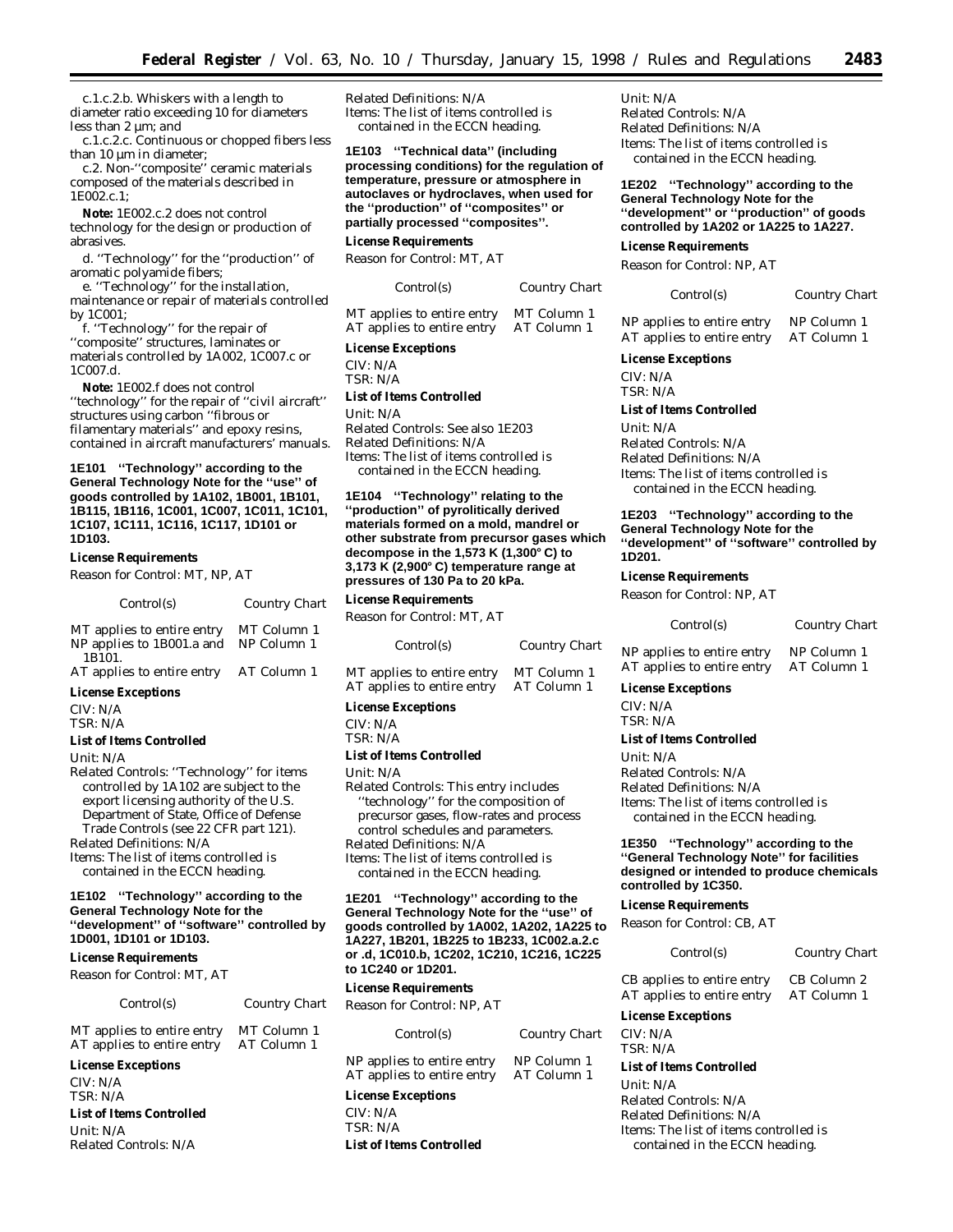c.1.c.2.b. Whiskers with a length to diameter ratio exceeding 10 for diameters less than 2 µm; and

c.1.c.2.c. Continuous or chopped fibers less than 10 µm in diameter;

c.2. Non-''composite'' ceramic materials composed of the materials described in 1E002.c.1;

**Note:** 1E002.c.2 does not control technology for the design or production of abrasives.

d. ''Technology'' for the ''production'' of aromatic polyamide fibers;

e. ''Technology'' for the installation, maintenance or repair of materials controlled by 1C001;

f. ''Technology'' for the repair of ''composite'' structures, laminates or materials controlled by 1A002, 1C007.c or 1C007.d.

**Note:** 1E002.f does not control ''technology'' for the repair of ''civil aircraft'' structures using carbon ''fibrous or filamentary materials'' and epoxy resins, contained in aircraft manufacturers' manuals.

**1E101 ''Technology'' according to the General Technology Note for the ''use'' of goods controlled by 1A102, 1B001, 1B101, 1B115, 1B116, 1C001, 1C007, 1C011, 1C101, 1C107, 1C111, 1C116, 1C117, 1D101 or 1D103.**

*License Requirements*

Reason for Control: MT, NP, AT

| Control(s) | Country Chart |
|---|---|
| MT applies to entire entry | MT Column 1 |
| NP applies to 1B001.a and 1B101. | NP Column 1 |
| AT applies to entire entry | AT Column 1 |

*License Exceptions*

CIV: N/A
TSR: N/A

*List of Items Controlled*

Unit: N/A
Related Controls: ''Technology'' for items controlled by 1A102 are subject to the export licensing authority of the U.S. Department of State, Office of Defense Trade Controls (see 22 CFR part 121).
Related Definitions: N/A
Items: The list of items controlled is contained in the ECCN heading.

**1E102 ''Technology'' according to the General Technology Note for the ''development'' of ''software'' controlled by 1D001, 1D101 or 1D103.**

*License Requirements*

Reason for Control: MT, AT

| Control(s) | Country Chart |
|---|---|
| MT applies to entire entry | MT Column 1 |
| AT applies to entire entry | AT Column 1 |

*License Exceptions*

CIV: N/A
TSR: N/A

*List of Items Controlled*

Unit: N/A
Related Controls: N/A
Related Definitions: N/A
Items: The list of items controlled is contained in the ECCN heading.

**1E103 ''Technical data'' (including processing conditions) for the regulation of temperature, pressure or atmosphere in autoclaves or hydroclaves, when used for the ''production'' of ''composites'' or partially processed ''composites''.**

*License Requirements*

Reason for Control: MT, AT

| Control(s) | Country Chart |
|---|---|
| MT applies to entire entry | MT Column 1 |
| AT applies to entire entry | AT Column 1 |

*License Exceptions*

CIV: N/A
TSR: N/A

*List of Items Controlled*

Unit: N/A
Related Controls: See also 1E203
Related Definitions: N/A
Items: The list of items controlled is contained in the ECCN heading.

**1E104 ''Technology'' relating to the ''production'' of pyrolitically derived materials formed on a mold, mandrel or other substrate from precursor gases which decompose in the 1,573 K (1,300° C) to 3,173 K (2,900° C) temperature range at pressures of 130 Pa to 20 kPa.**

*License Requirements*

Reason for Control: MT, AT

| Control(s) | Country Chart |
|---|---|
| MT applies to entire entry | MT Column 1 |
| AT applies to entire entry | AT Column 1 |

*License Exceptions*

CIV: N/A
TSR: N/A

*List of Items Controlled*

Unit: N/A
Related Controls: This entry includes ''technology'' for the composition of precursor gases, flow-rates and process control schedules and parameters.
Related Definitions: N/A
Items: The list of items controlled is contained in the ECCN heading.

**1E201 ''Technology'' according to the General Technology Note for the ''use'' of goods controlled by 1A002, 1A202, 1A225 to 1A227, 1B201, 1B225 to 1B233, 1C002.a.2.c or .d, 1C010.b, 1C202, 1C210, 1C216, 1C225 to 1C240 or 1D201.**

*License Requirements*

Reason for Control: NP, AT

| Control(s) | Country Chart |
|---|---|
| NP applies to entire entry | NP Column 1 |
| AT applies to entire entry | AT Column 1 |

*License Exceptions*

CIV: N/A
TSR: N/A

*List of Items Controlled*

Unit: N/A
Related Controls: N/A
Related Definitions: N/A
Items: The list of items controlled is contained in the ECCN heading.

**1E202 ''Technology'' according to the General Technology Note for the ''development'' or ''production'' of goods controlled by 1A202 or 1A225 to 1A227.**

*License Requirements*

Reason for Control: NP, AT

| Control(s) | Country Chart |
|---|---|
| NP applies to entire entry | NP Column 1 |
| AT applies to entire entry | AT Column 1 |

*License Exceptions*

CIV: N/A
TSR: N/A

*List of Items Controlled*

Unit: N/A
Related Controls: N/A
Related Definitions: N/A
Items: The list of items controlled is contained in the ECCN heading.

**1E203 ''Technology'' according to the General Technology Note for the ''development'' of ''software'' controlled by 1D201.**

*License Requirements*

Reason for Control: NP, AT

| Control(s) | Country Chart |
|---|---|
| NP applies to entire entry | NP Column 1 |
| AT applies to entire entry | AT Column 1 |

*License Exceptions*

CIV: N/A
TSR: N/A

*List of Items Controlled*

Unit: N/A
Related Controls: N/A
Related Definitions: N/A
Items: The list of items controlled is contained in the ECCN heading.

**1E350 ''Technology'' according to the ''General Technology Note'' for facilities designed or intended to produce chemicals controlled by 1C350.**

*License Requirements*

Reason for Control: CB, AT

| Control(s) | Country Chart |
|---|---|
| CB applies to entire entry | CB Column 2 |
| AT applies to entire entry | AT Column 1 |

*License Exceptions*

CIV: N/A
TSR: N/A

*List of Items Controlled*

Unit: N/A
Related Controls: N/A
Related Definitions: N/A
Items: The list of items controlled is contained in the ECCN heading.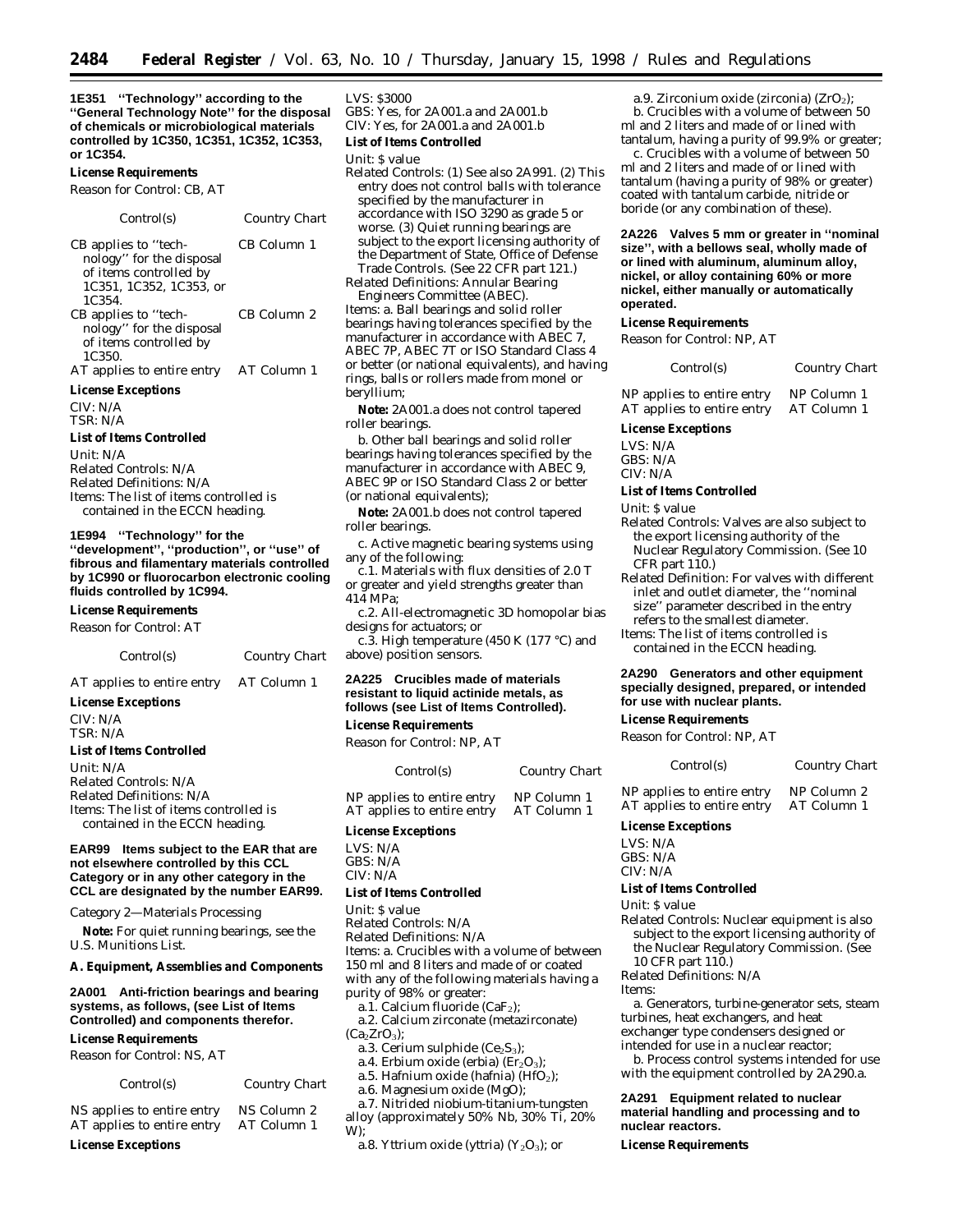**1E351 "Technology" according to the "General Technology Note" for the disposal of chemicals or microbiological materials controlled by 1C350, 1C351, 1C352, 1C353, or 1C354.**

**License Requirements**

Reason for Control: CB, AT

| Control(s) | Country Chart |
|---|---|
| CB applies to "technology" for the disposal of items controlled by 1C351, 1C352, 1C353, or 1C354. | CB Column 1 |
| CB applies to "technology" for the disposal of items controlled by 1C350. | CB Column 2 |
| AT applies to entire entry | AT Column 1 |

**License Exceptions**

CIV: N/A
TSR: N/A

**List of Items Controlled**

Unit: N/A
Related Controls: N/A
Related Definitions: N/A
Items: The list of items controlled is contained in the ECCN heading.

**1E994 "Technology" for the "development", "production", or "use" of fibrous and filamentary materials controlled by 1C990 or fluorocarbon electronic cooling fluids controlled by 1C994.**

**License Requirements**

Reason for Control: AT

| Control(s) | Country Chart |
|---|---|
| AT applies to entire entry | AT Column 1 |

**License Exceptions**

CIV: N/A
TSR: N/A

**List of Items Controlled**

Unit: N/A
Related Controls: N/A
Related Definitions: N/A
Items: The list of items controlled is contained in the ECCN heading.

**EAR99 Items subject to the EAR that are not elsewhere controlled by this CCL Category or in any other category in the CCL are designated by the number EAR99.**

Category 2—Materials Processing

*Note:* For quiet running bearings, see the U.S. Munitions List.

**A. Equipment, Assemblies and Components**

**2A001 Anti-friction bearings and bearing systems, as follows, (see List of Items Controlled) and components therefor.**

**License Requirements**

Reason for Control: NS, AT

| Control(s) | Country Chart |
|---|---|
| NS applies to entire entry | NS Column 2 |
| AT applies to entire entry | AT Column 1 |

**License Exceptions**

LVS: $3000
GBS: Yes, for 2A001.a and 2A001.b
CIV: Yes, for 2A001.a and 2A001.b

**List of Items Controlled**

Unit: $ value
Related Controls: (1) See also 2A991. (2) This entry does not control balls with tolerance specified by the manufacturer in accordance with ISO 3290 as grade 5 or worse. (3) Quiet running bearings are subject to the export licensing authority of the Department of State, Office of Defense Trade Controls. (See 22 CFR part 121.)
Related Definitions: Annular Bearing Engineers Committee (ABEC).
Items: a. Ball bearings and solid roller bearings having tolerances specified by the manufacturer in accordance with ABEC 7, ABEC 7P, ABEC 7T or ISO Standard Class 4 or better (or national equivalents), and having rings, balls or rollers made from monel or beryllium;

*Note:* 2A001.a does not control tapered roller bearings.

b. Other ball bearings and solid roller bearings having tolerances specified by the manufacturer in accordance with ABEC 9, ABEC 9P or ISO Standard Class 2 or better (or national equivalents);

*Note:* 2A001.b does not control tapered roller bearings.

c. Active magnetic bearing systems using any of the following:

c.1. Materials with flux densities of 2.0 T or greater and yield strengths greater than 414 MPa;

c.2. All-electromagnetic 3D homopolar bias designs for actuators; or

c.3. High temperature (450 K (177 °C) and above) position sensors.

**2A225 Crucibles made of materials resistant to liquid actinide metals, as follows (see List of Items Controlled).**

**License Requirements**

Reason for Control: NP, AT

| Control(s) | Country Chart |
|---|---|
| NP applies to entire entry | NP Column 1 |
| AT applies to entire entry | AT Column 1 |

**License Exceptions**

LVS: N/A
GBS: N/A
CIV: N/A

**List of Items Controlled**

Unit: $ value
Related Controls: N/A
Related Definitions: N/A
Items: a. Crucibles with a volume of between 150 ml and 8 liters and made of or coated with any of the following materials having a purity of 98% or greater:

a.1. Calcium fluoride ($CaF_2$);

a.2. Calcium zirconate (metazirconate) ($Ca_2ZrO_3$);

a.3. Cerium sulphide ($Ce_2S_3$);

a.4. Erbium oxide (erbia) ($Er_2O_3$);

a.5. Hafnium oxide (hafnia) ($HfO_2$);

a.6. Magnesium oxide (MgO);

a.7. Nitrided niobium-titanium-tungsten alloy (approximately 50% Nb, 30% Ti, 20% W);

a.8. Yttrium oxide (yttria) ($Y_2O_3$); or

a.9. Zirconium oxide (zirconia) ($ZrO_2$);

b. Crucibles with a volume of between 50 ml and 2 liters and made of or lined with tantalum, having a purity of 99.9% or greater;

c. Crucibles with a volume of between 50 ml and 2 liters and made of or lined with tantalum (having a purity of 98% or greater) coated with tantalum carbide, nitride or boride (or any combination of these).

**2A226 Valves 5 mm or greater in "nominal size", with a bellows seal, wholly made of or lined with aluminum, aluminum alloy, nickel, or alloy containing 60% or more nickel, either manually or automatically operated.**

**License Requirements**

Reason for Control: NP, AT

| Control(s) | Country Chart |
|---|---|
| NP applies to entire entry | NP Column 1 |
| AT applies to entire entry | AT Column 1 |

**License Exceptions**

LVS: N/A
GBS: N/A
CIV: N/A

**List of Items Controlled**

Unit: $ value
Related Controls: Valves are also subject to the export licensing authority of the Nuclear Regulatory Commission. (See 10 CFR part 110.)
Related Definition: For valves with different inlet and outlet diameter, the "nominal size" parameter described in the entry refers to the smallest diameter.
Items: The list of items controlled is contained in the ECCN heading.

**2A290 Generators and other equipment specially designed, prepared, or intended for use with nuclear plants.**

**License Requirements**

Reason for Control: NP, AT

| Control(s) | Country Chart |
|---|---|
| NP applies to entire entry | NP Column 2 |
| AT applies to entire entry | AT Column 1 |

**License Exceptions**

LVS: N/A
GBS: N/A
CIV: N/A

**List of Items Controlled**

Unit: $ value
Related Controls: Nuclear equipment is also subject to the export licensing authority of the Nuclear Regulatory Commission. (See 10 CFR part 110.)
Related Definitions: N/A
Items:

a. Generators, turbine-generator sets, steam turbines, heat exchangers, and heat exchanger type condensers designed or intended for use in a nuclear reactor;

b. Process control systems intended for use with the equipment controlled by 2A290.a.

**2A291 Equipment related to nuclear material handling and processing and to nuclear reactors.**

**License Requirements**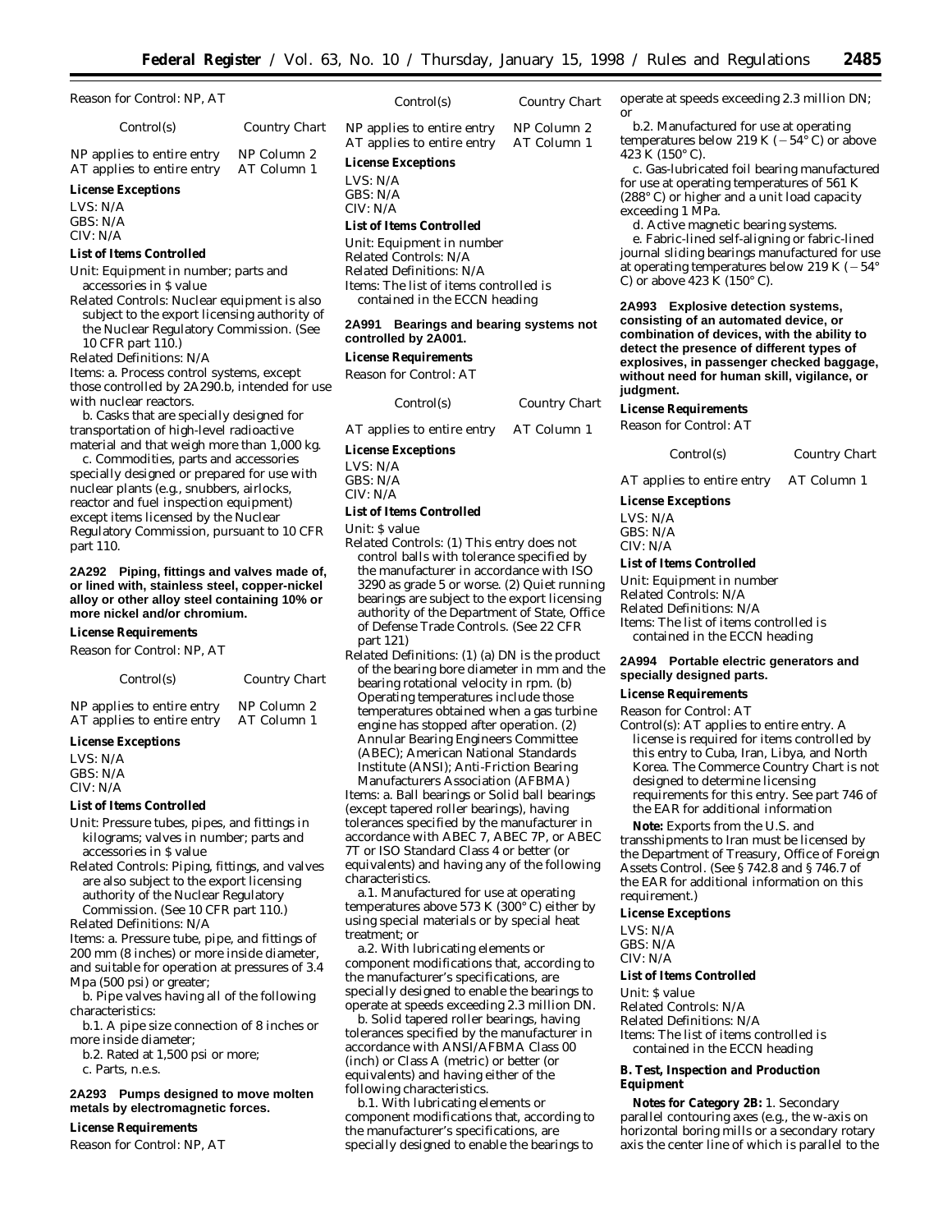Reason for Control: NP, AT

| Control(s) | Country Chart |
|---|---|
| NP applies to entire entry | NP Column 2 |
| AT applies to entire entry | AT Column 1 |

**License Exceptions**

LVS: N/A
GBS: N/A
CIV: N/A

**List of Items Controlled**

Unit: Equipment in number; parts and accessories in $ value

Related Controls: Nuclear equipment is also subject to the export licensing authority of the Nuclear Regulatory Commission. (See 10 CFR part 110.)

Related Definitions: N/A

Items: a. Process control systems, except those controlled by 2A290.b, intended for use with nuclear reactors.

b. Casks that are specially designed for transportation of high-level radioactive material and that weigh more than 1,000 kg.

c. Commodities, parts and accessories specially designed or prepared for use with nuclear plants (e.g., snubbers, airlocks, reactor and fuel inspection equipment) except items licensed by the Nuclear Regulatory Commission, pursuant to 10 CFR part 110.

**2A292 Piping, fittings and valves made of, or lined with, stainless steel, copper-nickel alloy or other alloy steel containing 10% or more nickel and/or chromium.**

**License Requirements**

Reason for Control: NP, AT

| Control(s) | Country Chart |
|---|---|
| NP applies to entire entry | NP Column 2 |
| AT applies to entire entry | AT Column 1 |

**License Exceptions**

LVS: N/A
GBS: N/A
CIV: N/A

**List of Items Controlled**

Unit: Pressure tubes, pipes, and fittings in kilograms; valves in number; parts and accessories in $ value

Related Controls: Piping, fittings, and valves are also subject to the export licensing authority of the Nuclear Regulatory Commission. (See 10 CFR part 110.)

Related Definitions: N/A

Items: a. Pressure tube, pipe, and fittings of 200 mm (8 inches) or more inside diameter, and suitable for operation at pressures of 3.4 Mpa (500 psi) or greater;

b. Pipe valves having all of the following characteristics:

b.1. A pipe size connection of 8 inches or more inside diameter;

b.2. Rated at 1,500 psi or more;

c. Parts, n.e.s.

**2A293 Pumps designed to move molten metals by electromagnetic forces.**

**License Requirements**

Reason for Control: NP, AT

| Control(s) | Country Chart |
|---|---|
| NP applies to entire entry | NP Column 2 |
| AT applies to entire entry | AT Column 1 |

**License Exceptions**

LVS: N/A
GBS: N/A
CIV: N/A

**List of Items Controlled**

Unit: Equipment in number
Related Controls: N/A
Related Definitions: N/A
Items: The list of items controlled is contained in the ECCN heading

**2A991 Bearings and bearing systems not controlled by 2A001.**

**License Requirements**

Reason for Control: AT

| Control(s) | Country Chart |
|---|---|
| AT applies to entire entry | AT Column 1 |

**License Exceptions**

LVS: N/A
GBS: N/A
CIV: N/A

**List of Items Controlled**

Unit: $ value

Related Controls: (1) This entry does not control balls with tolerance specified by the manufacturer in accordance with ISO 3290 as grade 5 or worse. (2) Quiet running bearings are subject to the export licensing authority of the Department of State, Office of Defense Trade Controls. (See 22 CFR part 121)

Related Definitions: (1) (a) DN is the product of the bearing bore diameter in mm and the bearing rotational velocity in rpm. (b) Operating temperatures include those temperatures obtained when a gas turbine engine has stopped after operation. (2) Annular Bearing Engineers Committee (ABEC); American National Standards Institute (ANSI); Anti-Friction Bearing Manufacturers Association (AFBMA)

Items: a. Ball bearings or Solid ball bearings (except tapered roller bearings), having tolerances specified by the manufacturer in accordance with ABEC 7, ABEC 7P, or ABEC 7T or ISO Standard Class 4 or better (or equivalents) and having any of the following characteristics.

a.1. Manufactured for use at operating temperatures above 573 K (300° C) either by using special materials or by special heat treatment; or

a.2. With lubricating elements or component modifications that, according to the manufacturer's specifications, are specially designed to enable the bearings to operate at speeds exceeding 2.3 million DN.

b. Solid tapered roller bearings, having tolerances specified by the manufacturer in accordance with ANSI/AFBMA Class 00 (inch) or Class A (metric) or better (or equivalents) and having either of the following characteristics.

b.1. With lubricating elements or component modifications that, according to the manufacturer's specifications, are specially designed to enable the bearings to operate at speeds exceeding 2.3 million DN; or

b.2. Manufactured for use at operating temperatures below 219 K (−54° C) or above 423 K (150° C).

c. Gas-lubricated foil bearing manufactured for use at operating temperatures of 561 K (288° C) or higher and a unit load capacity exceeding 1 MPa.

d. Active magnetic bearing systems.

e. Fabric-lined self-aligning or fabric-lined journal sliding bearings manufactured for use at operating temperatures below 219 K (−54° C) or above 423 K (150° C).

**2A993 Explosive detection systems, consisting of an automated device, or combination of devices, with the ability to detect the presence of different types of explosives, in passenger checked baggage, without need for human skill, vigilance, or judgment.**

**License Requirements**

Reason for Control: AT

| Control(s) | Country Chart |
|---|---|
| AT applies to entire entry | AT Column 1 |

**License Exceptions**

LVS: N/A
GBS: N/A
CIV: N/A

**List of Items Controlled**

Unit: Equipment in number
Related Controls: N/A
Related Definitions: N/A
Items: The list of items controlled is contained in the ECCN heading

**2A994 Portable electric generators and specially designed parts.**

**License Requirements**

Reason for Control: AT

Control(s): AT applies to entire entry. A license is required for items controlled by this entry to Cuba, Iran, Libya, and North Korea. The Commerce Country Chart is not designed to determine licensing requirements for this entry. See part 746 of the EAR for additional information

**Note:** Exports from the U.S. and transshipments to Iran must be licensed by the Department of Treasury, Office of Foreign Assets Control. (See § 742.8 and § 746.7 of the EAR for additional information on this requirement.)

**License Exceptions**

LVS: N/A
GBS: N/A
CIV: N/A

**List of Items Controlled**

Unit: $ value
Related Controls: N/A
Related Definitions: N/A
Items: The list of items controlled is contained in the ECCN heading

**B. Test, Inspection and Production Equipment**

**Notes for Category 2B:** 1. Secondary parallel contouring axes (e.g., the w-axis on horizontal boring mills or a secondary rotary axis the center line of which is parallel to the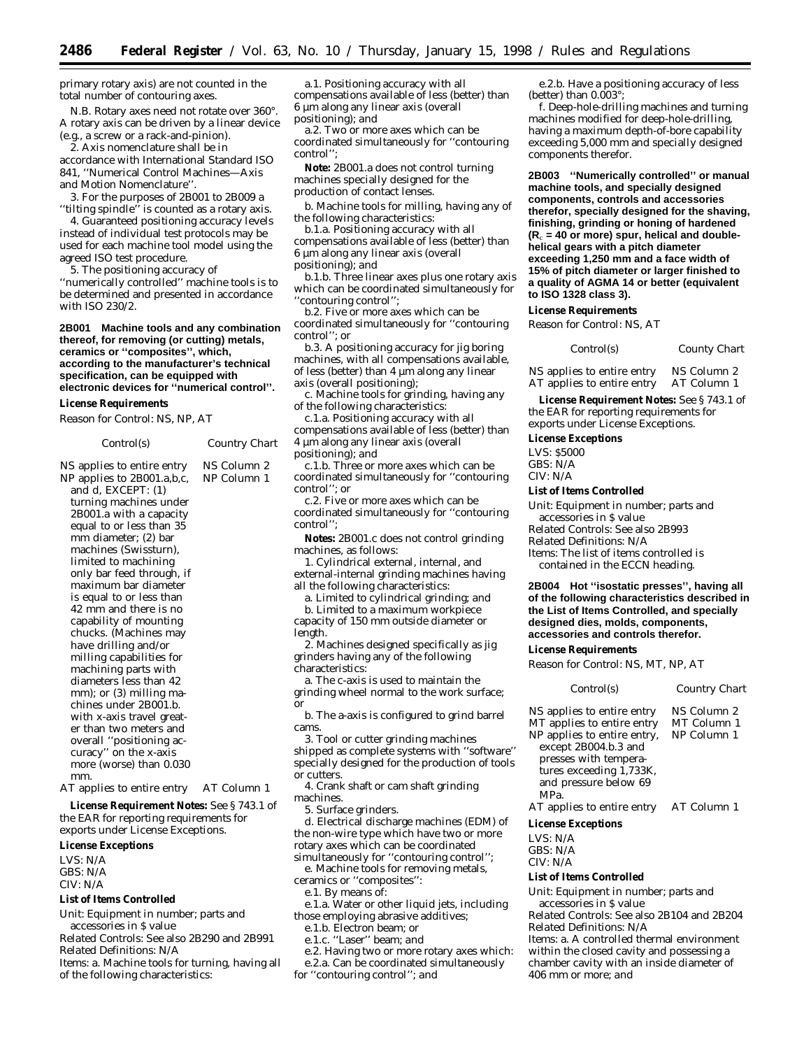primary rotary axis) are not counted in the total number of contouring axes.

N.B. Rotary axes need not rotate over 360°. A rotary axis can be driven by a linear device (e.g., a screw or a rack-and-pinion).

2. Axis nomenclature shall be in accordance with International Standard ISO 841, ''Numerical Control Machines—Axis and Motion Nomenclature''.

3. For the purposes of 2B001 to 2B009 a ''tilting spindle'' is counted as a rotary axis.

4. Guaranteed positioning accuracy levels instead of individual test protocols may be used for each machine tool model using the agreed ISO test procedure.

5. The positioning accuracy of ''numerically controlled'' machine tools is to be determined and presented in accordance with ISO 230/2.

**2B001 Machine tools and any combination thereof, for removing (or cutting) metals, ceramics or ''composites'', which, according to the manufacturer's technical specification, can be equipped with electronic devices for ''numerical control''.**

***License Requirements***

*Reason for Control:* NS, NP, AT

| Control(s) | Country Chart |
|---|---|
| NS applies to entire entry | NS Column 2 |
| NP applies to 2B001.a,b,c, and d, EXCEPT: (1) turning machines under 2B001.a with a capacity equal to or less than 35 mm diameter; (2) bar machines (Swissturn), limited to machining only bar feed through, if maximum bar diameter is equal to or less than 42 mm and there is no capability of mounting chucks. (Machines may have drilling and/or milling capabilities for machining parts with diameters less than 42 mm); or (3) milling machines under 2B001.b. with x-axis travel greater than two meters and overall ''positioning accuracy'' on the x-axis more (worse) than 0.030 mm. | NP Column 1 |
| AT applies to entire entry | AT Column 1 |

**License Requirement Notes:** See § 743.1 of the EAR for reporting requirements for exports under License Exceptions.

***License Exceptions***

LVS: N/A
GBS: N/A
CIV: N/A

***List of Items Controlled***

*Unit:* Equipment in number; parts and accessories in $ value
*Related Controls:* See also 2B290 and 2B991
*Related Definitions:* N/A
*Items:* a. Machine tools for turning, having all of the following characteristics:

a.1. Positioning accuracy with all compensations available of less (better) than 6 µm along any linear axis (overall positioning); and

a.2. Two or more axes which can be coordinated simultaneously for ''contouring control'';

**Note:** 2B001.a does not control turning machines specially designed for the production of contact lenses.

b. Machine tools for milling, having any of the following characteristics:

b.1.a. Positioning accuracy with all compensations available of less (better) than 6 µm along any linear axis (overall positioning); and

b.1.b. Three linear axes plus one rotary axis which can be coordinated simultaneously for ''contouring control'';

b.2. Five or more axes which can be coordinated simultaneously for ''contouring control''; or

b.3. A positioning accuracy for jig boring machines, with all compensations available, of less (better) than 4 µm along any linear axis (overall positioning);

c. Machine tools for grinding, having any of the following characteristics:

c.1.a. Positioning accuracy with all compensations available of less (better) than 4 µm along any linear axis (overall positioning); and

c.1.b. Three or more axes which can be coordinated simultaneously for ''contouring control''; or

c.2. Five or more axes which can be coordinated simultaneously for ''contouring control'';

**Notes:** 2B001.c does not control grinding machines, as follows:

1. Cylindrical external, internal, and external-internal grinding machines having all the following characteristics:

a. Limited to cylindrical grinding; and

b. Limited to a maximum workpiece capacity of 150 mm outside diameter or length.

2. Machines designed specifically as jig grinders having any of the following characteristics:

a. The c-axis is used to maintain the grinding wheel normal to the work surface; or

b. The a-axis is configured to grind barrel cams.

3. Tool or cutter grinding machines shipped as complete systems with ''software'' specially designed for the production of tools or cutters.

4. Crank shaft or cam shaft grinding machines.

5. Surface grinders.

d. Electrical discharge machines (EDM) of the non-wire type which have two or more rotary axes which can be coordinated simultaneously for ''contouring control'';

e. Machine tools for removing metals, ceramics or ''composites'':

e.1. By means of:

e.1.a. Water or other liquid jets, including those employing abrasive additives;

e.1.b. Electron beam; or

e.1.c. ''Laser'' beam; and

e.2. Having two or more rotary axes which:

e.2.a. Can be coordinated simultaneously for ''contouring control''; and

e.2.b. Have a positioning accuracy of less (better) than 0.003°;

f. Deep-hole-drilling machines and turning machines modified for deep-hole-drilling, having a maximum depth-of-bore capability exceeding 5,000 mm and specially designed components therefor.

**2B003 ''Numerically controlled'' or manual machine tools, and specially designed components, controls and accessories therefor, specially designed for the shaving, finishing, grinding or honing of hardened ($R_c$ = 40 or more) spur, helical and double-helical gears with a pitch diameter exceeding 1,250 mm and a face width of 15% of pitch diameter or larger finished to a quality of AGMA 14 or better (equivalent to ISO 1328 class 3).**

***License Requirements***

*Reason for Control:* NS, AT

| Control(s) | County Chart |
|---|---|
| NS applies to entire entry | NS Column 2 |
| AT applies to entire entry | AT Column 1 |

**License Requirement Notes:** See § 743.1 of the EAR for reporting requirements for exports under License Exceptions.

***License Exceptions***

LVS: $5000
GBS: N/A
CIV: N/A

***List of Items Controlled***

*Unit:* Equipment in number; parts and accessories in $ value
*Related Controls:* See also 2B993
*Related Definitions:* N/A
*Items:* The list of items controlled is contained in the ECCN heading.

**2B004 Hot ''isostatic presses'', having all of the following characteristics described in the List of Items Controlled, and specially designed dies, molds, components, accessories and controls therefor.**

***License Requirements***

*Reason for Control:* NS, MT, NP, AT

| Control(s) | Country Chart |
|---|---|
| NS applies to entire entry | NS Column 2 |
| MT applies to entire entry | MT Column 1 |
| NP applies to entire entry, except 2B004.b.3 and presses with temperatures exceeding 1,733K, and pressure below 69 MPa. | NP Column 1 |
| AT applies to entire entry | AT Column 1 |

***License Exceptions***

LVS: N/A
GBS: N/A
CIV: N/A

***List of Items Controlled***

*Unit:* Equipment in number; parts and accessories in $ value
*Related Controls:* See also 2B104 and 2B204
*Related Definitions:* N/A
*Items:* a. A controlled thermal environment within the closed cavity and possessing a chamber cavity with an inside diameter of 406 mm or more; and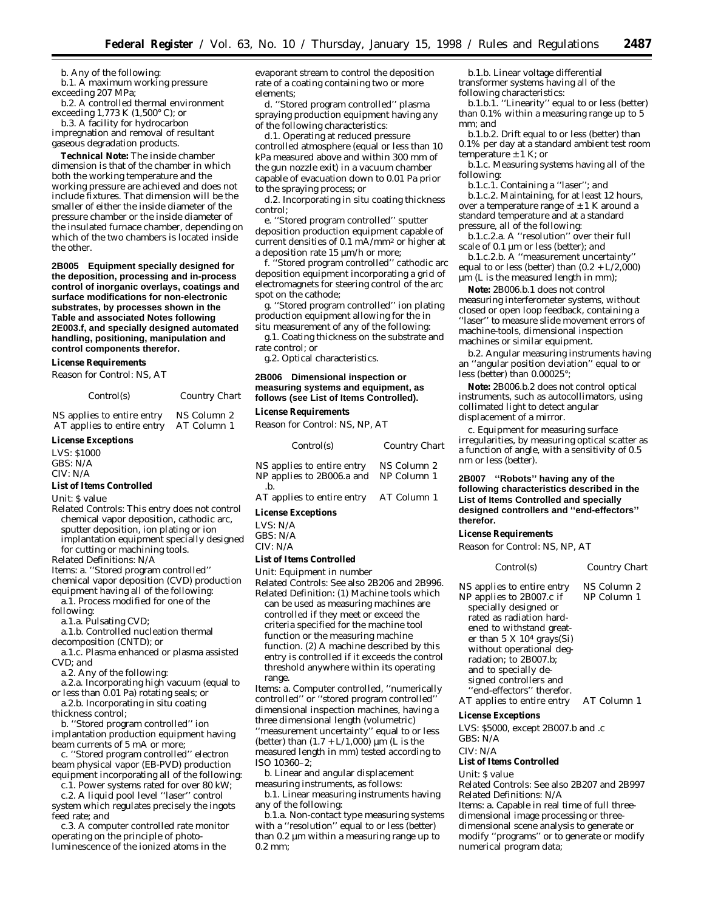b. Any of the following:

b.1. A maximum working pressure exceeding 207 MPa;

b.2. A controlled thermal environment exceeding 1,773 K (1,500° C); or

b.3. A facility for hydrocarbon impregnation and removal of resultant gaseous degradation products.

**Technical Note:** The inside chamber dimension is that of the chamber in which both the working temperature and the working pressure are achieved and does not include fixtures. That dimension will be the smaller of either the inside diameter of the pressure chamber or the inside diameter of the insulated furnace chamber, depending on which of the two chambers is located inside the other.

**2B005 Equipment specially designed for the deposition, processing and in-process control of inorganic overlays, coatings and surface modifications for non-electronic substrates, by processes shown in the Table and associated Notes following 2E003.f, and specially designed automated handling, positioning, manipulation and control components therefor.**

**License Requirements**

Reason for Control: NS, AT

| Control(s) | Country Chart |
|---|---|
| NS applies to entire entry | NS Column 2 |
| AT applies to entire entry | AT Column 1 |

**License Exceptions**

LVS: $1000
GBS: N/A
CIV: N/A

**List of Items Controlled**

Unit: $ value

Related Controls: This entry does not control chemical vapor deposition, cathodic arc, sputter deposition, ion plating or ion implantation equipment specially designed for cutting or machining tools.

Related Definitions: N/A

Items: a. ''Stored program controlled'' chemical vapor deposition (CVD) production equipment having all of the following:

a.1. Process modified for one of the following:

a.1.a. Pulsating CVD;

a.1.b. Controlled nucleation thermal decomposition (CNTD); or

a.1.c. Plasma enhanced or plasma assisted CVD; and

a.2. Any of the following:

a.2.a. Incorporating high vacuum (equal to or less than 0.01 Pa) rotating seals; or

a.2.b. Incorporating in situ coating thickness control;

b. ''Stored program controlled'' ion implantation production equipment having beam currents of 5 mA or more;

c. ''Stored program controlled'' electron beam physical vapor (EB-PVD) production equipment incorporating all of the following:

c.1. Power systems rated for over 80 kW;

c.2. A liquid pool level ''laser'' control system which regulates precisely the ingots feed rate; and

c.3. A computer controlled rate monitor operating on the principle of photo-luminescence of the ionized atoms in the evaporant stream to control the deposition rate of a coating containing two or more elements;

d. ''Stored program controlled'' plasma spraying production equipment having any of the following characteristics:

d.1. Operating at reduced pressure controlled atmosphere (equal or less than 10 kPa measured above and within 300 mm of the gun nozzle exit) in a vacuum chamber capable of evacuation down to 0.01 Pa prior to the spraying process; or

d.2. Incorporating in situ coating thickness control;

e. ''Stored program controlled'' sputter deposition production equipment capable of current densities of 0.1 mA/mm$^2$ or higher at a deposition rate 15 µm/h or more;

f. ''Stored program controlled'' cathodic arc deposition equipment incorporating a grid of electromagnets for steering control of the arc spot on the cathode;

g. ''Stored program controlled'' ion plating production equipment allowing for the in situ measurement of any of the following:

g.1. Coating thickness on the substrate and rate control; or

g.2. Optical characteristics.

**2B006 Dimensional inspection or measuring systems and equipment, as follows (see List of Items Controlled).**

**License Requirements**

Reason for Control: NS, NP, AT

| Control(s) | Country Chart |
|---|---|
| NS applies to entire entry | NS Column 2 |
| NP applies to 2B006.a and .b. | NP Column 1 |
| AT applies to entire entry | AT Column 1 |

**License Exceptions**

LVS: N/A
GBS: N/A
CIV: N/A

**List of Items Controlled**

Unit: Equipment in number

Related Controls: See also 2B206 and 2B996.

Related Definition: (1) Machine tools which can be used as measuring machines are controlled if they meet or exceed the criteria specified for the machine tool function or the measuring machine function. (2) A machine described by this entry is controlled if it exceeds the control threshold anywhere within its operating range.

Items: a. Computer controlled, ''numerically controlled'' or ''stored program controlled'' dimensional inspection machines, having a three dimensional length (volumetric) ''measurement uncertainty'' equal to or less (better) than $(1.7 + L/1,000)$ µm (L is the measured length in mm) tested according to ISO 10360–2;

b. Linear and angular displacement measuring instruments, as follows:

b.1. Linear measuring instruments having any of the following:

b.1.a. Non-contact type measuring systems with a ''resolution'' equal to or less (better) than 0.2 µm within a measuring range up to 0.2 mm;

b.1.b. Linear voltage differential transformer systems having all of the following characteristics:

b.1.b.1. ''Linearity'' equal to or less (better) than 0.1% within a measuring range up to 5 mm; and

b.1.b.2. Drift equal to or less (better) than 0.1% per day at a standard ambient test room temperature ± 1 K; or

b.1.c. Measuring systems having all of the following:

b.1.c.1. Containing a ''laser''; and

b.1.c.2. Maintaining, for at least 12 hours, over a temperature range of ± 1 K around a standard temperature and at a standard pressure, all of the following:

b.1.c.2.a. A ''resolution'' over their full scale of 0.1 µm or less (better); and

b.1.c.2.b. A ''measurement uncertainty'' equal to or less (better) than $(0.2 + L/2,000)$ µm (L is the measured length in mm);

**Note:** 2B006.b.1 does not control measuring interferometer systems, without closed or open loop feedback, containing a ''laser'' to measure slide movement errors of machine-tools, dimensional inspection machines or similar equipment.

b.2. Angular measuring instruments having an ''angular position deviation'' equal to or less (better) than 0.00025°;

**Note:** 2B006.b.2 does not control optical instruments, such as autocollimators, using collimated light to detect angular displacement of a mirror.

c. Equipment for measuring surface irregularities, by measuring optical scatter as a function of angle, with a sensitivity of 0.5 nm or less (better).

**2B007 ''Robots'' having any of the following characteristics described in the List of Items Controlled and specially designed controllers and ''end-effectors'' therefor.**

**License Requirements**

Reason for Control: NS, NP, AT

| Control(s) | Country Chart |
|---|---|
| NS applies to entire entry | NS Column 2 |
| NP applies to 2B007.c if specially designed or rated as radiation hardened to withstand greater than 5 X 10$^4$ grays(Si) without operational degradation; to 2B007.b; and to specially designed controllers and ''end-effectors'' therefor. | NP Column 1 |
| AT applies to entire entry | AT Column 1 |

**License Exceptions**

LVS: $5000, except 2B007.b and .c
GBS: N/A
CIV: N/A

**List of Items Controlled**

Unit: $ value

Related Controls: See also 2B207 and 2B997

Related Definitions: N/A

Items: a. Capable in real time of full three-dimensional image processing or three-dimensional scene analysis to generate or modify ''programs'' or to generate or modify numerical program data;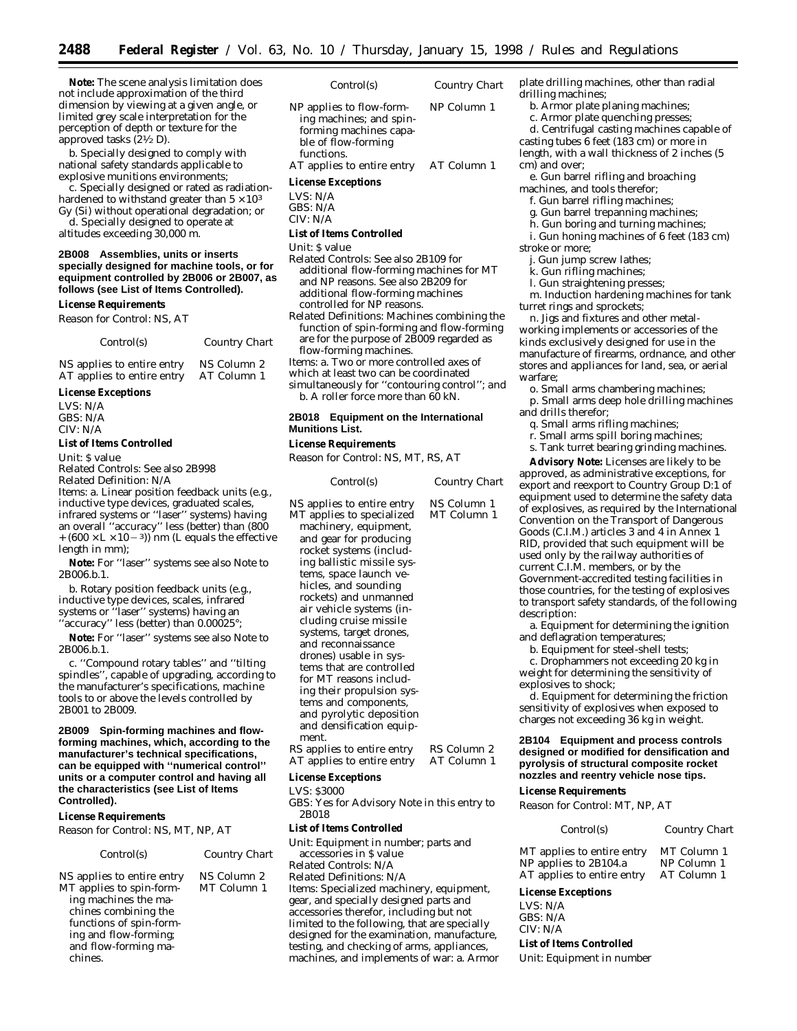**Note:** The scene analysis limitation does not include approximation of the third dimension by viewing at a given angle, or limited grey scale interpretation for the perception of depth or texture for the approved tasks (2½ D).

b. Specially designed to comply with national safety standards applicable to explosive munitions environments;

c. Specially designed or rated as radiation-hardened to withstand greater than $5 \times 10^3$ Gy (Si) without operational degradation; or

d. Specially designed to operate at altitudes exceeding 30,000 m.

**2B008 Assemblies, units or inserts specially designed for machine tools, or for equipment controlled by 2B006 or 2B007, as follows (see List of Items Controlled).**

*License Requirements*

Reason for Control: NS, AT

| Control(s) | Country Chart |
| --- | --- |
| NS applies to entire entry | NS Column 2 |
| AT applies to entire entry | AT Column 1 |

*License Exceptions*

LVS: N/A
GBS: N/A
CIV: N/A

*List of Items Controlled*

Unit: $ value
Related Controls: See also 2B998
Related Definition: N/A
Items: a. Linear position feedback units (e.g., inductive type devices, graduated scales, infrared systems or ''laser'' systems) having an overall ''accuracy'' less (better) than (800 + (600 × L × $10^{-3}$)) nm (L equals the effective length in mm);

**Note:** For ''laser'' systems see also Note to 2B006.b.1.

b. Rotary position feedback units (e.g., inductive type devices, scales, infrared systems or ''laser'' systems) having an ''accuracy'' less (better) than 0.00025°;

**Note:** For ''laser'' systems see also Note to 2B006.b.1.

c. ''Compound rotary tables'' and ''tilting spindles'', capable of upgrading, according to the manufacturer's specifications, machine tools to or above the levels controlled by 2B001 to 2B009.

**2B009 Spin-forming machines and flow-forming machines, which, according to the manufacturer's technical specifications, can be equipped with ''numerical control'' units or a computer control and having all the characteristics (see List of Items Controlled).**

*License Requirements*

Reason for Control: NS, MT, NP, AT

| Control(s) | Country Chart |
| --- | --- |
| NS applies to entire entry | NS Column 2 |
| MT applies to spin-forming machines the machines combining the functions of spin-forming and flow-forming; and flow-forming machines. | MT Column 1 |
| NP applies to flow-forming machines; and spin-forming machines capable of flow-forming functions. | NP Column 1 |
| AT applies to entire entry | AT Column 1 |

*License Exceptions*

LVS: N/A
GBS: N/A
CIV: N/A

*List of Items Controlled*

Unit: $ value
Related Controls: See also 2B109 for additional flow-forming machines for MT and NP reasons. See also 2B209 for additional flow-forming machines controlled for NP reasons.
Related Definitions: Machines combining the function of spin-forming and flow-forming are for the purpose of 2B009 regarded as flow-forming machines.
Items: a. Two or more controlled axes of which at least two can be coordinated simultaneously for ''contouring control''; and
b. A roller force more than 60 kN.

**2B018 Equipment on the International Munitions List.**

*License Requirements*

Reason for Control: NS, MT, RS, AT

| Control(s) | Country Chart |
| --- | --- |
| NS applies to entire entry | NS Column 1 |
| MT applies to specialized machinery, equipment, and gear for producing rocket systems (including ballistic missile systems, space launch vehicles, and sounding rockets) and unmanned air vehicle systems (including cruise missile systems, target drones, and reconnaissance drones) usable in systems that are controlled for MT reasons including their propulsion systems and components, and pyrolytic deposition and densification equipment. | MT Column 1 |
| RS applies to entire entry | RS Column 2 |
| AT applies to entire entry | AT Column 1 |

*License Exceptions*

LVS: $3000
GBS: Yes for Advisory Note in this entry to 2B018

*List of Items Controlled*

Unit: Equipment in number; parts and accessories in $ value
Related Controls: N/A
Related Definitions: N/A
Items: Specialized machinery, equipment, gear, and specially designed parts and accessories therefor, including but not limited to the following, that are specially designed for the examination, manufacture, testing, and checking of arms, appliances, machines, and implements of war: a. Armor plate drilling machines, other than radial drilling machines;

b. Armor plate planing machines;

c. Armor plate quenching presses;

d. Centrifugal casting machines capable of casting tubes 6 feet (183 cm) or more in length, with a wall thickness of 2 inches (5 cm) and over;

e. Gun barrel rifling and broaching machines, and tools therefor;

f. Gun barrel rifling machines;

g. Gun barrel trepanning machines;

h. Gun boring and turning machines;

i. Gun honing machines of 6 feet (183 cm) stroke or more;

j. Gun jump screw lathes;

k. Gun rifling machines;

l. Gun straightening presses;

m. Induction hardening machines for tank turret rings and sprockets;

n. Jigs and fixtures and other metal-working implements or accessories of the kinds exclusively designed for use in the manufacture of firearms, ordnance, and other stores and appliances for land, sea, or aerial warfare;

o. Small arms chambering machines;

p. Small arms deep hole drilling machines and drills therefor;

q. Small arms rifling machines;

r. Small arms spill boring machines;

s. Tank turret bearing grinding machines.

**Advisory Note:** Licenses are likely to be approved, as administrative exceptions, for export and reexport to Country Group D:1 of equipment used to determine the safety data of explosives, as required by the International Convention on the Transport of Dangerous Goods (C.I.M.) articles 3 and 4 in Annex 1 RID, provided that such equipment will be used only by the railway authorities of current C.I.M. members, or by the Government-accredited testing facilities in those countries, for the testing of explosives to transport safety standards, of the following description:

a. Equipment for determining the ignition and deflagration temperatures;

b. Equipment for steel-shell tests;

c. Drophammers not exceeding 20 kg in weight for determining the sensitivity of explosives to shock;

d. Equipment for determining the friction sensitivity of explosives when exposed to charges not exceeding 36 kg in weight.

**2B104 Equipment and process controls designed or modified for densification and pyrolysis of structural composite rocket nozzles and reentry vehicle nose tips.**

*License Requirements*

Reason for Control: MT, NP, AT

| Control(s) | Country Chart |
| --- | --- |
| MT applies to entire entry | MT Column 1 |
| NP applies to 2B104.a | NP Column 1 |
| AT applies to entire entry | AT Column 1 |

*License Exceptions*

LVS: N/A
GBS: N/A
CIV: N/A

*List of Items Controlled*

Unit: Equipment in number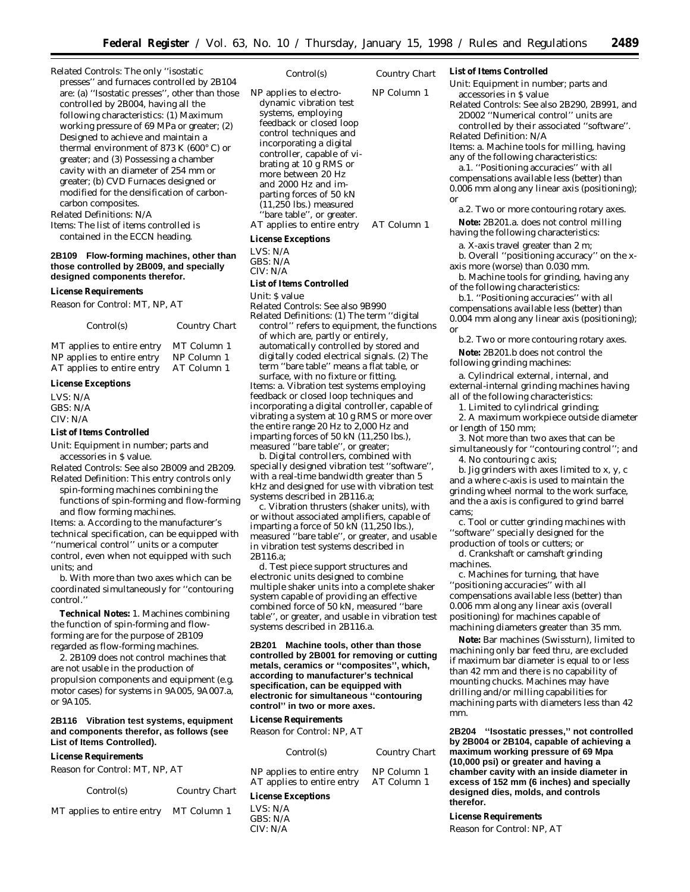Related Controls: The only ''isostatic presses'' and furnaces controlled by 2B104 are: (a) ''Isostatic presses'', other than those controlled by 2B004, having all the following characteristics: (1) Maximum working pressure of 69 MPa or greater; (2) Designed to achieve and maintain a thermal environment of 873 K (600° C) or greater; and (3) Possessing a chamber cavity with an diameter of 254 mm or greater; (b) CVD Furnaces designed or modified for the densification of carbon-carbon composites.

Related Definitions: N/A

Items: The list of items controlled is contained in the ECCN heading.

**2B109 Flow-forming machines, other than those controlled by 2B009, and specially designed components therefor.**

*License Requirements*

Reason for Control: MT, NP, AT

| Control(s) | Country Chart |
|---|---|
| MT applies to entire entry | MT Column 1 |
| NP applies to entire entry | NP Column 1 |
| AT applies to entire entry | AT Column 1 |

*License Exceptions*

LVS: N/A
GBS: N/A
CIV: N/A

*List of Items Controlled*

Unit: Equipment in number; parts and accessories in $ value.

Related Controls: See also 2B009 and 2B209.

Related Definition: This entry controls only spin-forming machines combining the functions of spin-forming and flow-forming and flow forming machines.

Items: a. According to the manufacturer's technical specification, can be equipped with ''numerical control'' units or a computer control, even when not equipped with such units; and

b. With more than two axes which can be coordinated simultaneously for ''contouring control.''

**Technical Notes:** 1. Machines combining the function of spin-forming and flow-forming are for the purpose of 2B109 regarded as flow-forming machines.

2. 2B109 does not control machines that are not usable in the production of propulsion components and equipment (e.g. motor cases) for systems in 9A005, 9A007.a, or 9A105.

**2B116 Vibration test systems, equipment and components therefor, as follows (see List of Items Controlled).**

*License Requirements*

Reason for Control: MT, NP, AT

| Control(s) | Country Chart |
|---|---|
| MT applies to entire entry | MT Column 1 |
| NP applies to electro-dynamic vibration test systems, employing feedback or closed loop control techniques and incorporating a digital controller, capable of vibrating at 10 g RMS or more between 20 Hz and 2000 Hz and imparting forces of 50 kN (11,250 lbs.) measured ''bare table'', or greater. | NP Column 1 |
| AT applies to entire entry | AT Column 1 |

*License Exceptions*

LVS: N/A
GBS: N/A
CIV: N/A

*List of Items Controlled*

Unit: $ value

Related Controls: See also 9B990

Related Definitions: (1) The term ''digital control'' refers to equipment, the functions of which are, partly or entirely, automatically controlled by stored and digitally coded electrical signals. (2) The term ''bare table'' means a flat table, or surface, with no fixture or fitting.

Items: a. Vibration test systems employing feedback or closed loop techniques and incorporating a digital controller, capable of vibrating a system at 10 g RMS or more over the entire range 20 Hz to 2,000 Hz and imparting forces of 50 kN (11,250 lbs.), measured ''bare table'', or greater;

b. Digital controllers, combined with specially designed vibration test ''software'', with a real-time bandwidth greater than 5 kHz and designed for use with vibration test systems described in 2B116.a;

c. Vibration thrusters (shaker units), with or without associated amplifiers, capable of imparting a force of 50 kN (11,250 lbs.), measured ''bare table'', or greater, and usable in vibration test systems described in 2B116.a;

d. Test piece support structures and electronic units designed to combine multiple shaker units into a complete shaker system capable of providing an effective combined force of 50 kN, measured ''bare table'', or greater, and usable in vibration test systems described in 2B116.a.

**2B201 Machine tools, other than those controlled by 2B001 for removing or cutting metals, ceramics or ''composites'', which, according to manufacturer's technical specification, can be equipped with electronic for simultaneous ''contouring control'' in two or more axes.**

*License Requirements*

Reason for Control: NP, AT

| Control(s) | Country Chart |
|---|---|
| NP applies to entire entry | NP Column 1 |
| AT applies to entire entry | AT Column 1 |

*License Exceptions*

LVS: N/A
GBS: N/A
CIV: N/A

*List of Items Controlled*

Unit: Equipment in number; parts and accessories in $ value

Related Controls: See also 2B290, 2B991, and 2D002 ''Numerical control'' units are controlled by their associated ''software''.

Related Definition: N/A

Items: a. Machine tools for milling, having any of the following characteristics:

a.1. ''Positioning accuracies'' with all compensations available less (better) than 0.006 mm along any linear axis (positioning); or

a.2. Two or more contouring rotary axes.

**Note:** 2B201.a. does not control milling having the following characteristics:

a. X-axis travel greater than 2 m;

b. Overall ''positioning accuracy'' on the x-axis more (worse) than 0.030 mm.

b. Machine tools for grinding, having any of the following characteristics:

b.1. ''Positioning accuracies'' with all compensations available less (better) than 0.004 mm along any linear axis (positioning); or

b.2. Two or more contouring rotary axes.

**Note:** 2B201.b does not control the following grinding machines:

a. Cylindrical external, internal, and external-internal grinding machines having all of the following characteristics:

1. Limited to cylindrical grinding;

2. A maximum workpiece outside diameter or length of 150 mm;

3. Not more than two axes that can be simultaneously for ''contouring control''; and

4. No contouring c axis;

b. Jig grinders with axes limited to x, y, c and a where c-axis is used to maintain the grinding wheel normal to the work surface, and the a axis is configured to grind barrel cams;

c. Tool or cutter grinding machines with ''software'' specially designed for the production of tools or cutters; or

d. Crankshaft or camshaft grinding machines.

c. Machines for turning, that have ''positioning accuracies'' with all compensations available less (better) than 0.006 mm along any linear axis (overall positioning) for machines capable of machining diameters greater than 35 mm.

**Note:** Bar machines (Swissturn), limited to machining only bar feed thru, are excluded if maximum bar diameter is equal to or less than 42 mm and there is no capability of mounting chucks. Machines may have drilling and/or milling capabilities for machining parts with diameters less than 42 mm.

**2B204 ''Isostatic presses,'' not controlled by 2B004 or 2B104, capable of achieving a maximum working pressure of 69 Mpa (10,000 psi) or greater and having a chamber cavity with an inside diameter in excess of 152 mm (6 inches) and specially designed dies, molds, and controls therefor.**

*License Requirements*

Reason for Control: NP, AT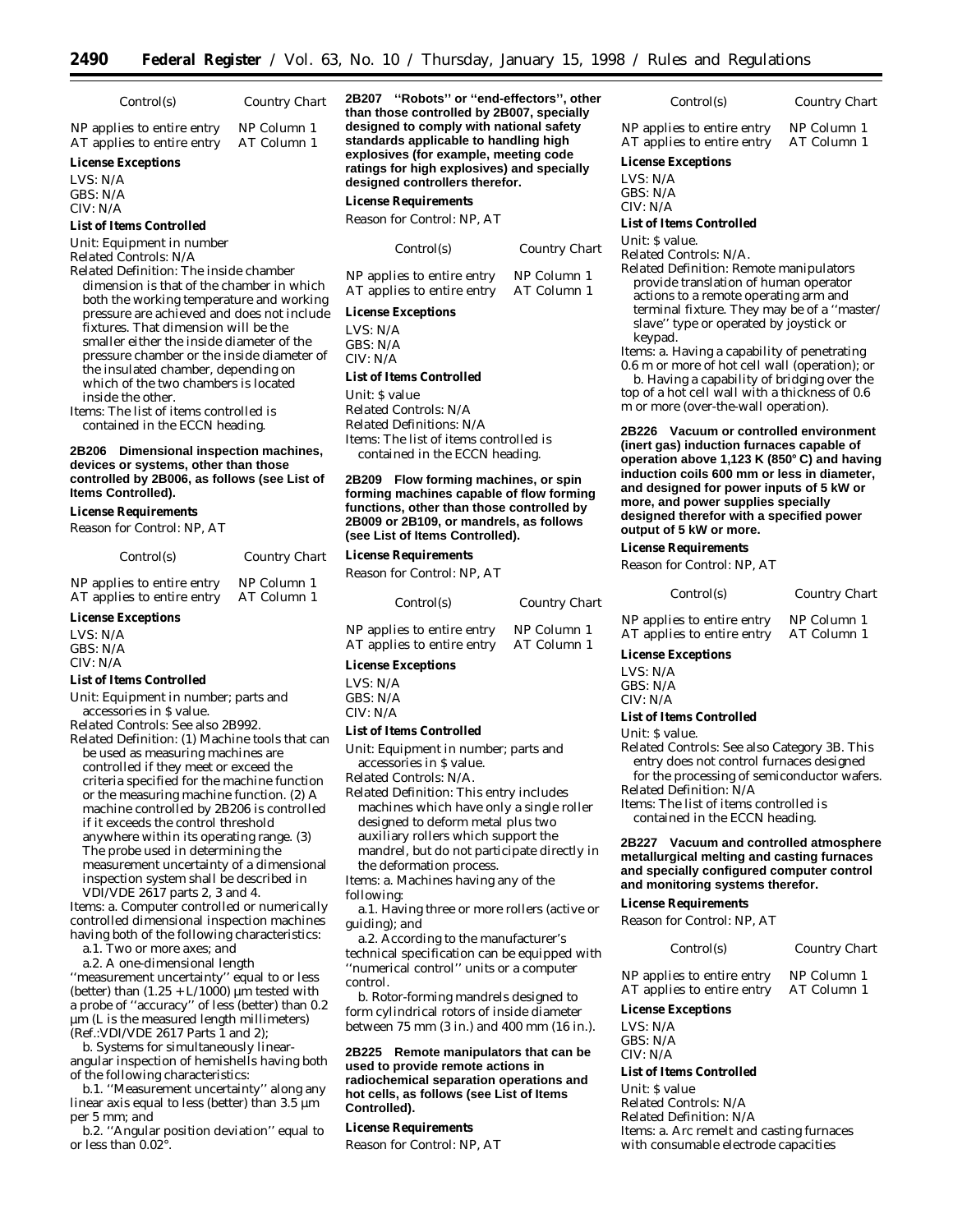| Control(s) | Country Chart |
|---|---|
| NP applies to entire entry | NP Column 1 |
| AT applies to entire entry | AT Column 1 |

***License Exceptions***

LVS: N/A
GBS: N/A
CIV: N/A

***List of Items Controlled***

Unit: Equipment in number
Related Controls: N/A
Related Definition: The inside chamber dimension is that of the chamber in which both the working temperature and working pressure are achieved and does not include fixtures. That dimension will be the smaller either the inside diameter of the pressure chamber or the inside diameter of the insulated chamber, depending on which of the two chambers is located inside the other.
Items: The list of items controlled is contained in the ECCN heading.

**2B206 Dimensional inspection machines, devices or systems, other than those controlled by 2B006, as follows (see List of Items Controlled).**

***License Requirements***

Reason for Control: NP, AT

| Control(s) | Country Chart |
|---|---|
| NP applies to entire entry | NP Column 1 |
| AT applies to entire entry | AT Column 1 |

***License Exceptions***

LVS: N/A
GBS: N/A
CIV: N/A

***List of Items Controlled***

Unit: Equipment in number; parts and accessories in $ value.
Related Controls: See also 2B992.
Related Definition: (1) Machine tools that can be used as measuring machines are controlled if they meet or exceed the criteria specified for the machine function or the measuring machine function. (2) A machine controlled by 2B206 is controlled if it exceeds the control threshold anywhere within its operating range. (3) The probe used in determining the measurement uncertainty of a dimensional inspection system shall be described in VDI/VDE 2617 parts 2, 3 and 4.
Items: a. Computer controlled or numerically controlled dimensional inspection machines having both of the following characteristics:

a.1. Two or more axes; and

a.2. A one-dimensional length ''measurement uncertainty'' equal to or less (better) than (1.25 + L/1000) µm tested with a probe of ''accuracy'' of less (better) than 0.2 µm (L is the measured length millimeters) (Ref.:VDI/VDE 2617 Parts 1 and 2);

b. Systems for simultaneously linear-angular inspection of hemishells having both of the following characteristics:

b.1. ''Measurement uncertainty'' along any linear axis equal to less (better) than 3.5 µm per 5 mm; and

b.2. ''Angular position deviation'' equal to or less than 0.02°.

**2B207 ''Robots'' or ''end-effectors'', other than those controlled by 2B007, specially designed to comply with national safety standards applicable to handling high explosives (for example, meeting code ratings for high explosives) and specially designed controllers therefor.**

***License Requirements***

Reason for Control: NP, AT

| Control(s) | Country Chart |
|---|---|
| NP applies to entire entry | NP Column 1 |
| AT applies to entire entry | AT Column 1 |

***License Exceptions***

LVS: N/A
GBS: N/A
CIV: N/A

***List of Items Controlled***

Unit: $ value
Related Controls: N/A
Related Definitions: N/A
Items: The list of items controlled is contained in the ECCN heading.

**2B209 Flow forming machines, or spin forming machines capable of flow forming functions, other than those controlled by 2B009 or 2B109, or mandrels, as follows (see List of Items Controlled).**

***License Requirements***

Reason for Control: NP, AT

| Control(s) | Country Chart |
|---|---|
| NP applies to entire entry | NP Column 1 |
| AT applies to entire entry | AT Column 1 |

***License Exceptions***

LVS: N/A
GBS: N/A
CIV: N/A

***List of Items Controlled***

Unit: Equipment in number; parts and accessories in $ value.
Related Controls: N/A.
Related Definition: This entry includes machines which have only a single roller designed to deform metal plus two auxiliary rollers which support the mandrel, but do not participate directly in the deformation process.
Items: a. Machines having any of the following:

a.1. Having three or more rollers (active or guiding); and

a.2. According to the manufacturer's technical specification can be equipped with ''numerical control'' units or a computer control.

b. Rotor-forming mandrels designed to form cylindrical rotors of inside diameter between 75 mm (3 in.) and 400 mm (16 in.).

**2B225 Remote manipulators that can be used to provide remote actions in radiochemical separation operations and hot cells, as follows (see List of Items Controlled).**

***License Requirements***

Reason for Control: NP, AT

| Control(s) | Country Chart |
|---|---|
| NP applies to entire entry | NP Column 1 |
| AT applies to entire entry | AT Column 1 |

***License Exceptions***

LVS: N/A
GBS: N/A
CIV: N/A

***List of Items Controlled***

Unit: $ value.
Related Controls: N/A.
Related Definition: Remote manipulators provide translation of human operator actions to a remote operating arm and terminal fixture. They may be of a ''master/slave'' type or operated by joystick or keypad.
Items: a. Having a capability of penetrating 0.6 m or more of hot cell wall (operation); or

b. Having a capability of bridging over the top of a hot cell wall with a thickness of 0.6 m or more (over-the-wall operation).

**2B226 Vacuum or controlled environment (inert gas) induction furnaces capable of operation above 1,123 K (850° C) and having induction coils 600 mm or less in diameter, and designed for power inputs of 5 kW or more, and power supplies specially designed therefor with a specified power output of 5 kW or more.**

***License Requirements***

Reason for Control: NP, AT

| Control(s) | Country Chart |
|---|---|
| NP applies to entire entry | NP Column 1 |
| AT applies to entire entry | AT Column 1 |

***License Exceptions***

LVS: N/A
GBS: N/A
CIV: N/A

***List of Items Controlled***

Unit: $ value.
Related Controls: See also Category 3B. This entry does not control furnaces designed for the processing of semiconductor wafers.
Related Definition: N/A
Items: The list of items controlled is contained in the ECCN heading.

**2B227 Vacuum and controlled atmosphere metallurgical melting and casting furnaces and specially configured computer control and monitoring systems therefor.**

***License Requirements***

Reason for Control: NP, AT

| Control(s) | Country Chart |
|---|---|
| NP applies to entire entry | NP Column 1 |
| AT applies to entire entry | AT Column 1 |

***License Exceptions***

LVS: N/A
GBS: N/A
CIV: N/A

***List of Items Controlled***

Unit: $ value
Related Controls: N/A
Related Definition: N/A
Items: a. Arc remelt and casting furnaces with consumable electrode capacities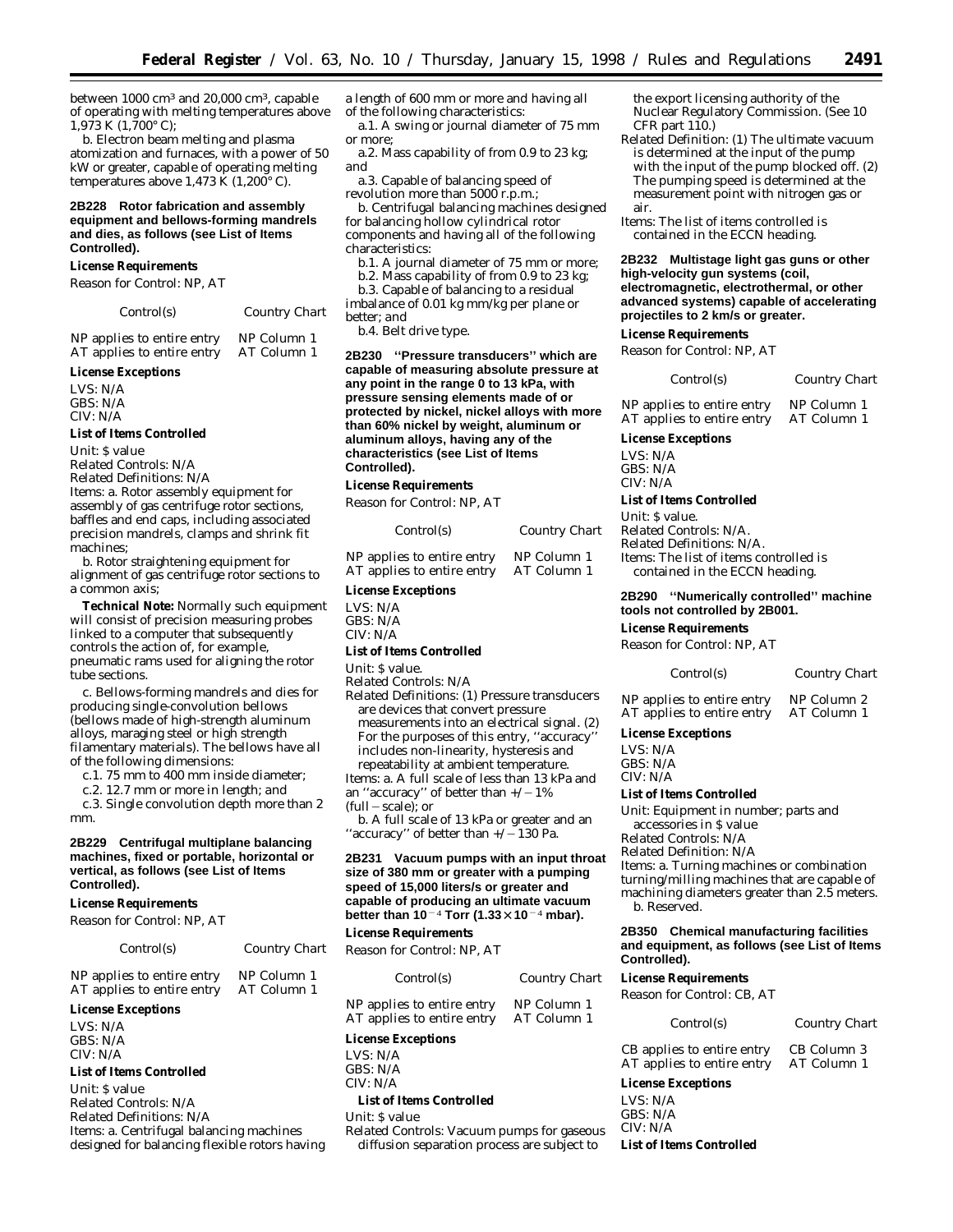between 1000 $cm^3$ and 20,000 $cm^3$, capable of operating with melting temperatures above 1,973 K (1,700° C);

b. Electron beam melting and plasma atomization and furnaces, with a power of 50 kW or greater, capable of operating melting temperatures above 1,473 K (1,200° C).

**2B228 Rotor fabrication and assembly equipment and bellows-forming mandrels and dies, as follows (see List of Items Controlled).**

*License Requirements*

Reason for Control: NP, AT

| Control(s) | Country Chart |
|---|---|
| NP applies to entire entry | NP Column 1 |
| AT applies to entire entry | AT Column 1 |

*License Exceptions*

LVS: N/A
GBS: N/A
CIV: N/A

*List of Items Controlled*

Unit: $ value
Related Controls: N/A
Related Definitions: N/A
Items: a. Rotor assembly equipment for assembly of gas centrifuge rotor sections, baffles and end caps, including associated precision mandrels, clamps and shrink fit machines;

b. Rotor straightening equipment for alignment of gas centrifuge rotor sections to a common axis;

*Technical Note:* Normally such equipment will consist of precision measuring probes linked to a computer that subsequently controls the action of, for example, pneumatic rams used for aligning the rotor tube sections.

c. Bellows-forming mandrels and dies for producing single-convolution bellows (bellows made of high-strength aluminum alloys, maraging steel or high strength filamentary materials). The bellows have all of the following dimensions:

c.1. 75 mm to 400 mm inside diameter;

c.2. 12.7 mm or more in length; and

c.3. Single convolution depth more than 2 mm.

**2B229 Centrifugal multiplane balancing machines, fixed or portable, horizontal or vertical, as follows (see List of Items Controlled).**

*License Requirements*

Reason for Control: NP, AT

| Control(s) | Country Chart |
|---|---|
| NP applies to entire entry | NP Column 1 |
| AT applies to entire entry | AT Column 1 |

*License Exceptions*

LVS: N/A
GBS: N/A
CIV: N/A

*List of Items Controlled*

Unit: $ value
Related Controls: N/A
Related Definitions: N/A
Items: a. Centrifugal balancing machines designed for balancing flexible rotors having a length of 600 mm or more and having all of the following characteristics:

a.1. A swing or journal diameter of 75 mm or more;

a.2. Mass capability of from 0.9 to 23 kg; and

a.3. Capable of balancing speed of revolution more than 5000 r.p.m.;

b. Centrifugal balancing machines designed for balancing hollow cylindrical rotor components and having all of the following characteristics:

b.1. A journal diameter of 75 mm or more;

b.2. Mass capability of from 0.9 to 23 kg;

b.3. Capable of balancing to a residual imbalance of 0.01 kg mm/kg per plane or better; and

b.4. Belt drive type.

**2B230 ''Pressure transducers'' which are capable of measuring absolute pressure at any point in the range 0 to 13 kPa, with pressure sensing elements made of or protected by nickel, nickel alloys with more than 60% nickel by weight, aluminum or aluminum alloys, having any of the characteristics (see List of Items Controlled).**

*License Requirements*

Reason for Control: NP, AT

| Control(s) | Country Chart |
|---|---|
| NP applies to entire entry | NP Column 1 |
| AT applies to entire entry | AT Column 1 |

*License Exceptions*

LVS: N/A
GBS: N/A
CIV: N/A

*List of Items Controlled*

Unit: $ value.
Related Controls: N/A
Related Definitions: (1) Pressure transducers are devices that convert pressure measurements into an electrical signal. (2) For the purposes of this entry, ''accuracy'' includes non-linearity, hysteresis and repeatability at ambient temperature.
Items: a. A full scale of less than 13 kPa and an ''accuracy'' of better than +/−1% (full−scale); or

b. A full scale of 13 kPa or greater and an ''accuracy'' of better than +/−130 Pa.

**2B231 Vacuum pumps with an input throat size of 380 mm or greater with a pumping speed of 15,000 liters/s or greater and capable of producing an ultimate vacuum better than $10^{-4}$ Torr ($1.33 \times 10^{-4}$ mbar).**

*License Requirements*

Reason for Control: NP, AT

| Control(s) | Country Chart |
|---|---|
| NP applies to entire entry | NP Column 1 |
| AT applies to entire entry | AT Column 1 |

*License Exceptions*

LVS: N/A
GBS: N/A
CIV: N/A

*List of Items Controlled*

Unit: $ value
Related Controls: Vacuum pumps for gaseous diffusion separation process are subject to the export licensing authority of the Nuclear Regulatory Commission. (See 10 CFR part 110.)
Related Definition: (1) The ultimate vacuum is determined at the input of the pump with the input of the pump blocked off. (2) The pumping speed is determined at the measurement point with nitrogen gas or air.
Items: The list of items controlled is contained in the ECCN heading.

**2B232 Multistage light gas guns or other high-velocity gun systems (coil, electromagnetic, electrothermal, or other advanced systems) capable of accelerating projectiles to 2 km/s or greater.**

*License Requirements*

Reason for Control: NP, AT

| Control(s) | Country Chart |
|---|---|
| NP applies to entire entry | NP Column 1 |
| AT applies to entire entry | AT Column 1 |

*License Exceptions*

LVS: N/A
GBS: N/A
CIV: N/A

*List of Items Controlled*

Unit: $ value.
Related Controls: N/A.
Related Definitions: N/A.
Items: The list of items controlled is contained in the ECCN heading.

**2B290 ''Numerically controlled'' machine tools not controlled by 2B001.**

*License Requirements*

Reason for Control: NP, AT

| Control(s) | Country Chart |
|---|---|
| NP applies to entire entry | NP Column 2 |
| AT applies to entire entry | AT Column 1 |

*License Exceptions*

LVS: N/A
GBS: N/A
CIV: N/A

*List of Items Controlled*

Unit: Equipment in number; parts and accessories in $ value
Related Controls: N/A
Related Definition: N/A
Items: a. Turning machines or combination turning/milling machines that are capable of machining diameters greater than 2.5 meters.

b. Reserved.

**2B350 Chemical manufacturing facilities and equipment, as follows (see List of Items Controlled).**

*License Requirements*

Reason for Control: CB, AT

| Control(s) | Country Chart |
|---|---|
| CB applies to entire entry | CB Column 3 |
| AT applies to entire entry | AT Column 1 |

*License Exceptions*

LVS: N/A
GBS: N/A
CIV: N/A

*List of Items Controlled*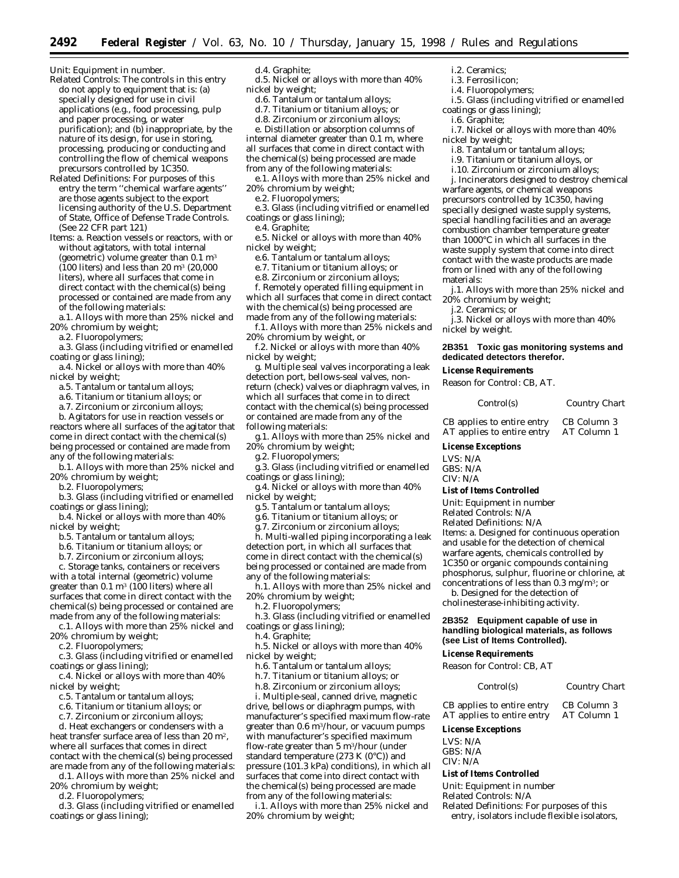Unit: Equipment in number.

Related Controls: The controls in this entry do not apply to equipment that is: (a) specially designed for use in civil applications (e.g., food processing, pulp and paper processing, or water purification); and (b) inappropriate, by the nature of its design, for use in storing, processing, producing or conducting and controlling the flow of chemical weapons precursors controlled by 1C350.

Related Definitions: For purposes of this entry the term ''chemical warfare agents'' are those agents subject to the export licensing authority of the U.S. Department of State, Office of Defense Trade Controls. (See 22 CFR part 121)

Items: a. Reaction vessels or reactors, with or without agitators, with total internal (geometric) volume greater than 0.1 $m^3$ (100 liters) and less than 20 $m^3$ (20,000 liters), where all surfaces that come in direct contact with the chemical(s) being processed or contained are made from any of the following materials:

a.1. Alloys with more than 25% nickel and 20% chromium by weight;

a.2. Fluoropolymers;

a.3. Glass (including vitrified or enamelled coating or glass lining);

a.4. Nickel or alloys with more than 40% nickel by weight;

a.5. Tantalum or tantalum alloys;

a.6. Titanium or titanium alloys; or

a.7. Zirconium or zirconium alloys;

b. Agitators for use in reaction vessels or reactors where all surfaces of the agitator that come in direct contact with the chemical(s) being processed or contained are made from any of the following materials:

b.1. Alloys with more than 25% nickel and 20% chromium by weight;

b.2. Fluoropolymers;

b.3. Glass (including vitrified or enamelled coatings or glass lining);

b.4. Nickel or alloys with more than 40% nickel by weight;

b.5. Tantalum or tantalum alloys;

b.6. Titanium or titanium alloys; or

b.7. Zirconium or zirconium alloys;

c. Storage tanks, containers or receivers with a total internal (geometric) volume greater than 0.1 $m^3$ (100 liters) where all surfaces that come in direct contact with the chemical(s) being processed or contained are made from any of the following materials:

c.1. Alloys with more than 25% nickel and 20% chromium by weight;

c.2. Fluoropolymers;

c.3. Glass (including vitrified or enamelled coatings or glass lining);

c.4. Nickel or alloys with more than 40% nickel by weight;

c.5. Tantalum or tantalum alloys;

c.6. Titanium or titanium alloys; or

c.7. Zirconium or zirconium alloys;

d. Heat exchangers or condensers with a heat transfer surface area of less than 20 $m^2$, where all surfaces that comes in direct contact with the chemical(s) being processed are made from any of the following materials:

d.1. Alloys with more than 25% nickel and 20% chromium by weight;

d.2. Fluoropolymers;

d.3. Glass (including vitrified or enamelled coatings or glass lining);

d.4. Graphite;

d.5. Nickel or alloys with more than 40% nickel by weight;

d.6. Tantalum or tantalum alloys;

d.7. Titanium or titanium alloys; or

d.8. Zirconium or zirconium alloys;

e. Distillation or absorption columns of internal diameter greater than 0.1 m, where all surfaces that come in direct contact with the chemical(s) being processed are made from any of the following materials:

e.1. Alloys with more than 25% nickel and 20% chromium by weight;

e.2. Fluoropolymers;

e.3. Glass (including vitrified or enamelled coatings or glass lining);

e.4. Graphite;

e.5. Nickel or alloys with more than 40% nickel by weight;

e.6. Tantalum or tantalum alloys;

e.7. Titanium or titanium alloys; or

e.8. Zirconium or zirconium alloys;

f. Remotely operated filling equipment in which all surfaces that come in direct contact with the chemical(s) being processed are made from any of the following materials:

f.1. Alloys with more than 25% nickels and 20% chromium by weight, or

f.2. Nickel or alloys with more than 40% nickel by weight;

g. Multiple seal valves incorporating a leak detection port, bellows-seal valves, non-return (check) valves or diaphragm valves, in which all surfaces that come in direct contact with the chemical(s) being processed or contained are made from any of the following materials:

g.1. Alloys with more than 25% nickel and 20% chromium by weight;

g.2. Fluoropolymers;

g.3. Glass (including vitrified or enamelled coatings or glass lining);

g.4. Nickel or alloys with more than 40% nickel by weight;

g.5. Tantalum or tantalum alloys;

g.6. Titanium or titanium alloys; or

g.7. Zirconium or zirconium alloys;

h. Multi-walled piping incorporating a leak detection port, in which all surfaces that come in direct contact with the chemical(s) being processed or contained are made from any of the following materials:

h.1. Alloys with more than 25% nickel and 20% chromium by weight;

h.2. Fluoropolymers;

h.3. Glass (including vitrified or enamelled coatings or glass lining);

h.4. Graphite;

h.5. Nickel or alloys with more than 40% nickel by weight;

h.6. Tantalum or tantalum alloys;

h.7. Titanium or titanium alloys; or

h.8. Zirconium or zirconium alloys;

i. Multiple-seal, canned drive, magnetic drive, bellows or diaphragm pumps, with manufacturer's specified maximum flow-rate greater than 0.6 $m^3$/hour, or vacuum pumps with manufacturer's specified maximum flow-rate greater than 5 $m^3$/hour (under standard temperature (273 K (0°C)) and pressure (101.3 kPa) conditions), in which all surfaces that come into direct contact with the chemical(s) being processed are made from any of the following materials:

i.1. Alloys with more than 25% nickel and 20% chromium by weight;

i.2. Ceramics;

i.3. Ferrosilicon;

i.4. Fluoropolymers;

i.5. Glass (including vitrified or enamelled coatings or glass lining);

i.6. Graphite;

i.7. Nickel or alloys with more than 40% nickel by weight;

i.8. Tantalum or tantalum alloys;

i.9. Titanium or titanium alloys, or

i.10. Zirconium or zirconium alloys;

j. Incinerators designed to destroy chemical warfare agents, or chemical weapons precursors controlled by 1C350, having specially designed waste supply systems, special handling facilities and an average combustion chamber temperature greater than 1000°C in which all surfaces in the waste supply system that come into direct contact with the waste products are made from or lined with any of the following materials:

j.1. Alloys with more than 25% nickel and 20% chromium by weight;

j.2. Ceramics; or

j.3. Nickel or alloys with more than 40% nickel by weight.

### 2B351 Toxic gas monitoring systems and dedicated detectors therefor.

**License Requirements**

Reason for Control: CB, AT.

| Control(s) | Country Chart |
|---|---|
| CB applies to entire entry | CB Column 3 |
| AT applies to entire entry | AT Column 1 |

**License Exceptions**

LVS: N/A
GBS: N/A
CIV: N/A

**List of Items Controlled**

Unit: Equipment in number

Related Controls: N/A

Related Definitions: N/A

Items: a. Designed for continuous operation and usable for the detection of chemical warfare agents, chemicals controlled by 1C350 or organic compounds containing phosphorus, sulphur, fluorine or chlorine, at concentrations of less than 0.3 mg/$m^3$; or

b. Designed for the detection of cholinesterase-inhibiting activity.

### 2B352 Equipment capable of use in handling biological materials, as follows (see List of Items Controlled).

**License Requirements**

Reason for Control: CB, AT

| Control(s) | Country Chart |
|---|---|
| CB applies to entire entry | CB Column 3 |
| AT applies to entire entry | AT Column 1 |

**License Exceptions**

LVS: N/A
GBS: N/A
CIV: N/A

**List of Items Controlled**

Unit: Equipment in number

Related Controls: N/A

Related Definitions: For purposes of this entry, isolators include flexible isolators,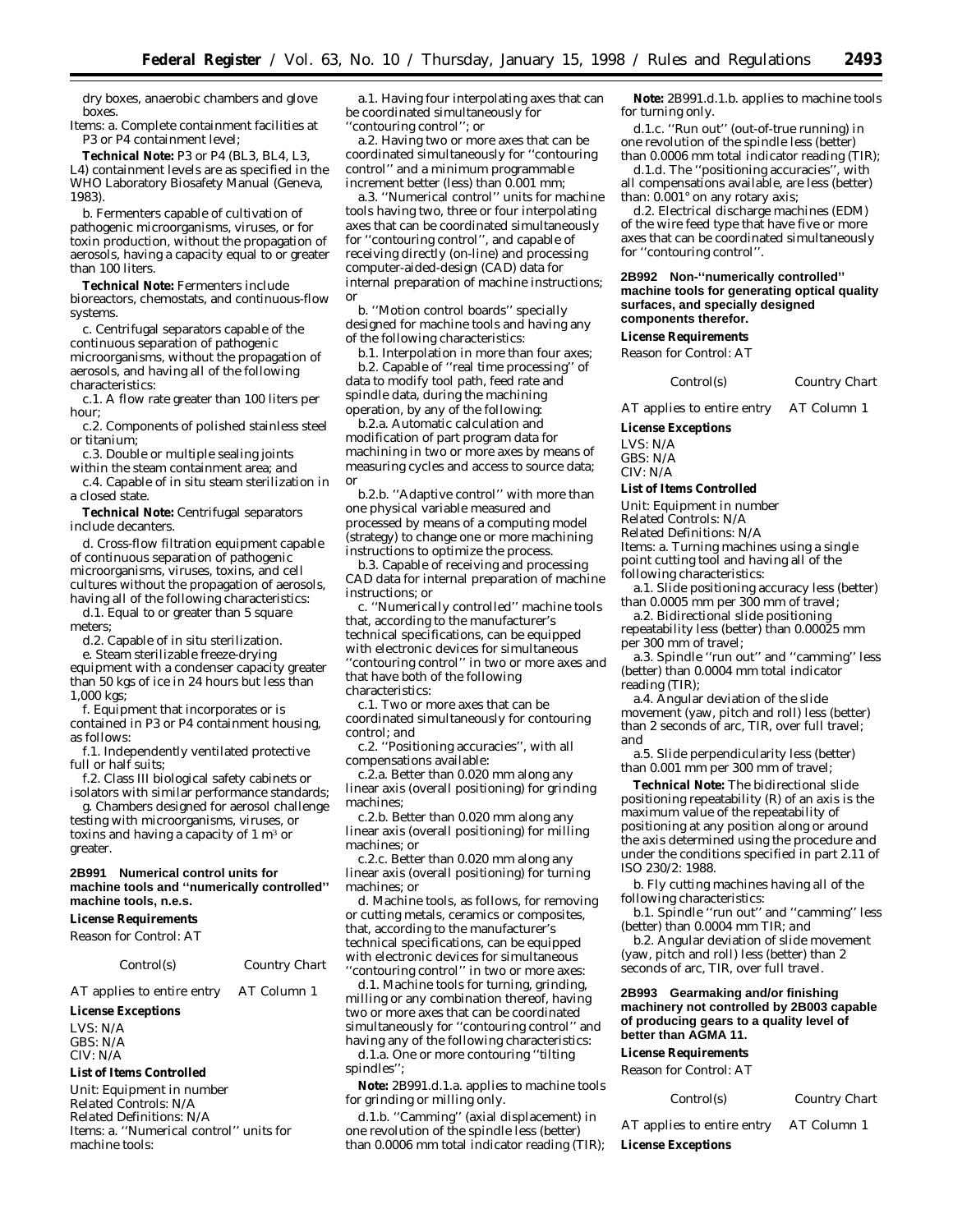dry boxes, anaerobic chambers and glove boxes.

Items: a. Complete containment facilities at P3 or P4 containment level;

**Technical Note:** P3 or P4 (BL3, BL4, L3, L4) containment levels are as specified in the WHO Laboratory Biosafety Manual (Geneva, 1983).

b. Fermenters capable of cultivation of pathogenic microorganisms, viruses, or for toxin production, without the propagation of aerosols, having a capacity equal to or greater than 100 liters.

**Technical Note:** Fermenters include bioreactors, chemostats, and continuous-flow systems.

c. Centrifugal separators capable of the continuous separation of pathogenic microorganisms, without the propagation of aerosols, and having all of the following characteristics:

c.1. A flow rate greater than 100 liters per hour;

c.2. Components of polished stainless steel or titanium;

c.3. Double or multiple sealing joints within the steam containment area; and

c.4. Capable of in situ steam sterilization in a closed state.

**Technical Note:** Centrifugal separators include decanters.

d. Cross-flow filtration equipment capable of continuous separation of pathogenic microorganisms, viruses, toxins, and cell cultures without the propagation of aerosols, having all of the following characteristics:

d.1. Equal to or greater than 5 square meters;

d.2. Capable of in situ sterilization.

e. Steam sterilizable freeze-drying equipment with a condenser capacity greater than 50 kgs of ice in 24 hours but less than 1,000 kgs;

f. Equipment that incorporates or is contained in P3 or P4 containment housing, as follows:

f.1. Independently ventilated protective full or half suits;

f.2. Class III biological safety cabinets or isolators with similar performance standards;

g. Chambers designed for aerosol challenge testing with microorganisms, viruses, or toxins and having a capacity of 1 m$^3$ or greater.

### 2B991 Numerical control units for machine tools and ''numerically controlled'' machine tools, n.e.s.

**License Requirements**

Reason for Control: AT

| Control(s) | Country Chart |
|---|---|
| AT applies to entire entry | AT Column 1 |

**License Exceptions**

LVS: N/A
GBS: N/A
CIV: N/A

**List of Items Controlled**

Unit: Equipment in number
Related Controls: N/A
Related Definitions: N/A
Items: a. ''Numerical control'' units for machine tools:

a.1. Having four interpolating axes that can be coordinated simultaneously for ''contouring control''; or

a.2. Having two or more axes that can be coordinated simultaneously for ''contouring control'' and a minimum programmable increment better (less) than 0.001 mm;

a.3. ''Numerical control'' units for machine tools having two, three or four interpolating axes that can be coordinated simultaneously for ''contouring control'', and capable of receiving directly (on-line) and processing computer-aided-design (CAD) data for internal preparation of machine instructions; or

b. ''Motion control boards'' specially designed for machine tools and having any of the following characteristics:

b.1. Interpolation in more than four axes;

b.2. Capable of ''real time processing'' of data to modify tool path, feed rate and spindle data, during the machining operation, by any of the following:

b.2.a. Automatic calculation and modification of part program data for machining in two or more axes by means of measuring cycles and access to source data; or

b.2.b. ''Adaptive control'' with more than one physical variable measured and processed by means of a computing model (strategy) to change one or more machining instructions to optimize the process.

b.3. Capable of receiving and processing CAD data for internal preparation of machine instructions; or

c. ''Numerically controlled'' machine tools that, according to the manufacturer's technical specifications, can be equipped with electronic devices for simultaneous ''contouring control'' in two or more axes and that have both of the following characteristics:

c.1. Two or more axes that can be coordinated simultaneously for contouring control; and

c.2. ''Positioning accuracies'', with all compensations available:

c.2.a. Better than 0.020 mm along any linear axis (overall positioning) for grinding machines;

c.2.b. Better than 0.020 mm along any linear axis (overall positioning) for milling machines; or

c.2.c. Better than 0.020 mm along any linear axis (overall positioning) for turning machines; or

d. Machine tools, as follows, for removing or cutting metals, ceramics or composites, that, according to the manufacturer's technical specifications, can be equipped with electronic devices for simultaneous ''contouring control'' in two or more axes:

d.1. Machine tools for turning, grinding, milling or any combination thereof, having two or more axes that can be coordinated simultaneously for ''contouring control'' and having any of the following characteristics:

d.1.a. One or more contouring ''tilting spindles'';

**Note:** 2B991.d.1.a. applies to machine tools for grinding or milling only.

d.1.b. ''Camming'' (axial displacement) in one revolution of the spindle less (better) than 0.0006 mm total indicator reading (TIR);

**Note:** 2B991.d.1.b. applies to machine tools for turning only.

d.1.c. ''Run out'' (out-of-true running) in one revolution of the spindle less (better) than 0.0006 mm total indicator reading (TIR);

d.1.d. The ''positioning accuracies'', with all compensations available, are less (better) than: 0.001° on any rotary axis;

d.2. Electrical discharge machines (EDM) of the wire feed type that have five or more axes that can be coordinated simultaneously for ''contouring control''.

### 2B992 Non-''numerically controlled'' machine tools for generating optical quality surfaces, and specially designed components therefor.

**License Requirements**

Reason for Control: AT

| Control(s) | Country Chart |
|---|---|
| AT applies to entire entry | AT Column 1 |

**License Exceptions**

LVS: N/A
GBS: N/A
CIV: N/A

**List of Items Controlled**

Unit: Equipment in number
Related Controls: N/A
Related Definitions: N/A
Items: a. Turning machines using a single point cutting tool and having all of the following characteristics:

a.1. Slide positioning accuracy less (better) than 0.0005 mm per 300 mm of travel;

a.2. Bidirectional slide positioning repeatability less (better) than 0.00025 mm per 300 mm of travel;

a.3. Spindle ''run out'' and ''camming'' less (better) than 0.0004 mm total indicator reading (TIR);

a.4. Angular deviation of the slide movement (yaw, pitch and roll) less (better) than 2 seconds of arc, TIR, over full travel; and

a.5. Slide perpendicularity less (better) than 0.001 mm per 300 mm of travel;

**Technical Note:** The bidirectional slide positioning repeatability (R) of an axis is the maximum value of the repeatability of positioning at any position along or around the axis determined using the procedure and under the conditions specified in part 2.11 of ISO 230/2: 1988.

b. Fly cutting machines having all of the following characteristics:

b.1. Spindle ''run out'' and ''camming'' less (better) than 0.0004 mm TIR; and

b.2. Angular deviation of slide movement (yaw, pitch and roll) less (better) than 2 seconds of arc, TIR, over full travel.

### 2B993 Gearmaking and/or finishing machinery not controlled by 2B003 capable of producing gears to a quality level of better than AGMA 11.

**License Requirements**

Reason for Control: AT

| Control(s) | Country Chart |
|---|---|
| AT applies to entire entry | AT Column 1 |

**License Exceptions**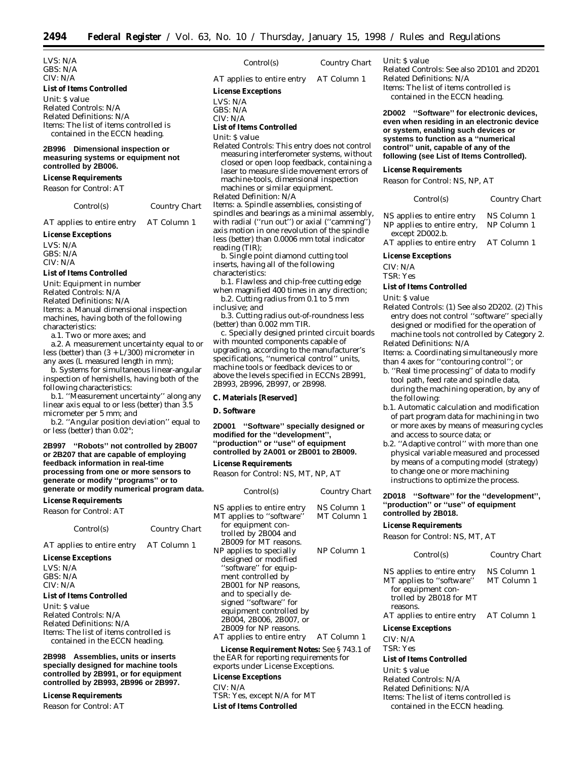LVS: N/A
GBS: N/A
CIV: N/A

***List of Items Controlled***

Unit: $ value
Related Controls: N/A
Related Definitions: N/A
Items: The list of items controlled is contained in the ECCN heading.

**2B996 Dimensional inspection or measuring systems or equipment not controlled by 2B006.**

***License Requirements***

Reason for Control: AT

| Control(s) | Country Chart |
|---|---|
| AT applies to entire entry | AT Column 1 |

***License Exceptions***

LVS: N/A
GBS: N/A
CIV: N/A

***List of Items Controlled***

Unit: Equipment in number
Related Controls: N/A
Related Definitions: N/A
Items: a. Manual dimensional inspection machines, having both of the following characteristics:

a.1. Two or more axes; and

a.2. A measurement uncertainty equal to or less (better) than (3 + L/300) micrometer in any axes (L measured length in mm);

b. Systems for simultaneous linear-angular inspection of hemishells, having both of the following characteristics:

b.1. ''Measurement uncertainty'' along any linear axis equal to or less (better) than 3.5 micrometer per 5 mm; and

b.2. ''Angular position deviation'' equal to or less (better) than 0.02°;

**2B997 ''Robots'' not controlled by 2B007 or 2B207 that are capable of employing feedback information in real-time processing from one or more sensors to generate or modify ''programs'' or to generate or modify numerical program data.**

***License Requirements***

Reason for Control: AT

| Control(s) | Country Chart |
|---|---|
| AT applies to entire entry | AT Column 1 |

***License Exceptions***

LVS: N/A
GBS: N/A
CIV: N/A

***List of Items Controlled***

Unit: $ value
Related Controls: N/A
Related Definitions: N/A
Items: The list of items controlled is contained in the ECCN heading.

**2B998 Assemblies, units or inserts specially designed for machine tools controlled by 2B991, or for equipment controlled by 2B993, 2B996 or 2B997.**

***License Requirements***

Reason for Control: AT

| Control(s) | Country Chart |
|---|---|
| AT applies to entire entry | AT Column 1 |

***License Exceptions***

LVS: N/A
GBS: N/A
CIV: N/A

***List of Items Controlled***

Unit: $ value
Related Controls: This entry does not control measuring interferometer systems, without closed or open loop feedback, containing a laser to measure slide movement errors of machine-tools, dimensional inspection machines or similar equipment.
Related Definition: N/A
Items: a. Spindle assemblies, consisting of spindles and bearings as a minimal assembly, with radial (''run out'') or axial (''camming'') axis motion in one revolution of the spindle less (better) than 0.0006 mm total indicator reading (TIR);

b. Single point diamond cutting tool inserts, having all of the following characteristics:

b.1. Flawless and chip-free cutting edge when magnified 400 times in any direction;

b.2. Cutting radius from 0.1 to 5 mm inclusive; and

b.3. Cutting radius out-of-roundness less (better) than 0.002 mm TIR.

c. Specially designed printed circuit boards with mounted components capable of upgrading, according to the manufacturer's specifications, ''numerical control'' units, machine tools or feedback devices to or above the levels specified in ECCNs 2B991, 2B993, 2B996, 2B997, or 2B998.

***C. Materials [Reserved]***

***D. Software***

**2D001 ''Software'' specially designed or modified for the ''development'', ''production'' or ''use'' of equipment controlled by 2A001 or 2B001 to 2B009.**

***License Requirements***

Reason for Control: NS, MT, NP, AT

| Control(s) | Country Chart |
|---|---|
| NS applies to entire entry | NS Column 1 |
| MT applies to ''software'' for equipment controlled by 2B004 and 2B009 for MT reasons. | MT Column 1 |
| NP applies to specially designed or modified ''software'' for equipment controlled by 2B001 for NP reasons, and to specially designed ''software'' for equipment controlled by 2B004, 2B006, 2B007, or 2B009 for NP reasons. | NP Column 1 |
| AT applies to entire entry | AT Column 1 |

***License Requirement Notes:*** See § 743.1 of the EAR for reporting requirements for exports under License Exceptions.

***License Exceptions***

CIV: N/A
TSR: Yes, except N/A for MT

***List of Items Controlled***

Unit: $ value
Related Controls: See also 2D101 and 2D201
Related Definitions: N/A
Items: The list of items controlled is contained in the ECCN heading.

**2D002 ''Software'' for electronic devices, even when residing in an electronic device or system, enabling such devices or systems to function as a ''numerical control'' unit, capable of any of the following (see List of Items Controlled).**

***License Requirements***

Reason for Control: NS, NP, AT

| Control(s) | Country Chart |
|---|---|
| NS applies to entire entry | NS Column 1 |
| NP applies to entire entry, except 2D002.b. | NP Column 1 |
| AT applies to entire entry | AT Column 1 |

***License Exceptions***

CIV: N/A
TSR: Yes

***List of Items Controlled***

Unit: $ value
Related Controls: (1) See also 2D202. (2) This entry does not control ''software'' specially designed or modified for the operation of machine tools not controlled by Category 2.
Related Definitions: N/A
Items: a. Coordinating simultaneously more than 4 axes for ''contouring control''; or

b. ''Real time processing'' of data to modify tool path, feed rate and spindle data, during the machining operation, by any of the following:

b.1. Automatic calculation and modification of part program data for machining in two or more axes by means of measuring cycles and access to source data; or

b.2. ''Adaptive control'' with more than one physical variable measured and processed by means of a computing model (strategy) to change one or more machining instructions to optimize the process.

**2D018 ''Software'' for the ''development'', ''production'' or ''use'' of equipment controlled by 2B018.**

***License Requirements***

Reason for Control: NS, MT, AT

| Control(s) | Country Chart |
|---|---|
| NS applies to entire entry | NS Column 1 |
| MT applies to ''software'' for equipment controlled by 2B018 for MT reasons. | MT Column 1 |
| AT applies to entire entry | AT Column 1 |

***License Exceptions***

CIV: N/A
TSR: Yes

***List of Items Controlled***

Unit: $ value
Related Controls: N/A
Related Definitions: N/A
Items: The list of items controlled is contained in the ECCN heading.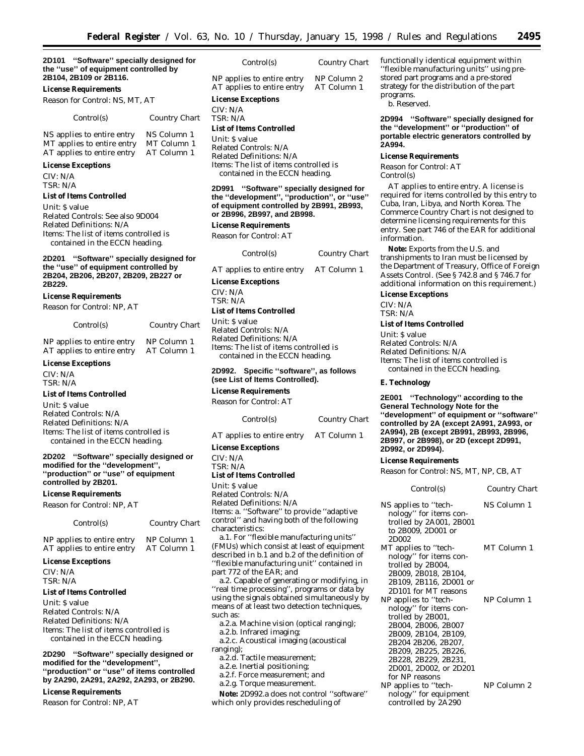**2D101 "Software" specially designed for the "use" of equipment controlled by 2B104, 2B109 or 2B116.**

*License Requirements*

Reason for Control: NS, MT, AT

| Control(s) | Country Chart |
|---|---|
| NS applies to entire entry | NS Column 1 |
| MT applies to entire entry | MT Column 1 |
| AT applies to entire entry | AT Column 1 |

*License Exceptions*

CIV: N/A
TSR: N/A

*List of Items Controlled*

Unit: $ value
Related Controls: See also 9D004
Related Definitions: N/A
Items: The list of items controlled is contained in the ECCN heading.

**2D201 "Software" specially designed for the "use" of equipment controlled by 2B204, 2B206, 2B207, 2B209, 2B227 or 2B229.**

*License Requirements*

Reason for Control: NP, AT

| Control(s) | Country Chart |
|---|---|
| NP applies to entire entry | NP Column 1 |
| AT applies to entire entry | AT Column 1 |

*License Exceptions*

CIV: N/A
TSR: N/A

*List of Items Controlled*

Unit: $ value
Related Controls: N/A
Related Definitions: N/A
Items: The list of items controlled is contained in the ECCN heading.

**2D202 "Software" specially designed or modified for the "development", "production" or "use" of equipment controlled by 2B201.**

*License Requirements*

Reason for Control: NP, AT

| Control(s) | Country Chart |
|---|---|
| NP applies to entire entry | NP Column 1 |
| AT applies to entire entry | AT Column 1 |

*License Exceptions*

CIV: N/A
TSR: N/A

*List of Items Controlled*

Unit: $ value
Related Controls: N/A
Related Definitions: N/A
Items: The list of items controlled is contained in the ECCN heading.

**2D290 "Software" specially designed or modified for the "development", "production" or "use" of items controlled by 2A290, 2A291, 2A292, 2A293, or 2B290.**

*License Requirements*

Reason for Control: NP, AT

| Control(s) | Country Chart |
|---|---|
| NP applies to entire entry | NP Column 2 |
| AT applies to entire entry | AT Column 1 |

*License Exceptions*

CIV: N/A
TSR: N/A

*List of Items Controlled*

Unit: $ value
Related Controls: N/A
Related Definitions: N/A
Items: The list of items controlled is contained in the ECCN heading.

**2D991 "Software" specially designed for the "development", "production", or "use" of equipment controlled by 2B991, 2B993, or 2B996, 2B997, and 2B998.**

*License Requirements*

Reason for Control: AT

| Control(s) | Country Chart |
|---|---|
| AT applies to entire entry | AT Column 1 |

*License Exceptions*

CIV: N/A
TSR: N/A

*List of Items Controlled*

Unit: $ value
Related Controls: N/A
Related Definitions: N/A
Items: The list of items controlled is contained in the ECCN heading.

**2D992. Specific "software", as follows (see List of Items Controlled).**

*License Requirements*

Reason for Control: AT

| Control(s) | Country Chart |
|---|---|
| AT applies to entire entry | AT Column 1 |

*License Exceptions*

CIV: N/A
TSR: N/A

*List of Items Controlled*

Unit: $ value
Related Controls: N/A
Related Definitions: N/A
Items: a. "Software" to provide "adaptive control" and having both of the following characteristics:

a.1. For "flexible manufacturing units" (FMUs) which consist at least of equipment described in b.1 and b.2 of the definition of "flexible manufacturing unit" contained in part 772 of the EAR; and

a.2. Capable of generating or modifying, in "real time processing", programs or data by using the signals obtained simultaneously by means of at least two detection techniques, such as:

a.2.a. Machine vision (optical ranging);
a.2.b. Infrared imaging;
a.2.c. Acoustical imaging (acoustical ranging);
a.2.d. Tactile measurement;
a.2.e. Inertial positioning;
a.2.f. Force measurement; and
a.2.g. Torque measurement.

**Note:** 2D992.a does not control "software" which only provides rescheduling of functionally identical equipment within "flexible manufacturing units" using pre-stored part programs and a pre-stored strategy for the distribution of the part programs.

b. Reserved.

**2D994 "Software" specially designed for the "development" or "production" of portable electric generators controlled by 2A994.**

*License Requirements*

Reason for Control: AT
Control(s)

AT applies to entire entry. A license is required for items controlled by this entry to Cuba, Iran, Libya, and North Korea. The Commerce Country Chart is not designed to determine licensing requirements for this entry. See part 746 of the EAR for additional information.

**Note:** Exports from the U.S. and transhipments to Iran must be licensed by the Department of Treasury, Office of Foreign Assets Control. (See § 742.8 and § 746.7 for additional information on this requirement.)

*License Exceptions*

CIV: N/A
TSR: N/A

*List of Items Controlled*

Unit: $ value
Related Controls: N/A
Related Definitions: N/A
Items: The list of items controlled is contained in the ECCN heading.

***E. Technology***

**2E001 "Technology" according to the General Technology Note for the "development" of equipment or "software" controlled by 2A (except 2A991, 2A993, or 2A994), 2B (except 2B991, 2B993, 2B996, 2B997, or 2B998), or 2D (except 2D991, 2D992, or 2D994).**

*License Requirements*

Reason for Control: NS, MT, NP, CB, AT

| Control(s) | Country Chart |
|---|---|
| NS applies to "technology" for items controlled by 2A001, 2B001 to 2B009, 2D001 or 2D002 | NS Column 1 |
| MT applies to "technology" for items controlled by 2B004, 2B009, 2B018, 2B104, 2B109, 2B116, 2D001 or 2D101 for MT reasons | MT Column 1 |
| NP applies to "technology" for items controlled by 2B001, 2B004, 2B006, 2B007 2B009, 2B104, 2B109, 2B204 2B206, 2B207, 2B209, 2B225, 2B226, 2B228, 2B229, 2B231, 2D001, 2D002, or 2D201 for NP reasons | NP Column 1 |
| NP applies to "technology" for equipment controlled by 2A290 | NP Column 2 |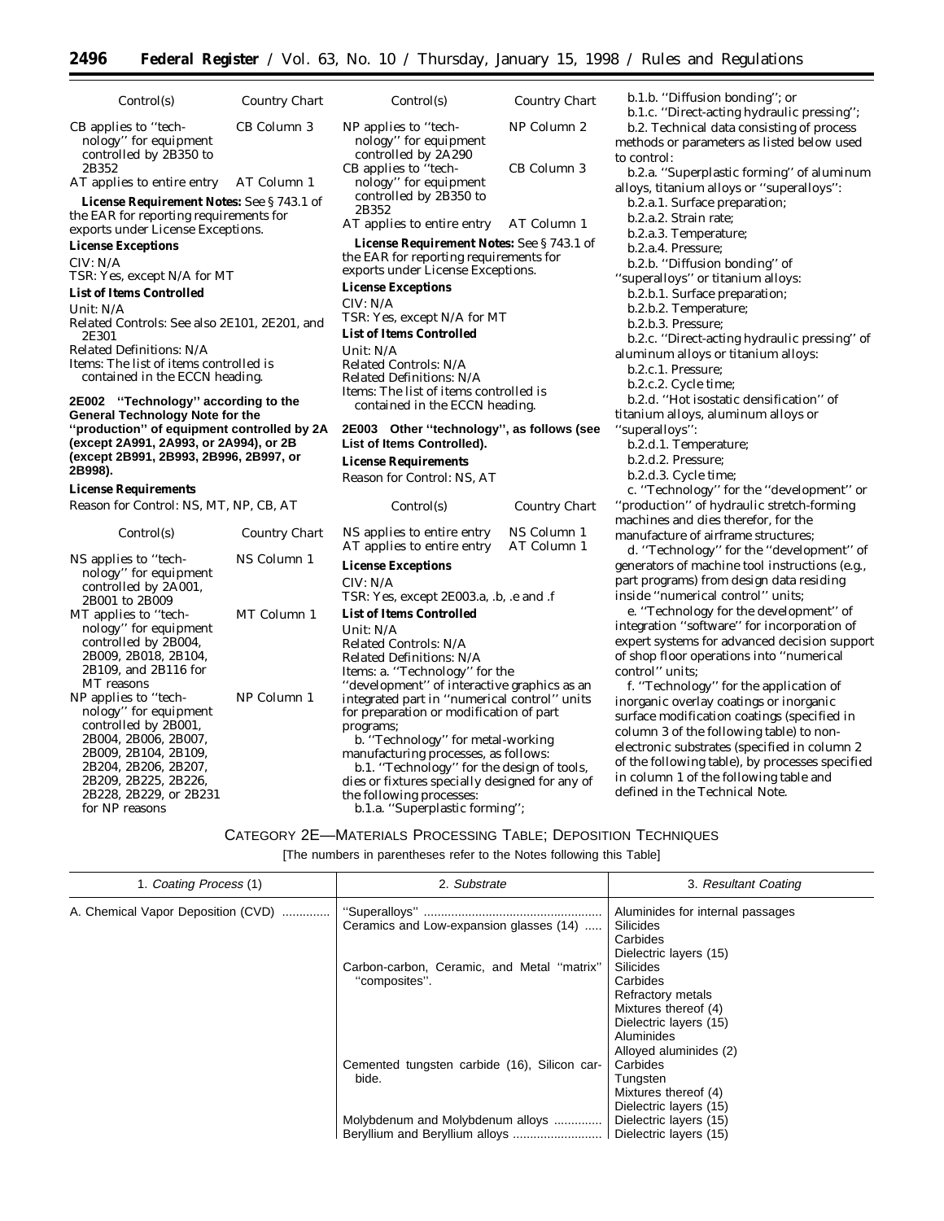| Control(s) | Country Chart |
|---|---|
| CB applies to ''technology'' for equipment controlled by 2B350 to 2B352 | CB Column 3 |
| AT applies to entire entry | AT Column 1 |

**License Requirement Notes:** See § 743.1 of the EAR for reporting requirements for exports under License Exceptions.

**License Exceptions**

CIV: N/A
TSR: Yes, except N/A for MT

**List of Items Controlled**

Unit: N/A
Related Controls: See also 2E101, 2E201, and 2E301
Related Definitions: N/A
Items: The list of items controlled is contained in the ECCN heading.

**2E002 ''Technology'' according to the General Technology Note for the ''production'' of equipment controlled by 2A (except 2A991, 2A993, or 2A994), or 2B (except 2B991, 2B993, 2B996, 2B997, or 2B998).**

**License Requirements**

Reason for Control: NS, MT, NP, CB, AT

| Control(s) | Country Chart |
|---|---|
| NS applies to ''technology'' for equipment controlled by 2A001, 2B001 to 2B009 | NS Column 1 |
| MT applies to ''technology'' for equipment controlled by 2B004, 2B009, 2B018, 2B104, 2B109, and 2B116 for MT reasons | MT Column 1 |
| NP applies to ''technology'' for equipment controlled by 2B001, 2B004, 2B006, 2B007, 2B009, 2B104, 2B109, 2B204, 2B206, 2B207, 2B209, 2B225, 2B226, 2B228, 2B229, or 2B231 for NP reasons | NP Column 1 |
| NP applies to ''technology'' for equipment controlled by 2A290 | NP Column 2 |
| CB applies to ''technology'' for equipment controlled by 2B350 to 2B352 | CB Column 3 |
| AT applies to entire entry | AT Column 1 |

**License Requirement Notes:** See § 743.1 of the EAR for reporting requirements for exports under License Exceptions.

**License Exceptions**

CIV: N/A
TSR: Yes, except N/A for MT

**List of Items Controlled**

Unit: N/A
Related Controls: N/A
Related Definitions: N/A
Items: The list of items controlled is contained in the ECCN heading.

**2E003 Other ''technology'', as follows (see List of Items Controlled).**

**License Requirements**

Reason for Control: NS, AT

| Control(s) | Country Chart |
|---|---|
| NS applies to entire entry | NS Column 1 |
| AT applies to entire entry | AT Column 1 |

**License Exceptions**

CIV: N/A
TSR: Yes, except 2E003.a, .b, .e and .f

**List of Items Controlled**

Unit: N/A
Related Controls: N/A
Related Definitions: N/A
Items: a. ''Technology'' for the ''development'' of interactive graphics as an integrated part in ''numerical control'' units for preparation or modification of part programs;

b. ''Technology'' for metal-working manufacturing processes, as follows:

b.1. ''Technology'' for the design of tools, dies or fixtures specially designed for any of the following processes:

b.1.a. ''Superplastic forming'';

b.1.b. ''Diffusion bonding''; or

b.1.c. ''Direct-acting hydraulic pressing'';

b.2. Technical data consisting of process methods or parameters as listed below used to control:

b.2.a. ''Superplastic forming'' of aluminum alloys, titanium alloys or ''superalloys'':

b.2.a.1. Surface preparation;

b.2.a.2. Strain rate;

b.2.a.3. Temperature;

b.2.a.4. Pressure;

b.2.b. ''Diffusion bonding'' of ''superalloys'' or titanium alloys:

b.2.b.1. Surface preparation;

b.2.b.2. Temperature;

b.2.b.3. Pressure;

b.2.c. ''Direct-acting hydraulic pressing'' of aluminum alloys or titanium alloys:

b.2.c.1. Pressure;

b.2.c.2. Cycle time;

b.2.d. ''Hot isostatic densification'' of titanium alloys, aluminum alloys or ''superalloys'':

b.2.d.1. Temperature;

b.2.d.2. Pressure;

b.2.d.3. Cycle time;

c. ''Technology'' for the ''development'' or ''production'' of hydraulic stretch-forming machines and dies therefor, for the manufacture of airframe structures;

d. ''Technology'' for the ''development'' of generators of machine tool instructions (e.g., part programs) from design data residing inside ''numerical control'' units;

e. ''Technology for the development'' of integration ''software'' for incorporation of expert systems for advanced decision support of shop floor operations into ''numerical control'' units;

f. ''Technology'' for the application of inorganic overlay coatings or inorganic surface modification coatings (specified in column 3 of the following table) to non-electronic substrates (specified in column 2 of the following table), by processes specified in column 1 of the following table and defined in the Technical Note.

CATEGORY 2E—MATERIALS PROCESSING TABLE; DEPOSITION TECHNIQUES

[The numbers in parentheses refer to the Notes following this Table]

| 1. *Coating Process* (1) | 2. *Substrate* | 3. *Resultant Coating* |
|---|---|---|
| A. Chemical Vapor Deposition (CVD) | ''Superalloys'' | Aluminides for internal passages |
| | Ceramics and Low-expansion glasses (14) | Silicides<br>Carbides<br>Dielectric layers (15) |
| | Carbon-carbon, Ceramic, and Metal ''matrix'' ''composites''. | Silicides<br>Carbides<br>Refractory metals<br>Mixtures thereof (4)<br>Dielectric layers (15)<br>Aluminides<br>Alloyed aluminides (2) |
| | Cemented tungsten carbide (16), Silicon carbide. | Carbides<br>Tungsten<br>Mixtures thereof (4)<br>Dielectric layers (15) |
| | Molybdenum and Molybdenum alloys | Dielectric layers (15) |
| | Beryllium and Beryllium alloys | Dielectric layers (15) |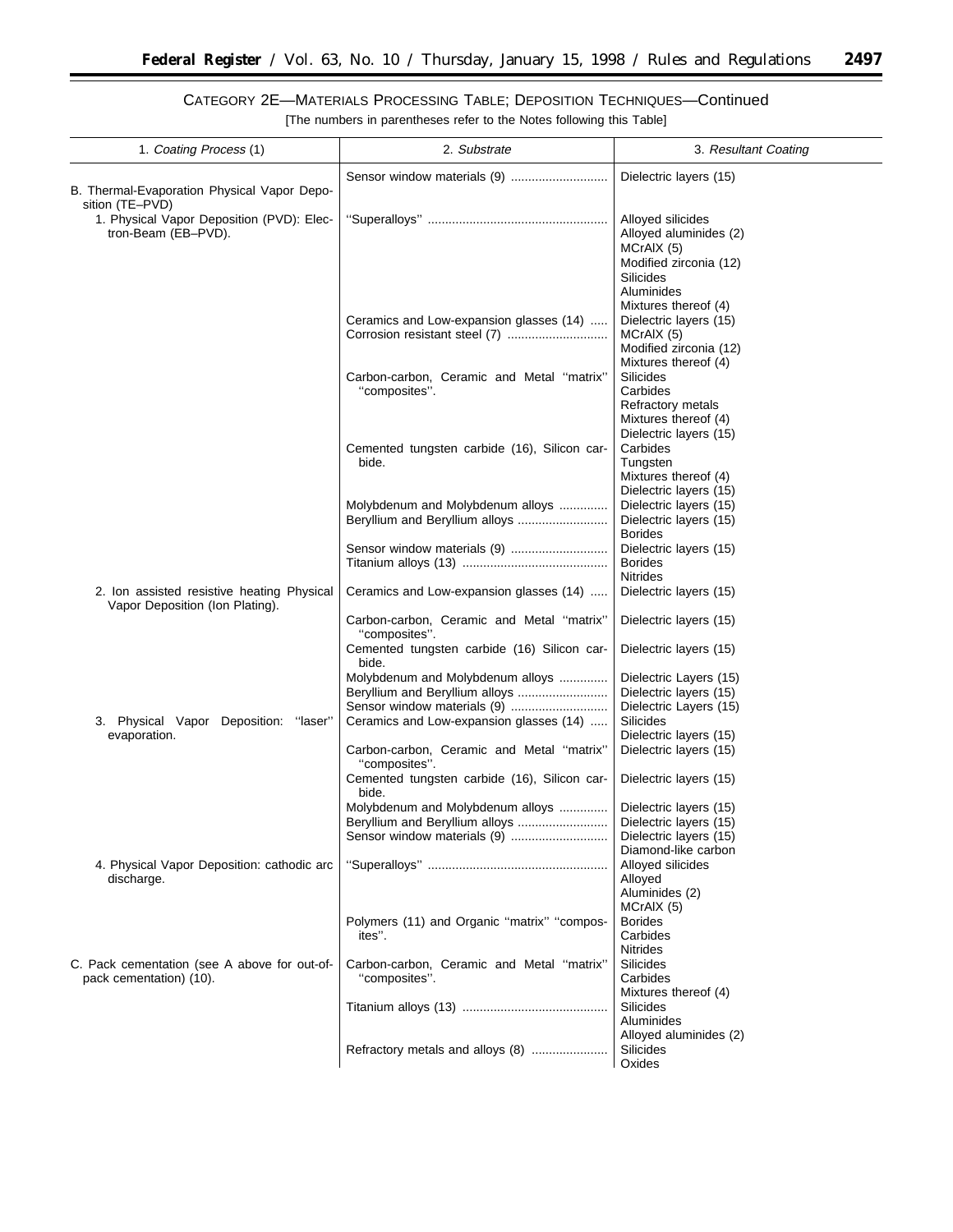CATEGORY 2E—MATERIALS PROCESSING TABLE; DEPOSITION TECHNIQUES—Continued

[The numbers in parentheses refer to the Notes following this Table]

| 1. *Coating Process* (1) | 2. *Substrate* | 3. *Resultant Coating* |
|---|---|---|
| | Sensor window materials (9) | Dielectric layers (15) |
| B. Thermal-Evaporation Physical Vapor Deposition (TE–PVD) | | |
| 1. Physical Vapor Deposition (PVD): Electron-Beam (EB–PVD). | ''Superalloys'' | Alloyed silicides<br>Alloyed aluminides (2)<br>MCrAlX (5)<br>Modified zirconia (12)<br>Silicides<br>Aluminides<br>Mixtures thereof (4) |
| | Ceramics and Low-expansion glasses (14) | Dielectric layers (15) |
| | Corrosion resistant steel (7) | MCrAlX (5)<br>Modified zirconia (12)<br>Mixtures thereof (4) |
| | Carbon-carbon, Ceramic and Metal ''matrix'' ''composites''. | Silicides<br>Carbides<br>Refractory metals<br>Mixtures thereof (4)<br>Dielectric layers (15) |
| | Cemented tungsten carbide (16), Silicon carbide. | Carbides<br>Tungsten<br>Mixtures thereof (4)<br>Dielectric layers (15) |
| | Molybdenum and Molybdenum alloys | Dielectric layers (15) |
| | Beryllium and Beryllium alloys | Dielectric layers (15)<br>Borides |
| | Sensor window materials (9) | Dielectric layers (15) |
| | Titanium alloys (13) | Borides<br>Nitrides |
| 2. Ion assisted resistive heating Physical Vapor Deposition (Ion Plating). | Ceramics and Low-expansion glasses (14) | Dielectric layers (15) |
| | Carbon-carbon, Ceramic and Metal ''matrix'' ''composites''. | Dielectric layers (15) |
| | Cemented tungsten carbide (16) Silicon carbide. | Dielectric layers (15) |
| | Molybdenum and Molybdenum alloys | Dielectric Layers (15) |
| | Beryllium and Beryllium alloys | Dielectric layers (15) |
| | Sensor window materials (9) | Dielectric Layers (15) |
| 3. Physical Vapor Deposition: ''laser'' evaporation. | Ceramics and Low-expansion glasses (14) | Silicides<br>Dielectric layers (15) |
| | Carbon-carbon, Ceramic and Metal ''matrix'' ''composites''. | Dielectric layers (15) |
| | Cemented tungsten carbide (16), Silicon carbide. | Dielectric layers (15) |
| | Molybdenum and Molybdenum alloys | Dielectric layers (15) |
| | Beryllium and Beryllium alloys | Dielectric layers (15) |
| | Sensor window materials (9) | Dielectric layers (15)<br>Diamond-like carbon |
| 4. Physical Vapor Deposition: cathodic arc discharge. | ''Superalloys'' | Alloyed silicides<br>Alloyed<br>Aluminides (2)<br>MCrAlX (5) |
| | Polymers (11) and Organic ''matrix'' ''composites''. | Borides<br>Carbides<br>Nitrides |
| C. Pack cementation (see A above for out-of-pack cementation) (10). | Carbon-carbon, Ceramic and Metal ''matrix'' ''composites''. | Silicides<br>Carbides<br>Mixtures thereof (4) |
| | Titanium alloys (13) | Silicides<br>Aluminides<br>Alloyed aluminides (2) |
| | Refractory metals and alloys (8) | Silicides<br>Oxides |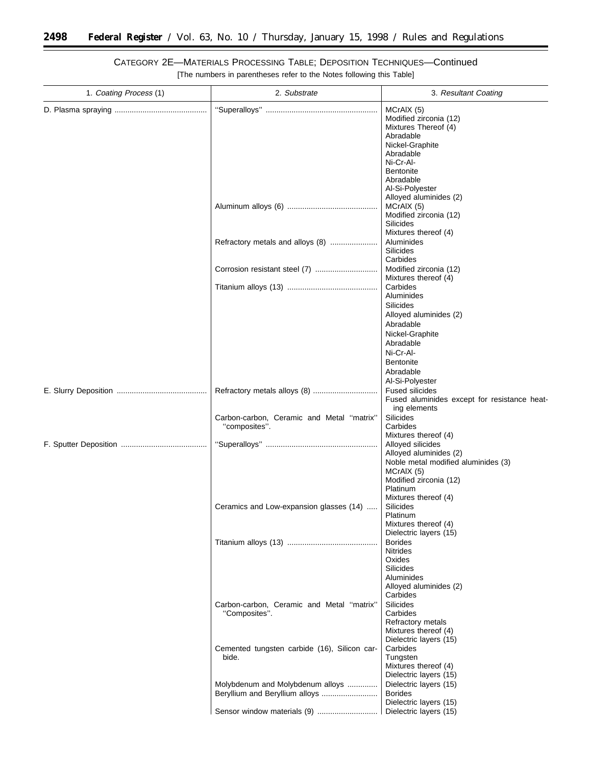CATEGORY 2E—MATERIALS PROCESSING TABLE; DEPOSITION TECHNIQUES—Continued

[The numbers in parentheses refer to the Notes following this Table]

| 1. *Coating Process* (1) | 2. *Substrate* | 3. *Resultant Coating* |
|---|---|---|
| D. Plasma spraying | ''Superalloys'' | MCrAlX (5)<br>Modified zirconia (12)<br>Mixtures Thereof (4)<br>Abradable<br>Nickel-Graphite<br>Abradable<br>Ni-Cr-Al-<br>Bentonite<br>Abradable<br>Al-Si-Polyester<br>Alloyed aluminides (2) |
| | Aluminum alloys (6) | MCrAlX (5)<br>Modified zirconia (12)<br>Silicides<br>Mixtures thereof (4) |
| | Refractory metals and alloys (8) | Aluminides<br>Silicides<br>Carbides |
| | Corrosion resistant steel (7) | Modified zirconia (12)<br>Mixtures thereof (4) |
| | Titanium alloys (13) | Carbides<br>Aluminides<br>Silicides<br>Alloyed aluminides (2)<br>Abradable<br>Nickel-Graphite<br>Abradable<br>Ni-Cr-Al-<br>Bentonite<br>Abradable<br>Al-Si-Polyester |
| E. Slurry Deposition | Refractory metals alloys (8) | Fused silicides<br>Fused aluminides except for resistance heating elements |
| | Carbon-carbon, Ceramic and Metal ''matrix'' ''composites''. | Silicides<br>Carbides<br>Mixtures thereof (4) |
| F. Sputter Deposition | ''Superalloys'' | Alloyed silicides<br>Alloyed aluminides (2)<br>Noble metal modified aluminides (3)<br>MCrAlX (5)<br>Modified zirconia (12)<br>Platinum<br>Mixtures thereof (4) |
| | Ceramics and Low-expansion glasses (14) | Silicides<br>Platinum<br>Mixtures thereof (4)<br>Dielectric layers (15) |
| | Titanium alloys (13) | Borides<br>Nitrides<br>Oxides<br>Silicides<br>Aluminides<br>Alloyed aluminides (2)<br>Carbides |
| | Carbon-carbon, Ceramic and Metal ''matrix'' ''Composites''. | Silicides<br>Carbides<br>Refractory metals<br>Mixtures thereof (4)<br>Dielectric layers (15) |
| | Cemented tungsten carbide (16), Silicon carbide. | Carbides<br>Tungsten<br>Mixtures thereof (4)<br>Dielectric layers (15) |
| | Molybdenum and Molybdenum alloys | Dielectric layers (15) |
| | Beryllium and Beryllium alloys | Borides<br>Dielectric layers (15) |
| | Sensor window materials (9) | Dielectric layers (15) |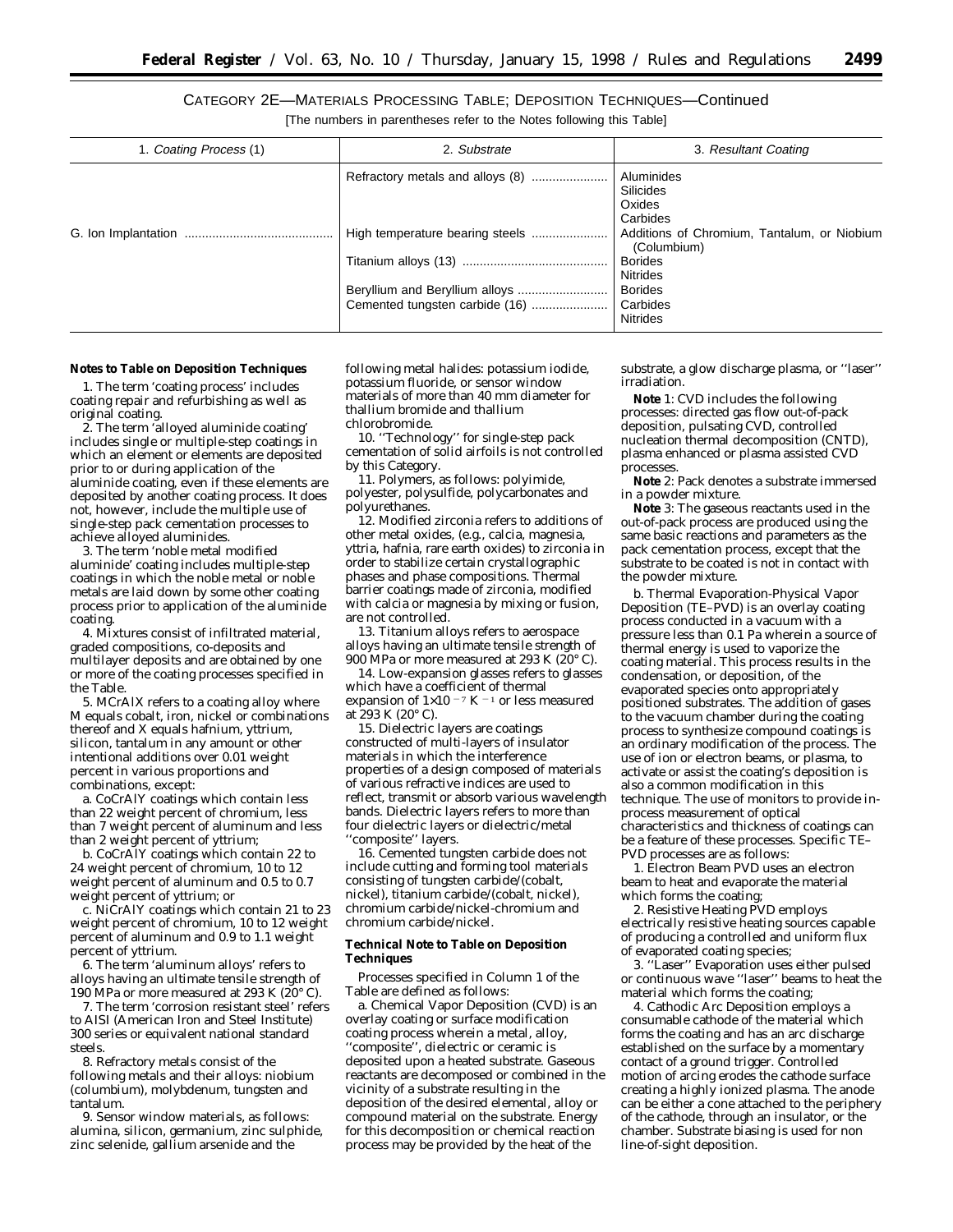## CATEGORY 2E—MATERIALS PROCESSING TABLE; DEPOSITION TECHNIQUES—Continued

[The numbers in parentheses refer to the Notes following this Table]

| 1. *Coating Process* (1) | 2. *Substrate* | 3. *Resultant Coating* |
|---|---|---|
| | Refractory metals and alloys (8) | Aluminides<br>Silicides<br>Oxides<br>Carbides |
| G. Ion Implantation | High temperature bearing steels | Additions of Chromium, Tantalum, or Niobium (Columbium) |
| | Titanium alloys (13) | Borides<br>Nitrides |
| | Beryllium and Beryllium alloys | Borides |
| | Cemented tungsten carbide (16) | Carbides<br>Nitrides |

**Notes to Table on Deposition Techniques**

1. The term 'coating process' includes coating repair and refurbishing as well as original coating.

2. The term 'alloyed aluminide coating' includes single or multiple-step coatings in which an element or elements are deposited prior to or during application of the aluminide coating, even if these elements are deposited by another coating process. It does not, however, include the multiple use of single-step pack cementation processes to achieve alloyed aluminides.

3. The term 'noble metal modified aluminide' coating includes multiple-step coatings in which the noble metal or noble metals are laid down by some other coating process prior to application of the aluminide coating.

4. Mixtures consist of infiltrated material, graded compositions, co-deposits and multilayer deposits and are obtained by one or more of the coating processes specified in the Table.

5. MCrAlX refers to a coating alloy where M equals cobalt, iron, nickel or combinations thereof and X equals hafnium, yttrium, silicon, tantalum in any amount or other intentional additions over 0.01 weight percent in various proportions and combinations, except:

a. CoCrAlY coatings which contain less than 22 weight percent of chromium, less than 7 weight percent of aluminum and less than 2 weight percent of yttrium;

b. CoCrAlY coatings which contain 22 to 24 weight percent of chromium, 10 to 12 weight percent of aluminum and 0.5 to 0.7 weight percent of yttrium; or

c. NiCrAlY coatings which contain 21 to 23 weight percent of chromium, 10 to 12 weight percent of aluminum and 0.9 to 1.1 weight percent of yttrium.

6. The term 'aluminum alloys' refers to alloys having an ultimate tensile strength of 190 MPa or more measured at 293 K (20° C).

7. The term 'corrosion resistant steel' refers to AISI (American Iron and Steel Institute) 300 series or equivalent national standard steels.

8. Refractory metals consist of the following metals and their alloys: niobium (columbium), molybdenum, tungsten and tantalum.

9. Sensor window materials, as follows: alumina, silicon, germanium, zinc sulphide, zinc selenide, gallium arsenide and the following metal halides: potassium iodide, potassium fluoride, or sensor window materials of more than 40 mm diameter for thallium bromide and thallium chlorobromide.

10. ''Technology'' for single-step pack cementation of solid airfoils is not controlled by this Category.

11. Polymers, as follows: polyimide, polyester, polysulfide, polycarbonates and polyurethanes.

12. Modified zirconia refers to additions of other metal oxides, (e.g., calcia, magnesia, yttria, hafnia, rare earth oxides) to zirconia in order to stabilize certain crystallographic phases and phase compositions. Thermal barrier coatings made of zirconia, modified with calcia or magnesia by mixing or fusion, are not controlled.

13. Titanium alloys refers to aerospace alloys having an ultimate tensile strength of 900 MPa or more measured at 293 K (20° C).

14. Low-expansion glasses refers to glasses which have a coefficient of thermal expansion of $1 \times 10^{-7}$ $K^{-1}$ or less measured at 293 K (20° C).

15. Dielectric layers are coatings constructed of multi-layers of insulator materials in which the interference properties of a design composed of materials of various refractive indices are used to reflect, transmit or absorb various wavelength bands. Dielectric layers refers to more than four dielectric layers or dielectric/metal ''composite'' layers.

16. Cemented tungsten carbide does not include cutting and forming tool materials consisting of tungsten carbide/(cobalt, nickel), titanium carbide/(cobalt, nickel), chromium carbide/nickel-chromium and chromium carbide/nickel.

**Technical Note to Table on Deposition Techniques**

Processes specified in Column 1 of the Table are defined as follows:

a. Chemical Vapor Deposition (CVD) is an overlay coating or surface modification coating process wherein a metal, alloy, ''composite'', dielectric or ceramic is deposited upon a heated substrate. Gaseous reactants are decomposed or combined in the vicinity of a substrate resulting in the deposition of the desired elemental, alloy or compound material on the substrate. Energy for this decomposition or chemical reaction process may be provided by the heat of the substrate, a glow discharge plasma, or ''laser'' irradiation.

**Note** 1: CVD includes the following processes: directed gas flow out-of-pack deposition, pulsating CVD, controlled nucleation thermal decomposition (CNTD), plasma enhanced or plasma assisted CVD processes.

**Note** 2: Pack denotes a substrate immersed in a powder mixture.

**Note** 3: The gaseous reactants used in the out-of-pack process are produced using the same basic reactions and parameters as the pack cementation process, except that the substrate to be coated is not in contact with the powder mixture.

b. Thermal Evaporation-Physical Vapor Deposition (TE–PVD) is an overlay coating process conducted in a vacuum with a pressure less than 0.1 Pa wherein a source of thermal energy is used to vaporize the coating material. This process results in the condensation, or deposition, of the evaporated species onto appropriately positioned substrates. The addition of gases to the vacuum chamber during the coating process to synthesize compound coatings is an ordinary modification of the process. The use of ion or electron beams, or plasma, to activate or assist the coating's deposition is also a common modification in this technique. The use of monitors to provide in-process measurement of optical characteristics and thickness of coatings can be a feature of these processes. Specific TE–PVD processes are as follows:

1. Electron Beam PVD uses an electron beam to heat and evaporate the material which forms the coating;

2. Resistive Heating PVD employs electrically resistive heating sources capable of producing a controlled and uniform flux of evaporated coating species;

3. ''Laser'' Evaporation uses either pulsed or continuous wave ''laser'' beams to heat the material which forms the coating;

4. Cathodic Arc Deposition employs a consumable cathode of the material which forms the coating and has an arc discharge established on the surface by a momentary contact of a ground trigger. Controlled motion of arcing erodes the cathode surface creating a highly ionized plasma. The anode can be either a cone attached to the periphery of the cathode, through an insulator, or the chamber. Substrate biasing is used for non line-of-sight deposition.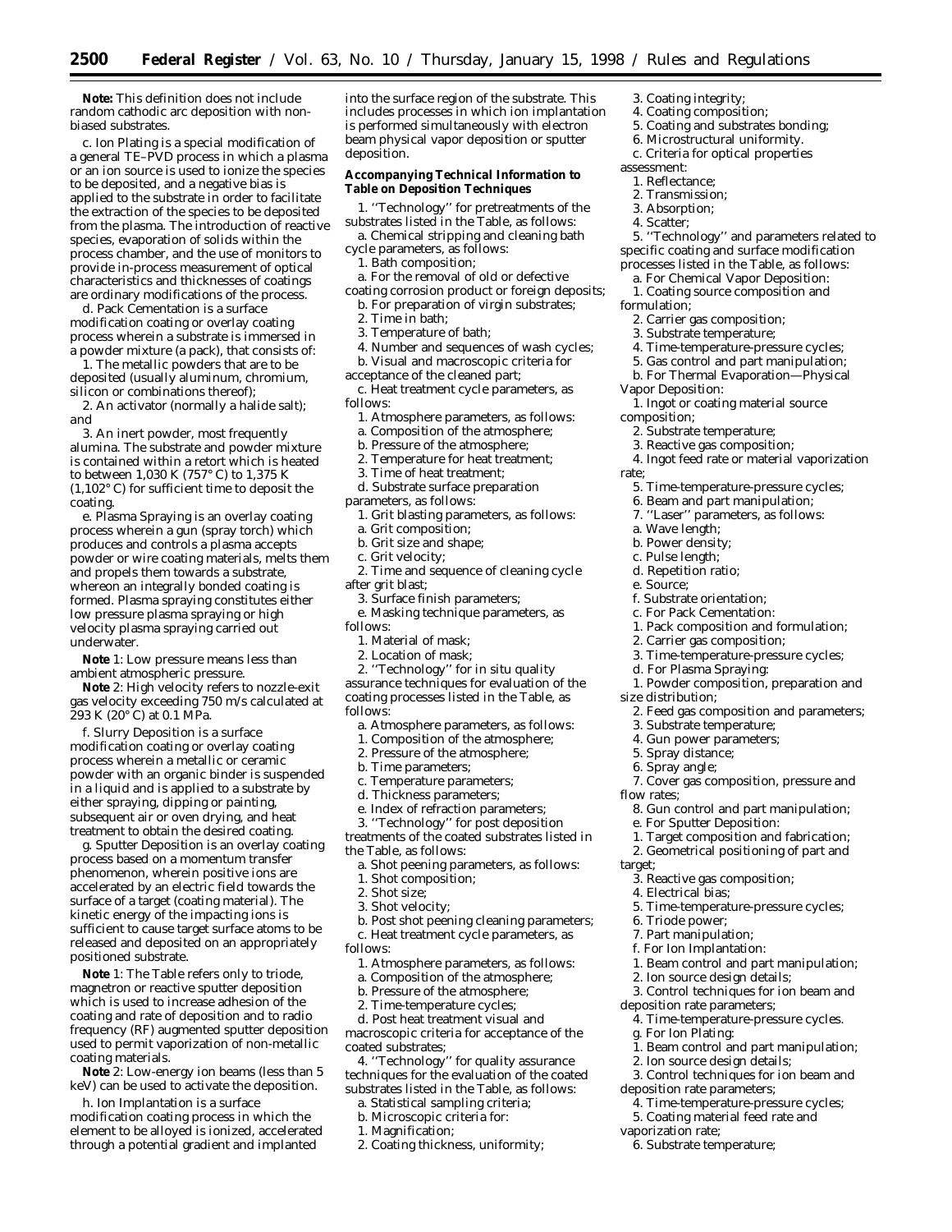**Note:** This definition does not include random cathodic arc deposition with non-biased substrates.

c. Ion Plating is a special modification of a general TE–PVD process in which a plasma or an ion source is used to ionize the species to be deposited, and a negative bias is applied to the substrate in order to facilitate the extraction of the species to be deposited from the plasma. The introduction of reactive species, evaporation of solids within the process chamber, and the use of monitors to provide in-process measurement of optical characteristics and thicknesses of coatings are ordinary modifications of the process.

d. Pack Cementation is a surface modification coating or overlay coating process wherein a substrate is immersed in a powder mixture (a pack), that consists of:

1. The metallic powders that are to be deposited (usually aluminum, chromium, silicon or combinations thereof);

2. An activator (normally a halide salt); and

3. An inert powder, most frequently alumina. The substrate and powder mixture is contained within a retort which is heated to between 1,030 K (757° C) to 1,375 K (1,102° C) for sufficient time to deposit the coating.

e. Plasma Spraying is an overlay coating process wherein a gun (spray torch) which produces and controls a plasma accepts powder or wire coating materials, melts them and propels them towards a substrate, whereon an integrally bonded coating is formed. Plasma spraying constitutes either low pressure plasma spraying or high velocity plasma spraying carried out underwater.

**Note** 1: Low pressure means less than ambient atmospheric pressure.

**Note** 2: High velocity refers to nozzle-exit gas velocity exceeding 750 m/s calculated at 293 K (20° C) at 0.1 MPa.

f. Slurry Deposition is a surface modification coating or overlay coating process wherein a metallic or ceramic powder with an organic binder is suspended in a liquid and is applied to a substrate by either spraying, dipping or painting, subsequent air or oven drying, and heat treatment to obtain the desired coating.

g. Sputter Deposition is an overlay coating process based on a momentum transfer phenomenon, wherein positive ions are accelerated by an electric field towards the surface of a target (coating material). The kinetic energy of the impacting ions is sufficient to cause target surface atoms to be released and deposited on an appropriately positioned substrate.

**Note** 1: The Table refers only to triode, magnetron or reactive sputter deposition which is used to increase adhesion of the coating and rate of deposition and to radio frequency (RF) augmented sputter deposition used to permit vaporization of non-metallic coating materials.

**Note** 2: Low-energy ion beams (less than 5 keV) can be used to activate the deposition.

h. Ion Implantation is a surface modification coating process in which the element to be alloyed is ionized, accelerated through a potential gradient and implanted into the surface region of the substrate. This includes processes in which ion implantation is performed simultaneously with electron beam physical vapor deposition or sputter deposition.

**Accompanying Technical Information to Table on Deposition Techniques**

1. ''Technology'' for pretreatments of the substrates listed in the Table, as follows:

a. Chemical stripping and cleaning bath cycle parameters, as follows:

1. Bath composition;

a. For the removal of old or defective coating corrosion product or foreign deposits;

b. For preparation of virgin substrates;

2. Time in bath;

3. Temperature of bath;

4. Number and sequences of wash cycles;

b. Visual and macroscopic criteria for acceptance of the cleaned part;

c. Heat treatment cycle parameters, as follows:

1. Atmosphere parameters, as follows:

a. Composition of the atmosphere;

b. Pressure of the atmosphere;

2. Temperature for heat treatment;

3. Time of heat treatment;

d. Substrate surface preparation parameters, as follows:

1. Grit blasting parameters, as follows:

a. Grit composition;

b. Grit size and shape;

c. Grit velocity;

2. Time and sequence of cleaning cycle after grit blast;

3. Surface finish parameters;

e. Masking technique parameters, as follows:

1. Material of mask;

2. Location of mask;

2. ''Technology'' for in situ quality assurance techniques for evaluation of the coating processes listed in the Table, as follows:

a. Atmosphere parameters, as follows:

1. Composition of the atmosphere;

2. Pressure of the atmosphere;

b. Time parameters;

c. Temperature parameters;

d. Thickness parameters;

e. Index of refraction parameters;

3. ''Technology'' for post deposition treatments of the coated substrates listed in the Table, as follows:

a. Shot peening parameters, as follows:

1. Shot composition;

2. Shot size;

3. Shot velocity;

b. Post shot peening cleaning parameters;

c. Heat treatment cycle parameters, as follows:

1. Atmosphere parameters, as follows:

a. Composition of the atmosphere;

b. Pressure of the atmosphere;

2. Time-temperature cycles;

d. Post heat treatment visual and macroscopic criteria for acceptance of the coated substrates;

4. ''Technology'' for quality assurance techniques for the evaluation of the coated substrates listed in the Table, as follows:

a. Statistical sampling criteria;

b. Microscopic criteria for:

1. Magnification;

2. Coating thickness, uniformity;

3. Coating integrity;

4. Coating composition;

5. Coating and substrates bonding;

6. Microstructural uniformity.

c. Criteria for optical properties assessment:

1. Reflectance;

2. Transmission;

3. Absorption;

4. Scatter;

5. ''Technology'' and parameters related to specific coating and surface modification processes listed in the Table, as follows:

a. For Chemical Vapor Deposition:

1. Coating source composition and formulation;

2. Carrier gas composition;

3. Substrate temperature;

4. Time-temperature-pressure cycles;

5. Gas control and part manipulation;

b. For Thermal Evaporation—Physical Vapor Deposition:

1. Ingot or coating material source composition;

2. Substrate temperature;

3. Reactive gas composition;

4. Ingot feed rate or material vaporization rate;

5. Time-temperature-pressure cycles;

6. Beam and part manipulation;

7. ''Laser'' parameters, as follows:

a. Wave length;

b. Power density;

c. Pulse length;

d. Repetition ratio;

e. Source;

f. Substrate orientation;

c. For Pack Cementation:

1. Pack composition and formulation;

2. Carrier gas composition;

3. Time-temperature-pressure cycles;

d. For Plasma Spraying:

1. Powder composition, preparation and size distribution;

2. Feed gas composition and parameters;

3. Substrate temperature;

4. Gun power parameters;

5. Spray distance;

6. Spray angle;

7. Cover gas composition, pressure and flow rates;

8. Gun control and part manipulation;

e. For Sputter Deposition:

1. Target composition and fabrication;

2. Geometrical positioning of part and target;

3. Reactive gas composition;

4. Electrical bias;

5. Time-temperature-pressure cycles;

6. Triode power;

7. Part manipulation;

f. For Ion Implantation:

1. Beam control and part manipulation;

2. Ion source design details;

3. Control techniques for ion beam and deposition rate parameters;

4. Time-temperature-pressure cycles.

g. For Ion Plating:

1. Beam control and part manipulation;

2. Ion source design details;

3. Control techniques for ion beam and deposition rate parameters;

4. Time-temperature-pressure cycles;

5. Coating material feed rate and vaporization rate;

6. Substrate temperature;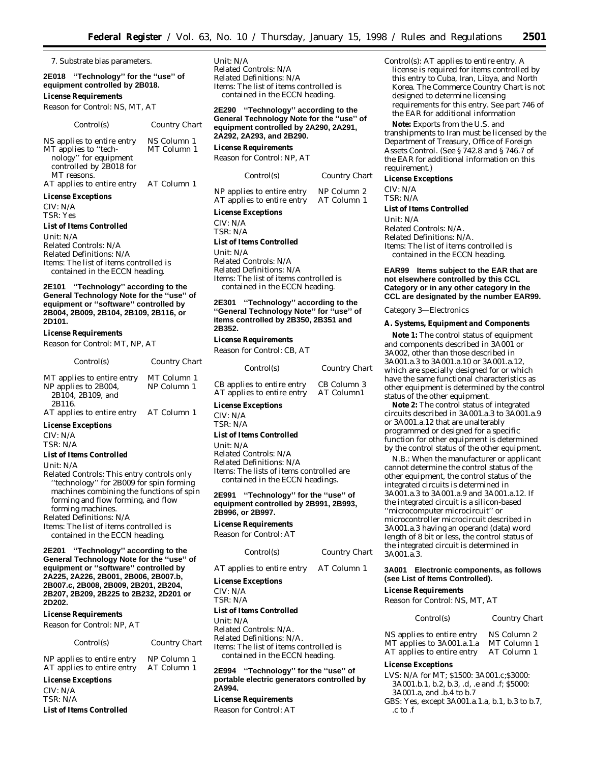7. Substrate bias parameters.

**2E018 "Technology" for the "use" of equipment controlled by 2B018.**

***License Requirements***

Reason for Control: NS, MT, AT

| Control(s) | Country Chart |
|---|---|
| NS applies to entire entry | NS Column 1 |
| MT applies to "technology" for equipment controlled by 2B018 for MT reasons. | MT Column 1 |
| AT applies to entire entry | AT Column 1 |

***License Exceptions***

CIV: N/A
TSR: Yes

***List of Items Controlled***

Unit: N/A
Related Controls: N/A
Related Definitions: N/A
Items: The list of items controlled is contained in the ECCN heading.

**2E101 "Technology" according to the General Technology Note for the "use" of equipment or "software" controlled by 2B004, 2B009, 2B104, 2B109, 2B116, or 2D101.**

***License Requirements***

Reason for Control: MT, NP, AT

| Control(s) | Country Chart |
|---|---|
| MT applies to entire entry | MT Column 1 |
| NP applies to 2B004, 2B104, 2B109, and 2B116. | NP Column 1 |
| AT applies to entire entry | AT Column 1 |

***License Exceptions***

CIV: N/A
TSR: N/A

***List of Items Controlled***

Unit: N/A
Related Controls: This entry controls only "technology" for 2B009 for spin forming machines combining the functions of spin forming and flow forming, and flow forming machines.
Related Definitions: N/A
Items: The list of items controlled is contained in the ECCN heading.

**2E201 "Technology" according to the General Technology Note for the "use" of equipment or "software" controlled by 2A225, 2A226, 2B001, 2B006, 2B007.b, 2B007.c, 2B008, 2B009, 2B201, 2B204, 2B207, 2B209, 2B225 to 2B232, 2D201 or 2D202.**

***License Requirements***

Reason for Control: NP, AT

| Control(s) | Country Chart |
|---|---|
| NP applies to entire entry | NP Column 1 |
| AT applies to entire entry | AT Column 1 |

***License Exceptions***

CIV: N/A
TSR: N/A

***List of Items Controlled***

Unit: N/A
Related Controls: N/A
Related Definitions: N/A
Items: The list of items controlled is contained in the ECCN heading.

**2E290 "Technology" according to the General Technology Note for the "use" of equipment controlled by 2A290, 2A291, 2A292, 2A293, and 2B290.**

***License Requirements***

Reason for Control: NP, AT

| Control(s) | Country Chart |
|---|---|
| NP applies to entire entry | NP Column 2 |
| AT applies to entire entry | AT Column 1 |

***License Exceptions***

CIV: N/A
TSR: N/A

***List of Items Controlled***

Unit: N/A
Related Controls: N/A
Related Definitions: N/A
Items: The list of items controlled is contained in the ECCN heading.

**2E301 "Technology" according to the "General Technology Note" for "use" of items controlled by 2B350, 2B351 and 2B352.**

***License Requirements***

Reason for Control: CB, AT

| Control(s) | Country Chart |
|---|---|
| CB applies to entire entry | CB Column 3 |
| AT applies to entire entry | AT Column1 |

***License Exceptions***

CIV: N/A
TSR: N/A

***List of Items Controlled***

Unit: N/A
Related Controls: N/A
Related Definitions: N/A
Items: The lists of items controlled are contained in the ECCN headings.

**2E991 "Technology" for the "use" of equipment controlled by 2B991, 2B993, 2B996, or 2B997.**

***License Requirements***

Reason for Control: AT

| Control(s) | Country Chart |
|---|---|
| AT applies to entire entry | AT Column 1 |

***License Exceptions***

CIV: N/A
TSR: N/A

***List of Items Controlled***

Unit: N/A
Related Controls: N/A.
Related Definitions: N/A.
Items: The list of items controlled is contained in the ECCN heading.

**2E994 "Technology" for the "use" of portable electric generators controlled by 2A994.**

***License Requirements***

Reason for Control: AT

Control(s): AT applies to entire entry. A license is required for items controlled by this entry to Cuba, Iran, Libya, and North Korea. The Commerce Country Chart is not designed to determine licensing requirements for this entry. See part 746 of the EAR for additional information

**Note:** Exports from the U.S. and transhipments to Iran must be licensed by the Department of Treasury, Office of Foreign Assets Control. (See § 742.8 and § 746.7 of the EAR for additional information on this requirement.)

***License Exceptions***

CIV: N/A
TSR: N/A

***List of Items Controlled***

Unit: N/A
Related Controls: N/A.
Related Definitions: N/A.
Items: The list of items controlled is contained in the ECCN heading.

**EAR99 Items subject to the EAR that are not elsewhere controlled by this CCL Category or in any other category in the CCL are designated by the number EAR99.**

*Category 3—Electronics*

***A. Systems, Equipment and Components***

***Note 1:*** The control status of equipment and components described in 3A001 or 3A002, other than those described in 3A001.a.3 to 3A001.a.10 or 3A001.a.12, which are specially designed for or which have the same functional characteristics as other equipment is determined by the control status of the other equipment.

***Note 2:*** The control status of integrated circuits described in 3A001.a.3 to 3A001.a.9 or 3A001.a.12 that are unalterably programmed or designed for a specific function for other equipment is determined by the control status of the other equipment.

N.B.: When the manufacturer or applicant cannot determine the control status of the other equipment, the control status of the integrated circuits is determined in 3A001.a.3 to 3A001.a.9 and 3A001.a.12. If the integrated circuit is a silicon-based "microcomputer microcircuit" or microcontroller microcircuit described in 3A001.a.3 having an operand (data) word length of 8 bit or less, the control status of the integrated circuit is determined in 3A001.a.3.

**3A001 Electronic components, as follows (see List of Items Controlled).**

***License Requirements***

Reason for Control: NS, MT, AT

| Control(s) | Country Chart |
|---|---|
| NS applies to entire entry | NS Column 2 |
| MT applies to 3A001.a.1.a | MT Column 1 |
| AT applies to entire entry | AT Column 1 |

***License Exceptions***

LVS: N/A for MT; $1500: 3A001.c;$3000: 3A001.b.1, b.2, b.3, .d, .e and .f; $5000: 3A001.a, and .b.4 to b.7
GBS: Yes, except 3A001.a.1.a, b.1, b.3 to b.7, .c to .f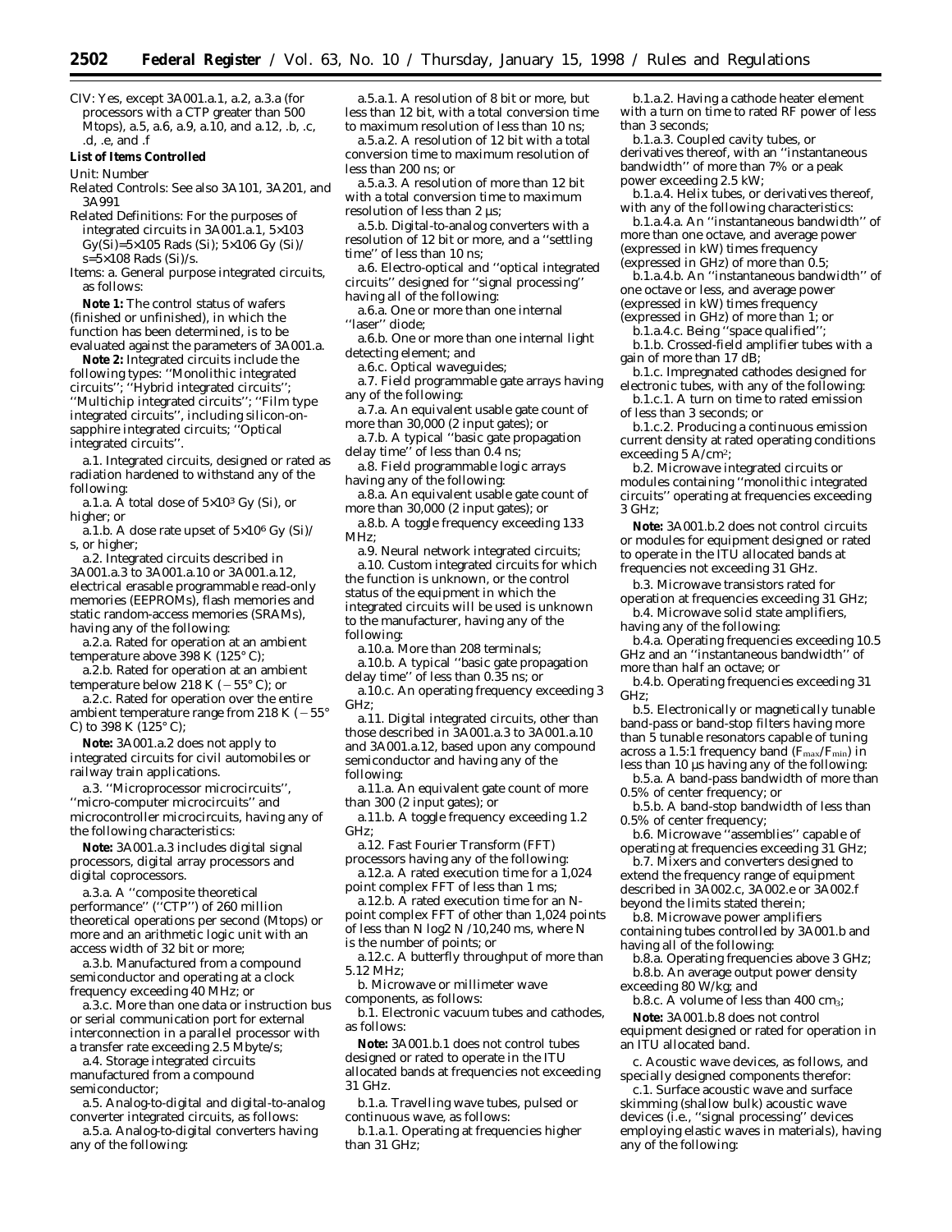CIV: Yes, except 3A001.a.1, a.2, a.3.a (for processors with a CTP greater than 500 Mtops), a.5, a.6, a.9, a.10, and a.12, .b, .c, .d, .e, and .f

**List of Items Controlled**

Unit: Number

Related Controls: See also 3A101, 3A201, and 3A991

Related Definitions: For the purposes of integrated circuits in 3A001.a.1, $5 \times 10^3$ Gy(Si)=$5 \times 10^5$ Rads (Si); $5 \times 10^6$ Gy (Si)/s=$5 \times 10^8$ Rads (Si)/s.

Items: a. General purpose integrated circuits, as follows:

**Note 1:** The control status of wafers (finished or unfinished), in which the function has been determined, is to be evaluated against the parameters of 3A001.a.

**Note 2:** Integrated circuits include the following types: ''Monolithic integrated circuits''; ''Hybrid integrated circuits''; ''Multichip integrated circuits''; ''Film type integrated circuits'', including silicon-on-sapphire integrated circuits; ''Optical integrated circuits''.

a.1. Integrated circuits, designed or rated as radiation hardened to withstand any of the following:

a.1.a. A total dose of $5 \times 10^3$ Gy (Si), or higher; or

a.1.b. A dose rate upset of $5 \times 10^6$ Gy (Si)/s, or higher;

a.2. Integrated circuits described in 3A001.a.3 to 3A001.a.10 or 3A001.a.12, electrical erasable programmable read-only memories (EEPROMs), flash memories and static random-access memories (SRAMs), having any of the following:

a.2.a. Rated for operation at an ambient temperature above 398 K (125° C);

a.2.b. Rated for operation at an ambient temperature below 218 K (−55° C); or

a.2.c. Rated for operation over the entire ambient temperature range from 218 K (−55° C) to 398 K (125° C);

**Note:** 3A001.a.2 does not apply to integrated circuits for civil automobiles or railway train applications.

a.3. ''Microprocessor microcircuits'', ''micro-computer microcircuits'' and microcontroller microcircuits, having any of the following characteristics:

**Note:** 3A001.a.3 includes digital signal processors, digital array processors and digital coprocessors.

a.3.a. A ''composite theoretical performance'' (''CTP'') of 260 million theoretical operations per second (Mtops) or more and an arithmetic logic unit with an access width of 32 bit or more;

a.3.b. Manufactured from a compound semiconductor and operating at a clock frequency exceeding 40 MHz; or

a.3.c. More than one data or instruction bus or serial communication port for external interconnection in a parallel processor with a transfer rate exceeding 2.5 Mbyte/s;

a.4. Storage integrated circuits manufactured from a compound semiconductor;

a.5. Analog-to-digital and digital-to-analog converter integrated circuits, as follows:

a.5.a. Analog-to-digital converters having any of the following:

a.5.a.1. A resolution of 8 bit or more, but less than 12 bit, with a total conversion time to maximum resolution of less than 10 ns;

a.5.a.2. A resolution of 12 bit with a total conversion time to maximum resolution of less than 200 ns; or

a.5.a.3. A resolution of more than 12 bit with a total conversion time to maximum resolution of less than 2 µs;

a.5.b. Digital-to-analog converters with a resolution of 12 bit or more, and a ''settling time'' of less than 10 ns;

a.6. Electro-optical and ''optical integrated circuits'' designed for ''signal processing'' having all of the following:

a.6.a. One or more than one internal ''laser'' diode;

a.6.b. One or more than one internal light detecting element; and

a.6.c. Optical waveguides;

a.7. Field programmable gate arrays having any of the following:

a.7.a. An equivalent usable gate count of more than 30,000 (2 input gates); or

a.7.b. A typical ''basic gate propagation delay time'' of less than 0.4 ns;

a.8. Field programmable logic arrays having any of the following:

a.8.a. An equivalent usable gate count of more than 30,000 (2 input gates); or

a.8.b. A toggle frequency exceeding 133 MHz;

a.9. Neural network integrated circuits;

a.10. Custom integrated circuits for which the function is unknown, or the control status of the equipment in which the integrated circuits will be used is unknown to the manufacturer, having any of the following:

a.10.a. More than 208 terminals;

a.10.b. A typical ''basic gate propagation delay time'' of less than 0.35 ns; or

a.10.c. An operating frequency exceeding 3 GHz;

a.11. Digital integrated circuits, other than those described in 3A001.a.3 to 3A001.a.10 and 3A001.a.12, based upon any compound semiconductor and having any of the following:

a.11.a. An equivalent gate count of more than 300 (2 input gates); or

a.11.b. A toggle frequency exceeding 1.2 GHz;

a.12. Fast Fourier Transform (FFT) processors having any of the following:

a.12.a. A rated execution time for a 1,024 point complex FFT of less than 1 ms;

a.12.b. A rated execution time for an N-point complex FFT of other than 1,024 points of less than $N \log_2 N / 10{,}240$ ms, where N is the number of points; or

a.12.c. A butterfly throughput of more than 5.12 MHz;

b. Microwave or millimeter wave components, as follows:

b.1. Electronic vacuum tubes and cathodes, as follows:

**Note:** 3A001.b.1 does not control tubes designed or rated to operate in the ITU allocated bands at frequencies not exceeding 31 GHz.

b.1.a. Travelling wave tubes, pulsed or continuous wave, as follows:

b.1.a.1. Operating at frequencies higher than 31 GHz;

b.1.a.2. Having a cathode heater element with a turn on time to rated RF power of less than 3 seconds;

b.1.a.3. Coupled cavity tubes, or derivatives thereof, with an ''instantaneous bandwidth'' of more than 7% or a peak power exceeding 2.5 kW;

b.1.a.4. Helix tubes, or derivatives thereof, with any of the following characteristics:

b.1.a.4.a. An ''instantaneous bandwidth'' of more than one octave, and average power (expressed in kW) times frequency (expressed in GHz) of more than 0.5;

b.1.a.4.b. An ''instantaneous bandwidth'' of one octave or less, and average power (expressed in kW) times frequency (expressed in GHz) of more than 1; or

b.1.a.4.c. Being ''space qualified'';

b.1.b. Crossed-field amplifier tubes with a gain of more than 17 dB;

b.1.c. Impregnated cathodes designed for electronic tubes, with any of the following:

b.1.c.1. A turn on time to rated emission of less than 3 seconds; or

b.1.c.2. Producing a continuous emission current density at rated operating conditions exceeding 5 A/cm$^2$;

b.2. Microwave integrated circuits or modules containing ''monolithic integrated circuits'' operating at frequencies exceeding 3 GHz;

**Note:** 3A001.b.2 does not control circuits or modules for equipment designed or rated to operate in the ITU allocated bands at frequencies not exceeding 31 GHz.

b.3. Microwave transistors rated for operation at frequencies exceeding 31 GHz;

b.4. Microwave solid state amplifiers, having any of the following:

b.4.a. Operating frequencies exceeding 10.5 GHz and an ''instantaneous bandwidth'' of more than half an octave; or

b.4.b. Operating frequencies exceeding 31 GHz;

b.5. Electronically or magnetically tunable band-pass or band-stop filters having more than 5 tunable resonators capable of tuning across a 1.5:1 frequency band ($F_{max}/F_{min}$) in less than 10 µs having any of the following:

b.5.a. A band-pass bandwidth of more than 0.5% of center frequency; or

b.5.b. A band-stop bandwidth of less than 0.5% of center frequency;

b.6. Microwave ''assemblies'' capable of operating at frequencies exceeding 31 GHz;

b.7. Mixers and converters designed to extend the frequency range of equipment described in 3A002.c, 3A002.e or 3A002.f beyond the limits stated therein;

b.8. Microwave power amplifiers containing tubes controlled by 3A001.b and having all of the following:

b.8.a. Operating frequencies above 3 GHz;

b.8.b. An average output power density exceeding 80 W/kg; and

b.8.c. A volume of less than 400 cm$^3$;

**Note:** 3A001.b.8 does not control equipment designed or rated for operation in an ITU allocated band.

c. Acoustic wave devices, as follows, and specially designed components therefor:

c.1. Surface acoustic wave and surface skimming (shallow bulk) acoustic wave devices (i.e., ''signal processing'' devices employing elastic waves in materials), having any of the following: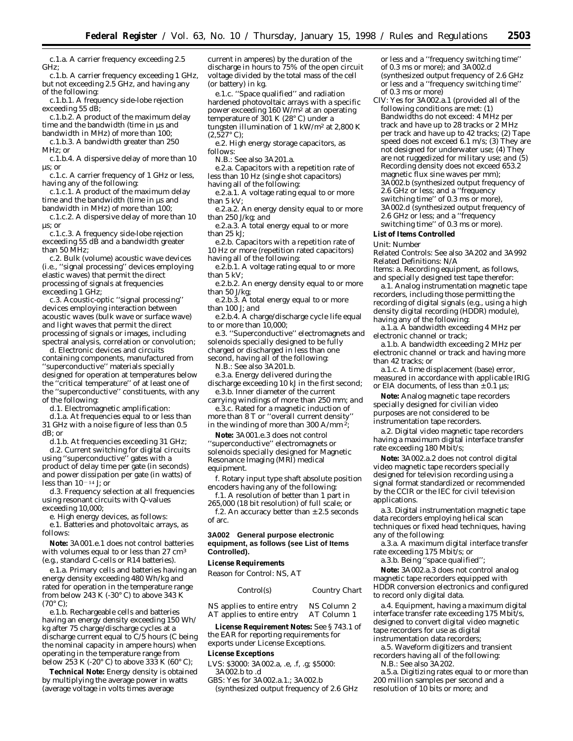c.1.a. A carrier frequency exceeding 2.5 GHz;

c.1.b. A carrier frequency exceeding 1 GHz, but not exceeding 2.5 GHz, and having any of the following:

c.1.b.1. A frequency side-lobe rejection exceeding 55 dB;

c.1.b.2. A product of the maximum delay time and the bandwidth (time in µs and bandwidth in MHz) of more than 100;

c.1.b.3. A bandwidth greater than 250 MHz; or

c.1.b.4. A dispersive delay of more than 10 µs; or

c.1.c. A carrier frequency of 1 GHz or less, having any of the following:

c.1.c.1. A product of the maximum delay time and the bandwidth (time in µs and bandwidth in MHz) of more than 100;

c.1.c.2. A dispersive delay of more than 10 µs; or

c.1.c.3. A frequency side-lobe rejection exceeding 55 dB and a bandwidth greater than 50 MHz;

c.2. Bulk (volume) acoustic wave devices (i.e., ''signal processing'' devices employing elastic waves) that permit the direct processing of signals at frequencies exceeding 1 GHz;

c.3. Acoustic-optic ''signal processing'' devices employing interaction between acoustic waves (bulk wave or surface wave) and light waves that permit the direct processing of signals or images, including spectral analysis, correlation or convolution;

d. Electronic devices and circuits containing components, manufactured from ''superconductive'' materials specially designed for operation at temperatures below the ''critical temperature'' of at least one of the ''superconductive'' constituents, with any of the following:

d.1. Electromagnetic amplification:

d.1.a. At frequencies equal to or less than 31 GHz with a noise figure of less than 0.5 dB; or

d.1.b. At frequencies exceeding 31 GHz;

d.2. Current switching for digital circuits using ''superconductive'' gates with a product of delay time per gate (in seconds) and power dissipation per gate (in watts) of less than $10^{-14}$ J; or

d.3. Frequency selection at all frequencies using resonant circuits with Q-values exceeding 10,000;

e. High energy devices, as follows:

e.1. Batteries and photovoltaic arrays, as follows:

**Note:** 3A001.e.1 does not control batteries with volumes equal to or less than 27 cm$^3$ (e.g., standard C-cells or R14 batteries).

e.1.a. Primary cells and batteries having an energy density exceeding 480 Wh/kg and rated for operation in the temperature range from below 243 K (-30° C) to above 343 K (70° C);

e.1.b. Rechargeable cells and batteries having an energy density exceeding 150 Wh/kg after 75 charge/discharge cycles at a discharge current equal to C/5 hours (C being the nominal capacity in ampere hours) when operating in the temperature range from below 253 K (-20° C) to above 333 K (60° C);

**Technical Note:** Energy density is obtained by multiplying the average power in watts (average voltage in volts times average current in amperes) by the duration of the discharge in hours to 75% of the open circuit voltage divided by the total mass of the cell (or battery) in kg.

e.1.c. ''Space qualified'' and radiation hardened photovoltaic arrays with a specific power exceeding 160 W/m$^2$ at an operating temperature of 301 K (28° C) under a tungsten illumination of 1 kW/m$^2$ at 2,800 K (2,527° C);

e.2. High energy storage capacitors, as follows:

N.B.: See also 3A201.a.

e.2.a. Capacitors with a repetition rate of less than 10 Hz (single shot capacitors) having all of the following:

e.2.a.1. A voltage rating equal to or more than 5 kV;

e.2.a.2. An energy density equal to or more than 250 J/kg; and

e.2.a.3. A total energy equal to or more than 25 kJ;

e.2.b. Capacitors with a repetition rate of 10 Hz or more (repetition rated capacitors) having all of the following:

e.2.b.1. A voltage rating equal to or more than 5 kV;

e.2.b.2. An energy density equal to or more than 50 J/kg;

e.2.b.3. A total energy equal to or more than 100 J; and

e.2.b.4. A charge/discharge cycle life equal to or more than 10,000;

e.3. ''Superconductive'' electromagnets and solenoids specially designed to be fully charged or discharged in less than one second, having all of the following:

N.B.: See also 3A201.b.

e.3.a. Energy delivered during the discharge exceeding 10 kJ in the first second;

e.3.b. Inner diameter of the current carrying windings of more than 250 mm; and

e.3.c. Rated for a magnetic induction of more than 8 T or ''overall current density'' in the winding of more than 300 A/mm$^2$;

**Note:** 3A001.e.3 does not control ''superconductive'' electromagnets or solenoids specially designed for Magnetic Resonance Imaging (MRI) medical equipment.

f. Rotary input type shaft absolute position encoders having any of the following:

f.1. A resolution of better than 1 part in 265,000 (18 bit resolution) of full scale; or

f.2. An accuracy better than ± 2.5 seconds of arc.

**3A002 General purpose electronic equipment, as follows (see List of Items Controlled).**

**License Requirements**

Reason for Control: NS, AT

| Control(s) | Country Chart |
|---|---|
| NS applies to entire entry | NS Column 2 |
| AT applies to entire entry | AT Column 1 |

**License Requirement Notes:** See § 743.1 of the EAR for reporting requirements for exports under License Exceptions.

**License Exceptions**

LVS: $3000: 3A002.a, .e, .f, .g; $5000: 3A002.b to .d

GBS: Yes for 3A002.a.1.; 3A002.b (synthesized output frequency of 2.6 GHz or less and a ''frequency switching time'' of 0.3 ms or more); and 3A002.d (synthesized output frequency of 2.6 GHz or less and a ''frequency switching time'' of 0.3 ms or more)

CIV: Yes for 3A002.a.1 (provided all of the following conditions are met: (1) Bandwidths do not exceed: 4 MHz per track and have up to 28 tracks or 2 MHz per track and have up to 42 tracks; (2) Tape speed does not exceed 6.1 m/s; (3) They are not designed for underwater use; (4) They are not ruggedized for military use; and (5) Recording density does not exceed 653.2 magnetic flux sine waves per mm); 3A002.b (synthesized output frequency of 2.6 GHz or less; and a ''frequency switching time'' of 0.3 ms or more), 3A002.d (synthesized output frequency of 2.6 GHz or less; and a ''frequency switching time'' of 0.3 ms or more).

**List of Items Controlled**

Unit: Number

Related Controls: See also 3A202 and 3A992

Related Definitions: N/A

Items: a. Recording equipment, as follows, and specially designed test tape therefor:

a.1. Analog instrumentation magnetic tape recorders, including those permitting the recording of digital signals (e.g., using a high density digital recording (HDDR) module), having any of the following:

a.1.a. A bandwidth exceeding 4 MHz per electronic channel or track;

a.1.b. A bandwidth exceeding 2 MHz per electronic channel or track and having more than 42 tracks; or

a.1.c. A time displacement (base) error, measured in accordance with applicable IRIG or EIA documents, of less than ± 0.1 µs;

**Note:** Analog magnetic tape recorders specially designed for civilian video purposes are not considered to be instrumentation tape recorders.

a.2. Digital video magnetic tape recorders having a maximum digital interface transfer rate exceeding 180 Mbit/s;

**Note:** 3A002.a.2 does not control digital video magnetic tape recorders specially designed for television recording using a signal format standardized or recommended by the CCIR or the IEC for civil television applications.

a.3. Digital instrumentation magnetic tape data recorders employing helical scan techniques or fixed head techniques, having any of the following:

a.3.a. A maximum digital interface transfer rate exceeding 175 Mbit/s; or

a.3.b. Being ''space qualified'';

**Note:** 3A002.a.3 does not control analog magnetic tape recorders equipped with HDDR conversion electronics and configured to record only digital data.

a.4. Equipment, having a maximum digital interface transfer rate exceeding 175 Mbit/s, designed to convert digital video magnetic tape recorders for use as digital instrumentation data recorders;

a.5. Waveform digitizers and transient recorders having all of the following:

N.B.: See also 3A202.

a.5.a. Digitizing rates equal to or more than 200 million samples per second and a resolution of 10 bits or more; and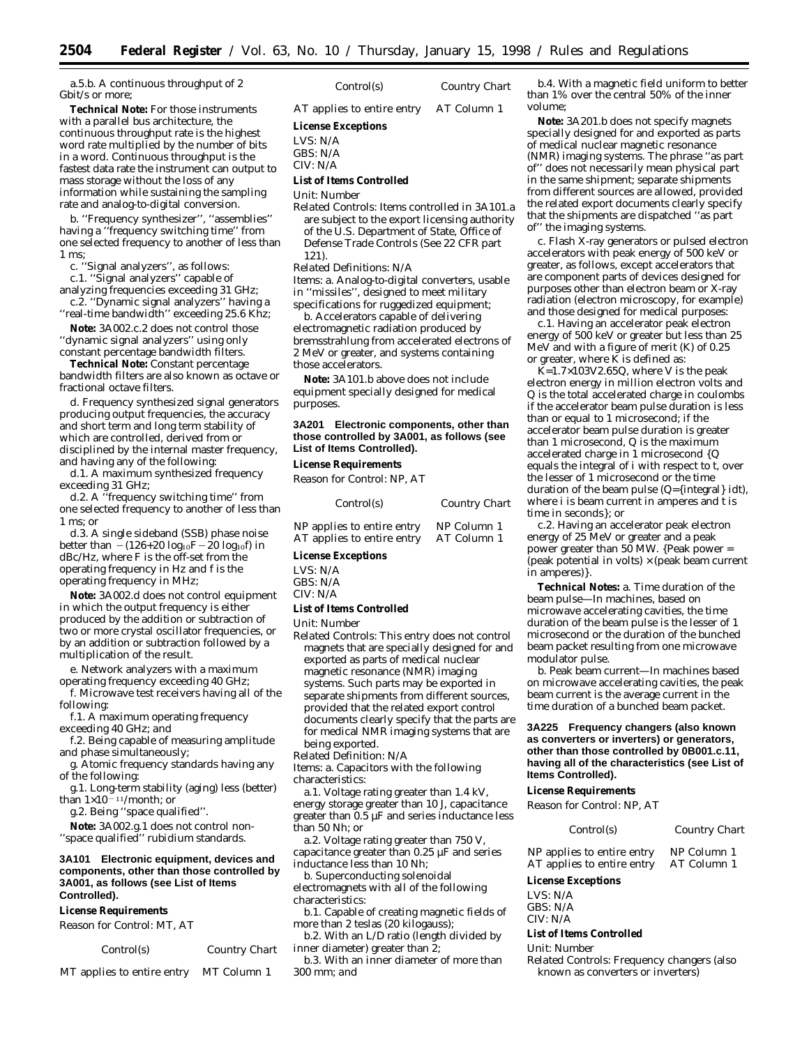a.5.b. A continuous throughput of 2 Gbit/s or more;

**Technical Note:** For those instruments with a parallel bus architecture, the continuous throughput rate is the highest word rate multiplied by the number of bits in a word. Continuous throughput is the fastest data rate the instrument can output to mass storage without the loss of any information while sustaining the sampling rate and analog-to-digital conversion.

b. ''Frequency synthesizer'', ''assemblies'' having a ''frequency switching time'' from one selected frequency to another of less than 1 ms;

c. ''Signal analyzers'', as follows:

c.1. ''Signal analyzers'' capable of analyzing frequencies exceeding 31 GHz;

c.2. ''Dynamic signal analyzers'' having a ''real-time bandwidth'' exceeding 25.6 Khz;

**Note:** 3A002.c.2 does not control those ''dynamic signal analyzers'' using only constant percentage bandwidth filters.

**Technical Note:** Constant percentage bandwidth filters are also known as octave or fractional octave filters.

d. Frequency synthesized signal generators producing output frequencies, the accuracy and short term and long term stability of which are controlled, derived from or disciplined by the internal master frequency, and having any of the following:

d.1. A maximum synthesized frequency exceeding 31 GHz;

d.2. A ''frequency switching time'' from one selected frequency to another of less than 1 ms; or

d.3. A single sideband (SSB) phase noise better than $-(126+20 \log_{10}F - 20 \log_{10}f)$ in dBc/Hz, where F is the off-set from the operating frequency in Hz and f is the operating frequency in MHz;

**Note:** 3A002.d does not control equipment in which the output frequency is either produced by the addition or subtraction of two or more crystal oscillator frequencies, or by an addition or subtraction followed by a multiplication of the result.

e. Network analyzers with a maximum operating frequency exceeding 40 GHz;

f. Microwave test receivers having all of the following:

f.1. A maximum operating frequency exceeding 40 GHz; and

f.2. Being capable of measuring amplitude and phase simultaneously;

g. Atomic frequency standards having any of the following:

g.1. Long-term stability (aging) less (better) than $1\times10^{-11}$/month; or

g.2. Being ''space qualified''.

**Note:** 3A002.g.1 does not control non-''space qualified'' rubidium standards.

### 3A101 Electronic equipment, devices and components, other than those controlled by 3A001, as follows (see List of Items Controlled).

**License Requirements**

Reason for Control: MT, AT

| Control(s) | Country Chart |
|---|---|
| MT applies to entire entry | MT Column 1 |
| AT applies to entire entry | AT Column 1 |

**License Exceptions**

LVS: N/A
GBS: N/A
CIV: N/A

**List of Items Controlled**

Unit: Number

Related Controls: Items controlled in 3A101.a are subject to the export licensing authority of the U.S. Department of State, Office of Defense Trade Controls (See 22 CFR part 121).

Related Definitions: N/A

Items: a. Analog-to-digital converters, usable in ''missiles'', designed to meet military specifications for ruggedized equipment;

b. Accelerators capable of delivering electromagnetic radiation produced by bremsstrahlung from accelerated electrons of 2 MeV or greater, and systems containing those accelerators.

**Note:** 3A101.b above does not include equipment specially designed for medical purposes.

### 3A201 Electronic components, other than those controlled by 3A001, as follows (see List of Items Controlled).

**License Requirements**

Reason for Control: NP, AT

| Control(s) | Country Chart |
|---|---|
| NP applies to entire entry | NP Column 1 |
| AT applies to entire entry | AT Column 1 |

**License Exceptions**

LVS: N/A
GBS: N/A
CIV: N/A

**List of Items Controlled**

Unit: Number

Related Controls: This entry does not control magnets that are specially designed for and exported as parts of medical nuclear magnetic resonance (NMR) imaging systems. Such parts may be exported in separate shipments from different sources, provided that the related export control documents clearly specify that the parts are for medical NMR imaging systems that are being exported.

Related Definition: N/A

Items: a. Capacitors with the following characteristics:

a.1. Voltage rating greater than 1.4 kV, energy storage greater than 10 J, capacitance greater than 0.5 µF and series inductance less than 50 Nh; or

a.2. Voltage rating greater than 750 V, capacitance greater than 0.25 µF and series inductance less than 10 Nh;

b. Superconducting solenoidal electromagnets with all of the following characteristics:

b.1. Capable of creating magnetic fields of more than 2 teslas (20 kilogauss);

b.2. With an L/D ratio (length divided by inner diameter) greater than 2;

b.3. With an inner diameter of more than 300 mm; and

b.4. With a magnetic field uniform to better than 1% over the central 50% of the inner volume;

**Note:** 3A201.b does not specify magnets specially designed for and exported as parts of medical nuclear magnetic resonance (NMR) imaging systems. The phrase ''as part of'' does not necessarily mean physical part in the same shipment; separate shipments from different sources are allowed, provided the related export documents clearly specify that the shipments are dispatched ''as part of'' the imaging systems.

c. Flash X-ray generators or pulsed electron accelerators with peak energy of 500 keV or greater, as follows, except accelerators that are component parts of devices designed for purposes other than electron beam or X-ray radiation (electron microscopy, for example) and those designed for medical purposes:

c.1. Having an accelerator peak electron energy of 500 keV or greater but less than 25 MeV and with a figure of merit (K) of 0.25 or greater, where K is defined as:

$K=1.7\times10^{3}V^{2.65}Q$, where V is the peak electron energy in million electron volts and Q is the total accelerated charge in coulombs if the accelerator beam pulse duration is less than or equal to 1 microsecond; if the accelerator beam pulse duration is greater than 1 microsecond, Q is the maximum accelerated charge in 1 microsecond {Q equals the integral of i with respect to t, over the lesser of 1 microsecond or the time duration of the beam pulse (Q={integral} idt), where i is beam current in amperes and t is time in seconds}; or

c.2. Having an accelerator peak electron energy of 25 MeV or greater and a peak power greater than 50 MW. {Peak power = (peak potential in volts) × (peak beam current in amperes)}.

**Technical Notes:** a. Time duration of the beam pulse—In machines, based on microwave accelerating cavities, the time duration of the beam pulse is the lesser of 1 microsecond or the duration of the bunched beam packet resulting from one microwave modulator pulse.

b. Peak beam current—In machines based on microwave accelerating cavities, the peak beam current is the average current in the time duration of a bunched beam packet.

### 3A225 Frequency changers (also known as converters or inverters) or generators, other than those controlled by 0B001.c.11, having all of the characteristics (see List of Items Controlled).

**License Requirements**

Reason for Control: NP, AT

| Control(s) | Country Chart |
|---|---|
| NP applies to entire entry | NP Column 1 |
| AT applies to entire entry | AT Column 1 |

**License Exceptions**

LVS: N/A
GBS: N/A
CIV: N/A

**List of Items Controlled**

Unit: Number

Related Controls: Frequency changers (also known as converters or inverters)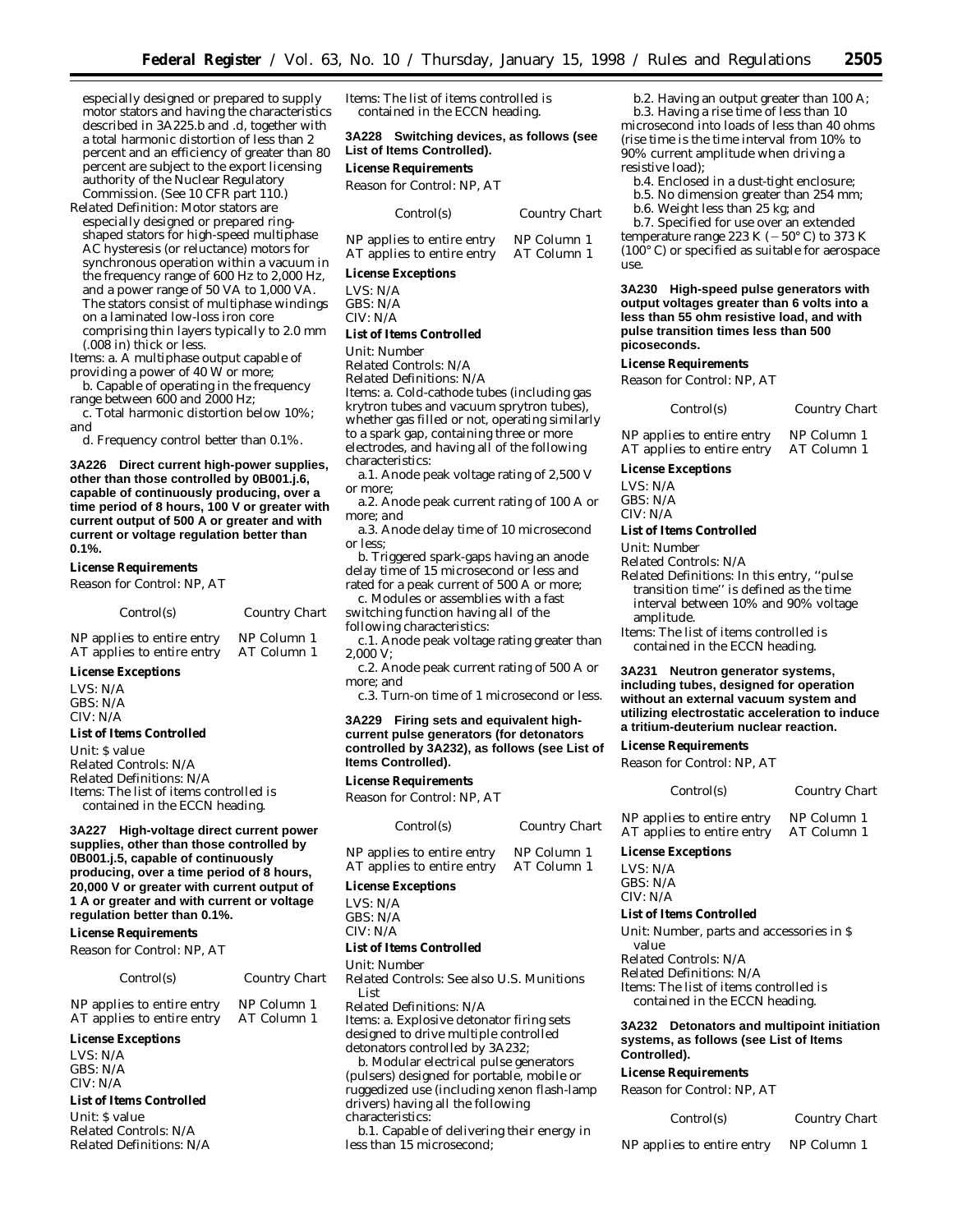especially designed or prepared to supply motor stators and having the characteristics described in 3A225.b and .d, together with a total harmonic distortion of less than 2 percent and an efficiency of greater than 80 percent are subject to the export licensing authority of the Nuclear Regulatory Commission. (See 10 CFR part 110.)

Related Definition: Motor stators are especially designed or prepared ring-shaped stators for high-speed multiphase AC hysteresis (or reluctance) motors for synchronous operation within a vacuum in the frequency range of 600 Hz to 2,000 Hz, and a power range of 50 VA to 1,000 VA. The stators consist of multiphase windings on a laminated low-loss iron core comprising thin layers typically to 2.0 mm (.008 in) thick or less.

Items: a. A multiphase output capable of providing a power of 40 W or more;

b. Capable of operating in the frequency range between 600 and 2000 Hz;

c. Total harmonic distortion below 10%; and

d. Frequency control better than 0.1%.

**3A226 Direct current high-power supplies, other than those controlled by 0B001.j.6, capable of continuously producing, over a time period of 8 hours, 100 V or greater with current output of 500 A or greater and with current or voltage regulation better than 0.1%.**

*License Requirements*

Reason for Control: NP, AT

| Control(s) | Country Chart |
|---|---|
| NP applies to entire entry | NP Column 1 |
| AT applies to entire entry | AT Column 1 |

*License Exceptions*

LVS: N/A
GBS: N/A
CIV: N/A

*List of Items Controlled*

Unit: $ value
Related Controls: N/A
Related Definitions: N/A
Items: The list of items controlled is contained in the ECCN heading.

**3A227 High-voltage direct current power supplies, other than those controlled by 0B001.j.5, capable of continuously producing, over a time period of 8 hours, 20,000 V or greater with current output of 1 A or greater and with current or voltage regulation better than 0.1%.**

*License Requirements*

Reason for Control: NP, AT

| Control(s) | Country Chart |
|---|---|
| NP applies to entire entry | NP Column 1 |
| AT applies to entire entry | AT Column 1 |

*License Exceptions*

LVS: N/A
GBS: N/A
CIV: N/A

*List of Items Controlled*

Unit: $ value
Related Controls: N/A
Related Definitions: N/A
Items: The list of items controlled is contained in the ECCN heading.

**3A228 Switching devices, as follows (see List of Items Controlled).**

*License Requirements*

Reason for Control: NP, AT

| Control(s) | Country Chart |
|---|---|
| NP applies to entire entry | NP Column 1 |
| AT applies to entire entry | AT Column 1 |

*License Exceptions*

LVS: N/A
GBS: N/A
CIV: N/A

*List of Items Controlled*

Unit: Number
Related Controls: N/A
Related Definitions: N/A
Items: a. Cold-cathode tubes (including gas krytron tubes and vacuum sprytron tubes), whether gas filled or not, operating similarly to a spark gap, containing three or more electrodes, and having all of the following characteristics:

a.1. Anode peak voltage rating of 2,500 V or more;

a.2. Anode peak current rating of 100 A or more; and

a.3. Anode delay time of 10 microsecond or less;

b. Triggered spark-gaps having an anode delay time of 15 microsecond or less and rated for a peak current of 500 A or more;

c. Modules or assemblies with a fast switching function having all of the following characteristics:

c.1. Anode peak voltage rating greater than 2,000 V;

c.2. Anode peak current rating of 500 A or more; and

c.3. Turn-on time of 1 microsecond or less.

**3A229 Firing sets and equivalent high-current pulse generators (for detonators controlled by 3A232), as follows (see List of Items Controlled).**

*License Requirements*

Reason for Control: NP, AT

| Control(s) | Country Chart |
|---|---|
| NP applies to entire entry | NP Column 1 |
| AT applies to entire entry | AT Column 1 |

*License Exceptions*

LVS: N/A
GBS: N/A
CIV: N/A

*List of Items Controlled*

Unit: Number
Related Controls: See also U.S. Munitions List
Related Definitions: N/A
Items: a. Explosive detonator firing sets designed to drive multiple controlled detonators controlled by 3A232;

b. Modular electrical pulse generators (pulsers) designed for portable, mobile or ruggedized use (including xenon flash-lamp drivers) having all the following characteristics:

b.1. Capable of delivering their energy in less than 15 microsecond;

b.2. Having an output greater than 100 A;

b.3. Having a rise time of less than 10 microsecond into loads of less than 40 ohms (rise time is the time interval from 10% to 90% current amplitude when driving a resistive load);

b.4. Enclosed in a dust-tight enclosure;

b.5. No dimension greater than 254 mm;

b.6. Weight less than 25 kg; and

b.7. Specified for use over an extended temperature range 223 K (−50° C) to 373 K (100° C) or specified as suitable for aerospace use.

**3A230 High-speed pulse generators with output voltages greater than 6 volts into a less than 55 ohm resistive load, and with pulse transition times less than 500 picoseconds.**

*License Requirements*

Reason for Control: NP, AT

| Control(s) | Country Chart |
|---|---|
| NP applies to entire entry | NP Column 1 |
| AT applies to entire entry | AT Column 1 |

*License Exceptions*

LVS: N/A
GBS: N/A
CIV: N/A

*List of Items Controlled*

Unit: Number
Related Controls: N/A
Related Definitions: In this entry, "pulse transition time" is defined as the time interval between 10% and 90% voltage amplitude.
Items: The list of items controlled is contained in the ECCN heading.

**3A231 Neutron generator systems, including tubes, designed for operation without an external vacuum system and utilizing electrostatic acceleration to induce a tritium-deuterium nuclear reaction.**

*License Requirements*

Reason for Control: NP, AT

| Control(s) | Country Chart |
|---|---|
| NP applies to entire entry | NP Column 1 |
| AT applies to entire entry | AT Column 1 |

*License Exceptions*

LVS: N/A
GBS: N/A
CIV: N/A

*List of Items Controlled*

Unit: Number, parts and accessories in $ value
Related Controls: N/A
Related Definitions: N/A
Items: The list of items controlled is contained in the ECCN heading.

**3A232 Detonators and multipoint initiation systems, as follows (see List of Items Controlled).**

*License Requirements*

Reason for Control: NP, AT

| Control(s) | Country Chart |
|---|---|
| NP applies to entire entry | NP Column 1 |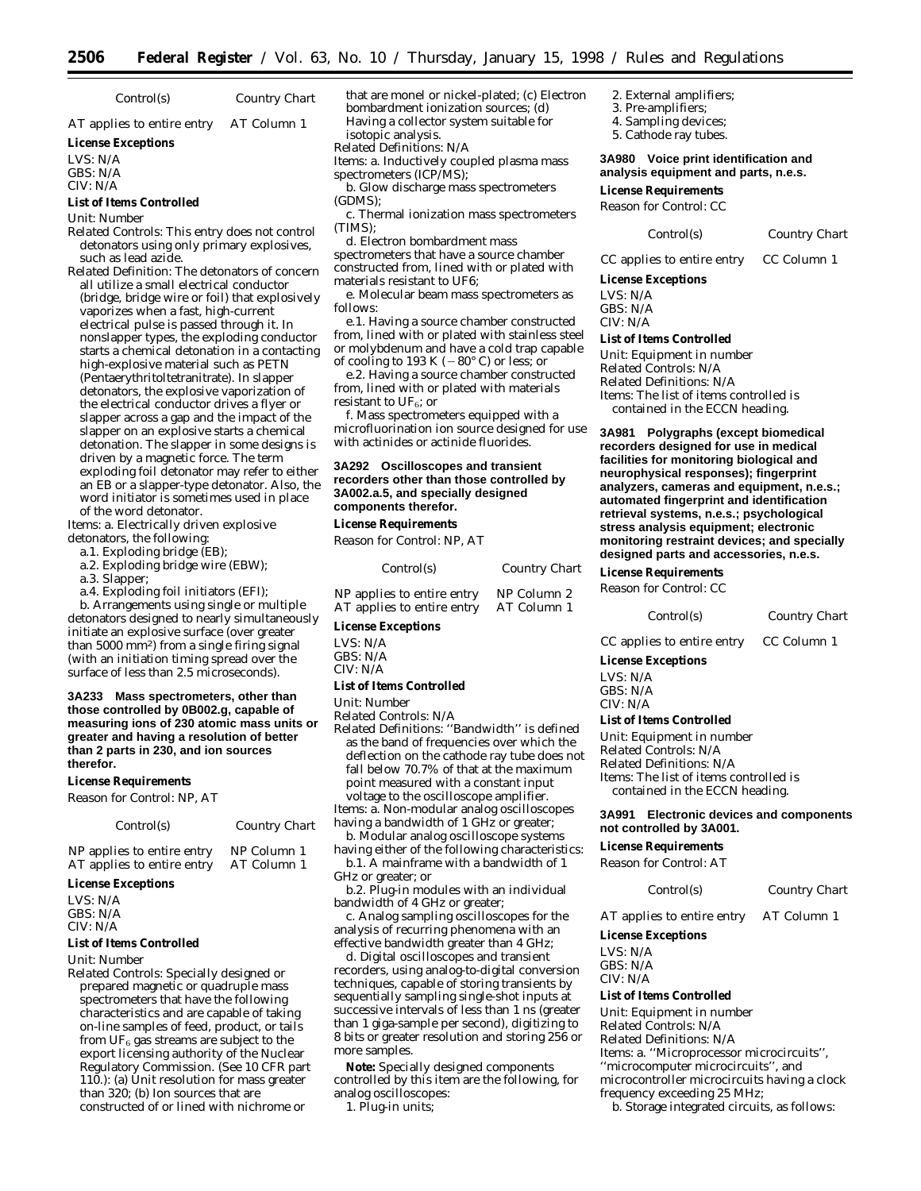| Control(s) | Country Chart |
|---|---|
| AT applies to entire entry | AT Column 1 |

**License Exceptions**

LVS: N/A
GBS: N/A
CIV: N/A

**List of Items Controlled**

Unit: Number

Related Controls: This entry does not control detonators using only primary explosives, such as lead azide.

Related Definition: The detonators of concern all utilize a small electrical conductor (bridge, bridge wire or foil) that explosively vaporizes when a fast, high-current electrical pulse is passed through it. In nonslapper types, the exploding conductor starts a chemical detonation in a contacting high-explosive material such as PETN (Pentaerythritoltetranitrate). In slapper detonators, the explosive vaporization of the electrical conductor drives a flyer or slapper across a gap and the impact of the slapper on an explosive starts a chemical detonation. The slapper in some designs is driven by a magnetic force. The term exploding foil detonator may refer to either an EB or a slapper-type detonator. Also, the word initiator is sometimes used in place of the word detonator.

Items: a. Electrically driven explosive detonators, the following:

a.1. Exploding bridge (EB);

a.2. Exploding bridge wire (EBW);

a.3. Slapper;

a.4. Exploding foil initiators (EFI);

b. Arrangements using single or multiple detonators designed to nearly simultaneously initiate an explosive surface (over greater than 5000 mm$^2$) from a single firing signal (with an initiation timing spread over the surface of less than 2.5 microseconds).

**3A233 Mass spectrometers, other than those controlled by 0B002.g, capable of measuring ions of 230 atomic mass units or greater and having a resolution of better than 2 parts in 230, and ion sources therefor.**

**License Requirements**

Reason for Control: NP, AT

| Control(s) | Country Chart |
|---|---|
| NP applies to entire entry | NP Column 1 |
| AT applies to entire entry | AT Column 1 |

**License Exceptions**

LVS: N/A
GBS: N/A
CIV: N/A

**List of Items Controlled**

Unit: Number

Related Controls: Specially designed or prepared magnetic or quadruple mass spectrometers that have the following characteristics and are capable of taking on-line samples of feed, product, or tails from $UF_6$ gas streams are subject to the export licensing authority of the Nuclear Regulatory Commission. (See 10 CFR part 110.): (a) Unit resolution for mass greater than 320; (b) Ion sources that are constructed of or lined with nichrome or that are monel or nickel-plated; (c) Electron bombardment ionization sources; (d) Having a collector system suitable for isotopic analysis.

Related Definitions: N/A

Items: a. Inductively coupled plasma mass spectrometers (ICP/MS);

b. Glow discharge mass spectrometers (GDMS);

c. Thermal ionization mass spectrometers (TIMS);

d. Electron bombardment mass spectrometers that have a source chamber constructed from, lined with or plated with materials resistant to UF6;

e. Molecular beam mass spectrometers as follows:

e.1. Having a source chamber constructed from, lined with or plated with stainless steel or molybdenum and have a cold trap capable of cooling to 193 K (−80° C) or less; or

e.2. Having a source chamber constructed from, lined with or plated with materials resistant to $UF_6$; or

f. Mass spectrometers equipped with a microfluorination ion source designed for use with actinides or actinide fluorides.

**3A292 Oscilloscopes and transient recorders other than those controlled by 3A002.a.5, and specially designed components therefor.**

**License Requirements**

Reason for Control: NP, AT

| Control(s) | Country Chart |
|---|---|
| NP applies to entire entry | NP Column 2 |
| AT applies to entire entry | AT Column 1 |

**License Exceptions**

LVS: N/A
GBS: N/A
CIV: N/A

**List of Items Controlled**

Unit: Number

Related Controls: N/A

Related Definitions: ''Bandwidth'' is defined as the band of frequencies over which the deflection on the cathode ray tube does not fall below 70.7% of that at the maximum point measured with a constant input voltage to the oscilloscope amplifier.

Items: a. Non-modular analog oscilloscopes having a bandwidth of 1 GHz or greater;

b. Modular analog oscilloscope systems having either of the following characteristics:

b.1. A mainframe with a bandwidth of 1 GHz or greater; or

b.2. Plug-in modules with an individual bandwidth of 4 GHz or greater;

c. Analog sampling oscilloscopes for the analysis of recurring phenomena with an effective bandwidth greater than 4 GHz;

d. Digital oscilloscopes and transient recorders, using analog-to-digital conversion techniques, capable of storing transients by sequentially sampling single-shot inputs at successive intervals of less than 1 ns (greater than 1 giga-sample per second), digitizing to 8 bits or greater resolution and storing 256 or more samples.

**Note:** Specially designed components controlled by this item are the following, for analog oscilloscopes:

1. Plug-in units;
2. External amplifiers;
3. Pre-amplifiers;
4. Sampling devices;
5. Cathode ray tubes.

**3A980 Voice print identification and analysis equipment and parts, n.e.s.**

**License Requirements**

Reason for Control: CC

| Control(s) | Country Chart |
|---|---|
| CC applies to entire entry | CC Column 1 |

**License Exceptions**

LVS: N/A
GBS: N/A
CIV: N/A

**List of Items Controlled**

Unit: Equipment in number

Related Controls: N/A

Related Definitions: N/A

Items: The list of items controlled is contained in the ECCN heading.

**3A981 Polygraphs (except biomedical recorders designed for use in medical facilities for monitoring biological and neurophysical responses); fingerprint analyzers, cameras and equipment, n.e.s.; automated fingerprint and identification retrieval systems, n.e.s.; psychological stress analysis equipment; electronic monitoring restraint devices; and specially designed parts and accessories, n.e.s.**

**License Requirements**

Reason for Control: CC

| Control(s) | Country Chart |
|---|---|
| CC applies to entire entry | CC Column 1 |

**License Exceptions**

LVS: N/A
GBS: N/A
CIV: N/A

**List of Items Controlled**

Unit: Equipment in number

Related Controls: N/A

Related Definitions: N/A

Items: The list of items controlled is contained in the ECCN heading.

**3A991 Electronic devices and components not controlled by 3A001.**

**License Requirements**

Reason for Control: AT

| Control(s) | Country Chart |
|---|---|
| AT applies to entire entry | AT Column 1 |

**License Exceptions**

LVS: N/A
GBS: N/A
CIV: N/A

**List of Items Controlled**

Unit: Equipment in number

Related Controls: N/A

Related Definitions: N/A

Items: a. ''Microprocessor microcircuits'', ''microcomputer microcircuits'', and microcontroller microcircuits having a clock frequency exceeding 25 MHz;

b. Storage integrated circuits, as follows: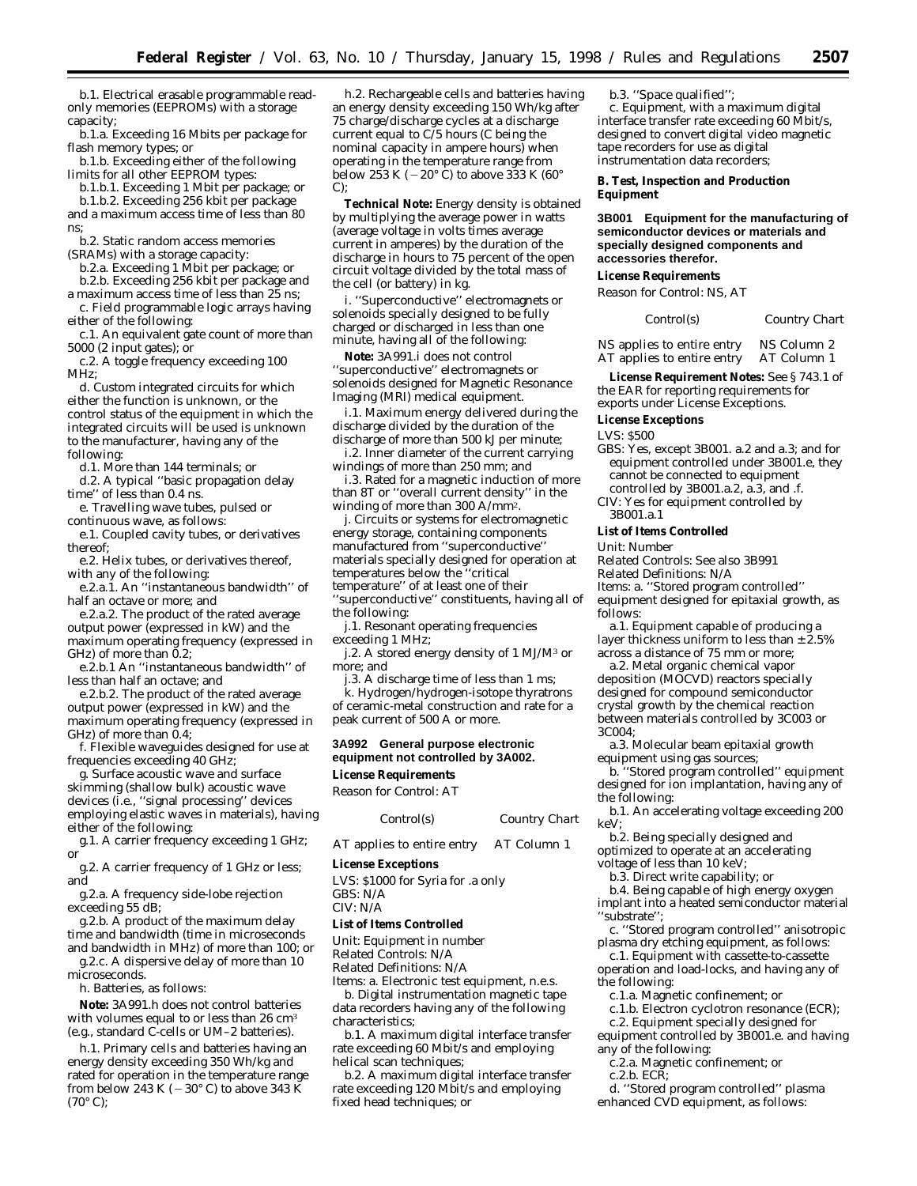b.1. Electrical erasable programmable read-only memories (EEPROMs) with a storage capacity;

b.1.a. Exceeding 16 Mbits per package for flash memory types; or

b.1.b. Exceeding either of the following limits for all other EEPROM types:

b.1.b.1. Exceeding 1 Mbit per package; or

b.1.b.2. Exceeding 256 kbit per package and a maximum access time of less than 80 ns;

b.2. Static random access memories (SRAMs) with a storage capacity:

b.2.a. Exceeding 1 Mbit per package; or

b.2.b. Exceeding 256 kbit per package and a maximum access time of less than 25 ns;

c. Field programmable logic arrays having either of the following:

c.1. An equivalent gate count of more than 5000 (2 input gates); or

c.2. A toggle frequency exceeding 100 MHz;

d. Custom integrated circuits for which either the function is unknown, or the control status of the equipment in which the integrated circuits will be used is unknown to the manufacturer, having any of the following:

d.1. More than 144 terminals; or

d.2. A typical ''basic propagation delay time'' of less than 0.4 ns.

e. Travelling wave tubes, pulsed or continuous wave, as follows:

e.1. Coupled cavity tubes, or derivatives thereof;

e.2. Helix tubes, or derivatives thereof, with any of the following:

e.2.a.1. An ''instantaneous bandwidth'' of half an octave or more; and

e.2.a.2. The product of the rated average output power (expressed in kW) and the maximum operating frequency (expressed in GHz) of more than 0.2;

e.2.b.1 An ''instantaneous bandwidth'' of less than half an octave; and

e.2.b.2. The product of the rated average output power (expressed in kW) and the maximum operating frequency (expressed in GHz) of more than 0.4;

f. Flexible waveguides designed for use at frequencies exceeding 40 GHz;

g. Surface acoustic wave and surface skimming (shallow bulk) acoustic wave devices (i.e., ''signal processing'' devices employing elastic waves in materials), having either of the following:

g.1. A carrier frequency exceeding 1 GHz; or

g.2. A carrier frequency of 1 GHz or less; and

g.2.a. A frequency side-lobe rejection exceeding 55 dB;

g.2.b. A product of the maximum delay time and bandwidth (time in microseconds and bandwidth in MHz) of more than 100; or

g.2.c. A dispersive delay of more than 10 microseconds.

h. Batteries, as follows:

**Note:** 3A991.h does not control batteries with volumes equal to or less than 26 cm$^3$ (e.g., standard C-cells or UM–2 batteries).

h.1. Primary cells and batteries having an energy density exceeding 350 Wh/kg and rated for operation in the temperature range from below 243 K (−30° C) to above 343 K (70° C);

h.2. Rechargeable cells and batteries having an energy density exceeding 150 Wh/kg after 75 charge/discharge cycles at a discharge current equal to C/5 hours (C being the nominal capacity in ampere hours) when operating in the temperature range from below 253 K (−20° C) to above 333 K (60° C);

**Technical Note:** Energy density is obtained by multiplying the average power in watts (average voltage in volts times average current in amperes) by the duration of the discharge in hours to 75 percent of the open circuit voltage divided by the total mass of the cell (or battery) in kg.

i. ''Superconductive'' electromagnets or solenoids specially designed to be fully charged or discharged in less than one minute, having all of the following:

**Note:** 3A991.i does not control ''superconductive'' electromagnets or solenoids designed for Magnetic Resonance Imaging (MRI) medical equipment.

i.1. Maximum energy delivered during the discharge divided by the duration of the discharge of more than 500 kJ per minute;

i.2. Inner diameter of the current carrying windings of more than 250 mm; and

i.3. Rated for a magnetic induction of more than 8T or ''overall current density'' in the winding of more than 300 A/mm$^2$.

j. Circuits or systems for electromagnetic energy storage, containing components manufactured from ''superconductive'' materials specially designed for operation at temperatures below the ''critical temperature'' of at least one of their ''superconductive'' constituents, having all of the following:

j.1. Resonant operating frequencies exceeding 1 MHz;

j.2. A stored energy density of 1 MJ/M$^3$ or more; and

j.3. A discharge time of less than 1 ms;

k. Hydrogen/hydrogen-isotope thyratrons of ceramic-metal construction and rate for a peak current of 500 A or more.

**3A992 General purpose electronic equipment not controlled by 3A002.**

**License Requirements**

Reason for Control: AT

| Control(s) | Country Chart |
|---|---|
| AT applies to entire entry | AT Column 1 |

**License Exceptions**

LVS: $1000 for Syria for .a only
GBS: N/A
CIV: N/A

**List of Items Controlled**

Unit: Equipment in number
Related Controls: N/A
Related Definitions: N/A
Items: a. Electronic test equipment, n.e.s.

b. Digital instrumentation magnetic tape data recorders having any of the following characteristics;

b.1. A maximum digital interface transfer rate exceeding 60 Mbit/s and employing helical scan techniques;

b.2. A maximum digital interface transfer rate exceeding 120 Mbit/s and employing fixed head techniques; or

b.3. ''Space qualified'';

c. Equipment, with a maximum digital interface transfer rate exceeding 60 Mbit/s, designed to convert digital video magnetic tape recorders for use as digital instrumentation data recorders;

**B. Test, Inspection and Production Equipment**

**3B001 Equipment for the manufacturing of semiconductor devices or materials and specially designed components and accessories therefor.**

**License Requirements**

Reason for Control: NS, AT

| Control(s) | Country Chart |
|---|---|
| NS applies to entire entry | NS Column 2 |
| AT applies to entire entry | AT Column 1 |

**License Requirement Notes:** See § 743.1 of the EAR for reporting requirements for exports under License Exceptions.

**License Exceptions**

LVS: $500
GBS: Yes, except 3B001. a.2 and a.3; and for equipment controlled under 3B001.e, they cannot be connected to equipment controlled by 3B001.a.2, a.3, and .f.
CIV: Yes for equipment controlled by 3B001.a.1

**List of Items Controlled**

Unit: Number
Related Controls: See also 3B991
Related Definitions: N/A
Items: a. ''Stored program controlled'' equipment designed for epitaxial growth, as follows:

a.1. Equipment capable of producing a layer thickness uniform to less than ±2.5% across a distance of 75 mm or more;

a.2. Metal organic chemical vapor deposition (MOCVD) reactors specially designed for compound semiconductor crystal growth by the chemical reaction between materials controlled by 3C003 or 3C004;

a.3. Molecular beam epitaxial growth equipment using gas sources;

b. ''Stored program controlled'' equipment designed for ion implantation, having any of the following:

b.1. An accelerating voltage exceeding 200 keV;

b.2. Being specially designed and optimized to operate at an accelerating voltage of less than 10 keV;

b.3. Direct write capability; or

b.4. Being capable of high energy oxygen implant into a heated semiconductor material ''substrate'';

c. ''Stored program controlled'' anisotropic plasma dry etching equipment, as follows:

c.1. Equipment with cassette-to-cassette operation and load-locks, and having any of the following:

c.1.a. Magnetic confinement; or

c.1.b. Electron cyclotron resonance (ECR);

c.2. Equipment specially designed for equipment controlled by 3B001.e. and having any of the following:

c.2.a. Magnetic confinement; or

c.2.b. ECR;

d. ''Stored program controlled'' plasma enhanced CVD equipment, as follows: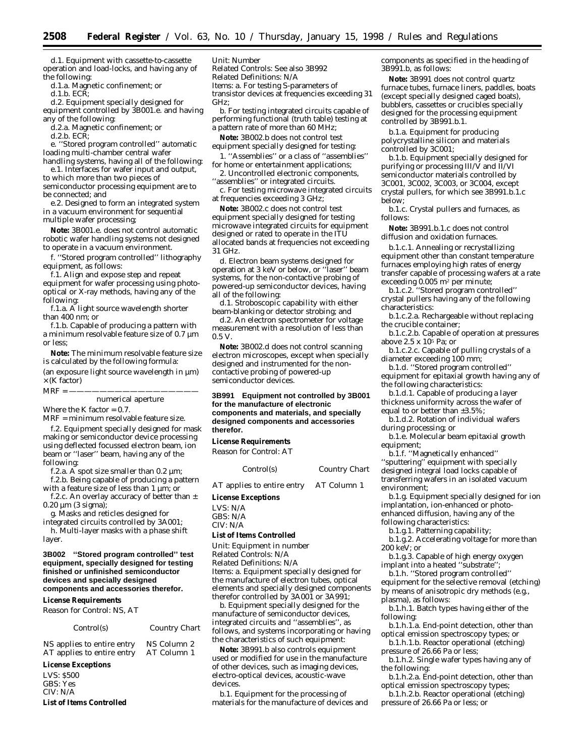d.1. Equipment with cassette-to-cassette operation and load-locks, and having any of the following:

d.1.a. Magnetic confinement; or

d.1.b. ECR;

d.2. Equipment specially designed for equipment controlled by 3B001.e. and having any of the following:

d.2.a. Magnetic confinement; or

d.2.b. ECR;

e. ''Stored program controlled'' automatic loading multi-chamber central wafer handling systems, having all of the following:

e.1. Interfaces for wafer input and output, to which more than two pieces of semiconductor processing equipment are to be connected; and

e.2. Designed to form an integrated system in a vacuum environment for sequential multiple wafer processing;

**Note:** 3B001.e. does not control automatic robotic wafer handling systems not designed to operate in a vacuum environment.

f. ''Stored program controlled'' lithography equipment, as follows:

f.1. Align and expose step and repeat equipment for wafer processing using photo-optical or X-ray methods, having any of the following:

f.1.a. A light source wavelength shorter than 400 nm; or

f.1.b. Capable of producing a pattern with a minimum resolvable feature size of 0.7 µm or less;

**Note:** The minimum resolvable feature size is calculated by the following formula:

$$MRF = \frac{(\text{an exposure light source wavelength in } \mu m) \times (K \text{ factor})}{\text{numerical aperture}}$$

Where the K factor = 0.7.

MRF = minimum resolvable feature size.

f.2. Equipment specially designed for mask making or semiconductor device processing using deflected focussed electron beam, ion beam or ''laser'' beam, having any of the following:

f.2.a. A spot size smaller than 0.2 µm;

f.2.b. Being capable of producing a pattern with a feature size of less than 1 µm; or

f.2.c. An overlay accuracy of better than ± 0.20 µm (3 sigma);

g. Masks and reticles designed for integrated circuits controlled by 3A001;

h. Multi-layer masks with a phase shift layer.

**3B002 ''Stored program controlled'' test equipment, specially designed for testing finished or unfinished semiconductor devices and specially designed components and accessories therefor.**

*License Requirements*

Reason for Control: NS, AT

| Control(s) | Country Chart |
| --- | --- |
| NS applies to entire entry | NS Column 2 |
| AT applies to entire entry | AT Column 1 |

*License Exceptions*

LVS: $500
GBS: Yes
CIV: N/A

*List of Items Controlled*

Unit: Number
Related Controls: See also 3B992
Related Definitions: N/A
Items: a. For testing S-parameters of transistor devices at frequencies exceeding 31 GHz;

b. For testing integrated circuits capable of performing functional (truth table) testing at a pattern rate of more than 60 MHz;

**Note:** 3B002.b does not control test equipment specially designed for testing:

1. ''Assemblies'' or a class of ''assemblies'' for home or entertainment applications;

2. Uncontrolled electronic components, ''assemblies'' or integrated circuits.

c. For testing microwave integrated circuits at frequencies exceeding 3 GHz;

**Note:** 3B002.c does not control test equipment specially designed for testing microwave integrated circuits for equipment designed or rated to operate in the ITU allocated bands at frequencies not exceeding 31 GHz.

d. Electron beam systems designed for operation at 3 keV or below, or ''laser'' beam systems, for the non-contactive probing of powered-up semiconductor devices, having all of the following:

d.1. Stroboscopic capability with either beam-blanking or detector strobing; and

d.2. An electron spectrometer for voltage measurement with a resolution of less than 0.5 V.

**Note:** 3B002.d does not control scanning electron microscopes, except when specially designed and instrumented for the non-contactive probing of powered-up semiconductor devices.

**3B991 Equipment not controlled by 3B001 for the manufacture of electronic components and materials, and specially designed components and accessories therefor.**

*License Requirements*

Reason for Control: AT

| Control(s) | Country Chart |
| --- | --- |
| AT applies to entire entry | AT Column 1 |

*License Exceptions*

LVS: N/A
GBS: N/A
CIV: N/A

*List of Items Controlled*

Unit: Equipment in number
Related Controls: N/A
Related Definitions: N/A
Items: a. Equipment specially designed for the manufacture of electron tubes, optical elements and specially designed components therefor controlled by 3A001 or 3A991;

b. Equipment specially designed for the manufacture of semiconductor devices, integrated circuits and ''assemblies'', as follows, and systems incorporating or having the characteristics of such equipment:

**Note:** 3B991.b also controls equipment used or modified for use in the manufacture of other devices, such as imaging devices, electro-optical devices, acoustic-wave devices.

b.1. Equipment for the processing of materials for the manufacture of devices and components as specified in the heading of 3B991.b, as follows:

**Note:** 3B991 does not control quartz furnace tubes, furnace liners, paddles, boats (except specially designed caged boats), bubblers, cassettes or crucibles specially designed for the processing equipment controlled by 3B991.b.1.

b.1.a. Equipment for producing polycrystalline silicon and materials controlled by 3C001;

b.1.b. Equipment specially designed for purifying or processing III/V and II/VI semiconductor materials controlled by 3C001, 3C002, 3C003, or 3C004, except crystal pullers, for which see 3B991.b.1.c below;

b.1.c. Crystal pullers and furnaces, as follows:

**Note:** 3B991.b.1.c does not control diffusion and oxidation furnaces.

b.1.c.1. Annealing or recrystallizing equipment other than constant temperature furnaces employing high rates of energy transfer capable of processing wafers at a rate exceeding 0.005 $m^2$ per minute;

b.1.c.2. ''Stored program controlled'' crystal pullers having any of the following characteristics:

b.1.c.2.a. Rechargeable without replacing the crucible container;

b.1.c.2.b. Capable of operation at pressures above $2.5 \times 10^5$ Pa; or

b.1.c.2.c. Capable of pulling crystals of a diameter exceeding 100 mm;

b.1.d. ''Stored program controlled'' equipment for epitaxial growth having any of the following characteristics:

b.1.d.1. Capable of producing a layer thickness uniformity across the wafer of equal to or better than ±3.5%;

b.1.d.2. Rotation of individual wafers during processing; or

b.1.e. Molecular beam epitaxial growth equipment;

b.1.f. ''Magnetically enhanced'' ''sputtering'' equipment with specially designed integral load locks capable of transferring wafers in an isolated vacuum environment;

b.1.g. Equipment specially designed for ion implantation, ion-enhanced or photo-enhanced diffusion, having any of the following characteristics:

b.1.g.1. Patterning capability;

b.1.g.2. Accelerating voltage for more than 200 keV; or

b.1.g.3. Capable of high energy oxygen implant into a heated ''substrate'';

b.1.h. ''Stored program controlled'' equipment for the selective removal (etching) by means of anisotropic dry methods (e.g., plasma), as follows:

b.1.h.1. Batch types having either of the following:

b.1.h.1.a. End-point detection, other than optical emission spectroscopy types; or

b.1.h.1.b. Reactor operational (etching) pressure of 26.66 Pa or less;

b.1.h.2. Single wafer types having any of the following:

b.1.h.2.a. End-point detection, other than optical emission spectroscopy types;

b.1.h.2.b. Reactor operational (etching) pressure of 26.66 Pa or less; or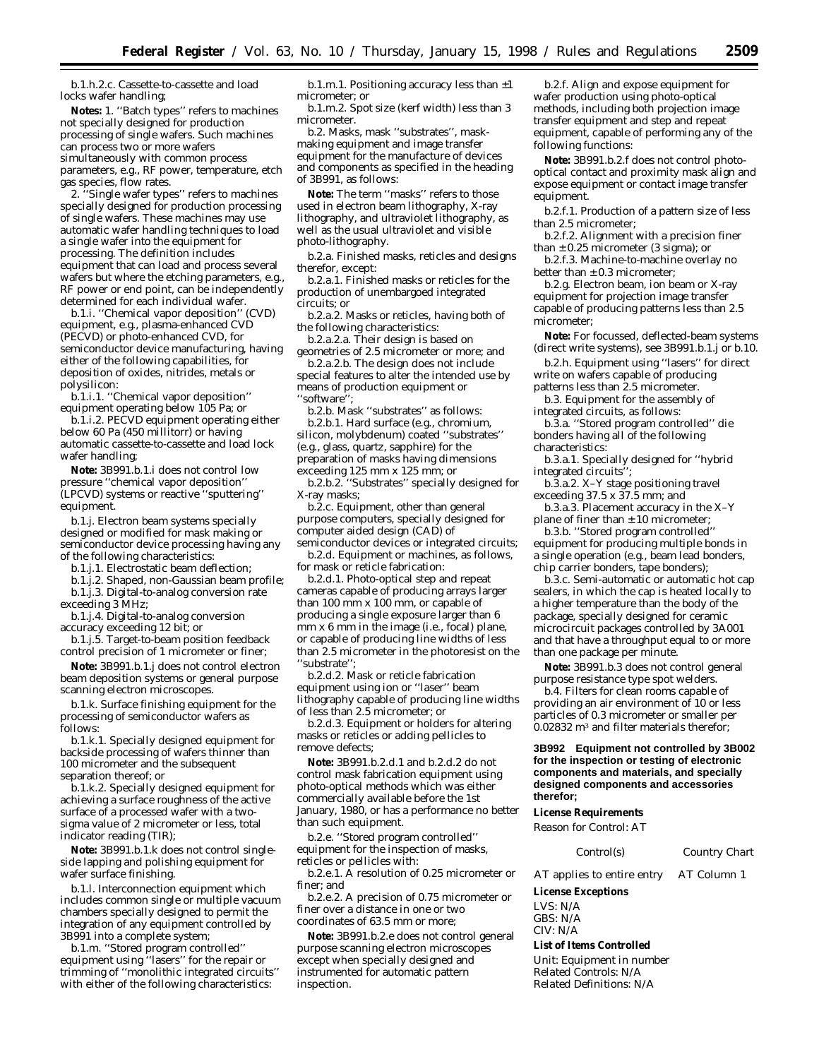b.1.h.2.c. Cassette-to-cassette and load locks wafer handling;

**Notes:** 1. ''Batch types'' refers to machines not specially designed for production processing of single wafers. Such machines can process two or more wafers simultaneously with common process parameters, e.g., RF power, temperature, etch gas species, flow rates.

2. ''Single wafer types'' refers to machines specially designed for production processing of single wafers. These machines may use automatic wafer handling techniques to load a single wafer into the equipment for processing. The definition includes equipment that can load and process several wafers but where the etching parameters, e.g., RF power or end point, can be independently determined for each individual wafer.

b.1.i. ''Chemical vapor deposition'' (CVD) equipment, e.g., plasma-enhanced CVD (PECVD) or photo-enhanced CVD, for semiconductor device manufacturing, having either of the following capabilities, for deposition of oxides, nitrides, metals or polysilicon:

b.1.i.1. ''Chemical vapor deposition'' equipment operating below 105 Pa; or

b.1.i.2. PECVD equipment operating either below 60 Pa (450 millitorr) or having automatic cassette-to-cassette and load lock wafer handling;

**Note:** 3B991.b.1.i does not control low pressure ''chemical vapor deposition'' (LPCVD) systems or reactive ''sputtering'' equipment.

b.1.j. Electron beam systems specially designed or modified for mask making or semiconductor device processing having any of the following characteristics:

b.1.j.1. Electrostatic beam deflection;

b.1.j.2. Shaped, non-Gaussian beam profile;

b.1.j.3. Digital-to-analog conversion rate exceeding 3 MHz;

b.1.j.4. Digital-to-analog conversion accuracy exceeding 12 bit; or

b.1.j.5. Target-to-beam position feedback control precision of 1 micrometer or finer;

**Note:** 3B991.b.1.j does not control electron beam deposition systems or general purpose scanning electron microscopes.

b.1.k. Surface finishing equipment for the processing of semiconductor wafers as follows:

b.1.k.1. Specially designed equipment for backside processing of wafers thinner than 100 micrometer and the subsequent separation thereof; or

b.1.k.2. Specially designed equipment for achieving a surface roughness of the active surface of a processed wafer with a two-sigma value of 2 micrometer or less, total indicator reading (TIR);

**Note:** 3B991.b.1.k does not control single-side lapping and polishing equipment for wafer surface finishing.

b.1.l. Interconnection equipment which includes common single or multiple vacuum chambers specially designed to permit the integration of any equipment controlled by 3B991 into a complete system;

b.1.m. ''Stored program controlled'' equipment using ''lasers'' for the repair or trimming of ''monolithic integrated circuits'' with either of the following characteristics:

b.1.m.1. Positioning accuracy less than ±1 micrometer; or

b.1.m.2. Spot size (kerf width) less than 3 micrometer.

b.2. Masks, mask ''substrates'', mask-making equipment and image transfer equipment for the manufacture of devices and components as specified in the heading of 3B991, as follows:

**Note:** The term ''masks'' refers to those used in electron beam lithography, X-ray lithography, and ultraviolet lithography, as well as the usual ultraviolet and visible photo-lithography.

b.2.a. Finished masks, reticles and designs therefor, except:

b.2.a.1. Finished masks or reticles for the production of unembargoed integrated circuits; or

b.2.a.2. Masks or reticles, having both of the following characteristics:

b.2.a.2.a. Their design is based on geometries of 2.5 micrometer or more; and

b.2.a.2.b. The design does not include special features to alter the intended use by means of production equipment or ''software'';

b.2.b. Mask ''substrates'' as follows:

b.2.b.1. Hard surface (e.g., chromium, silicon, molybdenum) coated ''substrates'' (e.g., glass, quartz, sapphire) for the preparation of masks having dimensions exceeding 125 mm x 125 mm; or

b.2.b.2. ''Substrates'' specially designed for X-ray masks;

b.2.c. Equipment, other than general purpose computers, specially designed for computer aided design (CAD) of semiconductor devices or integrated circuits;

b.2.d. Equipment or machines, as follows, for mask or reticle fabrication:

b.2.d.1. Photo-optical step and repeat cameras capable of producing arrays larger than 100 mm x 100 mm, or capable of producing a single exposure larger than 6 mm x 6 mm in the image (i.e., focal) plane, or capable of producing line widths of less than 2.5 micrometer in the photoresist on the ''substrate'';

b.2.d.2. Mask or reticle fabrication equipment using ion or ''laser'' beam lithography capable of producing line widths of less than 2.5 micrometer; or

b.2.d.3. Equipment or holders for altering masks or reticles or adding pellicles to remove defects;

**Note:** 3B991.b.2.d.1 and b.2.d.2 do not control mask fabrication equipment using photo-optical methods which was either commercially available before the 1st January, 1980, or has a performance no better than such equipment.

b.2.e. ''Stored program controlled'' equipment for the inspection of masks, reticles or pellicles with:

b.2.e.1. A resolution of 0.25 micrometer or finer; and

b.2.e.2. A precision of 0.75 micrometer or finer over a distance in one or two coordinates of 63.5 mm or more;

**Note:** 3B991.b.2.e does not control general purpose scanning electron microscopes except when specially designed and instrumented for automatic pattern inspection.

b.2.f. Align and expose equipment for wafer production using photo-optical methods, including both projection image transfer equipment and step and repeat equipment, capable of performing any of the following functions:

**Note:** 3B991.b.2.f does not control photo-optical contact and proximity mask align and expose equipment or contact image transfer equipment.

b.2.f.1. Production of a pattern size of less than 2.5 micrometer;

b.2.f.2. Alignment with a precision finer than ±0.25 micrometer (3 sigma); or

b.2.f.3. Machine-to-machine overlay no better than ±0.3 micrometer;

b.2.g. Electron beam, ion beam or X-ray equipment for projection image transfer capable of producing patterns less than 2.5 micrometer;

**Note:** For focussed, deflected-beam systems (direct write systems), see 3B991.b.1.j or b.10.

b.2.h. Equipment using ''lasers'' for direct write on wafers capable of producing patterns less than 2.5 micrometer.

b.3. Equipment for the assembly of integrated circuits, as follows:

b.3.a. ''Stored program controlled'' die bonders having all of the following characteristics:

b.3.a.1. Specially designed for ''hybrid integrated circuits'';

b.3.a.2. X–Y stage positioning travel exceeding 37.5 x 37.5 mm; and

b.3.a.3. Placement accuracy in the X–Y plane of finer than ±10 micrometer;

b.3.b. ''Stored program controlled'' equipment for producing multiple bonds in a single operation (e.g., beam lead bonders, chip carrier bonders, tape bonders);

b.3.c. Semi-automatic or automatic hot cap sealers, in which the cap is heated locally to a higher temperature than the body of the package, specially designed for ceramic microcircuit packages controlled by 3A001 and that have a throughput equal to or more than one package per minute.

**Note:** 3B991.b.3 does not control general purpose resistance type spot welders.

b.4. Filters for clean rooms capable of providing an air environment of 10 or less particles of 0.3 micrometer or smaller per 0.02832 m$^3$ and filter materials therefor;

**3B992 Equipment not controlled by 3B002 for the inspection or testing of electronic components and materials, and specially designed components and accessories therefor;**

**License Requirements**

Reason for Control: AT

| Control(s) | Country Chart |
|---|---|
| AT applies to entire entry | AT Column 1 |

**License Exceptions**

LVS: N/A
GBS: N/A
CIV: N/A

**List of Items Controlled**

Unit: Equipment in number
Related Controls: N/A
Related Definitions: N/A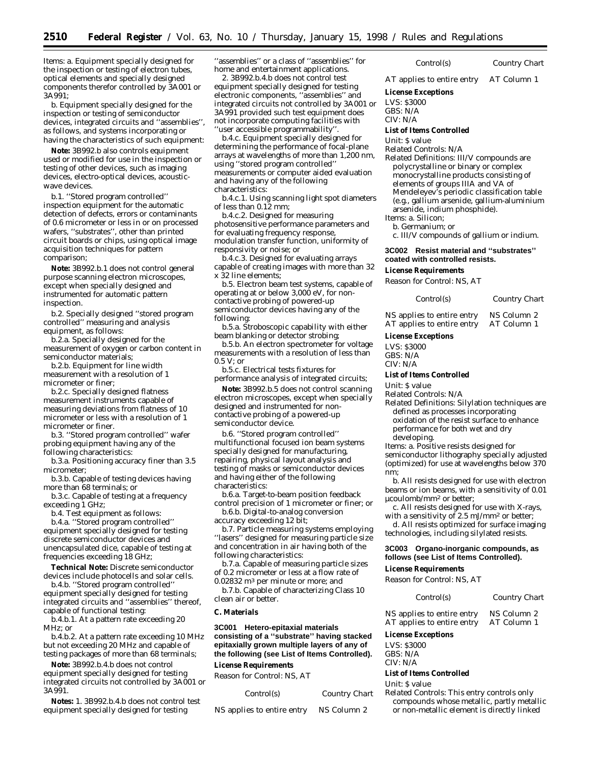Items: a. Equipment specially designed for the inspection or testing of electron tubes, optical elements and specially designed components therefor controlled by 3A001 or 3A991;

b. Equipment specially designed for the inspection or testing of semiconductor devices, integrated circuits and ''assemblies'', as follows, and systems incorporating or having the characteristics of such equipment:

**Note:** 3B992.b also controls equipment used or modified for use in the inspection or testing of other devices, such as imaging devices, electro-optical devices, acoustic-wave devices.

b.1. ''Stored program controlled'' inspection equipment for the automatic detection of defects, errors or contaminants of 0.6 micrometer or less in or on processed wafers, ''substrates'', other than printed circuit boards or chips, using optical image acquisition techniques for pattern comparison;

**Note:** 3B992.b.1 does not control general purpose scanning electron microscopes, except when specially designed and instrumented for automatic pattern inspection.

b.2. Specially designed ''stored program controlled'' measuring and analysis equipment, as follows:

b.2.a. Specially designed for the measurement of oxygen or carbon content in semiconductor materials;

b.2.b. Equipment for line width measurement with a resolution of 1 micrometer or finer;

b.2.c. Specially designed flatness measurement instruments capable of measuring deviations from flatness of 10 micrometer or less with a resolution of 1 micrometer or finer.

b.3. ''Stored program controlled'' wafer probing equipment having any of the following characteristics:

b.3.a. Positioning accuracy finer than 3.5 micrometer;

b.3.b. Capable of testing devices having more than 68 terminals; or

b.3.c. Capable of testing at a frequency exceeding 1 GHz;

b.4. Test equipment as follows:

b.4.a. ''Stored program controlled'' equipment specially designed for testing discrete semiconductor devices and unencapsulated dice, capable of testing at frequencies exceeding 18 GHz;

**Technical Note:** Discrete semiconductor devices include photocells and solar cells.

b.4.b. ''Stored program controlled'' equipment specially designed for testing integrated circuits and ''assemblies'' thereof, capable of functional testing:

b.4.b.1. At a pattern rate exceeding 20 MHz; or

b.4.b.2. At a pattern rate exceeding 10 MHz but not exceeding 20 MHz and capable of testing packages of more than 68 terminals;

**Note:** 3B992.b.4.b does not control equipment specially designed for testing integrated circuits not controlled by 3A001 or 3A991.

**Notes:** 1. 3B992.b.4.b does not control test equipment specially designed for testing ''assemblies'' or a class of ''assemblies'' for home and entertainment applications.

2. 3B992.b.4.b does not control test equipment specially designed for testing electronic components, ''assemblies'' and integrated circuits not controlled by 3A001 or 3A991 provided such test equipment does not incorporate computing facilities with ''user accessible programmability''.

b.4.c. Equipment specially designed for determining the performance of focal-plane arrays at wavelengths of more than 1,200 nm, using ''stored program controlled'' measurements or computer aided evaluation and having any of the following characteristics:

b.4.c.1. Using scanning light spot diameters of less than 0.12 mm;

b.4.c.2. Designed for measuring photosensitive performance parameters and for evaluating frequency response, modulation transfer function, uniformity of responsivity or noise; or

b.4.c.3. Designed for evaluating arrays capable of creating images with more than 32 x 32 line elements;

b.5. Electron beam test systems, capable of operating at or below 3,000 eV, for non-contactive probing of powered-up semiconductor devices having any of the following:

b.5.a. Stroboscopic capability with either beam blanking or detector strobing;

b.5.b. An electron spectrometer for voltage measurements with a resolution of less than 0.5 V; or

b.5.c. Electrical tests fixtures for performance analysis of integrated circuits;

**Note:** 3B992.b.5 does not control scanning electron microscopes, except when specially designed and instrumented for non-contactive probing of a powered-up semiconductor device.

b.6. ''Stored program controlled'' multifunctional focused ion beam systems specially designed for manufacturing, repairing, physical layout analysis and testing of masks or semiconductor devices and having either of the following characteristics:

b.6.a. Target-to-beam position feedback control precision of 1 micrometer or finer; or

b.6.b. Digital-to-analog conversion accuracy exceeding 12 bit;

b.7. Particle measuring systems employing ''lasers'' designed for measuring particle size and concentration in air having both of the following characteristics:

b.7.a. Capable of measuring particle sizes of 0.2 micrometer or less at a flow rate of 0.02832 $m^3$ per minute or more; and

b.7.b. Capable of characterizing Class 10 clean air or better.

*C. Materials*

**3C001 Hetero-epitaxial materials consisting of a ''substrate'' having stacked epitaxially grown multiple layers of any of the following (see List of Items Controlled).**

**License Requirements**

Reason for Control: NS, AT

| Control(s) | Country Chart |
|---|---|
| NS applies to entire entry | NS Column 2 |
| AT applies to entire entry | AT Column 1 |

**License Exceptions**

LVS: $3000
GBS: N/A
CIV: N/A

**List of Items Controlled**

Unit: $ value
Related Controls: N/A
Related Definitions: III/V compounds are polycrystalline or binary or complex monocrystalline products consisting of elements of groups IIIA and VA of Mendeleyev's periodic classification table (e.g., gallium arsenide, gallium-aluminium arsenide, indium phosphide).
Items: a. Silicon;
b. Germanium; or
c. III/V compounds of gallium or indium.

**3C002 Resist material and ''substrates'' coated with controlled resists.**

**License Requirements**

Reason for Control: NS, AT

| Control(s) | Country Chart |
|---|---|
| NS applies to entire entry | NS Column 2 |
| AT applies to entire entry | AT Column 1 |

**License Exceptions**

LVS: $3000
GBS: N/A
CIV: N/A

**List of Items Controlled**

Unit: $ value
Related Controls: N/A
Related Definitions: Silylation techniques are defined as processes incorporating oxidation of the resist surface to enhance performance for both wet and dry developing.
Items: a. Positive resists designed for semiconductor lithography specially adjusted (optimized) for use at wavelengths below 370 nm;

b. All resists designed for use with electron beams or ion beams, with a sensitivity of 0.01 μcoulomb/$mm^2$ or better;

c. All resists designed for use with X-rays, with a sensitivity of 2.5 mJ/$mm^2$ or better;

d. All resists optimized for surface imaging technologies, including silylated resists.

**3C003 Organo-inorganic compounds, as follows (see List of Items Controlled).**

**License Requirements**

Reason for Control: NS, AT

| Control(s) | Country Chart |
|---|---|
| NS applies to entire entry | NS Column 2 |
| AT applies to entire entry | AT Column 1 |

**License Exceptions**

LVS: $3000
GBS: N/A
CIV: N/A

**List of Items Controlled**

Unit: $ value
Related Controls: This entry controls only compounds whose metallic, partly metallic or non-metallic element is directly linked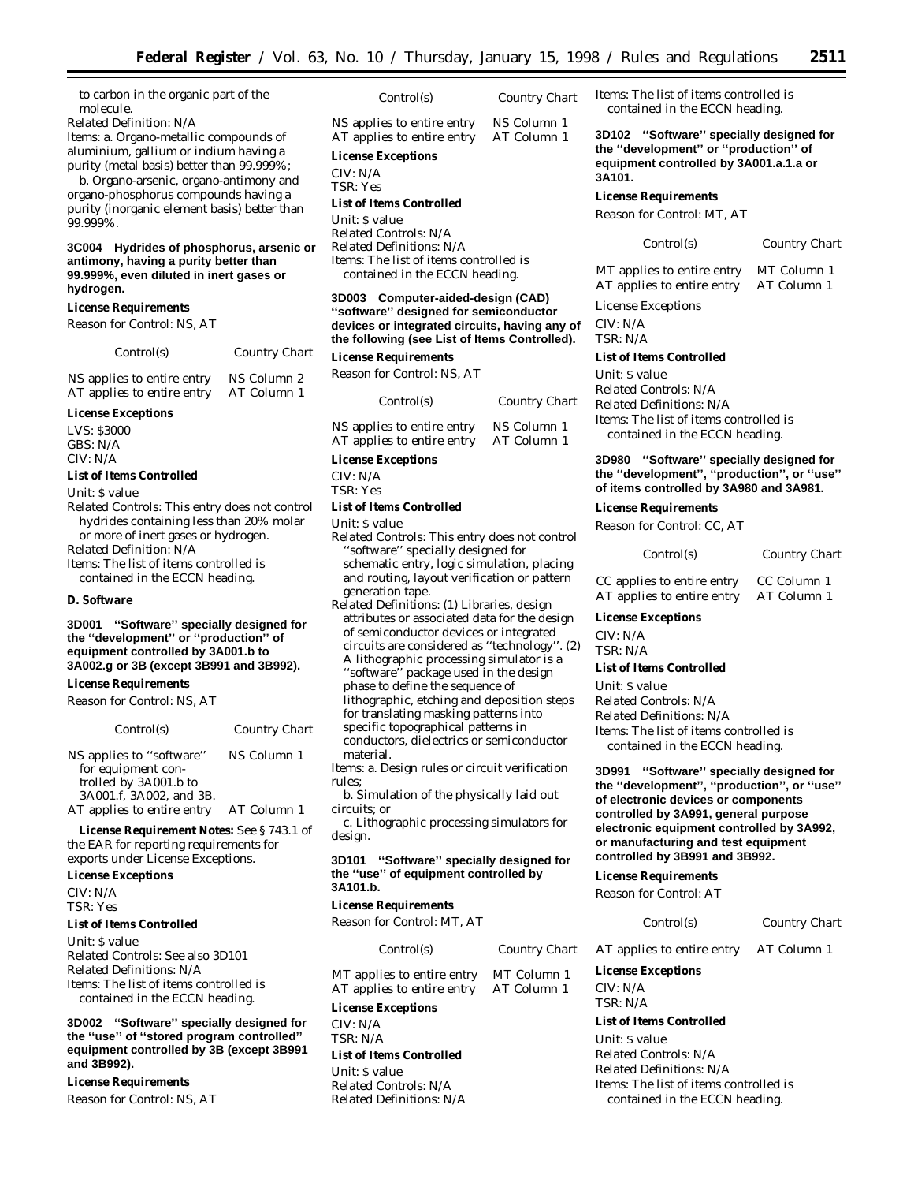to carbon in the organic part of the molecule.

Related Definition: N/A

Items: a. Organo-metallic compounds of aluminium, gallium or indium having a purity (metal basis) better than 99.999%;

b. Organo-arsenic, organo-antimony and organo-phosphorus compounds having a purity (inorganic element basis) better than 99.999%.

**3C004 Hydrides of phosphorus, arsenic or antimony, having a purity better than 99.999%, even diluted in inert gases or hydrogen.**

*License Requirements*

Reason for Control: NS, AT

| Control(s) | Country Chart |
| --- | --- |
| NS applies to entire entry | NS Column 2 |
| AT applies to entire entry | AT Column 1 |

*License Exceptions*

LVS: $3000
GBS: N/A
CIV: N/A

*List of Items Controlled*

Unit: $ value

Related Controls: This entry does not control hydrides containing less than 20% molar or more of inert gases or hydrogen.

Related Definition: N/A

Items: The list of items controlled is contained in the ECCN heading.

**D. Software**

**3D001 ''Software'' specially designed for the ''development'' or ''production'' of equipment controlled by 3A001.b to 3A002.g or 3B (except 3B991 and 3B992).**

*License Requirements*

Reason for Control: NS, AT

| Control(s) | Country Chart |
| --- | --- |
| NS applies to ''software'' for equipment controlled by 3A001.b to 3A001.f, 3A002, and 3B. | NS Column 1 |
| AT applies to entire entry | AT Column 1 |

*License Requirement Notes:* See § 743.1 of the EAR for reporting requirements for exports under License Exceptions.

*License Exceptions*

CIV: N/A
TSR: Yes

*List of Items Controlled*

Unit: $ value
Related Controls: See also 3D101
Related Definitions: N/A
Items: The list of items controlled is contained in the ECCN heading.

**3D002 ''Software'' specially designed for the ''use'' of ''stored program controlled'' equipment controlled by 3B (except 3B991 and 3B992).**

*License Requirements*

Reason for Control: NS, AT

| Control(s) | Country Chart |
| --- | --- |
| NS applies to entire entry | NS Column 1 |
| AT applies to entire entry | AT Column 1 |

*License Exceptions*

CIV: N/A
TSR: Yes

*List of Items Controlled*

Unit: $ value
Related Controls: N/A
Related Definitions: N/A
Items: The list of items controlled is contained in the ECCN heading.

**3D003 Computer-aided-design (CAD) ''software'' designed for semiconductor devices or integrated circuits, having any of the following (see List of Items Controlled).**

*License Requirements*

Reason for Control: NS, AT

| Control(s) | Country Chart |
| --- | --- |
| NS applies to entire entry | NS Column 1 |
| AT applies to entire entry | AT Column 1 |

*License Exceptions*

CIV: N/A
TSR: Yes

*List of Items Controlled*

Unit: $ value

Related Controls: This entry does not control ''software'' specially designed for schematic entry, logic simulation, placing and routing, layout verification or pattern generation tape.

Related Definitions: (1) Libraries, design attributes or associated data for the design of semiconductor devices or integrated circuits are considered as ''technology''. (2) A lithographic processing simulator is a ''software'' package used in the design phase to define the sequence of lithographic, etching and deposition steps for translating masking patterns into specific topographical patterns in conductors, dielectrics or semiconductor material.

Items: a. Design rules or circuit verification rules;

b. Simulation of the physically laid out circuits; or

c. Lithographic processing simulators for design.

**3D101 ''Software'' specially designed for the ''use'' of equipment controlled by 3A101.b.**

*License Requirements*

Reason for Control: MT, AT

| Control(s) | Country Chart |
| --- | --- |
| MT applies to entire entry | MT Column 1 |
| AT applies to entire entry | AT Column 1 |

*License Exceptions*

CIV: N/A
TSR: N/A

*List of Items Controlled*

Unit: $ value
Related Controls: N/A
Related Definitions: N/A
Items: The list of items controlled is contained in the ECCN heading.

**3D102 ''Software'' specially designed for the ''development'' or ''production'' of equipment controlled by 3A001.a.1.a or 3A101.**

*License Requirements*

Reason for Control: MT, AT

| Control(s) | Country Chart |
| --- | --- |
| MT applies to entire entry | MT Column 1 |
| AT applies to entire entry | AT Column 1 |

License Exceptions

CIV: N/A
TSR: N/A

*List of Items Controlled*

Unit: $ value
Related Controls: N/A
Related Definitions: N/A
Items: The list of items controlled is contained in the ECCN heading.

**3D980 ''Software'' specially designed for the ''development'', ''production'', or ''use'' of items controlled by 3A980 and 3A981.**

*License Requirements*

Reason for Control: CC, AT

| Control(s) | Country Chart |
| --- | --- |
| CC applies to entire entry | CC Column 1 |
| AT applies to entire entry | AT Column 1 |

*License Exceptions*

CIV: N/A
TSR: N/A

*List of Items Controlled*

Unit: $ value
Related Controls: N/A
Related Definitions: N/A
Items: The list of items controlled is contained in the ECCN heading.

**3D991 ''Software'' specially designed for the ''development'', ''production'', or ''use'' of electronic devices or components controlled by 3A991, general purpose electronic equipment controlled by 3A992, or manufacturing and test equipment controlled by 3B991 and 3B992.**

*License Requirements*

Reason for Control: AT

| Control(s) | Country Chart |
| --- | --- |
| AT applies to entire entry | AT Column 1 |

*License Exceptions*

CIV: N/A
TSR: N/A

*List of Items Controlled*

Unit: $ value
Related Controls: N/A
Related Definitions: N/A
Items: The list of items controlled is contained in the ECCN heading.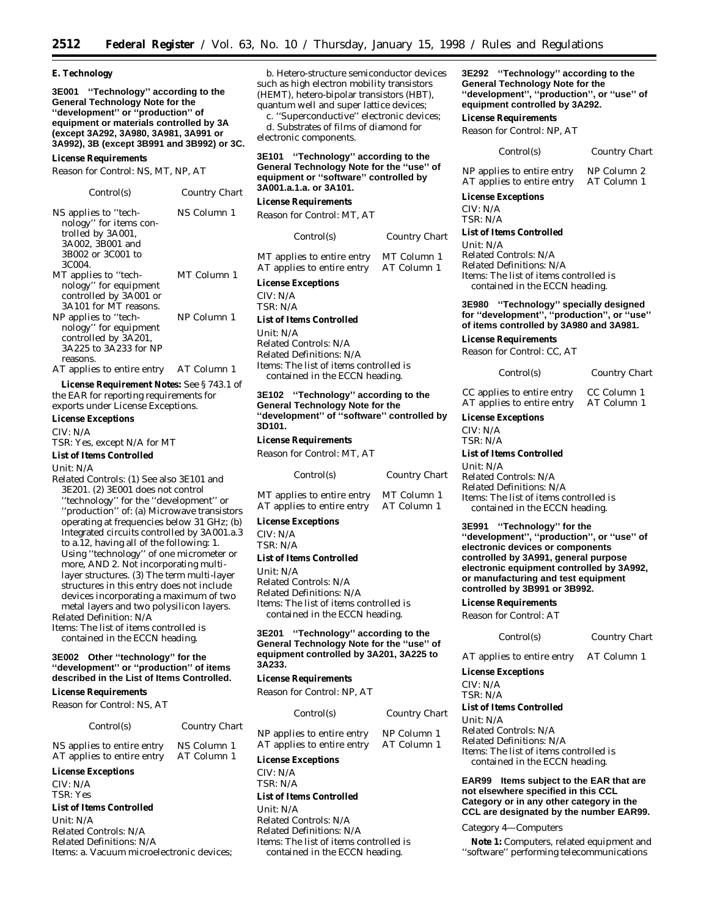## E. Technology

**3E001 "Technology" according to the General Technology Note for the "development" or "production" of equipment or materials controlled by 3A (except 3A292, 3A980, 3A981, 3A991 or 3A992), 3B (except 3B991 and 3B992) or 3C.**

*License Requirements*

Reason for Control: NS, MT, NP, AT

| Control(s) | Country Chart |
|---|---|
| NS applies to "technology" for items controlled by 3A001, 3A002, 3B001 and 3B002 or 3C001 to 3C004. | NS Column 1 |
| MT applies to "technology" for equipment controlled by 3A001 or 3A101 for MT reasons. | MT Column 1 |
| NP applies to "technology" for equipment controlled by 3A201, 3A225 to 3A233 for NP reasons. | NP Column 1 |
| AT applies to entire entry | AT Column 1 |

***License Requirement Notes:*** See § 743.1 of the EAR for reporting requirements for exports under License Exceptions.

*License Exceptions*

CIV: N/A
TSR: Yes, except N/A for MT

*List of Items Controlled*

Unit: N/A
Related Controls: (1) See also 3E101 and 3E201. (2) 3E001 does not control "technology" for the "development" or "production" of: (a) Microwave transistors operating at frequencies below 31 GHz; (b) Integrated circuits controlled by 3A001.a.3 to a.12, having all of the following: 1. Using "technology" of one micrometer or more, AND 2. Not incorporating multi-layer structures. (3) The term multi-layer structures in this entry does not include devices incorporating a maximum of two metal layers and two polysilicon layers.
Related Definition: N/A
Items: The list of items controlled is contained in the ECCN heading.

**3E002 Other "technology" for the "development" or "production" of items described in the List of Items Controlled.**

*License Requirements*

Reason for Control: NS, AT

| Control(s) | Country Chart |
|---|---|
| NS applies to entire entry | NS Column 1 |
| AT applies to entire entry | AT Column 1 |

*License Exceptions*

CIV: N/A
TSR: Yes

*List of Items Controlled*

Unit: N/A
Related Controls: N/A
Related Definitions: N/A
Items: a. Vacuum microelectronic devices;
b. Hetero-structure semiconductor devices such as high electron mobility transistors (HEMT), hetero-bipolar transistors (HBT), quantum well and super lattice devices;
c. "Superconductive" electronic devices;
d. Substrates of films of diamond for electronic components.

**3E101 "Technology" according to the General Technology Note for the "use" of equipment or "software" controlled by 3A001.a.1.a. or 3A101.**

*License Requirements*

Reason for Control: MT, AT

| Control(s) | Country Chart |
|---|---|
| MT applies to entire entry | MT Column 1 |
| AT applies to entire entry | AT Column 1 |

*License Exceptions*

CIV: N/A
TSR: N/A

*List of Items Controlled*

Unit: N/A
Related Controls: N/A
Related Definitions: N/A
Items: The list of items controlled is contained in the ECCN heading.

**3E102 "Technology" according to the General Technology Note for the "development" of "software" controlled by 3D101.**

*License Requirements*

Reason for Control: MT, AT

| Control(s) | Country Chart |
|---|---|
| MT applies to entire entry | MT Column 1 |
| AT applies to entire entry | AT Column 1 |

*License Exceptions*

CIV: N/A
TSR: N/A

*List of Items Controlled*

Unit: N/A
Related Controls: N/A
Related Definitions: N/A
Items: The list of items controlled is contained in the ECCN heading.

**3E201 "Technology" according to the General Technology Note for the "use" of equipment controlled by 3A201, 3A225 to 3A233.**

*License Requirements*

Reason for Control: NP, AT

| Control(s) | Country Chart |
|---|---|
| NP applies to entire entry | NP Column 1 |
| AT applies to entire entry | AT Column 1 |

*License Exceptions*

CIV: N/A
TSR: N/A

*List of Items Controlled*

Unit: N/A
Related Controls: N/A
Related Definitions: N/A
Items: The list of items controlled is contained in the ECCN heading.

**3E292 "Technology" according to the General Technology Note for the "development", "production", or "use" of equipment controlled by 3A292.**

*License Requirements*

Reason for Control: NP, AT

| Control(s) | Country Chart |
|---|---|
| NP applies to entire entry | NP Column 2 |
| AT applies to entire entry | AT Column 1 |

*License Exceptions*

CIV: N/A
TSR: N/A

*List of Items Controlled*

Unit: N/A
Related Controls: N/A
Related Definitions: N/A
Items: The list of items controlled is contained in the ECCN heading.

**3E980 "Technology" specially designed for "development", "production", or "use" of items controlled by 3A980 and 3A981.**

*License Requirements*

Reason for Control: CC, AT

| Control(s) | Country Chart |
|---|---|
| CC applies to entire entry | CC Column 1 |
| AT applies to entire entry | AT Column 1 |

*License Exceptions*

CIV: N/A
TSR: N/A

*List of Items Controlled*

Unit: N/A
Related Controls: N/A
Related Definitions: N/A
Items: The list of items controlled is contained in the ECCN heading.

**3E991 "Technology" for the "development", "production", or "use" of electronic devices or components controlled by 3A991, general purpose electronic equipment controlled by 3A992, or manufacturing and test equipment controlled by 3B991 or 3B992.**

*License Requirements*

Reason for Control: AT

| Control(s) | Country Chart |
|---|---|
| AT applies to entire entry | AT Column 1 |

*License Exceptions*

CIV: N/A
TSR: N/A

*List of Items Controlled*

Unit: N/A
Related Controls: N/A
Related Definitions: N/A
Items: The list of items controlled is contained in the ECCN heading.

**EAR99 Items subject to the EAR that are not elsewhere specified in this CCL Category or in any other category in the CCL are designated by the number EAR99.**

Category 4—Computers

***Note 1:*** Computers, related equipment and "software" performing telecommunications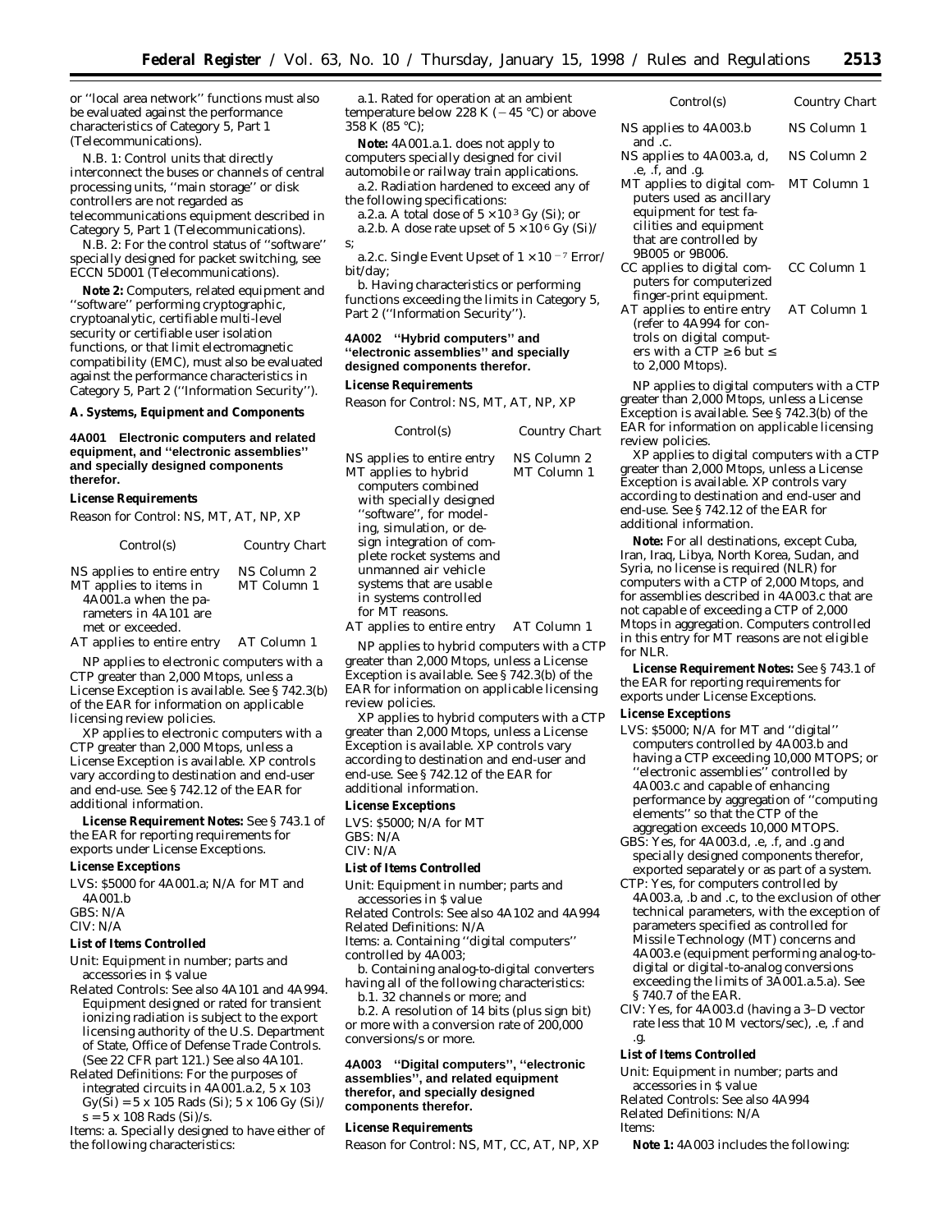or ''local area network'' functions must also be evaluated against the performance characteristics of Category 5, Part 1 (Telecommunications).

N.B. 1: Control units that directly interconnect the buses or channels of central processing units, ''main storage'' or disk controllers are not regarded as telecommunications equipment described in Category 5, Part 1 (Telecommunications).

N.B. 2: For the control status of ''software'' specially designed for packet switching, see ECCN 5D001 (Telecommunications).

**Note 2:** Computers, related equipment and ''software'' performing cryptographic, cryptoanalytic, certifiable multi-level security or certifiable user isolation functions, or that limit electromagnetic compatibility (EMC), must also be evaluated against the performance characteristics in Category 5, Part 2 (''Information Security'').

**A. Systems, Equipment and Components**

**4A001 Electronic computers and related equipment, and ''electronic assemblies'' and specially designed components therefor.**

**License Requirements**

Reason for Control: NS, MT, AT, NP, XP

| Control(s) | Country Chart |
|---|---|
| NS applies to entire entry | NS Column 2 |
| MT applies to items in 4A001.a when the parameters in 4A101 are met or exceeded. | MT Column 1 |
| AT applies to entire entry | AT Column 1 |

NP applies to electronic computers with a CTP greater than 2,000 Mtops, unless a License Exception is available. See § 742.3(b) of the EAR for information on applicable licensing review policies.

XP applies to electronic computers with a CTP greater than 2,000 Mtops, unless a License Exception is available. XP controls vary according to destination and end-user and end-use. See § 742.12 of the EAR for additional information.

**License Requirement Notes:** See § 743.1 of the EAR for reporting requirements for exports under License Exceptions.

**License Exceptions**

LVS: $5000 for 4A001.a; N/A for MT and 4A001.b
GBS: N/A
CIV: N/A

**List of Items Controlled**

Unit: Equipment in number; parts and accessories in $ value

Related Controls: See also 4A101 and 4A994. Equipment designed or rated for transient ionizing radiation is subject to the export licensing authority of the U.S. Department of State, Office of Defense Trade Controls. (See 22 CFR part 121.) See also 4A101.

Related Definitions: For the purposes of integrated circuits in 4A001.a.2, 5 x 103 Gy(Si) = 5 x 105 Rads (Si); 5 x 106 Gy (Si)/s = 5 x 108 Rads (Si)/s.

Items: a. Specially designed to have either of the following characteristics:

a.1. Rated for operation at an ambient temperature below 228 K (−45 °C) or above 358 K (85 °C);

**Note:** 4A001.a.1. does not apply to computers specially designed for civil automobile or railway train applications.

a.2. Radiation hardened to exceed any of the following specifications:

a.2.a. A total dose of $5 \times 10^3$ Gy (Si); or

a.2.b. A dose rate upset of $5 \times 10^6$ Gy (Si)/s;

a.2.c. Single Event Upset of $1 \times 10^{-7}$ Error/bit/day;

b. Having characteristics or performing functions exceeding the limits in Category 5, Part 2 (''Information Security'').

**4A002 ''Hybrid computers'' and ''electronic assemblies'' and specially designed components therefor.**

**License Requirements**

Reason for Control: NS, MT, AT, NP, XP

| Control(s) | Country Chart |
|---|---|
| NS applies to entire entry | NS Column 2 |
| MT applies to hybrid computers combined with specially designed ''software'', for modeling, simulation, or design integration of complete rocket systems and unmanned air vehicle systems that are usable in systems controlled for MT reasons. | MT Column 1 |
| AT applies to entire entry | AT Column 1 |

NP applies to hybrid computers with a CTP greater than 2,000 Mtops, unless a License Exception is available. See § 742.3(b) of the EAR for information on applicable licensing review policies.

XP applies to hybrid computers with a CTP greater than 2,000 Mtops, unless a License Exception is available. XP controls vary according to destination and end-user and end-use. See § 742.12 of the EAR for additional information.

**License Exceptions**

LVS: $5000; N/A for MT
GBS: N/A
CIV: N/A

**List of Items Controlled**

Unit: Equipment in number; parts and accessories in $ value
Related Controls: See also 4A102 and 4A994
Related Definitions: N/A
Items: a. Containing ''digital computers'' controlled by 4A003;

b. Containing analog-to-digital converters having all of the following characteristics:

b.1. 32 channels or more; and

b.2. A resolution of 14 bits (plus sign bit) or more with a conversion rate of 200,000 conversions/s or more.

**4A003 ''Digital computers'', ''electronic assemblies'', and related equipment therefor, and specially designed components therefor.**

**License Requirements**

Reason for Control: NS, MT, CC, AT, NP, XP

| Control(s) | Country Chart |
|---|---|
| NS applies to 4A003.b and .c. | NS Column 1 |
| NS applies to 4A003.a, d, .e, .f, and .g. | NS Column 2 |
| MT applies to digital computers used as ancillary equipment for test facilities and equipment that are controlled by 9B005 or 9B006. | MT Column 1 |
| CC applies to digital computers for computerized finger-print equipment. | CC Column 1 |
| AT applies to entire entry (refer to 4A994 for controls on digital computers with a CTP ≥6 but ≤ to 2,000 Mtops). | AT Column 1 |

NP applies to digital computers with a CTP greater than 2,000 Mtops, unless a License Exception is available. See § 742.3(b) of the EAR for information on applicable licensing review policies.

XP applies to digital computers with a CTP greater than 2,000 Mtops, unless a License Exception is available. XP controls vary according to destination and end-user and end-use. See § 742.12 of the EAR for additional information.

**Note:** For all destinations, except Cuba, Iran, Iraq, Libya, North Korea, Sudan, and Syria, no license is required (NLR) for computers with a CTP of 2,000 Mtops, and for assemblies described in 4A003.c that are not capable of exceeding a CTP of 2,000 Mtops in aggregation. Computers controlled in this entry for MT reasons are not eligible for NLR.

**License Requirement Notes:** See § 743.1 of the EAR for reporting requirements for exports under License Exceptions.

**License Exceptions**

LVS: $5000; N/A for MT and ''digital'' computers controlled by 4A003.b and having a CTP exceeding 10,000 MTOPS; or ''electronic assemblies'' controlled by 4A003.c and capable of enhancing performance by aggregation of ''computing elements'' so that the CTP of the aggregation exceeds 10,000 MTOPS.

GBS: Yes, for 4A003.d, .e, .f, and .g and specially designed components therefor, exported separately or as part of a system.

CTP: Yes, for computers controlled by 4A003.a, .b and .c, to the exclusion of other technical parameters, with the exception of parameters specified as controlled for Missile Technology (MT) concerns and 4A003.e (equipment performing analog-to-digital or digital-to-analog conversions exceeding the limits of 3A001.a.5.a). See § 740.7 of the EAR.

CIV: Yes, for 4A003.d (having a 3–D vector rate less that 10 M vectors/sec), .e, .f and .g.

**List of Items Controlled**

Unit: Equipment in number; parts and accessories in $ value
Related Controls: See also 4A994
Related Definitions: N/A
Items:

**Note 1:** 4A003 includes the following: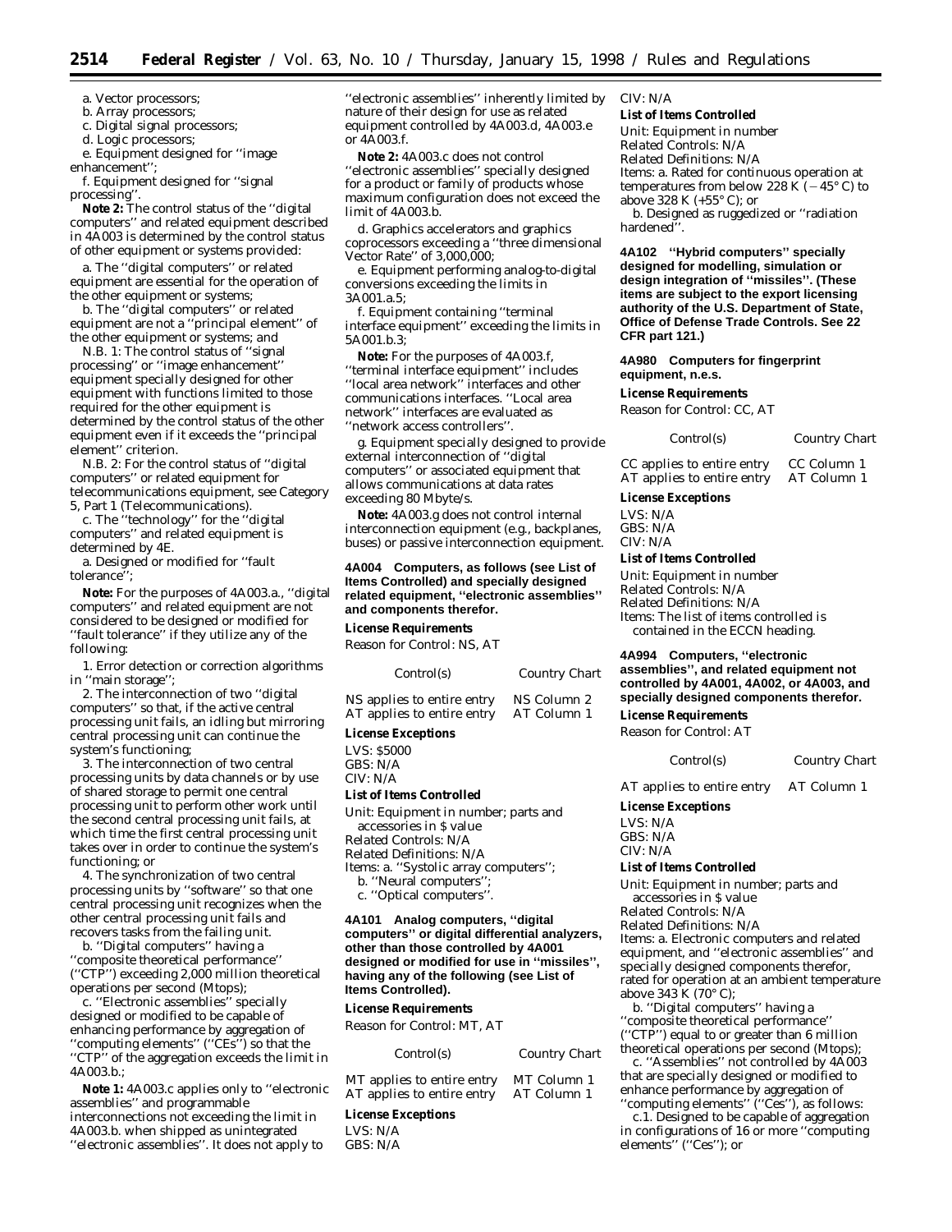a. Vector processors;

b. Array processors;

c. Digital signal processors;

d. Logic processors;

e. Equipment designed for ''image enhancement'';

f. Equipment designed for ''signal processing''.

**Note 2:** The control status of the ''digital computers'' and related equipment described in 4A003 is determined by the control status of other equipment or systems provided:

a. The ''digital computers'' or related equipment are essential for the operation of the other equipment or systems;

b. The ''digital computers'' or related equipment are not a ''principal element'' of the other equipment or systems; and

N.B. 1: The control status of ''signal processing'' or ''image enhancement'' equipment specially designed for other equipment with functions limited to those required for the other equipment is determined by the control status of the other equipment even if it exceeds the ''principal element'' criterion.

N.B. 2: For the control status of ''digital computers'' or related equipment for telecommunications equipment, see Category 5, Part 1 (Telecommunications).

c. The ''technology'' for the ''digital computers'' and related equipment is determined by 4E.

a. Designed or modified for ''fault tolerance'';

**Note:** For the purposes of 4A003.a., ''digital computers'' and related equipment are not considered to be designed or modified for ''fault tolerance'' if they utilize any of the following:

1. Error detection or correction algorithms in ''main storage'';

2. The interconnection of two ''digital computers'' so that, if the active central processing unit fails, an idling but mirroring central processing unit can continue the system's functioning;

3. The interconnection of two central processing units by data channels or by use of shared storage to permit one central processing unit to perform other work until the second central processing unit fails, at which time the first central processing unit takes over in order to continue the system's functioning; or

4. The synchronization of two central processing units by ''software'' so that one central processing unit recognizes when the other central processing unit fails and recovers tasks from the failing unit.

b. ''Digital computers'' having a ''composite theoretical performance'' (''CTP'') exceeding 2,000 million theoretical operations per second (Mtops);

c. ''Electronic assemblies'' specially designed or modified to be capable of enhancing performance by aggregation of ''computing elements'' (''CEs'') so that the ''CTP'' of the aggregation exceeds the limit in 4A003.b.;

**Note 1:** 4A003.c applies only to ''electronic assemblies'' and programmable interconnections not exceeding the limit in 4A003.b. when shipped as unintegrated ''electronic assemblies''. It does not apply to ''electronic assemblies'' inherently limited by nature of their design for use as related equipment controlled by 4A003.d, 4A003.e or 4A003.f.

**Note 2:** 4A003.c does not control ''electronic assemblies'' specially designed for a product or family of products whose maximum configuration does not exceed the limit of 4A003.b.

d. Graphics accelerators and graphics coprocessors exceeding a ''three dimensional Vector Rate'' of 3,000,000;

e. Equipment performing analog-to-digital conversions exceeding the limits in 3A001.a.5;

f. Equipment containing ''terminal interface equipment'' exceeding the limits in 5A001.b.3;

**Note:** For the purposes of 4A003.f, ''terminal interface equipment'' includes ''local area network'' interfaces and other communications interfaces. ''Local area network'' interfaces are evaluated as ''network access controllers''.

g. Equipment specially designed to provide external interconnection of ''digital computers'' or associated equipment that allows communications at data rates exceeding 80 Mbyte/s.

**Note:** 4A003.g does not control internal interconnection equipment (e.g., backplanes, buses) or passive interconnection equipment.

**4A004 Computers, as follows (see List of Items Controlled) and specially designed related equipment, ''electronic assemblies'' and components therefor.**

*License Requirements*

Reason for Control: NS, AT

| Control(s) | Country Chart |
|---|---|
| NS applies to entire entry | NS Column 2 |
| AT applies to entire entry | AT Column 1 |

*License Exceptions*

LVS: $5000
GBS: N/A
CIV: N/A

*List of Items Controlled*

Unit: Equipment in number; parts and accessories in $ value
Related Controls: N/A
Related Definitions: N/A
Items: a. ''Systolic array computers'';
b. ''Neural computers'';
c. ''Optical computers''.

**4A101 Analog computers, ''digital computers'' or digital differential analyzers, other than those controlled by 4A001 designed or modified for use in ''missiles'', having any of the following (see List of Items Controlled).**

*License Requirements*

Reason for Control: MT, AT

| Control(s) | Country Chart |
|---|---|
| MT applies to entire entry | MT Column 1 |
| AT applies to entire entry | AT Column 1 |

*License Exceptions*

LVS: N/A
GBS: N/A
CIV: N/A

*List of Items Controlled*

Unit: Equipment in number
Related Controls: N/A
Related Definitions: N/A
Items: a. Rated for continuous operation at temperatures from below 228 K (−45° C) to above 328 K (+55° C); or
b. Designed as ruggedized or ''radiation hardened''.

**4A102 ''Hybrid computers'' specially designed for modelling, simulation or design integration of ''missiles''. (These items are subject to the export licensing authority of the U.S. Department of State, Office of Defense Trade Controls. See 22 CFR part 121.)**

**4A980 Computers for fingerprint equipment, n.e.s.**

*License Requirements*

Reason for Control: CC, AT

| Control(s) | Country Chart |
|---|---|
| CC applies to entire entry | CC Column 1 |
| AT applies to entire entry | AT Column 1 |

*License Exceptions*

LVS: N/A
GBS: N/A
CIV: N/A

*List of Items Controlled*

Unit: Equipment in number
Related Controls: N/A
Related Definitions: N/A
Items: The list of items controlled is contained in the ECCN heading.

**4A994 Computers, ''electronic assemblies'', and related equipment not controlled by 4A001, 4A002, or 4A003, and specially designed components therefor.**

*License Requirements*

Reason for Control: AT

| Control(s) | Country Chart |
|---|---|
| AT applies to entire entry | AT Column 1 |

*License Exceptions*

LVS: N/A
GBS: N/A
CIV: N/A

*List of Items Controlled*

Unit: Equipment in number; parts and accessories in $ value
Related Controls: N/A
Related Definitions: N/A
Items: a. Electronic computers and related equipment, and ''electronic assemblies'' and specially designed components therefor, rated for operation at an ambient temperature above 343 K (70° C);

b. ''Digital computers'' having a ''composite theoretical performance'' (''CTP'') equal to or greater than 6 million theoretical operations per second (Mtops);

c. ''Assemblies'' not controlled by 4A003 that are specially designed or modified to enhance performance by aggregation of ''computing elements'' (''Ces''), as follows:

c.1. Designed to be capable of aggregation in configurations of 16 or more ''computing elements'' (''Ces''); or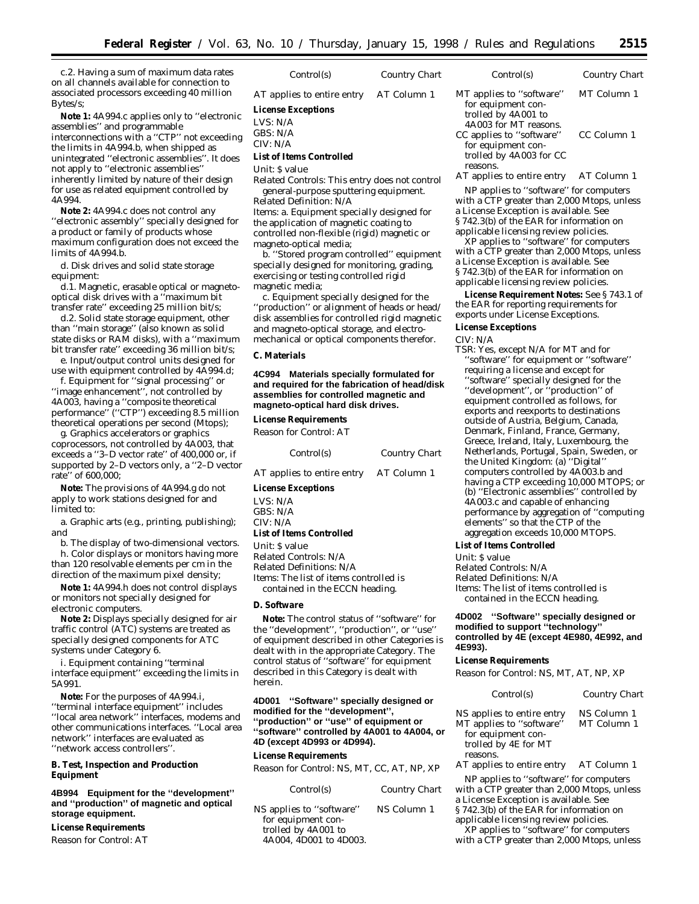c.2. Having a sum of maximum data rates on all channels available for connection to associated processors exceeding 40 million Bytes/s;

**Note 1:** 4A994.c applies only to ''electronic assemblies'' and programmable interconnections with a ''CTP'' not exceeding the limits in 4A994.b, when shipped as unintegrated ''electronic assemblies''. It does not apply to ''electronic assemblies'' inherently limited by nature of their design for use as related equipment controlled by 4A994.

**Note 2:** 4A994.c does not control any ''electronic assembly'' specially designed for a product or family of products whose maximum configuration does not exceed the limits of 4A994.b.

d. Disk drives and solid state storage equipment:

d.1. Magnetic, erasable optical or magneto-optical disk drives with a ''maximum bit transfer rate'' exceeding 25 million bit/s;

d.2. Solid state storage equipment, other than ''main storage'' (also known as solid state disks or RAM disks), with a ''maximum bit transfer rate'' exceeding 36 million bit/s;

e. Input/output control units designed for use with equipment controlled by 4A994.d;

f. Equipment for ''signal processing'' or ''image enhancement'', not controlled by 4A003, having a ''composite theoretical performance'' (''CTP'') exceeding 8.5 million theoretical operations per second (Mtops);

g. Graphics accelerators or graphics coprocessors, not controlled by 4A003, that exceeds a ''3–D vector rate'' of 400,000 or, if supported by 2–D vectors only, a ''2–D vector rate'' of 600,000;

**Note:** The provisions of 4A994.g do not apply to work stations designed for and limited to:

a. Graphic arts (e.g., printing, publishing); and

b. The display of two-dimensional vectors.

h. Color displays or monitors having more than 120 resolvable elements per cm in the direction of the maximum pixel density;

**Note 1:** 4A994.h does not control displays or monitors not specially designed for electronic computers.

**Note 2:** Displays specially designed for air traffic control (ATC) systems are treated as specially designed components for ATC systems under Category 6.

i. Equipment containing ''terminal interface equipment'' exceeding the limits in 5A991.

**Note:** For the purposes of 4A994.i, ''terminal interface equipment'' includes ''local area network'' interfaces, modems and other communications interfaces. ''Local area network'' interfaces are evaluated as ''network access controllers''.

**B. Test, Inspection and Production Equipment**

**4B994 Equipment for the ''development'' and ''production'' of magnetic and optical storage equipment.**

**License Requirements**

Reason for Control: AT

| Control(s) | Country Chart |
|---|---|
| AT applies to entire entry | AT Column 1 |

**License Exceptions**

LVS: N/A
GBS: N/A
CIV: N/A

**List of Items Controlled**

Unit: $ value
Related Controls: This entry does not control general-purpose sputtering equipment.
Related Definition: N/A
Items: a. Equipment specially designed for the application of magnetic coating to controlled non-flexible (rigid) magnetic or magneto-optical media;

b. ''Stored program controlled'' equipment specially designed for monitoring, grading, exercising or testing controlled rigid magnetic media;

c. Equipment specially designed for the ''production'' or alignment of heads or head/disk assemblies for controlled rigid magnetic and magneto-optical storage, and electro-mechanical or optical components therefor.

**C. Materials**

**4C994 Materials specially formulated for and required for the fabrication of head/disk assemblies for controlled magnetic and magneto-optical hard disk drives.**

**License Requirements**

Reason for Control: AT

| Control(s) | Country Chart |
|---|---|
| AT applies to entire entry | AT Column 1 |

**License Exceptions**

LVS: N/A
GBS: N/A
CIV: N/A

**List of Items Controlled**

Unit: $ value
Related Controls: N/A
Related Definitions: N/A
Items: The list of items controlled is contained in the ECCN heading.

**D. Software**

**Note:** The control status of ''software'' for the ''development'', ''production'', or ''use'' of equipment described in other Categories is dealt with in the appropriate Category. The control status of ''software'' for equipment described in this Category is dealt with herein.

**4D001 ''Software'' specially designed or modified for the ''development'', ''production'' or ''use'' of equipment or ''software'' controlled by 4A001 to 4A004, or 4D (except 4D993 or 4D994).**

**License Requirements**

Reason for Control: NS, MT, CC, AT, NP, XP

| Control(s) | Country Chart |
|---|---|
| NS applies to ''software'' for equipment controlled by 4A001 to 4A004, 4D001 to 4D003. | NS Column 1 |
| MT applies to ''software'' for equipment controlled by 4A001 to 4A003 for MT reasons. | MT Column 1 |
| CC applies to ''software'' for equipment controlled by 4A003 for CC reasons. | CC Column 1 |
| AT applies to entire entry | AT Column 1 |

NP applies to ''software'' for computers with a CTP greater than 2,000 Mtops, unless a License Exception is available. See § 742.3(b) of the EAR for information on applicable licensing review policies.

XP applies to ''software'' for computers with a CTP greater than 2,000 Mtops, unless a License Exception is available. See § 742.3(b) of the EAR for information on applicable licensing review policies.

**License Requirement Notes:** See § 743.1 of the EAR for reporting requirements for exports under License Exceptions.

**License Exceptions**

CIV: N/A
TSR: Yes, except N/A for MT and for ''software'' for equipment or ''software'' requiring a license and except for ''software'' specially designed for the ''development'', or ''production'' of equipment controlled as follows, for exports and reexports to destinations outside of Austria, Belgium, Canada, Denmark, Finland, France, Germany, Greece, Ireland, Italy, Luxembourg, the Netherlands, Portugal, Spain, Sweden, or the United Kingdom: (a) ''Digital'' computers controlled by 4A003.b and having a CTP exceeding 10,000 MTOPS; or (b) ''Electronic assemblies'' controlled by 4A003.c and capable of enhancing performance by aggregation of ''computing elements'' so that the CTP of the aggregation exceeds 10,000 MTOPS.

**List of Items Controlled**

Unit: $ value
Related Controls: N/A
Related Definitions: N/A
Items: The list of items controlled is contained in the ECCN heading.

**4D002 ''Software'' specially designed or modified to support ''technology'' controlled by 4E (except 4E980, 4E992, and 4E993).**

**License Requirements**

Reason for Control: NS, MT, AT, NP, XP

| Control(s) | Country Chart |
|---|---|
| NS applies to entire entry | NS Column 1 |
| MT applies to ''software'' for equipment controlled by 4E for MT reasons. | MT Column 1 |
| AT applies to entire entry | AT Column 1 |

NP applies to ''software'' for computers with a CTP greater than 2,000 Mtops, unless a License Exception is available. See § 742.3(b) of the EAR for information on applicable licensing review policies.

XP applies to ''software'' for computers with a CTP greater than 2,000 Mtops, unless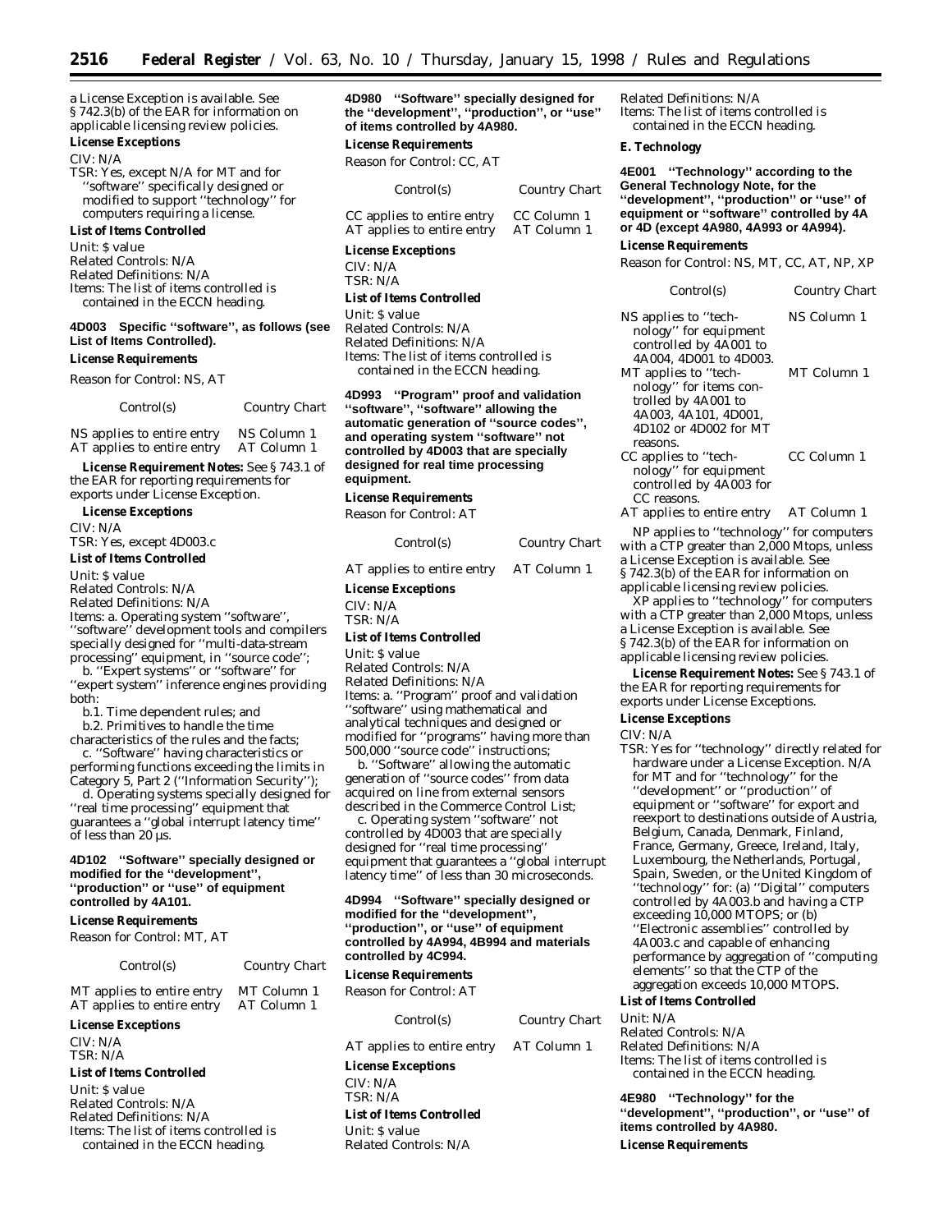a License Exception is available. See § 742.3(b) of the EAR for information on applicable licensing review policies.

**License Exceptions**

CIV: N/A

TSR: Yes, except N/A for MT and for ''software'' specifically designed or modified to support ''technology'' for computers requiring a license.

**List of Items Controlled**

Unit: $ value

Related Controls: N/A

Related Definitions: N/A

Items: The list of items controlled is contained in the ECCN heading.

**4D003 Specific ''software'', as follows (see List of Items Controlled).**

**License Requirements**

Reason for Control: NS, AT

| Control(s) | Country Chart |
|---|---|
| NS applies to entire entry | NS Column 1 |
| AT applies to entire entry | AT Column 1 |

**License Requirement Notes:** See § 743.1 of the EAR for reporting requirements for exports under License Exception.

**License Exceptions**

CIV: N/A

TSR: Yes, except 4D003.c

**List of Items Controlled**

Unit: $ value

Related Controls: N/A

Related Definitions: N/A

Items: a. Operating system ''software'', ''software'' development tools and compilers specially designed for ''multi-data-stream processing'' equipment, in ''source code'';

b. ''Expert systems'' or ''software'' for ''expert system'' inference engines providing both:

b.1. Time dependent rules; and

b.2. Primitives to handle the time characteristics of the rules and the facts;

c. ''Software'' having characteristics or performing functions exceeding the limits in Category 5, Part 2 (''Information Security'');

d. Operating systems specially designed for ''real time processing'' equipment that guarantees a ''global interrupt latency time'' of less than 20 µs.

**4D102 ''Software'' specially designed or modified for the ''development'', ''production'' or ''use'' of equipment controlled by 4A101.**

**License Requirements**

Reason for Control: MT, AT

| Control(s) | Country Chart |
|---|---|
| MT applies to entire entry | MT Column 1 |
| AT applies to entire entry | AT Column 1 |

**License Exceptions**

CIV: N/A

TSR: N/A

**List of Items Controlled**

Unit: $ value

Related Controls: N/A

Related Definitions: N/A

Items: The list of items controlled is contained in the ECCN heading.

**4D980 ''Software'' specially designed for the ''development'', ''production'', or ''use'' of items controlled by 4A980.**

**License Requirements**

Reason for Control: CC, AT

| Control(s) | Country Chart |
|---|---|
| CC applies to entire entry | CC Column 1 |
| AT applies to entire entry | AT Column 1 |

**License Exceptions**

CIV: N/A

TSR: N/A

**List of Items Controlled**

Unit: $ value

Related Controls: N/A

Related Definitions: N/A

Items: The list of items controlled is contained in the ECCN heading.

**4D993 ''Program'' proof and validation ''software'', ''software'' allowing the automatic generation of ''source codes'', and operating system ''software'' not controlled by 4D003 that are specially designed for real time processing equipment.**

**License Requirements**

Reason for Control: AT

| Control(s) | Country Chart |
|---|---|
| AT applies to entire entry | AT Column 1 |

**License Exceptions**

CIV: N/A

TSR: N/A

**List of Items Controlled**

Unit: $ value

Related Controls: N/A

Related Definitions: N/A

Items: a. ''Program'' proof and validation ''software'' using mathematical and analytical techniques and designed or modified for ''programs'' having more than 500,000 ''source code'' instructions;

b. ''Software'' allowing the automatic generation of ''source codes'' from data acquired on line from external sensors described in the Commerce Control List;

c. Operating system ''software'' not controlled by 4D003 that are specially designed for ''real time processing'' equipment that guarantees a ''global interrupt latency time'' of less than 30 microseconds.

**4D994 ''Software'' specially designed or modified for the ''development'', ''production'', or ''use'' of equipment controlled by 4A994, 4B994 and materials controlled by 4C994.**

**License Requirements**

Reason for Control: AT

| Control(s) | Country Chart |
|---|---|
| AT applies to entire entry | AT Column 1 |

**License Exceptions**

CIV: N/A

TSR: N/A

**List of Items Controlled**

Unit: $ value

Related Controls: N/A

Related Definitions: N/A

Items: The list of items controlled is contained in the ECCN heading.

**E. Technology**

**4E001 ''Technology'' according to the General Technology Note, for the ''development'', ''production'' or ''use'' of equipment or ''software'' controlled by 4A or 4D (except 4A980, 4A993 or 4A994).**

**License Requirements**

Reason for Control: NS, MT, CC, AT, NP, XP

| Control(s) | Country Chart |
|---|---|
| NS applies to ''technology'' for equipment controlled by 4A001 to 4A004, 4D001 to 4D003. | NS Column 1 |
| MT applies to ''technology'' for items controlled by 4A001 to 4A003, 4A101, 4D001, 4D102 or 4D002 for MT reasons. | MT Column 1 |
| CC applies to ''technology'' for equipment controlled by 4A003 for CC reasons. | CC Column 1 |
| AT applies to entire entry | AT Column 1 |

NP applies to ''technology'' for computers with a CTP greater than 2,000 Mtops, unless a License Exception is available. See § 742.3(b) of the EAR for information on applicable licensing review policies.

XP applies to ''technology'' for computers with a CTP greater than 2,000 Mtops, unless a License Exception is available. See § 742.3(b) of the EAR for information on applicable licensing review policies.

**License Requirement Notes:** See § 743.1 of the EAR for reporting requirements for exports under License Exceptions.

**License Exceptions**

CIV: N/A

TSR: Yes for ''technology'' directly related for hardware under a License Exception. N/A for MT and for ''technology'' for the ''development'' or ''production'' of equipment or ''software'' for export and reexport to destinations outside of Austria, Belgium, Canada, Denmark, Finland, France, Germany, Greece, Ireland, Italy, Luxembourg, the Netherlands, Portugal, Spain, Sweden, or the United Kingdom of ''technology'' for: (a) ''Digital'' computers controlled by 4A003.b and having a CTP exceeding 10,000 MTOPS; or (b) ''Electronic assemblies'' controlled by 4A003.c and capable of enhancing performance by aggregation of ''computing elements'' so that the CTP of the aggregation exceeds 10,000 MTOPS.

**List of Items Controlled**

Unit: N/A

Related Controls: N/A

Related Definitions: N/A

Items: The list of items controlled is contained in the ECCN heading.

**4E980 ''Technology'' for the ''development'', ''production'', or ''use'' of items controlled by 4A980.**

**License Requirements**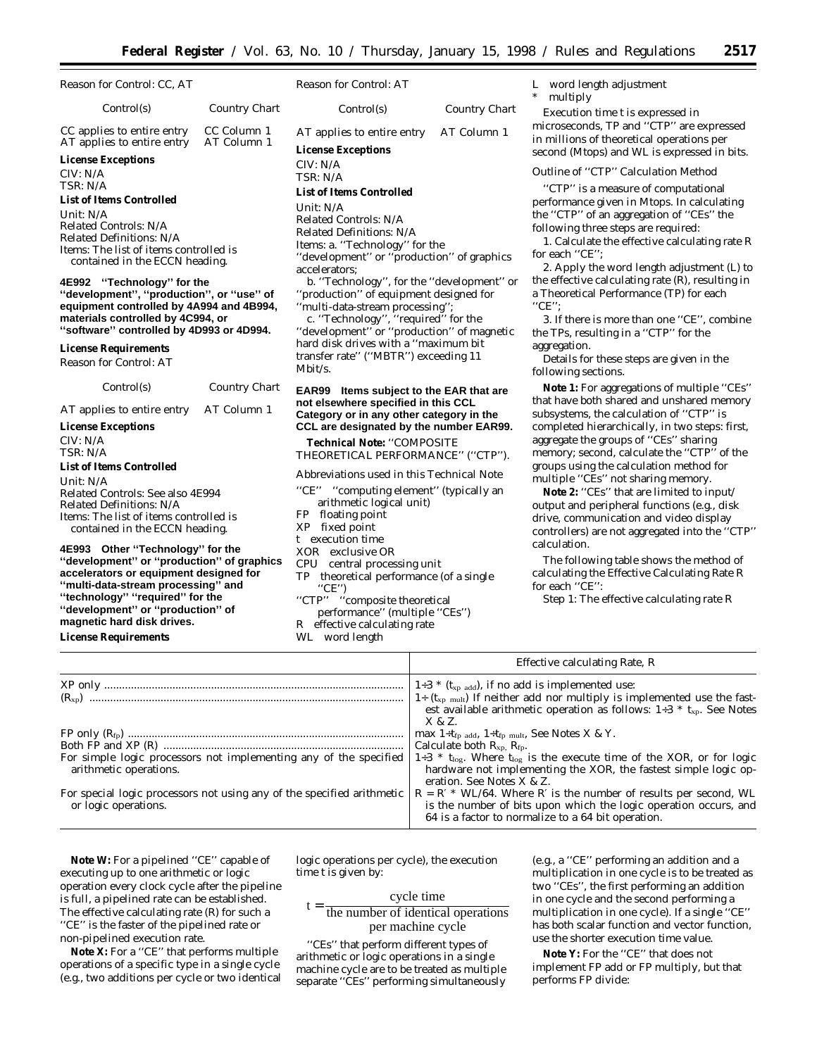Reason for Control: CC, AT

| Control(s) | Country Chart |
|---|---|
| CC applies to entire entry | CC Column 1 |
| AT applies to entire entry | AT Column 1 |

**License Exceptions**

CIV: N/A
TSR: N/A

**List of Items Controlled**

Unit: N/A
Related Controls: N/A
Related Definitions: N/A
Items: The list of items controlled is contained in the ECCN heading.

**4E992 "Technology" for the "development", "production", or "use" of equipment controlled by 4A994 and 4B994, materials controlled by 4C994, or "software" controlled by 4D993 or 4D994.**

**License Requirements**

Reason for Control: AT

| Control(s) | Country Chart |
|---|---|
| AT applies to entire entry | AT Column 1 |

**License Exceptions**

CIV: N/A
TSR: N/A

**List of Items Controlled**

Unit: N/A
Related Controls: See also 4E994
Related Definitions: N/A
Items: The list of items controlled is contained in the ECCN heading.

**4E993 Other "Technology" for the "development" or "production" of graphics accelerators or equipment designed for "multi-data-stream processing" and "technology" "required" for the "development" or "production" of magnetic hard disk drives.**

**License Requirements**

Reason for Control: AT

| Control(s) | Country Chart |
|---|---|
| AT applies to entire entry | AT Column 1 |

**License Exceptions**

CIV: N/A
TSR: N/A

**List of Items Controlled**

Unit: N/A
Related Controls: N/A
Related Definitions: N/A
Items: a. "Technology" for the "development" or "production" of graphics accelerators;

b. "Technology", for the "development" or "production" of equipment designed for "multi-data-stream processing";

c. "Technology", "required" for the "development" or "production" of magnetic hard disk drives with a "maximum bit transfer rate" ("MBTR") exceeding 11 Mbit/s.

**EAR99 Items subject to the EAR that are not elsewhere specified in this CCL Category or in any other category in the CCL are designated by the number EAR99.**

**Technical Note:** "COMPOSITE THEORETICAL PERFORMANCE" ("CTP").

Abbreviations used in this Technical Note

"CE" "computing element" (typically an arithmetic logical unit)
FP floating point
XP fixed point
t execution time
XOR exclusive OR
CPU central processing unit
TP theoretical performance (of a single "CE")
"CTP" "composite theoretical performance" (multiple "CEs")
R effective calculating rate
WL word length
L word length adjustment
* multiply

Execution time t is expressed in microseconds, TP and "CTP" are expressed in millions of theoretical operations per second (Mtops) and WL is expressed in bits.

Outline of "CTP" Calculation Method

"CTP" is a measure of computational performance given in Mtops. In calculating the "CTP" of an aggregation of "CEs" the following three steps are required:

1. Calculate the effective calculating rate R for each "CE";

2. Apply the word length adjustment (L) to the effective calculating rate (R), resulting in a Theoretical Performance (TP) for each "CE";

3. If there is more than one "CE", combine the TPs, resulting in a "CTP" for the aggregation.

Details for these steps are given in the following sections.

**Note 1:** For aggregations of multiple "CEs" that have both shared and unshared memory subsystems, the calculation of "CTP" is completed hierarchically, in two steps: first, aggregate the groups of "CEs" sharing memory; second, calculate the "CTP" of the groups using the calculation method for multiple "CEs" not sharing memory.

**Note 2:** "CEs" that are limited to input/output and peripheral functions (e.g., disk drive, communication and video display controllers) are not aggregated into the "CTP" calculation.

The following table shows the method of calculating the Effective Calculating Rate R for each "CE":

Step 1: The effective calculating rate R

| | Effective calculating Rate, R |
|---|---|
| XP only ($R_{xp}$) | $1 \div 3 * (t_{xp\ add})$, if no add is implemented use: $1 \div (t_{xp\ mult})$ If neither add nor multiply is implemented use the fastest available arithmetic operation as follows: $1 \div 3 * t_{xp}$. See Notes X & Z. |
| FP only ($R_{fp}$) | max $1 \div t_{fp\ add}$, $1 \div t_{fp\ mult}$, See Notes X & Y. |
| Both FP and XP (R) | Calculate both $R_{xp}$, $R_{fp}$. |
| For simple logic processors not implementing any of the specified arithmetic operations. | $1 \div 3 * t_{log}$. Where $t_{log}$ is the execute time of the XOR, or for logic hardware not implementing the XOR, the fastest simple logic operation. See Notes X & Z. |
| For special logic processors not using any of the specified arithmetic or logic operations. | $R = R' * WL/64$. Where R′ is the number of results per second, WL is the number of bits upon which the logic operation occurs, and 64 is a factor to normalize to a 64 bit operation. |

**Note W:** For a pipelined "CE" capable of executing up to one arithmetic or logic operation every clock cycle after the pipeline is full, a pipelined rate can be established. The effective calculating rate (R) for such a "CE" is the faster of the pipelined rate or non-pipelined execution rate.

**Note X:** For a "CE" that performs multiple operations of a specific type in a single cycle (e.g., two additions per cycle or two identical logic operations per cycle), the execution time t is given by:

$$t = \frac{\text{cycle time}}{\text{the number of identical operations per machine cycle}}$$

"CEs" that perform different types of arithmetic or logic operations in a single machine cycle are to be treated as multiple separate "CEs" performing simultaneously (e.g., a "CE" performing an addition and a multiplication in one cycle is to be treated as two "CEs", the first performing an addition in one cycle and the second performing a multiplication in one cycle). If a single "CE" has both scalar function and vector function, use the shorter execution time value.

**Note Y:** For the "CE" that does not implement FP add or FP multiply, but that performs FP divide: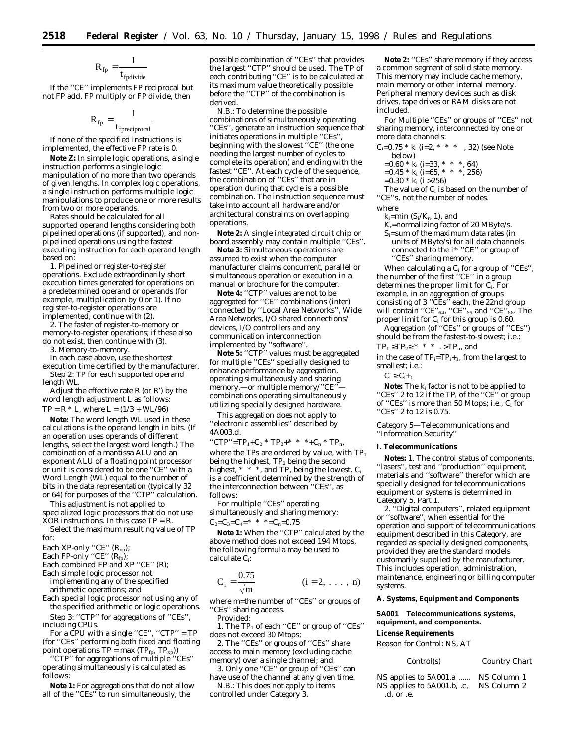$$R_{fp} = \frac{1}{t_{fpdivide}}$$

If the ''CE'' implements FP reciprocal but not FP add, FP multiply or FP divide, then

$$R_{fp} = \frac{1}{t_{fpreciprocal}}$$

If none of the specified instructions is implemented, the effective FP rate is 0.

**Note Z:** In simple logic operations, a single instruction performs a single logic manipulation of no more than two operands of given lengths. In complex logic operations, a single instruction performs multiple logic manipulations to produce one or more results from two or more operands.

Rates should be calculated for all supported operand lengths considering both pipelined operations (if supported), and non-pipelined operations using the fastest executing instruction for each operand length based on:

1. Pipelined or register-to-register operations. Exclude extraordinarily short execution times generated for operations on a predetermined operand or operands (for example, multiplication by 0 or 1). If no register-to-register operations are implemented, continue with (2).

2. The faster of register-to-memory or memory-to-register operations; if these also do not exist, then continue with (3).

3. Memory-to-memory.

In each case above, use the shortest execution time certified by the manufacturer.

Step 2: TP for each supported operand length WL.

Adjust the effective rate R (or R') by the word length adjustment L as follows:

$TP = R * L$, where $L = (1/3 + WL/96)$

**Note:** The word length WL used in these calculations is the operand length in bits. (If an operation uses operands of different lengths, select the largest word length.) The combination of a mantissa ALU and an exponent ALU of a floating point processor or unit is considered to be one ''CE'' with a Word Length (WL) equal to the number of bits in the data representation (typically 32 or 64) for purposes of the ''CTP'' calculation.

This adjustment is not applied to specialized logic processors that do not use XOR instructions. In this case TP = R.

Select the maximum resulting value of TP for:

Each XP-only ''CE'' ($R_{xp}$);
Each FP-only ''CE'' ($R_{fp}$);
Each combined FP and XP ''CE'' (R);
Each simple logic processor not implementing any of the specified arithmetic operations; and
Each special logic processor not using any of the specified arithmetic or logic operations.

Step 3: ''CTP'' for aggregations of ''CEs'', including CPUs.

For a CPU with a single ''CE'', ''CTP'' = TP (for ''CEs'' performing both fixed and floating point operations $TP = \max(TP_{fp}, TP_{xp})$)

''CTP'' for aggregations of multiple ''CEs'' operating simultaneously is calculated as follows:

**Note 1:** For aggregations that do not allow all of the ''CEs'' to run simultaneously, the possible combination of ''CEs'' that provides the largest ''CTP'' should be used. The TP of each contributing ''CE'' is to be calculated at its maximum value theoretically possible before the ''CTP'' of the combination is derived.

N.B.: To determine the possible combinations of simultaneously operating ''CEs'', generate an instruction sequence that initiates operations in multiple ''CEs'', beginning with the slowest ''CE'' (the one needing the largest number of cycles to complete its operation) and ending with the fastest ''CE''. At each cycle of the sequence, the combination of ''CEs'' that are in operation during that cycle is a possible combination. The instruction sequence must take into account all hardware and/or architectural constraints on overlapping operations.

**Note 2:** A single integrated circuit chip or board assembly may contain multiple ''CEs''.

**Note 3:** Simultaneous operations are assumed to exist when the computer manufacturer claims concurrent, parallel or simultaneous operation or execution in a manual or brochure for the computer.

**Note 4:** ''CTP'' values are not to be aggregated for ''CE'' combinations (inter) connected by ''Local Area Networks'', Wide Area Networks, I/O shared connections/devices, I/O controllers and any communication interconnection implemented by ''software''.

**Note 5:** ''CTP'' values must be aggregated for multiple ''CEs'' specially designed to enhance performance by aggregation, operating simultaneously and sharing memory,—or multiple memory/''CE''—combinations operating simultaneously utilizing specially designed hardware.

This aggregation does not apply to ''electronic assemblies'' described by 4A003.d.

$\text{''CTP''} = TP_1 + C_2 * TP_2 + * * * + C_n * TP_n$,

where the TPs are ordered by value, with $TP_1$ being the highest, $TP_2$ being the second highest, * * *, and $TP_n$ being the lowest. $C_i$ is a coefficient determined by the strength of the interconnection between ''CEs'', as follows:

For multiple ''CEs'' operating simultaneously and sharing memory:

$C_2 = C_3 = C_4 = * * * = C_n = 0.75$

**Note 1:** When the ''CTP'' calculated by the above method does not exceed 194 Mtops, the following formula may be used to calculate $C_i$:

$$C_i = \frac{0.75}{\sqrt{m}} \qquad (i = 2, \ldots, n)$$

where m=the number of ''CEs'' or groups of ''CEs'' sharing access.

Provided:

1. The $TP_1$ of each ''CE'' or group of ''CEs'' does not exceed 30 Mtops;

2. The ''CEs'' or groups of ''CEs'' share access to main memory (excluding cache memory) over a single channel; and

3. Only one ''CE'' or group of ''CEs'' can have use of the channel at any given time.

N.B.: This does not apply to items controlled under Category 3.

**Note 2:** ''CEs'' share memory if they access a common segment of solid state memory. This memory may include cache memory, main memory or other internal memory. Peripheral memory devices such as disk drives, tape drives or RAM disks are not included.

For Multiple ''CEs'' or groups of ''CEs'' not sharing memory, interconnected by one or more data channels:

$C_i = 0.75 * k_i$ (i=2, * * *, 32) (see Note below)
$= 0.60 * k_i$ (i=33, * * *, 64)
$= 0.45 * k_i$ (i=65, * * *, 256)
$= 0.30 * k_i$ (i >256)

The value of $C_i$ is based on the number of ''CE''s, not the number of nodes.

where

$k_i = \min(S_i/K_r, 1)$, and

$K_r$=normalizing factor of 20 MByte/s.

$S_i$=sum of the maximum data rates (in units of MByte/s) for all data channels connected to the $i^{th}$ ''CE'' or group of ''CEs'' sharing memory.

When calculating a $C_i$ for a group of ''CEs'', the number of the first ''CE'' in a group determines the proper limit for $C_i$. For example, in an aggregation of groups consisting of 3 ''CEs'' each, the 22nd group will contain ''CE''$_{64}$, ''CE''$_{65}$ and ''CE''$_{66}$. The proper limit for $C_i$ for this group is 0.60.

Aggregation (of ''CEs'' or groups of ''CEs'') should be from the fastest-to-slowest; i.e.:

$TP_1 \geq TP_2 \geq * * * . > TP_n$, and

in the case of $TP_i = TP_{i+1}$, from the largest to smallest; i.e.:

$C_i \geq C_{i+1}$

**Note:** The $k_i$ factor is not to be applied to ''CEs'' 2 to 12 if the $TP_i$ of the ''CE'' or group of ''CEs'' is more than 50 Mtops; i.e., $C_i$ for ''CEs'' 2 to 12 is 0.75.

*Category 5—Telecommunications and ''Information Security''*

**I. Telecommunications**

**Notes:** 1. The control status of components, ''lasers'', test and ''production'' equipment, materials and ''software'' therefor which are specially designed for telecommunications equipment or systems is determined in Category 5, Part 1.

2. ''Digital computers'', related equipment or ''software'', when essential for the operation and support of telecommunications equipment described in this Category, are regarded as specially designed components, provided they are the standard models customarily supplied by the manufacturer. This includes operation, administration, maintenance, engineering or billing computer systems.

**A. Systems, Equipment and Components**

**5A001 Telecommunications systems, equipment, and components.**

**License Requirements**

Reason for Control: NS, AT

| Control(s) | Country Chart |
|---|---|
| NS applies to 5A001.a ...... | NS Column 1 |
| NS applies to 5A001.b, .c, .d, or .e. | NS Column 2 |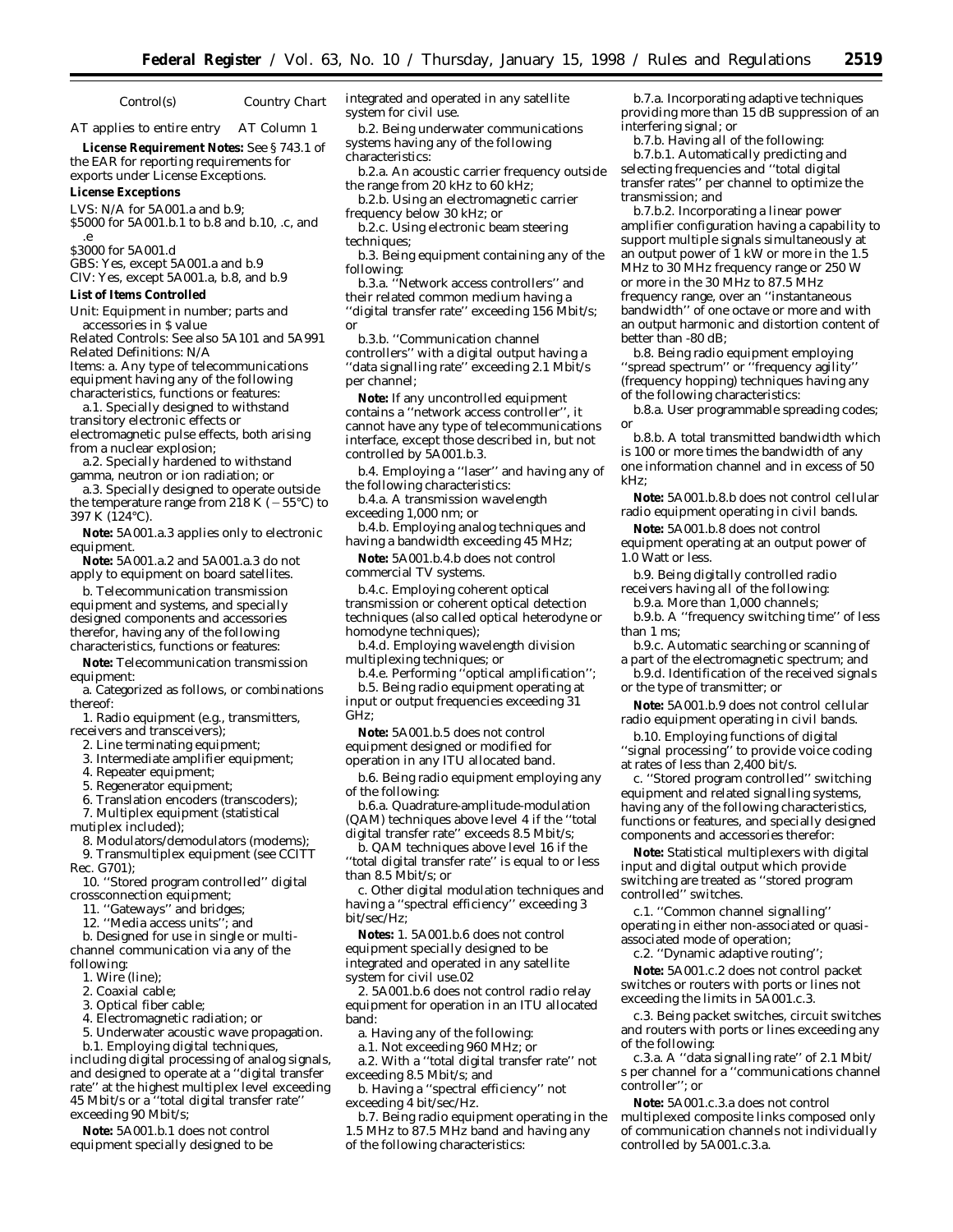| Control(s) | Country Chart |
| --- | --- |
| AT applies to entire entry | AT Column 1 |

**License Requirement Notes:** See § 743.1 of the EAR for reporting requirements for exports under License Exceptions.

**License Exceptions**

LVS: N/A for 5A001.a and b.9;
$5000 for 5A001.b.1 to b.8 and b.10, .c, and .e
$3000 for 5A001.d
GBS: Yes, except 5A001.a and b.9
CIV: Yes, except 5A001.a, b.8, and b.9

**List of Items Controlled**

Unit: Equipment in number; parts and accessories in $ value
Related Controls: See also 5A101 and 5A991
Related Definitions: N/A
Items: a. Any type of telecommunications equipment having any of the following characteristics, functions or features:

a.1. Specially designed to withstand transitory electronic effects or electromagnetic pulse effects, both arising from a nuclear explosion;

a.2. Specially hardened to withstand gamma, neutron or ion radiation; or

a.3. Specially designed to operate outside the temperature range from 218 K (−55°C) to 397 K (124°C).

**Note:** 5A001.a.3 applies only to electronic equipment.

**Note:** 5A001.a.2 and 5A001.a.3 do not apply to equipment on board satellites.

b. Telecommunication transmission equipment and systems, and specially designed components and accessories therefor, having any of the following characteristics, functions or features:

**Note:** Telecommunication transmission equipment:

a. Categorized as follows, or combinations thereof:

1. Radio equipment (e.g., transmitters, receivers and transceivers);
2. Line terminating equipment;
3. Intermediate amplifier equipment;
4. Repeater equipment;
5. Regenerator equipment;
6. Translation encoders (transcoders);
7. Multiplex equipment (statistical mutiplex included);
8. Modulators/demodulators (modems);
9. Transmultiplex equipment (see CCITT Rec. G701);
10. ''Stored program controlled'' digital crossconnection equipment;
11. ''Gateways'' and bridges;
12. ''Media access units''; and

b. Designed for use in single or multi-channel communication via any of the following:

1. Wire (line);
2. Coaxial cable;
3. Optical fiber cable;
4. Electromagnetic radiation; or
5. Underwater acoustic wave propagation.

b.1. Employing digital techniques, including digital processing of analog signals, and designed to operate at a ''digital transfer rate'' at the highest multiplex level exceeding 45 Mbit/s or a ''total digital transfer rate'' exceeding 90 Mbit/s;

**Note:** 5A001.b.1 does not control equipment specially designed to be integrated and operated in any satellite system for civil use.

b.2. Being underwater communications systems having any of the following characteristics:

b.2.a. An acoustic carrier frequency outside the range from 20 kHz to 60 kHz;

b.2.b. Using an electromagnetic carrier frequency below 30 kHz; or

b.2.c. Using electronic beam steering techniques;

b.3. Being equipment containing any of the following:

b.3.a. ''Network access controllers'' and their related common medium having a ''digital transfer rate'' exceeding 156 Mbit/s; or

b.3.b. ''Communication channel controllers'' with a digital output having a ''data signalling rate'' exceeding 2.1 Mbit/s per channel;

**Note:** If any uncontrolled equipment contains a ''network access controller'', it cannot have any type of telecommunications interface, except those described in, but not controlled by 5A001.b.3.

b.4. Employing a ''laser'' and having any of the following characteristics:

b.4.a. A transmission wavelength exceeding 1,000 nm; or

b.4.b. Employing analog techniques and having a bandwidth exceeding 45 MHz;

**Note:** 5A001.b.4.b does not control commercial TV systems.

b.4.c. Employing coherent optical transmission or coherent optical detection techniques (also called optical heterodyne or homodyne techniques);

b.4.d. Employing wavelength division multiplexing techniques; or

b.4.e. Performing ''optical amplification'';

b.5. Being radio equipment operating at input or output frequencies exceeding 31 GHz;

**Note:** 5A001.b.5 does not control equipment designed or modified for operation in any ITU allocated band.

b.6. Being radio equipment employing any of the following:

b.6.a. Quadrature-amplitude-modulation (QAM) techniques above level 4 if the ''total digital transfer rate'' exceeds 8.5 Mbit/s;

b. QAM techniques above level 16 if the ''total digital transfer rate'' is equal to or less than 8.5 Mbit/s; or

c. Other digital modulation techniques and having a ''spectral efficiency'' exceeding 3 bit/sec/Hz;

**Notes:** 1. 5A001.b.6 does not control equipment specially designed to be integrated and operated in any satellite system for civil use.02

2. 5A001.b.6 does not control radio relay equipment for operation in an ITU allocated band:

a. Having any of the following:

a.1. Not exceeding 960 MHz; or

a.2. With a ''total digital transfer rate'' not exceeding 8.5 Mbit/s; and

b. Having a ''spectral efficiency'' not exceeding 4 bit/sec/Hz.

b.7. Being radio equipment operating in the 1.5 MHz to 87.5 MHz band and having any of the following characteristics:

b.7.a. Incorporating adaptive techniques providing more than 15 dB suppression of an interfering signal; or

b.7.b. Having all of the following:

b.7.b.1. Automatically predicting and selecting frequencies and ''total digital transfer rates'' per channel to optimize the transmission; and

b.7.b.2. Incorporating a linear power amplifier configuration having a capability to support multiple signals simultaneously at an output power of 1 kW or more in the 1.5 MHz to 30 MHz frequency range or 250 W or more in the 30 MHz to 87.5 MHz frequency range, over an ''instantaneous bandwidth'' of one octave or more and with an output harmonic and distortion content of better than -80 dB;

b.8. Being radio equipment employing ''spread spectrum'' or ''frequency agility'' (frequency hopping) techniques having any of the following characteristics:

b.8.a. User programmable spreading codes; or

b.8.b. A total transmitted bandwidth which is 100 or more times the bandwidth of any one information channel and in excess of 50 kHz;

**Note:** 5A001.b.8.b does not control cellular radio equipment operating in civil bands.

**Note:** 5A001.b.8 does not control equipment operating at an output power of 1.0 Watt or less.

b.9. Being digitally controlled radio receivers having all of the following:

b.9.a. More than 1,000 channels;

b.9.b. A ''frequency switching time'' of less than 1 ms;

b.9.c. Automatic searching or scanning of a part of the electromagnetic spectrum; and

b.9.d. Identification of the received signals or the type of transmitter; or

**Note:** 5A001.b.9 does not control cellular radio equipment operating in civil bands.

b.10. Employing functions of digital ''signal processing'' to provide voice coding at rates of less than 2,400 bit/s.

c. ''Stored program controlled'' switching equipment and related signalling systems, having any of the following characteristics, functions or features, and specially designed components and accessories therefor:

**Note:** Statistical multiplexers with digital input and digital output which provide switching are treated as ''stored program controlled'' switches.

c.1. ''Common channel signalling'' operating in either non-associated or quasi-associated mode of operation;

c.2. ''Dynamic adaptive routing'';

**Note:** 5A001.c.2 does not control packet switches or routers with ports or lines not exceeding the limits in 5A001.c.3.

c.3. Being packet switches, circuit switches and routers with ports or lines exceeding any of the following:

c.3.a. A ''data signalling rate'' of 2.1 Mbit/s per channel for a ''communications channel controller''; or

**Note:** 5A001.c.3.a does not control multiplexed composite links composed only of communication channels not individually controlled by 5A001.c.3.a.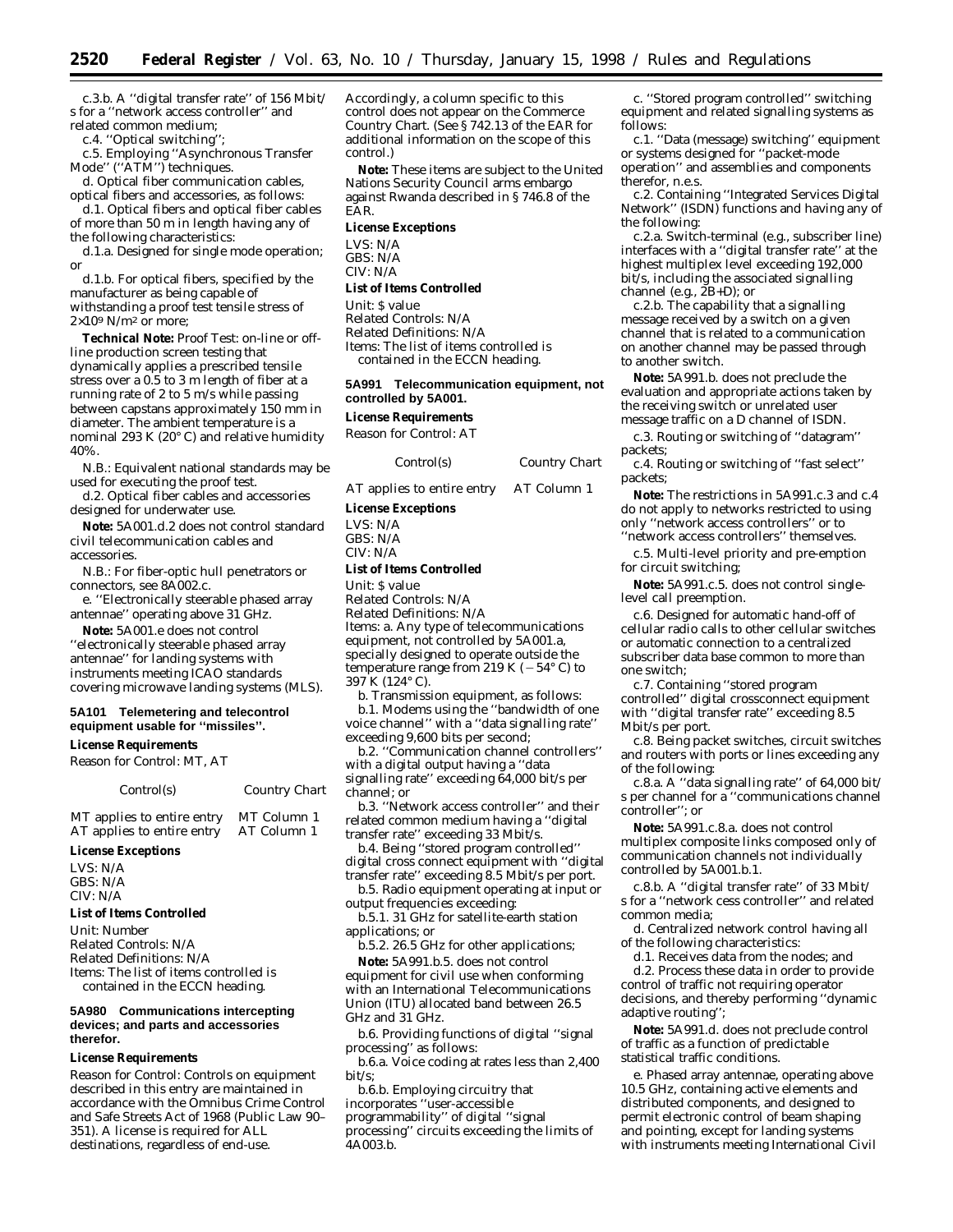c.3.b. A ''digital transfer rate'' of 156 Mbit/s for a ''network access controller'' and related common medium;

c.4. ''Optical switching'';

c.5. Employing ''Asynchronous Transfer Mode'' (''ATM'') techniques.

d. Optical fiber communication cables, optical fibers and accessories, as follows:

d.1. Optical fibers and optical fiber cables of more than 50 m in length having any of the following characteristics:

d.1.a. Designed for single mode operation; or

d.1.b. For optical fibers, specified by the manufacturer as being capable of withstanding a proof test tensile stress of $2 \times 10^9$ N/m$^2$ or more;

**Technical Note:** Proof Test: on-line or off-line production screen testing that dynamically applies a prescribed tensile stress over a 0.5 to 3 m length of fiber at a running rate of 2 to 5 m/s while passing between capstans approximately 150 mm in diameter. The ambient temperature is a nominal 293 K (20° C) and relative humidity 40%.

N.B.: Equivalent national standards may be used for executing the proof test.

d.2. Optical fiber cables and accessories designed for underwater use.

**Note:** 5A001.d.2 does not control standard civil telecommunication cables and accessories.

N.B.: For fiber-optic hull penetrators or connectors, see 8A002.c.

e. ''Electronically steerable phased array antennae'' operating above 31 GHz.

**Note:** 5A001.e does not control ''electronically steerable phased array antennae'' for landing systems with instruments meeting ICAO standards covering microwave landing systems (MLS).

### 5A101 Telemetering and telecontrol equipment usable for ''missiles''.

*License Requirements*

Reason for Control: MT, AT

| Control(s) | Country Chart |
|---|---|
| MT applies to entire entry | MT Column 1 |
| AT applies to entire entry | AT Column 1 |

*License Exceptions*

LVS: N/A
GBS: N/A
CIV: N/A

*List of Items Controlled*

Unit: Number
Related Controls: N/A
Related Definitions: N/A
Items: The list of items controlled is contained in the ECCN heading.

### 5A980 Communications intercepting devices; and parts and accessories therefor.

*License Requirements*

Reason for Control: Controls on equipment described in this entry are maintained in accordance with the Omnibus Crime Control and Safe Streets Act of 1968 (Public Law 90–351). A license is required for ALL destinations, regardless of end-use. Accordingly, a column specific to this control does not appear on the Commerce Country Chart. (See § 742.13 of the EAR for additional information on the scope of this control.)

**Note:** These items are subject to the United Nations Security Council arms embargo against Rwanda described in § 746.8 of the EAR.

*License Exceptions*

LVS: N/A
GBS: N/A
CIV: N/A

*List of Items Controlled*

Unit: $ value
Related Controls: N/A
Related Definitions: N/A
Items: The list of items controlled is contained in the ECCN heading.

### 5A991 Telecommunication equipment, not controlled by 5A001.

*License Requirements*

Reason for Control: AT

| Control(s) | Country Chart |
|---|---|
| AT applies to entire entry | AT Column 1 |

*License Exceptions*

LVS: N/A
GBS: N/A
CIV: N/A

*List of Items Controlled*

Unit: $ value
Related Controls: N/A
Related Definitions: N/A
Items: a. Any type of telecommunications equipment, not controlled by 5A001.a, specially designed to operate outside the temperature range from 219 K (−54° C) to 397 K (124° C).

b. Transmission equipment, as follows:

b.1. Modems using the ''bandwidth of one voice channel'' with a ''data signalling rate'' exceeding 9,600 bits per second;

b.2. ''Communication channel controllers'' with a digital output having a ''data signalling rate'' exceeding 64,000 bit/s per channel; or

b.3. ''Network access controller'' and their related common medium having a ''digital transfer rate'' exceeding 33 Mbit/s.

b.4. Being ''stored program controlled'' digital cross connect equipment with ''digital transfer rate'' exceeding 8.5 Mbit/s per port.

b.5. Radio equipment operating at input or output frequencies exceeding:

b.5.1. 31 GHz for satellite-earth station applications; or

b.5.2. 26.5 GHz for other applications;

**Note:** 5A991.b.5. does not control equipment for civil use when conforming with an International Telecommunications Union (ITU) allocated band between 26.5 GHz and 31 GHz.

b.6. Providing functions of digital ''signal processing'' as follows:

b.6.a. Voice coding at rates less than 2,400 bit/s;

b.6.b. Employing circuitry that incorporates ''user-accessible programmability'' of digital ''signal processing'' circuits exceeding the limits of 4A003.b.

c. ''Stored program controlled'' switching equipment and related signalling systems as follows:

c.1. ''Data (message) switching'' equipment or systems designed for ''packet-mode operation'' and assemblies and components therefor, n.e.s.

c.2. Containing ''Integrated Services Digital Network'' (ISDN) functions and having any of the following:

c.2.a. Switch-terminal (e.g., subscriber line) interfaces with a ''digital transfer rate'' at the highest multiplex level exceeding 192,000 bit/s, including the associated signalling channel (e.g., 2B+D); or

c.2.b. The capability that a signalling message received by a switch on a given channel that is related to a communication on another channel may be passed through to another switch.

**Note:** 5A991.b. does not preclude the evaluation and appropriate actions taken by the receiving switch or unrelated user message traffic on a D channel of ISDN.

c.3. Routing or switching of ''datagram'' packets;

c.4. Routing or switching of ''fast select'' packets;

**Note:** The restrictions in 5A991.c.3 and c.4 do not apply to networks restricted to using only ''network access controllers'' or to ''network access controllers'' themselves.

c.5. Multi-level priority and pre-emption for circuit switching;

**Note:** 5A991.c.5. does not control single-level call preemption.

c.6. Designed for automatic hand-off of cellular radio calls to other cellular switches or automatic connection to a centralized subscriber data base common to more than one switch;

c.7. Containing ''stored program controlled'' digital crossconnect equipment with ''digital transfer rate'' exceeding 8.5 Mbit/s per port.

c.8. Being packet switches, circuit switches and routers with ports or lines exceeding any of the following:

c.8.a. A ''data signalling rate'' of 64,000 bit/s per channel for a ''communications channel controller''; or

**Note:** 5A991.c.8.a. does not control multiplex composite links composed only of communication channels not individually controlled by 5A001.b.1.

c.8.b. A ''digital transfer rate'' of 33 Mbit/s for a ''network cess controller'' and related common media;

d. Centralized network control having all of the following characteristics:

d.1. Receives data from the nodes; and

d.2. Process these data in order to provide control of traffic not requiring operator decisions, and thereby performing ''dynamic adaptive routing'';

**Note:** 5A991.d. does not preclude control of traffic as a function of predictable statistical traffic conditions.

e. Phased array antennae, operating above 10.5 GHz, containing active elements and distributed components, and designed to permit electronic control of beam shaping and pointing, except for landing systems with instruments meeting International Civil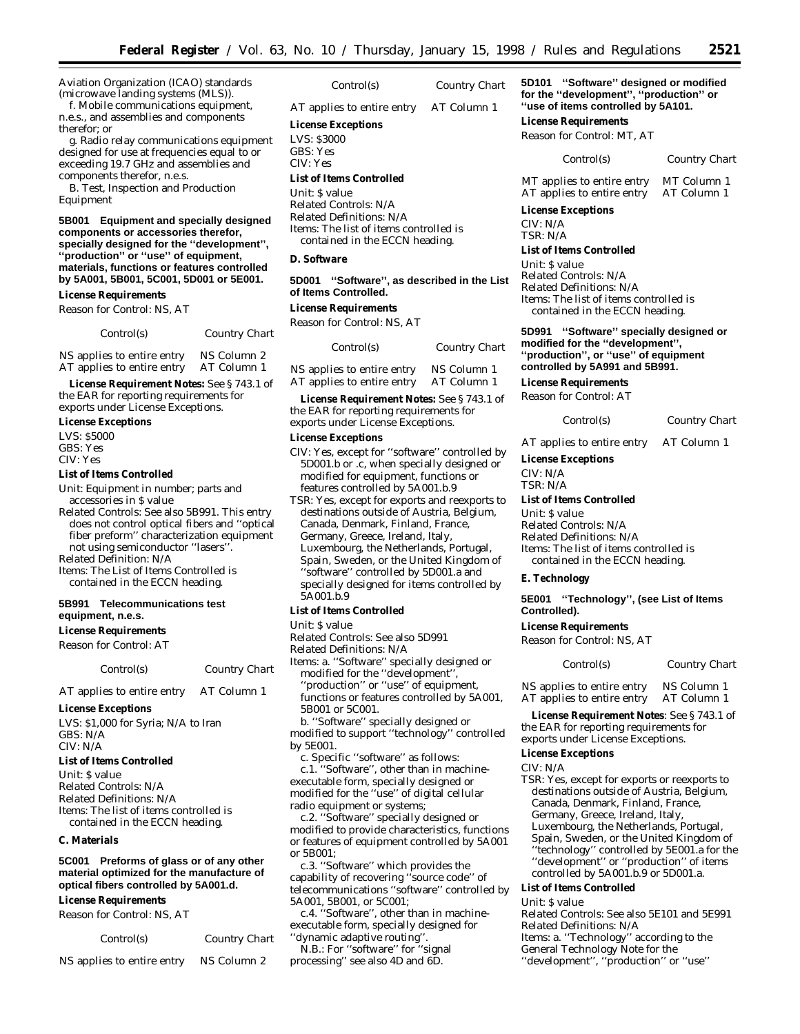Aviation Organization (ICAO) standards (microwave landing systems (MLS)).

f. Mobile communications equipment, n.e.s., and assemblies and components therefor; or

g. Radio relay communications equipment designed for use at frequencies equal to or exceeding 19.7 GHz and assemblies and components therefor, n.e.s.

B. Test, Inspection and Production Equipment

**5B001 Equipment and specially designed components or accessories therefor, specially designed for the ''development'', ''production'' or ''use'' of equipment, materials, functions or features controlled by 5A001, 5B001, 5C001, 5D001 or 5E001.**

***License Requirements***

Reason for Control: NS, AT

| Control(s) | Country Chart |
|---|---|
| NS applies to entire entry | NS Column 2 |
| AT applies to entire entry | AT Column 1 |

***License Requirement Notes:*** See § 743.1 of the EAR for reporting requirements for exports under License Exceptions.

***License Exceptions***

LVS: $5000
GBS: Yes
CIV: Yes

***List of Items Controlled***

Unit: Equipment in number; parts and accessories in $ value
Related Controls: See also 5B991. This entry does not control optical fibers and ''optical fiber preform'' characterization equipment not using semiconductor ''lasers''.
Related Definition: N/A
Items: The List of Items Controlled is contained in the ECCN heading.

**5B991 Telecommunications test equipment, n.e.s.**

***License Requirements***

Reason for Control: AT

| Control(s) | Country Chart |
|---|---|
| AT applies to entire entry | AT Column 1 |

***License Exceptions***

LVS: $1,000 for Syria; N/A to Iran
GBS: N/A
CIV: N/A

***List of Items Controlled***

Unit: $ value
Related Controls: N/A
Related Definitions: N/A
Items: The list of items controlled is contained in the ECCN heading.

***C. Materials***

**5C001 Preforms of glass or of any other material optimized for the manufacture of optical fibers controlled by 5A001.d.**

***License Requirements***

Reason for Control: NS, AT

| Control(s) | Country Chart |
|---|---|
| NS applies to entire entry | NS Column 2 |
| AT applies to entire entry | AT Column 1 |

***License Exceptions***

LVS: $3000
GBS: Yes
CIV: Yes

***List of Items Controlled***

Unit: $ value
Related Controls: N/A
Related Definitions: N/A
Items: The list of items controlled is contained in the ECCN heading.

***D. Software***

**5D001 ''Software'', as described in the List of Items Controlled.**

***License Requirements***

Reason for Control: NS, AT

| Control(s) | Country Chart |
|---|---|
| NS applies to entire entry | NS Column 1 |
| AT applies to entire entry | AT Column 1 |

***License Requirement Notes:*** See § 743.1 of the EAR for reporting requirements for exports under License Exceptions.

***License Exceptions***

CIV: Yes, except for ''software'' controlled by 5D001.b or .c, when specially designed or modified for equipment, functions or features controlled by 5A001.b.9
TSR: Yes, except for exports and reexports to destinations outside of Austria, Belgium, Canada, Denmark, Finland, France, Germany, Greece, Ireland, Italy, Luxembourg, the Netherlands, Portugal, Spain, Sweden, or the United Kingdom of ''software'' controlled by 5D001.a and specially designed for items controlled by 5A001.b.9

***List of Items Controlled***

Unit: $ value
Related Controls: See also 5D991
Related Definitions: N/A
Items: a. ''Software'' specially designed or modified for the ''development'', ''production'' or ''use'' of equipment, functions or features controlled by 5A001, 5B001 or 5C001.

b. ''Software'' specially designed or modified to support ''technology'' controlled by 5E001.

c. Specific ''software'' as follows:

c.1. ''Software'', other than in machine-executable form, specially designed or modified for the ''use'' of digital cellular radio equipment or systems;

c.2. ''Software'' specially designed or modified to provide characteristics, functions or features of equipment controlled by 5A001 or 5B001;

c.3. ''Software'' which provides the capability of recovering ''source code'' of telecommunications ''software'' controlled by 5A001, 5B001, or 5C001;

c.4. ''Software'', other than in machine-executable form, specially designed for ''dynamic adaptive routing''.

N.B.: For ''software'' for ''signal processing'' see also 4D and 6D.

**5D101 ''Software'' designed or modified for the ''development'', ''production'' or ''use of items controlled by 5A101.**

***License Requirements***

Reason for Control: MT, AT

| Control(s) | Country Chart |
|---|---|
| MT applies to entire entry | MT Column 1 |
| AT applies to entire entry | AT Column 1 |

***License Exceptions***

CIV: N/A
TSR: N/A

***List of Items Controlled***

Unit: $ value
Related Controls: N/A
Related Definitions: N/A
Items: The list of items controlled is contained in the ECCN heading.

**5D991 ''Software'' specially designed or modified for the ''development'', ''production'', or ''use'' of equipment controlled by 5A991 and 5B991.**

***License Requirements***

Reason for Control: AT

| Control(s) | Country Chart |
|---|---|
| AT applies to entire entry | AT Column 1 |

***License Exceptions***

CIV: N/A
TSR: N/A

***List of Items Controlled***

Unit: $ value
Related Controls: N/A
Related Definitions: N/A
Items: The list of items controlled is contained in the ECCN heading.

***E. Technology***

**5E001 ''Technology'', (see List of Items Controlled).**

***License Requirements***

Reason for Control: NS, AT

| Control(s) | Country Chart |
|---|---|
| NS applies to entire entry | NS Column 1 |
| AT applies to entire entry | AT Column 1 |

***License Requirement Notes***: See § 743.1 of the EAR for reporting requirements for exports under License Exceptions.

***License Exceptions***

CIV: N/A
TSR: Yes, except for exports or reexports to destinations outside of Austria, Belgium, Canada, Denmark, Finland, France, Germany, Greece, Ireland, Italy, Luxembourg, the Netherlands, Portugal, Spain, Sweden, or the United Kingdom of ''technology'' controlled by 5E001.a for the ''development'' or ''production'' of items controlled by 5A001.b.9 or 5D001.a.

***List of Items Controlled***

Unit: $ value
Related Controls: See also 5E101 and 5E991
Related Definitions: N/A
Items: a. ''Technology'' according to the General Technology Note for the ''development'', ''production'' or ''use''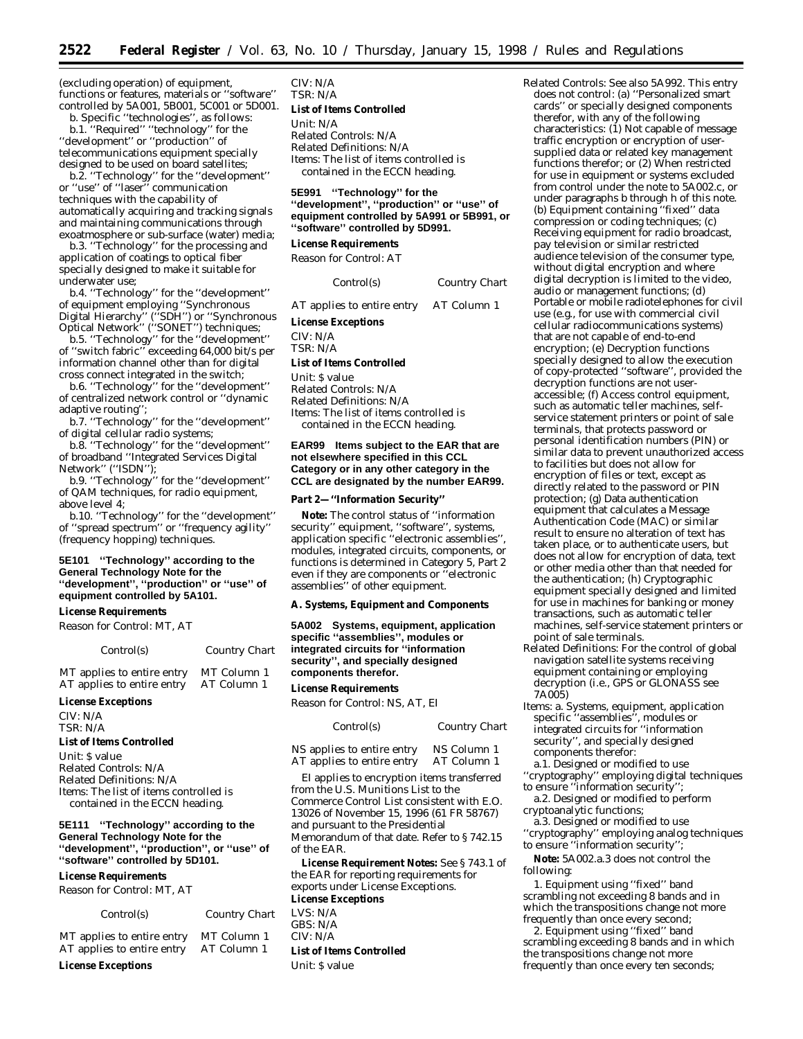(excluding operation) of equipment, functions or features, materials or ''software'' controlled by 5A001, 5B001, 5C001 or 5D001.

b. Specific ''technologies'', as follows:

b.1. ''Required'' ''technology'' for the ''development'' or ''production'' of telecommunications equipment specially designed to be used on board satellites;

b.2. ''Technology'' for the ''development'' or ''use'' of ''laser'' communication techniques with the capability of automatically acquiring and tracking signals and maintaining communications through exoatmosphere or sub-surface (water) media;

b.3. ''Technology'' for the processing and application of coatings to optical fiber specially designed to make it suitable for underwater use;

b.4. ''Technology'' for the ''development'' of equipment employing ''Synchronous Digital Hierarchy'' (''SDH'') or ''Synchronous Optical Network'' (''SONET'') techniques;

b.5. ''Technology'' for the ''development'' of ''switch fabric'' exceeding 64,000 bit/s per information channel other than for digital cross connect integrated in the switch;

b.6. ''Technology'' for the ''development'' of centralized network control or ''dynamic adaptive routing'';

b.7. ''Technology'' for the ''development'' of digital cellular radio systems;

b.8. ''Technology'' for the ''development'' of broadband ''Integrated Services Digital Network'' (''ISDN'');

b.9. ''Technology'' for the ''development'' of QAM techniques, for radio equipment, above level 4;

b.10. ''Technology'' for the ''development'' of ''spread spectrum'' or ''frequency agility'' (frequency hopping) techniques.

**5E101 ''Technology'' according to the General Technology Note for the ''development'', ''production'' or ''use'' of equipment controlled by 5A101.**

*License Requirements*

Reason for Control: MT, AT

| Control(s) | Country Chart |
|---|---|
| MT applies to entire entry | MT Column 1 |
| AT applies to entire entry | AT Column 1 |

*License Exceptions*

CIV: N/A
TSR: N/A

*List of Items Controlled*

Unit: $ value
Related Controls: N/A
Related Definitions: N/A
Items: The list of items controlled is contained in the ECCN heading.

**5E111 ''Technology'' according to the General Technology Note for the ''development'', ''production'', or ''use'' of ''software'' controlled by 5D101.**

*License Requirements*

Reason for Control: MT, AT

| Control(s) | Country Chart |
|---|---|
| MT applies to entire entry | MT Column 1 |
| AT applies to entire entry | AT Column 1 |

*License Exceptions*

CIV: N/A
TSR: N/A

*List of Items Controlled*

Unit: N/A
Related Controls: N/A
Related Definitions: N/A
Items: The list of items controlled is contained in the ECCN heading.

**5E991 ''Technology'' for the ''development'', ''production'' or ''use'' of equipment controlled by 5A991 or 5B991, or ''software'' controlled by 5D991.**

*License Requirements*

Reason for Control: AT

| Control(s) | Country Chart |
|---|---|
| AT applies to entire entry | AT Column 1 |

*License Exceptions*

CIV: N/A
TSR: N/A

*List of Items Controlled*

Unit: $ value
Related Controls: N/A
Related Definitions: N/A
Items: The list of items controlled is contained in the ECCN heading.

**EAR99 Items subject to the EAR that are not elsewhere specified in this CCL Category or in any other category in the CCL are designated by the number EAR99.**

**Part 2—''Information Security''**

*Note:* The control status of ''information security'' equipment, ''software'', systems, application specific ''electronic assemblies'', modules, integrated circuits, components, or functions is determined in Category 5, Part 2 even if they are components or ''electronic assemblies'' of other equipment.

**A. Systems, Equipment and Components**

**5A002 Systems, equipment, application specific ''assemblies'', modules or integrated circuits for ''information security'', and specially designed components therefor.**

*License Requirements*

Reason for Control: NS, AT, EI

| Control(s) | Country Chart |
|---|---|
| NS applies to entire entry | NS Column 1 |
| AT applies to entire entry | AT Column 1 |

EI applies to encryption items transferred from the U.S. Munitions List to the Commerce Control List consistent with E.O. 13026 of November 15, 1996 (61 FR 58767) and pursuant to the Presidential Memorandum of that date. Refer to § 742.15 of the EAR.

*License Requirement Notes:* See § 743.1 of the EAR for reporting requirements for exports under License Exceptions.

*License Exceptions*

LVS: N/A
GBS: N/A
CIV: N/A

*List of Items Controlled*

Unit: $ value

Related Controls: See also 5A992. This entry does not control: (a) ''Personalized smart cards'' or specially designed components therefor, with any of the following characteristics: (1) Not capable of message traffic encryption or encryption of user-supplied data or related key management functions therefor; or (2) When restricted for use in equipment or systems excluded from control under the note to 5A002.c, or under paragraphs b through h of this note. (b) Equipment containing ''fixed'' data compression or coding techniques; (c) Receiving equipment for radio broadcast, pay television or similar restricted audience television of the consumer type, without digital encryption and where digital decryption is limited to the video, audio or management functions; (d) Portable or mobile radiotelephones for civil use (e.g., for use with commercial civil cellular radiocommunications systems) that are not capable of end-to-end encryption; (e) Decryption functions specially designed to allow the execution of copy-protected ''software'', provided the decryption functions are not user-accessible; (f) Access control equipment, such as automatic teller machines, self-service statement printers or point of sale terminals, that protects password or personal identification numbers (PIN) or similar data to prevent unauthorized access to facilities but does not allow for encryption of files or text, except as directly related to the password or PIN protection; (g) Data authentication equipment that calculates a Message Authentication Code (MAC) or similar result to ensure no alteration of text has taken place, or to authenticate users, but does not allow for encryption of data, text or other media other than that needed for the authentication; (h) Cryptographic equipment specially designed and limited for use in machines for banking or money transactions, such as automatic teller machines, self-service statement printers or point of sale terminals.

Related Definitions: For the control of global navigation satellite systems receiving equipment containing or employing decryption (i.e., GPS or GLONASS see 7A005)

Items: a. Systems, equipment, application specific ''assemblies'', modules or integrated circuits for ''information security'', and specially designed components therefor:

a.1. Designed or modified to use ''cryptography'' employing digital techniques to ensure ''information security'';

a.2. Designed or modified to perform cryptoanalytic functions;

a.3. Designed or modified to use ''cryptography'' employing analog techniques to ensure ''information security'';

*Note:* 5A002.a.3 does not control the following:

1. Equipment using ''fixed'' band scrambling not exceeding 8 bands and in which the transpositions change not more frequently than once every second;

2. Equipment using ''fixed'' band scrambling exceeding 8 bands and in which the transpositions change not more frequently than once every ten seconds;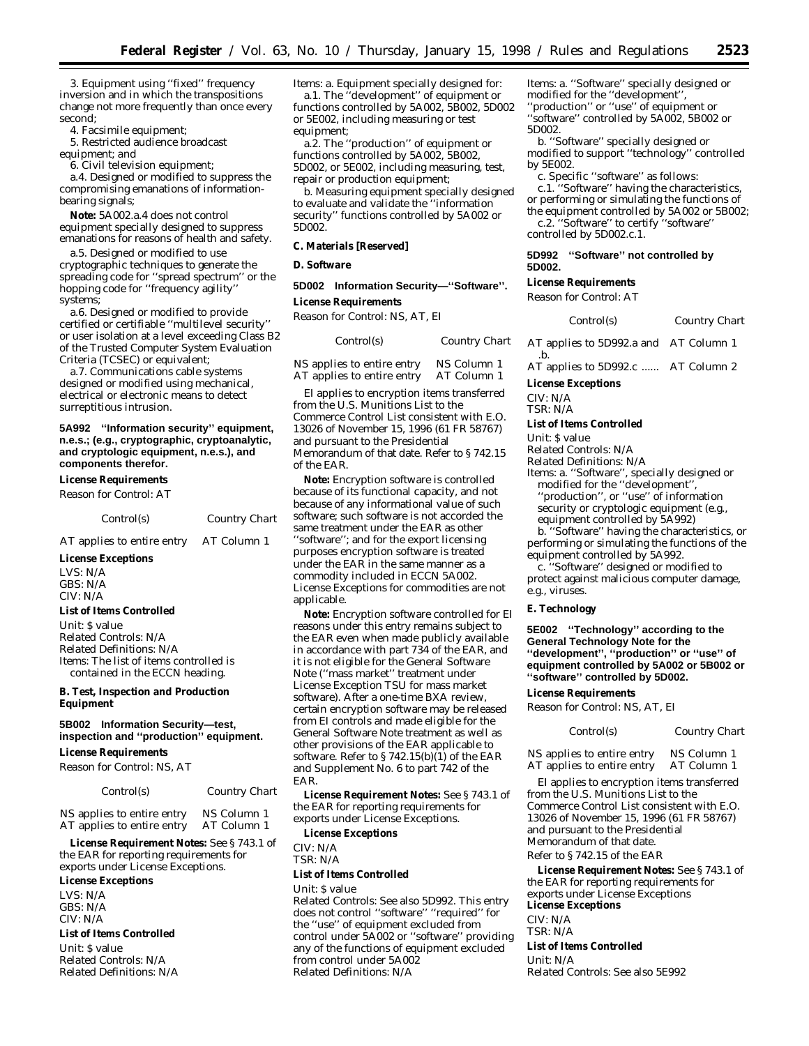3. Equipment using ''fixed'' frequency inversion and in which the transpositions change not more frequently than once every second;

4. Facsimile equipment;

5. Restricted audience broadcast equipment; and

6. Civil television equipment;

a.4. Designed or modified to suppress the compromising emanations of information-bearing signals;

**Note:** 5A002.a.4 does not control equipment specially designed to suppress emanations for reasons of health and safety.

a.5. Designed or modified to use cryptographic techniques to generate the spreading code for ''spread spectrum'' or the hopping code for ''frequency agility'' systems;

a.6. Designed or modified to provide certified or certifiable ''multilevel security'' or user isolation at a level exceeding Class B2 of the Trusted Computer System Evaluation Criteria (TCSEC) or equivalent;

a.7. Communications cable systems designed or modified using mechanical, electrical or electronic means to detect surreptitious intrusion.

**5A992 ''Information security'' equipment, n.e.s.; (e.g., cryptographic, cryptoanalytic, and cryptologic equipment, n.e.s.), and components therefor.**

*License Requirements*

Reason for Control: AT

| Control(s) | Country Chart |
|---|---|
| AT applies to entire entry | AT Column 1 |

*License Exceptions*

LVS: N/A
GBS: N/A
CIV: N/A

*List of Items Controlled*

Unit: $ value
Related Controls: N/A
Related Definitions: N/A
Items: The list of items controlled is contained in the ECCN heading.

***B. Test, Inspection and Production Equipment***

**5B002 Information Security—test, inspection and ''production'' equipment.**

*License Requirements*

Reason for Control: NS, AT

| Control(s) | Country Chart |
|---|---|
| NS applies to entire entry | NS Column 1 |
| AT applies to entire entry | AT Column 1 |

**License Requirement Notes:** See § 743.1 of the EAR for reporting requirements for exports under License Exceptions.

*License Exceptions*

LVS: N/A
GBS: N/A
CIV: N/A

*List of Items Controlled*

Unit: $ value
Related Controls: N/A
Related Definitions: N/A
Items: a. Equipment specially designed for:

a.1. The ''development'' of equipment or functions controlled by 5A002, 5B002, 5D002 or 5E002, including measuring or test equipment;

a.2. The ''production'' of equipment or functions controlled by 5A002, 5B002, 5D002, or 5E002, including measuring, test, repair or production equipment;

b. Measuring equipment specially designed to evaluate and validate the ''information security'' functions controlled by 5A002 or 5D002.

***C. Materials [Reserved]***

***D. Software***

**5D002 Information Security—''Software''.**

*License Requirements*

Reason for Control: NS, AT, EI

| Control(s) | Country Chart |
|---|---|
| NS applies to entire entry | NS Column 1 |
| AT applies to entire entry | AT Column 1 |

EI applies to encryption items transferred from the U.S. Munitions List to the Commerce Control List consistent with E.O. 13026 of November 15, 1996 (61 FR 58767) and pursuant to the Presidential Memorandum of that date. Refer to § 742.15 of the EAR.

**Note:** Encryption software is controlled because of its functional capacity, and not because of any informational value of such software; such software is not accorded the same treatment under the EAR as other ''software''; and for the export licensing purposes encryption software is treated under the EAR in the same manner as a commodity included in ECCN 5A002. License Exceptions for commodities are not applicable.

**Note:** Encryption software controlled for EI reasons under this entry remains subject to the EAR even when made publicly available in accordance with part 734 of the EAR, and it is not eligible for the General Software Note (''mass market'' treatment under License Exception TSU for mass market software). After a one-time BXA review, certain encryption software may be released from EI controls and made eligible for the General Software Note treatment as well as other provisions of the EAR applicable to software. Refer to § 742.15(b)(1) of the EAR and Supplement No. 6 to part 742 of the EAR.

**License Requirement Notes:** See § 743.1 of the EAR for reporting requirements for exports under License Exceptions.

*License Exceptions*

CIV: N/A
TSR: N/A

*List of Items Controlled*

Unit: $ value
Related Controls: See also 5D992. This entry does not control ''software'' ''required'' for the ''use'' of equipment excluded from control under 5A002 or ''software'' providing any of the functions of equipment excluded from control under 5A002
Related Definitions: N/A
Items: a. ''Software'' specially designed or modified for the ''development'', ''production'' or ''use'' of equipment or ''software'' controlled by 5A002, 5B002 or 5D002.

b. ''Software'' specially designed or modified to support ''technology'' controlled by 5E002.

c. Specific ''software'' as follows:

c.1. ''Software'' having the characteristics, or performing or simulating the functions of the equipment controlled by 5A002 or 5B002;

c.2. ''Software'' to certify ''software'' controlled by 5D002.c.1.

**5D992 ''Software'' not controlled by 5D002.**

*License Requirements*

Reason for Control: AT

| Control(s) | Country Chart |
|---|---|
| AT applies to 5D992.a and .b. | AT Column 1 |
| AT applies to 5D992.c ...... | AT Column 2 |

*License Exceptions*

CIV: N/A
TSR: N/A

*List of Items Controlled*

Unit: $ value
Related Controls: N/A
Related Definitions: N/A
Items: a. ''Software'', specially designed or modified for the ''development'', ''production'', or ''use'' of information security or cryptologic equipment (e.g., equipment controlled by 5A992)

b. ''Software'' having the characteristics, or performing or simulating the functions of the equipment controlled by 5A992.

c. ''Software'' designed or modified to protect against malicious computer damage, e.g., viruses.

***E. Technology***

**5E002 ''Technology'' according to the General Technology Note for the ''development'', ''production'' or ''use'' of equipment controlled by 5A002 or 5B002 or ''software'' controlled by 5D002.**

*License Requirements*

Reason for Control: NS, AT, EI

| Control(s) | Country Chart |
|---|---|
| NS applies to entire entry | NS Column 1 |
| AT applies to entire entry | AT Column 1 |

EI applies to encryption items transferred from the U.S. Munitions List to the Commerce Control List consistent with E.O. 13026 of November 15, 1996 (61 FR 58767) and pursuant to the Presidential Memorandum of that date.
Refer to § 742.15 of the EAR

**License Requirement Notes:** See § 743.1 of the EAR for reporting requirements for exports under License Exceptions

*License Exceptions*

CIV: N/A
TSR: N/A

*List of Items Controlled*

Unit: N/A
Related Controls: See also 5E992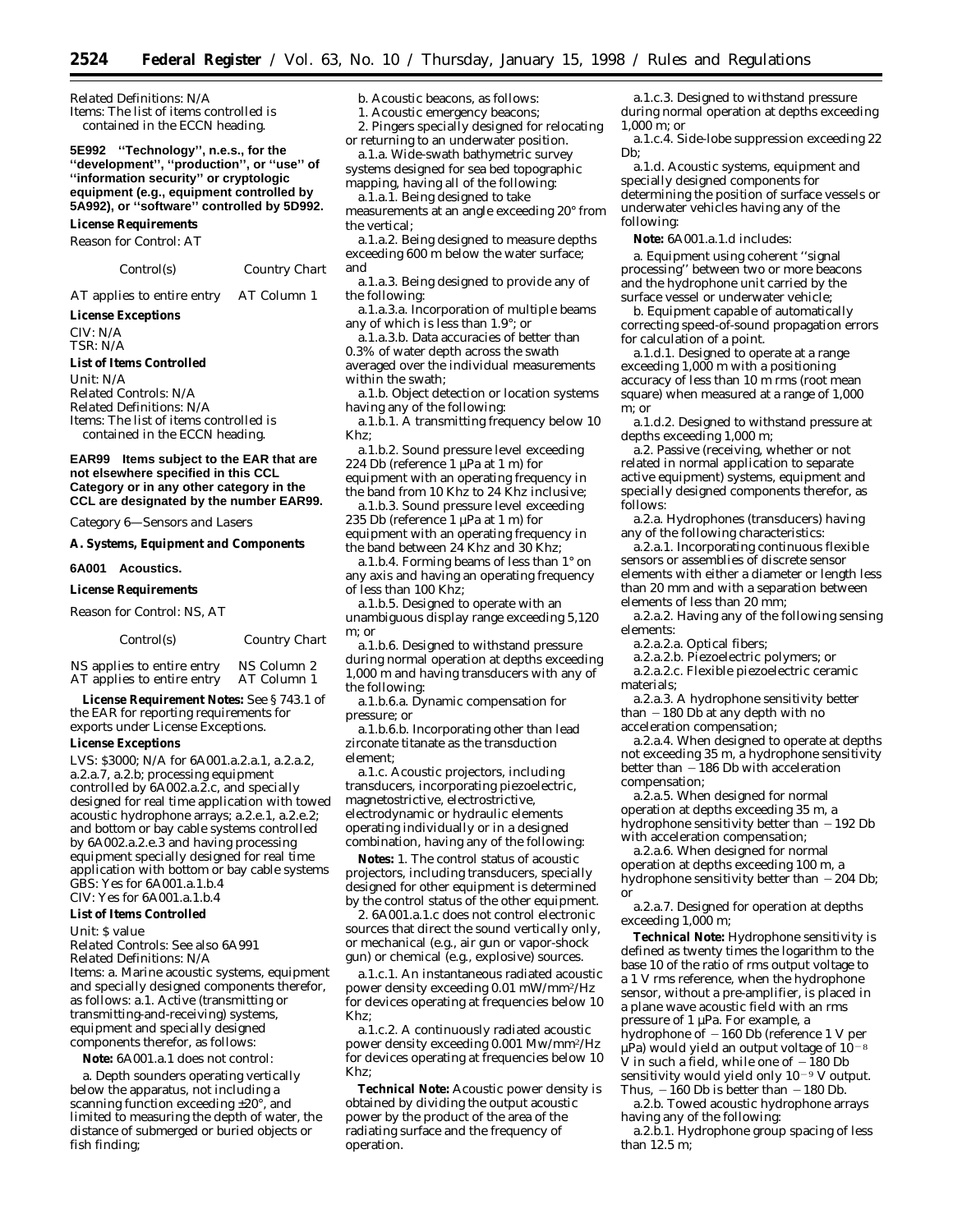Related Definitions: N/A
Items: The list of items controlled is contained in the ECCN heading.

**5E992 "Technology", n.e.s., for the "development", "production", or "use" of "information security" or cryptologic equipment (e.g., equipment controlled by 5A992), or "software" controlled by 5D992.**

**License Requirements**

Reason for Control: AT

| Control(s) | Country Chart |
|---|---|
| AT applies to entire entry | AT Column 1 |

**License Exceptions**

CIV: N/A
TSR: N/A

**List of Items Controlled**

Unit: N/A
Related Controls: N/A
Related Definitions: N/A
Items: The list of items controlled is contained in the ECCN heading.

**EAR99 Items subject to the EAR that are not elsewhere specified in this CCL Category or in any other category in the CCL are designated by the number EAR99.**

Category 6—Sensors and Lasers

**A. Systems, Equipment and Components**

**6A001 Acoustics.**

**License Requirements**

Reason for Control: NS, AT

| Control(s) | Country Chart |
|---|---|
| NS applies to entire entry | NS Column 2 |
| AT applies to entire entry | AT Column 1 |

**License Requirement Notes:** See § 743.1 of the EAR for reporting requirements for exports under License Exceptions.

**License Exceptions**

LVS: $3000; N/A for 6A001.a.2.a.1, a.2.a.2, a.2.a.7, a.2.b; processing equipment controlled by 6A002.a.2.c, and specially designed for real time application with towed acoustic hydrophone arrays; a.2.e.1, a.2.e.2; and bottom or bay cable systems controlled by 6A002.a.2.e.3 and having processing equipment specially designed for real time application with bottom or bay cable systems
GBS: Yes for 6A001.a.1.b.4
CIV: Yes for 6A001.a.1.b.4

**List of Items Controlled**

Unit: $ value
Related Controls: See also 6A991
Related Definitions: N/A
Items: a. Marine acoustic systems, equipment and specially designed components therefor, as follows: a.1. Active (transmitting or transmitting-and-receiving) systems, equipment and specially designed components therefor, as follows:

**Note:** 6A001.a.1 does not control:

a. Depth sounders operating vertically below the apparatus, not including a scanning function exceeding ±20°, and limited to measuring the depth of water, the distance of submerged or buried objects or fish finding;

b. Acoustic beacons, as follows:

1. Acoustic emergency beacons;

2. Pingers specially designed for relocating or returning to an underwater position.

a.1.a. Wide-swath bathymetric survey systems designed for sea bed topographic mapping, having all of the following:

a.1.a.1. Being designed to take measurements at an angle exceeding 20° from the vertical;

a.1.a.2. Being designed to measure depths exceeding 600 m below the water surface; and

a.1.a.3. Being designed to provide any of the following:

a.1.a.3.a. Incorporation of multiple beams any of which is less than 1.9°; or

a.1.a.3.b. Data accuracies of better than 0.3% of water depth across the swath averaged over the individual measurements within the swath;

a.1.b. Object detection or location systems having any of the following:

a.1.b.1. A transmitting frequency below 10 Khz;

a.1.b.2. Sound pressure level exceeding 224 Db (reference 1 μPa at 1 m) for equipment with an operating frequency in the band from 10 Khz to 24 Khz inclusive;

a.1.b.3. Sound pressure level exceeding 235 Db (reference 1 μPa at 1 m) for equipment with an operating frequency in the band between 24 Khz and 30 Khz;

a.1.b.4. Forming beams of less than 1° on any axis and having an operating frequency of less than 100 Khz;

a.1.b.5. Designed to operate with an unambiguous display range exceeding 5,120 m; or

a.1.b.6. Designed to withstand pressure during normal operation at depths exceeding 1,000 m and having transducers with any of the following:

a.1.b.6.a. Dynamic compensation for pressure; or

a.1.b.6.b. Incorporating other than lead zirconate titanate as the transduction element;

a.1.c. Acoustic projectors, including transducers, incorporating piezoelectric, magnetostrictive, electrostrictive, electrodynamic or hydraulic elements operating individually or in a designed combination, having any of the following:

**Notes:** 1. The control status of acoustic projectors, including transducers, specially designed for other equipment is determined by the control status of the other equipment.

2. 6A001.a.1.c does not control electronic sources that direct the sound vertically only, or mechanical (e.g., air gun or vapor-shock gun) or chemical (e.g., explosive) sources.

a.1.c.1. An instantaneous radiated acoustic power density exceeding 0.01 $mW/mm^2/Hz$ for devices operating at frequencies below 10 Khz;

a.1.c.2. A continuously radiated acoustic power density exceeding 0.001 $Mw/mm^2/Hz$ for devices operating at frequencies below 10 Khz;

**Technical Note:** Acoustic power density is obtained by dividing the output acoustic power by the product of the area of the radiating surface and the frequency of operation.

a.1.c.3. Designed to withstand pressure during normal operation at depths exceeding 1,000 m; or

a.1.c.4. Side-lobe suppression exceeding 22 Db;

a.1.d. Acoustic systems, equipment and specially designed components for determining the position of surface vessels or underwater vehicles having any of the following:

**Note:** 6A001.a.1.d includes:

a. Equipment using coherent "signal processing" between two or more beacons and the hydrophone unit carried by the surface vessel or underwater vehicle;

b. Equipment capable of automatically correcting speed-of-sound propagation errors for calculation of a point.

a.1.d.1. Designed to operate at a range exceeding 1,000 m with a positioning accuracy of less than 10 m rms (root mean square) when measured at a range of 1,000 m; or

a.1.d.2. Designed to withstand pressure at depths exceeding 1,000 m;

a.2. Passive (receiving, whether or not related in normal application to separate active equipment) systems, equipment and specially designed components therefor, as follows:

a.2.a. Hydrophones (transducers) having any of the following characteristics:

a.2.a.1. Incorporating continuous flexible sensors or assemblies of discrete sensor elements with either a diameter or length less than 20 mm and with a separation between elements of less than 20 mm;

a.2.a.2. Having any of the following sensing elements:

a.2.a.2.a. Optical fibers;

a.2.a.2.b. Piezoelectric polymers; or

a.2.a.2.c. Flexible piezoelectric ceramic materials;

a.2.a.3. A hydrophone sensitivity better than −180 Db at any depth with no acceleration compensation;

a.2.a.4. When designed to operate at depths not exceeding 35 m, a hydrophone sensitivity better than −186 Db with acceleration compensation;

a.2.a.5. When designed for normal operation at depths exceeding 35 m, a hydrophone sensitivity better than −192 Db with acceleration compensation;

a.2.a.6. When designed for normal operation at depths exceeding 100 m, a hydrophone sensitivity better than −204 Db; or

a.2.a.7. Designed for operation at depths exceeding 1,000 m;

**Technical Note:** Hydrophone sensitivity is defined as twenty times the logarithm to the base 10 of the ratio of rms output voltage to a 1 V rms reference, when the hydrophone sensor, without a pre-amplifier, is placed in a plane wave acoustic field with an rms pressure of 1 μPa. For example, a hydrophone of −160 Db (reference 1 V per μPa) would yield an output voltage of $10^{-8}$ V in such a field, while one of −180 Db sensitivity would yield only $10^{-9}$ V output. Thus, −160 Db is better than −180 Db.

a.2.b. Towed acoustic hydrophone arrays having any of the following:

a.2.b.1. Hydrophone group spacing of less than 12.5 m;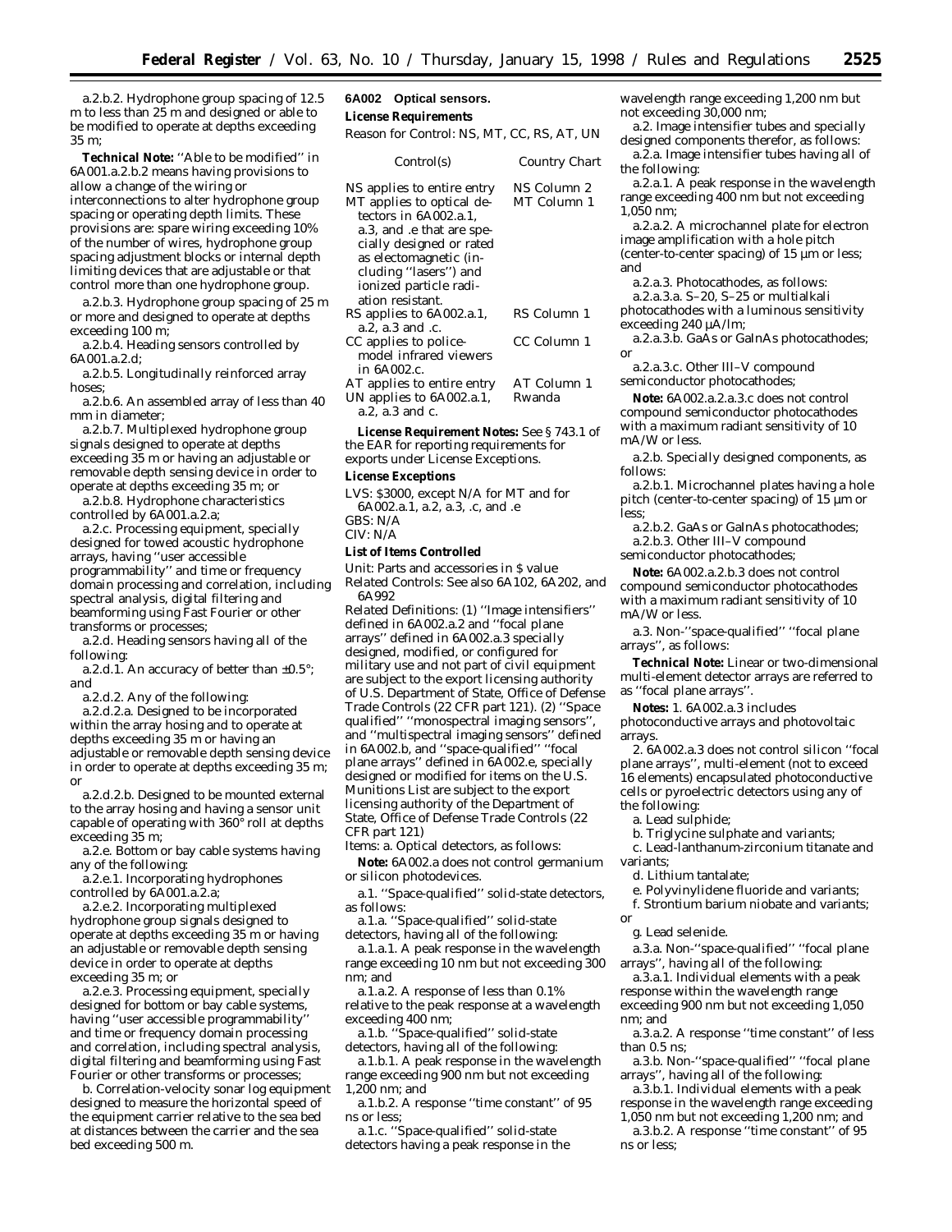a.2.b.2. Hydrophone group spacing of 12.5 m to less than 25 m and designed or able to be modified to operate at depths exceeding 35 m;

**Technical Note:** ''Able to be modified'' in 6A001.a.2.b.2 means having provisions to allow a change of the wiring or interconnections to alter hydrophone group spacing or operating depth limits. These provisions are: spare wiring exceeding 10% of the number of wires, hydrophone group spacing adjustment blocks or internal depth limiting devices that are adjustable or that control more than one hydrophone group.

a.2.b.3. Hydrophone group spacing of 25 m or more and designed to operate at depths exceeding 100 m;

a.2.b.4. Heading sensors controlled by 6A001.a.2.d;

a.2.b.5. Longitudinally reinforced array hoses;

a.2.b.6. An assembled array of less than 40 mm in diameter;

a.2.b.7. Multiplexed hydrophone group signals designed to operate at depths exceeding 35 m or having an adjustable or removable depth sensing device in order to operate at depths exceeding 35 m; or

a.2.b.8. Hydrophone characteristics controlled by 6A001.a.2.a;

a.2.c. Processing equipment, specially designed for towed acoustic hydrophone arrays, having ''user accessible programmability'' and time or frequency domain processing and correlation, including spectral analysis, digital filtering and beamforming using Fast Fourier or other transforms or processes;

a.2.d. Heading sensors having all of the following:

a.2.d.1. An accuracy of better than ±0.5°; and

a.2.d.2. Any of the following:

a.2.d.2.a. Designed to be incorporated within the array hosing and to operate at depths exceeding 35 m or having an adjustable or removable depth sensing device in order to operate at depths exceeding 35 m; or

a.2.d.2.b. Designed to be mounted external to the array hosing and having a sensor unit capable of operating with 360° roll at depths exceeding 35 m;

a.2.e. Bottom or bay cable systems having any of the following:

a.2.e.1. Incorporating hydrophones controlled by 6A001.a.2.a;

a.2.e.2. Incorporating multiplexed hydrophone group signals designed to operate at depths exceeding 35 m or having an adjustable or removable depth sensing device in order to operate at depths exceeding 35 m; or

a.2.e.3. Processing equipment, specially designed for bottom or bay cable systems, having ''user accessible programmability'' and time or frequency domain processing and correlation, including spectral analysis, digital filtering and beamforming using Fast Fourier or other transforms or processes;

b. Correlation-velocity sonar log equipment designed to measure the horizontal speed of the equipment carrier relative to the sea bed at distances between the carrier and the sea bed exceeding 500 m.

**6A002 Optical sensors.**

**License Requirements**

Reason for Control: NS, MT, CC, RS, AT, UN

| Control(s) | Country Chart |
|---|---|
| NS applies to entire entry | NS Column 2 |
| MT applies to optical detectors in 6A002.a.1, a.3, and .e that are specially designed or rated as electomagnetic (including ''lasers'') and ionized particle radiation resistant. | MT Column 1 |
| RS applies to 6A002.a.1, a.2, a.3 and .c. | RS Column 1 |
| CC applies to police-model infrared viewers in 6A002.c. | CC Column 1 |
| AT applies to entire entry | AT Column 1 |
| UN applies to 6A002.a.1, a.2, a.3 and c. | Rwanda |

**License Requirement Notes:** See § 743.1 of the EAR for reporting requirements for exports under License Exceptions.

**License Exceptions**

LVS: $3000, except N/A for MT and for 6A002.a.1, a.2, a.3, .c, and .e
GBS: N/A
CIV: N/A

**List of Items Controlled**

Unit: Parts and accessories in $ value
Related Controls: See also 6A102, 6A202, and 6A992
Related Definitions: (1) ''Image intensifiers'' defined in 6A002.a.2 and ''focal plane arrays'' defined in 6A002.a.3 specially designed, modified, or configured for military use and not part of civil equipment are subject to the export licensing authority of U.S. Department of State, Office of Defense Trade Controls (22 CFR part 121). (2) ''Space qualified'' ''monospectral imaging sensors'', and ''multispectral imaging sensors'' defined in 6A002.b, and ''space-qualified'' ''focal plane arrays'' defined in 6A002.e, specially designed or modified for items on the U.S. Munitions List are subject to the export licensing authority of the Department of State, Office of Defense Trade Controls (22 CFR part 121)
Items: a. Optical detectors, as follows:

**Note:** 6A002.a does not control germanium or silicon photodevices.

a.1. ''Space-qualified'' solid-state detectors, as follows:

a.1.a. ''Space-qualified'' solid-state detectors, having all of the following:

a.1.a.1. A peak response in the wavelength range exceeding 10 nm but not exceeding 300 nm; and

a.1.a.2. A response of less than 0.1% relative to the peak response at a wavelength exceeding 400 nm;

a.1.b. ''Space-qualified'' solid-state detectors, having all of the following:

a.1.b.1. A peak response in the wavelength range exceeding 900 nm but not exceeding 1,200 nm; and

a.1.b.2. A response ''time constant'' of 95 ns or less;

a.1.c. ''Space-qualified'' solid-state detectors having a peak response in the wavelength range exceeding 1,200 nm but not exceeding 30,000 nm;

a.2. Image intensifier tubes and specially designed components therefor, as follows:

a.2.a. Image intensifier tubes having all of the following:

a.2.a.1. A peak response in the wavelength range exceeding 400 nm but not exceeding 1,050 nm;

a.2.a.2. A microchannel plate for electron image amplification with a hole pitch (center-to-center spacing) of 15 µm or less; and

a.2.a.3. Photocathodes, as follows:

a.2.a.3.a. S–20, S–25 or multialkali photocathodes with a luminous sensitivity exceeding 240 µA/lm;

a.2.a.3.b. GaAs or GaInAs photocathodes; or

a.2.a.3.c. Other III–V compound semiconductor photocathodes;

**Note:** 6A002.a.2.a.3.c does not control compound semiconductor photocathodes with a maximum radiant sensitivity of 10 mA/W or less.

a.2.b. Specially designed components, as follows:

a.2.b.1. Microchannel plates having a hole pitch (center-to-center spacing) of 15 µm or less;

a.2.b.2. GaAs or GaInAs photocathodes;

a.2.b.3. Other III–V compound semiconductor photocathodes;

**Note:** 6A002.a.2.b.3 does not control compound semiconductor photocathodes with a maximum radiant sensitivity of 10 mA/W or less.

a.3. Non-''space-qualified'' ''focal plane arrays'', as follows:

**Technical Note:** Linear or two-dimensional multi-element detector arrays are referred to as ''focal plane arrays''.

**Notes:** 1. 6A002.a.3 includes photoconductive arrays and photovoltaic arrays.

2. 6A002.a.3 does not control silicon ''focal plane arrays'', multi-element (not to exceed 16 elements) encapsulated photoconductive cells or pyroelectric detectors using any of the following:

a. Lead sulphide;

b. Triglycine sulphate and variants;

c. Lead-lanthanum-zirconium titanate and variants;

d. Lithium tantalate;

e. Polyvinylidene fluoride and variants;

f. Strontium barium niobate and variants; or

g. Lead selenide.

a.3.a. Non-''space-qualified'' ''focal plane arrays'', having all of the following:

a.3.a.1. Individual elements with a peak response within the wavelength range exceeding 900 nm but not exceeding 1,050 nm; and

a.3.a.2. A response ''time constant'' of less than 0.5 ns;

a.3.b. Non-''space-qualified'' ''focal plane arrays'', having all of the following:

a.3.b.1. Individual elements with a peak response in the wavelength range exceeding 1,050 nm but not exceeding 1,200 nm; and

a.3.b.2. A response ''time constant'' of 95 ns or less;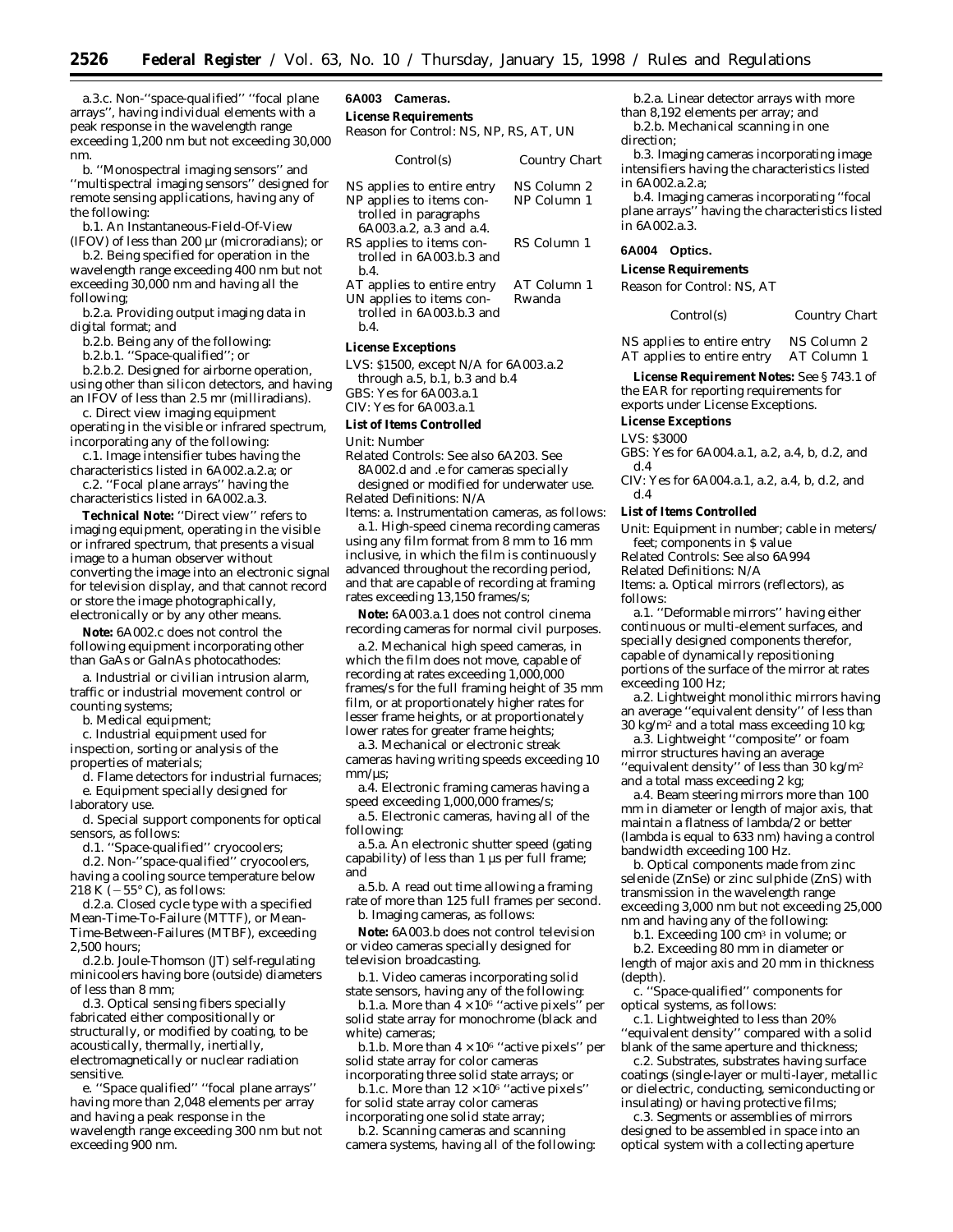a.3.c. Non-''space-qualified'' ''focal plane arrays'', having individual elements with a peak response in the wavelength range exceeding 1,200 nm but not exceeding 30,000 nm.

b. ''Monospectral imaging sensors'' and ''multispectral imaging sensors'' designed for remote sensing applications, having any of the following:

b.1. An Instantaneous-Field-Of-View (IFOV) of less than 200 μr (microradians); or

b.2. Being specified for operation in the wavelength range exceeding 400 nm but not exceeding 30,000 nm and having all the following;

b.2.a. Providing output imaging data in digital format; and

b.2.b. Being any of the following:

b.2.b.1. ''Space-qualified''; or

b.2.b.2. Designed for airborne operation, using other than silicon detectors, and having an IFOV of less than 2.5 mr (milliradians).

c. Direct view imaging equipment operating in the visible or infrared spectrum, incorporating any of the following:

c.1. Image intensifier tubes having the characteristics listed in 6A002.a.2.a; or

c.2. ''Focal plane arrays'' having the characteristics listed in 6A002.a.3.

**Technical Note:** ''Direct view'' refers to imaging equipment, operating in the visible or infrared spectrum, that presents a visual image to a human observer without converting the image into an electronic signal for television display, and that cannot record or store the image photographically, electronically or by any other means.

**Note:** 6A002.c does not control the following equipment incorporating other than GaAs or GaInAs photocathodes:

a. Industrial or civilian intrusion alarm, traffic or industrial movement control or counting systems;

b. Medical equipment;

c. Industrial equipment used for inspection, sorting or analysis of the properties of materials;

d. Flame detectors for industrial furnaces;

e. Equipment specially designed for laboratory use.

d. Special support components for optical sensors, as follows:

d.1. ''Space-qualified'' cryocoolers;

d.2. Non-''space-qualified'' cryocoolers, having a cooling source temperature below 218 K (−55° C), as follows:

d.2.a. Closed cycle type with a specified Mean-Time-To-Failure (MTTF), or Mean-Time-Between-Failures (MTBF), exceeding 2,500 hours;

d.2.b. Joule-Thomson (JT) self-regulating minicoolers having bore (outside) diameters of less than 8 mm;

d.3. Optical sensing fibers specially fabricated either compositionally or structurally, or modified by coating, to be acoustically, thermally, inertially, electromagnetically or nuclear radiation sensitive.

e. ''Space qualified'' ''focal plane arrays'' having more than 2,048 elements per array and having a peak response in the wavelength range exceeding 300 nm but not exceeding 900 nm.

## 6A003 Cameras.

**License Requirements**

Reason for Control: NS, NP, RS, AT, UN

| Control(s) | Country Chart |
|---|---|
| NS applies to entire entry | NS Column 2 |
| NP applies to items controlled in paragraphs 6A003.a.2, a.3 and a.4. | NP Column 1 |
| RS applies to items controlled in 6A003.b.3 and b.4. | RS Column 1 |
| AT applies to entire entry | AT Column 1 |
| UN applies to items controlled in 6A003.b.3 and b.4. | Rwanda |

**License Exceptions**

LVS: $1500, except N/A for 6A003.a.2 through a.5, b.1, b.3 and b.4

GBS: Yes for 6A003.a.1

CIV: Yes for 6A003.a.1

**List of Items Controlled**

Unit: Number

Related Controls: See also 6A203. See 8A002.d and .e for cameras specially designed or modified for underwater use.

Related Definitions: N/A

Items: a. Instrumentation cameras, as follows:

a.1. High-speed cinema recording cameras using any film format from 8 mm to 16 mm inclusive, in which the film is continuously advanced throughout the recording period, and that are capable of recording at framing rates exceeding 13,150 frames/s;

**Note:** 6A003.a.1 does not control cinema recording cameras for normal civil purposes.

a.2. Mechanical high speed cameras, in which the film does not move, capable of recording at rates exceeding 1,000,000 frames/s for the full framing height of 35 mm film, or at proportionately higher rates for lesser frame heights, or at proportionately lower rates for greater frame heights;

a.3. Mechanical or electronic streak cameras having writing speeds exceeding 10 mm/μs;

a.4. Electronic framing cameras having a speed exceeding 1,000,000 frames/s;

a.5. Electronic cameras, having all of the following:

a.5.a. An electronic shutter speed (gating capability) of less than 1 μs per full frame; and

a.5.b. A read out time allowing a framing rate of more than 125 full frames per second.

b. Imaging cameras, as follows:

**Note:** 6A003.b does not control television or video cameras specially designed for television broadcasting.

b.1. Video cameras incorporating solid state sensors, having any of the following:

b.1.a. More than $4 \times 10^6$ ''active pixels'' per solid state array for monochrome (black and white) cameras;

b.1.b. More than $4 \times 10^6$ ''active pixels'' per solid state array for color cameras incorporating three solid state arrays; or

b.1.c. More than $12 \times 10^6$ ''active pixels'' for solid state array color cameras incorporating one solid state array;

b.2. Scanning cameras and scanning camera systems, having all of the following:

b.2.a. Linear detector arrays with more than 8,192 elements per array; and

b.2.b. Mechanical scanning in one direction;

b.3. Imaging cameras incorporating image intensifiers having the characteristics listed in 6A002.a.2.a;

b.4. Imaging cameras incorporating ''focal plane arrays'' having the characteristics listed in 6A002.a.3.

## 6A004 Optics.

**License Requirements**

Reason for Control: NS, AT

| Control(s) | Country Chart |
|---|---|
| NS applies to entire entry | NS Column 2 |
| AT applies to entire entry | AT Column 1 |

**License Requirement Notes:** See § 743.1 of the EAR for reporting requirements for exports under License Exceptions.

**License Exceptions**

LVS: $3000

GBS: Yes for 6A004.a.1, a.2, a.4, b, d.2, and d.4

CIV: Yes for 6A004.a.1, a.2, a.4, b, d.2, and d.4

**List of Items Controlled**

Unit: Equipment in number; cable in meters/feet; components in $ value

Related Controls: See also 6A994

Related Definitions: N/A

Items: a. Optical mirrors (reflectors), as follows:

a.1. ''Deformable mirrors'' having either continuous or multi-element surfaces, and specially designed components therefor, capable of dynamically repositioning portions of the surface of the mirror at rates exceeding 100 Hz;

a.2. Lightweight monolithic mirrors having an average ''equivalent density'' of less than 30 kg/m$^2$ and a total mass exceeding 10 kg;

a.3. Lightweight ''composite'' or foam mirror structures having an average ''equivalent density'' of less than 30 kg/m$^2$ and a total mass exceeding 2 kg;

a.4. Beam steering mirrors more than 100 mm in diameter or length of major axis, that maintain a flatness of lambda/2 or better (lambda is equal to 633 nm) having a control bandwidth exceeding 100 Hz.

b. Optical components made from zinc selenide (ZnSe) or zinc sulphide (ZnS) with transmission in the wavelength range exceeding 3,000 nm but not exceeding 25,000 nm and having any of the following:

b.1. Exceeding 100 cm$^3$ in volume; or

b.2. Exceeding 80 mm in diameter or length of major axis and 20 mm in thickness (depth).

c. ''Space-qualified'' components for optical systems, as follows:

c.1. Lightweighted to less than 20% ''equivalent density'' compared with a solid blank of the same aperture and thickness;

c.2. Substrates, substrates having surface coatings (single-layer or multi-layer, metallic or dielectric, conducting, semiconducting or insulating) or having protective films;

c.3. Segments or assemblies of mirrors designed to be assembled in space into an optical system with a collecting aperture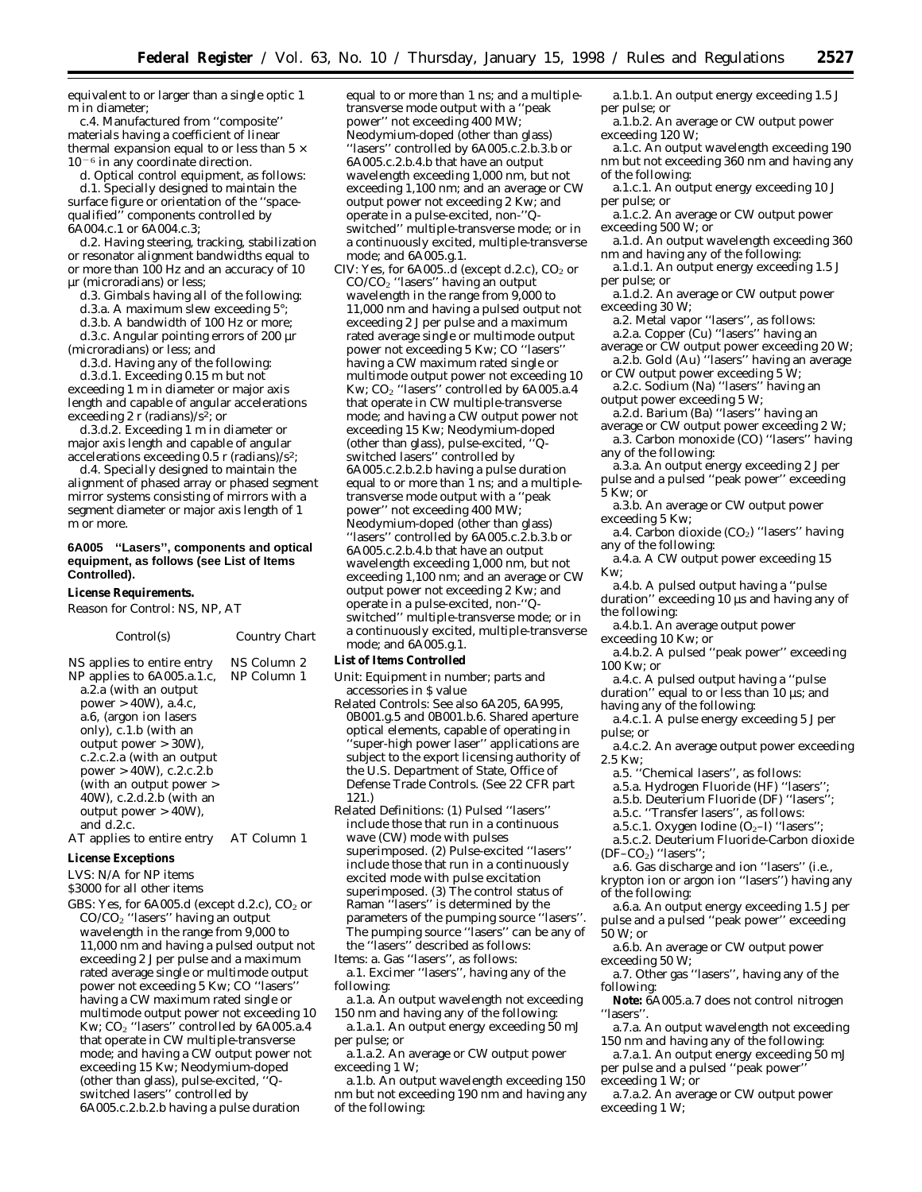equivalent to or larger than a single optic 1 m in diameter;

c.4. Manufactured from ''composite'' materials having a coefficient of linear thermal expansion equal to or less than $5 \times 10^{-6}$ in any coordinate direction.

d. Optical control equipment, as follows:

d.1. Specially designed to maintain the surface figure or orientation of the ''space-qualified'' components controlled by 6A004.c.1 or 6A004.c.3;

d.2. Having steering, tracking, stabilization or resonator alignment bandwidths equal to or more than 100 Hz and an accuracy of 10 µr (microradians) or less;

d.3. Gimbals having all of the following:

d.3.a. A maximum slew exceeding 5°;

d.3.b. A bandwidth of 100 Hz or more;

d.3.c. Angular pointing errors of 200 µr (microradians) or less; and

d.3.d. Having any of the following:

d.3.d.1. Exceeding 0.15 m but not exceeding 1 m in diameter or major axis length and capable of angular accelerations exceeding 2 r (radians)/$s^2$; or

d.3.d.2. Exceeding 1 m in diameter or major axis length and capable of angular accelerations exceeding 0.5 r (radians)/$s^2$;

d.4. Specially designed to maintain the alignment of phased array or phased segment mirror systems consisting of mirrors with a segment diameter or major axis length of 1 m or more.

**6A005 ''Lasers'', components and optical equipment, as follows (see List of Items Controlled).**

**License Requirements.**

*Reason for Control:* NS, NP, AT

| Control(s) | Country Chart |
|---|---|
| NS applies to entire entry | NS Column 2 |
| NP applies to 6A005.a.1.c, a.2.a (with an output power > 40W), a.4.c, a.6, (argon ion lasers only), c.1.b (with an output power > 30W), c.2.c.2.a (with an output power > 40W), c.2.c.2.b (with an output power > 40W), c.2.d.2.b (with an output power > 40W), and d.2.c. | NP Column 1 |
| AT applies to entire entry | AT Column 1 |

**License Exceptions**

LVS: N/A for NP items
$3000 for all other items

GBS: Yes, for 6A005.d (except d.2.c), $CO_2$ or $CO/CO_2$ ''lasers'' having an output wavelength in the range from 9,000 to 11,000 nm and having a pulsed output not exceeding 2 J per pulse and a maximum rated average single or multimode output power not exceeding 5 Kw; CO ''lasers'' having a CW maximum rated single or multimode output power not exceeding 10 Kw; $CO_2$ ''lasers'' controlled by 6A005.a.4 that operate in CW multiple-transverse mode; and having a CW output power not exceeding 15 Kw; Neodymium-doped (other than glass), pulse-excited, ''Q-switched lasers'' controlled by 6A005.c.2.b.2.b having a pulse duration equal to or more than 1 ns; and a multiple-transverse mode output with a ''peak power'' not exceeding 400 MW; Neodymium-doped (other than glass) ''lasers'' controlled by 6A005.c.2.b.3.b or 6A005.c.2.b.4.b that have an output wavelength exceeding 1,000 nm, but not exceeding 1,100 nm; and an average or CW output power not exceeding 2 Kw; and operate in a pulse-excited, non-''Q-switched'' multiple-transverse mode; or in a continuously excited, multiple-transverse mode; and 6A005.g.1.

CIV: Yes, for 6A005..d (except d.2.c), $CO_2$ or $CO/CO_2$ ''lasers'' having an output wavelength in the range from 9,000 to 11,000 nm and having a pulsed output not exceeding 2 J per pulse and a maximum rated average single or multimode output power not exceeding 5 Kw; CO ''lasers'' having a CW maximum rated single or multimode output power not exceeding 10 Kw; $CO_2$ ''lasers'' controlled by 6A005.a.4 that operate in CW multiple-transverse mode; and having a CW output power not exceeding 15 Kw; Neodymium-doped (other than glass), pulse-excited, ''Q-switched lasers'' controlled by 6A005.c.2.b.2.b having a pulse duration equal to or more than 1 ns; and a multiple-transverse mode output with a ''peak power'' not exceeding 400 MW; Neodymium-doped (other than glass) ''lasers'' controlled by 6A005.c.2.b.3.b or 6A005.c.2.b.4.b that have an output wavelength exceeding 1,000 nm, but not exceeding 1,100 nm; and an average or CW output power not exceeding 2 Kw; and operate in a pulse-excited, non-''Q-switched'' multiple-transverse mode; or in a continuously excited, multiple-transverse mode; and 6A005.g.1.

**List of Items Controlled**

*Unit:* Equipment in number; parts and accessories in $ value

*Related Controls:* See also 6A205, 6A995, 0B001.g.5 and 0B001.b.6. Shared aperture optical elements, capable of operating in ''super-high power laser'' applications are subject to the export licensing authority of the U.S. Department of State, Office of Defense Trade Controls. (See 22 CFR part 121.)

*Related Definitions:* (1) Pulsed ''lasers'' include those that run in a continuous wave (CW) mode with pulses superimposed. (2) Pulse-excited ''lasers'' include those that run in a continuously excited mode with pulse excitation superimposed. (3) The control status of Raman ''lasers'' is determined by the parameters of the pumping source ''lasers''. The pumping source ''lasers'' can be any of the ''lasers'' described as follows:

*Items:* a. Gas ''lasers'', as follows:

a.1. Excimer ''lasers'', having any of the following:

a.1.a. An output wavelength not exceeding 150 nm and having any of the following:

a.1.a.1. An output energy exceeding 50 mJ per pulse; or

a.1.a.2. An average or CW output power exceeding 1 W;

a.1.b. An output wavelength exceeding 150 nm but not exceeding 190 nm and having any of the following:

a.1.b.1. An output energy exceeding 1.5 J per pulse; or

a.1.b.2. An average or CW output power exceeding 120 W;

a.1.c. An output wavelength exceeding 190 nm but not exceeding 360 nm and having any of the following:

a.1.c.1. An output energy exceeding 10 J per pulse; or

a.1.c.2. An average or CW output power exceeding 500 W; or

a.1.d. An output wavelength exceeding 360 nm and having any of the following:

a.1.d.1. An output energy exceeding 1.5 J per pulse; or

a.1.d.2. An average or CW output power exceeding 30 W;

a.2. Metal vapor ''lasers'', as follows:

a.2.a. Copper (Cu) ''lasers'' having an average or CW output power exceeding 20 W;

a.2.b. Gold (Au) ''lasers'' having an average or CW output power exceeding 5 W;

a.2.c. Sodium (Na) ''lasers'' having an output power exceeding 5 W;

a.2.d. Barium (Ba) ''lasers'' having an average or CW output power exceeding 2 W;

a.3. Carbon monoxide (CO) ''lasers'' having any of the following:

a.3.a. An output energy exceeding 2 J per pulse and a pulsed ''peak power'' exceeding 5 Kw; or

a.3.b. An average or CW output power exceeding 5 Kw;

a.4. Carbon dioxide ($CO_2$) ''lasers'' having any of the following:

a.4.a. A CW output power exceeding 15 Kw;

a.4.b. A pulsed output having a ''pulse duration'' exceeding 10 µs and having any of the following:

a.4.b.1. An average output power exceeding 10 Kw; or

a.4.b.2. A pulsed ''peak power'' exceeding 100 Kw; or

a.4.c. A pulsed output having a ''pulse duration'' equal to or less than 10 µs; and having any of the following:

a.4.c.1. A pulse energy exceeding 5 J per pulse; or

a.4.c.2. An average output power exceeding 2.5 Kw;

a.5. ''Chemical lasers'', as follows:

a.5.a. Hydrogen Fluoride (HF) ''lasers'';

a.5.b. Deuterium Fluoride (DF) ''lasers'';

a.5.c. ''Transfer lasers'', as follows:

a.5.c.1. Oxygen Iodine ($O_2$–I) ''lasers'';

a.5.c.2. Deuterium Fluoride-Carbon dioxide (DF–$CO_2$) ''lasers'';

a.6. Gas discharge and ion ''lasers'' (i.e., krypton ion or argon ion ''lasers'') having any of the following:

a.6.a. An output energy exceeding 1.5 J per pulse and a pulsed ''peak power'' exceeding 50 W; or

a.6.b. An average or CW output power exceeding 50 W;

a.7. Other gas ''lasers'', having any of the following:

**Note:** 6A005.a.7 does not control nitrogen ''lasers''.

a.7.a. An output wavelength not exceeding 150 nm and having any of the following:

a.7.a.1. An output energy exceeding 50 mJ per pulse and a pulsed ''peak power'' exceeding 1 W; or

a.7.a.2. An average or CW output power exceeding 1 W;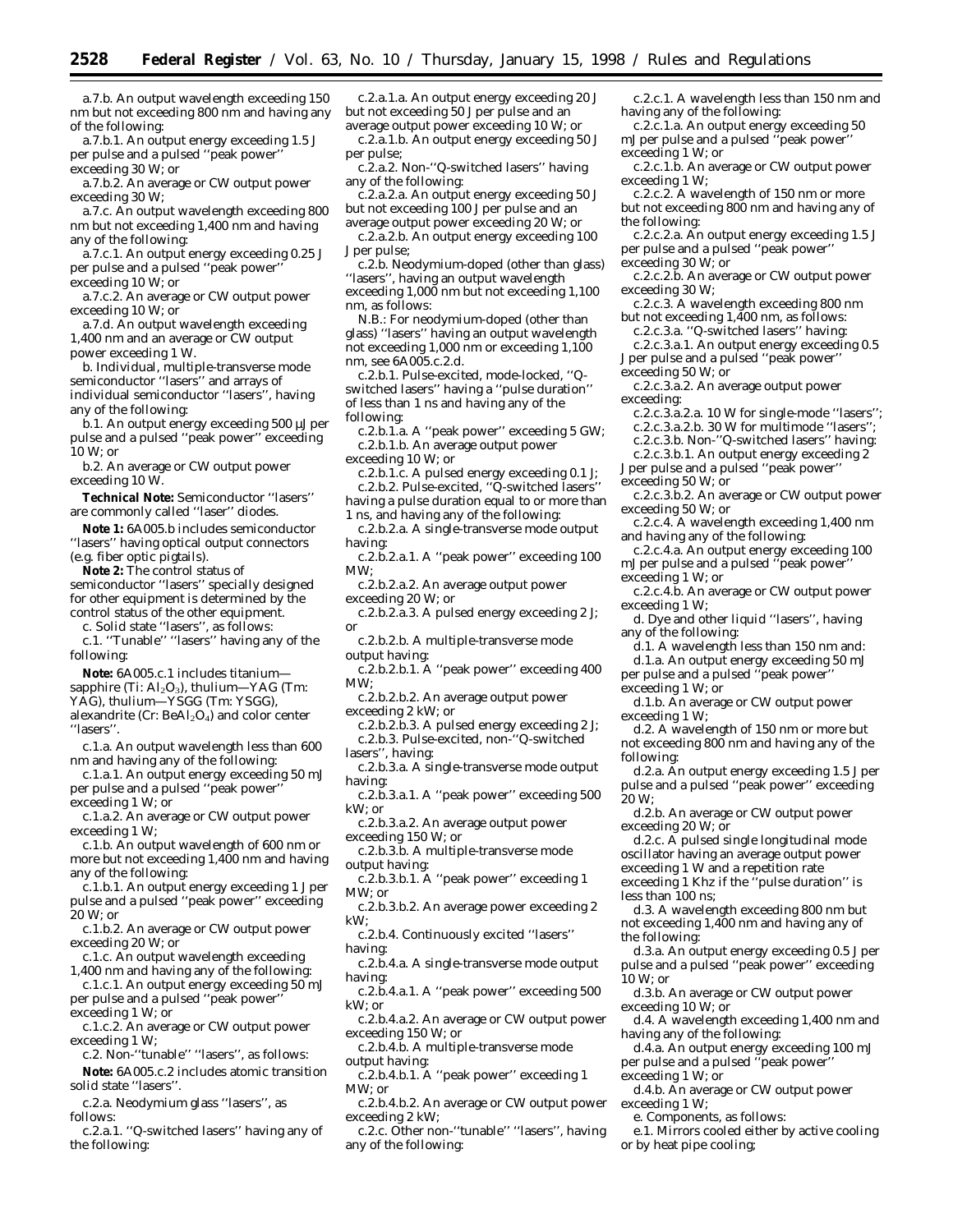a.7.b. An output wavelength exceeding 150 nm but not exceeding 800 nm and having any of the following:

a.7.b.1. An output energy exceeding 1.5 J per pulse and a pulsed ''peak power'' exceeding 30 W; or

a.7.b.2. An average or CW output power exceeding 30 W;

a.7.c. An output wavelength exceeding 800 nm but not exceeding 1,400 nm and having any of the following:

a.7.c.1. An output energy exceeding 0.25 J per pulse and a pulsed ''peak power'' exceeding 10 W; or

a.7.c.2. An average or CW output power exceeding 10 W; or

a.7.d. An output wavelength exceeding 1,400 nm and an average or CW output power exceeding 1 W.

b. Individual, multiple-transverse mode semiconductor ''lasers'' and arrays of individual semiconductor ''lasers'', having any of the following:

b.1. An output energy exceeding 500 μJ per pulse and a pulsed ''peak power'' exceeding 10 W; or

b.2. An average or CW output power exceeding 10 W.

**Technical Note:** Semiconductor ''lasers'' are commonly called ''laser'' diodes.

**Note 1:** 6A005.b includes semiconductor ''lasers'' having optical output connectors (e.g. fiber optic pigtails).

**Note 2:** The control status of semiconductor ''lasers'' specially designed for other equipment is determined by the control status of the other equipment.

c. Solid state ''lasers'', as follows:

c.1. ''Tunable'' ''lasers'' having any of the following:

**Note:** 6A005.c.1 includes titanium—sapphire (Ti: $Al_2O_3$), thulium—YAG (Tm: YAG), thulium—YSGG (Tm: YSGG), alexandrite (Cr: $BeAl_2O_4$) and color center ''lasers''.

c.1.a. An output wavelength less than 600 nm and having any of the following:

c.1.a.1. An output energy exceeding 50 mJ per pulse and a pulsed ''peak power'' exceeding 1 W; or

c.1.a.2. An average or CW output power exceeding 1 W;

c.1.b. An output wavelength of 600 nm or more but not exceeding 1,400 nm and having any of the following:

c.1.b.1. An output energy exceeding 1 J per pulse and a pulsed ''peak power'' exceeding 20 W; or

c.1.b.2. An average or CW output power exceeding 20 W; or

c.1.c. An output wavelength exceeding 1,400 nm and having any of the following:

c.1.c.1. An output energy exceeding 50 mJ per pulse and a pulsed ''peak power'' exceeding 1 W; or

c.1.c.2. An average or CW output power exceeding 1 W;

c.2. Non-''tunable'' ''lasers'', as follows:

**Note:** 6A005.c.2 includes atomic transition solid state ''lasers''.

c.2.a. Neodymium glass ''lasers'', as follows:

c.2.a.1. ''Q-switched lasers'' having any of the following:

c.2.a.1.a. An output energy exceeding 20 J but not exceeding 50 J per pulse and an average output power exceeding 10 W; or

c.2.a.1.b. An output energy exceeding 50 J per pulse;

c.2.a.2. Non-''Q-switched lasers'' having any of the following:

c.2.a.2.a. An output energy exceeding 50 J but not exceeding 100 J per pulse and an average output power exceeding 20 W; or

c.2.a.2.b. An output energy exceeding 100 J per pulse;

c.2.b. Neodymium-doped (other than glass) ''lasers'', having an output wavelength exceeding 1,000 nm but not exceeding 1,100 nm, as follows:

N.B.: For neodymium-doped (other than glass) ''lasers'' having an output wavelength not exceeding 1,000 nm or exceeding 1,100 nm, see 6A005.c.2.d.

c.2.b.1. Pulse-excited, mode-locked, ''Q-switched lasers'' having a ''pulse duration'' of less than 1 ns and having any of the following:

c.2.b.1.a. A ''peak power'' exceeding 5 GW;

c.2.b.1.b. An average output power exceeding 10 W; or

c.2.b.1.c. A pulsed energy exceeding 0.1 J;

c.2.b.2. Pulse-excited, ''Q-switched lasers'' having a pulse duration equal to or more than 1 ns, and having any of the following:

c.2.b.2.a. A single-transverse mode output having:

c.2.b.2.a.1. A ''peak power'' exceeding 100 MW;

c.2.b.2.a.2. An average output power exceeding 20 W; or

c.2.b.2.a.3. A pulsed energy exceeding 2 J; or

c.2.b.2.b. A multiple-transverse mode output having:

c.2.b.2.b.1. A ''peak power'' exceeding 400 MW;

c.2.b.2.b.2. An average output power exceeding 2 kW; or

c.2.b.2.b.3. A pulsed energy exceeding 2 J;

c.2.b.3. Pulse-excited, non-''Q-switched lasers'', having:

c.2.b.3.a. A single-transverse mode output having:

c.2.b.3.a.1. A ''peak power'' exceeding 500 kW; or

c.2.b.3.a.2. An average output power exceeding 150 W; or

c.2.b.3.b. A multiple-transverse mode output having:

c.2.b.3.b.1. A ''peak power'' exceeding 1 MW; or

c.2.b.3.b.2. An average power exceeding 2 kW;

c.2.b.4. Continuously excited ''lasers'' having:

c.2.b.4.a. A single-transverse mode output having:

c.2.b.4.a.1. A ''peak power'' exceeding 500 kW; or

c.2.b.4.a.2. An average or CW output power exceeding 150 W; or

c.2.b.4.b. A multiple-transverse mode output having:

c.2.b.4.b.1. A ''peak power'' exceeding 1 MW; or

c.2.b.4.b.2. An average or CW output power exceeding 2 kW;

c.2.c. Other non-''tunable'' ''lasers'', having any of the following:

c.2.c.1. A wavelength less than 150 nm and having any of the following:

c.2.c.1.a. An output energy exceeding 50 mJ per pulse and a pulsed ''peak power'' exceeding 1 W; or

c.2.c.1.b. An average or CW output power exceeding 1 W;

c.2.c.2. A wavelength of 150 nm or more but not exceeding 800 nm and having any of the following:

c.2.c.2.a. An output energy exceeding 1.5 J per pulse and a pulsed ''peak power'' exceeding 30 W; or

c.2.c.2.b. An average or CW output power exceeding 30 W;

c.2.c.3. A wavelength exceeding 800 nm but not exceeding 1,400 nm, as follows:

c.2.c.3.a. ''Q-switched lasers'' having:

c.2.c.3.a.1. An output energy exceeding 0.5 J per pulse and a pulsed ''peak power'' exceeding 50 W; or

c.2.c.3.a.2. An average output power exceeding:

c.2.c.3.a.2.a. 10 W for single-mode ''lasers'';

c.2.c.3.a.2.b. 30 W for multimode ''lasers'';

c.2.c.3.b. Non-''Q-switched lasers'' having:

c.2.c.3.b.1. An output energy exceeding 2 J per pulse and a pulsed ''peak power'' exceeding 50 W; or

c.2.c.3.b.2. An average or CW output power exceeding 50 W; or

c.2.c.4. A wavelength exceeding 1,400 nm and having any of the following:

c.2.c.4.a. An output energy exceeding 100 mJ per pulse and a pulsed ''peak power'' exceeding 1 W; or

c.2.c.4.b. An average or CW output power exceeding 1 W;

d. Dye and other liquid ''lasers'', having any of the following:

d.1. A wavelength less than 150 nm and:

d.1.a. An output energy exceeding 50 mJ per pulse and a pulsed ''peak power'' exceeding 1 W; or

d.1.b. An average or CW output power exceeding 1 W;

d.2. A wavelength of 150 nm or more but not exceeding 800 nm and having any of the following:

d.2.a. An output energy exceeding 1.5 J per pulse and a pulsed ''peak power'' exceeding 20 W;

d.2.b. An average or CW output power exceeding 20 W; or

d.2.c. A pulsed single longitudinal mode oscillator having an average output power exceeding 1 W and a repetition rate exceeding 1 Khz if the ''pulse duration'' is less than 100 ns;

d.3. A wavelength exceeding 800 nm but not exceeding 1,400 nm and having any of the following:

d.3.a. An output energy exceeding 0.5 J per pulse and a pulsed ''peak power'' exceeding 10 W; or

d.3.b. An average or CW output power exceeding 10 W; or

d.4. A wavelength exceeding 1,400 nm and having any of the following:

d.4.a. An output energy exceeding 100 mJ per pulse and a pulsed ''peak power'' exceeding 1 W; or

d.4.b. An average or CW output power exceeding 1 W;

e. Components, as follows:

e.1. Mirrors cooled either by active cooling or by heat pipe cooling;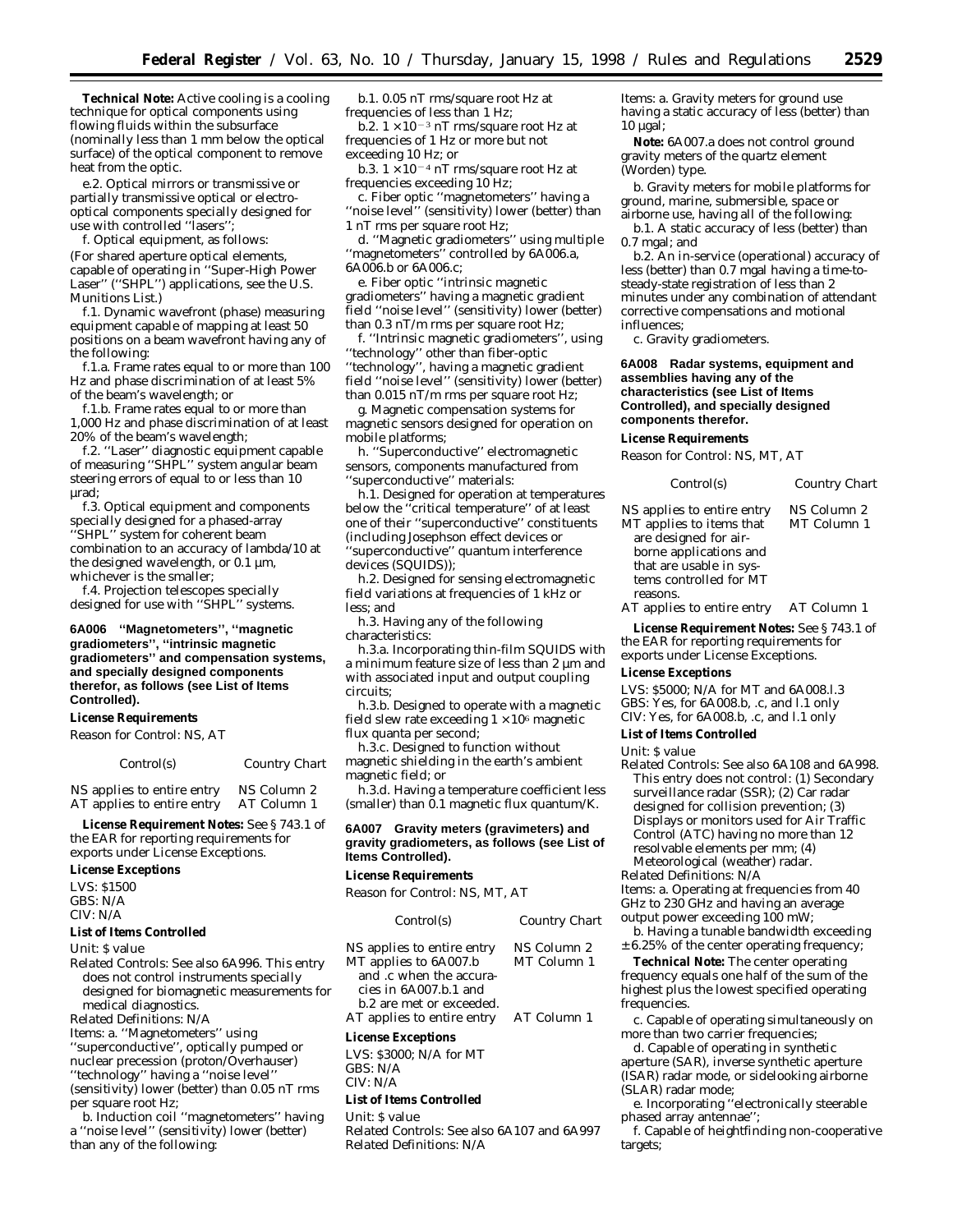**Technical Note:** Active cooling is a cooling technique for optical components using flowing fluids within the subsurface (nominally less than 1 mm below the optical surface) of the optical component to remove heat from the optic.

e.2. Optical mirrors or transmissive or partially transmissive optical or electro-optical components specially designed for use with controlled ''lasers'';

f. Optical equipment, as follows:

(For shared aperture optical elements, capable of operating in ''Super-High Power Laser'' (''SHPL'') applications, see the U.S. Munitions List.)

f.1. Dynamic wavefront (phase) measuring equipment capable of mapping at least 50 positions on a beam wavefront having any of the following:

f.1.a. Frame rates equal to or more than 100 Hz and phase discrimination of at least 5% of the beam's wavelength; or

f.1.b. Frame rates equal to or more than 1,000 Hz and phase discrimination of at least 20% of the beam's wavelength;

f.2. ''Laser'' diagnostic equipment capable of measuring ''SHPL'' system angular beam steering errors of equal to or less than 10 µrad;

f.3. Optical equipment and components specially designed for a phased-array ''SHPL'' system for coherent beam combination to an accuracy of lambda/10 at the designed wavelength, or 0.1 µm, whichever is the smaller;

f.4. Projection telescopes specially designed for use with ''SHPL'' systems.

**6A006 ''Magnetometers'', ''magnetic gradiometers'', ''intrinsic magnetic gradiometers'' and compensation systems, and specially designed components therefor, as follows (see List of Items Controlled).**

**License Requirements**

Reason for Control: NS, AT

| Control(s) | Country Chart |
|---|---|
| NS applies to entire entry | NS Column 2 |
| AT applies to entire entry | AT Column 1 |

**License Requirement Notes:** See § 743.1 of the EAR for reporting requirements for exports under License Exceptions.

**License Exceptions**

LVS: $1500
GBS: N/A
CIV: N/A

**List of Items Controlled**

Unit: $ value

Related Controls: See also 6A996. This entry does not control instruments specially designed for biomagnetic measurements for medical diagnostics.

Related Definitions: N/A

Items: a. ''Magnetometers'' using ''superconductive'', optically pumped or nuclear precession (proton/Overhauser) ''technology'' having a ''noise level'' (sensitivity) lower (better) than 0.05 nT rms per square root Hz;

b. Induction coil ''magnetometers'' having a ''noise level'' (sensitivity) lower (better) than any of the following:

b.1. 0.05 nT rms/square root Hz at frequencies of less than 1 Hz;

b.2. $1 \times 10^{-3}$ nT rms/square root Hz at frequencies of 1 Hz or more but not exceeding 10 Hz; or

b.3. $1 \times 10^{-4}$ nT rms/square root Hz at frequencies exceeding 10 Hz;

c. Fiber optic ''magnetometers'' having a ''noise level'' (sensitivity) lower (better) than 1 nT rms per square root Hz;

d. ''Magnetic gradiometers'' using multiple ''magnetometers'' controlled by 6A006.a, 6A006.b or 6A006.c;

e. Fiber optic ''intrinsic magnetic gradiometers'' having a magnetic gradient field ''noise level'' (sensitivity) lower (better) than 0.3 nT/m rms per square root Hz;

f. ''Intrinsic magnetic gradiometers'', using ''technology'' other than fiber-optic ''technology'', having a magnetic gradient field ''noise level'' (sensitivity) lower (better) than 0.015 nT/m rms per square root Hz;

g. Magnetic compensation systems for magnetic sensors designed for operation on mobile platforms;

h. ''Superconductive'' electromagnetic sensors, components manufactured from ''superconductive'' materials:

h.1. Designed for operation at temperatures below the ''critical temperature'' of at least one of their ''superconductive'' constituents (including Josephson effect devices or ''superconductive'' quantum interference devices (SQUIDS));

h.2. Designed for sensing electromagnetic field variations at frequencies of 1 kHz or less; and

h.3. Having any of the following characteristics:

h.3.a. Incorporating thin-film SQUIDS with a minimum feature size of less than 2 µm and with associated input and output coupling circuits;

h.3.b. Designed to operate with a magnetic field slew rate exceeding $1 \times 10^{6}$ magnetic flux quanta per second;

h.3.c. Designed to function without magnetic shielding in the earth's ambient magnetic field; or

h.3.d. Having a temperature coefficient less (smaller) than 0.1 magnetic flux quantum/K.

**6A007 Gravity meters (gravimeters) and gravity gradiometers, as follows (see List of Items Controlled).**

**License Requirements**

Reason for Control: NS, MT, AT

| Control(s) | Country Chart |
|---|---|
| NS applies to entire entry | NS Column 2 |
| MT applies to 6A007.b and .c when the accuracies in 6A007.b.1 and b.2 are met or exceeded. | MT Column 1 |
| AT applies to entire entry | AT Column 1 |

**License Exceptions**

LVS: $3000; N/A for MT
GBS: N/A
CIV: N/A

**List of Items Controlled**

Unit: $ value

Related Controls: See also 6A107 and 6A997

Related Definitions: N/A

Items: a. Gravity meters for ground use having a static accuracy of less (better) than 10 µgal;

**Note:** 6A007.a does not control ground gravity meters of the quartz element (Worden) type.

b. Gravity meters for mobile platforms for ground, marine, submersible, space or airborne use, having all of the following:

b.1. A static accuracy of less (better) than 0.7 mgal; and

b.2. An in-service (operational) accuracy of less (better) than 0.7 mgal having a time-to-steady-state registration of less than 2 minutes under any combination of attendant corrective compensations and motional influences;

c. Gravity gradiometers.

**6A008 Radar systems, equipment and assemblies having any of the characteristics (see List of Items Controlled), and specially designed components therefor.**

**License Requirements**

Reason for Control: NS, MT, AT

| Control(s) | Country Chart |
|---|---|
| NS applies to entire entry | NS Column 2 |
| MT applies to items that are designed for airborne applications and that are usable in systems controlled for MT reasons. | MT Column 1 |
| AT applies to entire entry | AT Column 1 |

**License Requirement Notes:** See § 743.1 of the EAR for reporting requirements for exports under License Exceptions.

**License Exceptions**

LVS: $5000; N/A for MT and 6A008.l.3
GBS: Yes, for 6A008.b, .c, and l.1 only
CIV: Yes, for 6A008.b, .c, and l.1 only

**List of Items Controlled**

Unit: $ value

Related Controls: See also 6A108 and 6A998. This entry does not control: (1) Secondary surveillance radar (SSR); (2) Car radar designed for collision prevention; (3) Displays or monitors used for Air Traffic Control (ATC) having no more than 12 resolvable elements per mm; (4) Meteorological (weather) radar.

Related Definitions: N/A

Items: a. Operating at frequencies from 40 GHz to 230 GHz and having an average output power exceeding 100 mW;

b. Having a tunable bandwidth exceeding ±6.25% of the center operating frequency;

**Technical Note:** The center operating frequency equals one half of the sum of the highest plus the lowest specified operating frequencies.

c. Capable of operating simultaneously on more than two carrier frequencies;

d. Capable of operating in synthetic aperture (SAR), inverse synthetic aperture (ISAR) radar mode, or sidelooking airborne (SLAR) radar mode;

e. Incorporating ''electronically steerable phased array antennae'';

f. Capable of heightfinding non-cooperative targets;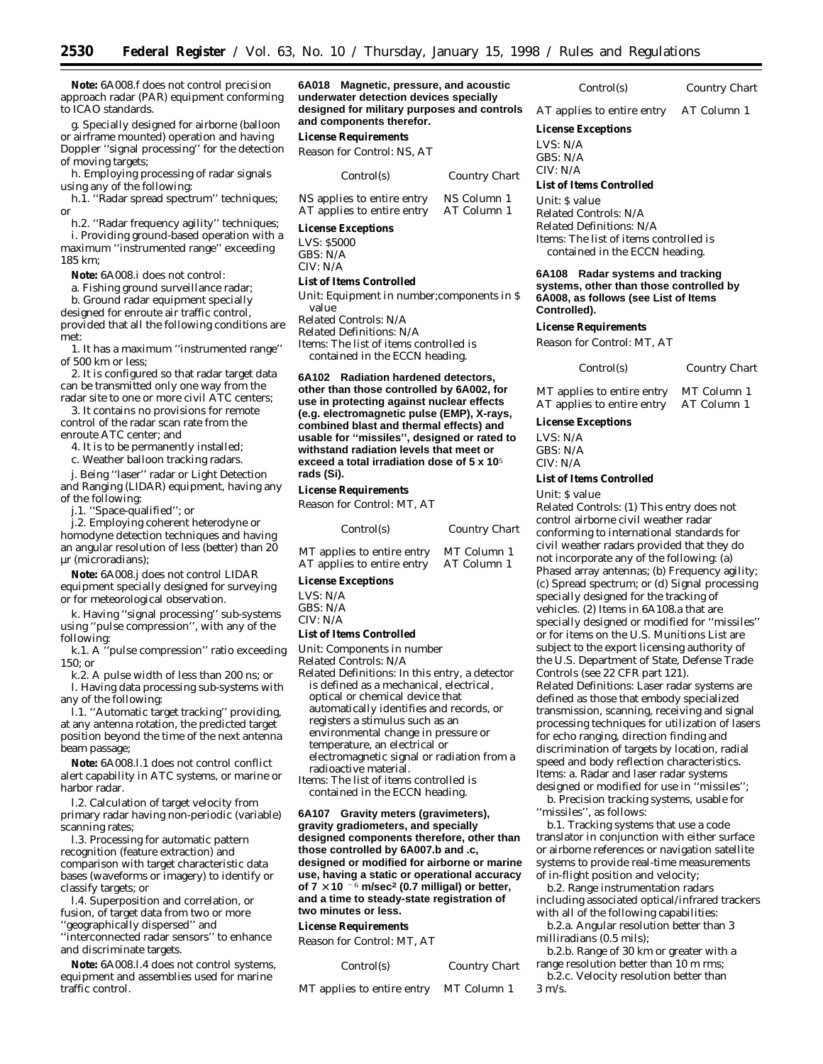**Note:** 6A008.f does not control precision approach radar (PAR) equipment conforming to ICAO standards.

g. Specially designed for airborne (balloon or airframe mounted) operation and having Doppler ''signal processing'' for the detection of moving targets;

h. Employing processing of radar signals using any of the following:

h.1. ''Radar spread spectrum'' techniques; or

h.2. ''Radar frequency agility'' techniques;

i. Providing ground-based operation with a maximum ''instrumented range'' exceeding 185 km;

**Note:** 6A008.i does not control:

a. Fishing ground surveillance radar;

b. Ground radar equipment specially designed for enroute air traffic control, provided that all the following conditions are met:

1. It has a maximum ''instrumented range'' of 500 km or less;

2. It is configured so that radar target data can be transmitted only one way from the radar site to one or more civil ATC centers;

3. It contains no provisions for remote control of the radar scan rate from the enroute ATC center; and

4. It is to be permanently installed;

c. Weather balloon tracking radars.

j. Being ''laser'' radar or Light Detection and Ranging (LIDAR) equipment, having any of the following:

j.1. ''Space-qualified''; or

j.2. Employing coherent heterodyne or homodyne detection techniques and having an angular resolution of less (better) than 20 µr (microradians);

**Note:** 6A008.j does not control LIDAR equipment specially designed for surveying or for meteorological observation.

k. Having ''signal processing'' sub-systems using ''pulse compression'', with any of the following:

k.1. A ''pulse compression'' ratio exceeding 150; or

k.2. A pulse width of less than 200 ns; or

l. Having data processing sub-systems with any of the following:

l.1. ''Automatic target tracking'' providing, at any antenna rotation, the predicted target position beyond the time of the next antenna beam passage;

**Note:** 6A008.l.1 does not control conflict alert capability in ATC systems, or marine or harbor radar.

l.2. Calculation of target velocity from primary radar having non-periodic (variable) scanning rates;

l.3. Processing for automatic pattern recognition (feature extraction) and comparison with target characteristic data bases (waveforms or imagery) to identify or classify targets; or

l.4. Superposition and correlation, or fusion, of target data from two or more ''geographically dispersed'' and ''interconnected radar sensors'' to enhance and discriminate targets.

**Note:** 6A008.l.4 does not control systems, equipment and assemblies used for marine traffic control.

**6A018 Magnetic, pressure, and acoustic underwater detection devices specially designed for military purposes and controls and components therefor.**

*License Requirements*

Reason for Control: NS, AT

| Control(s) | Country Chart |
|---|---|
| NS applies to entire entry | NS Column 1 |
| AT applies to entire entry | AT Column 1 |

*License Exceptions*

LVS: $5000
GBS: N/A
CIV: N/A

*List of Items Controlled*

Unit: Equipment in number;components in $ value
Related Controls: N/A
Related Definitions: N/A
Items: The list of items controlled is contained in the ECCN heading.

**6A102 Radiation hardened detectors, other than those controlled by 6A002, for use in protecting against nuclear effects (e.g. electromagnetic pulse (EMP), X-rays, combined blast and thermal effects) and usable for ''missiles'', designed or rated to withstand radiation levels that meet or exceed a total irradiation dose of $5 \times 10^5$ rads (Si).**

*License Requirements*

Reason for Control: MT, AT

| Control(s) | Country Chart |
|---|---|
| MT applies to entire entry | MT Column 1 |
| AT applies to entire entry | AT Column 1 |

*License Exceptions*

LVS: N/A
GBS: N/A
CIV: N/A

*List of Items Controlled*

Unit: Components in number
Related Controls: N/A
Related Definitions: In this entry, a detector is defined as a mechanical, electrical, optical or chemical device that automatically identifies and records, or registers a stimulus such as an environmental change in pressure or temperature, an electrical or electromagnetic signal or radiation from a radioactive material.
Items: The list of items controlled is contained in the ECCN heading.

**6A107 Gravity meters (gravimeters), gravity gradiometers, and specially designed components therefore, other than those controlled by 6A007.b and .c, designed or modified for airborne or marine use, having a static or operational accuracy of $7 \times 10^{-6}$ m/sec² (0.7 milligal) or better, and a time to steady-state registration of two minutes or less.**

*License Requirements*

Reason for Control: MT, AT

| Control(s) | Country Chart |
|---|---|
| MT applies to entire entry | MT Column 1 |
| AT applies to entire entry | AT Column 1 |

*License Exceptions*

LVS: N/A
GBS: N/A
CIV: N/A

*List of Items Controlled*

Unit: $ value
Related Controls: N/A
Related Definitions: N/A
Items: The list of items controlled is contained in the ECCN heading.

**6A108 Radar systems and tracking systems, other than those controlled by 6A008, as follows (see List of Items Controlled).**

*License Requirements*

Reason for Control: MT, AT

| Control(s) | Country Chart |
|---|---|
| MT applies to entire entry | MT Column 1 |
| AT applies to entire entry | AT Column 1 |

*License Exceptions*

LVS: N/A
GBS: N/A
CIV: N/A

*List of Items Controlled*

Unit: $ value
Related Controls: (1) This entry does not control airborne civil weather radar conforming to international standards for civil weather radars provided that they do not incorporate any of the following: (a) Phased array antennas; (b) Frequency agility; (c) Spread spectrum; or (d) Signal processing specially designed for the tracking of vehicles. (2) Items in 6A108.a that are specially designed or modified for ''missiles'' or for items on the U.S. Munitions List are subject to the export licensing authority of the U.S. Department of State, Defense Trade Controls (see 22 CFR part 121).
Related Definitions: Laser radar systems are defined as those that embody specialized transmission, scanning, receiving and signal processing techniques for utilization of lasers for echo ranging, direction finding and discrimination of targets by location, radial speed and body reflection characteristics.
Items: a. Radar and laser radar systems designed or modified for use in ''missiles'';

b. Precision tracking systems, usable for ''missiles'', as follows:

b.1. Tracking systems that use a code translator in conjunction with either surface or airborne references or navigation satellite systems to provide real-time measurements of in-flight position and velocity;

b.2. Range instrumentation radars including associated optical/infrared trackers with all of the following capabilities:

b.2.a. Angular resolution better than 3 milliradians (0.5 mils);

b.2.b. Range of 30 km or greater with a range resolution better than 10 m rms;

b.2.c. Velocity resolution better than 3 m/s.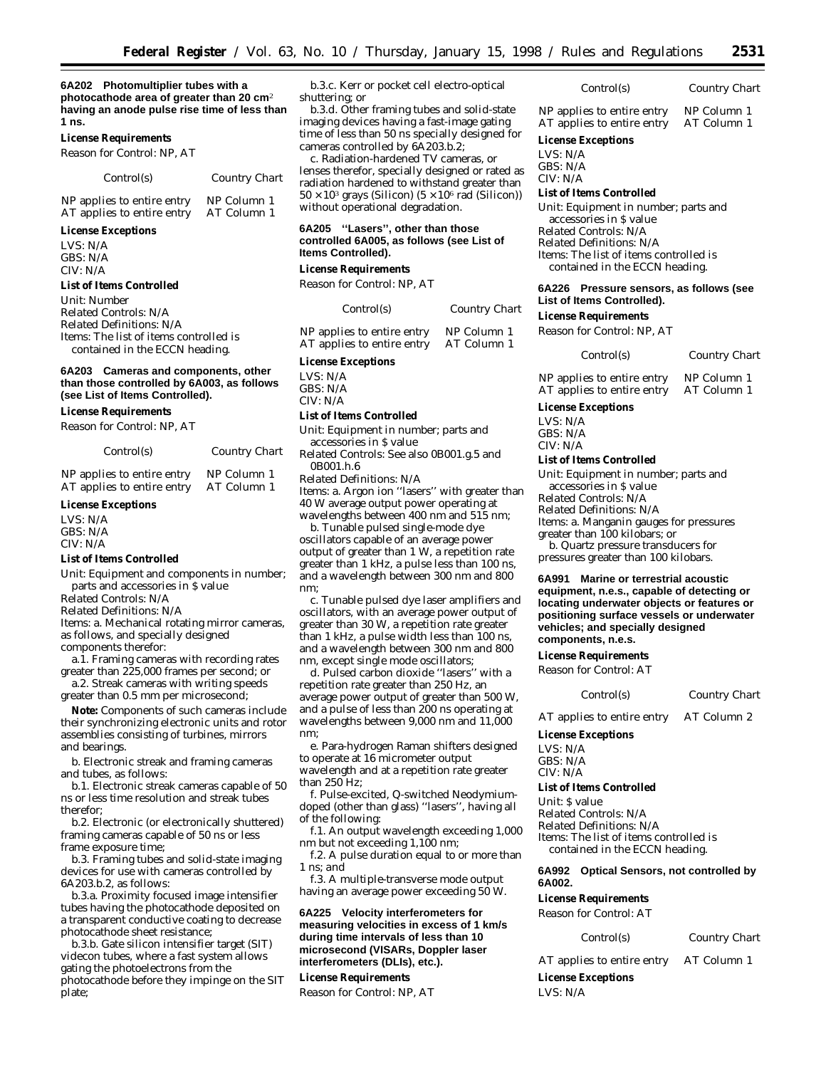**6A202 Photomultiplier tubes with a photocathode area of greater than 20 cm$^2$ having an anode pulse rise time of less than 1 ns.**

*License Requirements*

Reason for Control: NP, AT

| Control(s) | Country Chart |
| --- | --- |
| NP applies to entire entry | NP Column 1 |
| AT applies to entire entry | AT Column 1 |

*License Exceptions*

LVS: N/A
GBS: N/A
CIV: N/A

*List of Items Controlled*

Unit: Number
Related Controls: N/A
Related Definitions: N/A
Items: The list of items controlled is contained in the ECCN heading.

**6A203 Cameras and components, other than those controlled by 6A003, as follows (see List of Items Controlled).**

*License Requirements*

Reason for Control: NP, AT

| Control(s) | Country Chart |
| --- | --- |
| NP applies to entire entry | NP Column 1 |
| AT applies to entire entry | AT Column 1 |

*License Exceptions*

LVS: N/A
GBS: N/A
CIV: N/A

*List of Items Controlled*

Unit: Equipment and components in number; parts and accessories in $ value
Related Controls: N/A
Related Definitions: N/A
Items: a. Mechanical rotating mirror cameras, as follows, and specially designed components therefor:

a.1. Framing cameras with recording rates greater than 225,000 frames per second; or

a.2. Streak cameras with writing speeds greater than 0.5 mm per microsecond;

**Note:** Components of such cameras include their synchronizing electronic units and rotor assemblies consisting of turbines, mirrors and bearings.

b. Electronic streak and framing cameras and tubes, as follows:

b.1. Electronic streak cameras capable of 50 ns or less time resolution and streak tubes therefor;

b.2. Electronic (or electronically shuttered) framing cameras capable of 50 ns or less frame exposure time;

b.3. Framing tubes and solid-state imaging devices for use with cameras controlled by 6A203.b.2, as follows:

b.3.a. Proximity focused image intensifier tubes having the photocathode deposited on a transparent conductive coating to decrease photocathode sheet resistance;

b.3.b. Gate silicon intensifier target (SIT) videcon tubes, where a fast system allows gating the photoelectrons from the photocathode before they impinge on the SIT plate;

b.3.c. Kerr or pocket cell electro-optical shuttering; or

b.3.d. Other framing tubes and solid-state imaging devices having a fast-image gating time of less than 50 ns specially designed for cameras controlled by 6A203.b.2;

c. Radiation-hardened TV cameras, or lenses therefor, specially designed or rated as radiation hardened to withstand greater than $50 \times 10^3$ grays (Silicon) ($5 \times 10^6$ rad (Silicon)) without operational degradation.

**6A205 ''Lasers'', other than those controlled 6A005, as follows (see List of Items Controlled).**

*License Requirements*

Reason for Control: NP, AT

| Control(s) | Country Chart |
| --- | --- |
| NP applies to entire entry | NP Column 1 |
| AT applies to entire entry | AT Column 1 |

*License Exceptions*

LVS: N/A
GBS: N/A
CIV: N/A

*List of Items Controlled*

Unit: Equipment in number; parts and accessories in $ value
Related Controls: See also 0B001.g.5 and 0B001.h.6
Related Definitions: N/A
Items: a. Argon ion ''lasers'' with greater than 40 W average output power operating at wavelengths between 400 nm and 515 nm;

b. Tunable pulsed single-mode dye oscillators capable of an average power output of greater than 1 W, a repetition rate greater than 1 kHz, a pulse less than 100 ns, and a wavelength between 300 nm and 800 nm;

c. Tunable pulsed dye laser amplifiers and oscillators, with an average power output of greater than 30 W, a repetition rate greater than 1 kHz, a pulse width less than 100 ns, and a wavelength between 300 nm and 800 nm, except single mode oscillators;

d. Pulsed carbon dioxide ''lasers'' with a repetition rate greater than 250 Hz, an average power output of greater than 500 W, and a pulse of less than 200 ns operating at wavelengths between 9,000 nm and 11,000 nm;

e. Para-hydrogen Raman shifters designed to operate at 16 micrometer output wavelength and at a repetition rate greater than 250 Hz;

f. Pulse-excited, Q-switched Neodymium-doped (other than glass) ''lasers'', having all of the following:

f.1. An output wavelength exceeding 1,000 nm but not exceeding 1,100 nm;

f.2. A pulse duration equal to or more than 1 ns; and

f.3. A multiple-transverse mode output having an average power exceeding 50 W.

**6A225 Velocity interferometers for measuring velocities in excess of 1 km/s during time intervals of less than 10 microsecond (VISARs, Doppler laser interferometers (DLIs), etc.).**

*License Requirements*

Reason for Control: NP, AT

| Control(s) | Country Chart |
| --- | --- |
| NP applies to entire entry | NP Column 1 |
| AT applies to entire entry | AT Column 1 |

*License Exceptions*

LVS: N/A
GBS: N/A
CIV: N/A

*List of Items Controlled*

Unit: Equipment in number; parts and accessories in $ value
Related Controls: N/A
Related Definitions: N/A
Items: The list of items controlled is contained in the ECCN heading.

**6A226 Pressure sensors, as follows (see List of Items Controlled).**

*License Requirements*

Reason for Control: NP, AT

| Control(s) | Country Chart |
| --- | --- |
| NP applies to entire entry | NP Column 1 |
| AT applies to entire entry | AT Column 1 |

*License Exceptions*

LVS: N/A
GBS: N/A
CIV: N/A

*List of Items Controlled*

Unit: Equipment in number; parts and accessories in $ value
Related Controls: N/A
Related Definitions: N/A
Items: a. Manganin gauges for pressures greater than 100 kilobars; or

b. Quartz pressure transducers for pressures greater than 100 kilobars.

**6A991 Marine or terrestrial acoustic equipment, n.e.s., capable of detecting or locating underwater objects or features or positioning surface vessels or underwater vehicles; and specially designed components, n.e.s.**

*License Requirements*

Reason for Control: AT

| Control(s) | Country Chart |
| --- | --- |
| AT applies to entire entry | AT Column 2 |

*License Exceptions*

LVS: N/A
GBS: N/A
CIV: N/A

*List of Items Controlled*

Unit: $ value
Related Controls: N/A
Related Definitions: N/A
Items: The list of items controlled is contained in the ECCN heading.

**6A992 Optical Sensors, not controlled by 6A002.**

*License Requirements*

Reason for Control: AT

| Control(s) | Country Chart |
| --- | --- |
| AT applies to entire entry | AT Column 1 |

*License Exceptions*

LVS: N/A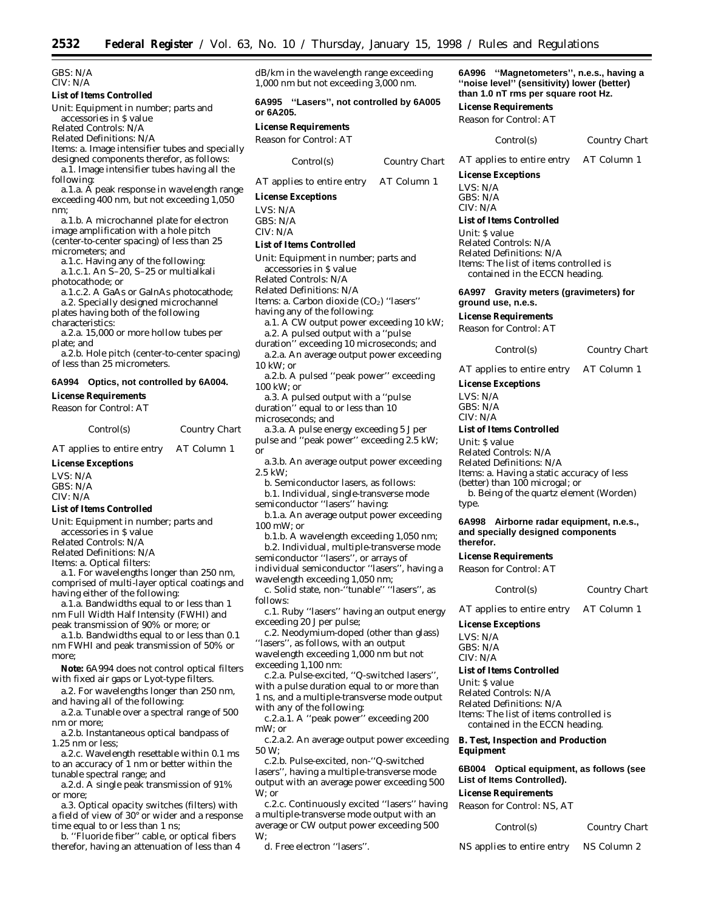GBS: N/A
CIV: N/A

**List of Items Controlled**

Unit: Equipment in number; parts and accessories in $ value
Related Controls: N/A
Related Definitions: N/A
Items: a. Image intensifier tubes and specially designed components therefor, as follows:

a.1. Image intensifier tubes having all the following:

a.1.a. A peak response in wavelength range exceeding 400 nm, but not exceeding 1,050 nm;

a.1.b. A microchannel plate for electron image amplification with a hole pitch (center-to-center spacing) of less than 25 micrometers; and

a.1.c. Having any of the following:

a.1.c.1. An S–20, S–25 or multialkali photocathode; or

a.1.c.2. A GaAs or GaInAs photocathode;

a.2. Specially designed microchannel plates having both of the following characteristics:

a.2.a. 15,000 or more hollow tubes per plate; and

a.2.b. Hole pitch (center-to-center spacing) of less than 25 micrometers.

### 6A994 Optics, not controlled by 6A004.

**License Requirements**

Reason for Control: AT

| Control(s) | Country Chart |
|---|---|
| AT applies to entire entry | AT Column 1 |

**License Exceptions**

LVS: N/A
GBS: N/A
CIV: N/A

**List of Items Controlled**

Unit: Equipment in number; parts and accessories in $ value
Related Controls: N/A
Related Definitions: N/A
Items: a. Optical filters:

a.1. For wavelengths longer than 250 nm, comprised of multi-layer optical coatings and having either of the following:

a.1.a. Bandwidths equal to or less than 1 nm Full Width Half Intensity (FWHI) and peak transmission of 90% or more; or

a.1.b. Bandwidths equal to or less than 0.1 nm FWHI and peak transmission of 50% or more;

**Note:** 6A994 does not control optical filters with fixed air gaps or Lyot-type filters.

a.2. For wavelengths longer than 250 nm, and having all of the following:

a.2.a. Tunable over a spectral range of 500 nm or more;

a.2.b. Instantaneous optical bandpass of 1.25 nm or less;

a.2.c. Wavelength resettable within 0.1 ms to an accuracy of 1 nm or better within the tunable spectral range; and

a.2.d. A single peak transmission of 91% or more;

a.3. Optical opacity switches (filters) with a field of view of 30° or wider and a response time equal to or less than 1 ns;

b. ''Fluoride fiber'' cable, or optical fibers therefor, having an attenuation of less than 4 dB/km in the wavelength range exceeding 1,000 nm but not exceeding 3,000 nm.

### 6A995 ''Lasers'', not controlled by 6A005 or 6A205.

**License Requirements**

Reason for Control: AT

| Control(s) | Country Chart |
|---|---|
| AT applies to entire entry | AT Column 1 |

**License Exceptions**

LVS: N/A
GBS: N/A
CIV: N/A

**List of Items Controlled**

Unit: Equipment in number; parts and accessories in $ value
Related Controls: N/A
Related Definitions: N/A
Items: a. Carbon dioxide ($CO_2$) ''lasers'' having any of the following:

a.1. A CW output power exceeding 10 kW;

a.2. A pulsed output with a ''pulse duration'' exceeding 10 microseconds; and

a.2.a. An average output power exceeding 10 kW; or

a.2.b. A pulsed ''peak power'' exceeding 100 kW; or

a.3. A pulsed output with a ''pulse duration'' equal to or less than 10 microseconds; and

a.3.a. A pulse energy exceeding 5 J per pulse and ''peak power'' exceeding 2.5 kW; or

a.3.b. An average output power exceeding 2.5 kW;

b. Semiconductor lasers, as follows:

b.1. Individual, single-transverse mode semiconductor ''lasers'' having:

b.1.a. An average output power exceeding 100 mW; or

b.1.b. A wavelength exceeding 1,050 nm;

b.2. Individual, multiple-transverse mode semiconductor ''lasers'', or arrays of individual semiconductor ''lasers'', having a wavelength exceeding 1,050 nm;

c. Solid state, non-''tunable'' ''lasers'', as follows:

c.1. Ruby ''lasers'' having an output energy exceeding 20 J per pulse;

c.2. Neodymium-doped (other than glass) ''lasers'', as follows, with an output wavelength exceeding 1,000 nm but not exceeding 1,100 nm:

c.2.a. Pulse-excited, ''Q-switched lasers'', with a pulse duration equal to or more than 1 ns, and a multiple-transverse mode output with any of the following:

c.2.a.1. A ''peak power'' exceeding 200 mW; or

c.2.a.2. An average output power exceeding 50 W;

c.2.b. Pulse-excited, non-''Q-switched lasers'', having a multiple-transverse mode output with an average power exceeding 500 W; or

c.2.c. Continuously excited ''lasers'' having a multiple-transverse mode output with an average or CW output power exceeding 500 W;

d. Free electron ''lasers''.

### 6A996 ''Magnetometers'', n.e.s., having a ''noise level'' (sensitivity) lower (better) than 1.0 nT rms per square root Hz.

**License Requirements**

Reason for Control: AT

| Control(s) | Country Chart |
|---|---|
| AT applies to entire entry | AT Column 1 |

**License Exceptions**

LVS: N/A
GBS: N/A
CIV: N/A

**List of Items Controlled**

Unit: $ value
Related Controls: N/A
Related Definitions: N/A
Items: The list of items controlled is contained in the ECCN heading.

### 6A997 Gravity meters (gravimeters) for ground use, n.e.s.

**License Requirements**

Reason for Control: AT

| Control(s) | Country Chart |
|---|---|
| AT applies to entire entry | AT Column 1 |

**License Exceptions**

LVS: N/A
GBS: N/A
CIV: N/A

**List of Items Controlled**

Unit: $ value
Related Controls: N/A
Related Definitions: N/A
Items: a. Having a static accuracy of less (better) than 100 microgal; or

b. Being of the quartz element (Worden) type.

### 6A998 Airborne radar equipment, n.e.s., and specially designed components therefor.

**License Requirements**

Reason for Control: AT

| Control(s) | Country Chart |
|---|---|
| AT applies to entire entry | AT Column 1 |

**License Exceptions**

LVS: N/A
GBS: N/A
CIV: N/A

**List of Items Controlled**

Unit: $ value
Related Controls: N/A
Related Definitions: N/A
Items: The list of items controlled is contained in the ECCN heading.

## B. Test, Inspection and Production Equipment

### 6B004 Optical equipment, as follows (see List of Items Controlled).

**License Requirements**

Reason for Control: NS, AT

| Control(s) | Country Chart |
|---|---|
| NS applies to entire entry | NS Column 2 |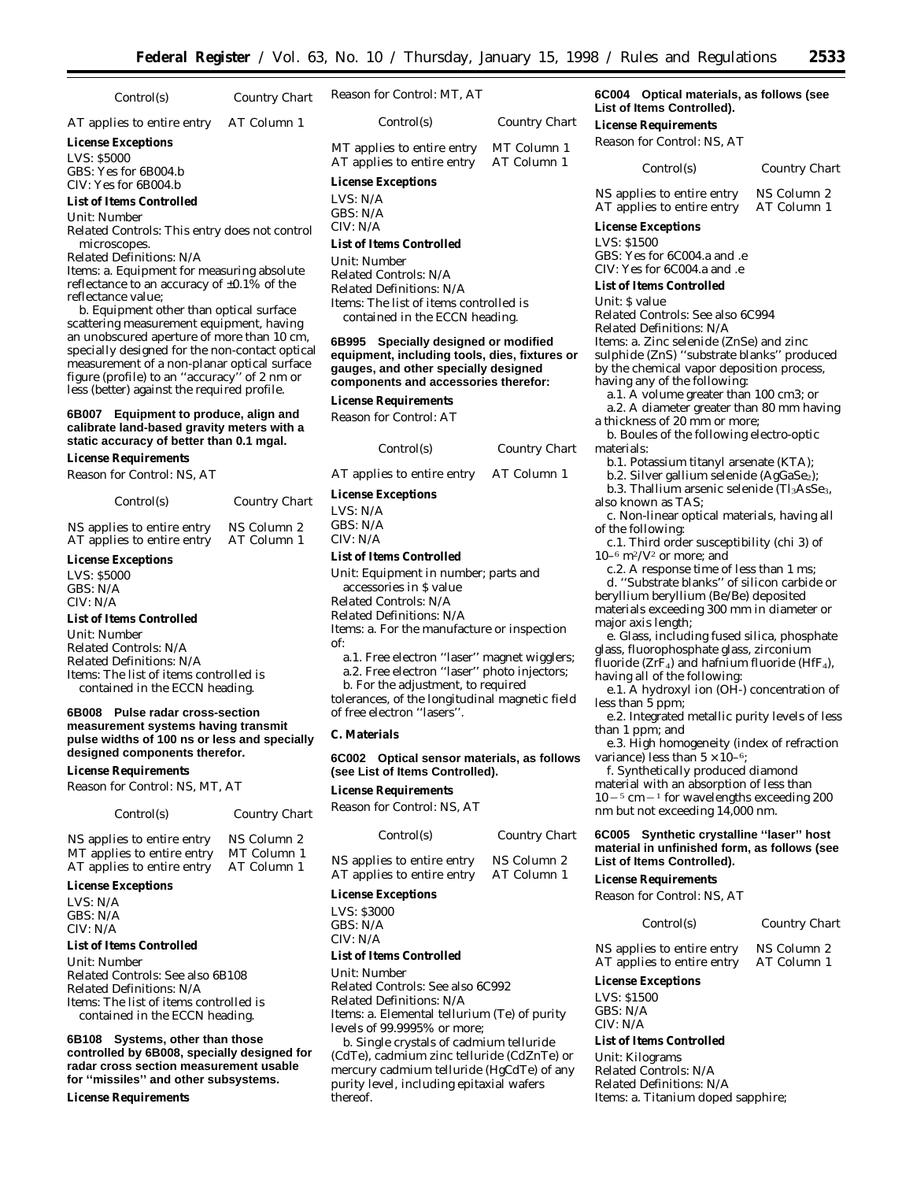| Control(s) | Country Chart |
|---|---|
| AT applies to entire entry | AT Column 1 |

**License Exceptions**

LVS: $5000
GBS: Yes for 6B004.b
CIV: Yes for 6B004.b

**List of Items Controlled**

Unit: Number
Related Controls: This entry does not control microscopes.
Related Definitions: N/A
Items: a. Equipment for measuring absolute reflectance to an accuracy of ±0.1% of the reflectance value;

b. Equipment other than optical surface scattering measurement equipment, having an unobscured aperture of more than 10 cm, specially designed for the non-contact optical measurement of a non-planar optical surface figure (profile) to an ''accuracy'' of 2 nm or less (better) against the required profile.

**6B007 Equipment to produce, align and calibrate land-based gravity meters with a static accuracy of better than 0.1 mgal.**

**License Requirements**

Reason for Control: NS, AT

| Control(s) | Country Chart |
|---|---|
| NS applies to entire entry | NS Column 2 |
| AT applies to entire entry | AT Column 1 |

**License Exceptions**

LVS: $5000
GBS: N/A
CIV: N/A

**List of Items Controlled**

Unit: Number
Related Controls: N/A
Related Definitions: N/A
Items: The list of items controlled is contained in the ECCN heading.

**6B008 Pulse radar cross-section measurement systems having transmit pulse widths of 100 ns or less and specially designed components therefor.**

**License Requirements**

Reason for Control: NS, MT, AT

| Control(s) | Country Chart |
|---|---|
| NS applies to entire entry | NS Column 2 |
| MT applies to entire entry | MT Column 1 |
| AT applies to entire entry | AT Column 1 |

**License Exceptions**

LVS: N/A
GBS: N/A
CIV: N/A

**List of Items Controlled**

Unit: Number
Related Controls: See also 6B108
Related Definitions: N/A
Items: The list of items controlled is contained in the ECCN heading.

**6B108 Systems, other than those controlled by 6B008, specially designed for radar cross section measurement usable for ''missiles'' and other subsystems.**

**License Requirements**

Reason for Control: MT, AT

| Control(s) | Country Chart |
|---|---|
| MT applies to entire entry | MT Column 1 |
| AT applies to entire entry | AT Column 1 |

**License Exceptions**

LVS: N/A
GBS: N/A
CIV: N/A

**List of Items Controlled**

Unit: Number
Related Controls: N/A
Related Definitions: N/A
Items: The list of items controlled is contained in the ECCN heading.

**6B995 Specially designed or modified equipment, including tools, dies, fixtures or gauges, and other specially designed components and accessories therefor:**

**License Requirements**

Reason for Control: AT

| Control(s) | Country Chart |
|---|---|
| AT applies to entire entry | AT Column 1 |

**License Exceptions**

LVS: N/A
GBS: N/A
CIV: N/A

**List of Items Controlled**

Unit: Equipment in number; parts and accessories in $ value
Related Controls: N/A
Related Definitions: N/A
Items: a. For the manufacture or inspection of:

a.1. Free electron ''laser'' magnet wigglers;

a.2. Free electron ''laser'' photo injectors;

b. For the adjustment, to required tolerances, of the longitudinal magnetic field of free electron ''lasers''.

## C. Materials

**6C002 Optical sensor materials, as follows (see List of Items Controlled).**

**License Requirements**

Reason for Control: NS, AT

| Control(s) | Country Chart |
|---|---|
| NS applies to entire entry | NS Column 2 |
| AT applies to entire entry | AT Column 1 |

**License Exceptions**

LVS: $3000
GBS: N/A
CIV: N/A

**List of Items Controlled**

Unit: Number
Related Controls: See also 6C992
Related Definitions: N/A
Items: a. Elemental tellurium (Te) of purity levels of 99.9995% or more;

b. Single crystals of cadmium telluride (CdTe), cadmium zinc telluride (CdZnTe) or mercury cadmium telluride (HgCdTe) of any purity level, including epitaxial wafers thereof.

**6C004 Optical materials, as follows (see List of Items Controlled).**

**License Requirements**

Reason for Control: NS, AT

| Control(s) | Country Chart |
|---|---|
| NS applies to entire entry | NS Column 2 |
| AT applies to entire entry | AT Column 1 |

**License Exceptions**

LVS: $1500
GBS: Yes for 6C004.a and .e
CIV: Yes for 6C004.a and .e

**List of Items Controlled**

Unit: $ value
Related Controls: See also 6C994
Related Definitions: N/A
Items: a. Zinc selenide (ZnSe) and zinc sulphide (ZnS) ''substrate blanks'' produced by the chemical vapor deposition process, having any of the following:

a.1. A volume greater than 100 cm3; or

a.2. A diameter greater than 80 mm having a thickness of 20 mm or more;

b. Boules of the following electro-optic materials:

b.1. Potassium titanyl arsenate (KTA);

b.2. Silver gallium selenide ($AgGaSe_2$);

b.3. Thallium arsenic selenide ($Tl_3AsSe_3$, also known as TAS;

c. Non-linear optical materials, having all of the following:

c.1. Third order susceptibility (chi 3) of $10^{-6}$ $m^2/V^2$ or more; and

c.2. A response time of less than 1 ms;

d. ''Substrate blanks'' of silicon carbide or beryllium beryllium (Be/Be) deposited materials exceeding 300 mm in diameter or major axis length;

e. Glass, including fused silica, phosphate glass, fluorophosphate glass, zirconium fluoride ($ZrF_4$) and hafnium fluoride ($HfF_4$), having all of the following:

e.1. A hydroxyl ion (OH-) concentration of less than 5 ppm;

e.2. Integrated metallic purity levels of less than 1 ppm; and

e.3. High homogeneity (index of refraction variance) less than $5 \times 10^{-6}$;

f. Synthetically produced diamond material with an absorption of less than $10^{-5}$ $cm^{-1}$ for wavelengths exceeding 200 nm but not exceeding 14,000 nm.

**6C005 Synthetic crystalline ''laser'' host material in unfinished form, as follows (see List of Items Controlled).**

**License Requirements**

Reason for Control: NS, AT

| Control(s) | Country Chart |
|---|---|
| NS applies to entire entry | NS Column 2 |
| AT applies to entire entry | AT Column 1 |

**License Exceptions**

LVS: $1500
GBS: N/A
CIV: N/A

**List of Items Controlled**

Unit: Kilograms
Related Controls: N/A
Related Definitions: N/A
Items: a. Titanium doped sapphire;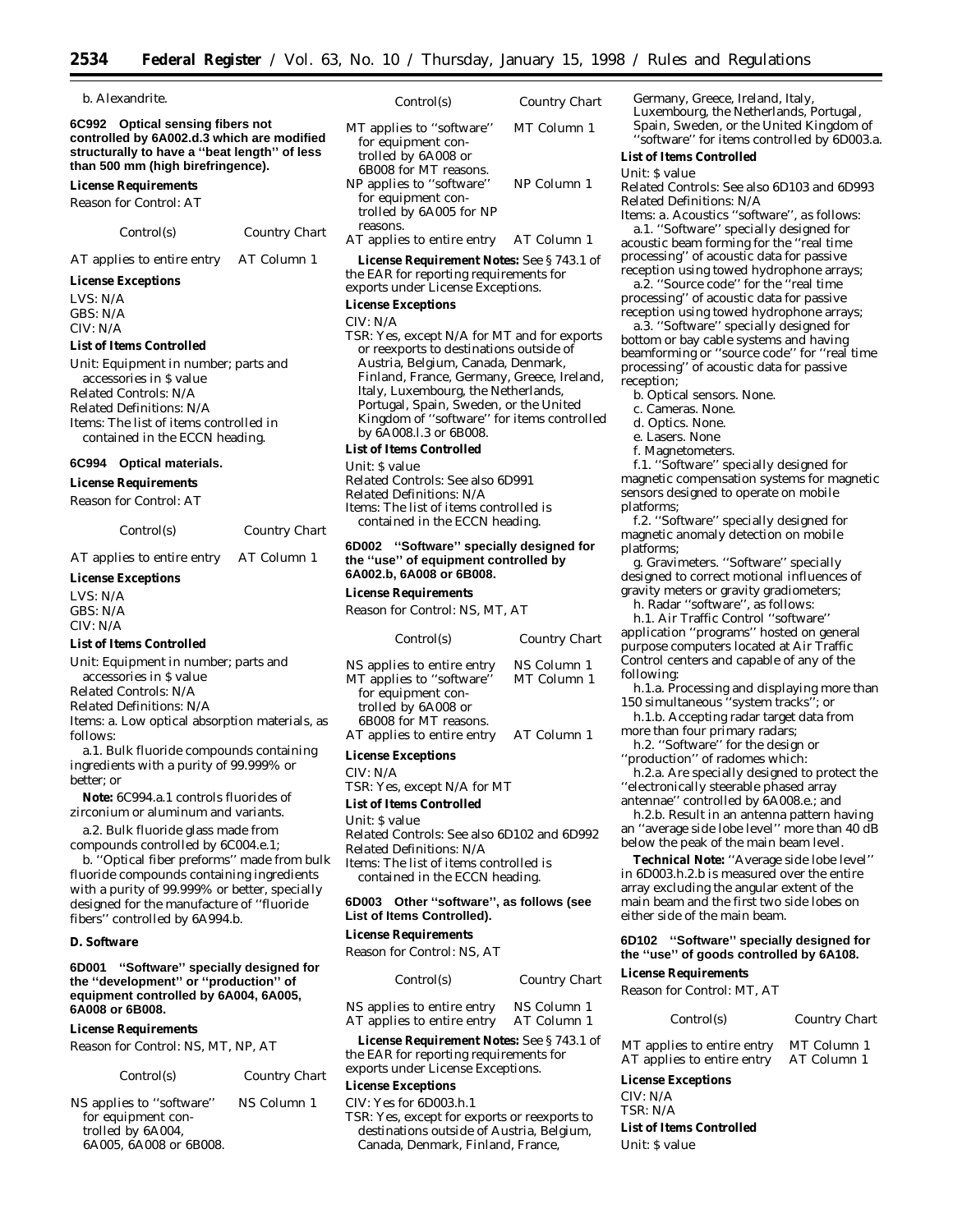b. Alexandrite.

**6C992 Optical sensing fibers not controlled by 6A002.d.3 which are modified structurally to have a ''beat length'' of less than 500 mm (high birefringence).**

*License Requirements*

Reason for Control: AT

| Control(s) | Country Chart |
|---|---|
| AT applies to entire entry | AT Column 1 |

*License Exceptions*

LVS: N/A
GBS: N/A
CIV: N/A

*List of Items Controlled*

Unit: Equipment in number; parts and accessories in $ value
Related Controls: N/A
Related Definitions: N/A
Items: The list of items controlled in contained in the ECCN heading.

**6C994 Optical materials.**

*License Requirements*

Reason for Control: AT

| Control(s) | Country Chart |
|---|---|
| AT applies to entire entry | AT Column 1 |

*License Exceptions*

LVS: N/A
GBS: N/A
CIV: N/A

*List of Items Controlled*

Unit: Equipment in number; parts and accessories in $ value
Related Controls: N/A
Related Definitions: N/A
Items: a. Low optical absorption materials, as follows:

a.1. Bulk fluoride compounds containing ingredients with a purity of 99.999% or better; or

**Note:** 6C994.a.1 controls fluorides of zirconium or aluminum and variants.

a.2. Bulk fluoride glass made from compounds controlled by 6C004.e.1;

b. ''Optical fiber preforms'' made from bulk fluoride compounds containing ingredients with a purity of 99.999% or better, specially designed for the manufacture of ''fluoride fibers'' controlled by 6A994.b.

## D. Software

**6D001 ''Software'' specially designed for the ''development'' or ''production'' of equipment controlled by 6A004, 6A005, 6A008 or 6B008.**

*License Requirements*

Reason for Control: NS, MT, NP, AT

| Control(s) | Country Chart |
|---|---|
| NS applies to ''software'' for equipment controlled by 6A004, 6A005, 6A008 or 6B008. | NS Column 1 |
| MT applies to ''software'' for equipment controlled by 6A008 or 6B008 for MT reasons. | MT Column 1 |
| NP applies to ''software'' for equipment controlled by 6A005 for NP reasons. | NP Column 1 |
| AT applies to entire entry | AT Column 1 |

**License Requirement Notes:** See § 743.1 of the EAR for reporting requirements for exports under License Exceptions.

*License Exceptions*

CIV: N/A
TSR: Yes, except N/A for MT and for exports or reexports to destinations outside of Austria, Belgium, Canada, Denmark, Finland, France, Germany, Greece, Ireland, Italy, Luxembourg, the Netherlands, Portugal, Spain, Sweden, or the United Kingdom of ''software'' for items controlled by 6A008.l.3 or 6B008.

*List of Items Controlled*

Unit: $ value
Related Controls: See also 6D991
Related Definitions: N/A
Items: The list of items controlled is contained in the ECCN heading.

**6D002 ''Software'' specially designed for the ''use'' of equipment controlled by 6A002.b, 6A008 or 6B008.**

*License Requirements*

Reason for Control: NS, MT, AT

| Control(s) | Country Chart |
|---|---|
| NS applies to entire entry | NS Column 1 |
| MT applies to ''software'' for equipment controlled by 6A008 or 6B008 for MT reasons. | MT Column 1 |
| AT applies to entire entry | AT Column 1 |

*License Exceptions*

CIV: N/A
TSR: Yes, except N/A for MT

*List of Items Controlled*

Unit: $ value
Related Controls: See also 6D102 and 6D992
Related Definitions: N/A
Items: The list of items controlled is contained in the ECCN heading.

**6D003 Other ''software'', as follows (see List of Items Controlled).**

*License Requirements*

Reason for Control: NS, AT

| Control(s) | Country Chart |
|---|---|
| NS applies to entire entry | NS Column 1 |
| AT applies to entire entry | AT Column 1 |

**License Requirement Notes:** See § 743.1 of the EAR for reporting requirements for exports under License Exceptions.

*License Exceptions*

CIV: Yes for 6D003.h.1
TSR: Yes, except for exports or reexports to destinations outside of Austria, Belgium, Canada, Denmark, Finland, France, Germany, Greece, Ireland, Italy, Luxembourg, the Netherlands, Portugal, Spain, Sweden, or the United Kingdom of ''software'' for items controlled by 6D003.a.

*List of Items Controlled*

Unit: $ value
Related Controls: See also 6D103 and 6D993
Related Definitions: N/A
Items: a. Acoustics ''software'', as follows:

a.1. ''Software'' specially designed for acoustic beam forming for the ''real time processing'' of acoustic data for passive reception using towed hydrophone arrays;

a.2. ''Source code'' for the ''real time processing'' of acoustic data for passive reception using towed hydrophone arrays;

a.3. ''Software'' specially designed for bottom or bay cable systems and having beamforming or ''source code'' for ''real time processing'' of acoustic data for passive reception;

b. Optical sensors. None.

c. Cameras. None.

d. Optics. None.

e. Lasers. None

f. Magnetometers.

f.1. ''Software'' specially designed for magnetic compensation systems for magnetic sensors designed to operate on mobile platforms;

f.2. ''Software'' specially designed for magnetic anomaly detection on mobile platforms;

g. Gravimeters. ''Software'' specially designed to correct motional influences of gravity meters or gravity gradiometers;

h. Radar ''software'', as follows:

h.1. Air Traffic Control ''software'' application ''programs'' hosted on general purpose computers located at Air Traffic Control centers and capable of any of the following:

h.1.a. Processing and displaying more than 150 simultaneous ''system tracks''; or

h.1.b. Accepting radar target data from more than four primary radars;

h.2. ''Software'' for the design or ''production'' of radomes which:

h.2.a. Are specially designed to protect the ''electronically steerable phased array antennae'' controlled by 6A008.e.; and

h.2.b. Result in an antenna pattern having an ''average side lobe level'' more than 40 dB below the peak of the main beam level.

**Technical Note:** ''Average side lobe level'' in 6D003.h.2.b is measured over the entire array excluding the angular extent of the main beam and the first two side lobes on either side of the main beam.

**6D102 ''Software'' specially designed for the ''use'' of goods controlled by 6A108.**

*License Requirements*

Reason for Control: MT, AT

| Control(s) | Country Chart |
|---|---|
| MT applies to entire entry | MT Column 1 |
| AT applies to entire entry | AT Column 1 |

*License Exceptions*

CIV: N/A
TSR: N/A

*List of Items Controlled*

Unit: $ value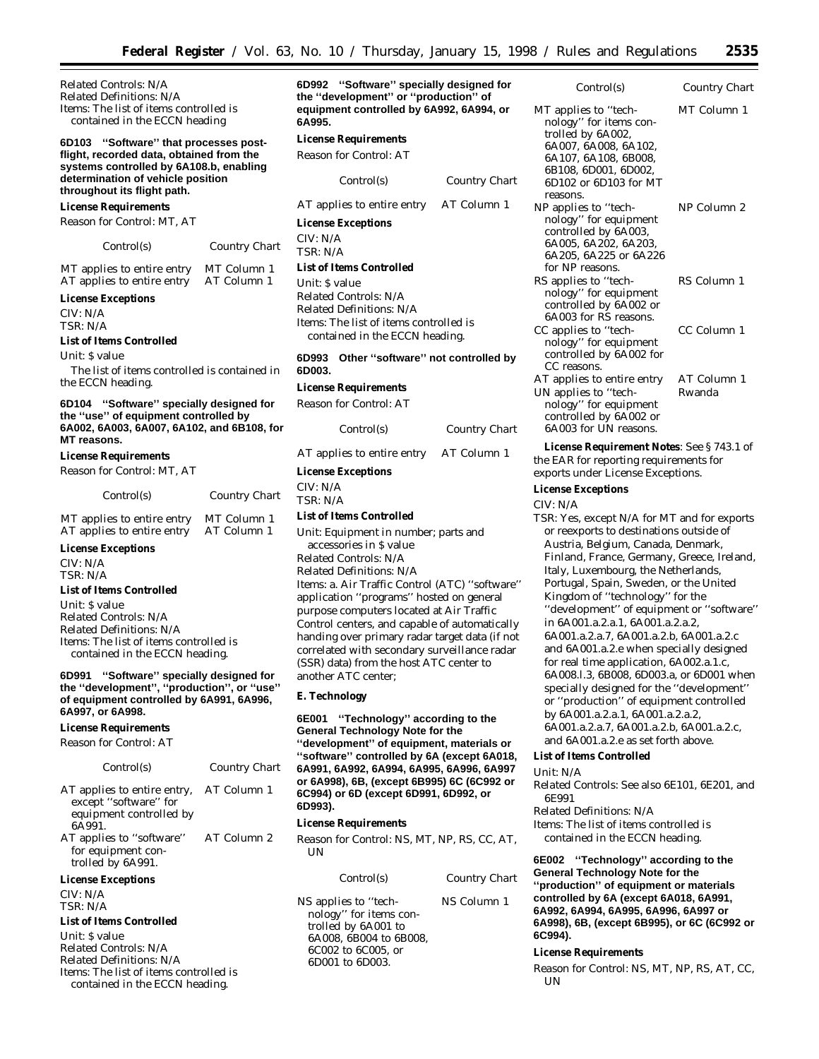Related Controls: N/A
Related Definitions: N/A
Items: The list of items controlled is contained in the ECCN heading

**6D103 "Software" that processes post-flight, recorded data, obtained from the systems controlled by 6A108.b, enabling determination of vehicle position throughout its flight path.**

*License Requirements*

Reason for Control: MT, AT

| Control(s) | Country Chart |
| --- | --- |
| MT applies to entire entry | MT Column 1 |
| AT applies to entire entry | AT Column 1 |

*License Exceptions*

CIV: N/A
TSR: N/A

*List of Items Controlled*

Unit: $ value

The list of items controlled is contained in the ECCN heading.

**6D104 "Software" specially designed for the "use" of equipment controlled by 6A002, 6A003, 6A007, 6A102, and 6B108, for MT reasons.**

*License Requirements*

Reason for Control: MT, AT

| Control(s) | Country Chart |
| --- | --- |
| MT applies to entire entry | MT Column 1 |
| AT applies to entire entry | AT Column 1 |

*License Exceptions*

CIV: N/A
TSR: N/A

*List of Items Controlled*

Unit: $ value
Related Controls: N/A
Related Definitions: N/A
Items: The list of items controlled is contained in the ECCN heading.

**6D991 "Software" specially designed for the "development", "production", or "use" of equipment controlled by 6A991, 6A996, 6A997, or 6A998.**

*License Requirements*

Reason for Control: AT

| Control(s) | Country Chart |
| --- | --- |
| AT applies to entire entry, except "software" for equipment controlled by 6A991. | AT Column 1 |
| AT applies to "software" for equipment controlled by 6A991. | AT Column 2 |

*License Exceptions*

CIV: N/A
TSR: N/A

*List of Items Controlled*

Unit: $ value
Related Controls: N/A
Related Definitions: N/A
Items: The list of items controlled is contained in the ECCN heading.

**6D992 "Software" specially designed for the "development" or "production" of equipment controlled by 6A992, 6A994, or 6A995.**

*License Requirements*

Reason for Control: AT

| Control(s) | Country Chart |
| --- | --- |
| AT applies to entire entry | AT Column 1 |

*License Exceptions*

CIV: N/A
TSR: N/A

*List of Items Controlled*

Unit: $ value
Related Controls: N/A
Related Definitions: N/A
Items: The list of items controlled is contained in the ECCN heading.

**6D993 Other "software" not controlled by 6D003.**

*License Requirements*

Reason for Control: AT

| Control(s) | Country Chart |
| --- | --- |
| AT applies to entire entry | AT Column 1 |

*License Exceptions*

CIV: N/A
TSR: N/A

*List of Items Controlled*

Unit: Equipment in number; parts and accessories in $ value
Related Controls: N/A
Related Definitions: N/A
Items: a. Air Traffic Control (ATC) "software" application "programs" hosted on general purpose computers located at Air Traffic Control centers, and capable of automatically handing over primary radar target data (if not correlated with secondary surveillance radar (SSR) data) from the host ATC center to another ATC center;

*E. Technology*

**6E001 "Technology" according to the General Technology Note for the "development" of equipment, materials or "software" controlled by 6A (except 6A018, 6A991, 6A992, 6A994, 6A995, 6A996, 6A997 or 6A998), 6B, (except 6B995) 6C (6C992 or 6C994) or 6D (except 6D991, 6D992, or 6D993).**

*License Requirements*

Reason for Control: NS, MT, NP, RS, CC, AT, UN

| Control(s) | Country Chart |
| --- | --- |
| NS applies to "technology" for items controlled by 6A001 to 6A008, 6B004 to 6B008, 6C002 to 6C005, or 6D001 to 6D003. | NS Column 1 |
| MT applies to "technology" for items controlled by 6A002, 6A007, 6A008, 6A102, 6A107, 6A108, 6B008, 6B108, 6D001, 6D002, 6D102 or 6D103 for MT reasons. | MT Column 1 |
| NP applies to "technology" for equipment controlled by 6A003, 6A005, 6A202, 6A203, 6A205, 6A225 or 6A226 for NP reasons. | NP Column 2 |
| RS applies to "technology" for equipment controlled by 6A002 or 6A003 for RS reasons. | RS Column 1 |
| CC applies to "technology" for equipment controlled by 6A002 for CC reasons. | CC Column 1 |
| AT applies to entire entry | AT Column 1 |
| UN applies to "technology" for equipment controlled by 6A002 or 6A003 for UN reasons. | Rwanda |

***License Requirement Notes***: See § 743.1 of the EAR for reporting requirements for exports under License Exceptions.

*License Exceptions*

CIV: N/A
TSR: Yes, except N/A for MT and for exports or reexports to destinations outside of Austria, Belgium, Canada, Denmark, Finland, France, Germany, Greece, Ireland, Italy, Luxembourg, the Netherlands, Portugal, Spain, Sweden, or the United Kingdom of "technology" for the "development" of equipment or "software" in 6A001.a.2.a.1, 6A001.a.2.a.2, 6A001.a.2.a.7, 6A001.a.2.b, 6A001.a.2.c and 6A001.a.2.e when specially designed for real time application, 6A002.a.1.c, 6A008.l.3, 6B008, 6D003.a, or 6D001 when specially designed for the "development" or "production" of equipment controlled by 6A001.a.2.a.1, 6A001.a.2.a.2, 6A001.a.2.a.7, 6A001.a.2.b, 6A001.a.2.c, and 6A001.a.2.e as set forth above.

*List of Items Controlled*

Unit: N/A
Related Controls: See also 6E101, 6E201, and 6E991
Related Definitions: N/A
Items: The list of items controlled is contained in the ECCN heading.

**6E002 "Technology" according to the General Technology Note for the "production" of equipment or materials controlled by 6A (except 6A018, 6A991, 6A992, 6A994, 6A995, 6A996, 6A997 or 6A998), 6B, (except 6B995), or 6C (6C992 or 6C994).**

*License Requirements*

Reason for Control: NS, MT, NP, RS, AT, CC, UN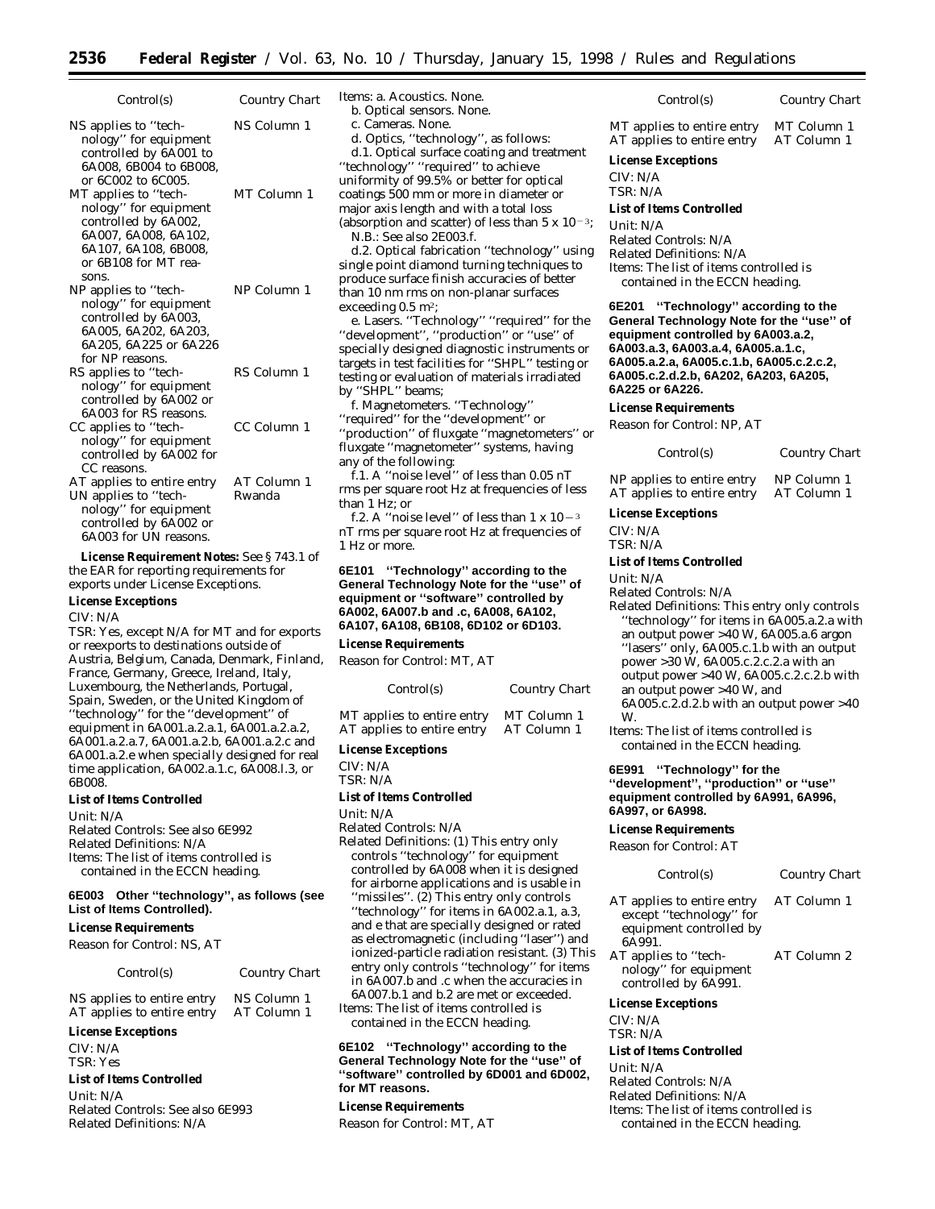| Control(s) | Country Chart |
| --- | --- |
| NS applies to ''technology'' for equipment controlled by 6A001 to 6A008, 6B004 to 6B008, or 6C002 to 6C005. | NS Column 1 |
| MT applies to ''technology'' for equipment controlled by 6A002, 6A007, 6A008, 6A102, 6A107, 6A108, 6B008, or 6B108 for MT reasons. | MT Column 1 |
| NP applies to ''technology'' for equipment controlled by 6A003, 6A005, 6A202, 6A203, 6A205, 6A225 or 6A226 for NP reasons. | NP Column 1 |
| RS applies to ''technology'' for equipment controlled by 6A002 or 6A003 for RS reasons. | RS Column 1 |
| CC applies to ''technology'' for equipment controlled by 6A002 for CC reasons. | CC Column 1 |
| AT applies to entire entry | AT Column 1 |
| UN applies to ''technology'' for equipment controlled by 6A002 or 6A003 for UN reasons. | Rwanda |

**License Requirement Notes:** See § 743.1 of the EAR for reporting requirements for exports under License Exceptions.

**License Exceptions**

CIV: N/A

TSR: Yes, except N/A for MT and for exports or reexports to destinations outside of Austria, Belgium, Canada, Denmark, Finland, France, Germany, Greece, Ireland, Italy, Luxembourg, the Netherlands, Portugal, Spain, Sweden, or the United Kingdom of ''technology'' for the ''development'' of equipment in 6A001.a.2.a.1, 6A001.a.2.a.2, 6A001.a.2.a.7, 6A001.a.2.b, 6A001.a.2.c and 6A001.a.2.e when specially designed for real time application, 6A002.a.1.c, 6A008.l.3, or 6B008.

**List of Items Controlled**

Unit: N/A
Related Controls: See also 6E992
Related Definitions: N/A
Items: The list of items controlled is contained in the ECCN heading.

**6E003 Other ''technology'', as follows (see List of Items Controlled).**

**License Requirements**

Reason for Control: NS, AT

| Control(s) | Country Chart |
| --- | --- |
| NS applies to entire entry | NS Column 1 |
| AT applies to entire entry | AT Column 1 |

**License Exceptions**

CIV: N/A
TSR: Yes

**List of Items Controlled**

Unit: N/A
Related Controls: See also 6E993
Related Definitions: N/A
Items: a. Acoustics. None.

b. Optical sensors. None.

c. Cameras. None.

d. Optics, ''technology'', as follows:

d.1. Optical surface coating and treatment ''technology'' ''required'' to achieve uniformity of 99.5% or better for optical coatings 500 mm or more in diameter or major axis length and with a total loss (absorption and scatter) of less than $5 \times 10^{-3}$;

N.B.: See also 2E003.f.

d.2. Optical fabrication ''technology'' using single point diamond turning techniques to produce surface finish accuracies of better than 10 nm rms on non-planar surfaces exceeding 0.5 $m^2$;

e. Lasers. ''Technology'' ''required'' for the ''development'', ''production'' or ''use'' of specially designed diagnostic instruments or targets in test facilities for ''SHPL'' testing or testing or evaluation of materials irradiated by ''SHPL'' beams;

f. Magnetometers. ''Technology'' ''required'' for the ''development'' or ''production'' of fluxgate ''magnetometers'' or fluxgate ''magnetometer'' systems, having any of the following:

f.1. A ''noise level'' of less than 0.05 nT rms per square root Hz at frequencies of less than 1 Hz; or

f.2. A ''noise level'' of less than $1 \times 10^{-3}$ nT rms per square root Hz at frequencies of 1 Hz or more.

**6E101 ''Technology'' according to the General Technology Note for the ''use'' of equipment or ''software'' controlled by 6A002, 6A007.b and .c, 6A008, 6A102, 6A107, 6A108, 6B108, 6D102 or 6D103.**

**License Requirements**

Reason for Control: MT, AT

| Control(s) | Country Chart |
| --- | --- |
| MT applies to entire entry | MT Column 1 |
| AT applies to entire entry | AT Column 1 |

**License Exceptions**

CIV: N/A
TSR: N/A

**List of Items Controlled**

Unit: N/A
Related Controls: N/A
Related Definitions: (1) This entry only controls ''technology'' for equipment controlled by 6A008 when it is designed for airborne applications and is usable in ''missiles''. (2) This entry only controls ''technology'' for items in 6A002.a.1, a.3, and e that are specially designed or rated as electromagnetic (including ''laser'') and ionized-particle radiation resistant. (3) This entry only controls ''technology'' for items in 6A007.b and .c when the accuracies in 6A007.b.1 and b.2 are met or exceeded.
Items: The list of items controlled is contained in the ECCN heading.

**6E102 ''Technology'' according to the General Technology Note for the ''use'' of ''software'' controlled by 6D001 and 6D002, for MT reasons.**

**License Requirements**

Reason for Control: MT, AT

| Control(s) | Country Chart |
| --- | --- |
| MT applies to entire entry | MT Column 1 |
| AT applies to entire entry | AT Column 1 |

**License Exceptions**

CIV: N/A
TSR: N/A

**List of Items Controlled**

Unit: N/A
Related Controls: N/A
Related Definitions: N/A
Items: The list of items controlled is contained in the ECCN heading.

**6E201 ''Technology'' according to the General Technology Note for the ''use'' of equipment controlled by 6A003.a.2, 6A003.a.3, 6A003.a.4, 6A005.a.1.c, 6A005.a.2.a, 6A005.c.1.b, 6A005.c.2.c.2, 6A005.c.2.d.2.b, 6A202, 6A203, 6A205, 6A225 or 6A226.**

**License Requirements**

Reason for Control: NP, AT

| Control(s) | Country Chart |
| --- | --- |
| NP applies to entire entry | NP Column 1 |
| AT applies to entire entry | AT Column 1 |

**License Exceptions**

CIV: N/A
TSR: N/A

**List of Items Controlled**

Unit: N/A
Related Controls: N/A
Related Definitions: This entry only controls ''technology'' for items in 6A005.a.2.a with an output power >40 W, 6A005.a.6 argon ''lasers'' only, 6A005.c.1.b with an output power >30 W, 6A005.c.2.c.2.a with an output power >40 W, 6A005.c.2.c.2.b with an output power >40 W, and 6A005.c.2.d.2.b with an output power >40 W.
Items: The list of items controlled is contained in the ECCN heading.

**6E991 ''Technology'' for the ''development'', ''production'' or ''use'' equipment controlled by 6A991, 6A996, 6A997, or 6A998.**

**License Requirements**

Reason for Control: AT

| Control(s) | Country Chart |
| --- | --- |
| AT applies to entire entry except ''technology'' for equipment controlled by 6A991. | AT Column 1 |
| AT applies to ''technology'' for equipment controlled by 6A991. | AT Column 2 |

**License Exceptions**

CIV: N/A
TSR: N/A

**List of Items Controlled**

Unit: N/A
Related Controls: N/A
Related Definitions: N/A
Items: The list of items controlled is contained in the ECCN heading.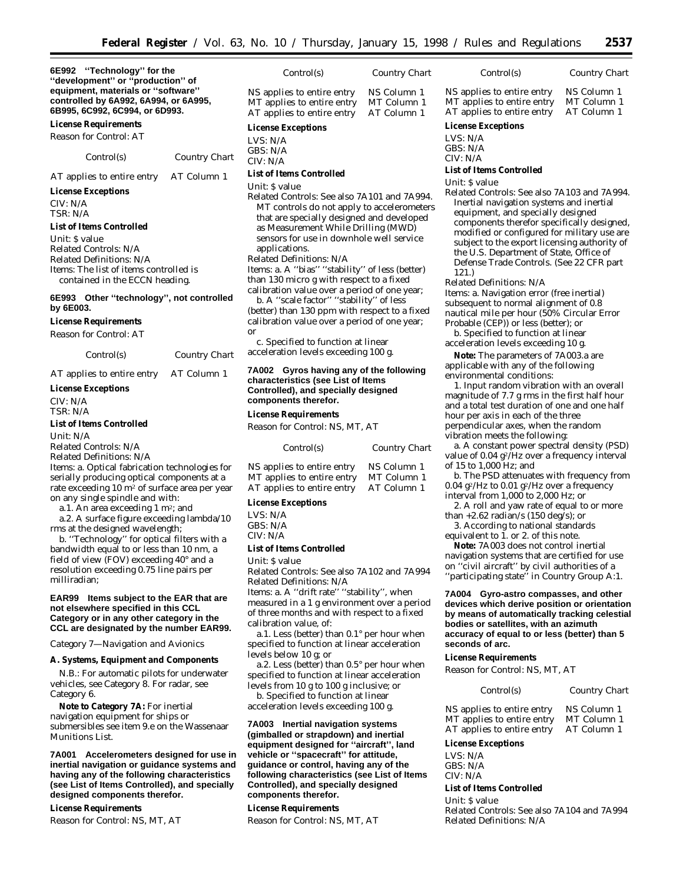**6E992 "Technology" for the "development" or "production" of equipment, materials or "software" controlled by 6A992, 6A994, or 6A995, 6B995, 6C992, 6C994, or 6D993.**

*License Requirements*

Reason for Control: AT

| Control(s) | Country Chart |
| --- | --- |
| AT applies to entire entry | AT Column 1 |

*License Exceptions*

CIV: N/A
TSR: N/A

*List of Items Controlled*

Unit: $ value
Related Controls: N/A
Related Definitions: N/A
Items: The list of items controlled is contained in the ECCN heading.

**6E993 Other "technology", not controlled by 6E003.**

*License Requirements*

Reason for Control: AT

| Control(s) | Country Chart |
| --- | --- |
| AT applies to entire entry | AT Column 1 |

*License Exceptions*

CIV: N/A
TSR: N/A

*List of Items Controlled*

Unit: N/A
Related Controls: N/A
Related Definitions: N/A
Items: a. Optical fabrication technologies for serially producing optical components at a rate exceeding 10 $m^2$ of surface area per year on any single spindle and with:

a.1. An area exceeding 1 $m^2$; and

a.2. A surface figure exceeding lambda/10 rms at the designed wavelength;

b. "Technology" for optical filters with a bandwidth equal to or less than 10 nm, a field of view (FOV) exceeding 40° and a resolution exceeding 0.75 line pairs per milliradian;

**EAR99 Items subject to the EAR that are not elsewhere specified in this CCL Category or in any other category in the CCL are designated by the number EAR99.**

*Category 7—Navigation and Avionics*

**A. Systems, Equipment and Components**

N.B.: For automatic pilots for underwater vehicles, see Category 8. For radar, see Category 6.

*Note to Category 7A:* For inertial navigation equipment for ships or submersibles see item 9.e on the Wassenaar Munitions List.

**7A001 Accelerometers designed for use in inertial navigation or guidance systems and having any of the following characteristics (see List of Items Controlled), and specially designed components therefor.**

*License Requirements*

Reason for Control: NS, MT, AT

| Control(s) | Country Chart |
| --- | --- |
| NS applies to entire entry | NS Column 1 |
| MT applies to entire entry | MT Column 1 |
| AT applies to entire entry | AT Column 1 |

*License Exceptions*

LVS: N/A
GBS: N/A
CIV: N/A

*List of Items Controlled*

Unit: $ value
Related Controls: See also 7A101 and 7A994. MT controls do not apply to accelerometers that are specially designed and developed as Measurement While Drilling (MWD) sensors for use in downhole well service applications.
Related Definitions: N/A
Items: a. A "bias" "stability" of less (better) than 130 micro g with respect to a fixed calibration value over a period of one year;

b. A "scale factor" "stability" of less (better) than 130 ppm with respect to a fixed calibration value over a period of one year; or

c. Specified to function at linear acceleration levels exceeding 100 g.

**7A002 Gyros having any of the following characteristics (see List of Items Controlled), and specially designed components therefor.**

*License Requirements*

Reason for Control: NS, MT, AT

| Control(s) | Country Chart |
| --- | --- |
| NS applies to entire entry | NS Column 1 |
| MT applies to entire entry | MT Column 1 |
| AT applies to entire entry | AT Column 1 |

*License Exceptions*

LVS: N/A
GBS: N/A
CIV: N/A

*List of Items Controlled*

Unit: $ value
Related Controls: See also 7A102 and 7A994
Related Definitions: N/A
Items: a. A "drift rate" "stability", when measured in a 1 g environment over a period of three months and with respect to a fixed calibration value, of:

a.1. Less (better) than 0.1° per hour when specified to function at linear acceleration levels below 10 g; or

a.2. Less (better) than 0.5° per hour when specified to function at linear acceleration levels from 10 g to 100 g inclusive; or

b. Specified to function at linear acceleration levels exceeding 100 g.

**7A003 Inertial navigation systems (gimballed or strapdown) and inertial equipment designed for "aircraft", land vehicle or "spacecraft" for attitude, guidance or control, having any of the following characteristics (see List of Items Controlled), and specially designed components therefor.**

*License Requirements*

Reason for Control: NS, MT, AT

| Control(s) | Country Chart |
| --- | --- |
| NS applies to entire entry | NS Column 1 |
| MT applies to entire entry | MT Column 1 |
| AT applies to entire entry | AT Column 1 |

*License Exceptions*

LVS: N/A
GBS: N/A
CIV: N/A

*List of Items Controlled*

Unit: $ value
Related Controls: See also 7A103 and 7A994. Inertial navigation systems and inertial equipment, and specially designed components therefor specifically designed, modified or configured for military use are subject to the export licensing authority of the U.S. Department of State, Office of Defense Trade Controls. (See 22 CFR part 121.)
Related Definitions: N/A
Items: a. Navigation error (free inertial) subsequent to normal alignment of 0.8 nautical mile per hour (50% Circular Error Probable (CEP)) or less (better); or

b. Specified to function at linear acceleration levels exceeding 10 g.

*Note:* The parameters of 7A003.a are applicable with any of the following environmental conditions:

1. Input random vibration with an overall magnitude of 7.7 g rms in the first half hour and a total test duration of one and one half hour per axis in each of the three perpendicular axes, when the random vibration meets the following:

a. A constant power spectral density (PSD) value of 0.04 $g^2$/Hz over a frequency interval of 15 to 1,000 Hz; and

b. The PSD attenuates with frequency from 0.04 $g^2$/Hz to 0.01 $g^2$/Hz over a frequency interval from 1,000 to 2,000 Hz; or

2. A roll and yaw rate of equal to or more than +2.62 radian/s (150 deg/s); or

3. According to national standards equivalent to 1. or 2. of this note.

*Note:* 7A003 does not control inertial navigation systems that are certified for use on "civil aircraft" by civil authorities of a "participating state" in Country Group A:1.

**7A004 Gyro-astro compasses, and other devices which derive position or orientation by means of automatically tracking celestial bodies or satellites, with an azimuth accuracy of equal to or less (better) than 5 seconds of arc.**

*License Requirements*

Reason for Control: NS, MT, AT

| Control(s) | Country Chart |
| --- | --- |
| NS applies to entire entry | NS Column 1 |
| MT applies to entire entry | MT Column 1 |
| AT applies to entire entry | AT Column 1 |

*License Exceptions*

LVS: N/A
GBS: N/A
CIV: N/A

*List of Items Controlled*

Unit: $ value
Related Controls: See also 7A104 and 7A994
Related Definitions: N/A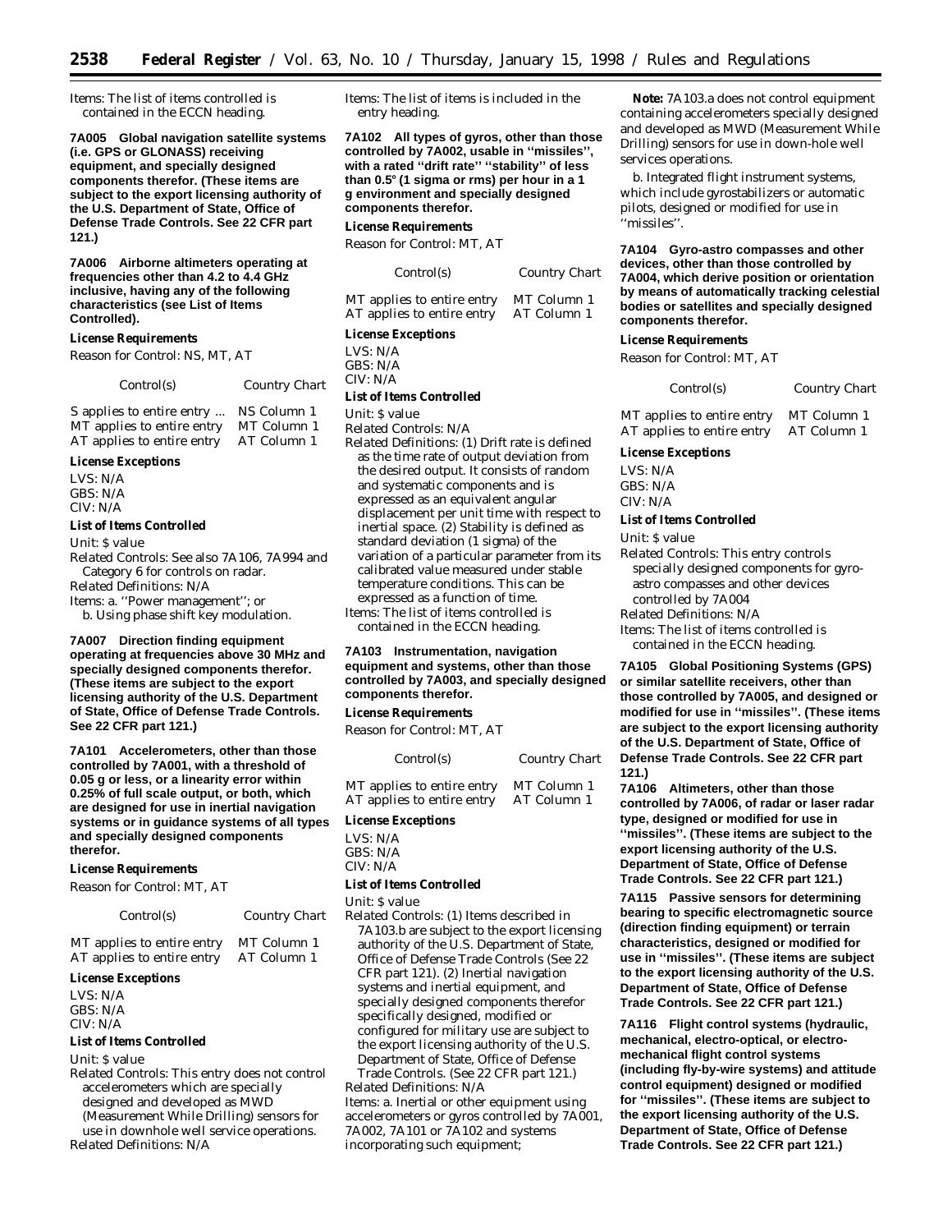Items: The list of items controlled is contained in the ECCN heading.

**7A005 Global navigation satellite systems (i.e. GPS or GLONASS) receiving equipment, and specially designed components therefor. (These items are subject to the export licensing authority of the U.S. Department of State, Office of Defense Trade Controls. See 22 CFR part 121.)**

**7A006 Airborne altimeters operating at frequencies other than 4.2 to 4.4 GHz inclusive, having any of the following characteristics (see List of Items Controlled).**

*License Requirements*

Reason for Control: NS, MT, AT

| Control(s) | Country Chart |
|---|---|
| S applies to entire entry ... | NS Column 1 |
| MT applies to entire entry | MT Column 1 |
| AT applies to entire entry | AT Column 1 |

*License Exceptions*

LVS: N/A
GBS: N/A
CIV: N/A

*List of Items Controlled*

Unit: $ value
Related Controls: See also 7A106, 7A994 and Category 6 for controls on radar.
Related Definitions: N/A
Items: a. ''Power management''; or
b. Using phase shift key modulation.

**7A007 Direction finding equipment operating at frequencies above 30 MHz and specially designed components therefor. (These items are subject to the export licensing authority of the U.S. Department of State, Office of Defense Trade Controls. See 22 CFR part 121.)**

**7A101 Accelerometers, other than those controlled by 7A001, with a threshold of 0.05 g or less, or a linearity error within 0.25% of full scale output, or both, which are designed for use in inertial navigation systems or in guidance systems of all types and specially designed components therefor.**

*License Requirements*

Reason for Control: MT, AT

| Control(s) | Country Chart |
|---|---|
| MT applies to entire entry | MT Column 1 |
| AT applies to entire entry | AT Column 1 |

*License Exceptions*

LVS: N/A
GBS: N/A
CIV: N/A

*List of Items Controlled*

Unit: $ value
Related Controls: This entry does not control accelerometers which are specially designed and developed as MWD (Measurement While Drilling) sensors for use in downhole well service operations.
Related Definitions: N/A
Items: The list of items is included in the entry heading.

**7A102 All types of gyros, other than those controlled by 7A002, usable in ''missiles'', with a rated ''drift rate'' ''stability'' of less than 0.5° (1 sigma or rms) per hour in a 1 g environment and specially designed components therefor.**

*License Requirements*

Reason for Control: MT, AT

| Control(s) | Country Chart |
|---|---|
| MT applies to entire entry | MT Column 1 |
| AT applies to entire entry | AT Column 1 |

*License Exceptions*

LVS: N/A
GBS: N/A
CIV: N/A

*List of Items Controlled*

Unit: $ value
Related Controls: N/A
Related Definitions: (1) Drift rate is defined as the time rate of output deviation from the desired output. It consists of random and systematic components and is expressed as an equivalent angular displacement per unit time with respect to inertial space. (2) Stability is defined as standard deviation (1 sigma) of the variation of a particular parameter from its calibrated value measured under stable temperature conditions. This can be expressed as a function of time.
Items: The list of items controlled is contained in the ECCN heading.

**7A103 Instrumentation, navigation equipment and systems, other than those controlled by 7A003, and specially designed components therefor.**

*License Requirements*

Reason for Control: MT, AT

| Control(s) | Country Chart |
|---|---|
| MT applies to entire entry | MT Column 1 |
| AT applies to entire entry | AT Column 1 |

*License Exceptions*

LVS: N/A
GBS: N/A
CIV: N/A

*List of Items Controlled*

Unit: $ value
Related Controls: (1) Items described in 7A103.b are subject to the export licensing authority of the U.S. Department of State, Office of Defense Trade Controls (See 22 CFR part 121). (2) Inertial navigation systems and inertial equipment, and specially designed components therefor specifically designed, modified or configured for military use are subject to the export licensing authority of the U.S. Department of State, Office of Defense Trade Controls. (See 22 CFR part 121.)
Related Definitions: N/A
Items: a. Inertial or other equipment using accelerometers or gyros controlled by 7A001, 7A002, 7A101 or 7A102 and systems incorporating such equipment;

**Note:** 7A103.a does not control equipment containing accelerometers specially designed and developed as MWD (Measurement While Drilling) sensors for use in down-hole well services operations.

b. Integrated flight instrument systems, which include gyrostabilizers or automatic pilots, designed or modified for use in ''missiles''.

**7A104 Gyro-astro compasses and other devices, other than those controlled by 7A004, which derive position or orientation by means of automatically tracking celestial bodies or satellites and specially designed components therefor.**

*License Requirements*

Reason for Control: MT, AT

| Control(s) | Country Chart |
|---|---|
| MT applies to entire entry | MT Column 1 |
| AT applies to entire entry | AT Column 1 |

*License Exceptions*

LVS: N/A
GBS: N/A
CIV: N/A

*List of Items Controlled*

Unit: $ value
Related Controls: This entry controls specially designed components for gyro-astro compasses and other devices controlled by 7A004
Related Definitions: N/A
Items: The list of items controlled is contained in the ECCN heading.

**7A105 Global Positioning Systems (GPS) or similar satellite receivers, other than those controlled by 7A005, and designed or modified for use in ''missiles''. (These items are subject to the export licensing authority of the U.S. Department of State, Office of Defense Trade Controls. See 22 CFR part 121.)**

**7A106 Altimeters, other than those controlled by 7A006, of radar or laser radar type, designed or modified for use in ''missiles''. (These items are subject to the export licensing authority of the U.S. Department of State, Office of Defense Trade Controls. See 22 CFR part 121.)**

**7A115 Passive sensors for determining bearing to specific electromagnetic source (direction finding equipment) or terrain characteristics, designed or modified for use in ''missiles''. (These items are subject to the export licensing authority of the U.S. Department of State, Office of Defense Trade Controls. See 22 CFR part 121.)**

**7A116 Flight control systems (hydraulic, mechanical, electro-optical, or electro-mechanical flight control systems (including fly-by-wire systems) and attitude control equipment) designed or modified for ''missiles''. (These items are subject to the export licensing authority of the U.S. Department of State, Office of Defense Trade Controls. See 22 CFR part 121.)**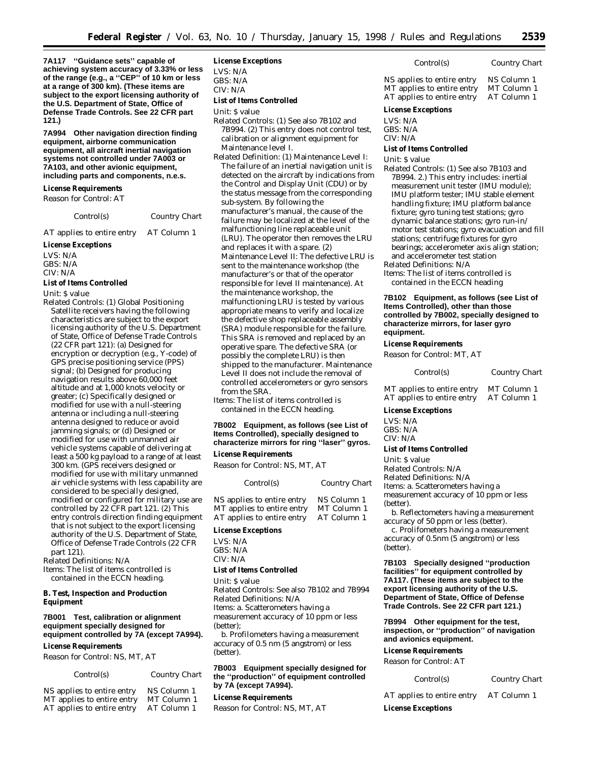**7A117 "Guidance sets" capable of achieving system accuracy of 3.33% or less of the range (e.g., a "CEP" of 10 km or less at a range of 300 km). (These items are subject to the export licensing authority of the U.S. Department of State, Office of Defense Trade Controls. See 22 CFR part 121.)**

**7A994 Other navigation direction finding equipment, airborne communication equipment, all aircraft inertial navigation systems not controlled under 7A003 or 7A103, and other avionic equipment, including parts and components, n.e.s.**

*License Requirements*

Reason for Control: AT

| Control(s) | Country Chart |
|---|---|
| AT applies to entire entry | AT Column 1 |

*License Exceptions*

LVS: N/A
GBS: N/A
CIV: N/A

*List of Items Controlled*

Unit: $ value

Related Controls: (1) Global Positioning Satellite receivers having the following characteristics are subject to the export licensing authority of the U.S. Department of State, Office of Defense Trade Controls (22 CFR part 121): (a) Designed for encryption or decryption (e.g., Y-code) of GPS precise positioning service (PPS) signal; (b) Designed for producing navigation results above 60,000 feet altitude and at 1,000 knots velocity or greater; (c) Specifically designed or modified for use with a null-steering antenna or including a null-steering antenna designed to reduce or avoid jamming signals; or (d) Designed or modified for use with unmanned air vehicle systems capable of delivering at least a 500 kg payload to a range of at least 300 km. (GPS receivers designed or modified for use with military unmanned air vehicle systems with less capability are considered to be specially designed, modified or configured for military use are controlled by 22 CFR part 121. (2) This entry controls direction finding equipment that is not subject to the export licensing authority of the U.S. Department of State, Office of Defense Trade Controls (22 CFR part 121).

Related Definitions: N/A

Items: The list of items controlled is contained in the ECCN heading.

**B. Test, Inspection and Production Equipment**

**7B001 Test, calibration or alignment equipment specially designed for equipment controlled by 7A (except 7A994).**

*License Requirements*

Reason for Control: NS, MT, AT

| Control(s) | Country Chart |
|---|---|
| NS applies to entire entry | NS Column 1 |
| MT applies to entire entry | MT Column 1 |
| AT applies to entire entry | AT Column 1 |

*License Exceptions*

LVS: N/A
GBS: N/A
CIV: N/A

*List of Items Controlled*

Unit: $ value

Related Controls: (1) See also 7B102 and 7B994. (2) This entry does not control test, calibration or alignment equipment for Maintenance level I.

Related Definition: (1) Maintenance Level I: The failure of an inertial navigation unit is detected on the aircraft by indications from the Control and Display Unit (CDU) or by the status message from the corresponding sub-system. By following the manufacturer's manual, the cause of the failure may be localized at the level of the malfunctioning line replaceable unit (LRU). The operator then removes the LRU and replaces it with a spare. (2) Maintenance Level II: The defective LRU is sent to the maintenance workshop (the manufacturer's or that of the operator responsible for level II maintenance). At the maintenance workshop, the malfunctioning LRU is tested by various appropriate means to verify and localize the defective shop replaceable assembly (SRA) module responsible for the failure. This SRA is removed and replaced by an operative spare. The defective SRA (or possibly the complete LRU) is then shipped to the manufacturer. Maintenance Level II does not include the removal of controlled accelerometers or gyro sensors from the SRA.

Items: The list of items controlled is contained in the ECCN heading.

**7B002 Equipment, as follows (see List of Items Controlled), specially designed to characterize mirrors for ring "laser" gyros.**

*License Requirements*

Reason for Control: NS, MT, AT

| Control(s) | Country Chart |
|---|---|
| NS applies to entire entry | NS Column 1 |
| MT applies to entire entry | MT Column 1 |
| AT applies to entire entry | AT Column 1 |

*License Exceptions*

LVS: N/A
GBS: N/A
CIV: N/A

*List of Items Controlled*

Unit: $ value

Related Controls: See also 7B102 and 7B994

Related Definitions: N/A

Items: a. Scatterometers having a measurement accuracy of 10 ppm or less (better);

b. Profilometers having a measurement accuracy of 0.5 nm (5 angstrom) or less (better).

**7B003 Equipment specially designed for the "production" of equipment controlled by 7A (except 7A994).**

*License Requirements*

Reason for Control: NS, MT, AT

| Control(s) | Country Chart |
|---|---|
| NS applies to entire entry | NS Column 1 |
| MT applies to entire entry | MT Column 1 |
| AT applies to entire entry | AT Column 1 |

*License Exceptions*

LVS: N/A
GBS: N/A
CIV: N/A

*List of Items Controlled*

Unit: $ value

Related Controls: (1) See also 7B103 and 7B994. 2.) This entry includes: inertial measurement unit tester (IMU module); IMU platform tester; IMU stable element handling fixture; IMU platform balance fixture; gyro tuning test stations; gyro dynamic balance stations; gyro run-in/motor test stations; gyro evacuation and fill stations; centrifuge fixtures for gyro bearings; accelerometer axis align station; and accelerometer test station

Related Definitions: N/A

Items: The list of items controlled is contained in the ECCN heading

**7B102 Equipment, as follows (see List of Items Controlled), other than those controlled by 7B002, specially designed to characterize mirrors, for laser gyro equipment.**

*License Requirements*

Reason for Control: MT, AT

| Control(s) | Country Chart |
|---|---|
| MT applies to entire entry | MT Column 1 |
| AT applies to entire entry | AT Column 1 |

*License Exceptions*

LVS: N/A
GBS: N/A
CIV: N/A

*List of Items Controlled*

Unit: $ value

Related Controls: N/A

Related Definitions: N/A

Items: a. Scatterometers having a measurement accuracy of 10 ppm or less (better).

b. Reflectometers having a measurement accuracy of 50 ppm or less (better).

c. Prolifometers having a measurement accuracy of 0.5nm (5 angstrom) or less (better).

**7B103 Specially designed "production facilities" for equipment controlled by 7A117. (These items are subject to the export licensing authority of the U.S. Department of State, Office of Defense Trade Controls. See 22 CFR part 121.)**

**7B994 Other equipment for the test, inspection, or "production" of navigation and avionics equipment.**

*License Requirements*

Reason for Control: AT

| Control(s) | Country Chart |
|---|---|
| AT applies to entire entry | AT Column 1 |

*License Exceptions*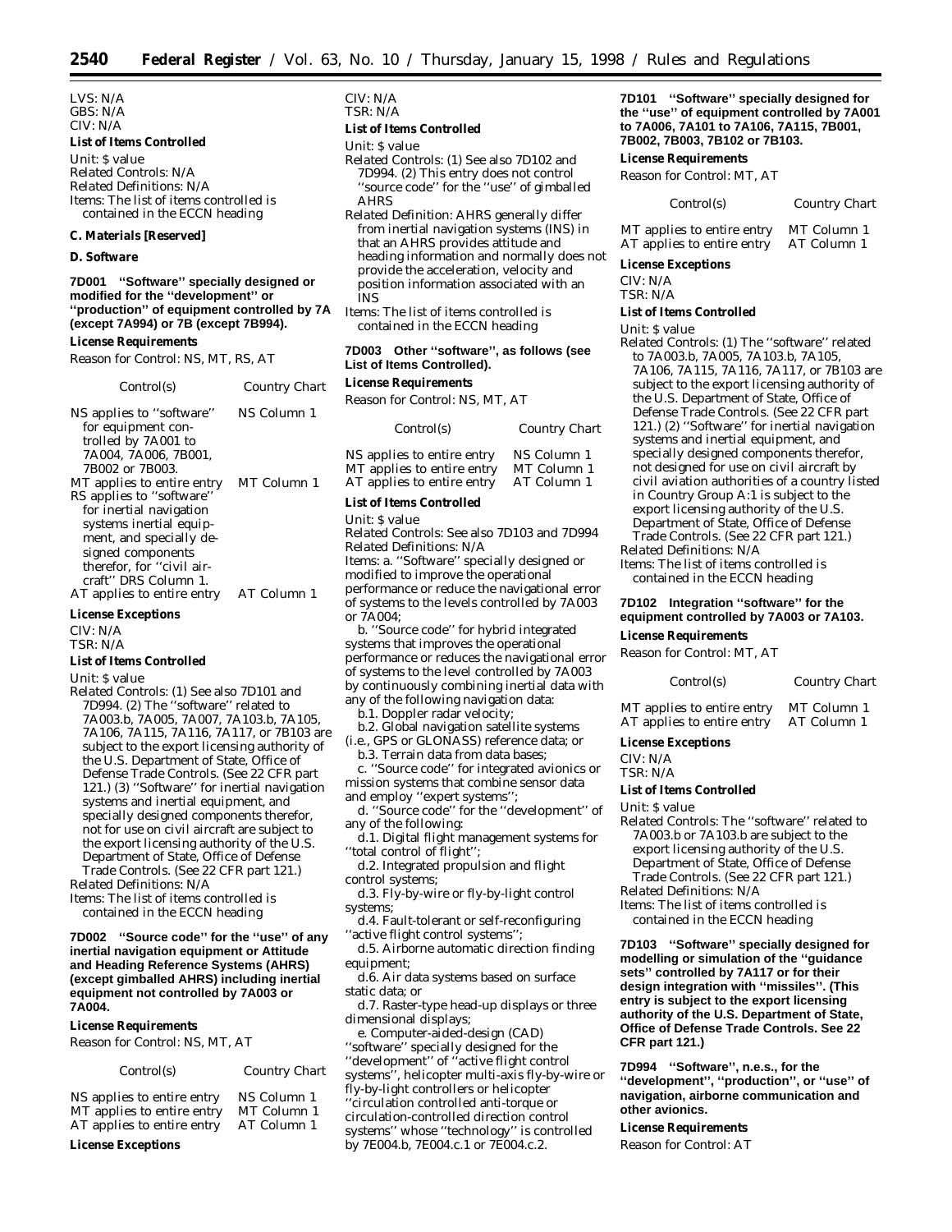LVS: N/A
GBS: N/A
CIV: N/A

**List of Items Controlled**

Unit: $ value
Related Controls: N/A
Related Definitions: N/A
Items: The list of items controlled is contained in the ECCN heading

**C. Materials [Reserved]**

**D. Software**

**7D001 ''Software'' specially designed or modified for the ''development'' or ''production'' of equipment controlled by 7A (except 7A994) or 7B (except 7B994).**

**License Requirements**

Reason for Control: NS, MT, RS, AT

| Control(s) | Country Chart |
|---|---|
| NS applies to ''software'' for equipment controlled by 7A001 to 7A004, 7A006, 7B001, 7B002 or 7B003. | NS Column 1 |
| MT applies to entire entry | MT Column 1 |
| RS applies to ''software'' for inertial navigation systems inertial equipment, and specially designed components therefor, for ''civil aircraft'' DRS Column 1. | |
| AT applies to entire entry | AT Column 1 |

**License Exceptions**

CIV: N/A
TSR: N/A

**List of Items Controlled**

Unit: $ value
Related Controls: (1) See also 7D101 and 7D994. (2) The ''software'' related to 7A003.b, 7A005, 7A007, 7A103.b, 7A105, 7A106, 7A115, 7A116, 7A117, or 7B103 are subject to the export licensing authority of the U.S. Department of State, Office of Defense Trade Controls. (See 22 CFR part 121.) (3) ''Software'' for inertial navigation systems and inertial equipment, and specially designed components therefor, not for use on civil aircraft are subject to the export licensing authority of the U.S. Department of State, Office of Defense Trade Controls. (See 22 CFR part 121.)
Related Definitions: N/A
Items: The list of items controlled is contained in the ECCN heading

**7D002 ''Source code'' for the ''use'' of any inertial navigation equipment or Attitude and Heading Reference Systems (AHRS) (except gimballed AHRS) including inertial equipment not controlled by 7A003 or 7A004.**

**License Requirements**

Reason for Control: NS, MT, AT

| Control(s) | Country Chart |
|---|---|
| NS applies to entire entry | NS Column 1 |
| MT applies to entire entry | MT Column 1 |
| AT applies to entire entry | AT Column 1 |

**License Exceptions**

CIV: N/A
TSR: N/A

**List of Items Controlled**

Unit: $ value
Related Controls: (1) See also 7D102 and 7D994. (2) This entry does not control ''source code'' for the ''use'' of gimballed AHRS
Related Definition: AHRS generally differ from inertial navigation systems (INS) in that an AHRS provides attitude and heading information and normally does not provide the acceleration, velocity and position information associated with an INS
Items: The list of items controlled is contained in the ECCN heading

**7D003 Other ''software'', as follows (see List of Items Controlled).**

**License Requirements**

Reason for Control: NS, MT, AT

| Control(s) | Country Chart |
|---|---|
| NS applies to entire entry | NS Column 1 |
| MT applies to entire entry | MT Column 1 |
| AT applies to entire entry | AT Column 1 |

**List of Items Controlled**

Unit: $ value
Related Controls: See also 7D103 and 7D994
Related Definitions: N/A
Items: a. ''Software'' specially designed or modified to improve the operational performance or reduce the navigational error of systems to the levels controlled by 7A003 or 7A004;

b. ''Source code'' for hybrid integrated systems that improves the operational performance or reduces the navigational error of systems to the level controlled by 7A003 by continuously combining inertial data with any of the following navigation data:

b.1. Doppler radar velocity;

b.2. Global navigation satellite systems (i.e., GPS or GLONASS) reference data; or

b.3. Terrain data from data bases;

c. ''Source code'' for integrated avionics or mission systems that combine sensor data and employ ''expert systems'';

d. ''Source code'' for the ''development'' of any of the following:

d.1. Digital flight management systems for ''total control of flight'';

d.2. Integrated propulsion and flight control systems;

d.3. Fly-by-wire or fly-by-light control systems;

d.4. Fault-tolerant or self-reconfiguring ''active flight control systems'';

d.5. Airborne automatic direction finding equipment;

d.6. Air data systems based on surface static data; or

d.7. Raster-type head-up displays or three dimensional displays;

e. Computer-aided-design (CAD) ''software'' specially designed for the ''development'' of ''active flight control systems'', helicopter multi-axis fly-by-wire or fly-by-light controllers or helicopter ''circulation controlled anti-torque or circulation-controlled direction control systems'' whose ''technology'' is controlled by 7E004.b, 7E004.c.1 or 7E004.c.2.

**7D101 ''Software'' specially designed for the ''use'' of equipment controlled by 7A001 to 7A006, 7A101 to 7A106, 7A115, 7B001, 7B002, 7B003, 7B102 or 7B103.**

**License Requirements**

Reason for Control: MT, AT

| Control(s) | Country Chart |
|---|---|
| MT applies to entire entry | MT Column 1 |
| AT applies to entire entry | AT Column 1 |

**License Exceptions**

CIV: N/A
TSR: N/A

**List of Items Controlled**

Unit: $ value
Related Controls: (1) The ''software'' related to 7A003.b, 7A005, 7A103.b, 7A105, 7A106, 7A115, 7A116, 7A117, or 7B103 are subject to the export licensing authority of the U.S. Department of State, Office of Defense Trade Controls. (See 22 CFR part 121.) (2) ''Software'' for inertial navigation systems and inertial equipment, and specially designed components therefor, not designed for use on civil aircraft by civil aviation authorities of a country listed in Country Group A:1 is subject to the export licensing authority of the U.S. Department of State, Office of Defense Trade Controls. (See 22 CFR part 121.)
Related Definitions: N/A
Items: The list of items controlled is contained in the ECCN heading

**7D102 Integration ''software'' for the equipment controlled by 7A003 or 7A103.**

**License Requirements**

Reason for Control: MT, AT

| Control(s) | Country Chart |
|---|---|
| MT applies to entire entry | MT Column 1 |
| AT applies to entire entry | AT Column 1 |

**License Exceptions**

CIV: N/A
TSR: N/A

**List of Items Controlled**

Unit: $ value
Related Controls: The ''software'' related to 7A003.b or 7A103.b are subject to the export licensing authority of the U.S. Department of State, Office of Defense Trade Controls. (See 22 CFR part 121.)
Related Definitions: N/A
Items: The list of items controlled is contained in the ECCN heading

**7D103 ''Software'' specially designed for modelling or simulation of the ''guidance sets'' controlled by 7A117 or for their design integration with ''missiles''. (This entry is subject to the export licensing authority of the U.S. Department of State, Office of Defense Trade Controls. See 22 CFR part 121.)**

**7D994 ''Software'', n.e.s., for the ''development'', ''production'', or ''use'' of navigation, airborne communication and other avionics.**

**License Requirements**

Reason for Control: AT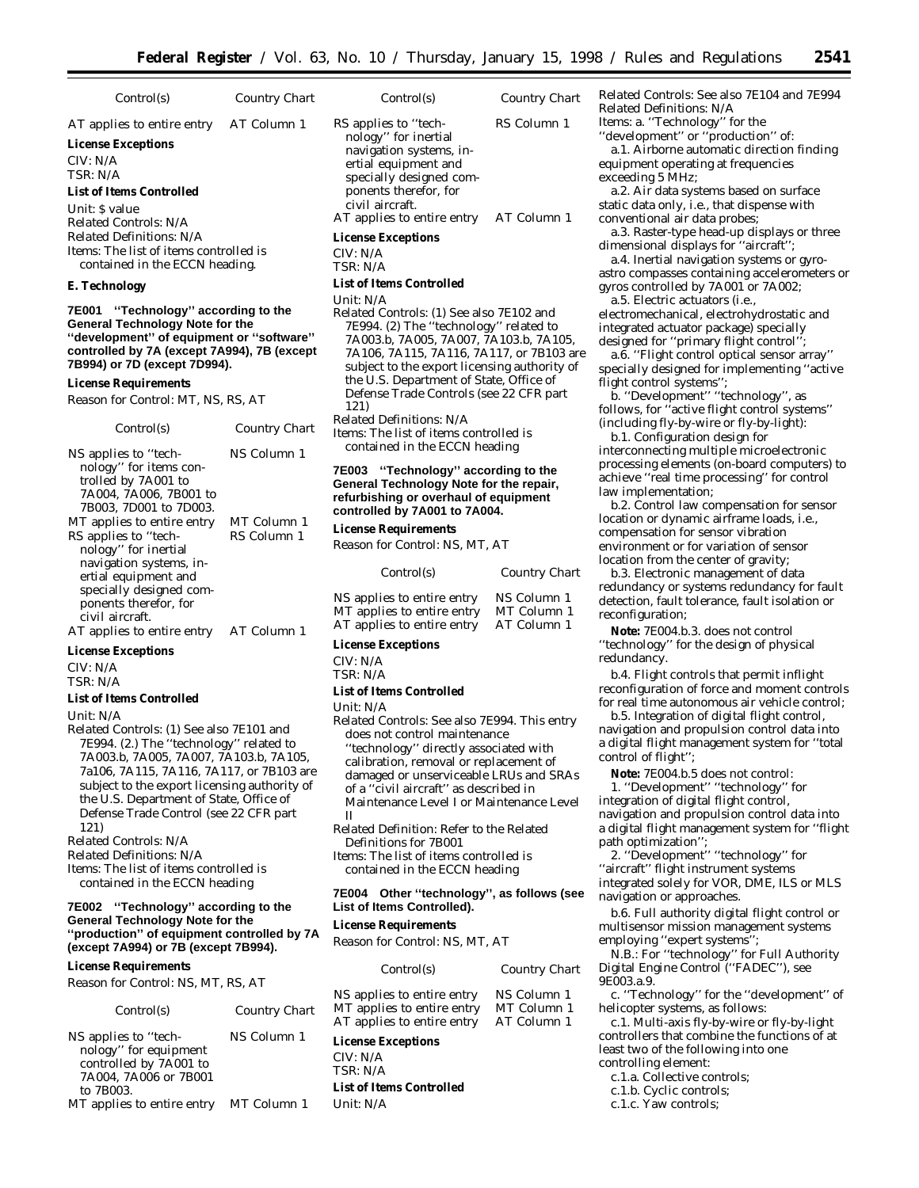| Control(s) | Country Chart |
|---|---|
| AT applies to entire entry | AT Column 1 |

**License Exceptions**

CIV: N/A
TSR: N/A

**List of Items Controlled**

Unit: $ value
Related Controls: N/A
Related Definitions: N/A
Items: The list of items controlled is contained in the ECCN heading.

## E. Technology

**7E001 "Technology" according to the General Technology Note for the "development" of equipment or "software" controlled by 7A (except 7A994), 7B (except 7B994) or 7D (except 7D994).**

**License Requirements**

Reason for Control: MT, NS, RS, AT

| Control(s) | Country Chart |
|---|---|
| NS applies to "technology" for items controlled by 7A001 to 7A004, 7A006, 7B001 to 7B003, 7D001 to 7D003. | NS Column 1 |
| MT applies to entire entry | MT Column 1 |
| RS applies to "technology" for inertial navigation systems, inertial equipment and specially designed components therefor, for civil aircraft. | RS Column 1 |
| AT applies to entire entry | AT Column 1 |

**License Exceptions**

CIV: N/A
TSR: N/A

**List of Items Controlled**

Unit: N/A
Related Controls: (1) See also 7E101 and 7E994. (2.) The "technology" related to 7A003.b, 7A005, 7A007, 7A103.b, 7A105, 7a106, 7A115, 7A116, 7A117, or 7B103 are subject to the export licensing authority of the U.S. Department of State, Office of Defense Trade Control (see 22 CFR part 121)
Related Controls: N/A
Related Definitions: N/A
Items: The list of items controlled is contained in the ECCN heading

**7E002 "Technology" according to the General Technology Note for the "production" of equipment controlled by 7A (except 7A994) or 7B (except 7B994).**

**License Requirements**

Reason for Control: NS, MT, RS, AT

| Control(s) | Country Chart |
|---|---|
| NS applies to "technology" for equipment controlled by 7A001 to 7A004, 7A006 or 7B001 to 7B003. | NS Column 1 |
| MT applies to entire entry | MT Column 1 |
| RS applies to "technology" for inertial navigation systems, inertial equipment and specially designed components therefor, for civil aircraft. | RS Column 1 |
| AT applies to entire entry | AT Column 1 |

**License Exceptions**

CIV: N/A
TSR: N/A

**List of Items Controlled**

Unit: N/A
Related Controls: (1) See also 7E102 and 7E994. (2) The "technology" related to 7A003.b, 7A005, 7A007, 7A103.b, 7A105, 7A106, 7A115, 7A116, 7A117, or 7B103 are subject to the export licensing authority of the U.S. Department of State, Office of Defense Trade Controls (see 22 CFR part 121)
Related Definitions: N/A
Items: The list of items controlled is contained in the ECCN heading

**7E003 "Technology" according to the General Technology Note for the repair, refurbishing or overhaul of equipment controlled by 7A001 to 7A004.**

**License Requirements**

Reason for Control: NS, MT, AT

| Control(s) | Country Chart |
|---|---|
| NS applies to entire entry | NS Column 1 |
| MT applies to entire entry | MT Column 1 |
| AT applies to entire entry | AT Column 1 |

**License Exceptions**

CIV: N/A
TSR: N/A

**List of Items Controlled**

Unit: N/A
Related Controls: See also 7E994. This entry does not control maintenance "technology" directly associated with calibration, removal or replacement of damaged or unserviceable LRUs and SRAs of a "civil aircraft" as described in Maintenance Level I or Maintenance Level II
Related Definition: Refer to the Related Definitions for 7B001
Items: The list of items controlled is contained in the ECCN heading

**7E004 Other "technology", as follows (see List of Items Controlled).**

**License Requirements**

Reason for Control: NS, MT, AT

| Control(s) | Country Chart |
|---|---|
| NS applies to entire entry | NS Column 1 |
| MT applies to entire entry | MT Column 1 |
| AT applies to entire entry | AT Column 1 |

**License Exceptions**

CIV: N/A
TSR: N/A

**List of Items Controlled**

Unit: N/A
Related Controls: See also 7E104 and 7E994
Related Definitions: N/A
Items: a. "Technology" for the "development" or "production" of:

a.1. Airborne automatic direction finding equipment operating at frequencies exceeding 5 MHz;

a.2. Air data systems based on surface static data only, i.e., that dispense with conventional air data probes;

a.3. Raster-type head-up displays or three dimensional displays for "aircraft";

a.4. Inertial navigation systems or gyro-astro compasses containing accelerometers or gyros controlled by 7A001 or 7A002;

a.5. Electric actuators (i.e., electromechanical, electrohydrostatic and integrated actuator package) specially designed for "primary flight control";

a.6. "Flight control optical sensor array" specially designed for implementing "active flight control systems";

b. "Development" "technology", as follows, for "active flight control systems" (including fly-by-wire or fly-by-light):

b.1. Configuration design for interconnecting multiple microelectronic processing elements (on-board computers) to achieve "real time processing" for control law implementation;

b.2. Control law compensation for sensor location or dynamic airframe loads, i.e., compensation for sensor vibration environment or for variation of sensor location from the center of gravity;

b.3. Electronic management of data redundancy or systems redundancy for fault detection, fault tolerance, fault isolation or reconfiguration;

**Note:** 7E004.b.3. does not control "technology" for the design of physical redundancy.

b.4. Flight controls that permit inflight reconfiguration of force and moment controls for real time autonomous air vehicle control;

b.5. Integration of digital flight control, navigation and propulsion control data into a digital flight management system for "total control of flight";

**Note:** 7E004.b.5 does not control:

1. "Development" "technology" for integration of digital flight control, navigation and propulsion control data into a digital flight management system for "flight path optimization";

2. "Development" "technology" for "aircraft" flight instrument systems integrated solely for VOR, DME, ILS or MLS navigation or approaches.

b.6. Full authority digital flight control or multisensor mission management systems employing "expert systems";

N.B.: For "technology" for Full Authority Digital Engine Control ("FADEC"), see 9E003.a.9.

c. "Technology" for the "development" of helicopter systems, as follows:

c.1. Multi-axis fly-by-wire or fly-by-light controllers that combine the functions of at least two of the following into one controlling element:

c.1.a. Collective controls;

c.1.b. Cyclic controls;

c.1.c. Yaw controls;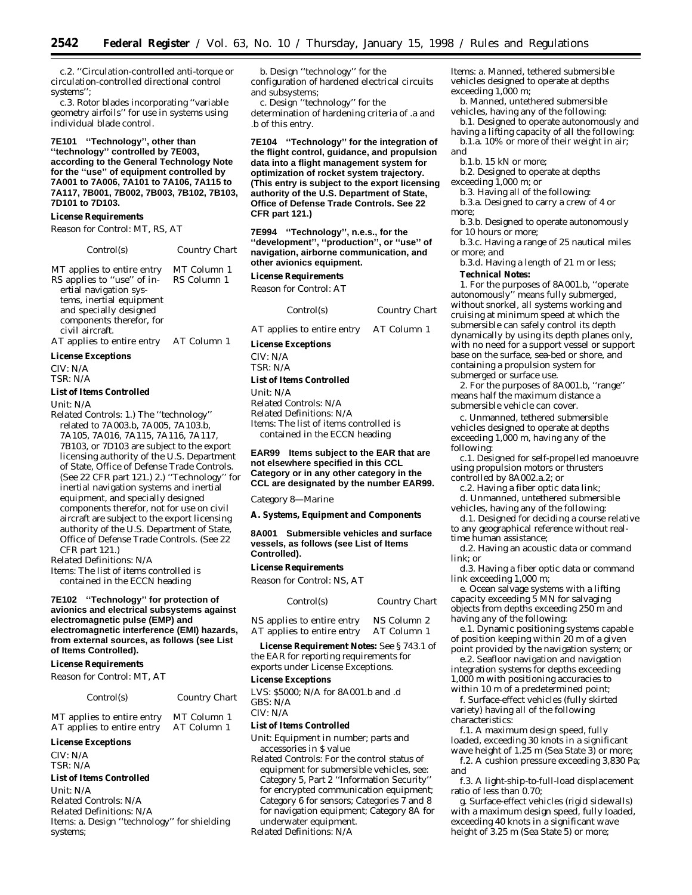c.2. ''Circulation-controlled anti-torque or circulation-controlled directional control systems'';

c.3. Rotor blades incorporating ''variable geometry airfoils'' for use in systems using individual blade control.

**7E101 ''Technology'', other than ''technology'' controlled by 7E003, according to the General Technology Note for the ''use'' of equipment controlled by 7A001 to 7A006, 7A101 to 7A106, 7A115 to 7A117, 7B001, 7B002, 7B003, 7B102, 7B103, 7D101 to 7D103.**

**License Requirements**

Reason for Control: MT, RS, AT

| Control(s) | Country Chart |
|---|---|
| MT applies to entire entry | MT Column 1 |
| RS applies to ''use'' of inertial navigation systems, inertial equipment and specially designed components therefor, for civil aircraft. | RS Column 1 |
| AT applies to entire entry | AT Column 1 |

**License Exceptions**

CIV: N/A
TSR: N/A

**List of Items Controlled**

Unit: N/A

Related Controls: 1.) The ''technology'' related to 7A003.b, 7A005, 7A103.b, 7A105, 7A016, 7A115, 7A116, 7A117, 7B103, or 7D103 are subject to the export licensing authority of the U.S. Department of State, Office of Defense Trade Controls. (See 22 CFR part 121.) 2.) ''Technology'' for inertial navigation systems and inertial equipment, and specially designed components therefor, not for use on civil aircraft are subject to the export licensing authority of the U.S. Department of State, Office of Defense Trade Controls. (See 22 CFR part 121.)

Related Definitions: N/A

Items: The list of items controlled is contained in the ECCN heading

**7E102 ''Technology'' for protection of avionics and electrical subsystems against electromagnetic pulse (EMP) and electromagnetic interference (EMI) hazards, from external sources, as follows (see List of Items Controlled).**

**License Requirements**

Reason for Control: MT, AT

| Control(s) | Country Chart |
|---|---|
| MT applies to entire entry | MT Column 1 |
| AT applies to entire entry | AT Column 1 |

**License Exceptions**

CIV: N/A
TSR: N/A

**List of Items Controlled**

Unit: N/A
Related Controls: N/A
Related Definitions: N/A
Items: a. Design ''technology'' for shielding systems;

b. Design ''technology'' for the configuration of hardened electrical circuits and subsystems;

c. Design ''technology'' for the determination of hardening criteria of .a and .b of this entry.

**7E104 ''Technology'' for the integration of the flight control, guidance, and propulsion data into a flight management system for optimization of rocket system trajectory. (This entry is subject to the export licensing authority of the U.S. Department of State, Office of Defense Trade Controls. See 22 CFR part 121.)**

**7E994 ''Technology'', n.e.s., for the ''development'', ''production'', or ''use'' of navigation, airborne communication, and other avionics equipment.**

**License Requirements**

Reason for Control: AT

| Control(s) | Country Chart |
|---|---|
| AT applies to entire entry | AT Column 1 |

**License Exceptions**

CIV: N/A
TSR: N/A

**List of Items Controlled**

Unit: N/A
Related Controls: N/A
Related Definitions: N/A
Items: The list of items controlled is contained in the ECCN heading

**EAR99 Items subject to the EAR that are not elsewhere specified in this CCL Category or in any other category in the CCL are designated by the number EAR99.**

Category 8—Marine

**A. Systems, Equipment and Components**

**8A001 Submersible vehicles and surface vessels, as follows (see List of Items Controlled).**

**License Requirements**

Reason for Control: NS, AT

| Control(s) | Country Chart |
|---|---|
| NS applies to entire entry | NS Column 2 |
| AT applies to entire entry | AT Column 1 |

*License Requirement Notes:* See § 743.1 of the EAR for reporting requirements for exports under License Exceptions.

**License Exceptions**

LVS: $5000; N/A for 8A001.b and .d
GBS: N/A
CIV: N/A

**List of Items Controlled**

Unit: Equipment in number; parts and accessories in $ value

Related Controls: For the control status of equipment for submersible vehicles, see: Category 5, Part 2 ''Information Security'' for encrypted communication equipment; Category 6 for sensors; Categories 7 and 8 for navigation equipment; Category 8A for underwater equipment.

Related Definitions: N/A

Items: a. Manned, tethered submersible vehicles designed to operate at depths exceeding 1,000 m;

b. Manned, untethered submersible vehicles, having any of the following:

b.1. Designed to operate autonomously and having a lifting capacity of all the following:

b.1.a. 10% or more of their weight in air; and

b.1.b. 15 kN or more;

b.2. Designed to operate at depths exceeding 1,000 m; or

b.3. Having all of the following:

b.3.a. Designed to carry a crew of 4 or more;

b.3.b. Designed to operate autonomously for 10 hours or more;

b.3.c. Having a range of 25 nautical miles or more; and

b.3.d. Having a length of 21 m or less;

**Technical Notes:**

1. For the purposes of 8A001.b, ''operate autonomously'' means fully submerged, without snorkel, all systems working and cruising at minimum speed at which the submersible can safely control its depth dynamically by using its depth planes only, with no need for a support vessel or support base on the surface, sea-bed or shore, and containing a propulsion system for submerged or surface use.

2. For the purposes of 8A001.b, ''range'' means half the maximum distance a submersible vehicle can cover.

c. Unmanned, tethered submersible vehicles designed to operate at depths exceeding 1,000 m, having any of the following:

c.1. Designed for self-propelled manoeuvre using propulsion motors or thrusters controlled by 8A002.a.2; or

c.2. Having a fiber optic data link;

d. Unmanned, untethered submersible vehicles, having any of the following:

d.1. Designed for deciding a course relative to any geographical reference without real-time human assistance;

d.2. Having an acoustic data or command link; or

d.3. Having a fiber optic data or command link exceeding 1,000 m;

e. Ocean salvage systems with a lifting capacity exceeding 5 MN for salvaging objects from depths exceeding 250 m and having any of the following:

e.1. Dynamic positioning systems capable of position keeping within 20 m of a given point provided by the navigation system; or

e.2. Seafloor navigation and navigation integration systems for depths exceeding 1,000 m with positioning accuracies to within 10 m of a predetermined point;

f. Surface-effect vehicles (fully skirted variety) having all of the following characteristics:

f.1. A maximum design speed, fully loaded, exceeding 30 knots in a significant wave height of 1.25 m (Sea State 3) or more;

f.2. A cushion pressure exceeding 3,830 Pa; and

f.3. A light-ship-to-full-load displacement ratio of less than 0.70;

g. Surface-effect vehicles (rigid sidewalls) with a maximum design speed, fully loaded, exceeding 40 knots in a significant wave height of 3.25 m (Sea State 5) or more;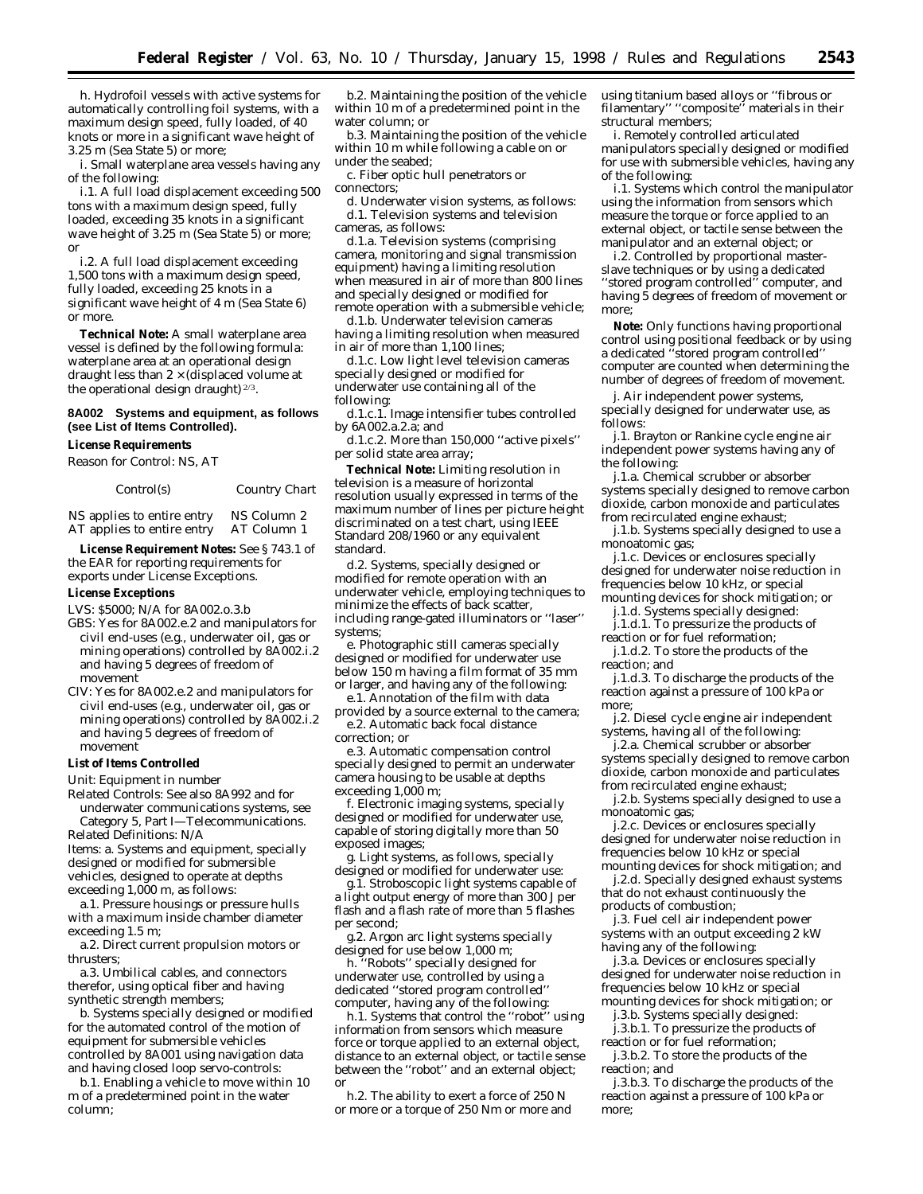h. Hydrofoil vessels with active systems for automatically controlling foil systems, with a maximum design speed, fully loaded, of 40 knots or more in a significant wave height of 3.25 m (Sea State 5) or more;

i. Small waterplane area vessels having any of the following:

i.1. A full load displacement exceeding 500 tons with a maximum design speed, fully loaded, exceeding 35 knots in a significant wave height of 3.25 m (Sea State 5) or more; or

i.2. A full load displacement exceeding 1,500 tons with a maximum design speed, fully loaded, exceeding 25 knots in a significant wave height of 4 m (Sea State 6) or more.

**Technical Note:** A small waterplane area vessel is defined by the following formula: waterplane area at an operational design draught less than $2 \times (\text{displaced volume at the operational design draught})^{2/3}$.

### 8A002 Systems and equipment, as follows (see List of Items Controlled).

**License Requirements**

Reason for Control: NS, AT

| Control(s) | Country Chart |
| --- | --- |
| NS applies to entire entry | NS Column 2 |
| AT applies to entire entry | AT Column 1 |

**License Requirement Notes:** See § 743.1 of the EAR for reporting requirements for exports under License Exceptions.

**License Exceptions**

LVS: $5000; N/A for 8A002.o.3.b

GBS: Yes for 8A002.e.2 and manipulators for civil end-uses (e.g., underwater oil, gas or mining operations) controlled by 8A002.i.2 and having 5 degrees of freedom of movement

CIV: Yes for 8A002.e.2 and manipulators for civil end-uses (e.g., underwater oil, gas or mining operations) controlled by 8A002.i.2 and having 5 degrees of freedom of movement

**List of Items Controlled**

Unit: Equipment in number

Related Controls: See also 8A992 and for underwater communications systems, see Category 5, Part I—Telecommunications.

Related Definitions: N/A

Items: a. Systems and equipment, specially designed or modified for submersible vehicles, designed to operate at depths exceeding 1,000 m, as follows:

a.1. Pressure housings or pressure hulls with a maximum inside chamber diameter exceeding 1.5 m;

a.2. Direct current propulsion motors or thrusters;

a.3. Umbilical cables, and connectors therefor, using optical fiber and having synthetic strength members;

b. Systems specially designed or modified for the automated control of the motion of equipment for submersible vehicles controlled by 8A001 using navigation data and having closed loop servo-controls:

b.1. Enabling a vehicle to move within 10 m of a predetermined point in the water column;

b.2. Maintaining the position of the vehicle within 10 m of a predetermined point in the water column; or

b.3. Maintaining the position of the vehicle within 10 m while following a cable on or under the seabed;

c. Fiber optic hull penetrators or connectors;

d. Underwater vision systems, as follows:

d.1. Television systems and television cameras, as follows:

d.1.a. Television systems (comprising camera, monitoring and signal transmission equipment) having a limiting resolution when measured in air of more than 800 lines and specially designed or modified for remote operation with a submersible vehicle;

d.1.b. Underwater television cameras having a limiting resolution when measured in air of more than 1,100 lines;

d.1.c. Low light level television cameras specially designed or modified for underwater use containing all of the following:

d.1.c.1. Image intensifier tubes controlled by 6A002.a.2.a; and

d.1.c.2. More than 150,000 ''active pixels'' per solid state area array;

**Technical Note:** Limiting resolution in television is a measure of horizontal resolution usually expressed in terms of the maximum number of lines per picture height discriminated on a test chart, using IEEE Standard 208/1960 or any equivalent standard.

d.2. Systems, specially designed or modified for remote operation with an underwater vehicle, employing techniques to minimize the effects of back scatter, including range-gated illuminators or ''laser'' systems;

e. Photographic still cameras specially designed or modified for underwater use below 150 m having a film format of 35 mm or larger, and having any of the following:

e.1. Annotation of the film with data provided by a source external to the camera;

e.2. Automatic back focal distance correction; or

e.3. Automatic compensation control specially designed to permit an underwater camera housing to be usable at depths exceeding 1,000 m;

f. Electronic imaging systems, specially designed or modified for underwater use, capable of storing digitally more than 50 exposed images;

g. Light systems, as follows, specially designed or modified for underwater use:

g.1. Stroboscopic light systems capable of a light output energy of more than 300 J per flash and a flash rate of more than 5 flashes per second;

g.2. Argon arc light systems specially designed for use below 1,000 m;

h. ''Robots'' specially designed for underwater use, controlled by using a dedicated ''stored program controlled'' computer, having any of the following:

h.1. Systems that control the ''robot'' using information from sensors which measure force or torque applied to an external object, distance to an external object, or tactile sense between the ''robot'' and an external object; or

h.2. The ability to exert a force of 250 N or more or a torque of 250 Nm or more and using titanium based alloys or ''fibrous or filamentary'' ''composite'' materials in their structural members;

i. Remotely controlled articulated manipulators specially designed or modified for use with submersible vehicles, having any of the following:

i.1. Systems which control the manipulator using the information from sensors which measure the torque or force applied to an external object, or tactile sense between the manipulator and an external object; or

i.2. Controlled by proportional master-slave techniques or by using a dedicated ''stored program controlled'' computer, and having 5 degrees of freedom of movement or more;

**Note:** Only functions having proportional control using positional feedback or by using a dedicated ''stored program controlled'' computer are counted when determining the number of degrees of freedom of movement.

j. Air independent power systems, specially designed for underwater use, as follows:

j.1. Brayton or Rankine cycle engine air independent power systems having any of the following:

j.1.a. Chemical scrubber or absorber systems specially designed to remove carbon dioxide, carbon monoxide and particulates from recirculated engine exhaust;

j.1.b. Systems specially designed to use a monoatomic gas;

j.1.c. Devices or enclosures specially designed for underwater noise reduction in frequencies below 10 kHz, or special mounting devices for shock mitigation; or

j.1.d. Systems specially designed:

j.1.d.1. To pressurize the products of reaction or for fuel reformation;

j.1.d.2. To store the products of the reaction; and

j.1.d.3. To discharge the products of the reaction against a pressure of 100 kPa or more;

j.2. Diesel cycle engine air independent systems, having all of the following:

j.2.a. Chemical scrubber or absorber systems specially designed to remove carbon dioxide, carbon monoxide and particulates from recirculated engine exhaust;

j.2.b. Systems specially designed to use a monoatomic gas;

j.2.c. Devices or enclosures specially designed for underwater noise reduction in frequencies below 10 kHz or special mounting devices for shock mitigation; and

j.2.d. Specially designed exhaust systems that do not exhaust continuously the products of combustion;

j.3. Fuel cell air independent power systems with an output exceeding 2 kW having any of the following:

j.3.a. Devices or enclosures specially designed for underwater noise reduction in frequencies below 10 kHz or special mounting devices for shock mitigation; or

j.3.b. Systems specially designed:

j.3.b.1. To pressurize the products of reaction or for fuel reformation;

j.3.b.2. To store the products of the reaction; and

j.3.b.3. To discharge the products of the reaction against a pressure of 100 kPa or more;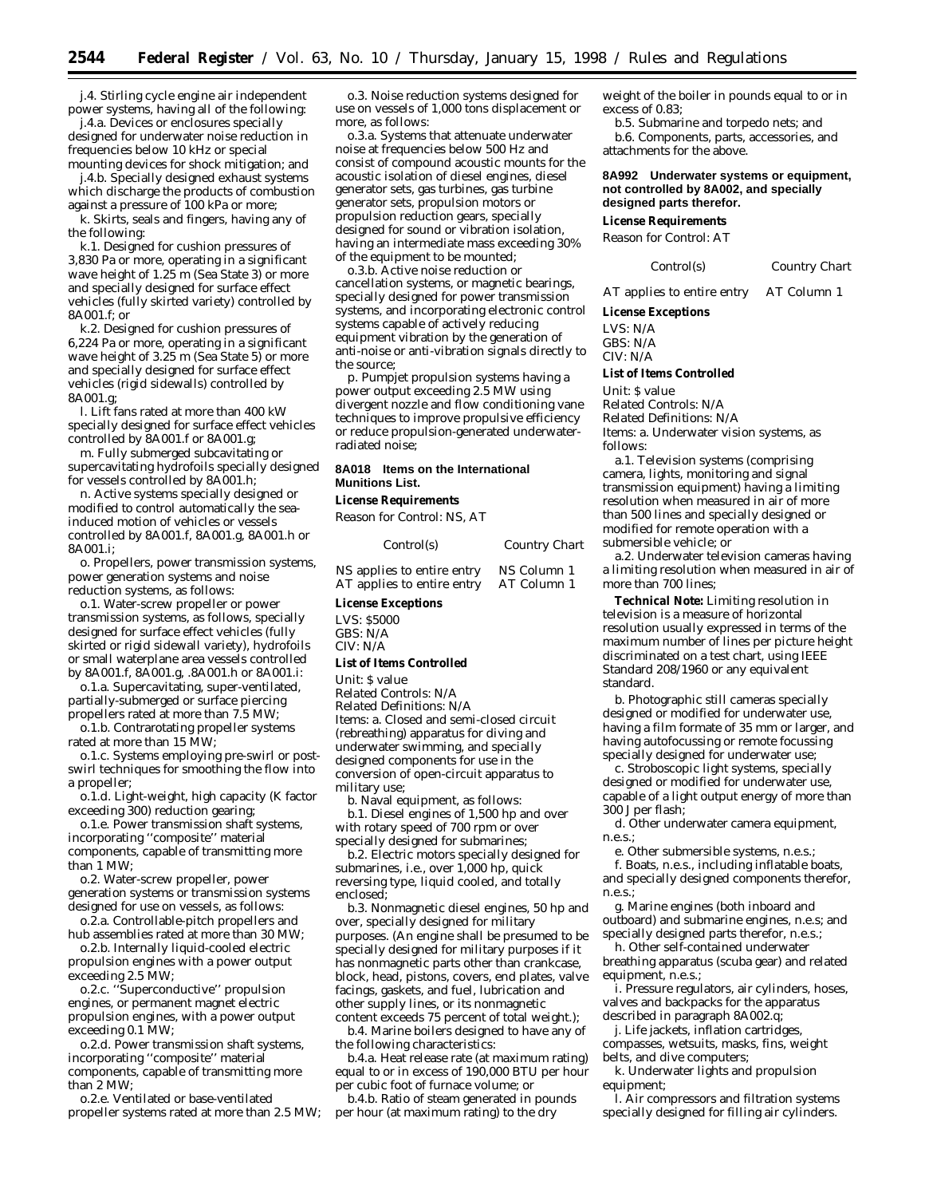j.4. Stirling cycle engine air independent power systems, having all of the following:

j.4.a. Devices or enclosures specially designed for underwater noise reduction in frequencies below 10 kHz or special mounting devices for shock mitigation; and

j.4.b. Specially designed exhaust systems which discharge the products of combustion against a pressure of 100 kPa or more;

k. Skirts, seals and fingers, having any of the following:

k.1. Designed for cushion pressures of 3,830 Pa or more, operating in a significant wave height of 1.25 m (Sea State 3) or more and specially designed for surface effect vehicles (fully skirted variety) controlled by 8A001.f; or

k.2. Designed for cushion pressures of 6,224 Pa or more, operating in a significant wave height of 3.25 m (Sea State 5) or more and specially designed for surface effect vehicles (rigid sidewalls) controlled by 8A001.g;

l. Lift fans rated at more than 400 kW specially designed for surface effect vehicles controlled by 8A001.f or 8A001.g;

m. Fully submerged subcavitating or supercavitating hydrofoils specially designed for vessels controlled by 8A001.h;

n. Active systems specially designed or modified to control automatically the sea-induced motion of vehicles or vessels controlled by 8A001.f, 8A001.g, 8A001.h or 8A001.i;

o. Propellers, power transmission systems, power generation systems and noise reduction systems, as follows:

o.1. Water-screw propeller or power transmission systems, as follows, specially designed for surface effect vehicles (fully skirted or rigid sidewall variety), hydrofoils or small waterplane area vessels controlled by 8A001.f, 8A001.g, .8A001.h or 8A001.i:

o.1.a. Supercavitating, super-ventilated, partially-submerged or surface piercing propellers rated at more than 7.5 MW;

o.1.b. Contrarotating propeller systems rated at more than 15 MW;

o.1.c. Systems employing pre-swirl or post-swirl techniques for smoothing the flow into a propeller;

o.1.d. Light-weight, high capacity (K factor exceeding 300) reduction gearing;

o.1.e. Power transmission shaft systems, incorporating ''composite'' material components, capable of transmitting more than 1 MW;

o.2. Water-screw propeller, power generation systems or transmission systems designed for use on vessels, as follows:

o.2.a. Controllable-pitch propellers and hub assemblies rated at more than 30 MW;

o.2.b. Internally liquid-cooled electric propulsion engines with a power output exceeding 2.5 MW;

o.2.c. ''Superconductive'' propulsion engines, or permanent magnet electric propulsion engines, with a power output exceeding 0.1 MW;

o.2.d. Power transmission shaft systems, incorporating ''composite'' material components, capable of transmitting more than 2 MW;

o.2.e. Ventilated or base-ventilated propeller systems rated at more than 2.5 MW;

o.3. Noise reduction systems designed for use on vessels of 1,000 tons displacement or more, as follows:

o.3.a. Systems that attenuate underwater noise at frequencies below 500 Hz and consist of compound acoustic mounts for the acoustic isolation of diesel engines, diesel generator sets, gas turbines, gas turbine generator sets, propulsion motors or propulsion reduction gears, specially designed for sound or vibration isolation, having an intermediate mass exceeding 30% of the equipment to be mounted;

o.3.b. Active noise reduction or cancellation systems, or magnetic bearings, specially designed for power transmission systems, and incorporating electronic control systems capable of actively reducing equipment vibration by the generation of anti-noise or anti-vibration signals directly to the source;

p. Pumpjet propulsion systems having a power output exceeding 2.5 MW using divergent nozzle and flow conditioning vane techniques to improve propulsive efficiency or reduce propulsion-generated underwater-radiated noise;

**8A018 Items on the International Munitions List.**

**License Requirements**

Reason for Control: NS, AT

| Control(s) | Country Chart |
|---|---|
| NS applies to entire entry | NS Column 1 |
| AT applies to entire entry | AT Column 1 |

**License Exceptions**

LVS: $5000
GBS: N/A
CIV: N/A

**List of Items Controlled**

Unit: $ value
Related Controls: N/A
Related Definitions: N/A
Items: a. Closed and semi-closed circuit (rebreathing) apparatus for diving and underwater swimming, and specially designed components for use in the conversion of open-circuit apparatus to military use;

b. Naval equipment, as follows:

b.1. Diesel engines of 1,500 hp and over with rotary speed of 700 rpm or over specially designed for submarines;

b.2. Electric motors specially designed for submarines, i.e., over 1,000 hp, quick reversing type, liquid cooled, and totally enclosed;

b.3. Nonmagnetic diesel engines, 50 hp and over, specially designed for military purposes. (An engine shall be presumed to be specially designed for military purposes if it has nonmagnetic parts other than crankcase, block, head, pistons, covers, end plates, valve facings, gaskets, and fuel, lubrication and other supply lines, or its nonmagnetic content exceeds 75 percent of total weight.);

b.4. Marine boilers designed to have any of the following characteristics:

b.4.a. Heat release rate (at maximum rating) equal to or in excess of 190,000 BTU per hour per cubic foot of furnace volume; or

b.4.b. Ratio of steam generated in pounds per hour (at maximum rating) to the dry weight of the boiler in pounds equal to or in excess of 0.83;

b.5. Submarine and torpedo nets; and

b.6. Components, parts, accessories, and attachments for the above.

**8A992 Underwater systems or equipment, not controlled by 8A002, and specially designed parts therefor.**

**License Requirements**

Reason for Control: AT

| Control(s) | Country Chart |
|---|---|
| AT applies to entire entry | AT Column 1 |

**License Exceptions**

LVS: N/A
GBS: N/A
CIV: N/A

**List of Items Controlled**

Unit: $ value
Related Controls: N/A
Related Definitions: N/A
Items: a. Underwater vision systems, as follows:

a.1. Television systems (comprising camera, lights, monitoring and signal transmission equipment) having a limiting resolution when measured in air of more than 500 lines and specially designed or modified for remote operation with a submersible vehicle; or

a.2. Underwater television cameras having a limiting resolution when measured in air of more than 700 lines;

**Technical Note:** Limiting resolution in television is a measure of horizontal resolution usually expressed in terms of the maximum number of lines per picture height discriminated on a test chart, using IEEE Standard 208/1960 or any equivalent standard.

b. Photographic still cameras specially designed or modified for underwater use, having a film formate of 35 mm or larger, and having autofocussing or remote focussing specially designed for underwater use;

c. Stroboscopic light systems, specially designed or modified for underwater use, capable of a light output energy of more than 300 J per flash;

d. Other underwater camera equipment, n.e.s.;

e. Other submersible systems, n.e.s.;

f. Boats, n.e.s., including inflatable boats, and specially designed components therefor, n.e.s.;

g. Marine engines (both inboard and outboard) and submarine engines, n.e.s; and specially designed parts therefor, n.e.s.;

h. Other self-contained underwater breathing apparatus (scuba gear) and related equipment, n.e.s.;

i. Pressure regulators, air cylinders, hoses, valves and backpacks for the apparatus described in paragraph 8A002.q;

j. Life jackets, inflation cartridges, compasses, wetsuits, masks, fins, weight belts, and dive computers;

k. Underwater lights and propulsion equipment;

l. Air compressors and filtration systems specially designed for filling air cylinders.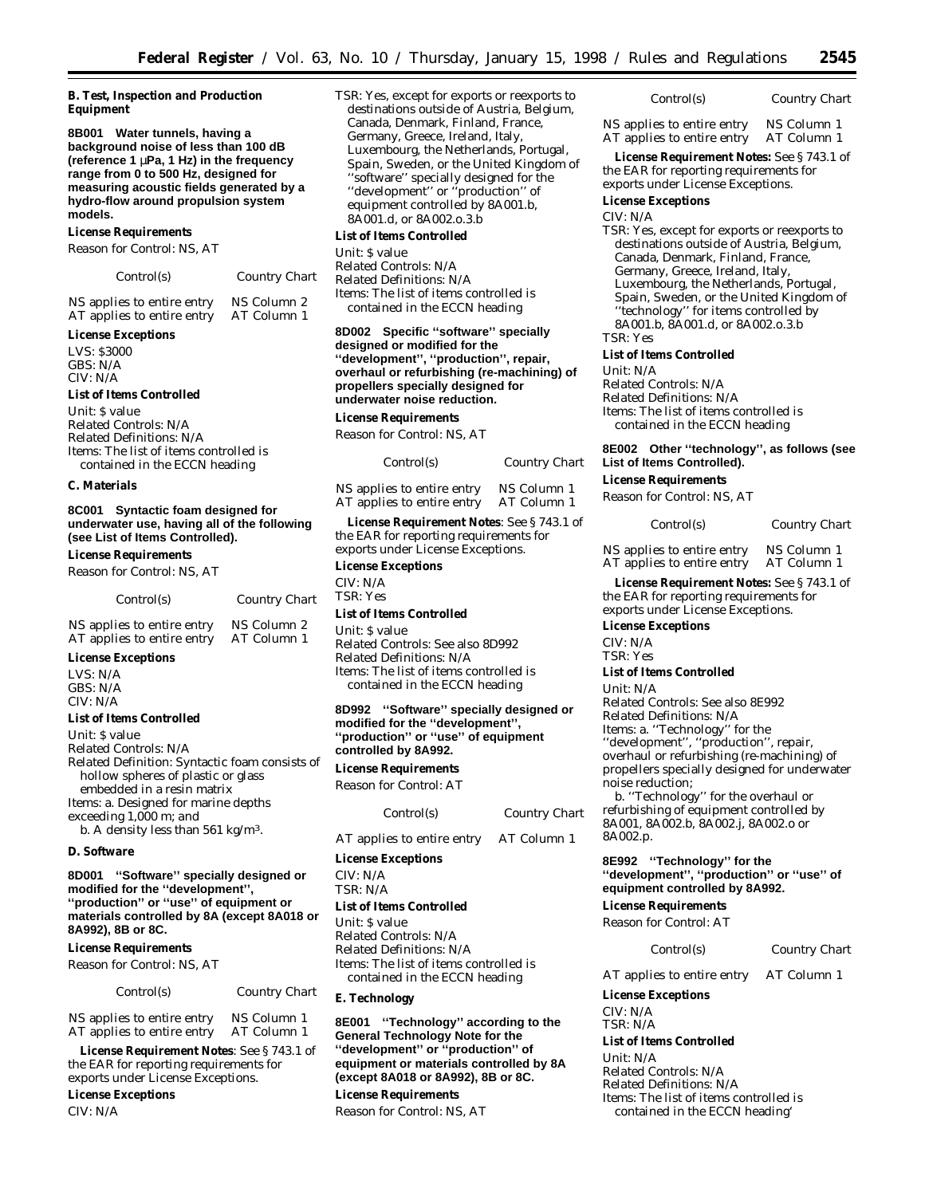**B. Test, Inspection and Production Equipment**

**8B001 Water tunnels, having a background noise of less than 100 dB (reference 1 µPa, 1 Hz) in the frequency range from 0 to 500 Hz, designed for measuring acoustic fields generated by a hydro-flow around propulsion system models.**

**License Requirements**

Reason for Control: NS, AT

| Control(s) | Country Chart |
|---|---|
| NS applies to entire entry | NS Column 2 |
| AT applies to entire entry | AT Column 1 |

**License Exceptions**

LVS: $3000
GBS: N/A
CIV: N/A

**List of Items Controlled**

Unit: $ value
Related Controls: N/A
Related Definitions: N/A
Items: The list of items controlled is contained in the ECCN heading

**C. Materials**

**8C001 Syntactic foam designed for underwater use, having all of the following (see List of Items Controlled).**

**License Requirements**

Reason for Control: NS, AT

| Control(s) | Country Chart |
|---|---|
| NS applies to entire entry | NS Column 2 |
| AT applies to entire entry | AT Column 1 |

**License Exceptions**

LVS: N/A
GBS: N/A
CIV: N/A

**List of Items Controlled**

Unit: $ value
Related Controls: N/A
Related Definition: Syntactic foam consists of hollow spheres of plastic or glass embedded in a resin matrix
Items: a. Designed for marine depths exceeding 1,000 m; and
b. A density less than 561 kg/m$^3$.

**D. Software**

**8D001 "Software" specially designed or modified for the "development", "production" or "use" of equipment or materials controlled by 8A (except 8A018 or 8A992), 8B or 8C.**

**License Requirements**

Reason for Control: NS, AT

| Control(s) | Country Chart |
|---|---|
| NS applies to entire entry | NS Column 1 |
| AT applies to entire entry | AT Column 1 |

**License Requirement Notes**: See § 743.1 of the EAR for reporting requirements for exports under License Exceptions.

**License Exceptions**

CIV: N/A
TSR: Yes, except for exports or reexports to destinations outside of Austria, Belgium, Canada, Denmark, Finland, France, Germany, Greece, Ireland, Italy, Luxembourg, the Netherlands, Portugal, Spain, Sweden, or the United Kingdom of "software" specially designed for the "development" or "production" of equipment controlled by 8A001.b, 8A001.d, or 8A002.o.3.b

**List of Items Controlled**

Unit: $ value
Related Controls: N/A
Related Definitions: N/A
Items: The list of items controlled is contained in the ECCN heading

**8D002 Specific "software" specially designed or modified for the "development", "production", repair, overhaul or refurbishing (re-machining) of propellers specially designed for underwater noise reduction.**

**License Requirements**

Reason for Control: NS, AT

| Control(s) | Country Chart |
|---|---|
| NS applies to entire entry | NS Column 1 |
| AT applies to entire entry | AT Column 1 |

**License Requirement Notes**: See § 743.1 of the EAR for reporting requirements for exports under License Exceptions.

**License Exceptions**

CIV: N/A
TSR: Yes

**List of Items Controlled**

Unit: $ value
Related Controls: See also 8D992
Related Definitions: N/A
Items: The list of items controlled is contained in the ECCN heading

**8D992 "Software" specially designed or modified for the "development", "production" or "use" of equipment controlled by 8A992.**

**License Requirements**

Reason for Control: AT

| Control(s) | Country Chart |
|---|---|
| AT applies to entire entry | AT Column 1 |

**License Exceptions**

CIV: N/A
TSR: N/A

**List of Items Controlled**

Unit: $ value
Related Controls: N/A
Related Definitions: N/A
Items: The list of items controlled is contained in the ECCN heading

**E. Technology**

**8E001 "Technology" according to the General Technology Note for the "development" or "production" of equipment or materials controlled by 8A (except 8A018 or 8A992), 8B or 8C.**

**License Requirements**

Reason for Control: NS, AT

| Control(s) | Country Chart |
|---|---|
| NS applies to entire entry | NS Column 1 |
| AT applies to entire entry | AT Column 1 |

**License Requirement Notes:** See § 743.1 of the EAR for reporting requirements for exports under License Exceptions.

**License Exceptions**

CIV: N/A
TSR: Yes, except for exports or reexports to destinations outside of Austria, Belgium, Canada, Denmark, Finland, France, Germany, Greece, Ireland, Italy, Luxembourg, the Netherlands, Portugal, Spain, Sweden, or the United Kingdom of "technology" for items controlled by 8A001.b, 8A001.d, or 8A002.o.3.b
TSR: Yes

**List of Items Controlled**

Unit: N/A
Related Controls: N/A
Related Definitions: N/A
Items: The list of items controlled is contained in the ECCN heading

**8E002 Other "technology", as follows (see List of Items Controlled).**

**License Requirements**

Reason for Control: NS, AT

| Control(s) | Country Chart |
|---|---|
| NS applies to entire entry | NS Column 1 |
| AT applies to entire entry | AT Column 1 |

**License Requirement Notes:** See § 743.1 of the EAR for reporting requirements for exports under License Exceptions.

**License Exceptions**

CIV: N/A
TSR: Yes

**List of Items Controlled**

Unit: N/A
Related Controls: See also 8E992
Related Definitions: N/A
Items: a. "Technology" for the "development", "production", repair, overhaul or refurbishing (re-machining) of propellers specially designed for underwater noise reduction;
b. "Technology" for the overhaul or refurbishing of equipment controlled by 8A001, 8A002.b, 8A002.j, 8A002.o or 8A002.p.

**8E992 "Technology" for the "development", "production" or "use" of equipment controlled by 8A992.**

**License Requirements**

Reason for Control: AT

| Control(s) | Country Chart |
|---|---|
| AT applies to entire entry | AT Column 1 |

**License Exceptions**

CIV: N/A
TSR: N/A

**List of Items Controlled**

Unit: N/A
Related Controls: N/A
Related Definitions: N/A
Items: The list of items controlled is contained in the ECCN heading'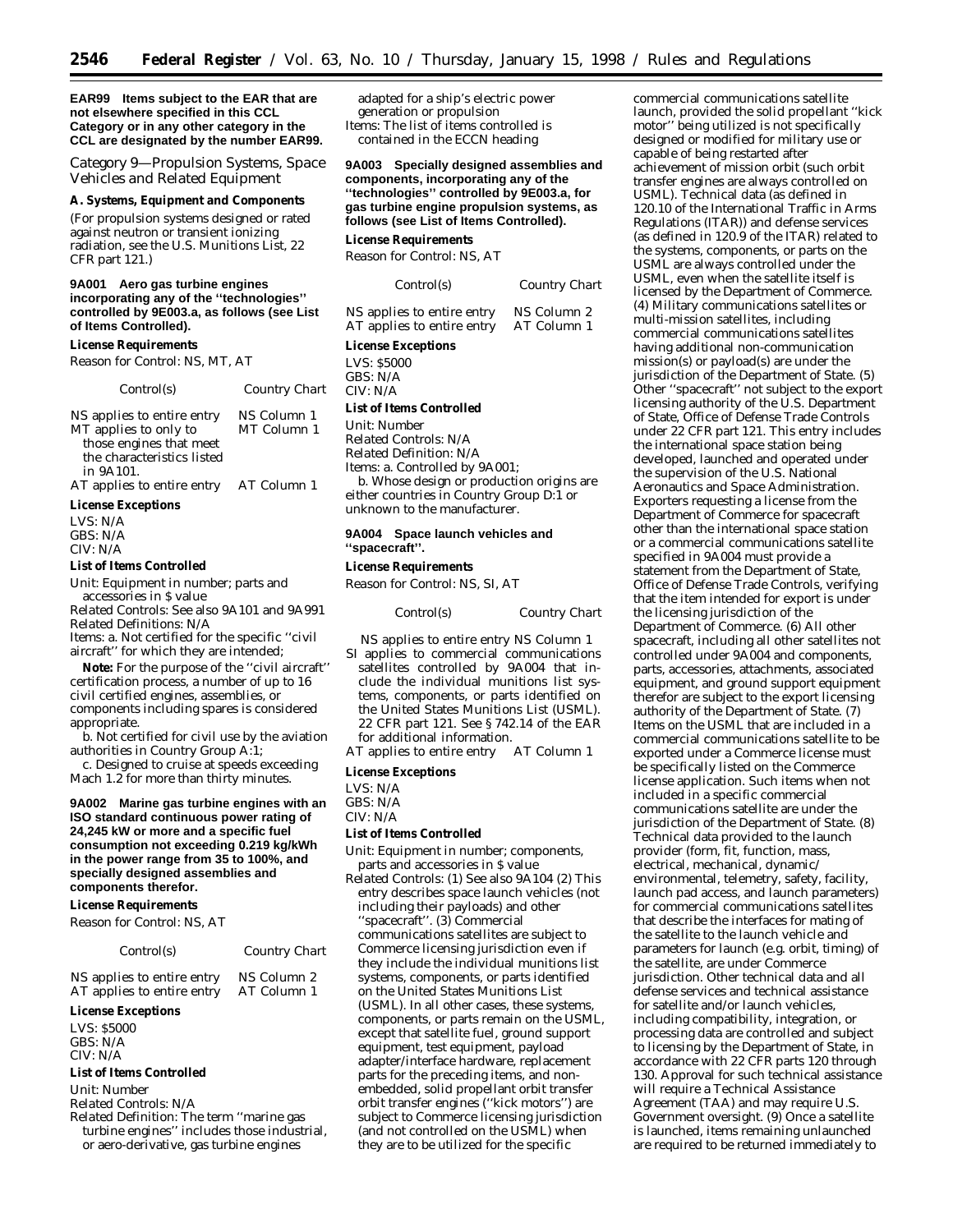**EAR99 Items subject to the EAR that are not elsewhere specified in this CCL Category or in any other category in the CCL are designated by the number EAR99.**

## Category 9—Propulsion Systems, Space Vehicles and Related Equipment

### A. Systems, Equipment and Components

(For propulsion systems designed or rated against neutron or transient ionizing radiation, see the U.S. Munitions List, 22 CFR part 121.)

**9A001 Aero gas turbine engines incorporating any of the ''technologies'' controlled by 9E003.a, as follows (see List of Items Controlled).**

*License Requirements*

Reason for Control: NS, MT, AT

| Control(s) | Country Chart |
| --- | --- |
| NS applies to entire entry | NS Column 1 |
| MT applies to only to those engines that meet the characteristics listed in 9A101. | MT Column 1 |
| AT applies to entire entry | AT Column 1 |

*License Exceptions*

LVS: N/A
GBS: N/A
CIV: N/A

*List of Items Controlled*

Unit: Equipment in number; parts and accessories in $ value
Related Controls: See also 9A101 and 9A991
Related Definitions: N/A
Items: a. Not certified for the specific ''civil aircraft'' for which they are intended;

**Note:** For the purpose of the ''civil aircraft'' certification process, a number of up to 16 civil certified engines, assemblies, or components including spares is considered appropriate.

b. Not certified for civil use by the aviation authorities in Country Group A:1;

c. Designed to cruise at speeds exceeding Mach 1.2 for more than thirty minutes.

**9A002 Marine gas turbine engines with an ISO standard continuous power rating of 24,245 kW or more and a specific fuel consumption not exceeding 0.219 kg/kWh in the power range from 35 to 100%, and specially designed assemblies and components therefor.**

*License Requirements*

Reason for Control: NS, AT

| Control(s) | Country Chart |
| --- | --- |
| NS applies to entire entry | NS Column 2 |
| AT applies to entire entry | AT Column 1 |

*License Exceptions*

LVS: $5000
GBS: N/A
CIV: N/A

*List of Items Controlled*

Unit: Number
Related Controls: N/A
Related Definition: The term ''marine gas turbine engines'' includes those industrial, or aero-derivative, gas turbine engines adapted for a ship's electric power generation or propulsion
Items: The list of items controlled is contained in the ECCN heading

**9A003 Specially designed assemblies and components, incorporating any of the ''technologies'' controlled by 9E003.a, for gas turbine engine propulsion systems, as follows (see List of Items Controlled).**

*License Requirements*

Reason for Control: NS, AT

| Control(s) | Country Chart |
| --- | --- |
| NS applies to entire entry | NS Column 2 |
| AT applies to entire entry | AT Column 1 |

*License Exceptions*

LVS: $5000
GBS: N/A
CIV: N/A

*List of Items Controlled*

Unit: Number
Related Controls: N/A
Related Definition: N/A
Items: a. Controlled by 9A001;

b. Whose design or production origins are either countries in Country Group D:1 or unknown to the manufacturer.

**9A004 Space launch vehicles and ''spacecraft''.**

*License Requirements*

Reason for Control: NS, SI, AT

| Control(s) | Country Chart |
| --- | --- |
| NS applies to entire entry | NS Column 1 |
| SI applies to commercial communications satellites controlled by 9A004 that include the individual munitions list systems, components, or parts identified on the United States Munitions List (USML). 22 CFR part 121. See § 742.14 of the EAR for additional information. | |
| AT applies to entire entry | AT Column 1 |

*License Exceptions*

LVS: N/A
GBS: N/A
CIV: N/A

*List of Items Controlled*

Unit: Equipment in number; components, parts and accessories in $ value
Related Controls: (1) See also 9A104 (2) This entry describes space launch vehicles (not including their payloads) and other ''spacecraft''. (3) Commercial communications satellites are subject to Commerce licensing jurisdiction even if they include the individual munitions list systems, components, or parts identified on the United States Munitions List (USML). In all other cases, these systems, components, or parts remain on the USML, except that satellite fuel, ground support equipment, test equipment, payload adapter/interface hardware, replacement parts for the preceding items, and non-embedded, solid propellant orbit transfer orbit transfer engines (''kick motors'') are subject to Commerce licensing jurisdiction (and not controlled on the USML) when they are to be utilized for the specific commercial communications satellite launch, provided the solid propellant ''kick motor'' being utilized is not specifically designed or modified for military use or capable of being restarted after achievement of mission orbit (such orbit transfer engines are always controlled on USML). Technical data (as defined in 120.10 of the International Traffic in Arms Regulations (ITAR)) and defense services (as defined in 120.9 of the ITAR) related to the systems, components, or parts on the USML are always controlled under the USML, even when the satellite itself is licensed by the Department of Commerce. (4) Military communications satellites or multi-mission satellites, including commercial communications satellites having additional non-communication mission(s) or payload(s) are under the jurisdiction of the Department of State. (5) Other ''spacecraft'' not subject to the export licensing authority of the U.S. Department of State, Office of Defense Trade Controls under 22 CFR part 121. This entry includes the international space station being developed, launched and operated under the supervision of the U.S. National Aeronautics and Space Administration. Exporters requesting a license from the Department of Commerce for spacecraft other than the international space station or a commercial communications satellite specified in 9A004 must provide a statement from the Department of State, Office of Defense Trade Controls, verifying that the item intended for export is under the licensing jurisdiction of the Department of Commerce. (6) All other spacecraft, including all other satellites not controlled under 9A004 and components, parts, accessories, attachments, associated equipment, and ground support equipment therefor are subject to the export licensing authority of the Department of State. (7) Items on the USML that are included in a commercial communications satellite to be exported under a Commerce license must be specifically listed on the Commerce license application. Such items when not included in a specific commercial communications satellite are under the jurisdiction of the Department of State. (8) Technical data provided to the launch provider (form, fit, function, mass, electrical, mechanical, dynamic/environmental, telemetry, safety, facility, launch pad access, and launch parameters) for commercial communications satellites that describe the interfaces for mating of the satellite to the launch vehicle and parameters for launch (e.g. orbit, timing) of the satellite, are under Commerce jurisdiction. Other technical data and all defense services and technical assistance for satellite and/or launch vehicles, including compatibility, integration, or processing data are controlled and subject to licensing by the Department of State, in accordance with 22 CFR parts 120 through 130. Approval for such technical assistance will require a Technical Assistance Agreement (TAA) and may require U.S. Government oversight. (9) Once a satellite is launched, items remaining unlaunched are required to be returned immediately to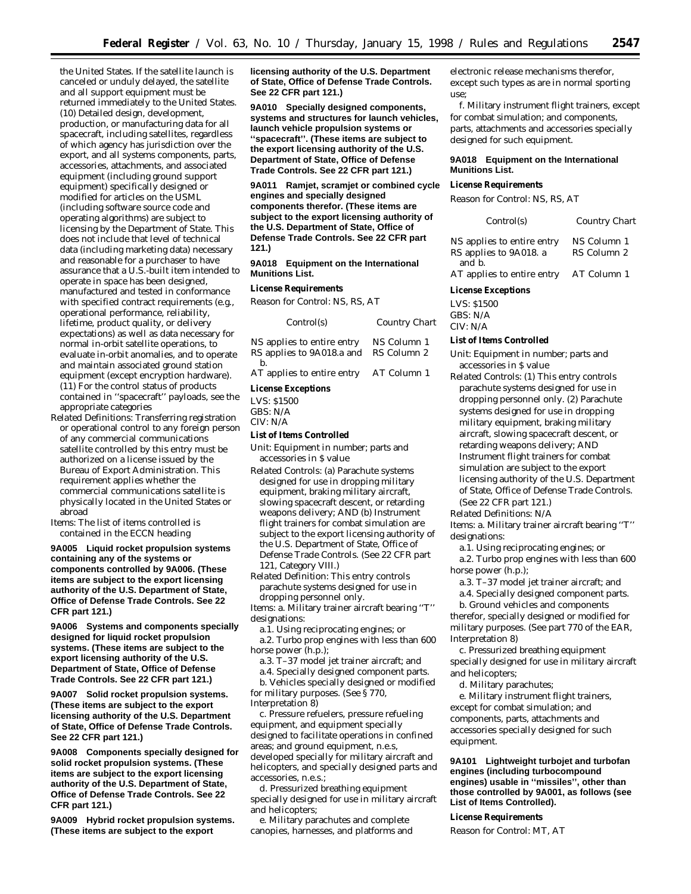the United States. If the satellite launch is canceled or unduly delayed, the satellite and all support equipment must be returned immediately to the United States.
(10) Detailed design, development, production, or manufacturing data for all spacecraft, including satellites, regardless of which agency has jurisdiction over the export, and all systems components, parts, accessories, attachments, and associated equipment (including ground support equipment) specifically designed or modified for articles on the USML (including software source code and operating algorithms) are subject to licensing by the Department of State. This does not include that level of technical data (including marketing data) necessary and reasonable for a purchaser to have assurance that a U.S.-built item intended to operate in space has been designed, manufactured and tested in conformance with specified contract requirements (e.g., operational performance, reliability, lifetime, product quality, or delivery expectations) as well as data necessary for normal in-orbit satellite operations, to evaluate in-orbit anomalies, and to operate and maintain associated ground station equipment (except encryption hardware).
(11) For the control status of products contained in ''spacecraft'' payloads, see the appropriate categories

Related Definitions: Transferring registration or operational control to any foreign person of any commercial communications satellite controlled by this entry must be authorized on a license issued by the Bureau of Export Administration. This requirement applies whether the commercial communications satellite is physically located in the United States or abroad

Items: The list of items controlled is contained in the ECCN heading

**9A005 Liquid rocket propulsion systems containing any of the systems or components controlled by 9A006. (These items are subject to the export licensing authority of the U.S. Department of State, Office of Defense Trade Controls. See 22 CFR part 121.)**

**9A006 Systems and components specially designed for liquid rocket propulsion systems. (These items are subject to the export licensing authority of the U.S. Department of State, Office of Defense Trade Controls. See 22 CFR part 121.)**

**9A007 Solid rocket propulsion systems. (These items are subject to the export licensing authority of the U.S. Department of State, Office of Defense Trade Controls. See 22 CFR part 121.)**

**9A008 Components specially designed for solid rocket propulsion systems. (These items are subject to the export licensing authority of the U.S. Department of State, Office of Defense Trade Controls. See 22 CFR part 121.)**

**9A009 Hybrid rocket propulsion systems. (These items are subject to the export licensing authority of the U.S. Department of State, Office of Defense Trade Controls. See 22 CFR part 121.)**

**9A010 Specially designed components, systems and structures for launch vehicles, launch vehicle propulsion systems or ''spacecraft''. (These items are subject to the export licensing authority of the U.S. Department of State, Office of Defense Trade Controls. See 22 CFR part 121.)**

**9A011 Ramjet, scramjet or combined cycle engines and specially designed components therefor. (These items are subject to the export licensing authority of the U.S. Department of State, Office of Defense Trade Controls. See 22 CFR part 121.)**

**9A018 Equipment on the International Munitions List.**

*License Requirements*

Reason for Control: NS, RS, AT

| Control(s) | Country Chart |
| --- | --- |
| NS applies to entire entry | NS Column 1 |
| RS applies to 9A018.a and b. | RS Column 2 |
| AT applies to entire entry | AT Column 1 |

*License Exceptions*

LVS: $1500
GBS: N/A
CIV: N/A

*List of Items Controlled*

Unit: Equipment in number; parts and accessories in $ value

Related Controls: (a) Parachute systems designed for use in dropping military equipment, braking military aircraft, slowing spacecraft descent, or retarding weapons delivery; AND (b) Instrument flight trainers for combat simulation are subject to the export licensing authority of the U.S. Department of State, Office of Defense Trade Controls. (See 22 CFR part 121, Category VIII.)

Related Definition: This entry controls parachute systems designed for use in dropping personnel only.

Items: a. Military trainer aircraft bearing ''T'' designations:

a.1. Using reciprocating engines; or

a.2. Turbo prop engines with less than 600 horse power (h.p.);

a.3. T–37 model jet trainer aircraft; and

a.4. Specially designed component parts.

b. Vehicles specially designed or modified for military purposes. (See § 770, Interpretation 8)

c. Pressure refuelers, pressure refueling equipment, and equipment specially designed to facilitate operations in confined areas; and ground equipment, n.e.s, developed specially for military aircraft and helicopters, and specially designed parts and accessories, n.e.s.;

d. Pressurized breathing equipment specially designed for use in military aircraft and helicopters;

e. Military parachutes and complete canopies, harnesses, and platforms and electronic release mechanisms therefor, except such types as are in normal sporting use;

f. Military instrument flight trainers, except for combat simulation; and components, parts, attachments and accessories specially designed for such equipment.

**9A018 Equipment on the International Munitions List.**

*License Requirements*

Reason for Control: NS, RS, AT

| Control(s) | Country Chart |
| --- | --- |
| NS applies to entire entry | NS Column 1 |
| RS applies to 9A018. a and b. | RS Column 2 |
| AT applies to entire entry | AT Column 1 |

*License Exceptions*

LVS: $1500
GBS: N/A
CIV: N/A

*List of Items Controlled*

Unit: Equipment in number; parts and accessories in $ value

Related Controls: (1) This entry controls parachute systems designed for use in dropping personnel only. (2) Parachute systems designed for use in dropping military equipment, braking military aircraft, slowing spacecraft descent, or retarding weapons delivery; AND Instrument flight trainers for combat simulation are subject to the export licensing authority of the U.S. Department of State, Office of Defense Trade Controls. (See 22 CFR part 121.)

Related Definitions: N/A

Items: a. Military trainer aircraft bearing ''T'' designations:

a.1. Using reciprocating engines; or

a.2. Turbo prop engines with less than 600 horse power (h.p.);

a.3. T–37 model jet trainer aircraft; and

a.4. Specially designed component parts.

b. Ground vehicles and components therefor, specially designed or modified for military purposes. (See part 770 of the EAR, Interpretation 8)

c. Pressurized breathing equipment specially designed for use in military aircraft and helicopters;

d. Military parachutes;

e. Military instrument flight trainers, except for combat simulation; and components, parts, attachments and accessories specially designed for such equipment.

**9A101 Lightweight turbojet and turbofan engines (including turbocompound engines) usable in ''missiles'', other than those controlled by 9A001, as follows (see List of Items Controlled).**

*License Requirements*

Reason for Control: MT, AT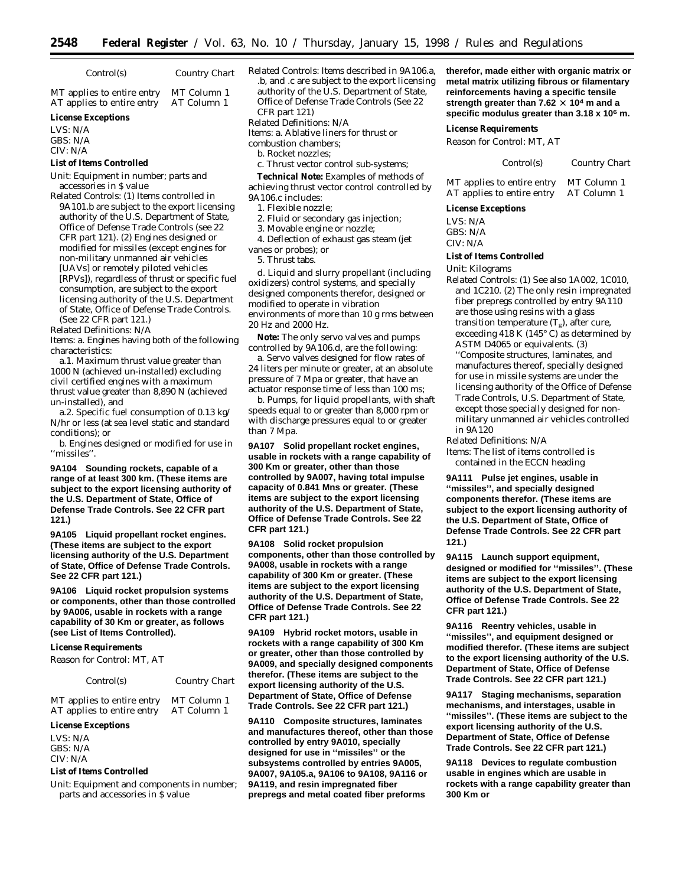| Control(s) | Country Chart |
|---|---|
| MT applies to entire entry | MT Column 1 |
| AT applies to entire entry | AT Column 1 |

***License Exceptions***

LVS: N/A
GBS: N/A
CIV: N/A

***List of Items Controlled***

*Unit:* Equipment in number; parts and accessories in $ value

*Related Controls:* (1) Items controlled in 9A101.b are subject to the export licensing authority of the U.S. Department of State, Office of Defense Trade Controls (see 22 CFR part 121). (2) Engines designed or modified for missiles (except engines for non-military unmanned air vehicles [UAVs] or remotely piloted vehicles [RPVs]), regardless of thrust or specific fuel consumption, are subject to the export licensing authority of the U.S. Department of State, Office of Defense Trade Controls. (See 22 CFR part 121.)

*Related Definitions:* N/A

*Items:* a. Engines having both of the following characteristics:

a.1. Maximum thrust value greater than 1000 N (achieved un-installed) excluding civil certified engines with a maximum thrust value greater than 8,890 N (achieved un-installed), and

a.2. Specific fuel consumption of 0.13 kg/N/hr or less (at sea level static and standard conditions); or

b. Engines designed or modified for use in ''missiles''.

**9A104 Sounding rockets, capable of a range of at least 300 km. (These items are subject to the export licensing authority of the U.S. Department of State, Office of Defense Trade Controls. See 22 CFR part 121.)**

**9A105 Liquid propellant rocket engines. (These items are subject to the export licensing authority of the U.S. Department of State, Office of Defense Trade Controls. See 22 CFR part 121.)**

**9A106 Liquid rocket propulsion systems or components, other than those controlled by 9A006, usable in rockets with a range capability of 30 Km or greater, as follows (see List of Items Controlled).**

***License Requirements***

*Reason for Control:* MT, AT

| Control(s) | Country Chart |
|---|---|
| MT applies to entire entry | MT Column 1 |
| AT applies to entire entry | AT Column 1 |

***License Exceptions***

LVS: N/A
GBS: N/A
CIV: N/A

***List of Items Controlled***

*Unit:* Equipment and components in number; parts and accessories in $ value

*Related Controls:* Items described in 9A106.a, .b, and .c are subject to the export licensing authority of the U.S. Department of State, Office of Defense Trade Controls (See 22 CFR part 121)

*Related Definitions:* N/A

*Items:* a. Ablative liners for thrust or combustion chambers;

b. Rocket nozzles;

c. Thrust vector control sub-systems;

**Technical Note:** Examples of methods of achieving thrust vector control controlled by 9A106.c includes:

1. Flexible nozzle;
2. Fluid or secondary gas injection;
3. Movable engine or nozzle;
4. Deflection of exhaust gas steam (jet vanes or probes); or
5. Thrust tabs.

d. Liquid and slurry propellant (including oxidizers) control systems, and specially designed components therefor, designed or modified to operate in vibration environments of more than 10 g rms between 20 Hz and 2000 Hz.

**Note:** The only servo valves and pumps controlled by 9A106.d, are the following:

a. Servo valves designed for flow rates of 24 liters per minute or greater, at an absolute pressure of 7 Mpa or greater, that have an actuator response time of less than 100 ms;

b. Pumps, for liquid propellants, with shaft speeds equal to or greater than 8,000 rpm or with discharge pressures equal to or greater than 7 Mpa.

**9A107 Solid propellant rocket engines, usable in rockets with a range capability of 300 Km or greater, other than those controlled by 9A007, having total impulse capacity of 0.841 Mns or greater. (These items are subject to the export licensing authority of the U.S. Department of State, Office of Defense Trade Controls. See 22 CFR part 121.)**

**9A108 Solid rocket propulsion components, other than those controlled by 9A008, usable in rockets with a range capability of 300 Km or greater. (These items are subject to the export licensing authority of the U.S. Department of State, Office of Defense Trade Controls. See 22 CFR part 121.)**

**9A109 Hybrid rocket motors, usable in rockets with a range capability of 300 Km or greater, other than those controlled by 9A009, and specially designed components therefor. (These items are subject to the export licensing authority of the U.S. Department of State, Office of Defense Trade Controls. See 22 CFR part 121.)**

**9A110 Composite structures, laminates and manufactures thereof, other than those controlled by entry 9A010, specially designed for use in ''missiles'' or the subsystems controlled by entries 9A005, 9A007, 9A105.a, 9A106 to 9A108, 9A116 or 9A119, and resin impregnated fiber prepregs and metal coated fiber preforms therefor, made either with organic matrix or metal matrix utilizing fibrous or filamentary reinforcements having a specific tensile strength greater than $7.62 \times 10^4$ m and a specific modulus greater than $3.18 \times 10^6$ m.**

***License Requirements***

*Reason for Control:* MT, AT

| Control(s) | Country Chart |
|---|---|
| MT applies to entire entry | MT Column 1 |
| AT applies to entire entry | AT Column 1 |

***License Exceptions***

LVS: N/A
GBS: N/A
CIV: N/A

***List of Items Controlled***

*Unit:* Kilograms

*Related Controls:* (1) See also 1A002, 1C010, and 1C210. (2) The only resin impregnated fiber prepregs controlled by entry 9A110 are those using resins with a glass transition temperature ($T_g$), after cure, exceeding 418 K (145° C) as determined by ASTM D4065 or equivalents. (3) ''Composite structures, laminates, and manufactures thereof, specially designed for use in missile systems are under the licensing authority of the Office of Defense Trade Controls, U.S. Department of State, except those specially designed for non-military unmanned air vehicles controlled in 9A120

*Related Definitions:* N/A

*Items:* The list of items controlled is contained in the ECCN heading

**9A111 Pulse jet engines, usable in ''missiles'', and specially designed components therefor. (These items are subject to the export licensing authority of the U.S. Department of State, Office of Defense Trade Controls. See 22 CFR part 121.)**

**9A115 Launch support equipment, designed or modified for ''missiles''. (These items are subject to the export licensing authority of the U.S. Department of State, Office of Defense Trade Controls. See 22 CFR part 121.)**

**9A116 Reentry vehicles, usable in ''missiles'', and equipment designed or modified therefor. (These items are subject to the export licensing authority of the U.S. Department of State, Office of Defense Trade Controls. See 22 CFR part 121.)**

**9A117 Staging mechanisms, separation mechanisms, and interstages, usable in ''missiles''. (These items are subject to the export licensing authority of the U.S. Department of State, Office of Defense Trade Controls. See 22 CFR part 121.)**

**9A118 Devices to regulate combustion usable in engines which are usable in rockets with a range capability greater than 300 Km or**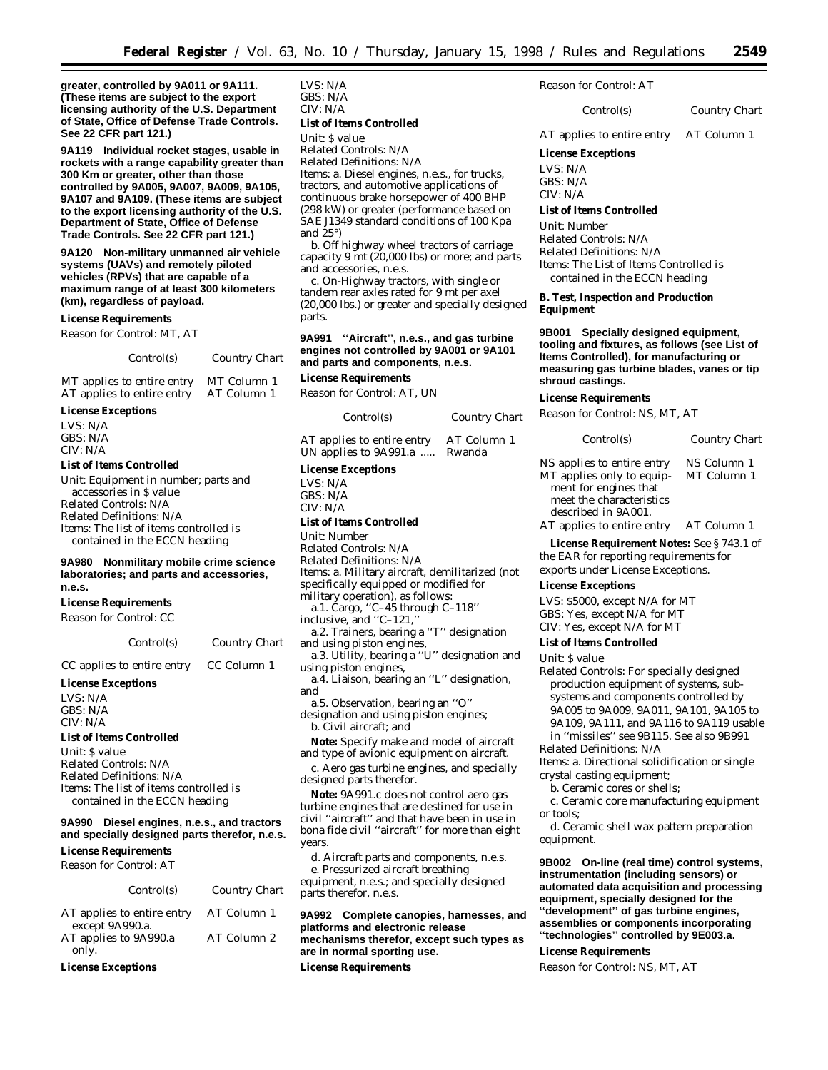**greater, controlled by 9A011 or 9A111. (These items are subject to the export licensing authority of the U.S. Department of State, Office of Defense Trade Controls. See 22 CFR part 121.)**

**9A119 Individual rocket stages, usable in rockets with a range capability greater than 300 Km or greater, other than those controlled by 9A005, 9A007, 9A009, 9A105, 9A107 and 9A109. (These items are subject to the export licensing authority of the U.S. Department of State, Office of Defense Trade Controls. See 22 CFR part 121.)**

**9A120 Non-military unmanned air vehicle systems (UAVs) and remotely piloted vehicles (RPVs) that are capable of a maximum range of at least 300 kilometers (km), regardless of payload.**

***License Requirements***

Reason for Control: MT, AT

| Control(s) | Country Chart |
|---|---|
| MT applies to entire entry | MT Column 1 |
| AT applies to entire entry | AT Column 1 |

***License Exceptions***

LVS: N/A
GBS: N/A
CIV: N/A

***List of Items Controlled***

Unit: Equipment in number; parts and accessories in $ value
Related Controls: N/A
Related Definitions: N/A
Items: The list of items controlled is contained in the ECCN heading

**9A980 Nonmilitary mobile crime science laboratories; and parts and accessories, n.e.s.**

***License Requirements***

Reason for Control: CC

| Control(s) | Country Chart |
|---|---|
| CC applies to entire entry | CC Column 1 |

***License Exceptions***

LVS: N/A
GBS: N/A
CIV: N/A

***List of Items Controlled***

Unit: $ value
Related Controls: N/A
Related Definitions: N/A
Items: The list of items controlled is contained in the ECCN heading

**9A990 Diesel engines, n.e.s., and tractors and specially designed parts therefor, n.e.s.**

***License Requirements***

Reason for Control: AT

| Control(s) | Country Chart |
|---|---|
| AT applies to entire entry except 9A990.a. | AT Column 1 |
| AT applies to 9A990.a only. | AT Column 2 |

***License Exceptions***

LVS: N/A
GBS: N/A
CIV: N/A

***List of Items Controlled***

Unit: $ value
Related Controls: N/A
Related Definitions: N/A
Items: a. Diesel engines, n.e.s., for trucks, tractors, and automotive applications of continuous brake horsepower of 400 BHP (298 kW) or greater (performance based on SAE J1349 standard conditions of 100 Kpa and 25°)

b. Off highway wheel tractors of carriage capacity 9 mt (20,000 lbs) or more; and parts and accessories, n.e.s.

c. On-Highway tractors, with single or tandem rear axles rated for 9 mt per axel (20,000 lbs.) or greater and specially designed parts.

**9A991 "Aircraft", n.e.s., and gas turbine engines not controlled by 9A001 or 9A101 and parts and components, n.e.s.**

***License Requirements***

Reason for Control: AT, UN

| Control(s) | Country Chart |
|---|---|
| AT applies to entire entry | AT Column 1 |
| UN applies to 9A991.a ..... | Rwanda |

***License Exceptions***

LVS: N/A
GBS: N/A
CIV: N/A

***List of Items Controlled***

Unit: Number
Related Controls: N/A
Related Definitions: N/A
Items: a. Military aircraft, demilitarized (not specifically equipped or modified for military operation), as follows:

a.1. Cargo, "C–45 through C–118" inclusive, and "C–121,"

a.2. Trainers, bearing a "T" designation and using piston engines,

a.3. Utility, bearing a "U" designation and using piston engines,

a.4. Liaison, bearing an "L" designation, and

a.5. Observation, bearing an "O" designation and using piston engines;

b. Civil aircraft; and

**Note:** Specify make and model of aircraft and type of avionic equipment on aircraft.

c. Aero gas turbine engines, and specially designed parts therefor.

**Note:** 9A991.c does not control aero gas turbine engines that are destined for use in civil "aircraft" and that have been in use in bona fide civil "aircraft" for more than eight years.

d. Aircraft parts and components, n.e.s.

e. Pressurized aircraft breathing equipment, n.e.s.; and specially designed parts therefor, n.e.s.

**9A992 Complete canopies, harnesses, and platforms and electronic release mechanisms therefor, except such types as are in normal sporting use.**

***License Requirements***

Reason for Control: AT

| Control(s) | Country Chart |
|---|---|
| AT applies to entire entry | AT Column 1 |

***License Exceptions***

LVS: N/A
GBS: N/A
CIV: N/A

***List of Items Controlled***

Unit: Number
Related Controls: N/A
Related Definitions: N/A
Items: The List of Items Controlled is contained in the ECCN heading

***B. Test, Inspection and Production Equipment***

**9B001 Specially designed equipment, tooling and fixtures, as follows (see List of Items Controlled), for manufacturing or measuring gas turbine blades, vanes or tip shroud castings.**

***License Requirements***

Reason for Control: NS, MT, AT

| Control(s) | Country Chart |
|---|---|
| NS applies to entire entry | NS Column 1 |
| MT applies only to equipment for engines that meet the characteristics described in 9A001. | MT Column 1 |
| AT applies to entire entry | AT Column 1 |

**License Requirement Notes:** See § 743.1 of the EAR for reporting requirements for exports under License Exceptions.

***License Exceptions***

LVS: $5000, except N/A for MT
GBS: Yes, except N/A for MT
CIV: Yes, except N/A for MT

***List of Items Controlled***

Unit: $ value
Related Controls: For specially designed production equipment of systems, sub-systems and components controlled by 9A005 to 9A009, 9A011, 9A101, 9A105 to 9A109, 9A111, and 9A116 to 9A119 usable in "missiles" see 9B115. See also 9B991
Related Definitions: N/A
Items: a. Directional solidification or single crystal casting equipment;

b. Ceramic cores or shells;

c. Ceramic core manufacturing equipment or tools;

d. Ceramic shell wax pattern preparation equipment.

**9B002 On-line (real time) control systems, instrumentation (including sensors) or automated data acquisition and processing equipment, specially designed for the "development" of gas turbine engines, assemblies or components incorporating "technologies" controlled by 9E003.a.**

***License Requirements***

Reason for Control: NS, MT, AT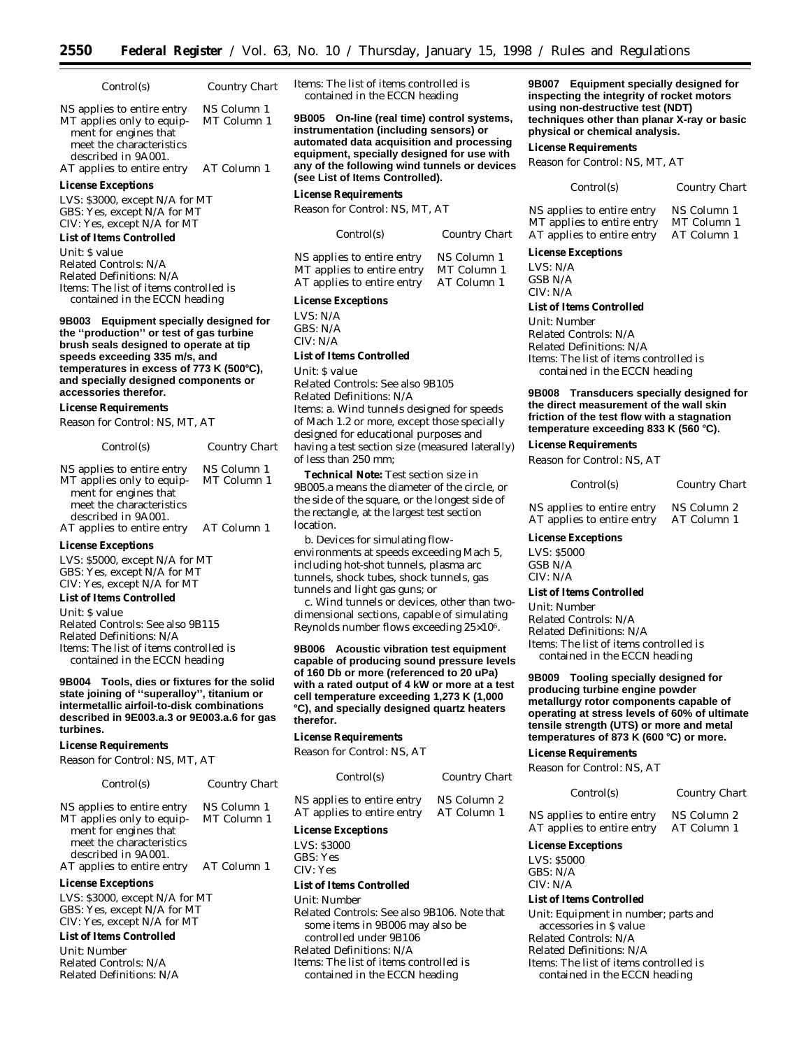| Control(s) | Country Chart |
| --- | --- |
| NS applies to entire entry | NS Column 1 |
| MT applies only to equipment for engines that meet the characteristics described in 9A001. | MT Column 1 |
| AT applies to entire entry | AT Column 1 |

**License Exceptions**

LVS: $3000, except N/A for MT
GBS: Yes, except N/A for MT
CIV: Yes, except N/A for MT

**List of Items Controlled**

Unit: $ value
Related Controls: N/A
Related Definitions: N/A
Items: The list of items controlled is contained in the ECCN heading

**9B003 Equipment specially designed for the ''production'' or test of gas turbine brush seals designed to operate at tip speeds exceeding 335 m/s, and temperatures in excess of 773 K (500°C), and specially designed components or accessories therefor.**

**License Requirements**

Reason for Control: NS, MT, AT

| Control(s) | Country Chart |
| --- | --- |
| NS applies to entire entry | NS Column 1 |
| MT applies only to equipment for engines that meet the characteristics described in 9A001. | MT Column 1 |
| AT applies to entire entry | AT Column 1 |

**License Exceptions**

LVS: $5000, except N/A for MT
GBS: Yes, except N/A for MT
CIV: Yes, except N/A for MT

**List of Items Controlled**

Unit: $ value
Related Controls: See also 9B115
Related Definitions: N/A
Items: The list of items controlled is contained in the ECCN heading

**9B004 Tools, dies or fixtures for the solid state joining of ''superalloy'', titanium or intermetallic airfoil-to-disk combinations described in 9E003.a.3 or 9E003.a.6 for gas turbines.**

**License Requirements**

Reason for Control: NS, MT, AT

| Control(s) | Country Chart |
| --- | --- |
| NS applies to entire entry | NS Column 1 |
| MT applies only to equipment for engines that meet the characteristics described in 9A001. | MT Column 1 |
| AT applies to entire entry | AT Column 1 |

**License Exceptions**

LVS: $3000, except N/A for MT
GBS: Yes, except N/A for MT
CIV: Yes, except N/A for MT

**List of Items Controlled**

Unit: Number
Related Controls: N/A
Related Definitions: N/A
Items: The list of items controlled is contained in the ECCN heading

**9B005 On-line (real time) control systems, instrumentation (including sensors) or automated data acquisition and processing equipment, specially designed for use with any of the following wind tunnels or devices (see List of Items Controlled).**

**License Requirements**

Reason for Control: NS, MT, AT

| Control(s) | Country Chart |
| --- | --- |
| NS applies to entire entry | NS Column 1 |
| MT applies to entire entry | MT Column 1 |
| AT applies to entire entry | AT Column 1 |

**License Exceptions**

LVS: N/A
GBS: N/A
CIV: N/A

**List of Items Controlled**

Unit: $ value
Related Controls: See also 9B105
Related Definitions: N/A
Items: a. Wind tunnels designed for speeds of Mach 1.2 or more, except those specially designed for educational purposes and having a test section size (measured laterally) of less than 250 mm;

*Technical Note:* Test section size in 9B005.a means the diameter of the circle, or the side of the square, or the longest side of the rectangle, at the largest test section location.

b. Devices for simulating flow-environments at speeds exceeding Mach 5, including hot-shot tunnels, plasma arc tunnels, shock tubes, shock tunnels, gas tunnels and light gas guns; or

c. Wind tunnels or devices, other than two-dimensional sections, capable of simulating Reynolds number flows exceeding $25 \times 10^6$.

**9B006 Acoustic vibration test equipment capable of producing sound pressure levels of 160 Db or more (referenced to 20 uPa) with a rated output of 4 kW or more at a test cell temperature exceeding 1,273 K (1,000 °C), and specially designed quartz heaters therefor.**

**License Requirements**

Reason for Control: NS, AT

| Control(s) | Country Chart |
| --- | --- |
| NS applies to entire entry | NS Column 2 |
| AT applies to entire entry | AT Column 1 |

**License Exceptions**

LVS: $3000
GBS: Yes
CIV: Yes

**List of Items Controlled**

Unit: Number
Related Controls: See also 9B106. Note that some items in 9B006 may also be controlled under 9B106
Related Definitions: N/A
Items: The list of items controlled is contained in the ECCN heading

**9B007 Equipment specially designed for inspecting the integrity of rocket motors using non-destructive test (NDT) techniques other than planar X-ray or basic physical or chemical analysis.**

**License Requirements**

Reason for Control: NS, MT, AT

| Control(s) | Country Chart |
| --- | --- |
| NS applies to entire entry | NS Column 1 |
| MT applies to entire entry | MT Column 1 |
| AT applies to entire entry | AT Column 1 |

**License Exceptions**

LVS: N/A
GSB N/A
CIV: N/A

**List of Items Controlled**

Unit: Number
Related Controls: N/A
Related Definitions: N/A
Items: The list of items controlled is contained in the ECCN heading

**9B008 Transducers specially designed for the direct measurement of the wall skin friction of the test flow with a stagnation temperature exceeding 833 K (560 °C).**

**License Requirements**

Reason for Control: NS, AT

| Control(s) | Country Chart |
| --- | --- |
| NS applies to entire entry | NS Column 2 |
| AT applies to entire entry | AT Column 1 |

**License Exceptions**

LVS: $5000
GSB N/A
CIV: N/A

**List of Items Controlled**

Unit: Number
Related Controls: N/A
Related Definitions: N/A
Items: The list of items controlled is contained in the ECCN heading

**9B009 Tooling specially designed for producing turbine engine powder metallurgy rotor components capable of operating at stress levels of 60% of ultimate tensile strength (UTS) or more and metal temperatures of 873 K (600 °C) or more.**

**License Requirements**

Reason for Control: NS, AT

| Control(s) | Country Chart |
| --- | --- |
| NS applies to entire entry | NS Column 2 |
| AT applies to entire entry | AT Column 1 |

**License Exceptions**

LVS: $5000
GBS: N/A
CIV: N/A

**List of Items Controlled**

Unit: Equipment in number; parts and accessories in $ value
Related Controls: N/A
Related Definitions: N/A
Items: The list of items controlled is contained in the ECCN heading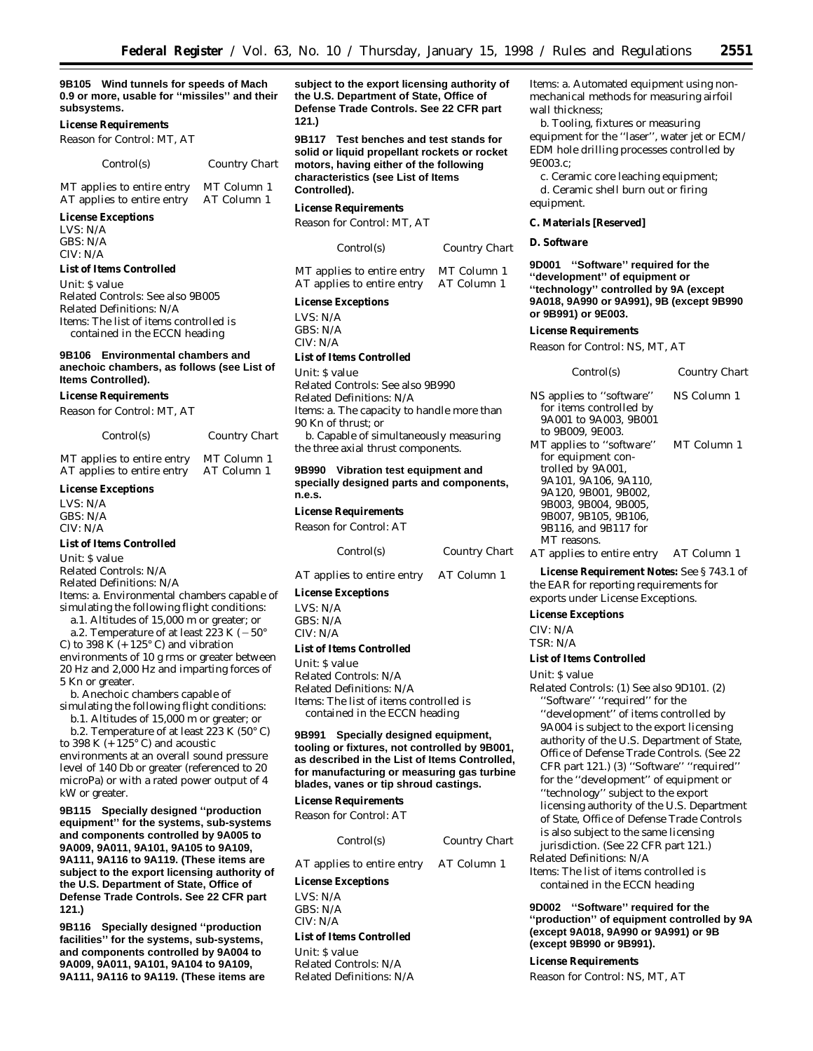**9B105 Wind tunnels for speeds of Mach 0.9 or more, usable for ''missiles'' and their subsystems.**

*License Requirements*

Reason for Control: MT, AT

| Control(s) | Country Chart |
|---|---|
| MT applies to entire entry | MT Column 1 |
| AT applies to entire entry | AT Column 1 |

*License Exceptions*

LVS: N/A
GBS: N/A
CIV: N/A

*List of Items Controlled*

Unit: $ value
Related Controls: See also 9B005
Related Definitions: N/A
Items: The list of items controlled is contained in the ECCN heading

**9B106 Environmental chambers and anechoic chambers, as follows (see List of Items Controlled).**

*License Requirements*

Reason for Control: MT, AT

| Control(s) | Country Chart |
|---|---|
| MT applies to entire entry | MT Column 1 |
| AT applies to entire entry | AT Column 1 |

*License Exceptions*

LVS: N/A
GBS: N/A
CIV: N/A

*List of Items Controlled*

Unit: $ value
Related Controls: N/A
Related Definitions: N/A
Items: a. Environmental chambers capable of simulating the following flight conditions:

a.1. Altitudes of 15,000 m or greater; or

a.2. Temperature of at least 223 K (−50° C) to 398 K (+125° C) and vibration environments of 10 g rms or greater between 20 Hz and 2,000 Hz and imparting forces of 5 Kn or greater.

b. Anechoic chambers capable of simulating the following flight conditions:

b.1. Altitudes of 15,000 m or greater; or

b.2. Temperature of at least 223 K (50° C) to 398 K (+125° C) and acoustic environments at an overall sound pressure level of 140 Db or greater (referenced to 20 microPa) or with a rated power output of 4 kW or greater.

**9B115 Specially designed ''production equipment'' for the systems, sub-systems and components controlled by 9A005 to 9A009, 9A011, 9A101, 9A105 to 9A109, 9A111, 9A116 to 9A119. (These items are subject to the export licensing authority of the U.S. Department of State, Office of Defense Trade Controls. See 22 CFR part 121.)**

**9B116 Specially designed ''production facilities'' for the systems, sub-systems, and components controlled by 9A004 to 9A009, 9A011, 9A101, 9A104 to 9A109, 9A111, 9A116 to 9A119. (These items are subject to the export licensing authority of the U.S. Department of State, Office of Defense Trade Controls. See 22 CFR part 121.)**

**9B117 Test benches and test stands for solid or liquid propellant rockets or rocket motors, having either of the following characteristics (see List of Items Controlled).**

*License Requirements*

Reason for Control: MT, AT

| Control(s) | Country Chart |
|---|---|
| MT applies to entire entry | MT Column 1 |
| AT applies to entire entry | AT Column 1 |

*License Exceptions*

LVS: N/A
GBS: N/A
CIV: N/A

*List of Items Controlled*

Unit: $ value
Related Controls: See also 9B990
Related Definitions: N/A
Items: a. The capacity to handle more than 90 Kn of thrust; or

b. Capable of simultaneously measuring the three axial thrust components.

**9B990 Vibration test equipment and specially designed parts and components, n.e.s.**

*License Requirements*

Reason for Control: AT

| Control(s) | Country Chart |
|---|---|
| AT applies to entire entry | AT Column 1 |

*License Exceptions*

LVS: N/A
GBS: N/A
CIV: N/A

*List of Items Controlled*

Unit: $ value
Related Controls: N/A
Related Definitions: N/A
Items: The list of items controlled is contained in the ECCN heading

**9B991 Specially designed equipment, tooling or fixtures, not controlled by 9B001, as described in the List of Items Controlled, for manufacturing or measuring gas turbine blades, vanes or tip shroud castings.**

*License Requirements*

Reason for Control: AT

| Control(s) | Country Chart |
|---|---|
| AT applies to entire entry | AT Column 1 |

*License Exceptions*

LVS: N/A
GBS: N/A
CIV: N/A

*List of Items Controlled*

Unit: $ value
Related Controls: N/A
Related Definitions: N/A
Items: a. Automated equipment using non-mechanical methods for measuring airfoil wall thickness;

b. Tooling, fixtures or measuring equipment for the ''laser'', water jet or ECM/EDM hole drilling processes controlled by 9E003.c;

c. Ceramic core leaching equipment;

d. Ceramic shell burn out or firing equipment.

*C. Materials [Reserved]*

*D. Software*

**9D001 ''Software'' required for the ''development'' of equipment or ''technology'' controlled by 9A (except 9A018, 9A990 or 9A991), 9B (except 9B990 or 9B991) or 9E003.**

*License Requirements*

Reason for Control: NS, MT, AT

| Control(s) | Country Chart |
|---|---|
| NS applies to ''software'' for items controlled by 9A001 to 9A003, 9B001 to 9B009, 9E003. | NS Column 1 |
| MT applies to ''software'' for equipment controlled by 9A001, 9A101, 9A106, 9A110, 9A120, 9B001, 9B002, 9B003, 9B004, 9B005, 9B007, 9B105, 9B106, 9B116, and 9B117 for MT reasons. | MT Column 1 |
| AT applies to entire entry | AT Column 1 |

**License Requirement Notes:** See § 743.1 of the EAR for reporting requirements for exports under License Exceptions.

*License Exceptions*

CIV: N/A
TSR: N/A

*List of Items Controlled*

Unit: $ value
Related Controls: (1) See also 9D101. (2) ''Software'' ''required'' for the ''development'' of items controlled by 9A004 is subject to the export licensing authority of the U.S. Department of State, Office of Defense Trade Controls. (See 22 CFR part 121.) (3) ''Software'' ''required'' for the ''development'' of equipment or ''technology'' subject to the export licensing authority of the U.S. Department of State, Office of Defense Trade Controls is also subject to the same licensing jurisdiction. (See 22 CFR part 121.)
Related Definitions: N/A
Items: The list of items controlled is contained in the ECCN heading

**9D002 ''Software'' required for the ''production'' of equipment controlled by 9A (except 9A018, 9A990 or 9A991) or 9B (except 9B990 or 9B991).**

*License Requirements*

Reason for Control: NS, MT, AT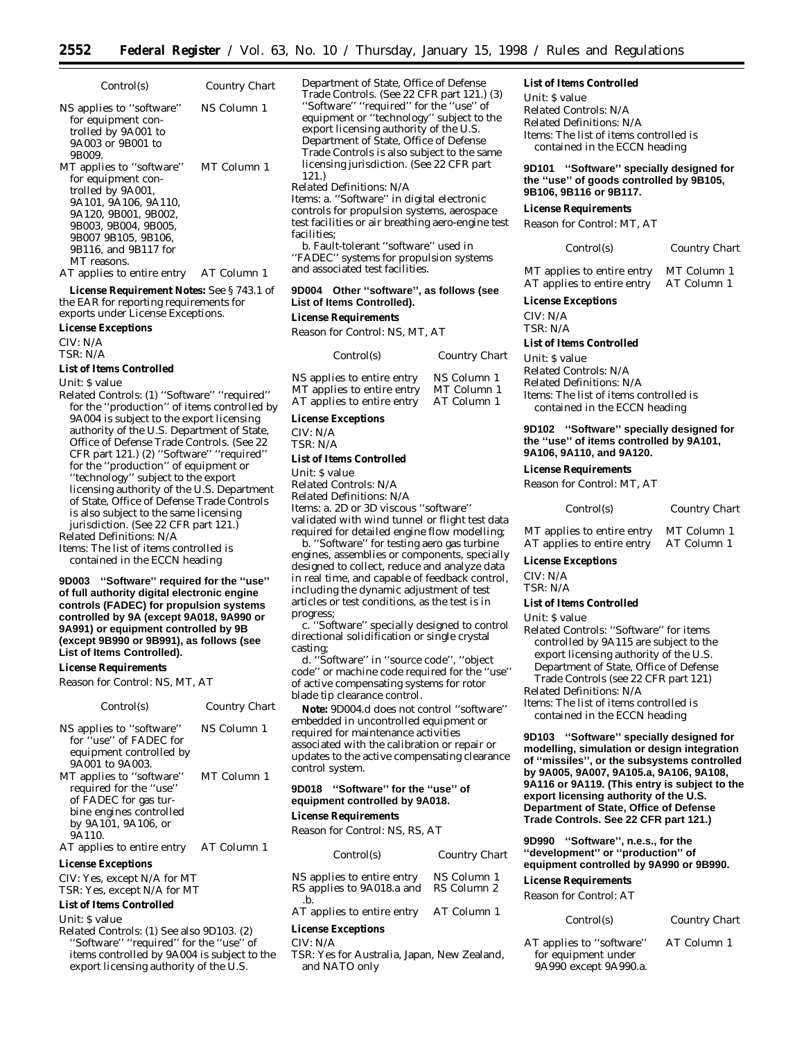| Control(s) | Country Chart |
| --- | --- |
| NS applies to "software" for equipment controlled by 9A001 to 9A003 or 9B001 to 9B009. | NS Column 1 |
| MT applies to "software" for equipment controlled by 9A001, 9A101, 9A106, 9A110, 9A120, 9B001, 9B002, 9B003, 9B004, 9B005, 9B007 9B105, 9B106, 9B116, and 9B117 for MT reasons. | MT Column 1 |
| AT applies to entire entry | AT Column 1 |

**License Requirement Notes:** See § 743.1 of the EAR for reporting requirements for exports under License Exceptions.

**License Exceptions**

CIV: N/A
TSR: N/A

**List of Items Controlled**

Unit: $ value
Related Controls: (1) "Software" "required" for the "production" of items controlled by 9A004 is subject to the export licensing authority of the U.S. Department of State, Office of Defense Trade Controls. (See 22 CFR part 121.) (2) "Software" "required" for the "production" of equipment or "technology" subject to the export licensing authority of the U.S. Department of State, Office of Defense Trade Controls is also subject to the same licensing jurisdiction. (See 22 CFR part 121.)
Related Definitions: N/A
Items: The list of items controlled is contained in the ECCN heading

**9D003 "Software" required for the "use" of full authority digital electronic engine controls (FADEC) for propulsion systems controlled by 9A (except 9A018, 9A990 or 9A991) or equipment controlled by 9B (except 9B990 or 9B991), as follows (see List of Items Controlled).**

**License Requirements**

Reason for Control: NS, MT, AT

| Control(s) | Country Chart |
| --- | --- |
| NS applies to "software" for "use" of FADEC for equipment controlled by 9A001 to 9A003. | NS Column 1 |
| MT applies to "software" required for the "use" of FADEC for gas turbine engines controlled by 9A101, 9A106, or 9A110. | MT Column 1 |
| AT applies to entire entry | AT Column 1 |

**License Exceptions**

CIV: Yes, except N/A for MT
TSR: Yes, except N/A for MT

**List of Items Controlled**

Unit: $ value
Related Controls: (1) See also 9D103. (2) "Software" "required" for the "use" of items controlled by 9A004 is subject to the export licensing authority of the U.S. Department of State, Office of Defense Trade Controls. (See 22 CFR part 121.) (3) "Software" "required" for the "use" of equipment or "technology" subject to the export licensing authority of the U.S. Department of State, Office of Defense Trade Controls is also subject to the same licensing jurisdiction. (See 22 CFR part 121.)
Related Definitions: N/A
Items: a. "Software" in digital electronic controls for propulsion systems, aerospace test facilities or air breathing aero-engine test facilities;
b. Fault-tolerant "software" used in "FADEC" systems for propulsion systems and associated test facilities.

**9D004 Other "software", as follows (see List of Items Controlled).**

**License Requirements**

Reason for Control: NS, MT, AT

| Control(s) | Country Chart |
| --- | --- |
| NS applies to entire entry | NS Column 1 |
| MT applies to entire entry | MT Column 1 |
| AT applies to entire entry | AT Column 1 |

**License Exceptions**

CIV: N/A
TSR: N/A

**List of Items Controlled**

Unit: $ value
Related Controls: N/A
Related Definitions: N/A
Items: a. 2D or 3D viscous "software" validated with wind tunnel or flight test data required for detailed engine flow modelling;
b. "Software" for testing aero gas turbine engines, assemblies or components, specially designed to collect, reduce and analyze data in real time, and capable of feedback control, including the dynamic adjustment of test articles or test conditions, as the test is in progress;
c. "Software" specially designed to control directional solidification or single crystal casting;
d. "Software" in "source code", "object code" or machine code required for the "use" of active compensating systems for rotor blade tip clearance control.

**Note:** 9D004.d does not control "software" embedded in uncontrolled equipment or required for maintenance activities associated with the calibration or repair or updates to the active compensating clearance control system.

**9D018 "Software" for the "use" of equipment controlled by 9A018.**

**License Requirements**

Reason for Control: NS, RS, AT

| Control(s) | Country Chart |
| --- | --- |
| NS applies to entire entry | NS Column 1 |
| RS applies to 9A018.a and .b. | RS Column 2 |
| AT applies to entire entry | AT Column 1 |

**License Exceptions**

CIV: N/A
TSR: Yes for Australia, Japan, New Zealand, and NATO only

**List of Items Controlled**

Unit: $ value
Related Controls: N/A
Related Definitions: N/A
Items: The list of items controlled is contained in the ECCN heading

**9D101 "Software" specially designed for the "use" of goods controlled by 9B105, 9B106, 9B116 or 9B117.**

**License Requirements**

Reason for Control: MT, AT

| Control(s) | Country Chart |
| --- | --- |
| MT applies to entire entry | MT Column 1 |
| AT applies to entire entry | AT Column 1 |

**License Exceptions**

CIV: N/A
TSR: N/A

**List of Items Controlled**

Unit: $ value
Related Controls: N/A
Related Definitions: N/A
Items: The list of items controlled is contained in the ECCN heading

**9D102 "Software" specially designed for the "use" of items controlled by 9A101, 9A106, 9A110, and 9A120.**

**License Requirements**

Reason for Control: MT, AT

| Control(s) | Country Chart |
| --- | --- |
| MT applies to entire entry | MT Column 1 |
| AT applies to entire entry | AT Column 1 |

**License Exceptions**

CIV: N/A
TSR: N/A

**List of Items Controlled**

Unit: $ value
Related Controls: "Software" for items controlled by 9A115 are subject to the export licensing authority of the U.S. Department of State, Office of Defense Trade Controls (see 22 CFR part 121)
Related Definitions: N/A
Items: The list of items controlled is contained in the ECCN heading

**9D103 "Software" specially designed for modelling, simulation or design integration of "missiles", or the subsystems controlled by 9A005, 9A007, 9A105.a, 9A106, 9A108, 9A116 or 9A119. (This entry is subject to the export licensing authority of the U.S. Department of State, Office of Defense Trade Controls. See 22 CFR part 121.)**

**9D990 "Software", n.e.s., for the "development" or "production" of equipment controlled by 9A990 or 9B990.**

**License Requirements**

Reason for Control: AT

| Control(s) | Country Chart |
| --- | --- |
| AT applies to "software" for equipment under 9A990 except 9A990.a. | AT Column 1 |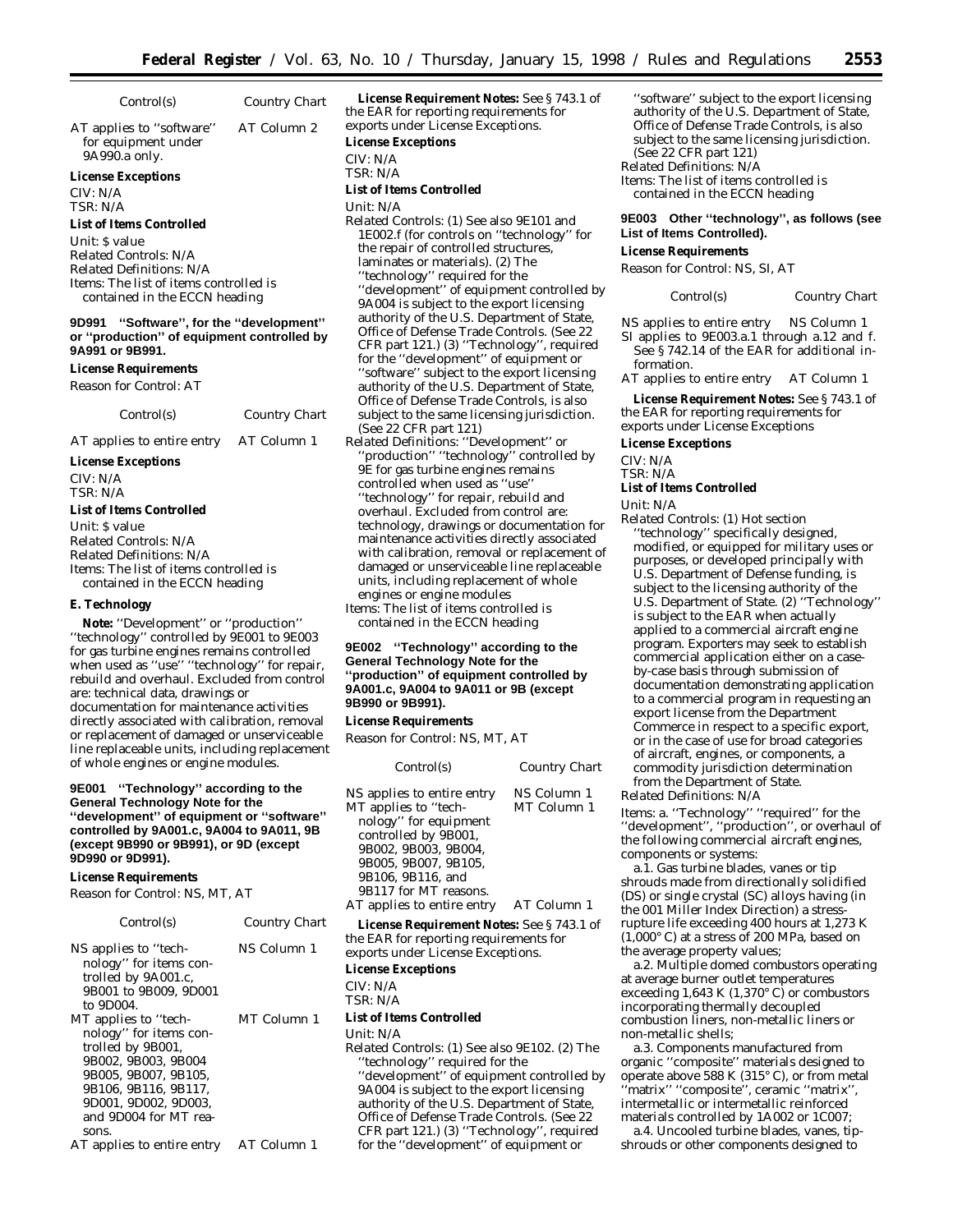| Control(s) | Country Chart |
|---|---|
| AT applies to ''software'' for equipment under 9A990.a only. | AT Column 2 |

**License Exceptions**

CIV: N/A

TSR: N/A

**List of Items Controlled**

Unit: $ value

Related Controls: N/A

Related Definitions: N/A

Items: The list of items controlled is contained in the ECCN heading

**9D991 ''Software'', for the ''development'' or ''production'' of equipment controlled by 9A991 or 9B991.**

**License Requirements**

Reason for Control: AT

| Control(s) | Country Chart |
|---|---|
| AT applies to entire entry | AT Column 1 |

**License Exceptions**

CIV: N/A

TSR: N/A

**List of Items Controlled**

Unit: $ value

Related Controls: N/A

Related Definitions: N/A

Items: The list of items controlled is contained in the ECCN heading

**E. Technology**

**Note:** ''Development'' or ''production'' ''technology'' controlled by 9E001 to 9E003 for gas turbine engines remains controlled when used as ''use'' ''technology'' for repair, rebuild and overhaul. Excluded from control are: technical data, drawings or documentation for maintenance activities directly associated with calibration, removal or replacement of damaged or unserviceable line replaceable units, including replacement of whole engines or engine modules.

**9E001 ''Technology'' according to the General Technology Note for the ''development'' of equipment or ''software'' controlled by 9A001.c, 9A004 to 9A011, 9B (except 9B990 or 9B991), or 9D (except 9D990 or 9D991).**

**License Requirements**

Reason for Control: NS, MT, AT

| Control(s) | Country Chart |
|---|---|
| NS applies to ''technology'' for items controlled by 9A001.c, 9B001 to 9B009, 9D001 to 9D004. | NS Column 1 |
| MT applies to ''technology'' for items controlled by 9B001, 9B002, 9B003, 9B004 9B005, 9B007, 9B105, 9B106, 9B116, 9B117, 9D001, 9D002, 9D003, and 9D004 for MT reasons. | MT Column 1 |
| AT applies to entire entry | AT Column 1 |

**License Requirement Notes:** See § 743.1 of the EAR for reporting requirements for exports under License Exceptions.

**License Exceptions**

CIV: N/A

TSR: N/A

**List of Items Controlled**

Unit: N/A

Related Controls: (1) See also 9E101 and 1E002.f (for controls on ''technology'' for the repair of controlled structures, laminates or materials). (2) The ''technology'' required for the ''development'' of equipment controlled by 9A004 is subject to the export licensing authority of the U.S. Department of State, Office of Defense Trade Controls. (See 22 CFR part 121.) (3) ''Technology'', required for the ''development'' of equipment or ''software'' subject to the export licensing authority of the U.S. Department of State, Office of Defense Trade Controls, is also subject to the same licensing jurisdiction. (See 22 CFR part 121)

Related Definitions: ''Development'' or ''production'' ''technology'' controlled by 9E for gas turbine engines remains controlled when used as ''use'' ''technology'' for repair, rebuild and overhaul. Excluded from control are: technology, drawings or documentation for maintenance activities directly associated with calibration, removal or replacement of damaged or unserviceable line replaceable units, including replacement of whole engines or engine modules

Items: The list of items controlled is contained in the ECCN heading

**9E002 ''Technology'' according to the General Technology Note for the ''production'' of equipment controlled by 9A001.c, 9A004 to 9A011 or 9B (except 9B990 or 9B991).**

**License Requirements**

Reason for Control: NS, MT, AT

| Control(s) | Country Chart |
|---|---|
| NS applies to entire entry | NS Column 1 |
| MT applies to ''technology'' for equipment controlled by 9B001, 9B002, 9B003, 9B004, 9B005, 9B007, 9B105, 9B106, 9B116, and 9B117 for MT reasons. | MT Column 1 |
| AT applies to entire entry | AT Column 1 |

**License Requirement Notes:** See § 743.1 of the EAR for reporting requirements for exports under License Exceptions.

**License Exceptions**

CIV: N/A

TSR: N/A

**List of Items Controlled**

Unit: N/A

Related Controls: (1) See also 9E102. (2) The ''technology'' required for the ''development'' of equipment controlled by 9A004 is subject to the export licensing authority of the U.S. Department of State, Office of Defense Trade Controls. (See 22 CFR part 121.) (3) ''Technology'', required for the ''development'' of equipment or ''software'' subject to the export licensing authority of the U.S. Department of State, Office of Defense Trade Controls, is also subject to the same licensing jurisdiction. (See 22 CFR part 121)

Related Definitions: N/A

Items: The list of items controlled is contained in the ECCN heading

**9E003 Other ''technology'', as follows (see List of Items Controlled).**

**License Requirements**

Reason for Control: NS, SI, AT

| Control(s) | Country Chart |
|---|---|
| NS applies to entire entry | NS Column 1 |
| SI applies to 9E003.a.1 through a.12 and f. See § 742.14 of the EAR for additional information. | |
| AT applies to entire entry | AT Column 1 |

**License Requirement Notes:** See § 743.1 of the EAR for reporting requirements for exports under License Exceptions

**License Exceptions**

CIV: N/A

TSR: N/A

**List of Items Controlled**

Unit: N/A

Related Controls: (1) Hot section ''technology'' specifically designed, modified, or equipped for military uses or purposes, or developed principally with U.S. Department of Defense funding, is subject to the licensing authority of the U.S. Department of State. (2) ''Technology'' is subject to the EAR when actually applied to a commercial aircraft engine program. Exporters may seek to establish commercial application either on a case-by-case basis through submission of documentation demonstrating application to a commercial program in requesting an export license from the Department Commerce in respect to a specific export, or in the case of use for broad categories of aircraft, engines, or components, a commodity jurisdiction determination from the Department of State.

Related Definitions: N/A

Items: a. ''Technology'' ''required'' for the ''development'', ''production'', or overhaul of the following commercial aircraft engines, components or systems:

a.1. Gas turbine blades, vanes or tip shrouds made from directionally solidified (DS) or single crystal (SC) alloys having (in the 001 Miller Index Direction) a stress-rupture life exceeding 400 hours at 1,273 K (1,000° C) at a stress of 200 MPa, based on the average property values;

a.2. Multiple domed combustors operating at average burner outlet temperatures exceeding 1,643 K (1,370° C) or combustors incorporating thermally decoupled combustion liners, non-metallic liners or non-metallic shells;

a.3. Components manufactured from organic ''composite'' materials designed to operate above 588 K (315° C), or from metal ''matrix'' ''composite'', ceramic ''matrix'', intermetallic or intermetallic reinforced materials controlled by 1A002 or 1C007;

a.4. Uncooled turbine blades, vanes, tip-shrouds or other components designed to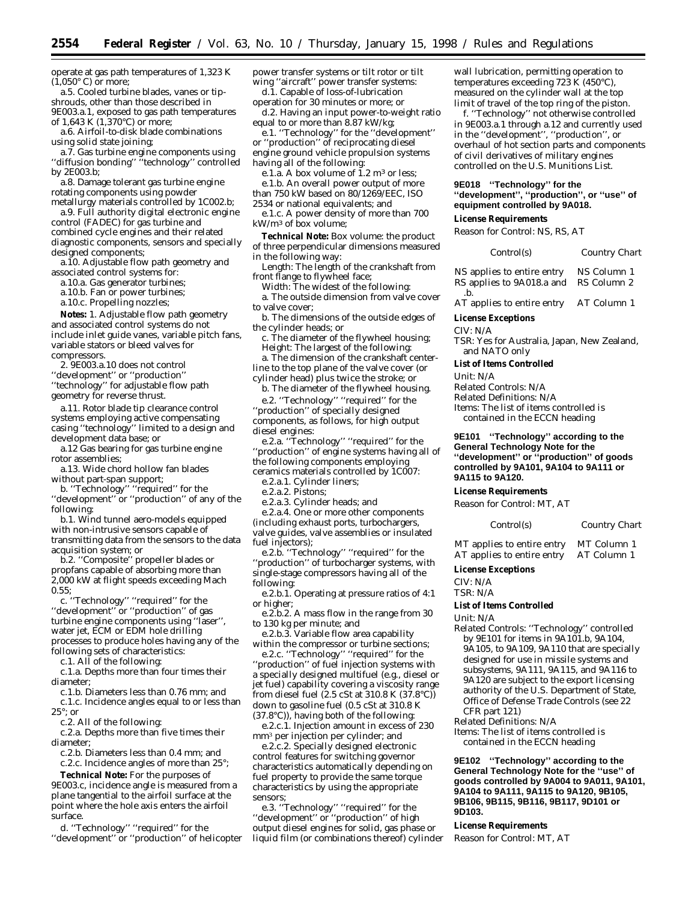operate at gas path temperatures of 1,323 K (1,050° C) or more;

a.5. Cooled turbine blades, vanes or tip-shrouds, other than those described in 9E003.a.1, exposed to gas path temperatures of 1,643 K (1,370°C) or more;

a.6. Airfoil-to-disk blade combinations using solid state joining;

a.7. Gas turbine engine components using ''diffusion bonding'' ''technology'' controlled by 2E003.b;

a.8. Damage tolerant gas turbine engine rotating components using powder metallurgy materials controlled by 1C002.b;

a.9. Full authority digital electronic engine control (FADEC) for gas turbine and combined cycle engines and their related diagnostic components, sensors and specially designed components;

a.10. Adjustable flow path geometry and associated control systems for:

a.10.a. Gas generator turbines;

a.10.b. Fan or power turbines;

a.10.c. Propelling nozzles;

**Notes:** 1. Adjustable flow path geometry and associated control systems do not include inlet guide vanes, variable pitch fans, variable stators or bleed valves for compressors.

2. 9E003.a.10 does not control ''development'' or ''production'' ''technology'' for adjustable flow path geometry for reverse thrust.

a.11. Rotor blade tip clearance control systems employing active compensating casing ''technology'' limited to a design and development data base; or

a.12 Gas bearing for gas turbine engine rotor assemblies;

a.13. Wide chord hollow fan blades without part-span support;

b. ''Technology'' ''required'' for the ''development'' or ''production'' of any of the following:

b.1. Wind tunnel aero-models equipped with non-intrusive sensors capable of transmitting data from the sensors to the data acquisition system; or

b.2. ''Composite'' propeller blades or propfans capable of absorbing more than 2,000 kW at flight speeds exceeding Mach 0.55;

c. ''Technology'' ''required'' for the ''development'' or ''production'' of gas turbine engine components using ''laser'', water jet, ECM or EDM hole drilling processes to produce holes having any of the following sets of characteristics:

c.1. All of the following:

c.1.a. Depths more than four times their diameter;

c.1.b. Diameters less than 0.76 mm; and

c.1.c. Incidence angles equal to or less than 25°; or

c.2. All of the following:

c.2.a. Depths more than five times their diameter;

c.2.b. Diameters less than 0.4 mm; and

c.2.c. Incidence angles of more than 25°;

**Technical Note:** For the purposes of 9E003.c, incidence angle is measured from a plane tangential to the airfoil surface at the point where the hole axis enters the airfoil surface.

d. ''Technology'' ''required'' for the ''development'' or ''production'' of helicopter power transfer systems or tilt rotor or tilt wing ''aircraft'' power transfer systems:

d.1. Capable of loss-of-lubrication operation for 30 minutes or more; or

d.2. Having an input power-to-weight ratio equal to or more than 8.87 kW/kg;

e.1. ''Technology'' for the ''development'' or ''production'' of reciprocating diesel engine ground vehicle propulsion systems having all of the following:

e.1.a. A box volume of 1.2 $m^3$ or less;

e.1.b. An overall power output of more than 750 kW based on 80/1269/EEC, ISO 2534 or national equivalents; and

e.1.c. A power density of more than 700 kW/$m^3$ of box volume;

**Technical Note:** Box volume: the product of three perpendicular dimensions measured in the following way:

Length: The length of the crankshaft from front flange to flywheel face;

Width: The widest of the following:

a. The outside dimension from valve cover to valve cover;

b. The dimensions of the outside edges of the cylinder heads; or

c. The diameter of the flywheel housing;

Height: The largest of the following:

a. The dimension of the crankshaft center-line to the top plane of the valve cover (or cylinder head) plus twice the stroke; or

b. The diameter of the flywheel housing.

e.2. ''Technology'' ''required'' for the ''production'' of specially designed components, as follows, for high output diesel engines:

e.2.a. ''Technology'' ''required'' for the ''production'' of engine systems having all of the following components employing ceramics materials controlled by 1C007:

e.2.a.1. Cylinder liners;

e.2.a.2. Pistons;

e.2.a.3. Cylinder heads; and

e.2.a.4. One or more other components (including exhaust ports, turbochargers, valve guides, valve assemblies or insulated fuel injectors);

e.2.b. ''Technology'' ''required'' for the ''production'' of turbocharger systems, with single-stage compressors having all of the following:

e.2.b.1. Operating at pressure ratios of 4:1 or higher;

e.2.b.2. A mass flow in the range from 30 to 130 kg per minute; and

e.2.b.3. Variable flow area capability within the compressor or turbine sections;

e.2.c. ''Technology'' ''required'' for the ''production'' of fuel injection systems with a specially designed multifuel (e.g., diesel or jet fuel) capability covering a viscosity range from diesel fuel (2.5 cSt at 310.8 K (37.8°C)) down to gasoline fuel (0.5 cSt at 310.8 K (37.8°C)), having both of the following:

e.2.c.1. Injection amount in excess of 230 $mm^3$ per injection per cylinder; and

e.2.c.2. Specially designed electronic control features for switching governor characteristics automatically depending on fuel property to provide the same torque characteristics by using the appropriate sensors;

e.3. ''Technology'' ''required'' for the ''development'' or ''production'' of high output diesel engines for solid, gas phase or liquid film (or combinations thereof) cylinder wall lubrication, permitting operation to temperatures exceeding 723 K (450°C), measured on the cylinder wall at the top limit of travel of the top ring of the piston.

f. ''Technology'' not otherwise controlled in 9E003.a.1 through a.12 and currently used in the ''development'', ''production'', or overhaul of hot section parts and components of civil derivatives of military engines controlled on the U.S. Munitions List.

**9E018 ''Technology'' for the ''development'', ''production'', or ''use'' of equipment controlled by 9A018.**

*License Requirements*

Reason for Control: NS, RS, AT

| Control(s) | Country Chart |
|---|---|
| NS applies to entire entry | NS Column 1 |
| RS applies to 9A018.a and .b. | RS Column 2 |
| AT applies to entire entry | AT Column 1 |

*License Exceptions*

CIV: N/A

TSR: Yes for Australia, Japan, New Zealand, and NATO only

*List of Items Controlled*

Unit: N/A

Related Controls: N/A

Related Definitions: N/A

Items: The list of items controlled is contained in the ECCN heading

**9E101 ''Technology'' according to the General Technology Note for the ''development'' or ''production'' of goods controlled by 9A101, 9A104 to 9A111 or 9A115 to 9A120.**

*License Requirements*

Reason for Control: MT, AT

| Control(s) | Country Chart |
|---|---|
| MT applies to entire entry | MT Column 1 |
| AT applies to entire entry | AT Column 1 |

*License Exceptions*

CIV: N/A

TSR: N/A

*List of Items Controlled*

Unit: N/A

Related Controls: ''Technology'' controlled by 9E101 for items in 9A101.b, 9A104, 9A105, to 9A109, 9A110 that are specially designed for use in missile systems and subsystems, 9A111, 9A115, and 9A116 to 9A120 are subject to the export licensing authority of the U.S. Department of State, Office of Defense Trade Controls (see 22 CFR part 121)

Related Definitions: N/A

Items: The list of items controlled is contained in the ECCN heading

**9E102 ''Technology'' according to the General Technology Note for the ''use'' of goods controlled by 9A004 to 9A011, 9A101, 9A104 to 9A111, 9A115 to 9A120, 9B105, 9B106, 9B115, 9B116, 9B117, 9D101 or 9D103.**

*License Requirements*

Reason for Control: MT, AT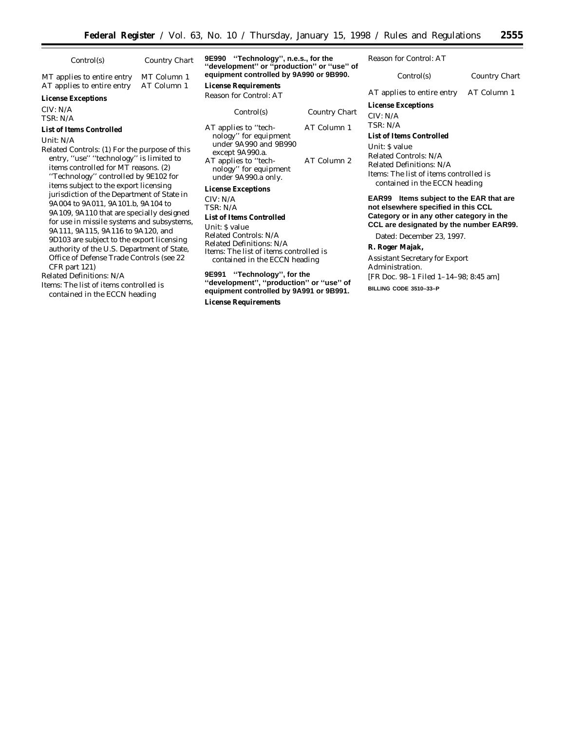| Control(s) | Country Chart |
|---|---|
| MT applies to entire entry | MT Column 1 |
| AT applies to entire entry | AT Column 1 |

**License Exceptions**

CIV: N/A
TSR: N/A

**List of Items Controlled**

Unit: N/A
Related Controls: (1) For the purpose of this entry, ''use'' ''technology'' is limited to items controlled for MT reasons. (2) ''Technology'' controlled by 9E102 for items subject to the export licensing jurisdiction of the Department of State in 9A004 to 9A011, 9A101.b, 9A104 to 9A109, 9A110 that are specially designed for use in missile systems and subsystems, 9A111, 9A115, 9A116 to 9A120, and 9D103 are subject to the export licensing authority of the U.S. Department of State, Office of Defense Trade Controls (see 22 CFR part 121)
Related Definitions: N/A
Items: The list of items controlled is contained in the ECCN heading

**9E990 ''Technology'', n.e.s., for the ''development'' or ''production'' or ''use'' of equipment controlled by 9A990 or 9B990.**

**License Requirements**

Reason for Control: AT

| Control(s) | Country Chart |
|---|---|
| AT applies to ''technology'' for equipment under 9A990 and 9B990 except 9A990.a. | AT Column 1 |
| AT applies to ''technology'' for equipment under 9A990.a only. | AT Column 2 |

**License Exceptions**

CIV: N/A
TSR: N/A

**List of Items Controlled**

Unit: $ value
Related Controls: N/A
Related Definitions: N/A
Items: The list of items controlled is contained in the ECCN heading

**9E991 ''Technology'', for the ''development'', ''production'' or ''use'' of equipment controlled by 9A991 or 9B991.**

**License Requirements**

Reason for Control: AT

| Control(s) | Country Chart |
|---|---|
| AT applies to entire entry | AT Column 1 |

**License Exceptions**

CIV: N/A
TSR: N/A

**List of Items Controlled**

Unit: $ value
Related Controls: N/A
Related Definitions: N/A
Items: The list of items controlled is contained in the ECCN heading

**EAR99 Items subject to the EAR that are not elsewhere specified in this CCL Category or in any other category in the CCL are designated by the number EAR99.**

Dated: December 23, 1997.

**R. Roger Majak,**

*Assistant Secretary for Export Administration.*

[FR Doc. 98–1 Filed 1–14–98; 8:45 am]

BILLING CODE 3510–33–P